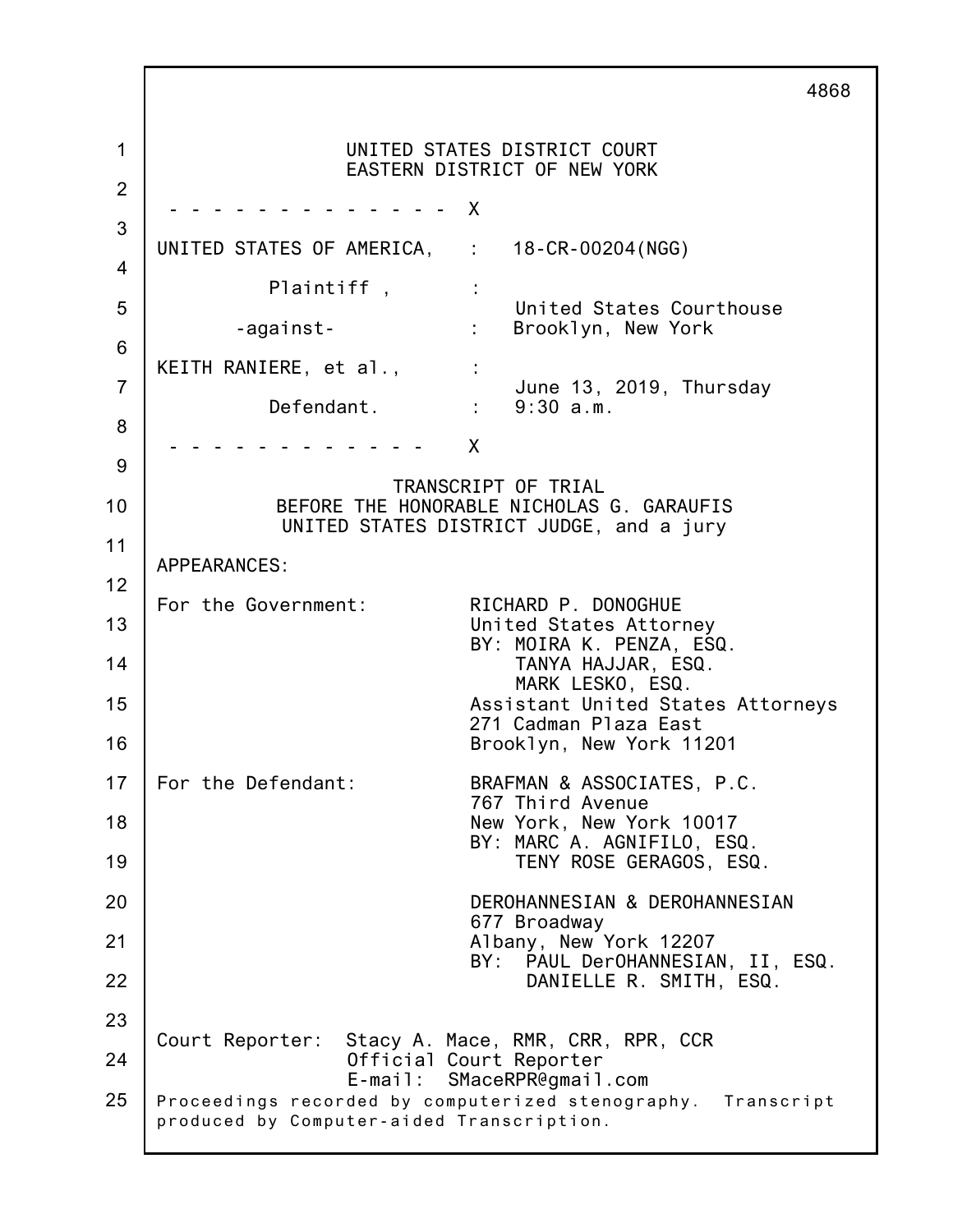UNITED STATES DISTRICT COURT
EASTERN DISTRICT OF NEW YORK

\- - - - - - - - - - - - - X

UNITED STATES OF AMERICA, : 18-CR-00204(NGG)

Plaintiff , :

United States Courthouse

-against- : Brooklyn, New York

KEITH RANIERE, et al., :

June 13, 2019, Thursday

Defendant. : 9:30 a.m.

\- - - - - - - - - - - - - X

TRANSCRIPT OF TRIAL
BEFORE THE HONORABLE NICHOLAS G. GARAUFIS
UNITED STATES DISTRICT JUDGE, and a jury

APPEARANCES:

For the Government: RICHARD P. DONOGHUE
United States Attorney
BY: MOIRA K. PENZA, ESQ.
TANYA HAJJAR, ESQ.
MARK LESKO, ESQ.
Assistant United States Attorneys
271 Cadman Plaza East
Brooklyn, New York 11201

For the Defendant: BRAFMAN & ASSOCIATES, P.C.
767 Third Avenue
New York, New York 10017
BY: MARC A. AGNIFILO, ESQ.
TENY ROSE GERAGOS, ESQ.

DEROHANNESIAN & DEROHANNESIAN
677 Broadway
Albany, New York 12207
BY: PAUL DerOHANNESIAN, II, ESQ.
DANIELLE R. SMITH, ESQ.

Court Reporter: Stacy A. Mace, RMR, CRR, RPR, CCR
Official Court Reporter
E-mail: SMaceRPR@gmail.com

Proceedings recorded by computerized stenography. Transcript produced by Computer-aided Transcription.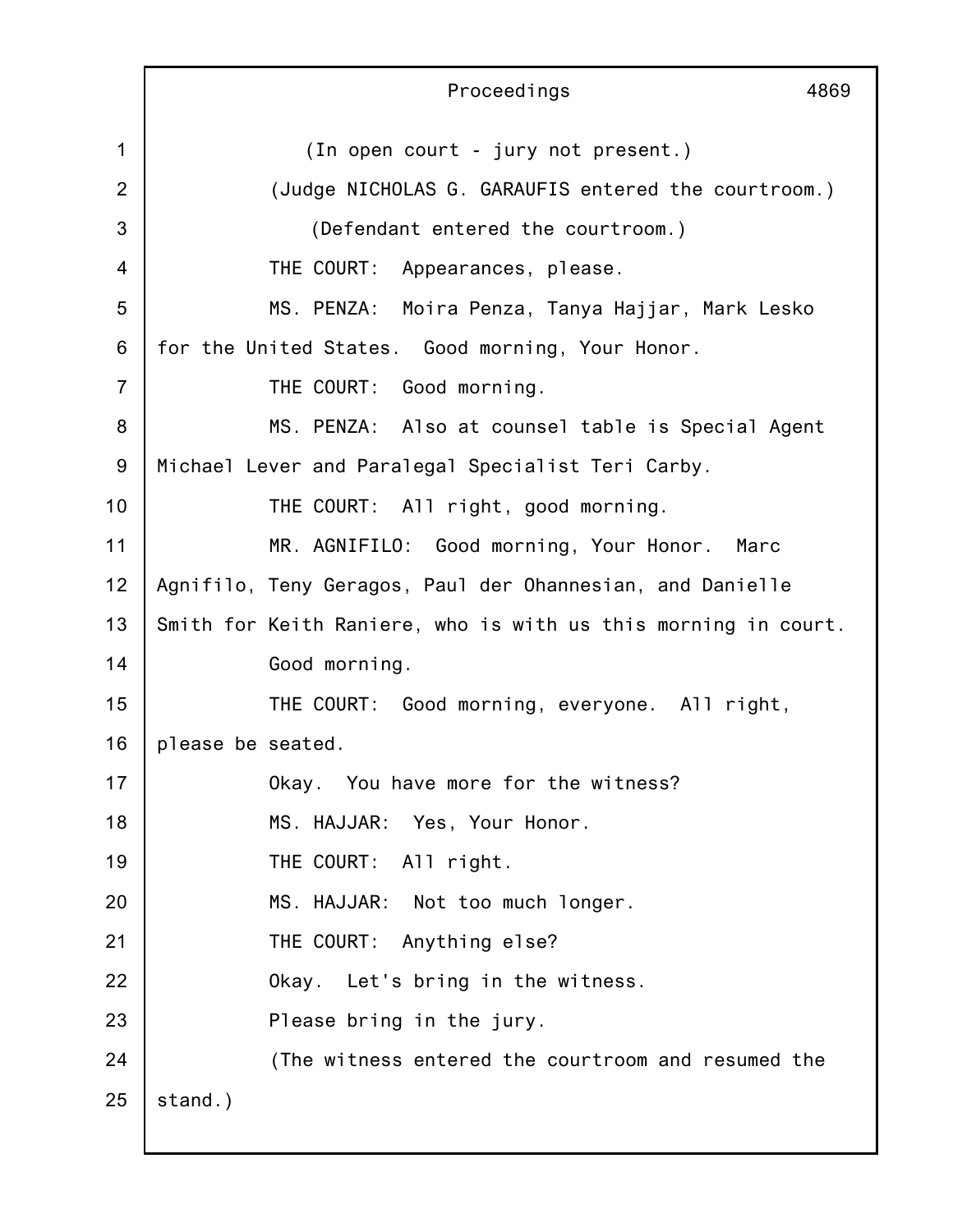(In open court - jury not present.)

(Judge NICHOLAS G. GARAUFIS entered the courtroom.)

(Defendant entered the courtroom.)

THE COURT: Appearances, please.

MS. PENZA: Moira Penza, Tanya Hajjar, Mark Lesko for the United States. Good morning, Your Honor.

THE COURT: Good morning.

MS. PENZA: Also at counsel table is Special Agent Michael Lever and Paralegal Specialist Teri Carby.

THE COURT: All right, good morning.

MR. AGNIFILO: Good morning, Your Honor. Marc Agnifilo, Teny Geragos, Paul der Ohannesian, and Danielle Smith for Keith Raniere, who is with us this morning in court.

Good morning.

THE COURT: Good morning, everyone. All right, please be seated.

Okay. You have more for the witness?

MS. HAJJAR: Yes, Your Honor.

THE COURT: All right.

MS. HAJJAR: Not too much longer.

THE COURT: Anything else?

Okay. Let's bring in the witness.

Please bring in the jury.

(The witness entered the courtroom and resumed the stand.)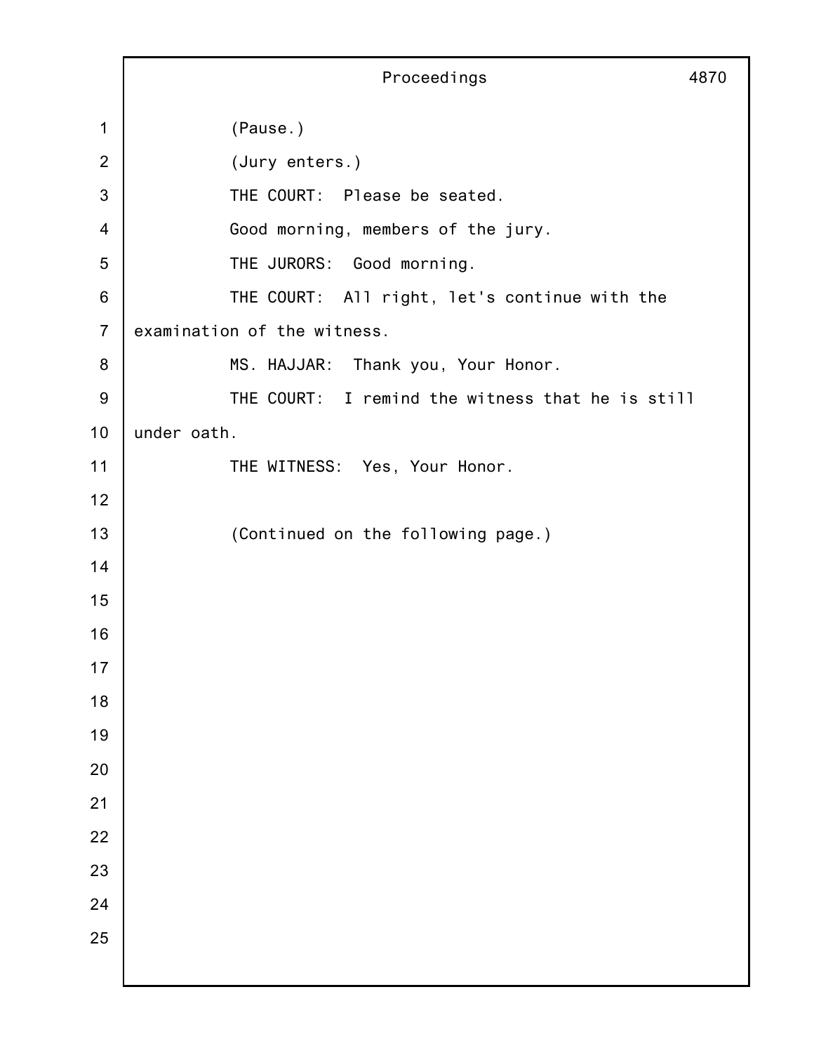(Pause.)

(Jury enters.)

THE COURT: Please be seated.

Good morning, members of the jury.

THE JURORS: Good morning.

THE COURT: All right, let's continue with the examination of the witness.

MS. HAJJAR: Thank you, Your Honor.

THE COURT: I remind the witness that he is still under oath.

THE WITNESS: Yes, Your Honor.

(Continued on the following page.)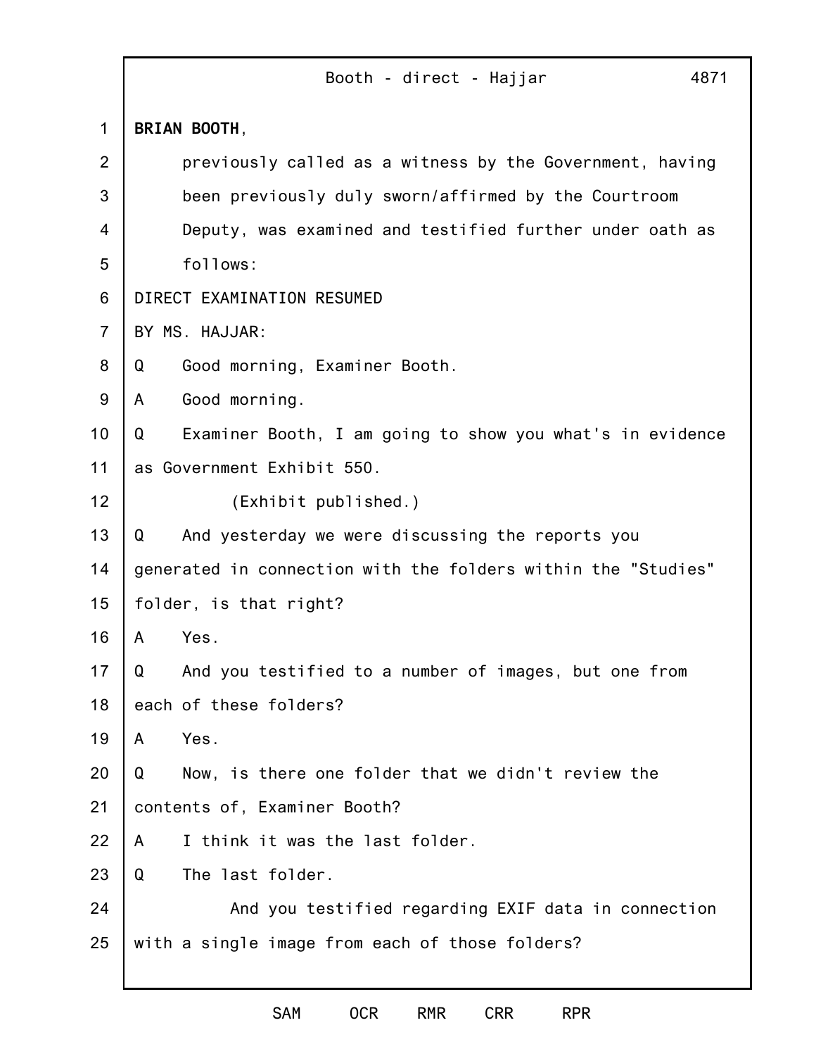**BRIAN BOOTH**,

previously called as a witness by the Government, having been previously duly sworn/affirmed by the Courtroom Deputy, was examined and testified further under oath as follows:

DIRECT EXAMINATION RESUMED

BY MS. HAJJAR:

Q Good morning, Examiner Booth.

A Good morning.

Q Examiner Booth, I am going to show you what's in evidence as Government Exhibit 550.

(Exhibit published.)

Q And yesterday we were discussing the reports you generated in connection with the folders within the "Studies" folder, is that right?

A Yes.

Q And you testified to a number of images, but one from each of these folders?

A Yes.

Q Now, is there one folder that we didn't review the contents of, Examiner Booth?

A I think it was the last folder.

Q The last folder.

And you testified regarding EXIF data in connection with a single image from each of those folders?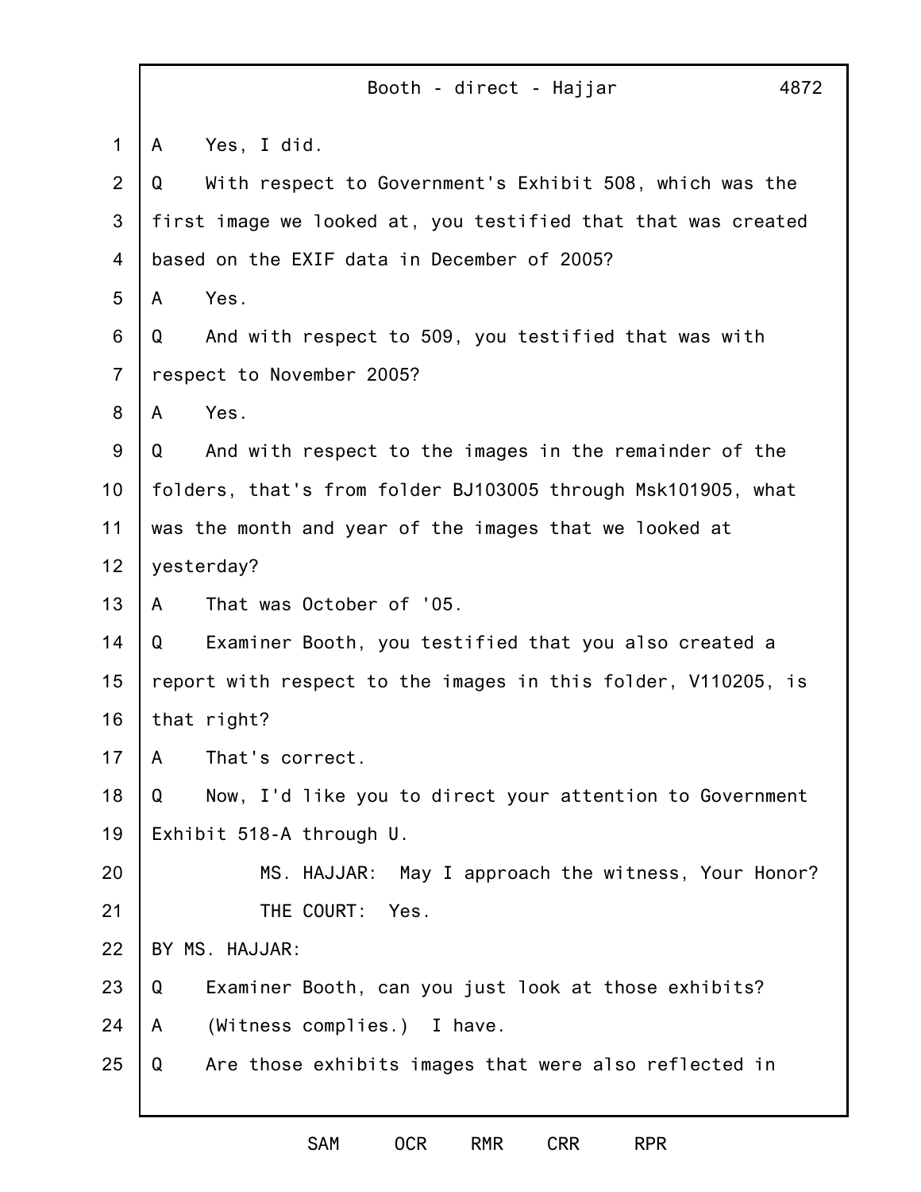A Yes, I did.

Q With respect to Government's Exhibit 508, which was the first image we looked at, you testified that that was created based on the EXIF data in December of 2005?

A Yes.

Q And with respect to 509, you testified that was with respect to November 2005?

A Yes.

Q And with respect to the images in the remainder of the folders, that's from folder BJ103005 through Msk101905, what was the month and year of the images that we looked at yesterday?

A That was October of '05.

Q Examiner Booth, you testified that you also created a report with respect to the images in this folder, V110205, is that right?

A That's correct.

Q Now, I'd like you to direct your attention to Government Exhibit 518-A through U.

MS. HAJJAR: May I approach the witness, Your Honor?

THE COURT: Yes.

BY MS. HAJJAR:

Q Examiner Booth, can you just look at those exhibits?

A (Witness complies.) I have.

Q Are those exhibits images that were also reflected in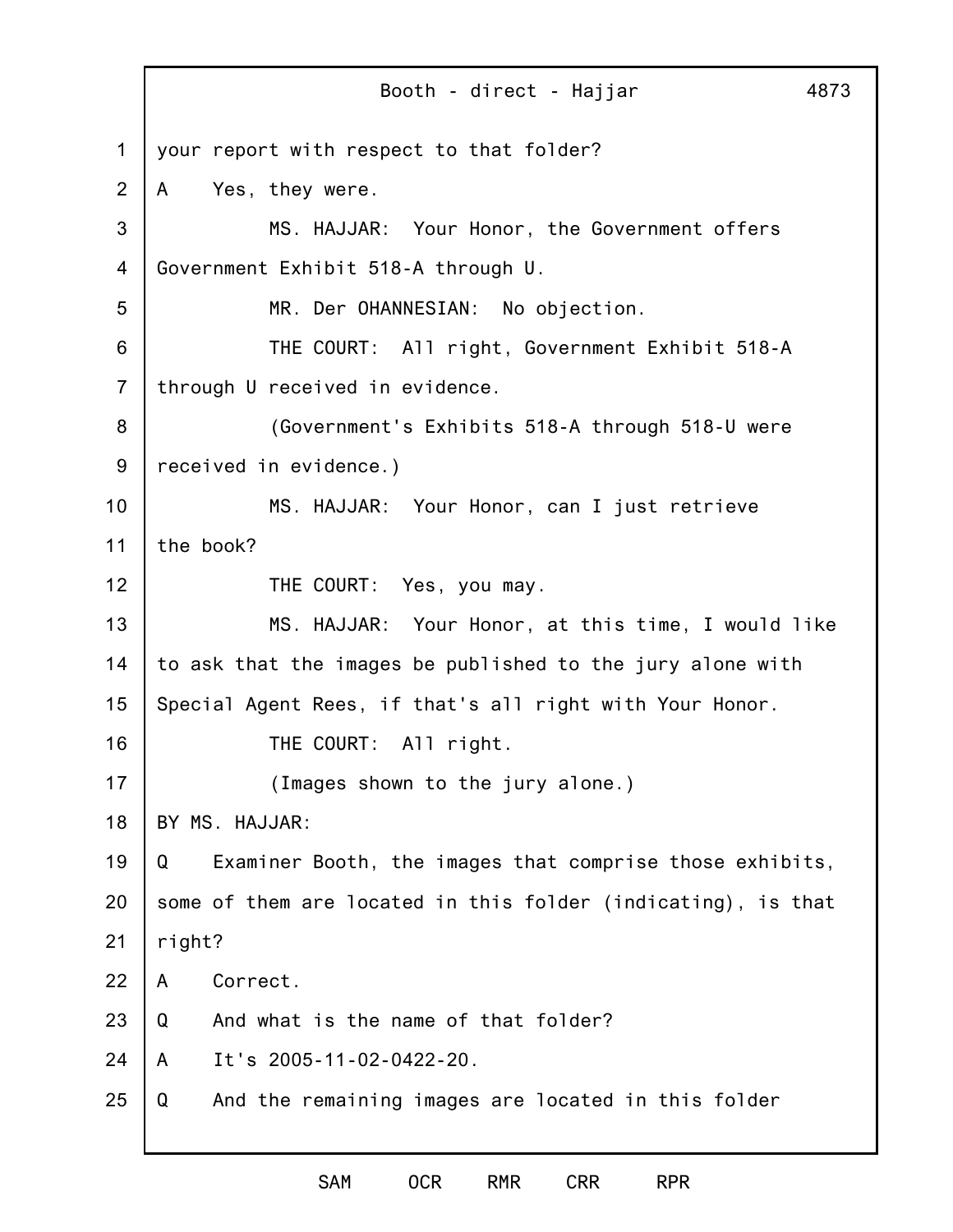your report with respect to that folder?

A    Yes, they were.

MS. HAJJAR:  Your Honor, the Government offers Government Exhibit 518-A through U.

MR. Der OHANNESIAN:  No objection.

THE COURT:  All right, Government Exhibit 518-A through U received in evidence.

(Government's Exhibits 518-A through 518-U were received in evidence.)

MS. HAJJAR:  Your Honor, can I just retrieve the book?

THE COURT:  Yes, you may.

MS. HAJJAR:  Your Honor, at this time, I would like to ask that the images be published to the jury alone with Special Agent Rees, if that's all right with Your Honor.

THE COURT:  All right.

(Images shown to the jury alone.)

BY MS. HAJJAR:

Q    Examiner Booth, the images that comprise those exhibits, some of them are located in this folder (indicating), is that right?

A    Correct.

Q    And what is the name of that folder?

A    It's 2005-11-02-0422-20.

Q    And the remaining images are located in this folder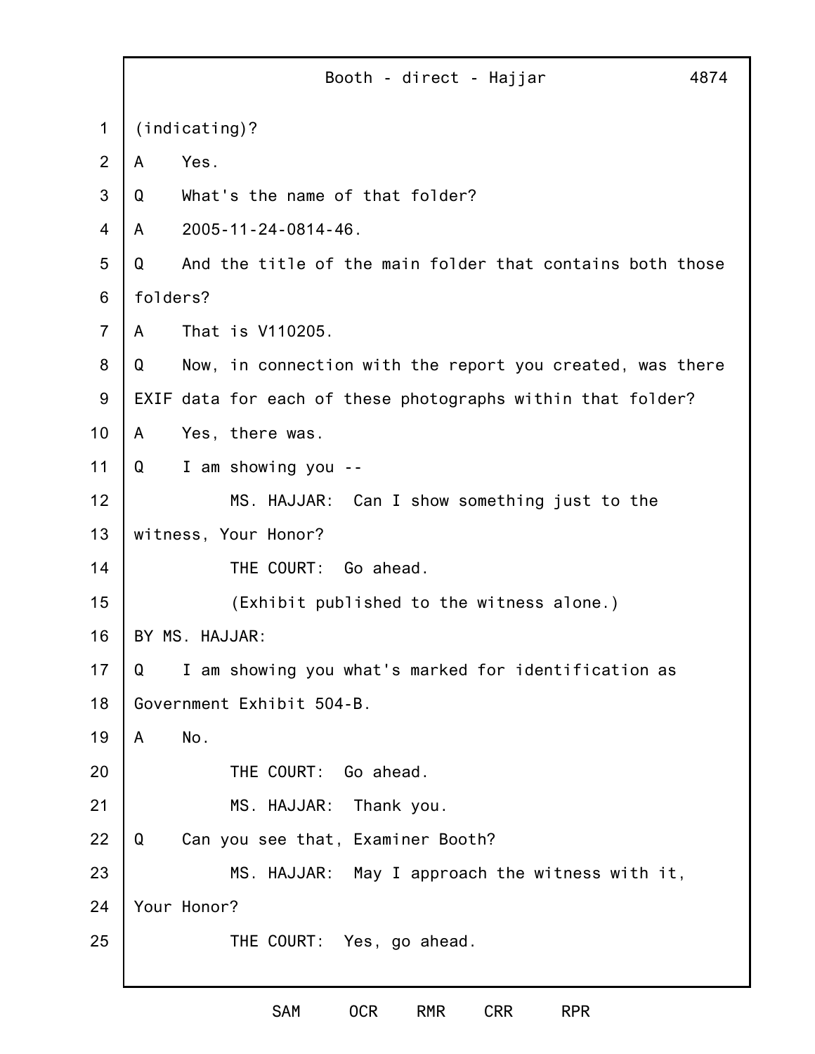(indicating)?

A Yes.

Q What's the name of that folder?

A 2005-11-24-0814-46.

Q And the title of the main folder that contains both those folders?

A That is V110205.

Q Now, in connection with the report you created, was there EXIF data for each of these photographs within that folder?

A Yes, there was.

Q I am showing you --

MS. HAJJAR: Can I show something just to the witness, Your Honor?

THE COURT: Go ahead.

(Exhibit published to the witness alone.)

BY MS. HAJJAR:

Q I am showing you what's marked for identification as Government Exhibit 504-B.

A No.

THE COURT: Go ahead.

MS. HAJJAR: Thank you.

Q Can you see that, Examiner Booth?

MS. HAJJAR: May I approach the witness with it, Your Honor?

THE COURT: Yes, go ahead.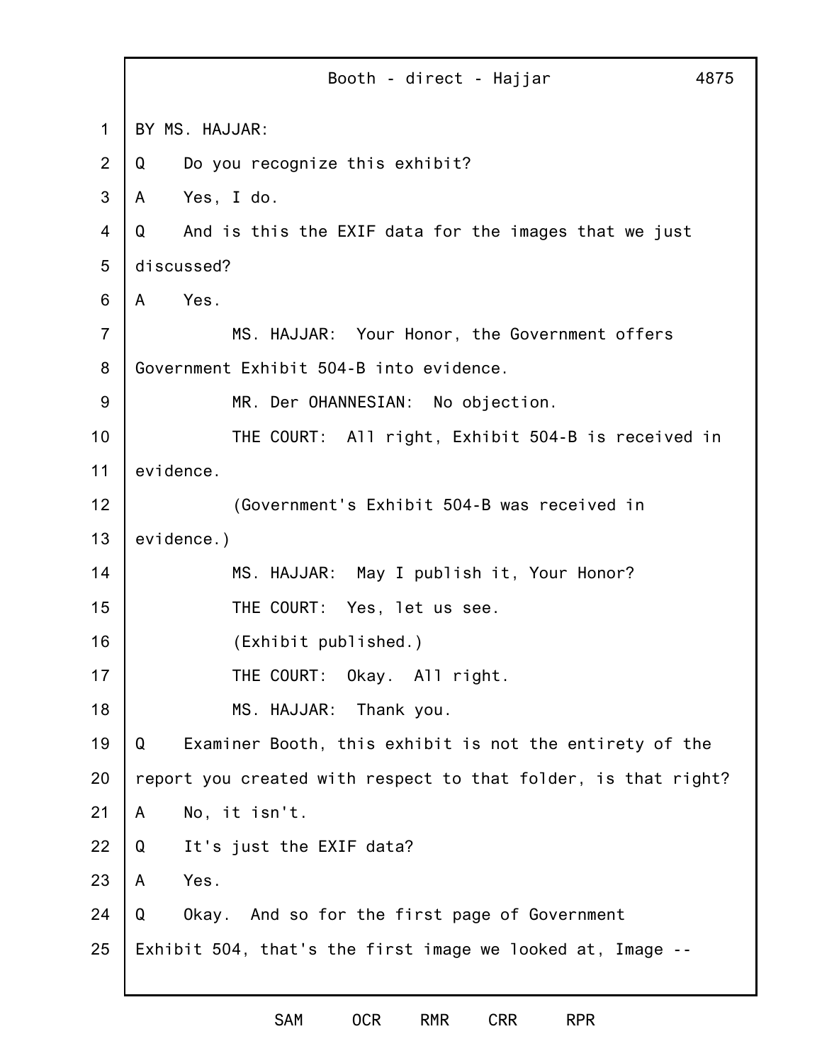BY MS. HAJJAR:

Q Do you recognize this exhibit?

A Yes, I do.

Q And is this the EXIF data for the images that we just discussed?

A Yes.

MS. HAJJAR: Your Honor, the Government offers Government Exhibit 504-B into evidence.

MR. Der OHANNESIAN: No objection.

THE COURT: All right, Exhibit 504-B is received in evidence.

(Government's Exhibit 504-B was received in evidence.)

MS. HAJJAR: May I publish it, Your Honor?

THE COURT: Yes, let us see.

(Exhibit published.)

THE COURT: Okay. All right.

MS. HAJJAR: Thank you.

Q Examiner Booth, this exhibit is not the entirety of the report you created with respect to that folder, is that right?

A No, it isn't.

Q It's just the EXIF data?

A Yes.

Q Okay. And so for the first page of Government Exhibit 504, that's the first image we looked at, Image --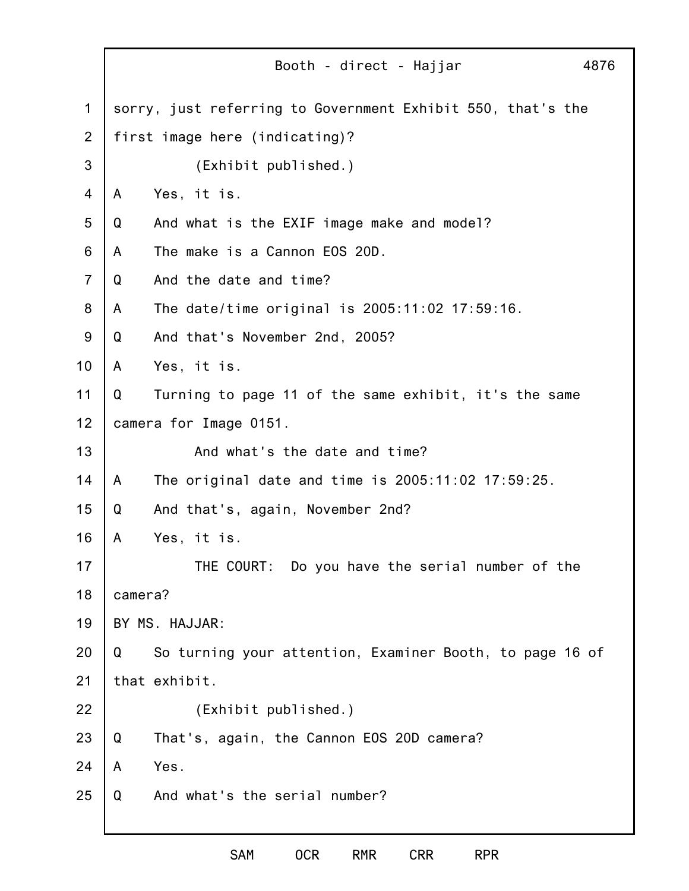sorry, just referring to Government Exhibit 550, that's the first image here (indicating)?

(Exhibit published.)

A Yes, it is.

Q And what is the EXIF image make and model?

A The make is a Cannon EOS 20D.

Q And the date and time?

A The date/time original is 2005:11:02 17:59:16.

Q And that's November 2nd, 2005?

A Yes, it is.

Q Turning to page 11 of the same exhibit, it's the same camera for Image 0151.

And what's the date and time?

A The original date and time is 2005:11:02 17:59:25.

Q And that's, again, November 2nd?

A Yes, it is.

THE COURT: Do you have the serial number of the camera?

BY MS. HAJJAR:

Q So turning your attention, Examiner Booth, to page 16 of that exhibit.

(Exhibit published.)

Q That's, again, the Cannon EOS 20D camera?

A Yes.

Q And what's the serial number?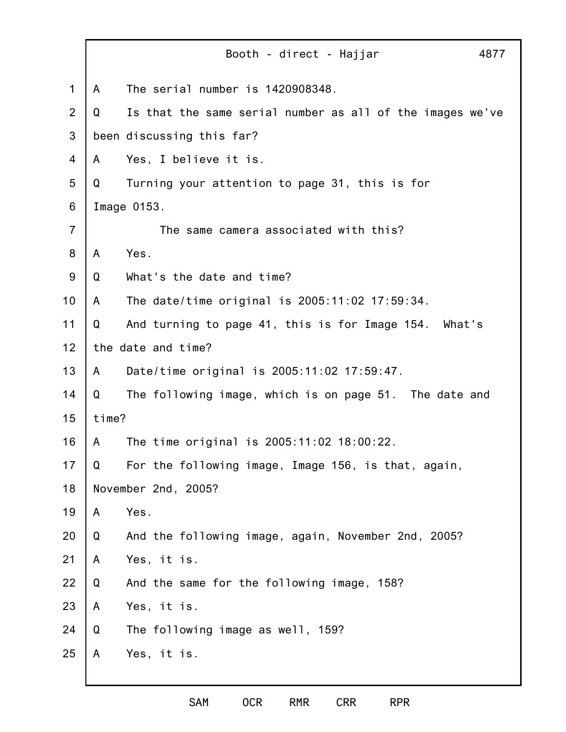A The serial number is 1420908348.

Q Is that the same serial number as all of the images we've been discussing this far?

A Yes, I believe it is.

Q Turning your attention to page 31, this is for Image 0153.

The same camera associated with this?

A Yes.

Q What's the date and time?

A The date/time original is 2005:11:02 17:59:34.

Q And turning to page 41, this is for Image 154. What's the date and time?

A Date/time original is 2005:11:02 17:59:47.

Q The following image, which is on page 51. The date and time?

A The time original is 2005:11:02 18:00:22.

Q For the following image, Image 156, is that, again, November 2nd, 2005?

A Yes.

Q And the following image, again, November 2nd, 2005?

A Yes, it is.

Q And the same for the following image, 158?

A Yes, it is.

Q The following image as well, 159?

A Yes, it is.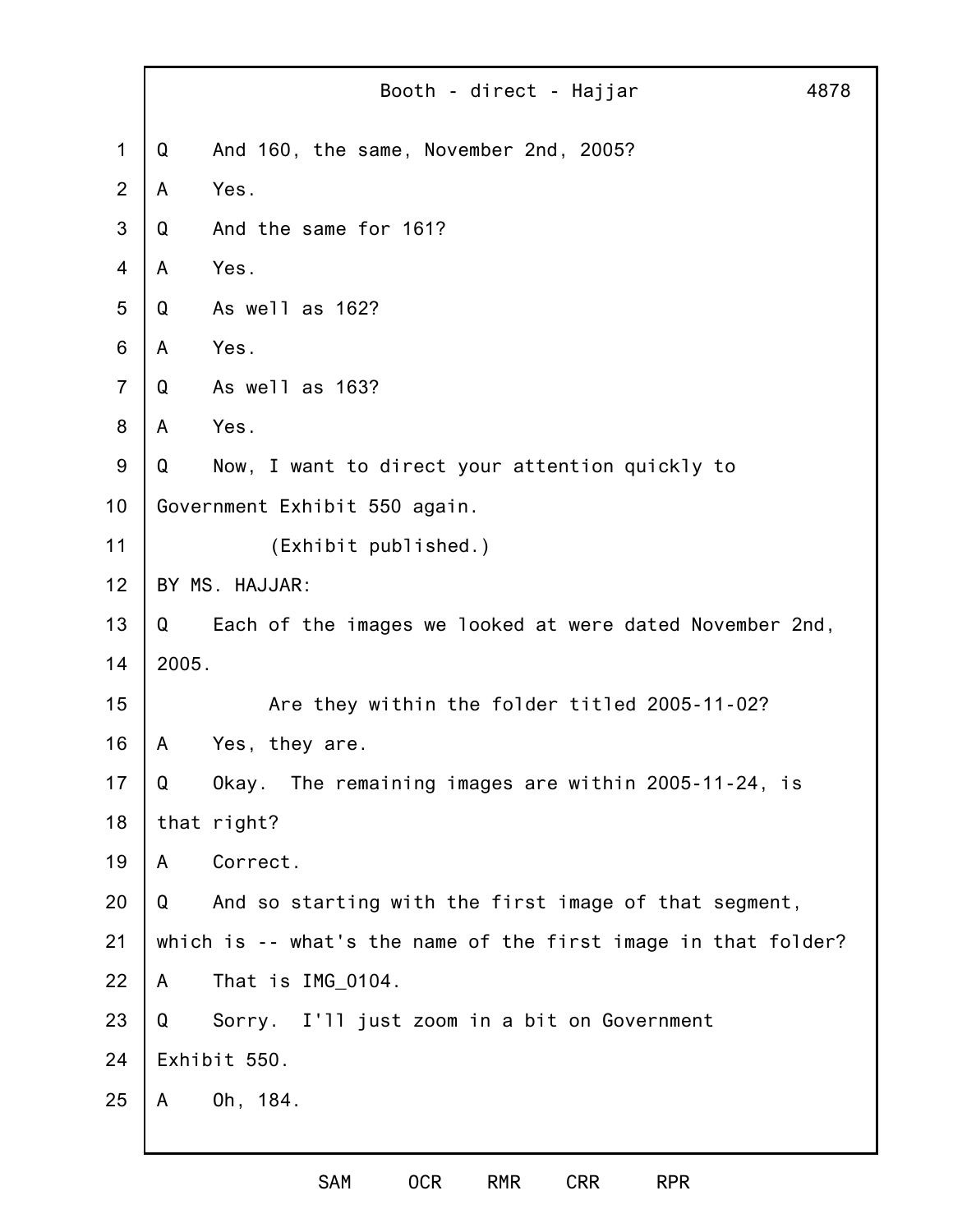Q    And 160, the same, November 2nd, 2005?

A    Yes.

Q    And the same for 161?

A    Yes.

Q    As well as 162?

A    Yes.

Q    As well as 163?

A    Yes.

Q    Now, I want to direct your attention quickly to Government Exhibit 550 again.

(Exhibit published.)

BY MS. HAJJAR:

Q    Each of the images we looked at were dated November 2nd, 2005.

Are they within the folder titled 2005-11-02?

A    Yes, they are.

Q    Okay. The remaining images are within 2005-11-24, is that right?

A    Correct.

Q    And so starting with the first image of that segment, which is -- what's the name of the first image in that folder?

A    That is IMG_0104.

Q    Sorry. I'll just zoom in a bit on Government Exhibit 550.

A    Oh, 184.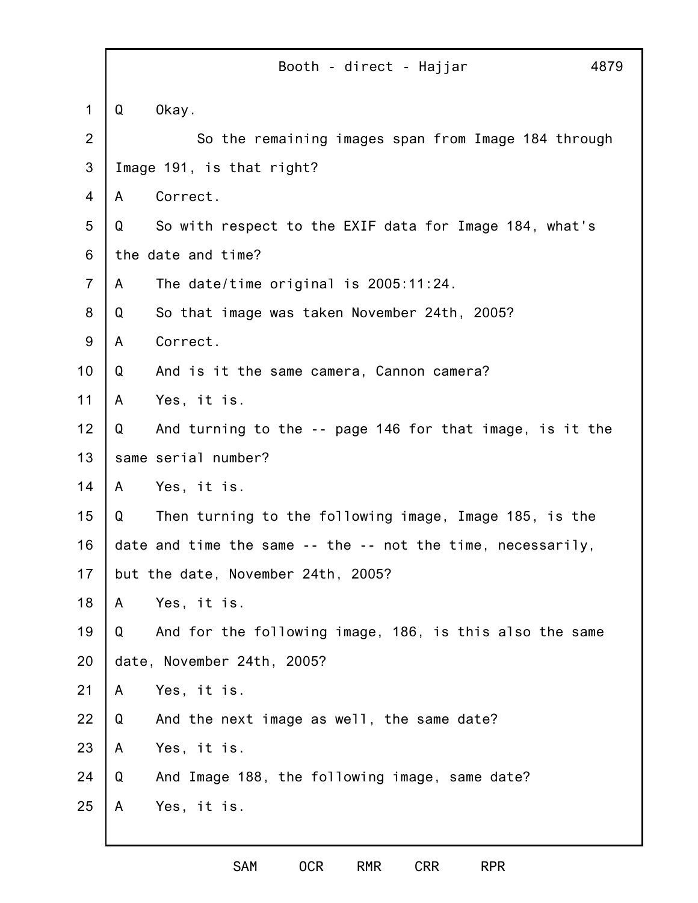Booth - direct - Hajjar

Q Okay.

So the remaining images span from Image 184 through Image 191, is that right?

A Correct.

Q So with respect to the EXIF data for Image 184, what's the date and time?

A The date/time original is 2005:11:24.

Q So that image was taken November 24th, 2005?

A Correct.

Q And is it the same camera, Cannon camera?

A Yes, it is.

Q And turning to the -- page 146 for that image, is it the same serial number?

A Yes, it is.

Q Then turning to the following image, Image 185, is the date and time the same -- the -- not the time, necessarily, but the date, November 24th, 2005?

A Yes, it is.

Q And for the following image, 186, is this also the same date, November 24th, 2005?

A Yes, it is.

Q And the next image as well, the same date?

A Yes, it is.

Q And Image 188, the following image, same date?

A Yes, it is.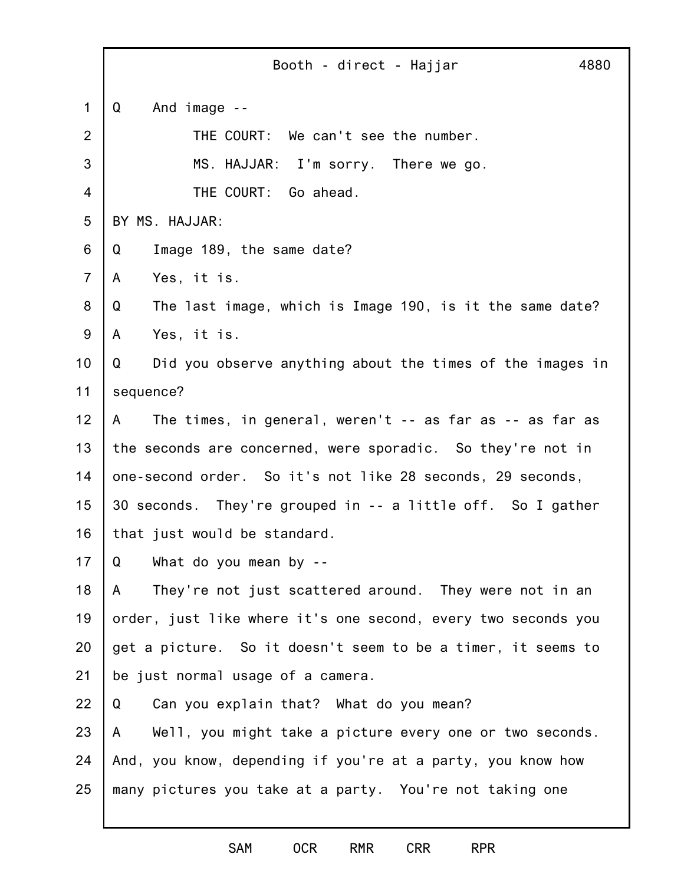Q    And image --

THE COURT:  We can't see the number.

MS. HAJJAR:  I'm sorry.  There we go.

THE COURT:  Go ahead.

BY MS. HAJJAR:

Q    Image 189, the same date?

A    Yes, it is.

Q    The last image, which is Image 190, is it the same date?

A    Yes, it is.

Q    Did you observe anything about the times of the images in sequence?

A    The times, in general, weren't -- as far as -- as far as the seconds are concerned, were sporadic.  So they're not in one-second order.  So it's not like 28 seconds, 29 seconds, 30 seconds.  They're grouped in -- a little off.  So I gather that just would be standard.

Q    What do you mean by --

A    They're not just scattered around.  They were not in an order, just like where it's one second, every two seconds you get a picture.  So it doesn't seem to be a timer, it seems to be just normal usage of a camera.

Q    Can you explain that?  What do you mean?

A    Well, you might take a picture every one or two seconds.  And, you know, depending if you're at a party, you know how many pictures you take at a party.  You're not taking one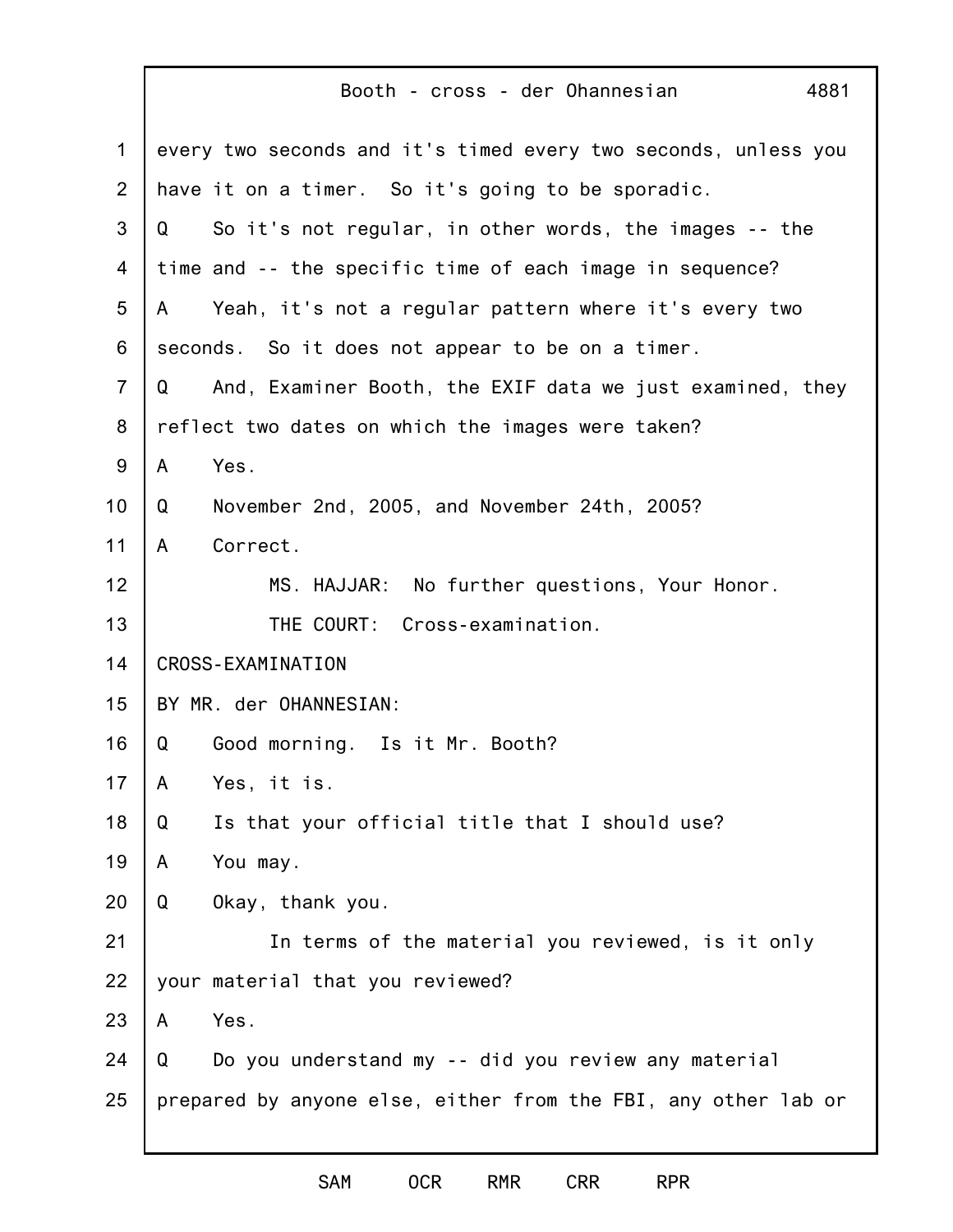every two seconds and it's timed every two seconds, unless you have it on a timer. So it's going to be sporadic.

Q So it's not regular, in other words, the images -- the time and -- the specific time of each image in sequence?

A Yeah, it's not a regular pattern where it's every two seconds. So it does not appear to be on a timer.

Q And, Examiner Booth, the EXIF data we just examined, they reflect two dates on which the images were taken?

A Yes.

Q November 2nd, 2005, and November 24th, 2005?

A Correct.

MS. HAJJAR: No further questions, Your Honor.

THE COURT: Cross-examination.

CROSS-EXAMINATION

BY MR. der OHANNESIAN:

Q Good morning. Is it Mr. Booth?

A Yes, it is.

Q Is that your official title that I should use?

A You may.

Q Okay, thank you.

In terms of the material you reviewed, is it only your material that you reviewed?

A Yes.

Q Do you understand my -- did you review any material prepared by anyone else, either from the FBI, any other lab or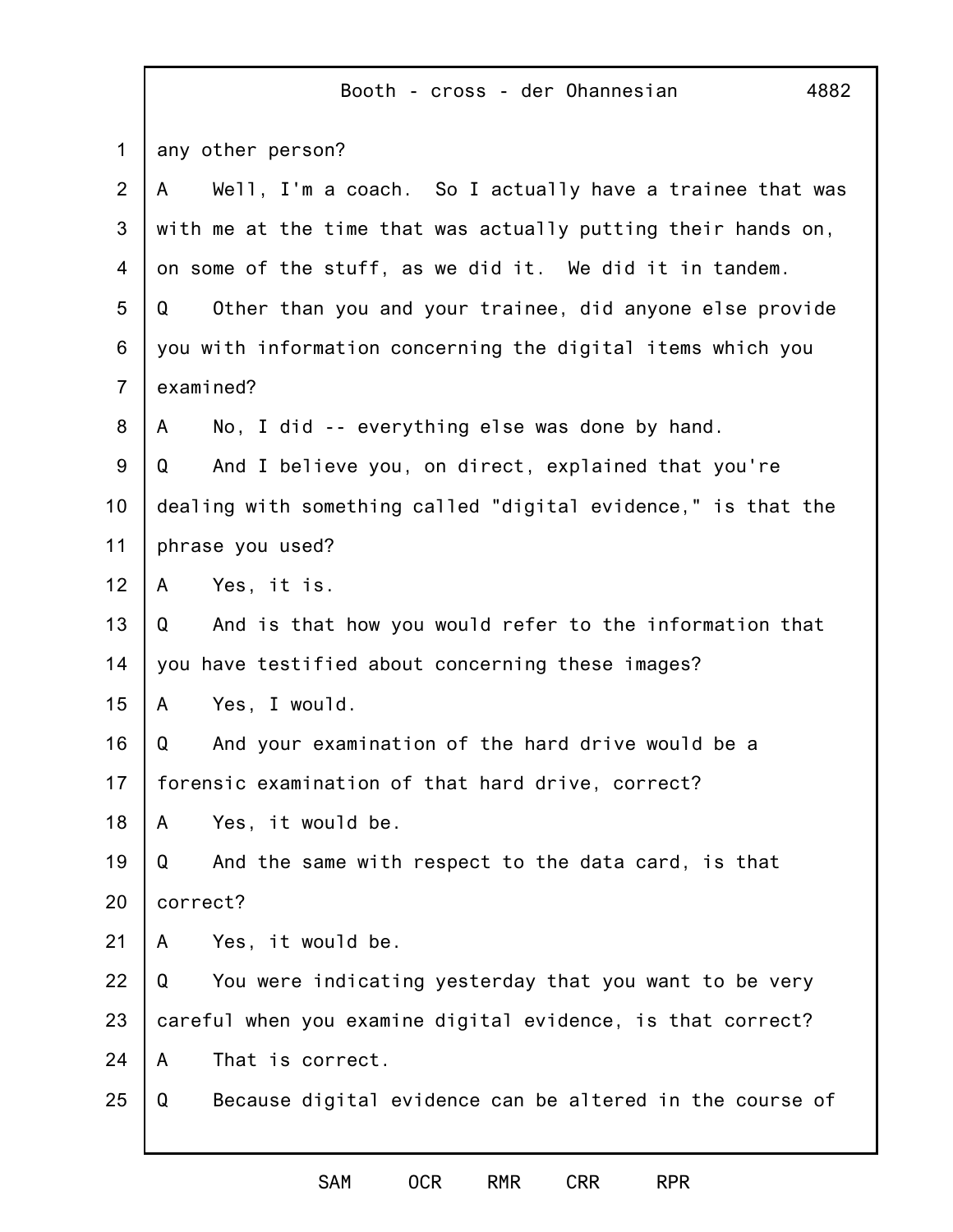any other person?

A    Well, I'm a coach.  So I actually have a trainee that was with me at the time that was actually putting their hands on, on some of the stuff, as we did it.  We did it in tandem.

Q    Other than you and your trainee, did anyone else provide you with information concerning the digital items which you examined?

A    No, I did -- everything else was done by hand.

Q    And I believe you, on direct, explained that you're dealing with something called "digital evidence," is that the phrase you used?

A    Yes, it is.

Q    And is that how you would refer to the information that you have testified about concerning these images?

A    Yes, I would.

Q    And your examination of the hard drive would be a forensic examination of that hard drive, correct?

A    Yes, it would be.

Q    And the same with respect to the data card, is that correct?

A    Yes, it would be.

Q    You were indicating yesterday that you want to be very careful when you examine digital evidence, is that correct?

A    That is correct.

Q    Because digital evidence can be altered in the course of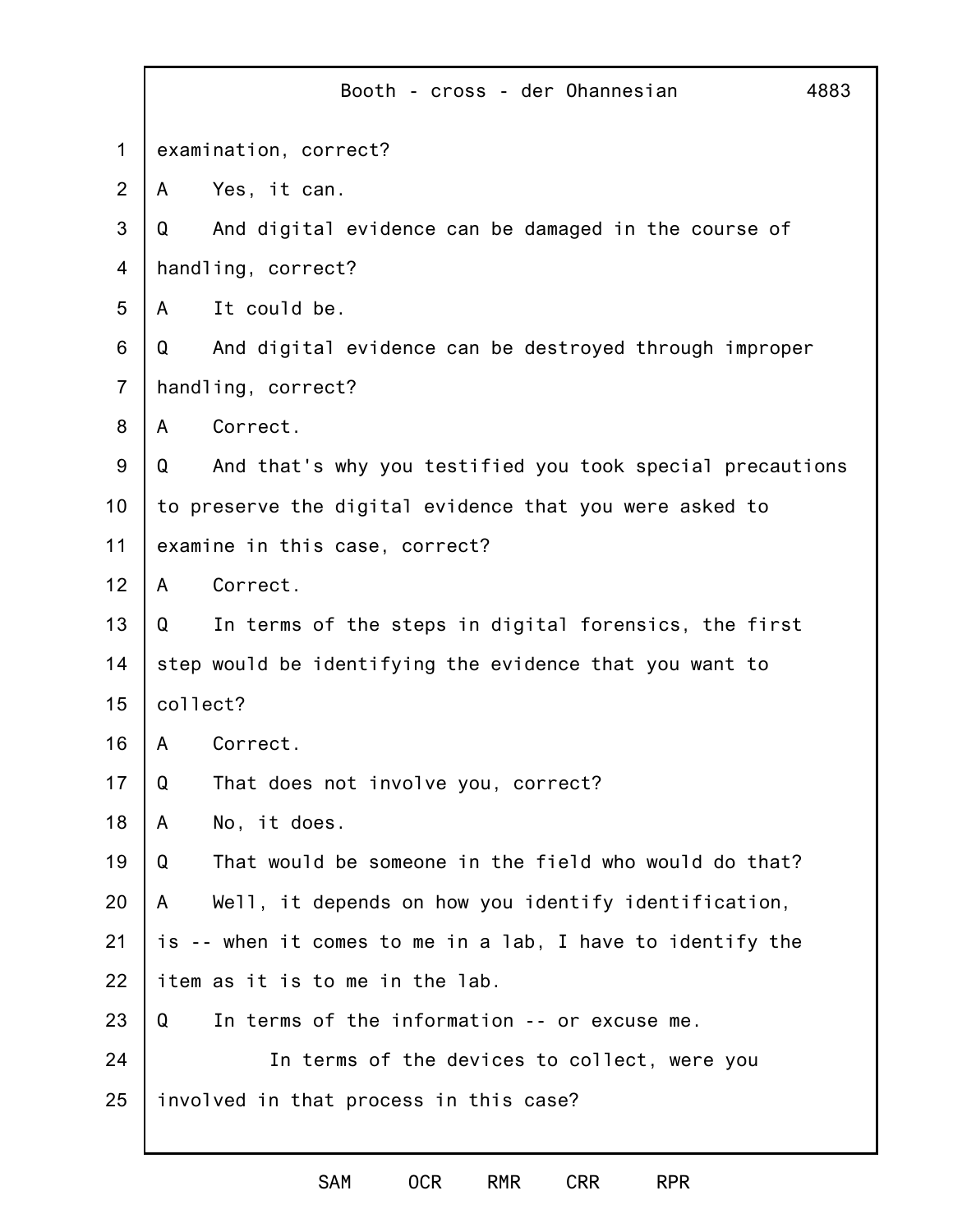examination, correct?

A Yes, it can.

Q And digital evidence can be damaged in the course of handling, correct?

A It could be.

Q And digital evidence can be destroyed through improper handling, correct?

A Correct.

Q And that's why you testified you took special precautions to preserve the digital evidence that you were asked to examine in this case, correct?

A Correct.

Q In terms of the steps in digital forensics, the first step would be identifying the evidence that you want to collect?

A Correct.

Q That does not involve you, correct?

A No, it does.

Q That would be someone in the field who would do that?

A Well, it depends on how you identify identification, is -- when it comes to me in a lab, I have to identify the item as it is to me in the lab.

Q In terms of the information -- or excuse me.

In terms of the devices to collect, were you involved in that process in this case?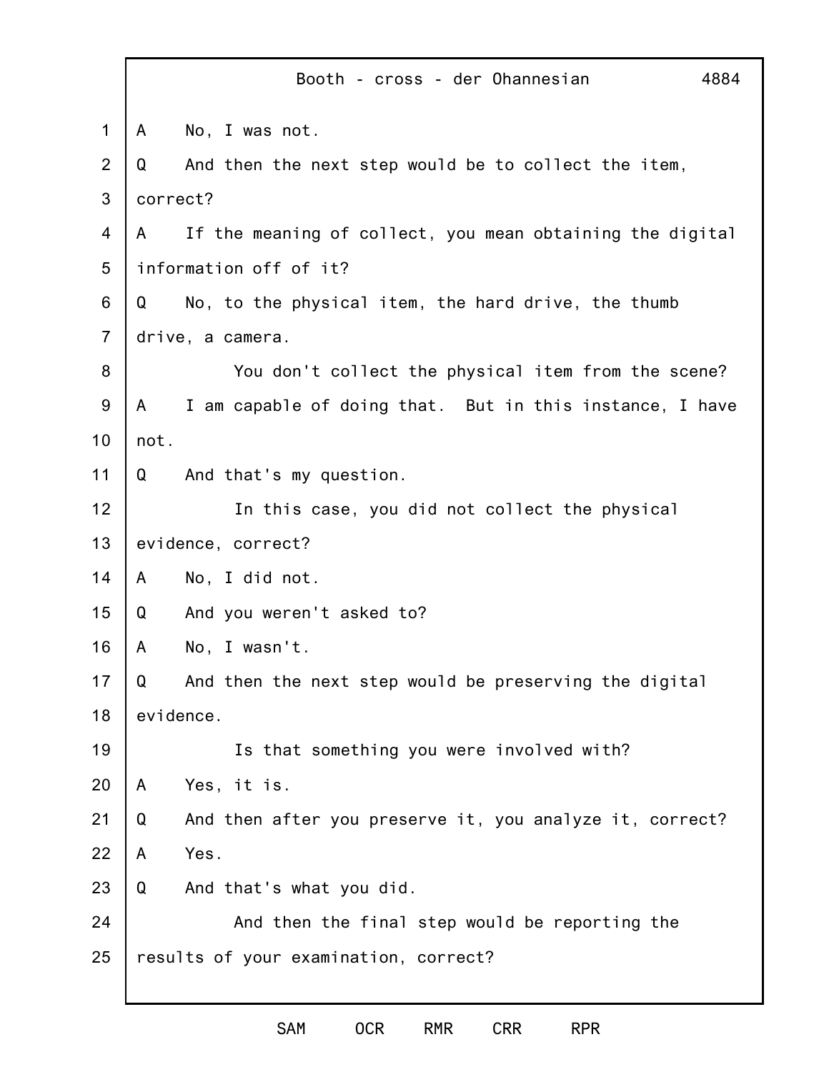A No, I was not.

Q And then the next step would be to collect the item, correct?

A If the meaning of collect, you mean obtaining the digital information off of it?

Q No, to the physical item, the hard drive, the thumb drive, a camera.

You don't collect the physical item from the scene?

A I am capable of doing that. But in this instance, I have not.

Q And that's my question.

In this case, you did not collect the physical evidence, correct?

A No, I did not.

Q And you weren't asked to?

A No, I wasn't.

Q And then the next step would be preserving the digital evidence.

Is that something you were involved with?

A Yes, it is.

Q And then after you preserve it, you analyze it, correct?

A Yes.

Q And that's what you did.

And then the final step would be reporting the results of your examination, correct?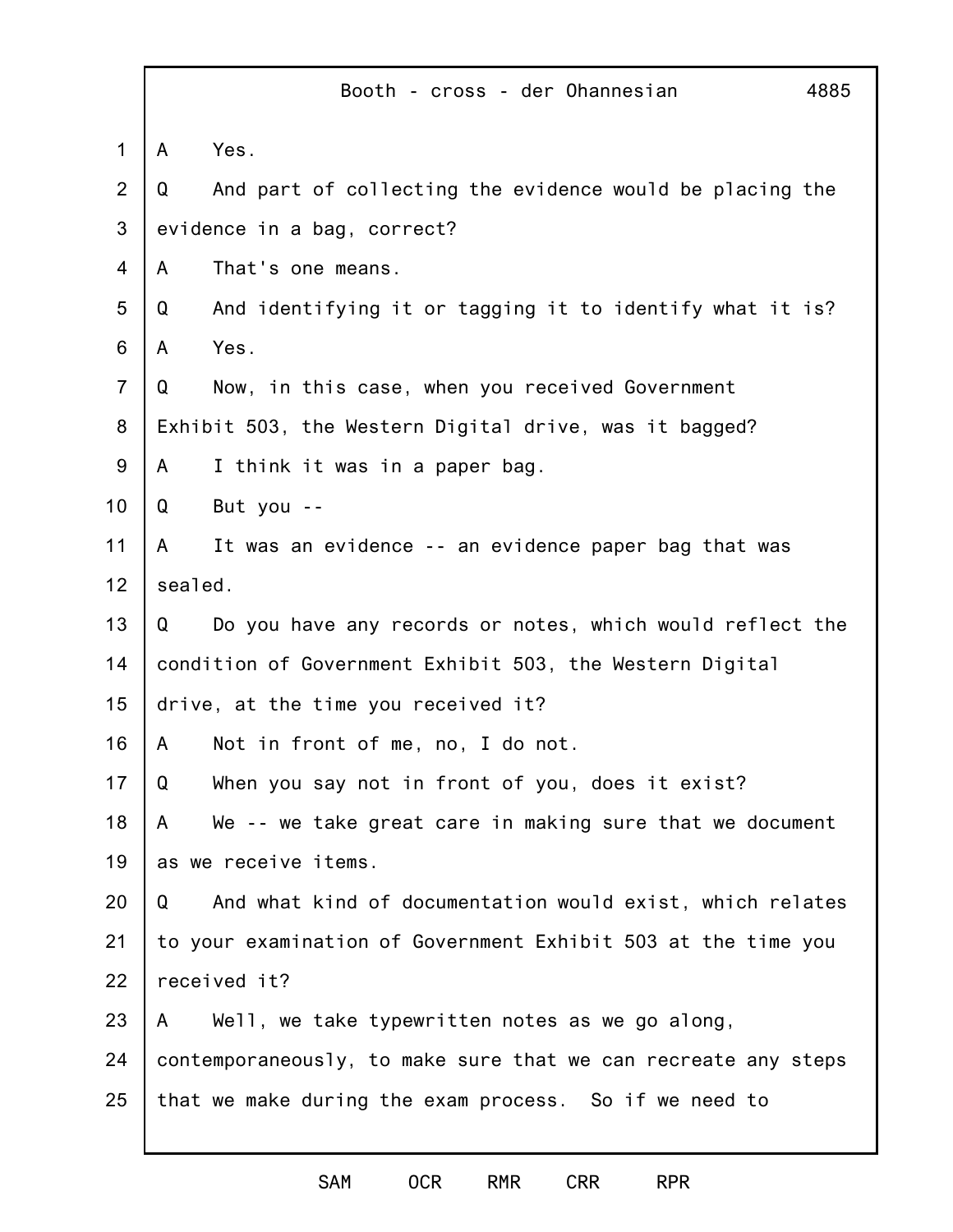A Yes.

Q And part of collecting the evidence would be placing the evidence in a bag, correct?

A That's one means.

Q And identifying it or tagging it to identify what it is?

A Yes.

Q Now, in this case, when you received Government Exhibit 503, the Western Digital drive, was it bagged?

A I think it was in a paper bag.

Q But you --

A It was an evidence -- an evidence paper bag that was sealed.

Q Do you have any records or notes, which would reflect the condition of Government Exhibit 503, the Western Digital drive, at the time you received it?

A Not in front of me, no, I do not.

Q When you say not in front of you, does it exist?

A We -- we take great care in making sure that we document as we receive items.

Q And what kind of documentation would exist, which relates to your examination of Government Exhibit 503 at the time you received it?

A Well, we take typewritten notes as we go along, contemporaneously, to make sure that we can recreate any steps that we make during the exam process. So if we need to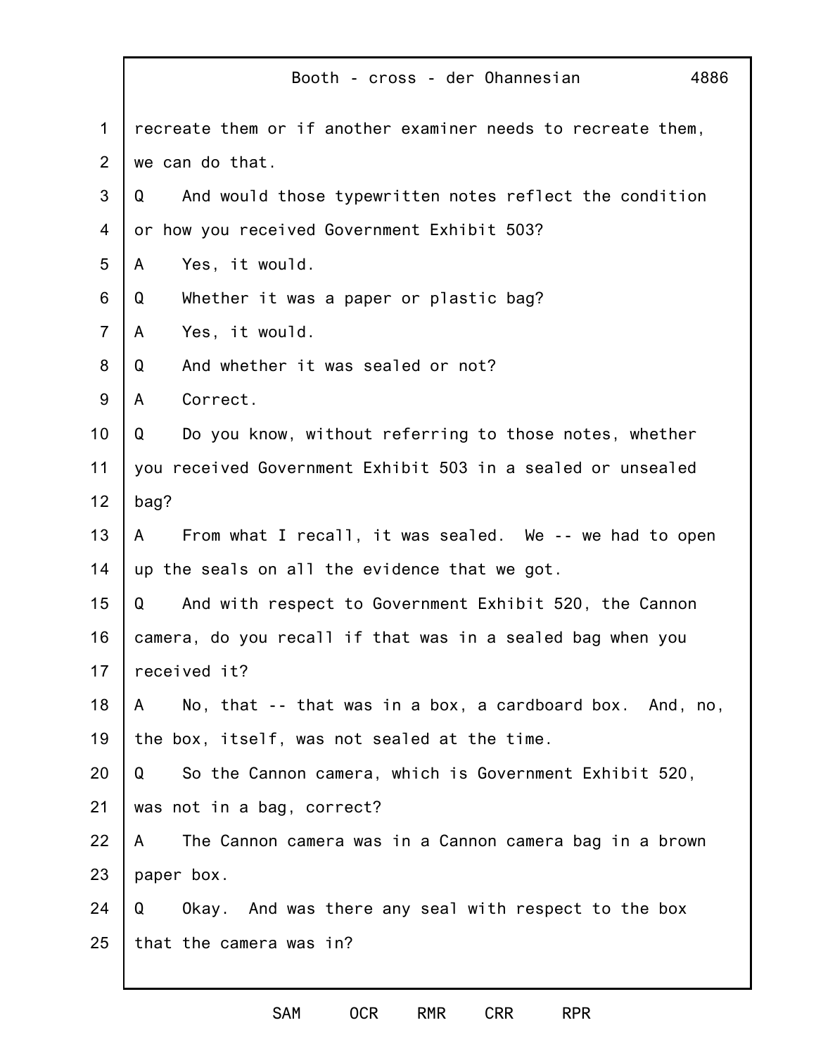recreate them or if another examiner needs to recreate them, we can do that.

Q And would those typewritten notes reflect the condition or how you received Government Exhibit 503?

A Yes, it would.

Q Whether it was a paper or plastic bag?

A Yes, it would.

Q And whether it was sealed or not?

A Correct.

Q Do you know, without referring to those notes, whether you received Government Exhibit 503 in a sealed or unsealed bag?

A From what I recall, it was sealed. We -- we had to open up the seals on all the evidence that we got.

Q And with respect to Government Exhibit 520, the Cannon camera, do you recall if that was in a sealed bag when you received it?

A No, that -- that was in a box, a cardboard box. And, no, the box, itself, was not sealed at the time.

Q So the Cannon camera, which is Government Exhibit 520, was not in a bag, correct?

A The Cannon camera was in a Cannon camera bag in a brown paper box.

Q Okay. And was there any seal with respect to the box that the camera was in?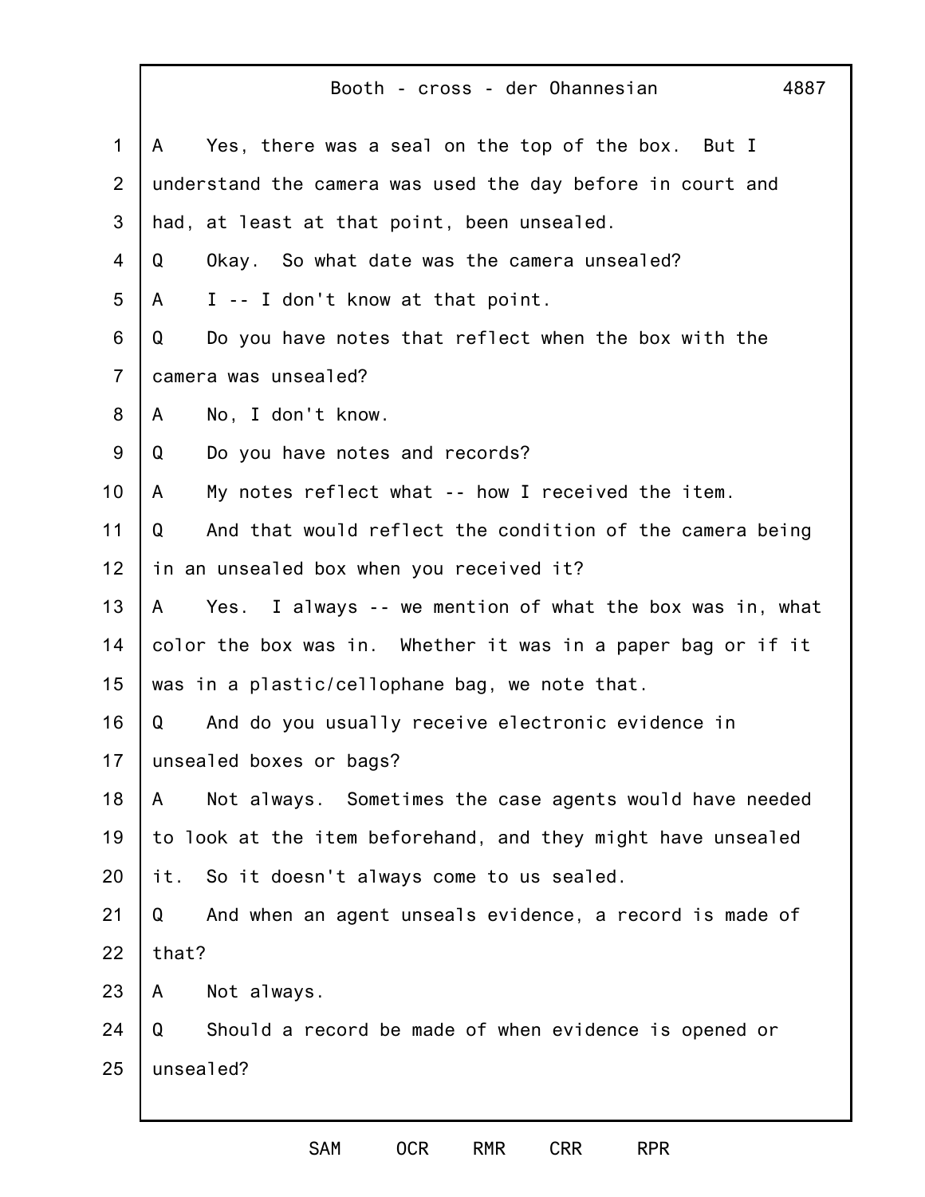A Yes, there was a seal on the top of the box. But I understand the camera was used the day before in court and had, at least at that point, been unsealed.

Q Okay. So what date was the camera unsealed?

A I -- I don't know at that point.

Q Do you have notes that reflect when the box with the camera was unsealed?

A No, I don't know.

Q Do you have notes and records?

A My notes reflect what -- how I received the item.

Q And that would reflect the condition of the camera being in an unsealed box when you received it?

A Yes. I always -- we mention of what the box was in, what color the box was in. Whether it was in a paper bag or if it was in a plastic/cellophane bag, we note that.

Q And do you usually receive electronic evidence in unsealed boxes or bags?

A Not always. Sometimes the case agents would have needed to look at the item beforehand, and they might have unsealed it. So it doesn't always come to us sealed.

Q And when an agent unseals evidence, a record is made of that?

A Not always.

Q Should a record be made of when evidence is opened or unsealed?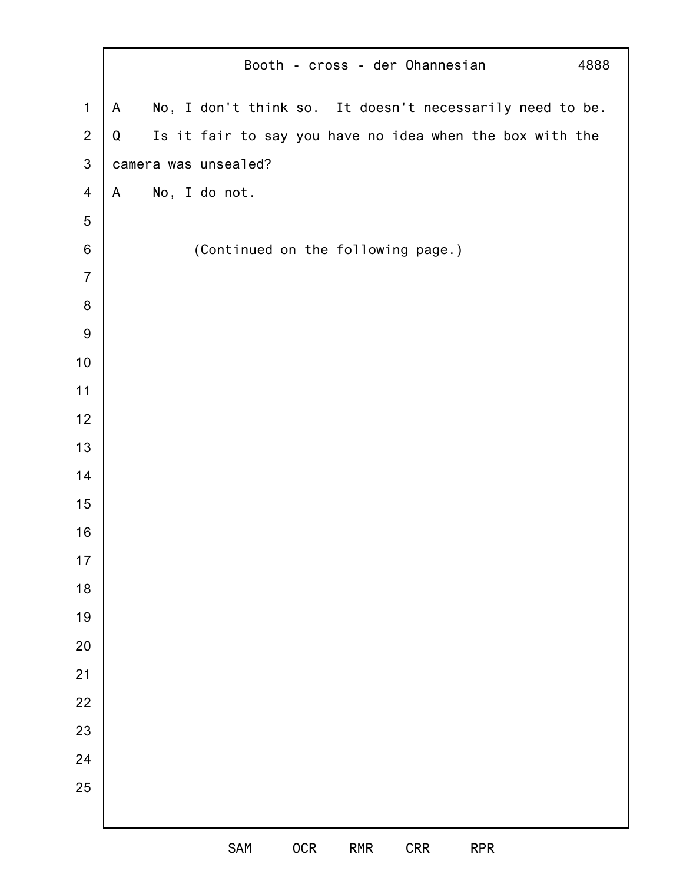A No, I don't think so. It doesn't necessarily need to be.

Q Is it fair to say you have no idea when the box with the camera was unsealed?

A No, I do not.

(Continued on the following page.)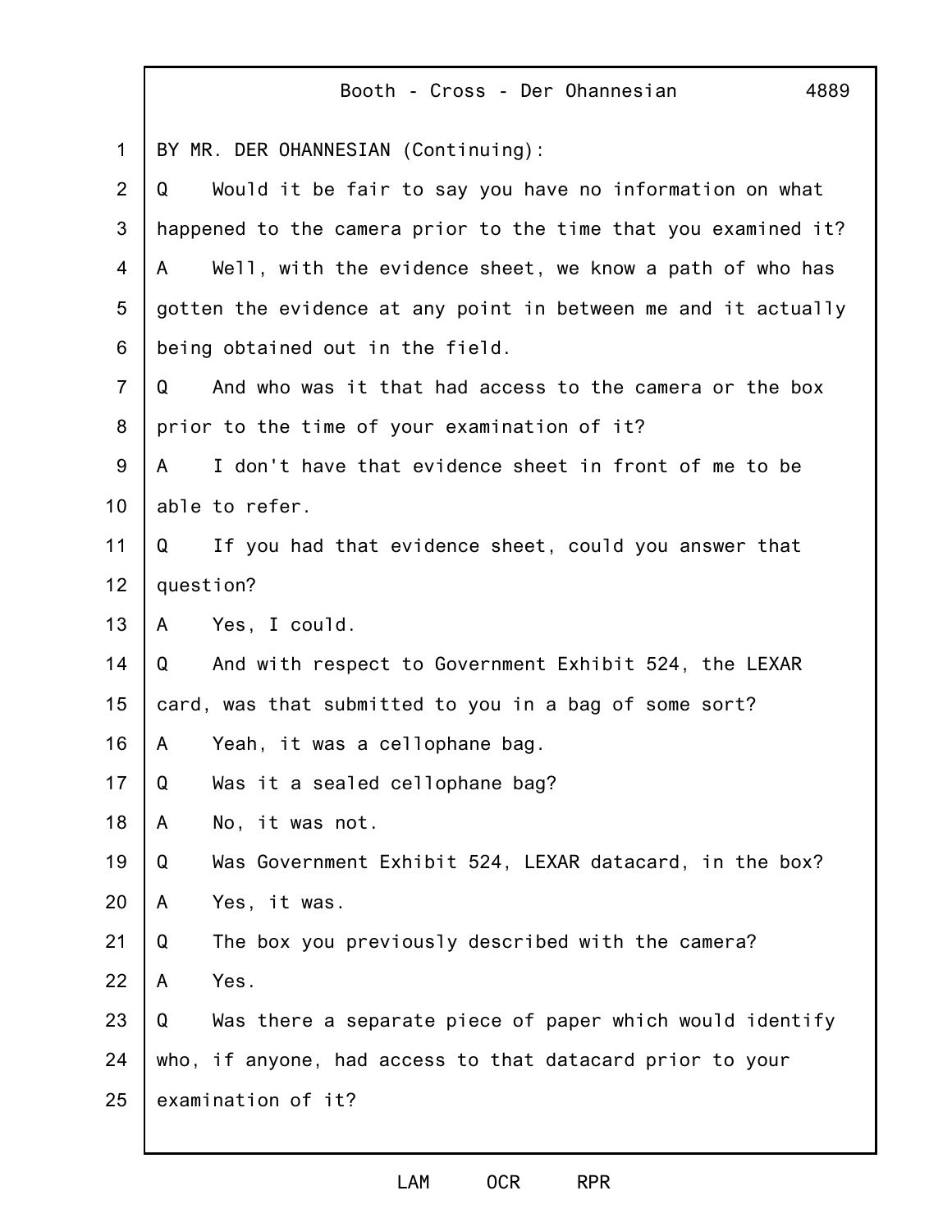BY MR. DER OHANNESIAN (Continuing):

Q Would it be fair to say you have no information on what happened to the camera prior to the time that you examined it?

A Well, with the evidence sheet, we know a path of who has gotten the evidence at any point in between me and it actually being obtained out in the field.

Q And who was it that had access to the camera or the box prior to the time of your examination of it?

A I don't have that evidence sheet in front of me to be able to refer.

Q If you had that evidence sheet, could you answer that question?

A Yes, I could.

Q And with respect to Government Exhibit 524, the LEXAR card, was that submitted to you in a bag of some sort?

A Yeah, it was a cellophane bag.

Q Was it a sealed cellophane bag?

A No, it was not.

Q Was Government Exhibit 524, LEXAR datacard, in the box?

A Yes, it was.

Q The box you previously described with the camera?

A Yes.

Q Was there a separate piece of paper which would identify who, if anyone, had access to that datacard prior to your examination of it?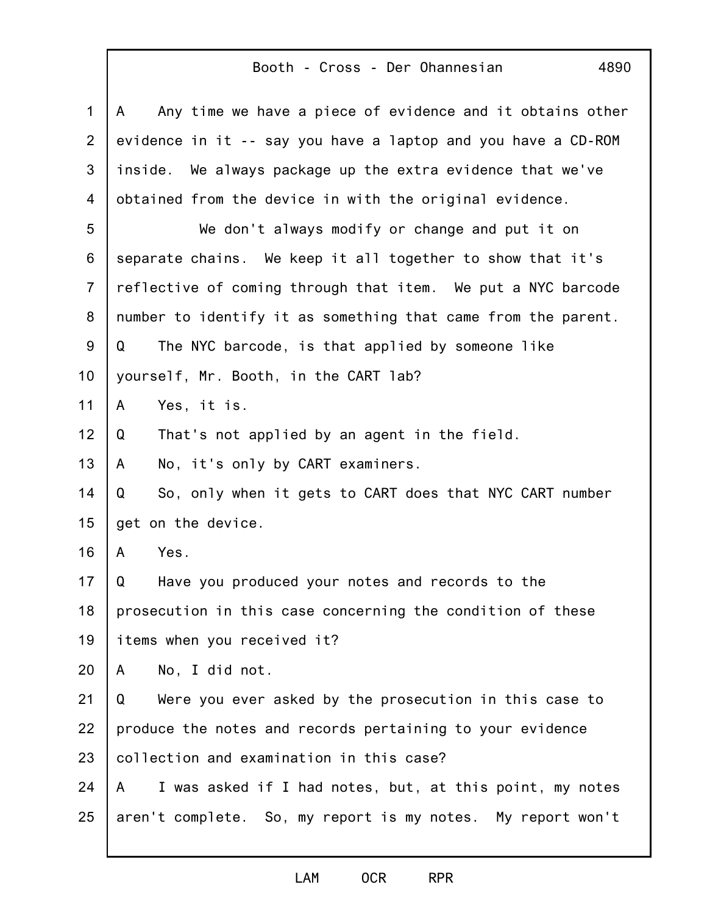A Any time we have a piece of evidence and it obtains other evidence in it -- say you have a laptop and you have a CD-ROM inside. We always package up the extra evidence that we've obtained from the device in with the original evidence.

We don't always modify or change and put it on separate chains. We keep it all together to show that it's reflective of coming through that item. We put a NYC barcode number to identify it as something that came from the parent.

Q The NYC barcode, is that applied by someone like yourself, Mr. Booth, in the CART lab?

A Yes, it is.

Q That's not applied by an agent in the field.

A No, it's only by CART examiners.

Q So, only when it gets to CART does that NYC CART number get on the device.

A Yes.

Q Have you produced your notes and records to the prosecution in this case concerning the condition of these items when you received it?

A No, I did not.

Q Were you ever asked by the prosecution in this case to produce the notes and records pertaining to your evidence collection and examination in this case?

A I was asked if I had notes, but, at this point, my notes aren't complete. So, my report is my notes. My report won't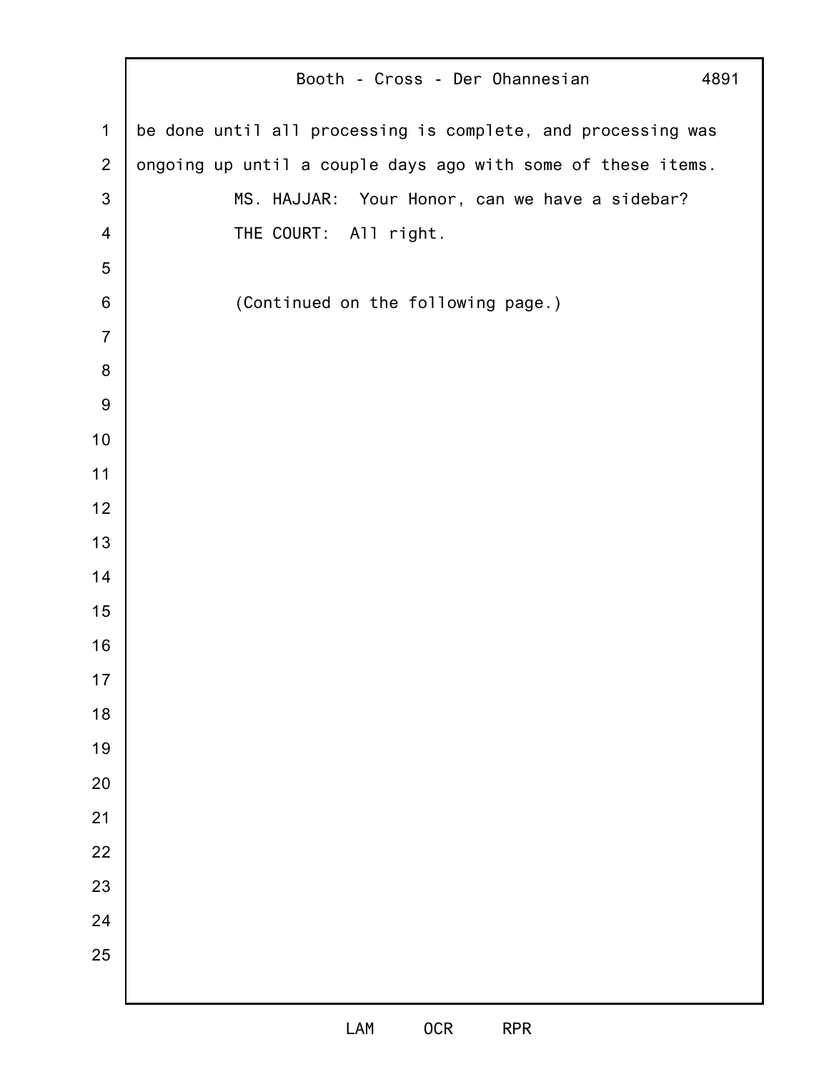be done until all processing is complete, and processing was ongoing up until a couple days ago with some of these items.

MS. HAJJAR: Your Honor, can we have a sidebar?

THE COURT: All right.

(Continued on the following page.)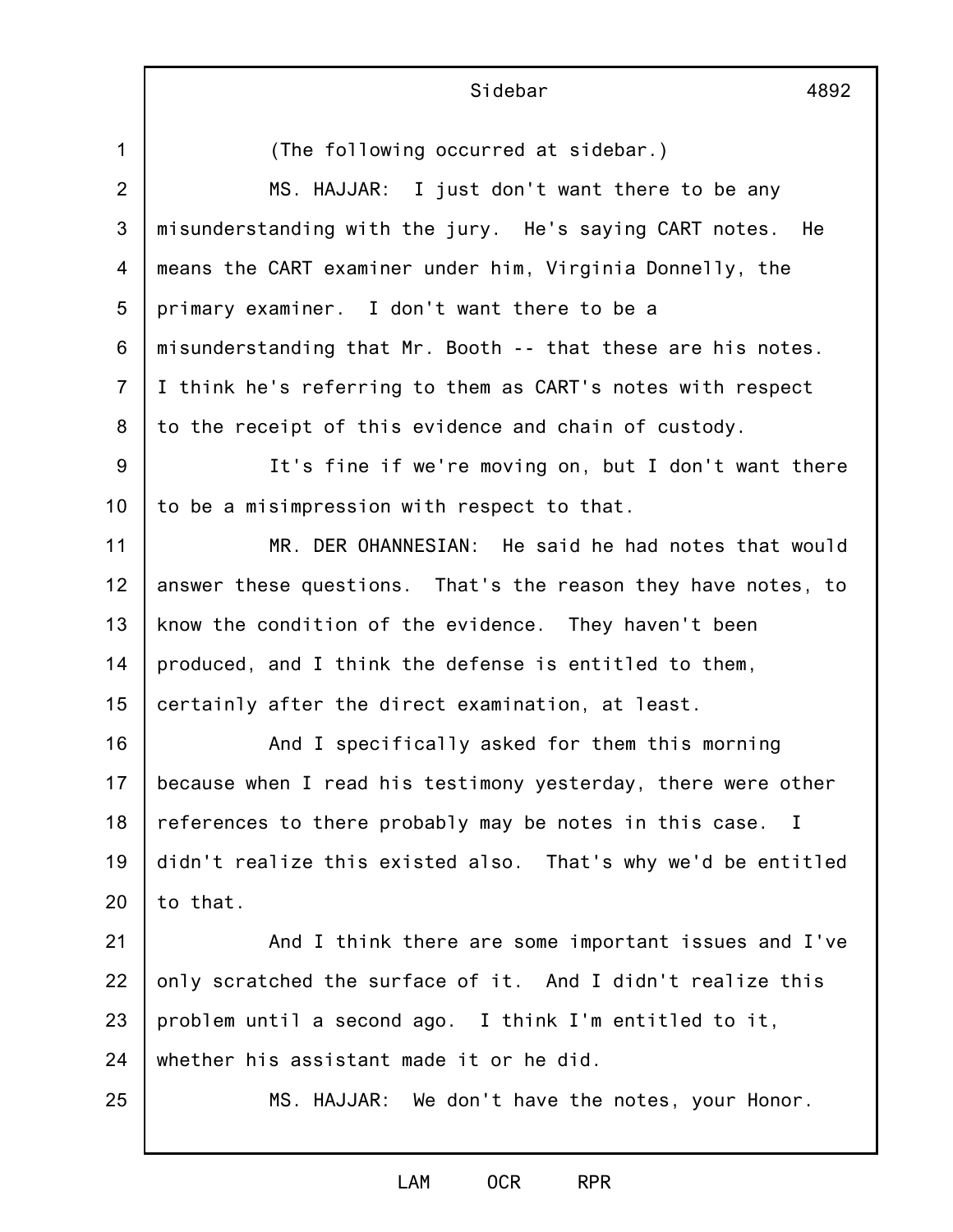(The following occurred at sidebar.)

MS. HAJJAR: I just don't want there to be any misunderstanding with the jury. He's saying CART notes. He means the CART examiner under him, Virginia Donnelly, the primary examiner. I don't want there to be a misunderstanding that Mr. Booth -- that these are his notes. I think he's referring to them as CART's notes with respect to the receipt of this evidence and chain of custody.

It's fine if we're moving on, but I don't want there to be a misimpression with respect to that.

MR. DER OHANNESIAN: He said he had notes that would answer these questions. That's the reason they have notes, to know the condition of the evidence. They haven't been produced, and I think the defense is entitled to them, certainly after the direct examination, at least.

And I specifically asked for them this morning because when I read his testimony yesterday, there were other references to there probably may be notes in this case. I didn't realize this existed also. That's why we'd be entitled to that.

And I think there are some important issues and I've only scratched the surface of it. And I didn't realize this problem until a second ago. I think I'm entitled to it, whether his assistant made it or he did.

MS. HAJJAR: We don't have the notes, your Honor.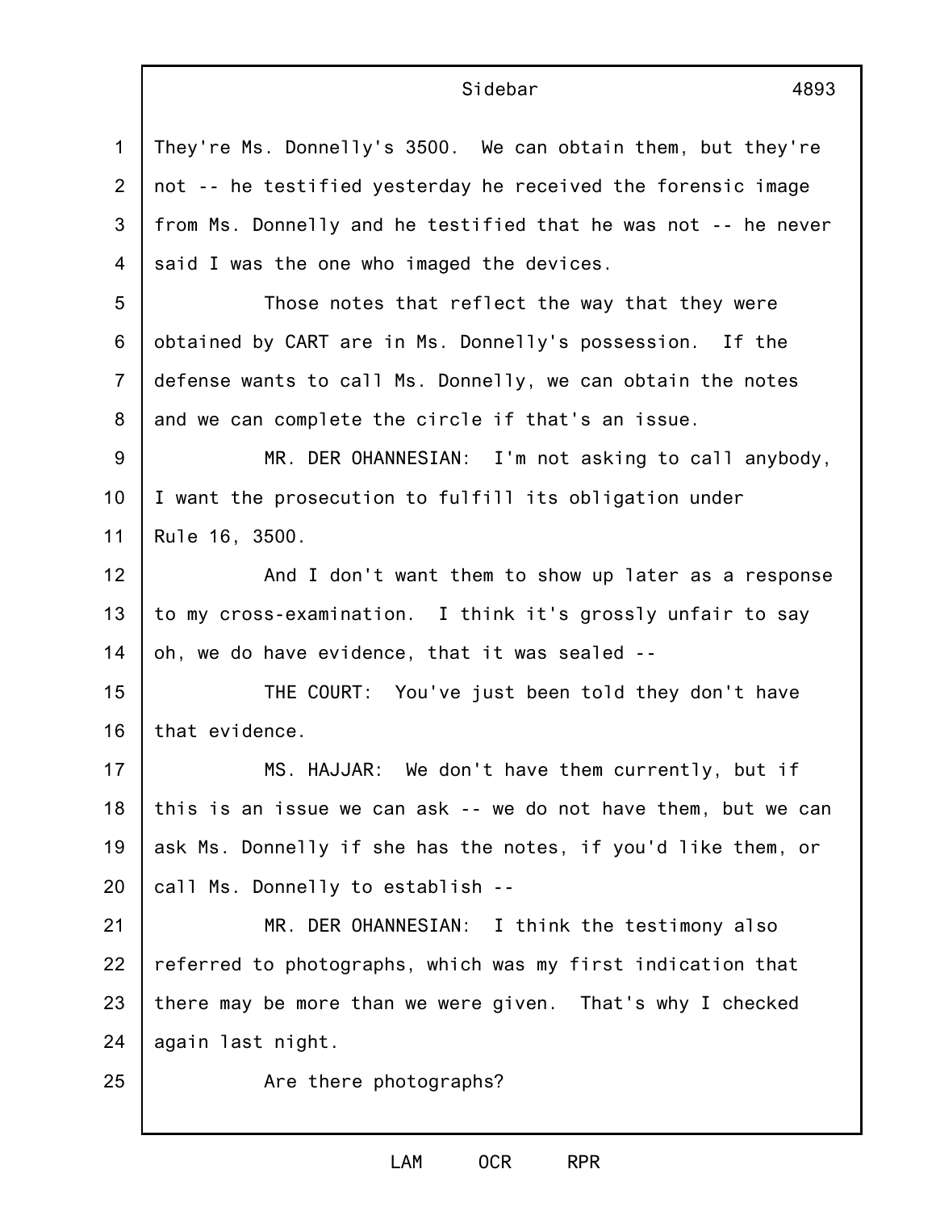They're Ms. Donnelly's 3500. We can obtain them, but they're not -- he testified yesterday he received the forensic image from Ms. Donnelly and he testified that he was not -- he never said I was the one who imaged the devices.

Those notes that reflect the way that they were obtained by CART are in Ms. Donnelly's possession. If the defense wants to call Ms. Donnelly, we can obtain the notes and we can complete the circle if that's an issue.

MR. DER OHANNESIAN: I'm not asking to call anybody, I want the prosecution to fulfill its obligation under Rule 16, 3500.

And I don't want them to show up later as a response to my cross-examination. I think it's grossly unfair to say oh, we do have evidence, that it was sealed --

THE COURT: You've just been told they don't have that evidence.

MS. HAJJAR: We don't have them currently, but if this is an issue we can ask -- we do not have them, but we can ask Ms. Donnelly if she has the notes, if you'd like them, or call Ms. Donnelly to establish --

MR. DER OHANNESIAN: I think the testimony also referred to photographs, which was my first indication that there may be more than we were given. That's why I checked again last night.

Are there photographs?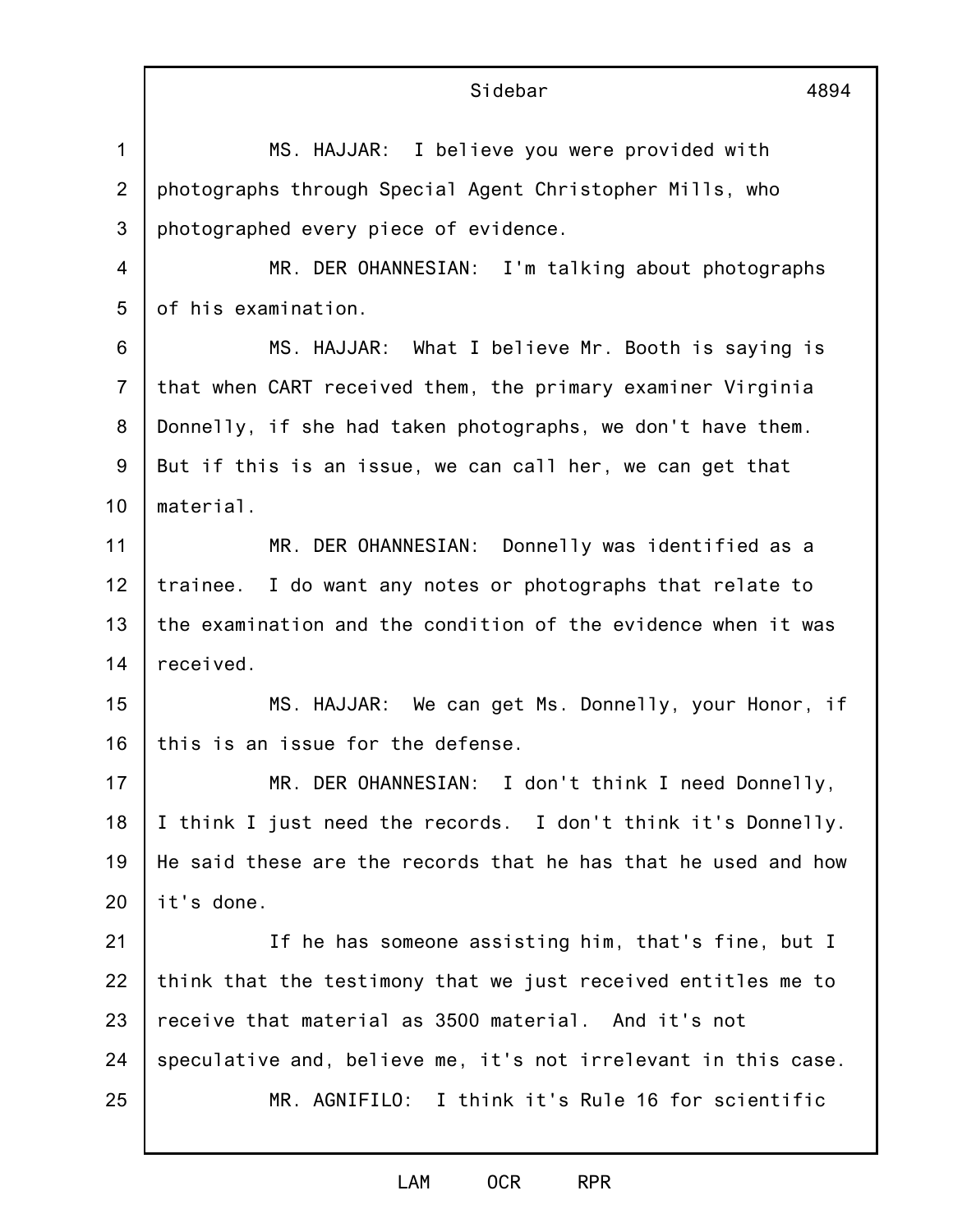MS. HAJJAR: I believe you were provided with photographs through Special Agent Christopher Mills, who photographed every piece of evidence.

MR. DER OHANNESIAN: I'm talking about photographs of his examination.

MS. HAJJAR: What I believe Mr. Booth is saying is that when CART received them, the primary examiner Virginia Donnelly, if she had taken photographs, we don't have them. But if this is an issue, we can call her, we can get that material.

MR. DER OHANNESIAN: Donnelly was identified as a trainee. I do want any notes or photographs that relate to the examination and the condition of the evidence when it was received.

MS. HAJJAR: We can get Ms. Donnelly, your Honor, if this is an issue for the defense.

MR. DER OHANNESIAN: I don't think I need Donnelly, I think I just need the records. I don't think it's Donnelly. He said these are the records that he has that he used and how it's done.

If he has someone assisting him, that's fine, but I think that the testimony that we just received entitles me to receive that material as 3500 material. And it's not speculative and, believe me, it's not irrelevant in this case.

MR. AGNIFILO: I think it's Rule 16 for scientific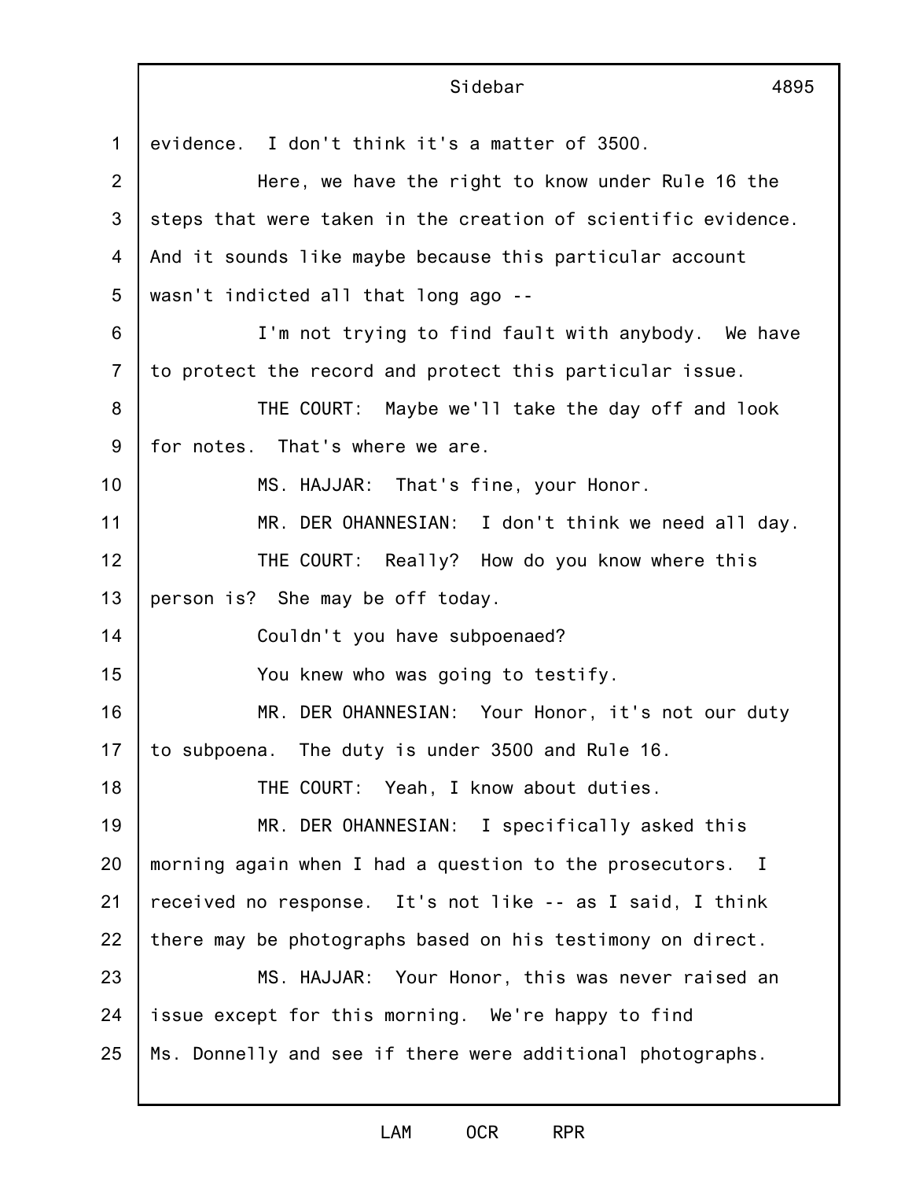evidence. I don't think it's a matter of 3500.

Here, we have the right to know under Rule 16 the steps that were taken in the creation of scientific evidence. And it sounds like maybe because this particular account wasn't indicted all that long ago --

I'm not trying to find fault with anybody. We have to protect the record and protect this particular issue.

THE COURT: Maybe we'll take the day off and look for notes. That's where we are.

MS. HAJJAR: That's fine, your Honor.

MR. DER OHANNESIAN: I don't think we need all day.

THE COURT: Really? How do you know where this person is? She may be off today.

Couldn't you have subpoenaed?

You knew who was going to testify.

MR. DER OHANNESIAN: Your Honor, it's not our duty to subpoena. The duty is under 3500 and Rule 16.

THE COURT: Yeah, I know about duties.

MR. DER OHANNESIAN: I specifically asked this morning again when I had a question to the prosecutors. I received no response. It's not like -- as I said, I think there may be photographs based on his testimony on direct.

MS. HAJJAR: Your Honor, this was never raised an issue except for this morning. We're happy to find Ms. Donnelly and see if there were additional photographs.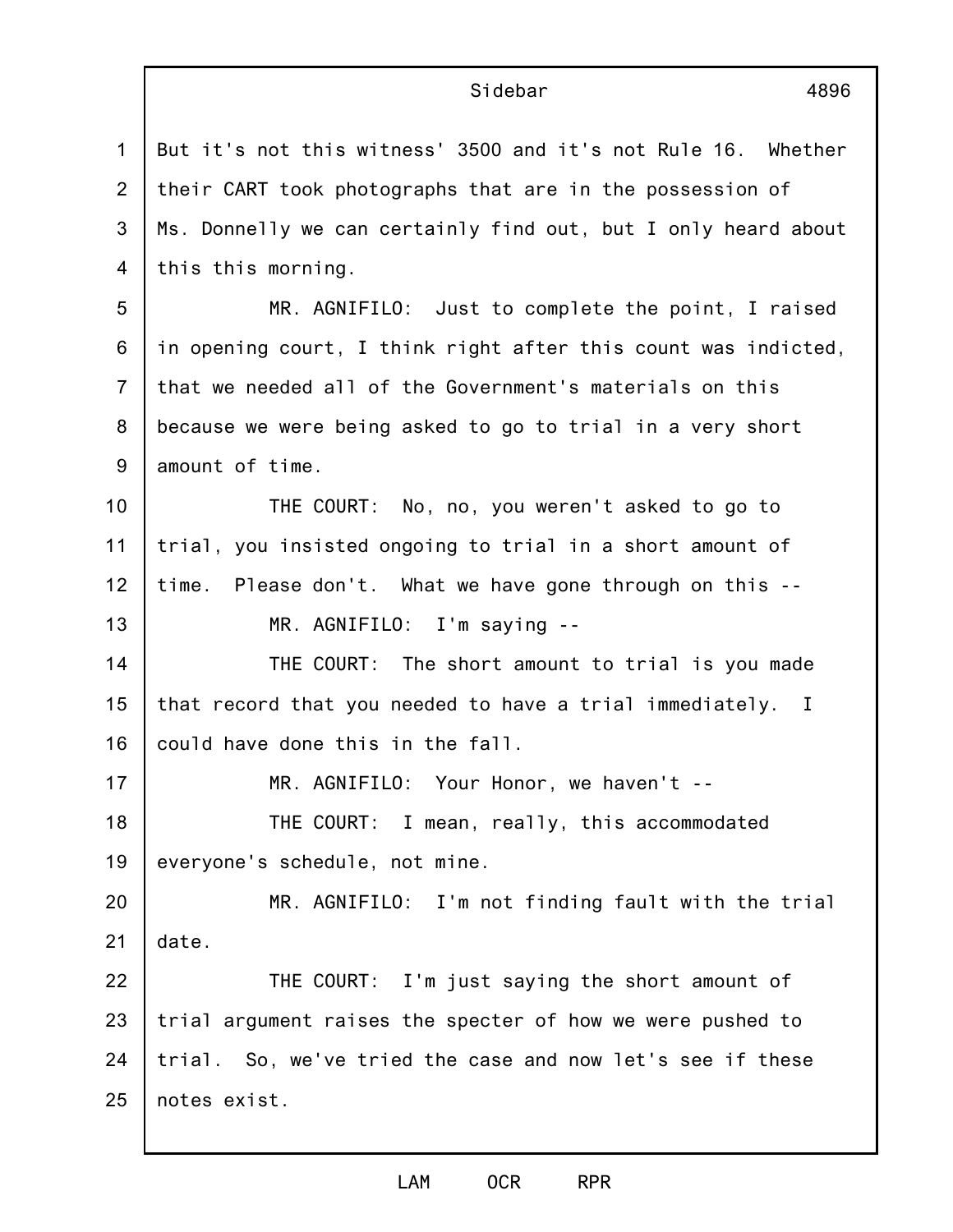But it's not this witness' 3500 and it's not Rule 16. Whether their CART took photographs that are in the possession of Ms. Donnelly we can certainly find out, but I only heard about this this morning.

MR. AGNIFILO: Just to complete the point, I raised in opening court, I think right after this count was indicted, that we needed all of the Government's materials on this because we were being asked to go to trial in a very short amount of time.

THE COURT: No, no, you weren't asked to go to trial, you insisted ongoing to trial in a short amount of time. Please don't. What we have gone through on this --

MR. AGNIFILO: I'm saying --

THE COURT: The short amount to trial is you made that record that you needed to have a trial immediately. I could have done this in the fall.

MR. AGNIFILO: Your Honor, we haven't --

THE COURT: I mean, really, this accommodated everyone's schedule, not mine.

MR. AGNIFILO: I'm not finding fault with the trial date.

THE COURT: I'm just saying the short amount of trial argument raises the specter of how we were pushed to trial. So, we've tried the case and now let's see if these notes exist.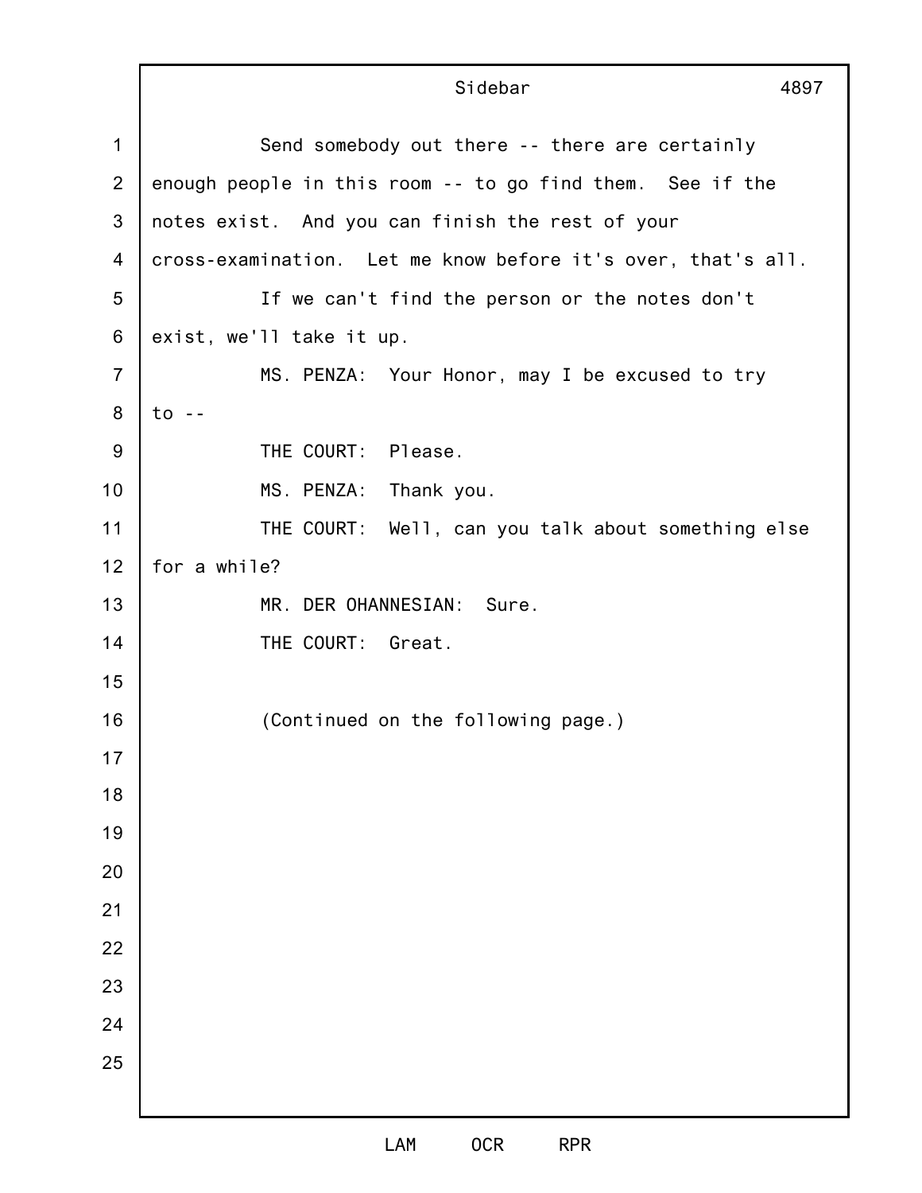Send somebody out there -- there are certainly enough people in this room -- to go find them. See if the notes exist. And you can finish the rest of your cross-examination. Let me know before it's over, that's all.

If we can't find the person or the notes don't exist, we'll take it up.

MS. PENZA: Your Honor, may I be excused to try to --

THE COURT: Please.

MS. PENZA: Thank you.

THE COURT: Well, can you talk about something else for a while?

MR. DER OHANNESIAN: Sure.

THE COURT: Great.

(Continued on the following page.)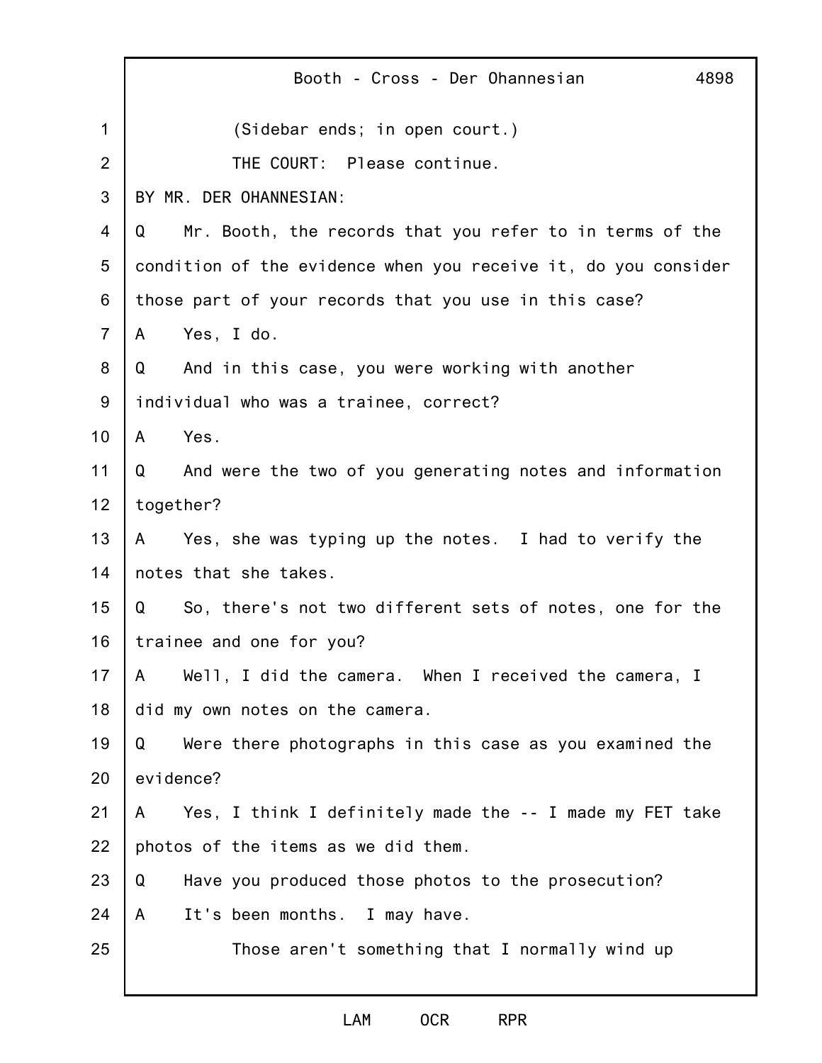(Sidebar ends; in open court.)

THE COURT: Please continue.

BY MR. DER OHANNESIAN:

Q Mr. Booth, the records that you refer to in terms of the condition of the evidence when you receive it, do you consider those part of your records that you use in this case?

A Yes, I do.

Q And in this case, you were working with another individual who was a trainee, correct?

A Yes.

Q And were the two of you generating notes and information together?

A Yes, she was typing up the notes. I had to verify the notes that she takes.

Q So, there's not two different sets of notes, one for the trainee and one for you?

A Well, I did the camera. When I received the camera, I did my own notes on the camera.

Q Were there photographs in this case as you examined the evidence?

A Yes, I think I definitely made the -- I made my FET take photos of the items as we did them.

Q Have you produced those photos to the prosecution?

A It's been months. I may have.

Those aren't something that I normally wind up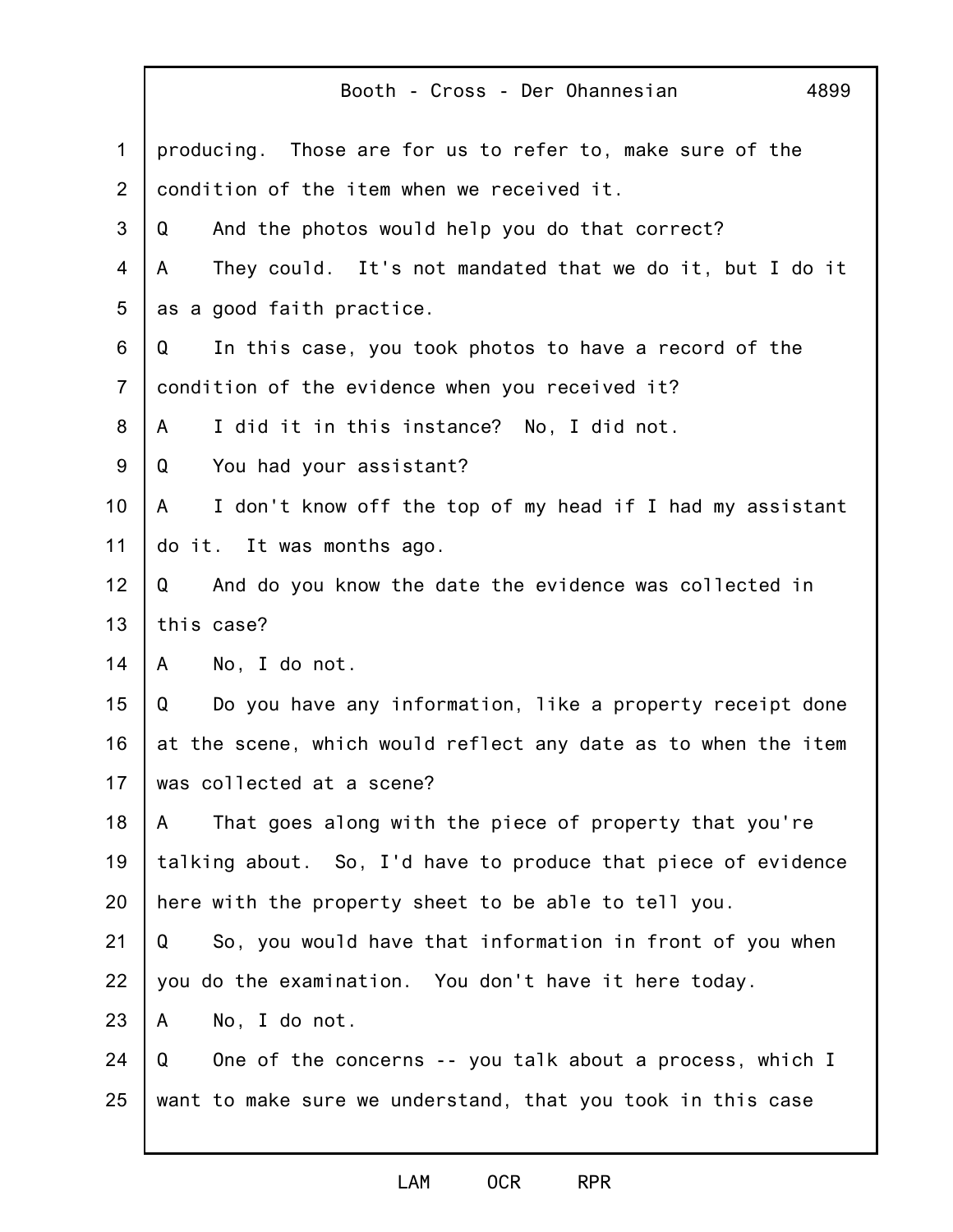producing. Those are for us to refer to, make sure of the condition of the item when we received it.

Q And the photos would help you do that correct?

A They could. It's not mandated that we do it, but I do it as a good faith practice.

Q In this case, you took photos to have a record of the condition of the evidence when you received it?

A I did it in this instance? No, I did not.

Q You had your assistant?

A I don't know off the top of my head if I had my assistant do it. It was months ago.

Q And do you know the date the evidence was collected in this case?

A No, I do not.

Q Do you have any information, like a property receipt done at the scene, which would reflect any date as to when the item was collected at a scene?

A That goes along with the piece of property that you're talking about. So, I'd have to produce that piece of evidence here with the property sheet to be able to tell you.

Q So, you would have that information in front of you when you do the examination. You don't have it here today.

A No, I do not.

Q One of the concerns -- you talk about a process, which I want to make sure we understand, that you took in this case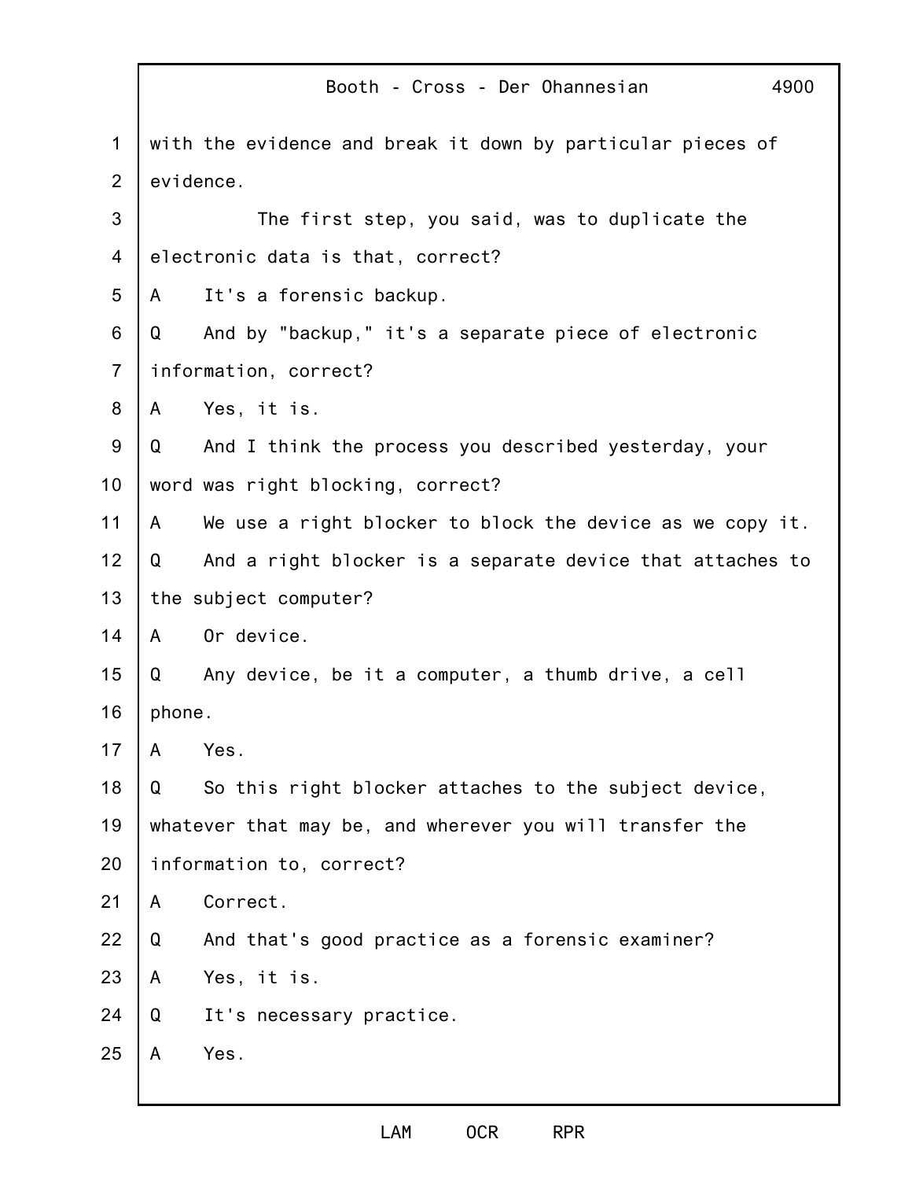with the evidence and break it down by particular pieces of evidence.

The first step, you said, was to duplicate the electronic data is that, correct?

A It's a forensic backup.

Q And by "backup," it's a separate piece of electronic information, correct?

A Yes, it is.

Q And I think the process you described yesterday, your word was right blocking, correct?

A We use a right blocker to block the device as we copy it.

Q And a right blocker is a separate device that attaches to the subject computer?

A Or device.

Q Any device, be it a computer, a thumb drive, a cell phone.

A Yes.

Q So this right blocker attaches to the subject device, whatever that may be, and wherever you will transfer the information to, correct?

A Correct.

Q And that's good practice as a forensic examiner?

A Yes, it is.

Q It's necessary practice.

A Yes.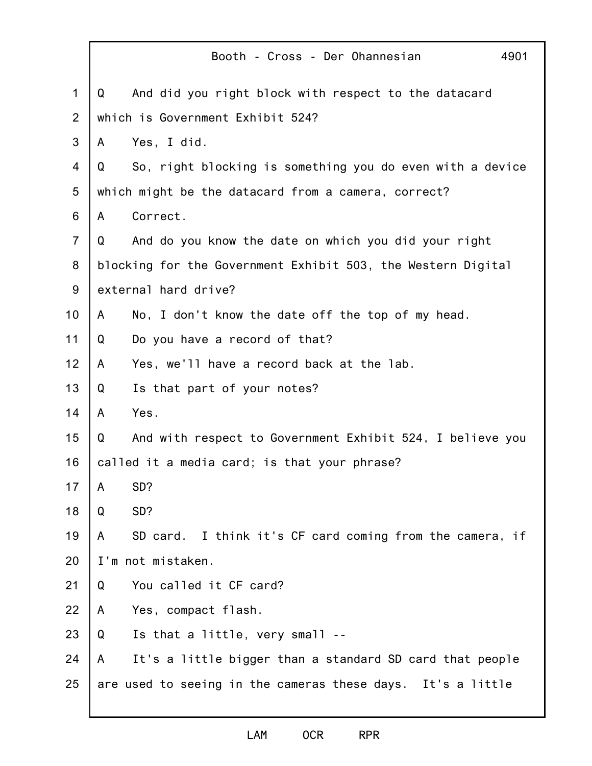Q And did you right block with respect to the datacard which is Government Exhibit 524?

A Yes, I did.

Q So, right blocking is something you do even with a device which might be the datacard from a camera, correct?

A Correct.

Q And do you know the date on which you did your right blocking for the Government Exhibit 503, the Western Digital external hard drive?

A No, I don't know the date off the top of my head.

Q Do you have a record of that?

A Yes, we'll have a record back at the lab.

Q Is that part of your notes?

A Yes.

Q And with respect to Government Exhibit 524, I believe you called it a media card; is that your phrase?

A SD?

Q SD?

A SD card. I think it's CF card coming from the camera, if I'm not mistaken.

Q You called it CF card?

A Yes, compact flash.

Q Is that a little, very small --

A It's a little bigger than a standard SD card that people are used to seeing in the cameras these days. It's a little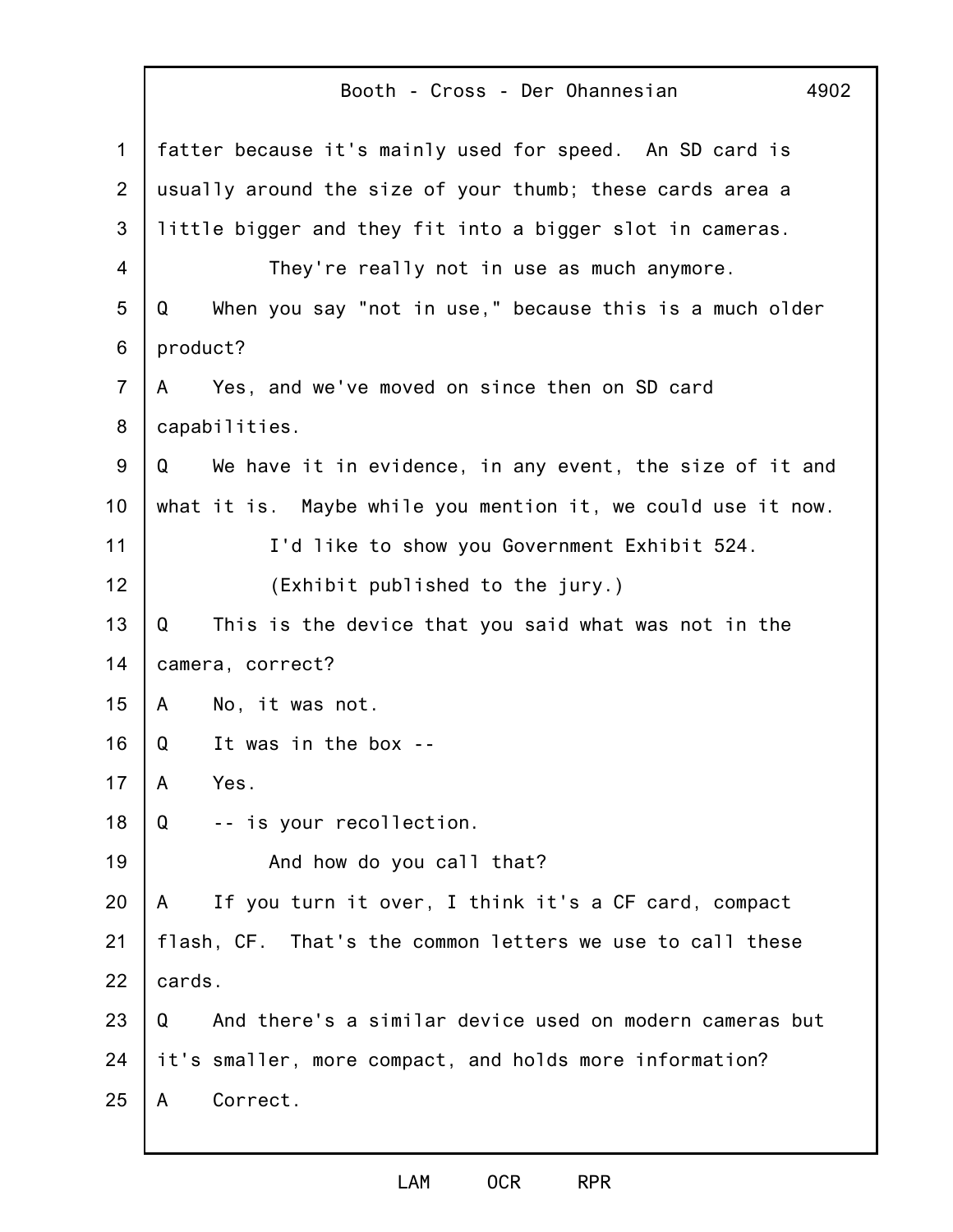fatter because it's mainly used for speed. An SD card is usually around the size of your thumb; these cards area a little bigger and they fit into a bigger slot in cameras.

They're really not in use as much anymore.

Q When you say "not in use," because this is a much older product?

A Yes, and we've moved on since then on SD card capabilities.

Q We have it in evidence, in any event, the size of it and what it is. Maybe while you mention it, we could use it now.

I'd like to show you Government Exhibit 524.

(Exhibit published to the jury.)

Q This is the device that you said what was not in the camera, correct?

A No, it was not.

Q It was in the box --

A Yes.

Q -- is your recollection.

And how do you call that?

A If you turn it over, I think it's a CF card, compact flash, CF. That's the common letters we use to call these cards.

Q And there's a similar device used on modern cameras but it's smaller, more compact, and holds more information?

A Correct.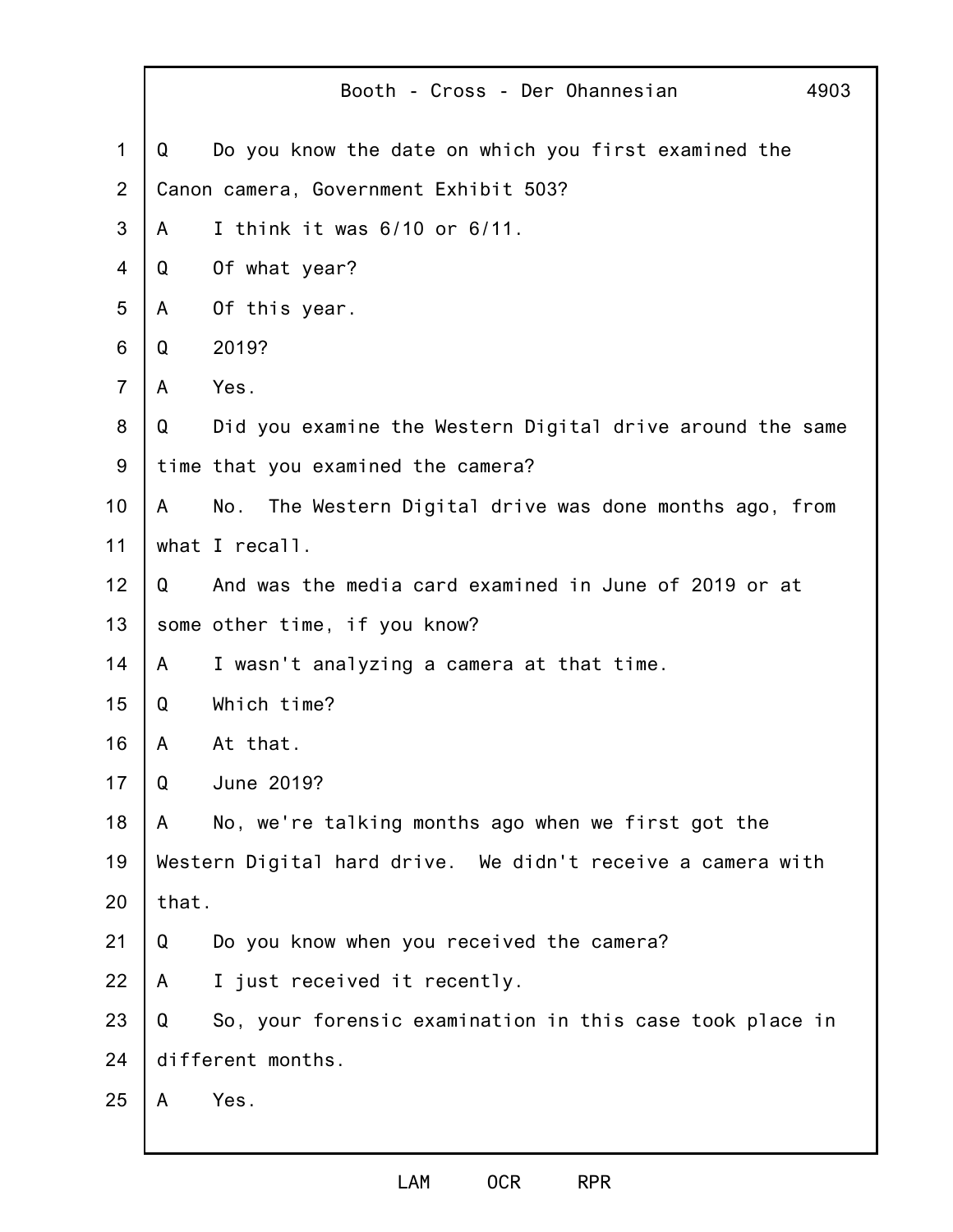Q Do you know the date on which you first examined the Canon camera, Government Exhibit 503?

A I think it was 6/10 or 6/11.

Q Of what year?

A Of this year.

Q 2019?

A Yes.

Q Did you examine the Western Digital drive around the same time that you examined the camera?

A No. The Western Digital drive was done months ago, from what I recall.

Q And was the media card examined in June of 2019 or at some other time, if you know?

A I wasn't analyzing a camera at that time.

Q Which time?

A At that.

Q June 2019?

A No, we're talking months ago when we first got the Western Digital hard drive. We didn't receive a camera with that.

Q Do you know when you received the camera?

A I just received it recently.

Q So, your forensic examination in this case took place in different months.

A Yes.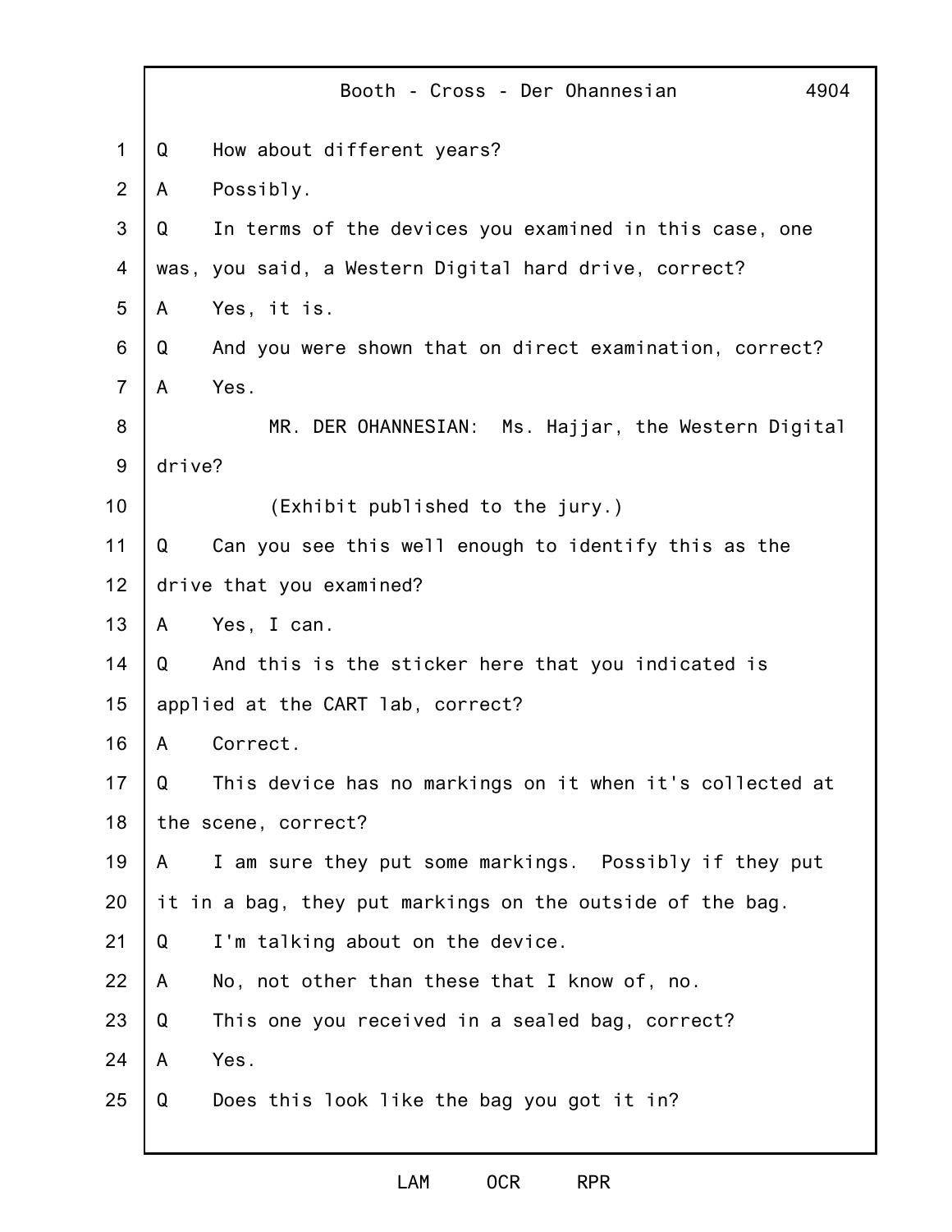Q How about different years?

A Possibly.

Q In terms of the devices you examined in this case, one was, you said, a Western Digital hard drive, correct?

A Yes, it is.

Q And you were shown that on direct examination, correct?

A Yes.

MR. DER OHANNESIAN: Ms. Hajjar, the Western Digital drive?

(Exhibit published to the jury.)

Q Can you see this well enough to identify this as the drive that you examined?

A Yes, I can.

Q And this is the sticker here that you indicated is applied at the CART lab, correct?

A Correct.

Q This device has no markings on it when it's collected at the scene, correct?

A I am sure they put some markings. Possibly if they put it in a bag, they put markings on the outside of the bag.

Q I'm talking about on the device.

A No, not other than these that I know of, no.

Q This one you received in a sealed bag, correct?

A Yes.

Q Does this look like the bag you got it in?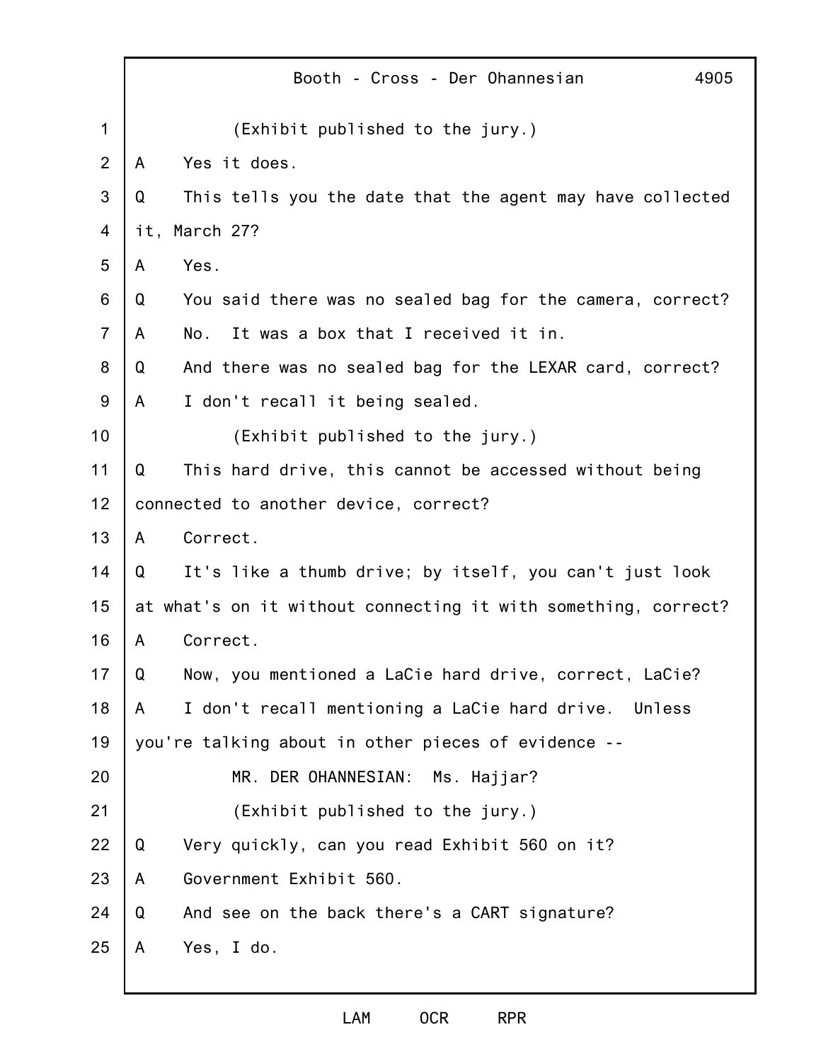(Exhibit published to the jury.)

A Yes it does.

Q This tells you the date that the agent may have collected it, March 27?

A Yes.

Q You said there was no sealed bag for the camera, correct?

A No. It was a box that I received it in.

Q And there was no sealed bag for the LEXAR card, correct?

A I don't recall it being sealed.

(Exhibit published to the jury.)

Q This hard drive, this cannot be accessed without being connected to another device, correct?

A Correct.

Q It's like a thumb drive; by itself, you can't just look at what's on it without connecting it with something, correct?

A Correct.

Q Now, you mentioned a LaCie hard drive, correct, LaCie?

A I don't recall mentioning a LaCie hard drive. Unless you're talking about in other pieces of evidence --

MR. DER OHANNESIAN: Ms. Hajjar?

(Exhibit published to the jury.)

Q Very quickly, can you read Exhibit 560 on it?

A Government Exhibit 560.

Q And see on the back there's a CART signature?

A Yes, I do.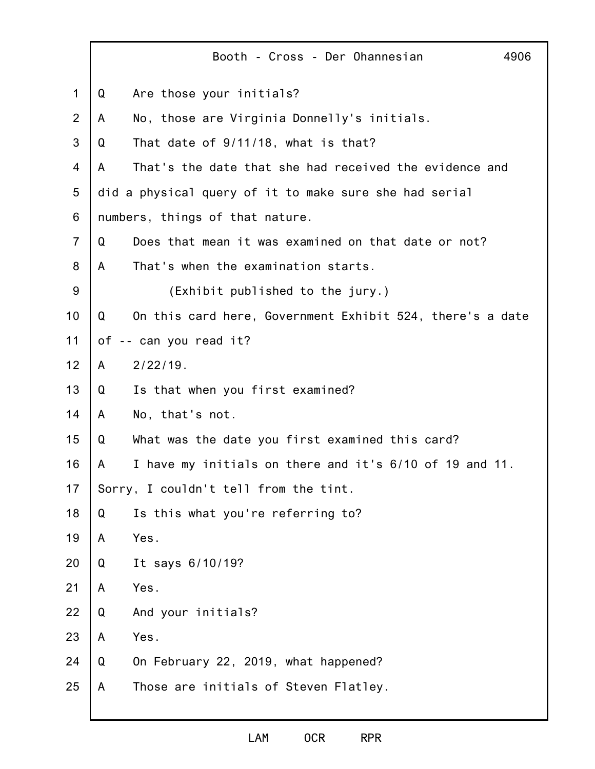Q Are those your initials?

A No, those are Virginia Donnelly's initials.

Q That date of 9/11/18, what is that?

A That's the date that she had received the evidence and did a physical query of it to make sure she had serial numbers, things of that nature.

Q Does that mean it was examined on that date or not?

A That's when the examination starts.

(Exhibit published to the jury.)

Q On this card here, Government Exhibit 524, there's a date of -- can you read it?

A 2/22/19.

Q Is that when you first examined?

A No, that's not.

Q What was the date you first examined this card?

A I have my initials on there and it's 6/10 of 19 and 11. Sorry, I couldn't tell from the tint.

Q Is this what you're referring to?

A Yes.

Q It says 6/10/19?

A Yes.

Q And your initials?

A Yes.

Q On February 22, 2019, what happened?

A Those are initials of Steven Flatley.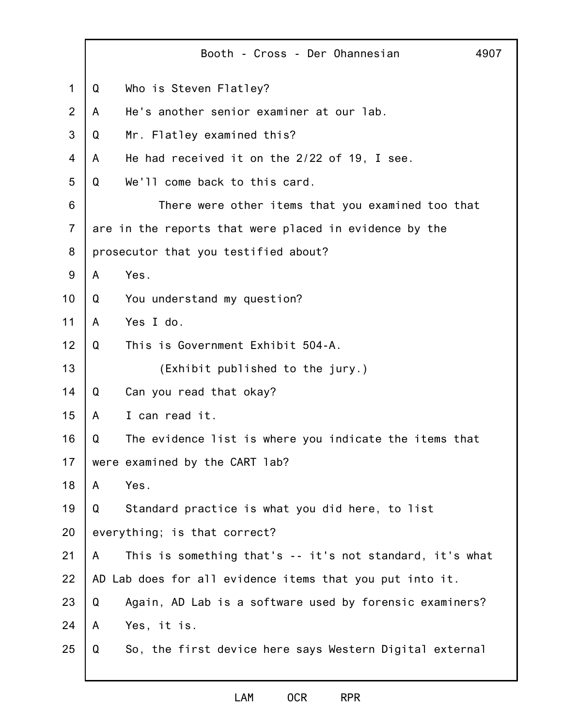Q Who is Steven Flatley?

A He's another senior examiner at our lab.

Q Mr. Flatley examined this?

A He had received it on the 2/22 of 19, I see.

Q We'll come back to this card.

There were other items that you examined too that are in the reports that were placed in evidence by the prosecutor that you testified about?

A Yes.

Q You understand my question?

A Yes I do.

Q This is Government Exhibit 504-A.

(Exhibit published to the jury.)

Q Can you read that okay?

A I can read it.

Q The evidence list is where you indicate the items that were examined by the CART lab?

A Yes.

Q Standard practice is what you did here, to list everything; is that correct?

A This is something that's -- it's not standard, it's what AD Lab does for all evidence items that you put into it.

Q Again, AD Lab is a software used by forensic examiners?

A Yes, it is.

Q So, the first device here says Western Digital external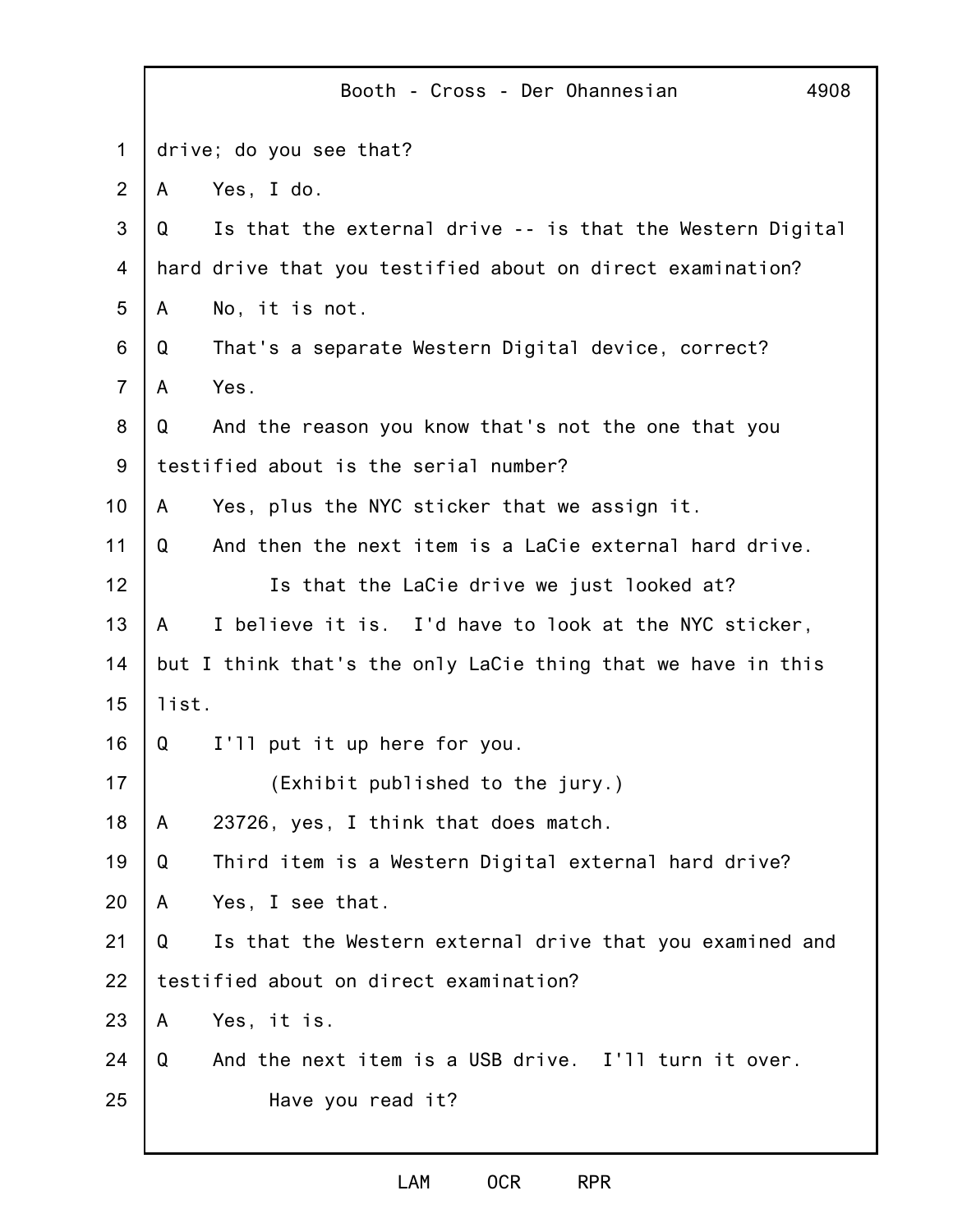drive; do you see that?

A    Yes, I do.

Q    Is that the external drive -- is that the Western Digital hard drive that you testified about on direct examination?

A    No, it is not.

Q    That's a separate Western Digital device, correct?

A    Yes.

Q    And the reason you know that's not the one that you testified about is the serial number?

A    Yes, plus the NYC sticker that we assign it.

Q    And then the next item is a LaCie external hard drive.

Is that the LaCie drive we just looked at?

A    I believe it is. I'd have to look at the NYC sticker, but I think that's the only LaCie thing that we have in this list.

Q    I'll put it up here for you.

(Exhibit published to the jury.)

A    23726, yes, I think that does match.

Q    Third item is a Western Digital external hard drive?

A    Yes, I see that.

Q    Is that the Western external drive that you examined and testified about on direct examination?

A    Yes, it is.

Q    And the next item is a USB drive. I'll turn it over.

Have you read it?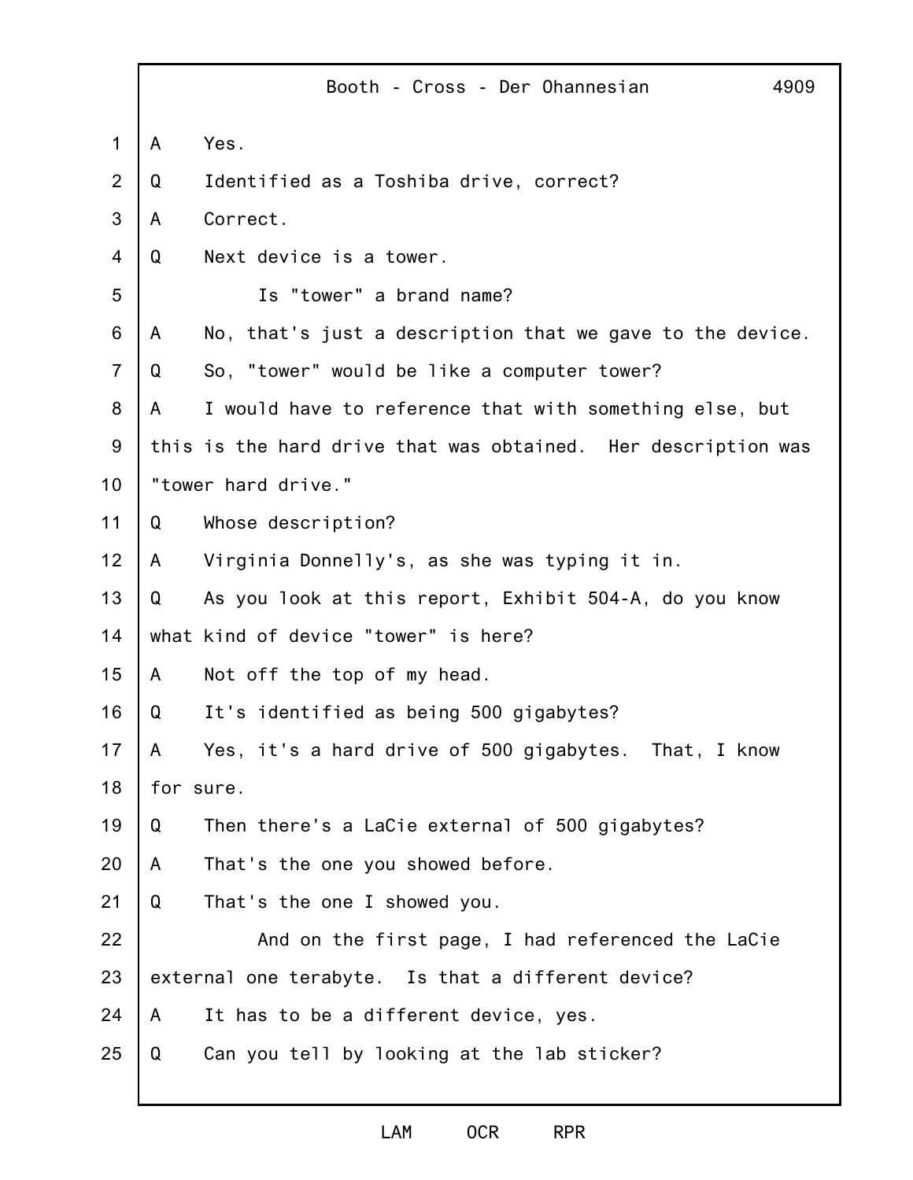A Yes.

Q Identified as a Toshiba drive, correct?

A Correct.

Q Next device is a tower.

Is "tower" a brand name?

A No, that's just a description that we gave to the device.

Q So, "tower" would be like a computer tower?

A I would have to reference that with something else, but this is the hard drive that was obtained. Her description was "tower hard drive."

Q Whose description?

A Virginia Donnelly's, as she was typing it in.

Q As you look at this report, Exhibit 504-A, do you know what kind of device "tower" is here?

A Not off the top of my head.

Q It's identified as being 500 gigabytes?

A Yes, it's a hard drive of 500 gigabytes. That, I know for sure.

Q Then there's a LaCie external of 500 gigabytes?

A That's the one you showed before.

Q That's the one I showed you.

And on the first page, I had referenced the LaCie external one terabyte. Is that a different device?

A It has to be a different device, yes.

Q Can you tell by looking at the lab sticker?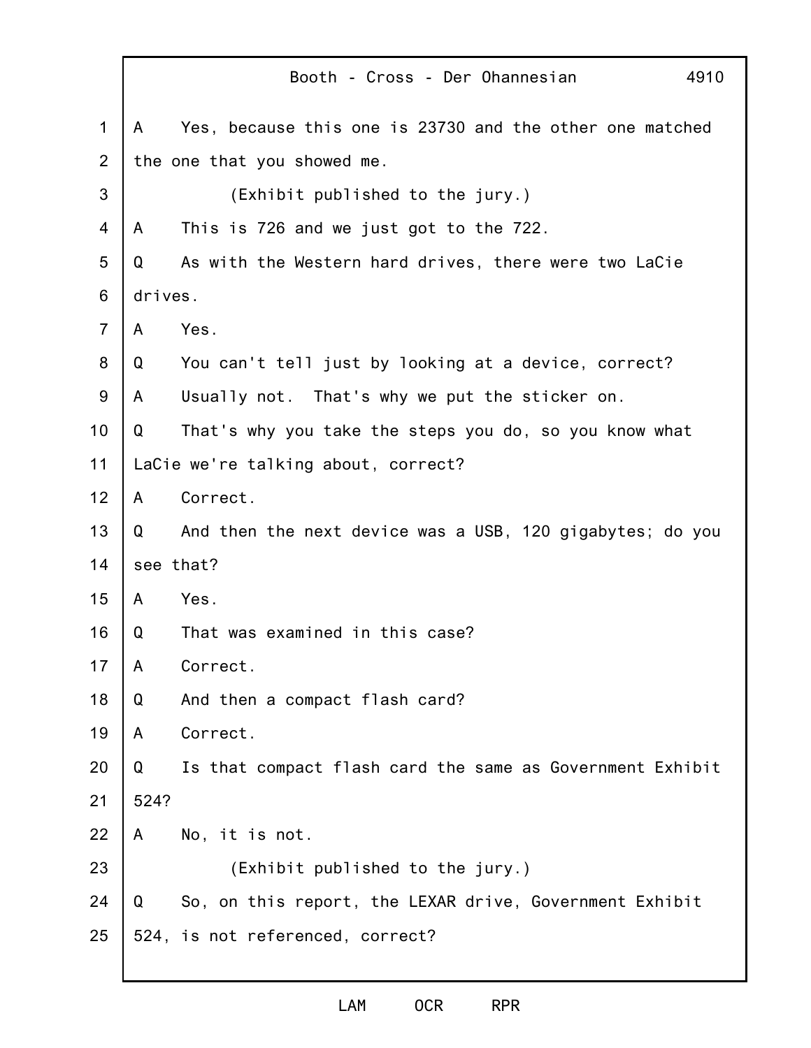A Yes, because this one is 23730 and the other one matched the one that you showed me.

(Exhibit published to the jury.)

A This is 726 and we just got to the 722.

Q As with the Western hard drives, there were two LaCie drives.

A Yes.

Q You can't tell just by looking at a device, correct?

A Usually not. That's why we put the sticker on.

Q That's why you take the steps you do, so you know what LaCie we're talking about, correct?

A Correct.

Q And then the next device was a USB, 120 gigabytes; do you see that?

A Yes.

Q That was examined in this case?

A Correct.

Q And then a compact flash card?

A Correct.

Q Is that compact flash card the same as Government Exhibit 524?

A No, it is not.

(Exhibit published to the jury.)

Q So, on this report, the LEXAR drive, Government Exhibit 524, is not referenced, correct?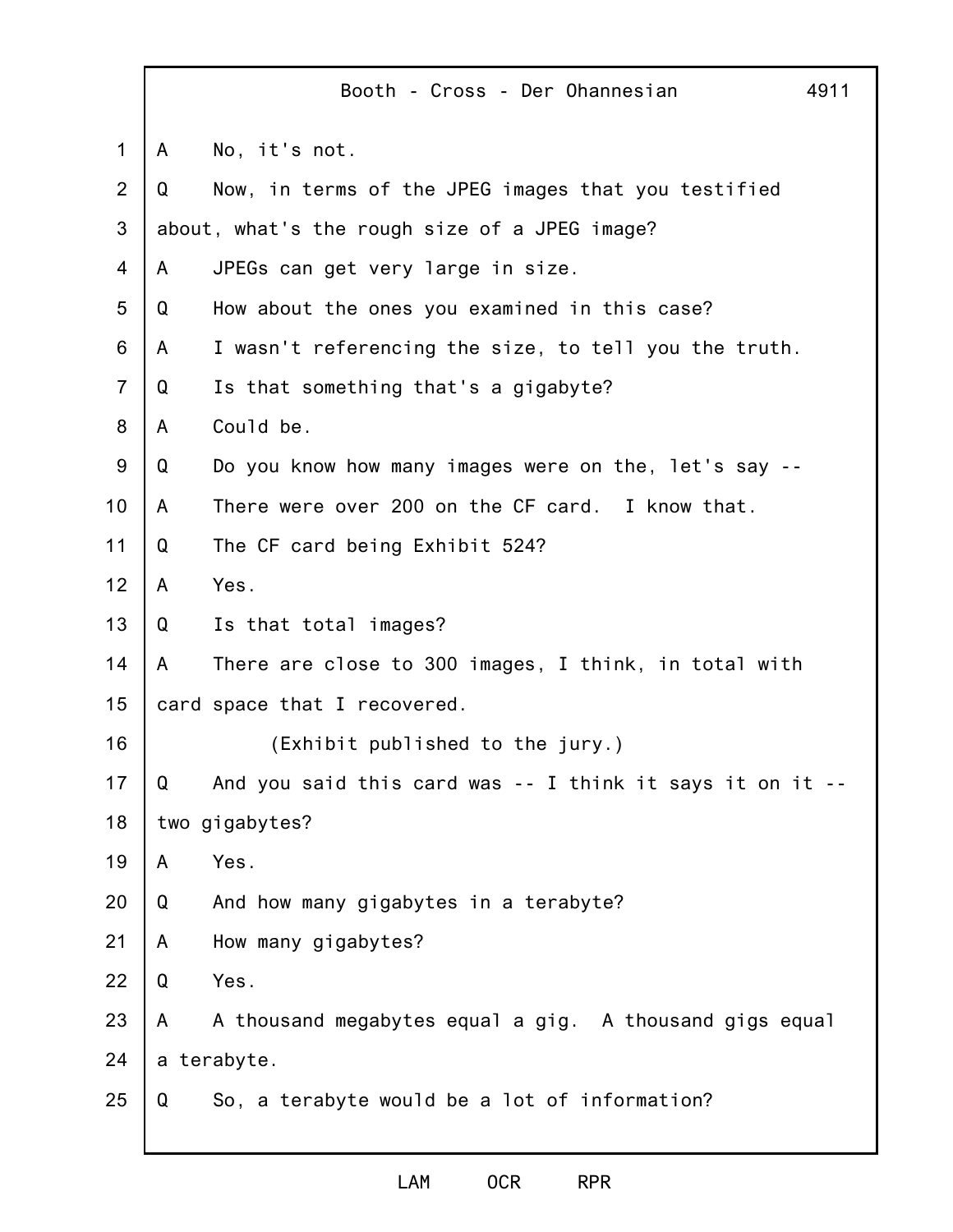A No, it's not.

Q Now, in terms of the JPEG images that you testified about, what's the rough size of a JPEG image?

A JPEGs can get very large in size.

Q How about the ones you examined in this case?

A I wasn't referencing the size, to tell you the truth.

Q Is that something that's a gigabyte?

A Could be.

Q Do you know how many images were on the, let's say --

A There were over 200 on the CF card. I know that.

Q The CF card being Exhibit 524?

A Yes.

Q Is that total images?

A There are close to 300 images, I think, in total with card space that I recovered.

(Exhibit published to the jury.)

Q And you said this card was -- I think it says it on it -- two gigabytes?

A Yes.

Q And how many gigabytes in a terabyte?

A How many gigabytes?

Q Yes.

A A thousand megabytes equal a gig. A thousand gigs equal a terabyte.

Q So, a terabyte would be a lot of information?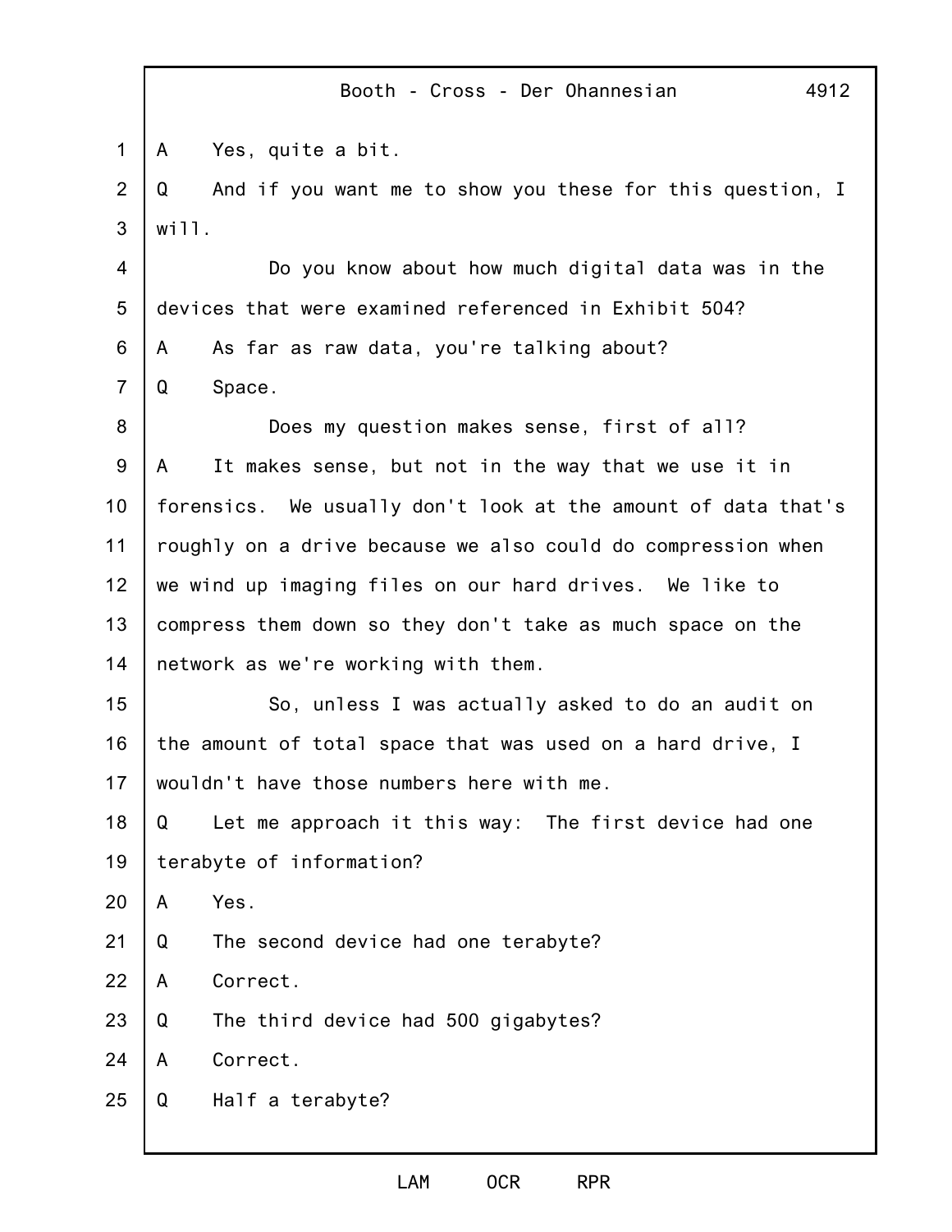A Yes, quite a bit.

Q And if you want me to show you these for this question, I will.

Do you know about how much digital data was in the devices that were examined referenced in Exhibit 504?

A As far as raw data, you're talking about?

Q Space.

Does my question makes sense, first of all?

A It makes sense, but not in the way that we use it in forensics. We usually don't look at the amount of data that's roughly on a drive because we also could do compression when we wind up imaging files on our hard drives. We like to compress them down so they don't take as much space on the network as we're working with them.

So, unless I was actually asked to do an audit on the amount of total space that was used on a hard drive, I wouldn't have those numbers here with me.

Q Let me approach it this way: The first device had one terabyte of information?

A Yes.

Q The second device had one terabyte?

A Correct.

Q The third device had 500 gigabytes?

A Correct.

Q Half a terabyte?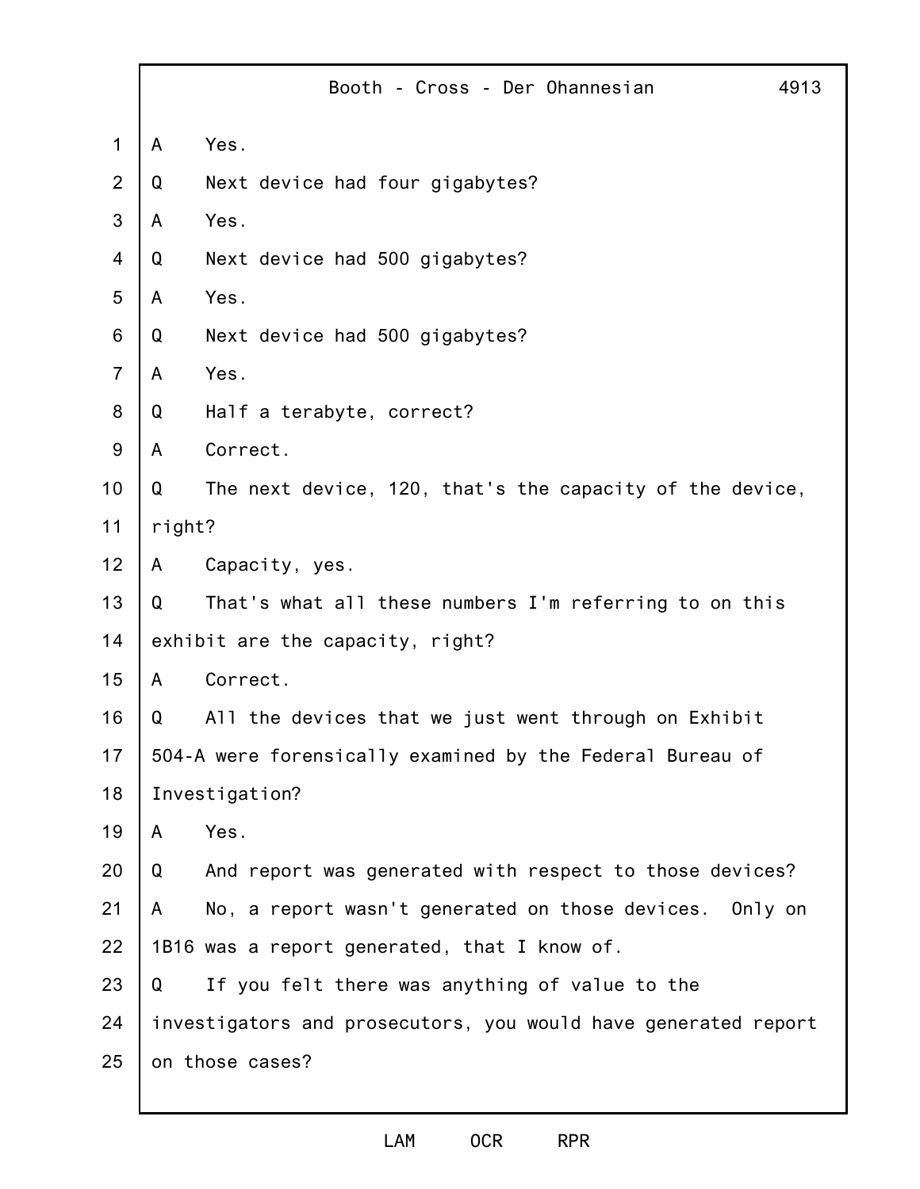A Yes.

Q Next device had four gigabytes?

A Yes.

Q Next device had 500 gigabytes?

A Yes.

Q Next device had 500 gigabytes?

A Yes.

Q Half a terabyte, correct?

A Correct.

Q The next device, 120, that's the capacity of the device, right?

A Capacity, yes.

Q That's what all these numbers I'm referring to on this exhibit are the capacity, right?

A Correct.

Q All the devices that we just went through on Exhibit 504-A were forensically examined by the Federal Bureau of Investigation?

A Yes.

Q And report was generated with respect to those devices?

A No, a report wasn't generated on those devices. Only on 1B16 was a report generated, that I know of.

Q If you felt there was anything of value to the investigators and prosecutors, you would have generated report on those cases?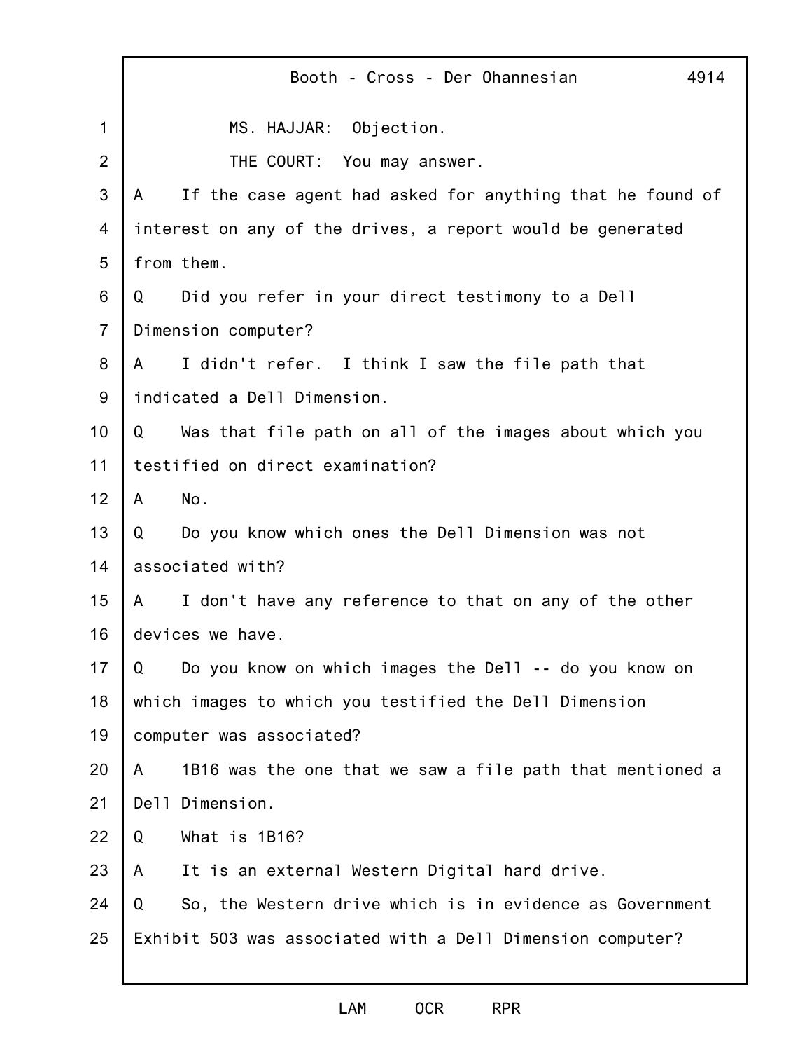MS. HAJJAR: Objection.

THE COURT: You may answer.

A If the case agent had asked for anything that he found of interest on any of the drives, a report would be generated from them.

Q Did you refer in your direct testimony to a Dell Dimension computer?

A I didn't refer. I think I saw the file path that indicated a Dell Dimension.

Q Was that file path on all of the images about which you testified on direct examination?

A No.

Q Do you know which ones the Dell Dimension was not associated with?

A I don't have any reference to that on any of the other devices we have.

Q Do you know on which images the Dell -- do you know on which images to which you testified the Dell Dimension computer was associated?

A 1B16 was the one that we saw a file path that mentioned a Dell Dimension.

Q What is 1B16?

A It is an external Western Digital hard drive.

Q So, the Western drive which is in evidence as Government Exhibit 503 was associated with a Dell Dimension computer?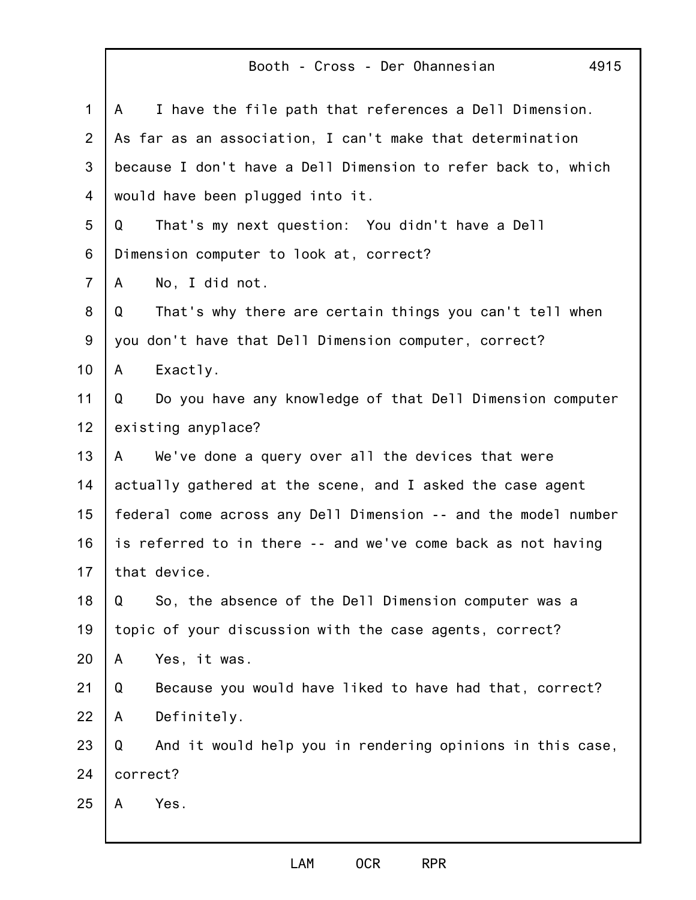A I have the file path that references a Dell Dimension. As far as an association, I can't make that determination because I don't have a Dell Dimension to refer back to, which would have been plugged into it.

Q That's my next question: You didn't have a Dell Dimension computer to look at, correct?

A No, I did not.

Q That's why there are certain things you can't tell when you don't have that Dell Dimension computer, correct?

A Exactly.

Q Do you have any knowledge of that Dell Dimension computer existing anyplace?

A We've done a query over all the devices that were actually gathered at the scene, and I asked the case agent federal come across any Dell Dimension -- and the model number is referred to in there -- and we've come back as not having that device.

Q So, the absence of the Dell Dimension computer was a topic of your discussion with the case agents, correct?

A Yes, it was.

Q Because you would have liked to have had that, correct?

A Definitely.

Q And it would help you in rendering opinions in this case, correct?

A Yes.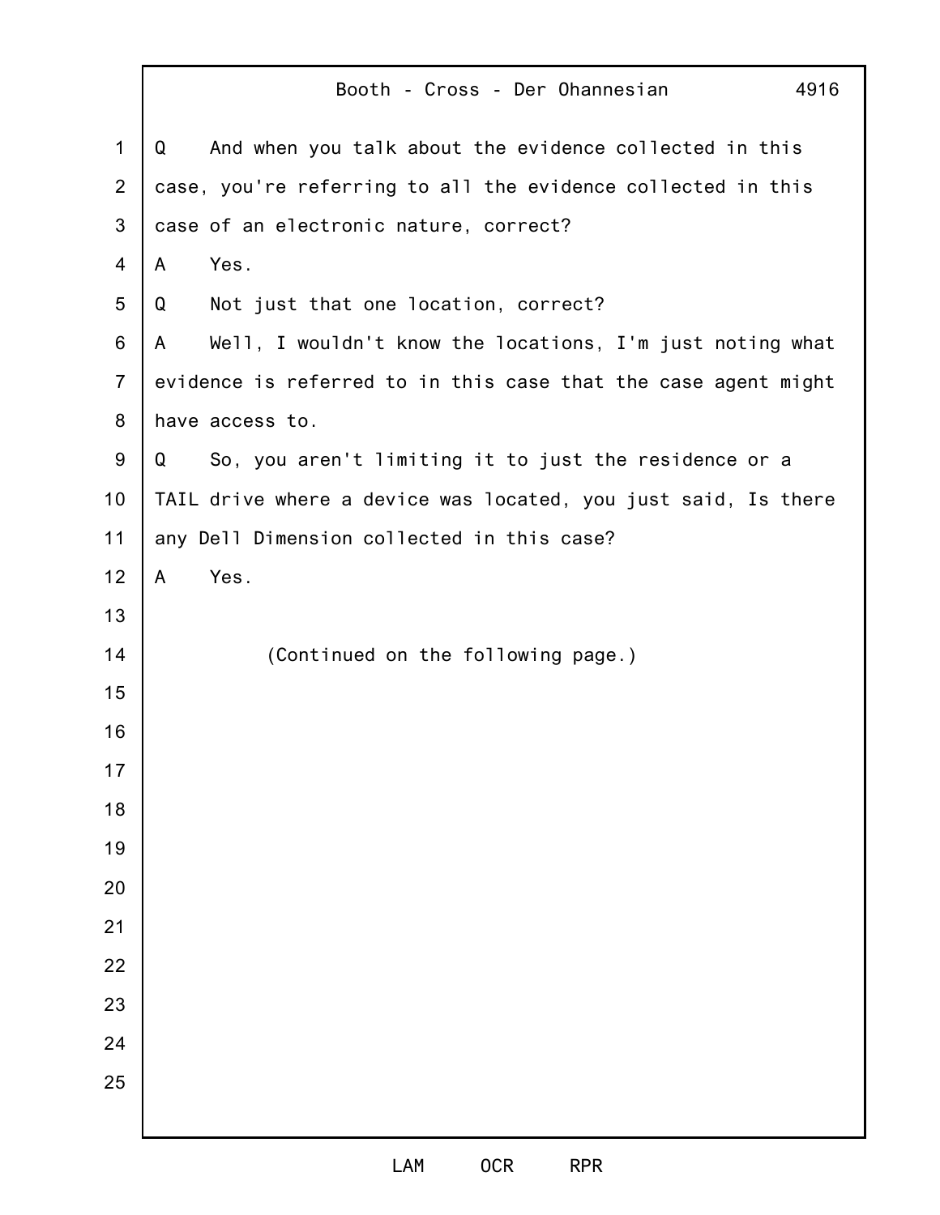Q And when you talk about the evidence collected in this case, you're referring to all the evidence collected in this case of an electronic nature, correct?

A Yes.

Q Not just that one location, correct?

A Well, I wouldn't know the locations, I'm just noting what evidence is referred to in this case that the case agent might have access to.

Q So, you aren't limiting it to just the residence or a TAIL drive where a device was located, you just said, Is there any Dell Dimension collected in this case?

A Yes.

(Continued on the following page.)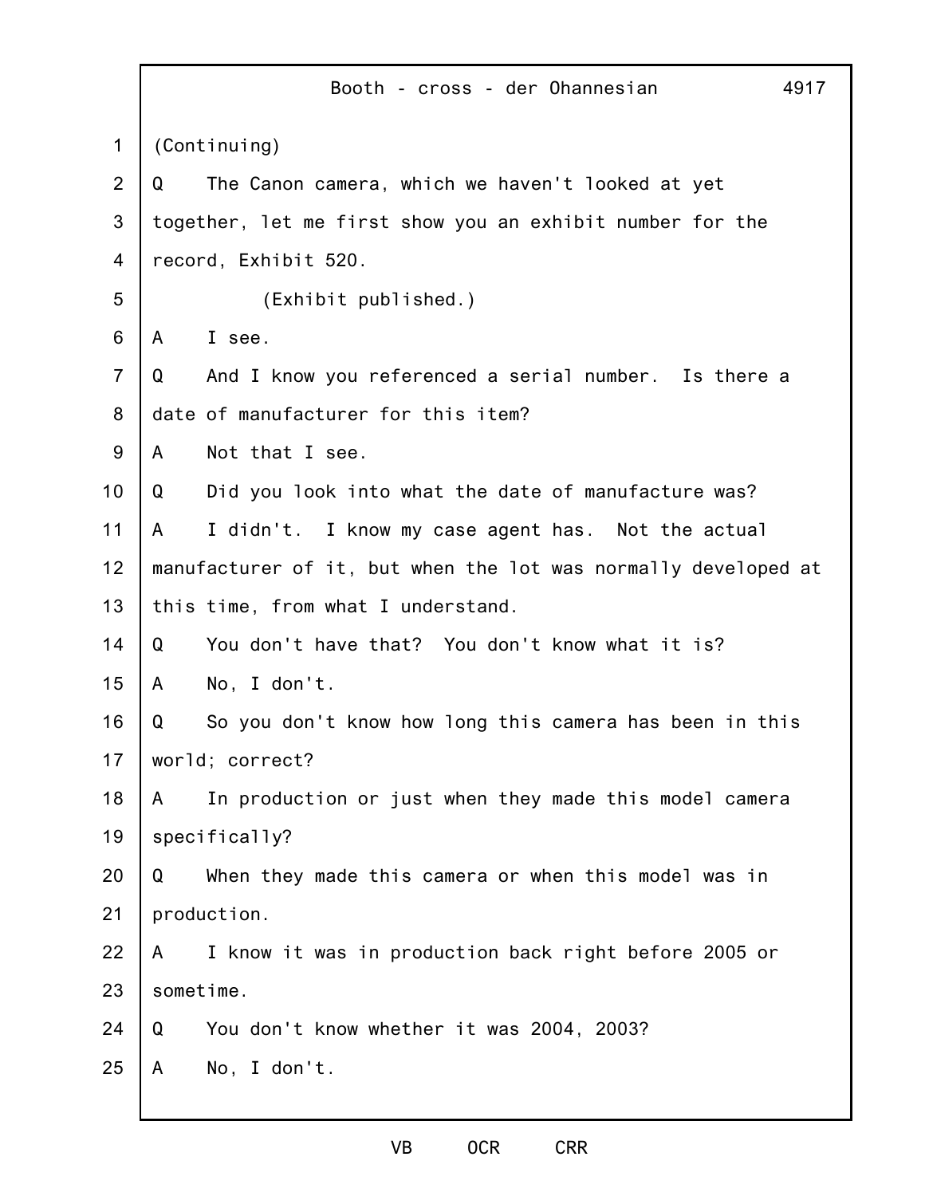(Continuing)

Q The Canon camera, which we haven't looked at yet together, let me first show you an exhibit number for the record, Exhibit 520.

(Exhibit published.)

A I see.

Q And I know you referenced a serial number. Is there a date of manufacturer for this item?

A Not that I see.

Q Did you look into what the date of manufacture was?

A I didn't. I know my case agent has. Not the actual manufacturer of it, but when the lot was normally developed at this time, from what I understand.

Q You don't have that? You don't know what it is?

A No, I don't.

Q So you don't know how long this camera has been in this world; correct?

A In production or just when they made this model camera specifically?

Q When they made this camera or when this model was in production.

A I know it was in production back right before 2005 or sometime.

Q You don't know whether it was 2004, 2003?

A No, I don't.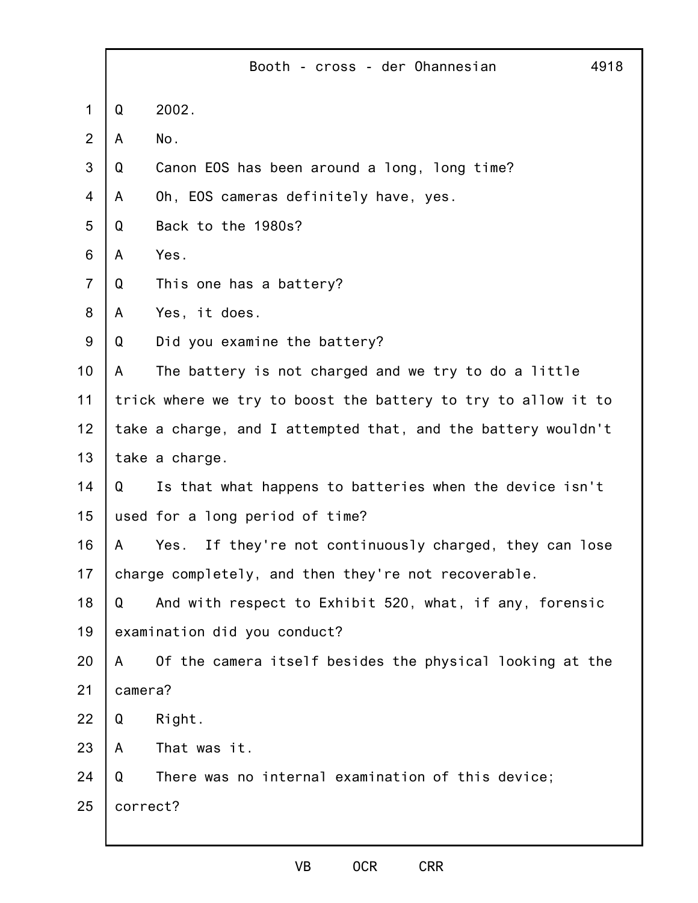Q 2002.

A No.

Q Canon EOS has been around a long, long time?

A Oh, EOS cameras definitely have, yes.

Q Back to the 1980s?

A Yes.

Q This one has a battery?

A Yes, it does.

Q Did you examine the battery?

A The battery is not charged and we try to do a little trick where we try to boost the battery to try to allow it to take a charge, and I attempted that, and the battery wouldn't take a charge.

Q Is that what happens to batteries when the device isn't used for a long period of time?

A Yes. If they're not continuously charged, they can lose charge completely, and then they're not recoverable.

Q And with respect to Exhibit 520, what, if any, forensic examination did you conduct?

A Of the camera itself besides the physical looking at the camera?

Q Right.

A That was it.

Q There was no internal examination of this device; correct?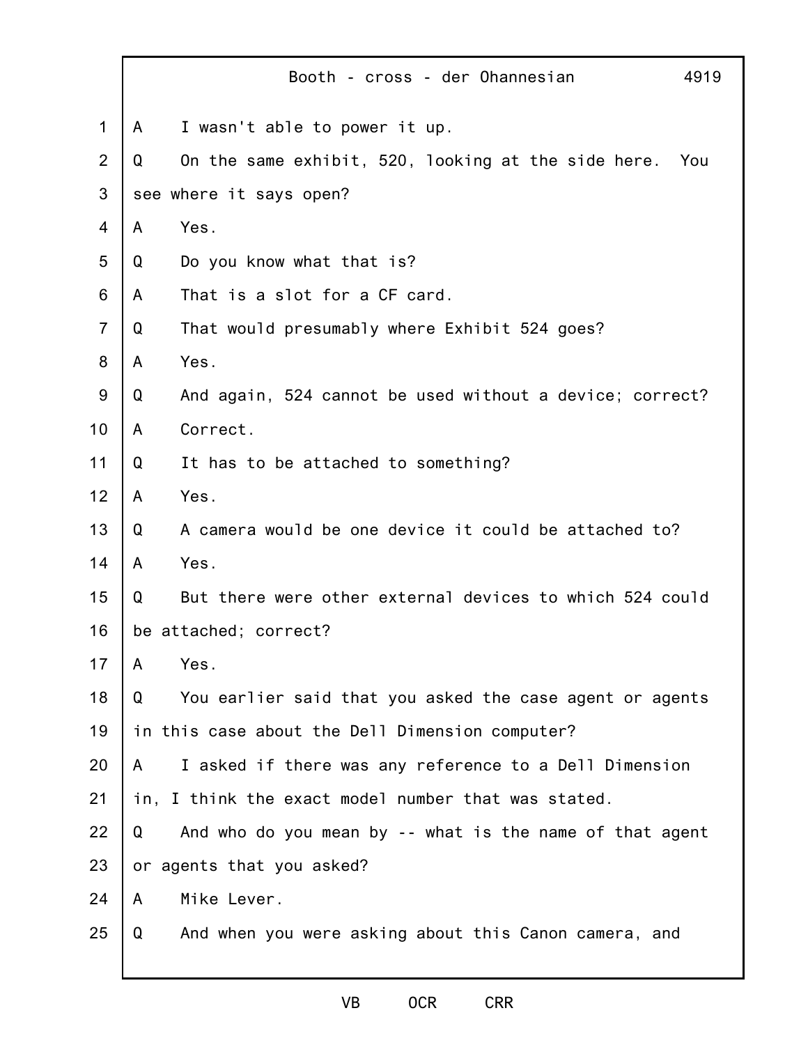A I wasn't able to power it up.

Q On the same exhibit, 520, looking at the side here. You see where it says open?

A Yes.

Q Do you know what that is?

A That is a slot for a CF card.

Q That would presumably where Exhibit 524 goes?

A Yes.

Q And again, 524 cannot be used without a device; correct?

A Correct.

Q It has to be attached to something?

A Yes.

Q A camera would be one device it could be attached to?

A Yes.

Q But there were other external devices to which 524 could be attached; correct?

A Yes.

Q You earlier said that you asked the case agent or agents in this case about the Dell Dimension computer?

A I asked if there was any reference to a Dell Dimension in, I think the exact model number that was stated.

Q And who do you mean by -- what is the name of that agent or agents that you asked?

A Mike Lever.

Q And when you were asking about this Canon camera, and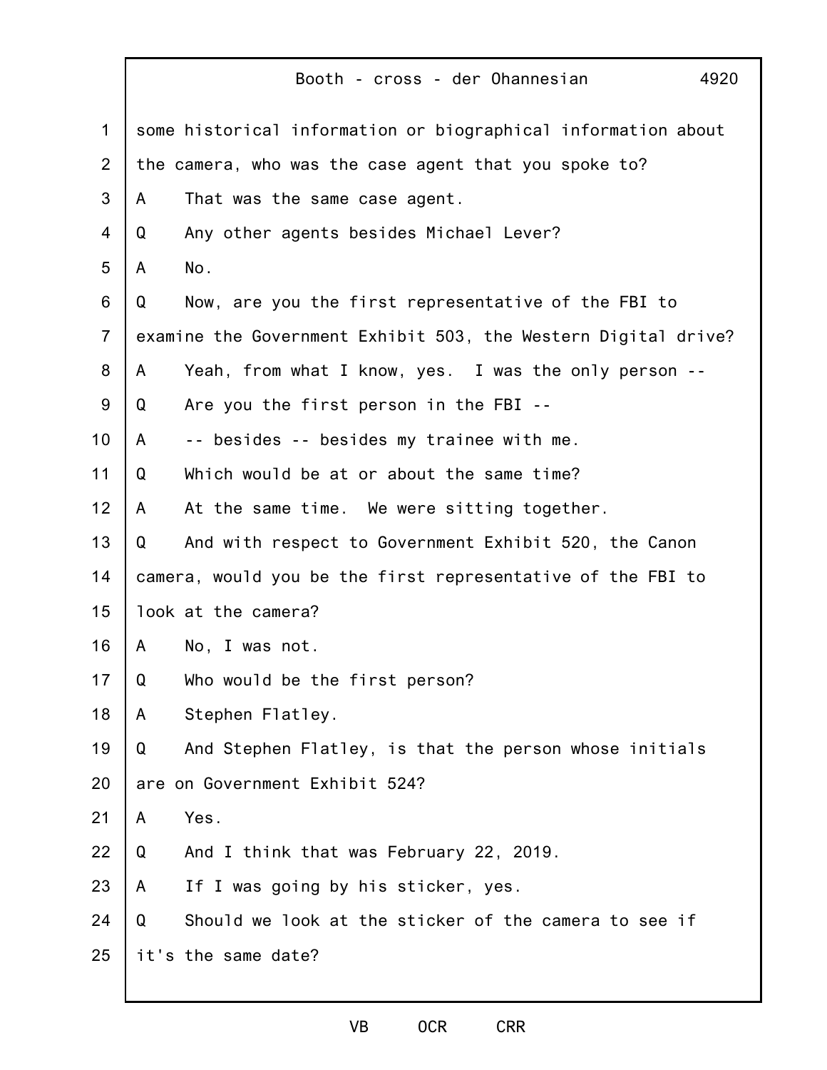some historical information or biographical information about the camera, who was the case agent that you spoke to?

A    That was the same case agent.

Q    Any other agents besides Michael Lever?

A    No.

Q    Now, are you the first representative of the FBI to examine the Government Exhibit 503, the Western Digital drive?

A    Yeah, from what I know, yes.  I was the only person --

Q    Are you the first person in the FBI --

A    -- besides -- besides my trainee with me.

Q    Which would be at or about the same time?

A    At the same time.  We were sitting together.

Q    And with respect to Government Exhibit 520, the Canon camera, would you be the first representative of the FBI to look at the camera?

A    No, I was not.

Q    Who would be the first person?

A    Stephen Flatley.

Q    And Stephen Flatley, is that the person whose initials are on Government Exhibit 524?

A    Yes.

Q    And I think that was February 22, 2019.

A    If I was going by his sticker, yes.

Q    Should we look at the sticker of the camera to see if it's the same date?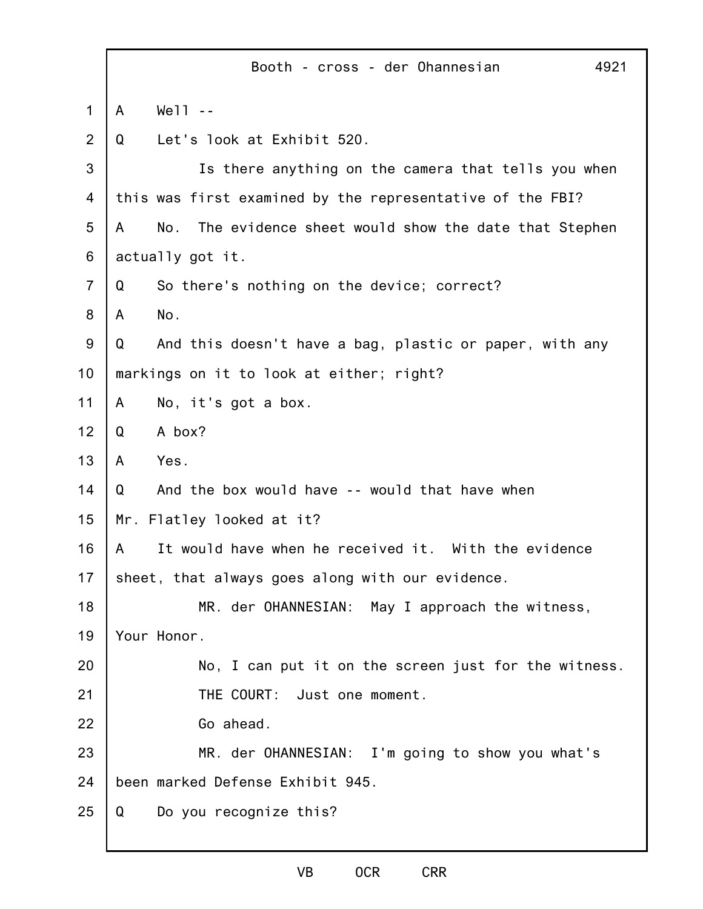A Well --

Q Let's look at Exhibit 520.

Is there anything on the camera that tells you when this was first examined by the representative of the FBI?

A No. The evidence sheet would show the date that Stephen actually got it.

Q So there's nothing on the device; correct?

A No.

Q And this doesn't have a bag, plastic or paper, with any markings on it to look at either; right?

A No, it's got a box.

Q A box?

A Yes.

Q And the box would have -- would that have when Mr. Flatley looked at it?

A It would have when he received it. With the evidence sheet, that always goes along with our evidence.

MR. der OHANNESIAN: May I approach the witness, Your Honor.

No, I can put it on the screen just for the witness.

THE COURT: Just one moment.

Go ahead.

MR. der OHANNESIAN: I'm going to show you what's been marked Defense Exhibit 945.

Q Do you recognize this?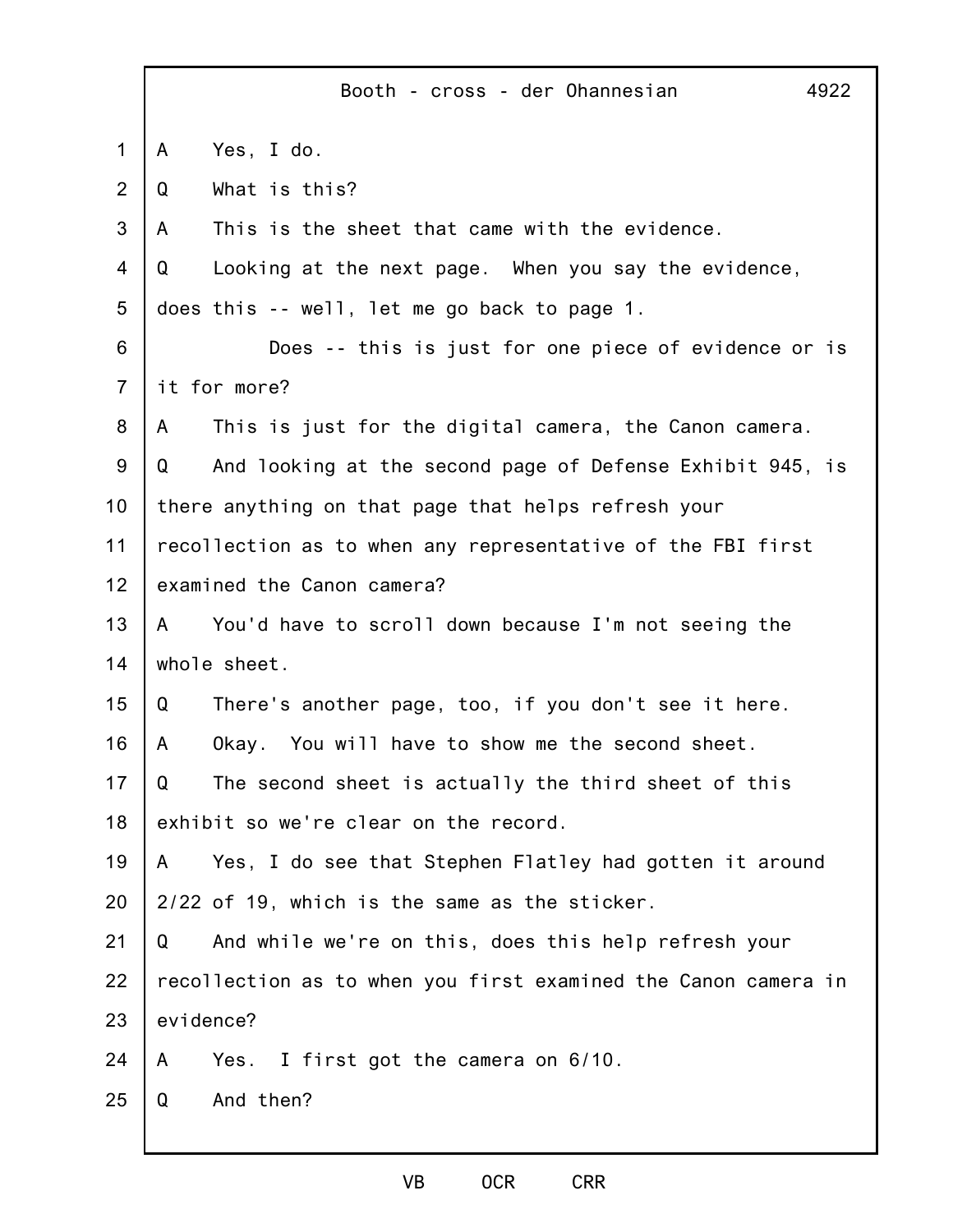A Yes, I do.

Q What is this?

A This is the sheet that came with the evidence.

Q Looking at the next page. When you say the evidence, does this -- well, let me go back to page 1.

Does -- this is just for one piece of evidence or is it for more?

A This is just for the digital camera, the Canon camera.

Q And looking at the second page of Defense Exhibit 945, is there anything on that page that helps refresh your recollection as to when any representative of the FBI first examined the Canon camera?

A You'd have to scroll down because I'm not seeing the whole sheet.

Q There's another page, too, if you don't see it here.

A Okay. You will have to show me the second sheet.

Q The second sheet is actually the third sheet of this exhibit so we're clear on the record.

A Yes, I do see that Stephen Flatley had gotten it around 2/22 of 19, which is the same as the sticker.

Q And while we're on this, does this help refresh your recollection as to when you first examined the Canon camera in evidence?

A Yes. I first got the camera on 6/10.

Q And then?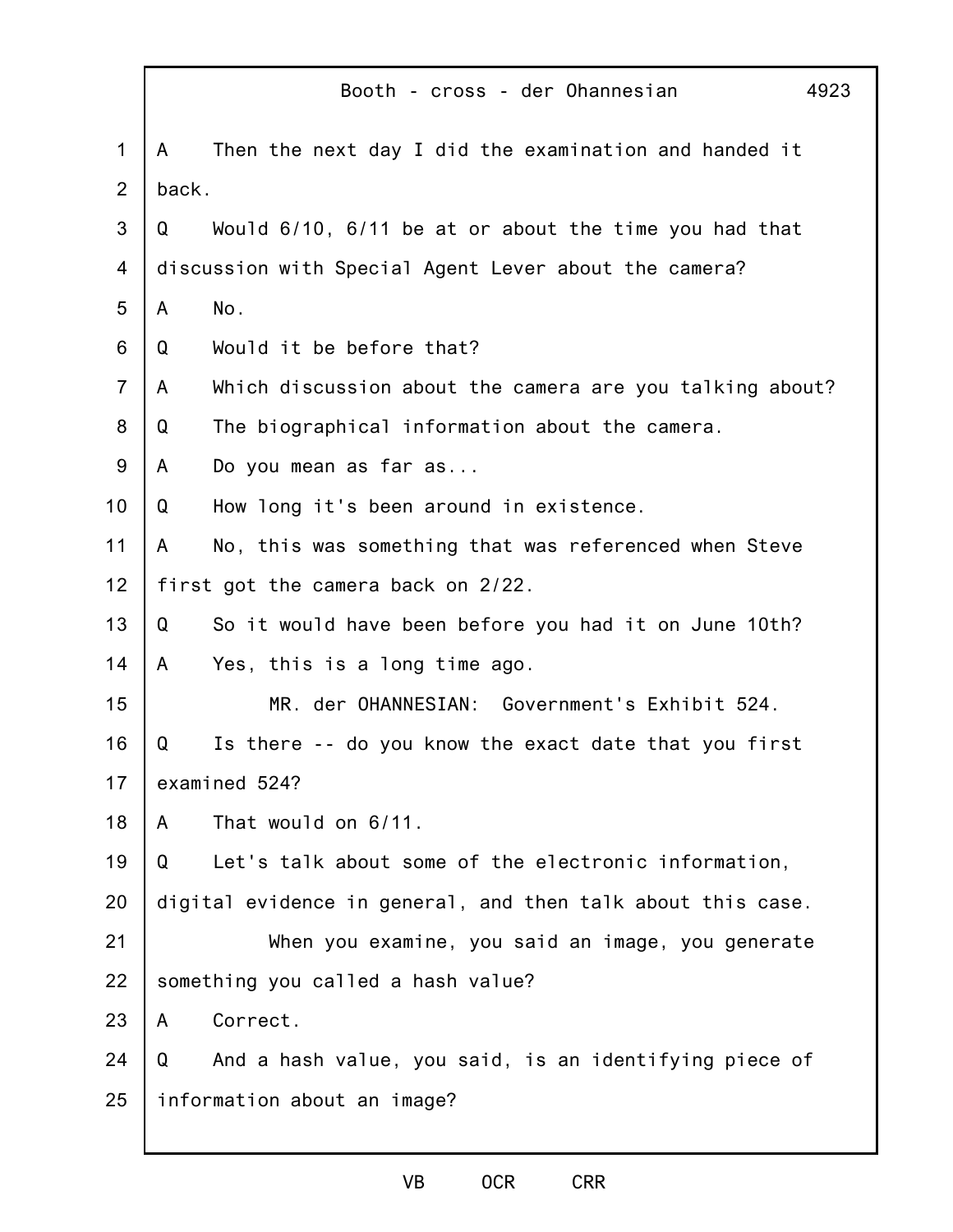A Then the next day I did the examination and handed it back.

Q Would 6/10, 6/11 be at or about the time you had that discussion with Special Agent Lever about the camera?

A No.

Q Would it be before that?

A Which discussion about the camera are you talking about?

Q The biographical information about the camera.

A Do you mean as far as...

Q How long it's been around in existence.

A No, this was something that was referenced when Steve first got the camera back on 2/22.

Q So it would have been before you had it on June 10th?

A Yes, this is a long time ago.

MR. der OHANNESIAN: Government's Exhibit 524.

Q Is there -- do you know the exact date that you first examined 524?

A That would on 6/11.

Q Let's talk about some of the electronic information, digital evidence in general, and then talk about this case.

When you examine, you said an image, you generate something you called a hash value?

A Correct.

Q And a hash value, you said, is an identifying piece of information about an image?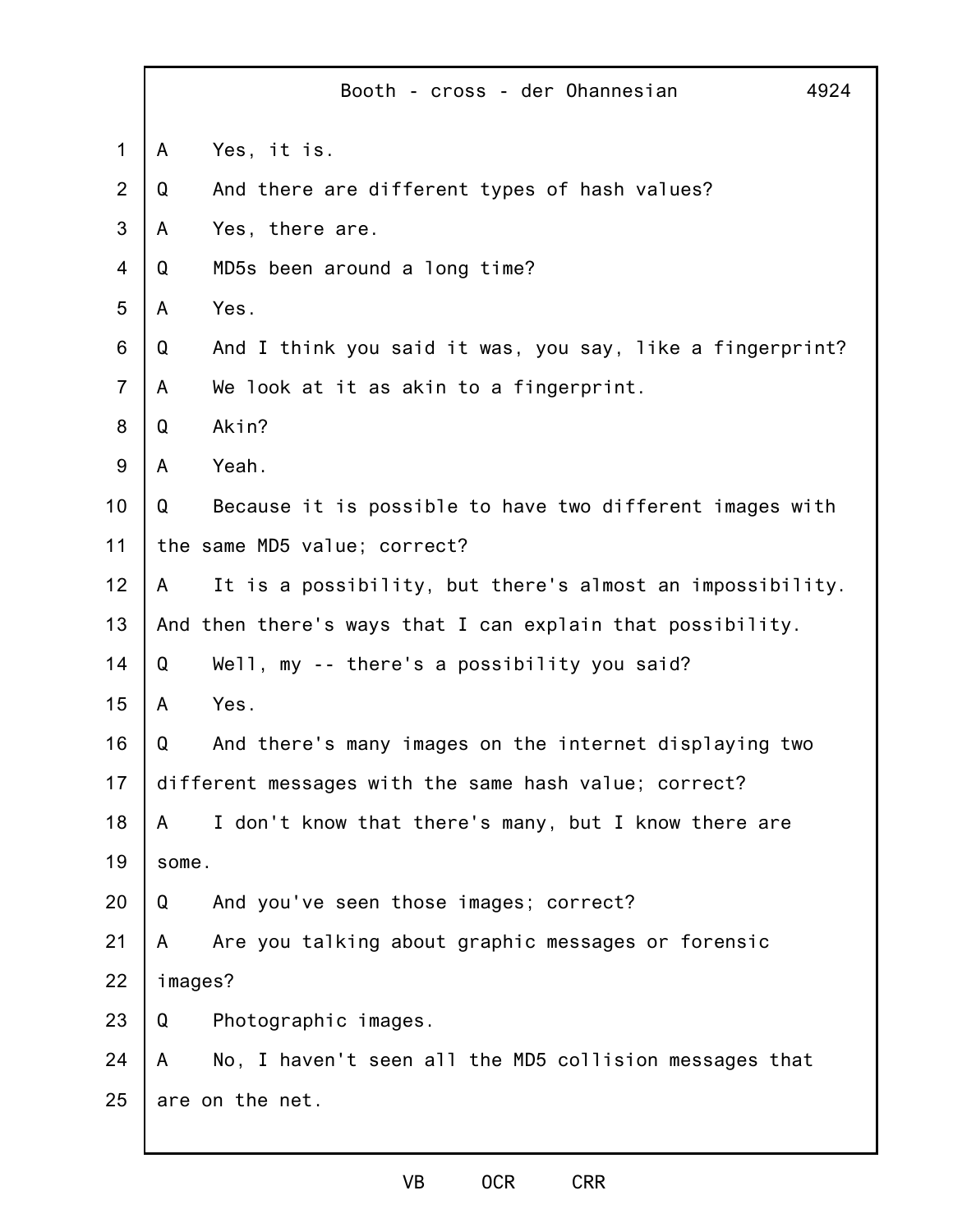A Yes, it is.

Q And there are different types of hash values?

A Yes, there are.

Q MD5s been around a long time?

A Yes.

Q And I think you said it was, you say, like a fingerprint?

A We look at it as akin to a fingerprint.

Q Akin?

A Yeah.

Q Because it is possible to have two different images with the same MD5 value; correct?

A It is a possibility, but there's almost an impossibility. And then there's ways that I can explain that possibility.

Q Well, my -- there's a possibility you said?

A Yes.

Q And there's many images on the internet displaying two different messages with the same hash value; correct?

A I don't know that there's many, but I know there are some.

Q And you've seen those images; correct?

A Are you talking about graphic messages or forensic images?

Q Photographic images.

A No, I haven't seen all the MD5 collision messages that are on the net.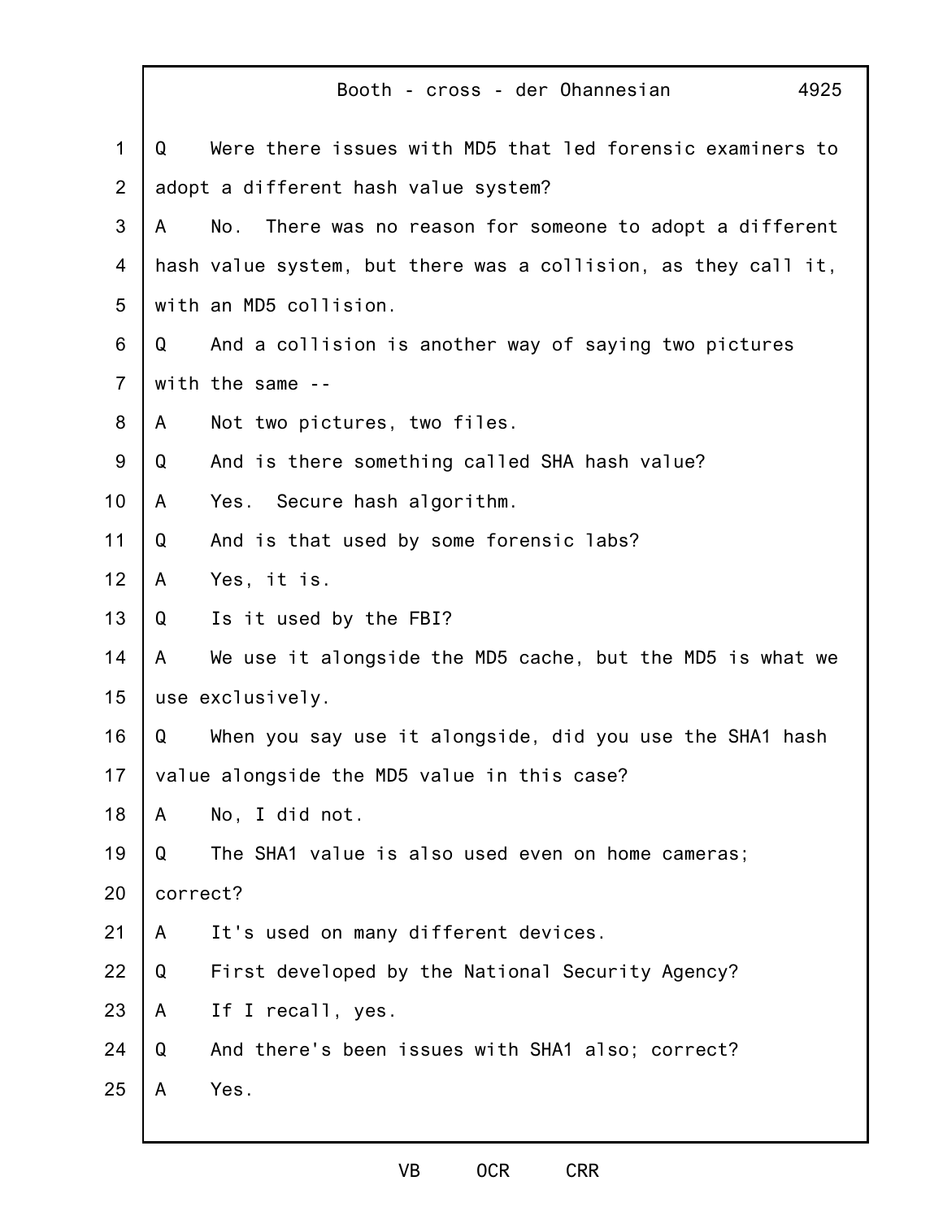Q Were there issues with MD5 that led forensic examiners to adopt a different hash value system?

A No. There was no reason for someone to adopt a different hash value system, but there was a collision, as they call it, with an MD5 collision.

Q And a collision is another way of saying two pictures with the same --

A Not two pictures, two files.

Q And is there something called SHA hash value?

A Yes. Secure hash algorithm.

Q And is that used by some forensic labs?

A Yes, it is.

Q Is it used by the FBI?

A We use it alongside the MD5 cache, but the MD5 is what we use exclusively.

Q When you say use it alongside, did you use the SHA1 hash value alongside the MD5 value in this case?

A No, I did not.

Q The SHA1 value is also used even on home cameras; correct?

A It's used on many different devices.

Q First developed by the National Security Agency?

A If I recall, yes.

Q And there's been issues with SHA1 also; correct?

A Yes.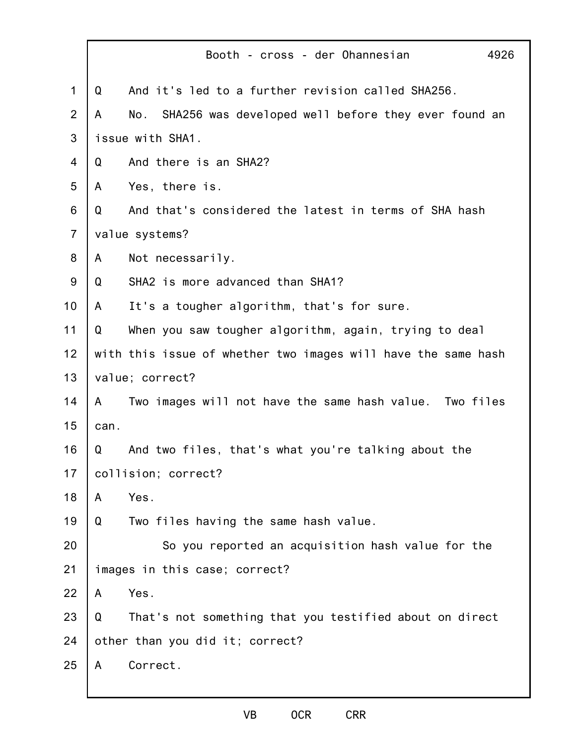Q And it's led to a further revision called SHA256.

A No. SHA256 was developed well before they ever found an issue with SHA1.

Q And there is an SHA2?

A Yes, there is.

Q And that's considered the latest in terms of SHA hash value systems?

A Not necessarily.

Q SHA2 is more advanced than SHA1?

A It's a tougher algorithm, that's for sure.

Q When you saw tougher algorithm, again, trying to deal with this issue of whether two images will have the same hash value; correct?

A Two images will not have the same hash value. Two files can.

Q And two files, that's what you're talking about the collision; correct?

A Yes.

Q Two files having the same hash value.

So you reported an acquisition hash value for the images in this case; correct?

A Yes.

Q That's not something that you testified about on direct other than you did it; correct?

A Correct.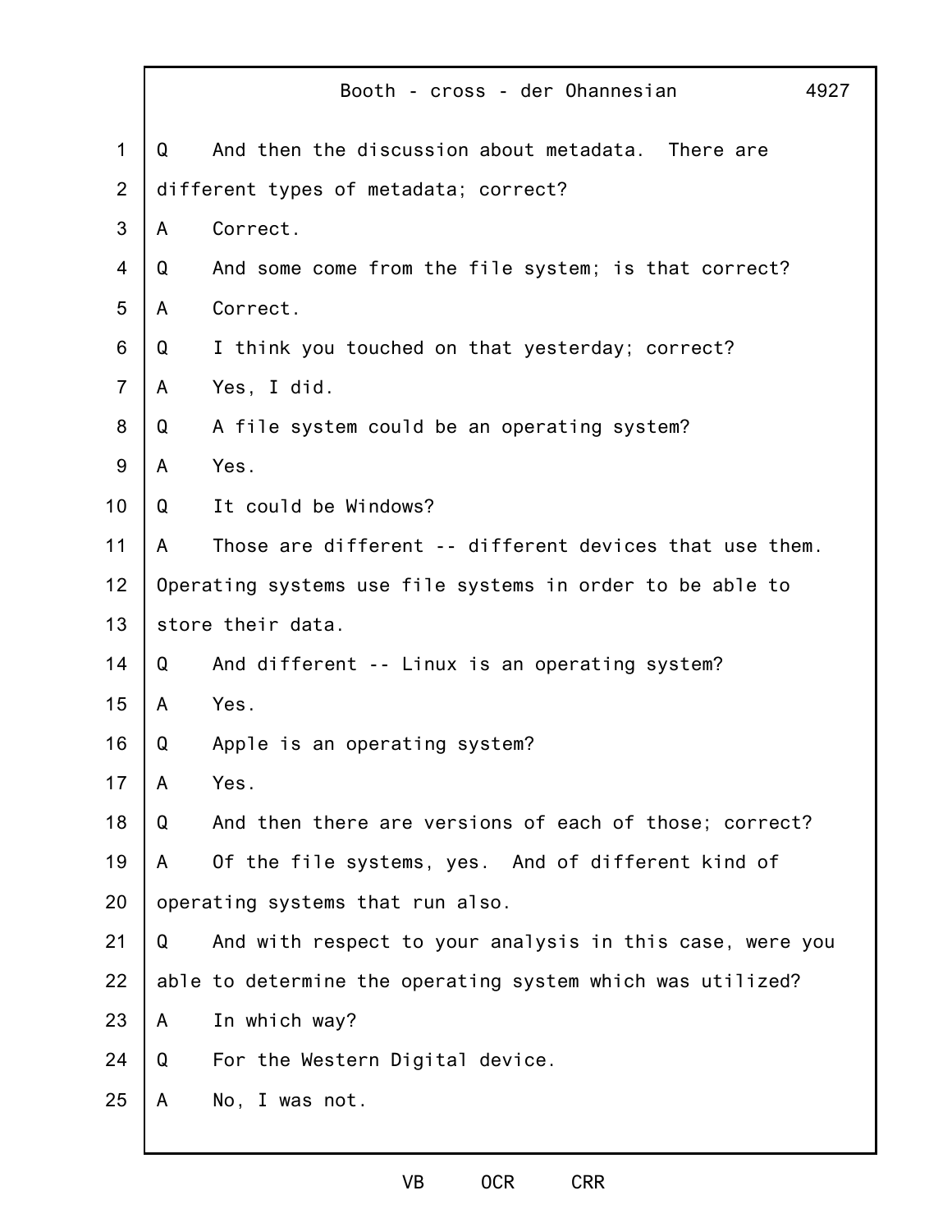Q And then the discussion about metadata. There are different types of metadata; correct?

A Correct.

Q And some come from the file system; is that correct?

A Correct.

Q I think you touched on that yesterday; correct?

A Yes, I did.

Q A file system could be an operating system?

A Yes.

Q It could be Windows?

A Those are different -- different devices that use them. Operating systems use file systems in order to be able to store their data.

Q And different -- Linux is an operating system?

A Yes.

Q Apple is an operating system?

A Yes.

Q And then there are versions of each of those; correct?

A Of the file systems, yes. And of different kind of operating systems that run also.

Q And with respect to your analysis in this case, were you able to determine the operating system which was utilized?

A In which way?

Q For the Western Digital device.

A No, I was not.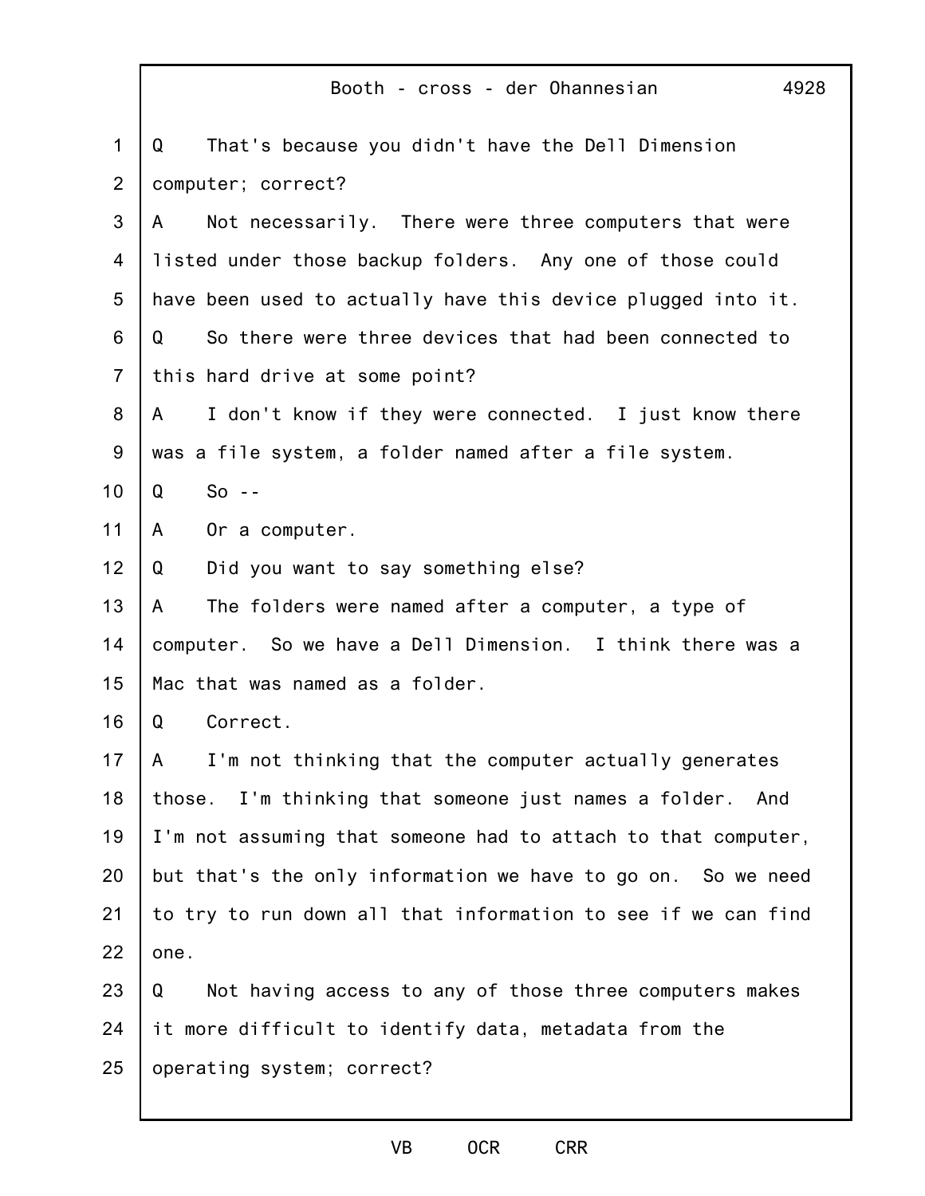Q That's because you didn't have the Dell Dimension computer; correct?

A Not necessarily. There were three computers that were listed under those backup folders. Any one of those could have been used to actually have this device plugged into it.

Q So there were three devices that had been connected to this hard drive at some point?

A I don't know if they were connected. I just know there was a file system, a folder named after a file system.

Q So --

A Or a computer.

Q Did you want to say something else?

A The folders were named after a computer, a type of computer. So we have a Dell Dimension. I think there was a Mac that was named as a folder.

Q Correct.

A I'm not thinking that the computer actually generates those. I'm thinking that someone just names a folder. And I'm not assuming that someone had to attach to that computer, but that's the only information we have to go on. So we need to try to run down all that information to see if we can find one.

Q Not having access to any of those three computers makes it more difficult to identify data, metadata from the operating system; correct?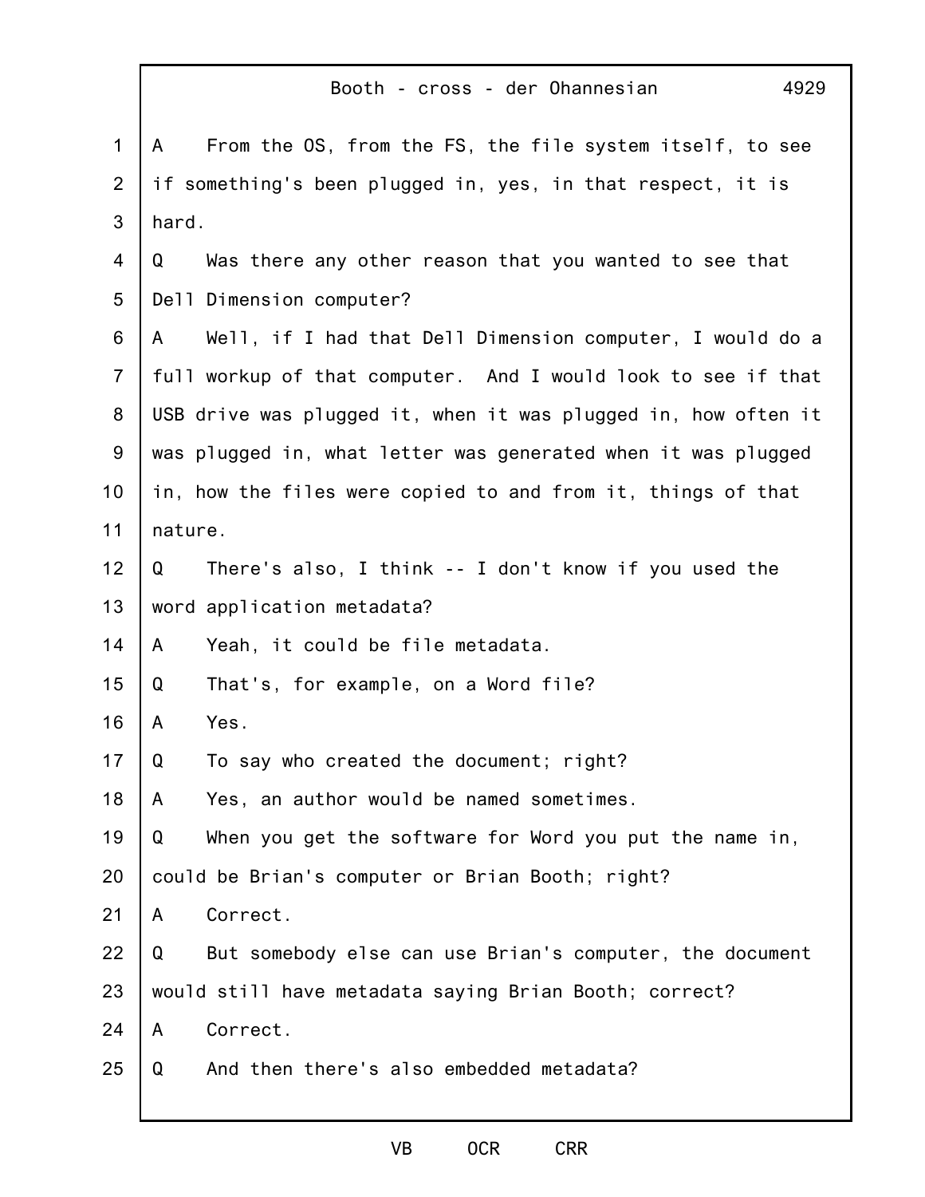A From the OS, from the FS, the file system itself, to see if something's been plugged in, yes, in that respect, it is hard.

Q Was there any other reason that you wanted to see that Dell Dimension computer?

A Well, if I had that Dell Dimension computer, I would do a full workup of that computer. And I would look to see if that USB drive was plugged it, when it was plugged in, how often it was plugged in, what letter was generated when it was plugged in, how the files were copied to and from it, things of that nature.

Q There's also, I think -- I don't know if you used the word application metadata?

A Yeah, it could be file metadata.

Q That's, for example, on a Word file?

A Yes.

Q To say who created the document; right?

A Yes, an author would be named sometimes.

Q When you get the software for Word you put the name in, could be Brian's computer or Brian Booth; right?

A Correct.

Q But somebody else can use Brian's computer, the document would still have metadata saying Brian Booth; correct?

A Correct.

Q And then there's also embedded metadata?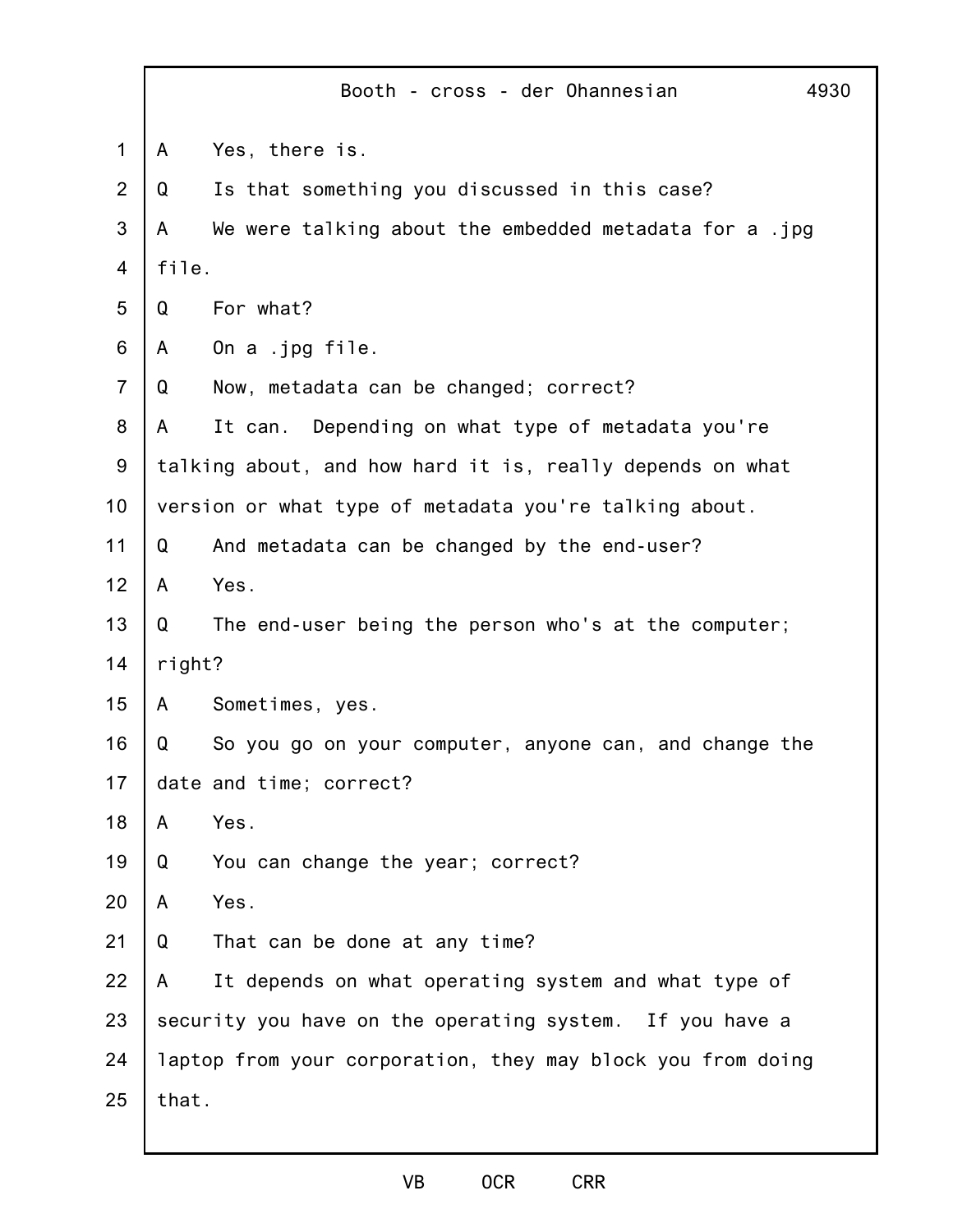A Yes, there is.

Q Is that something you discussed in this case?

A We were talking about the embedded metadata for a .jpg file.

Q For what?

A On a .jpg file.

Q Now, metadata can be changed; correct?

A It can. Depending on what type of metadata you're talking about, and how hard it is, really depends on what version or what type of metadata you're talking about.

Q And metadata can be changed by the end-user?

A Yes.

Q The end-user being the person who's at the computer; right?

A Sometimes, yes.

Q So you go on your computer, anyone can, and change the date and time; correct?

A Yes.

Q You can change the year; correct?

A Yes.

Q That can be done at any time?

A It depends on what operating system and what type of security you have on the operating system. If you have a laptop from your corporation, they may block you from doing that.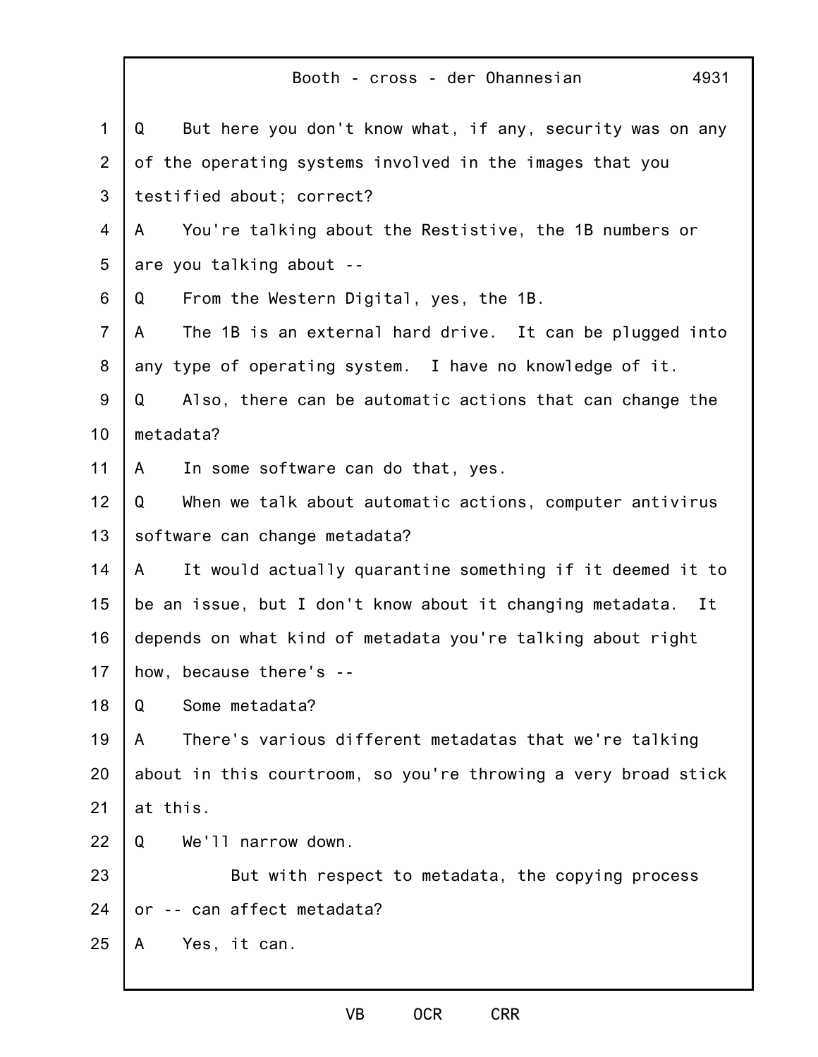Q But here you don't know what, if any, security was on any of the operating systems involved in the images that you testified about; correct?

A You're talking about the Restistive, the 1B numbers or are you talking about --

Q From the Western Digital, yes, the 1B.

A The 1B is an external hard drive. It can be plugged into any type of operating system. I have no knowledge of it.

Q Also, there can be automatic actions that can change the metadata?

A In some software can do that, yes.

Q When we talk about automatic actions, computer antivirus software can change metadata?

A It would actually quarantine something if it deemed it to be an issue, but I don't know about it changing metadata. It depends on what kind of metadata you're talking about right how, because there's --

Q Some metadata?

A There's various different metadatas that we're talking about in this courtroom, so you're throwing a very broad stick at this.

Q We'll narrow down.

But with respect to metadata, the copying process or -- can affect metadata?

A Yes, it can.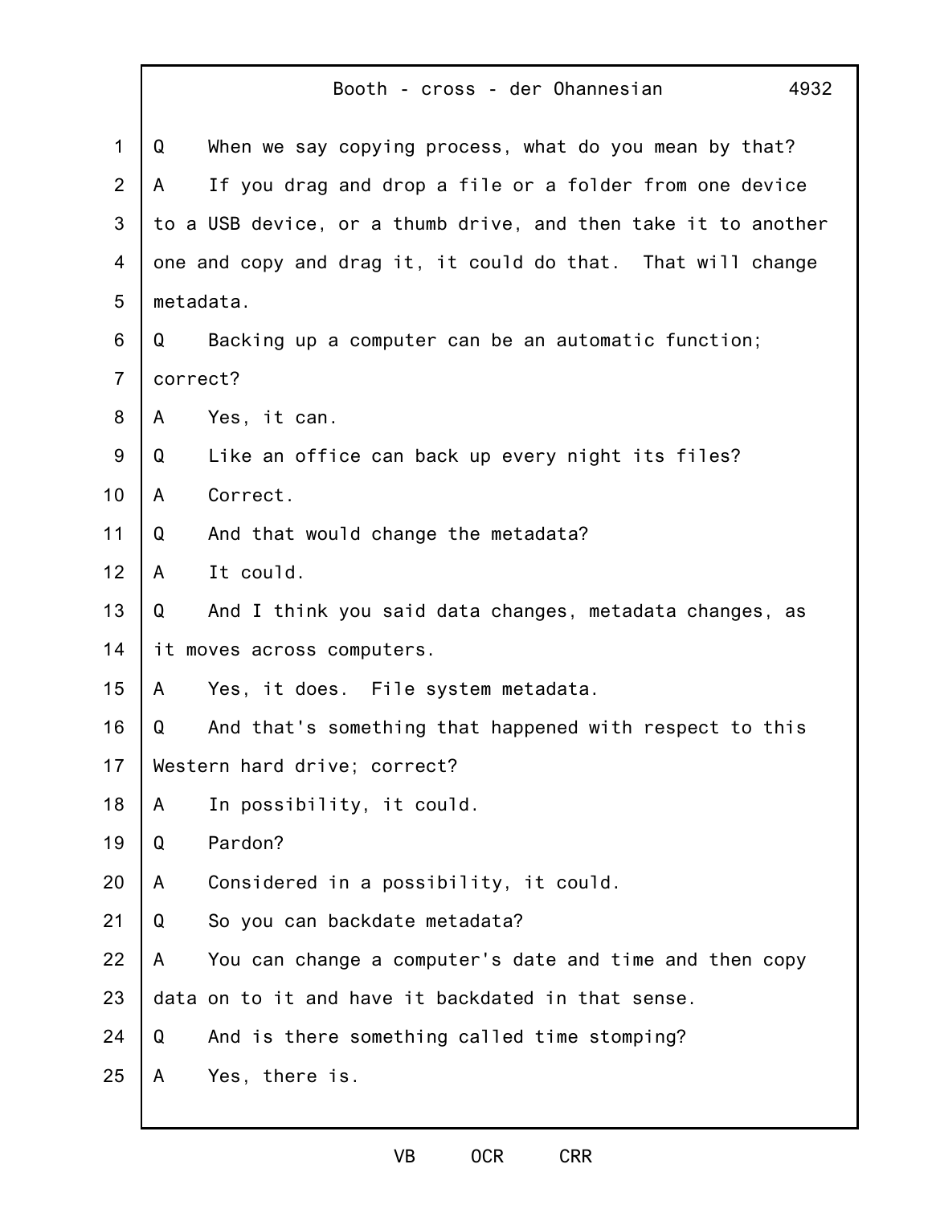Q When we say copying process, what do you mean by that?

A If you drag and drop a file or a folder from one device to a USB device, or a thumb drive, and then take it to another one and copy and drag it, it could do that. That will change metadata.

Q Backing up a computer can be an automatic function; correct?

A Yes, it can.

Q Like an office can back up every night its files?

A Correct.

Q And that would change the metadata?

A It could.

Q And I think you said data changes, metadata changes, as it moves across computers.

A Yes, it does. File system metadata.

Q And that's something that happened with respect to this Western hard drive; correct?

A In possibility, it could.

Q Pardon?

A Considered in a possibility, it could.

Q So you can backdate metadata?

A You can change a computer's date and time and then copy data on to it and have it backdated in that sense.

Q And is there something called time stomping?

A Yes, there is.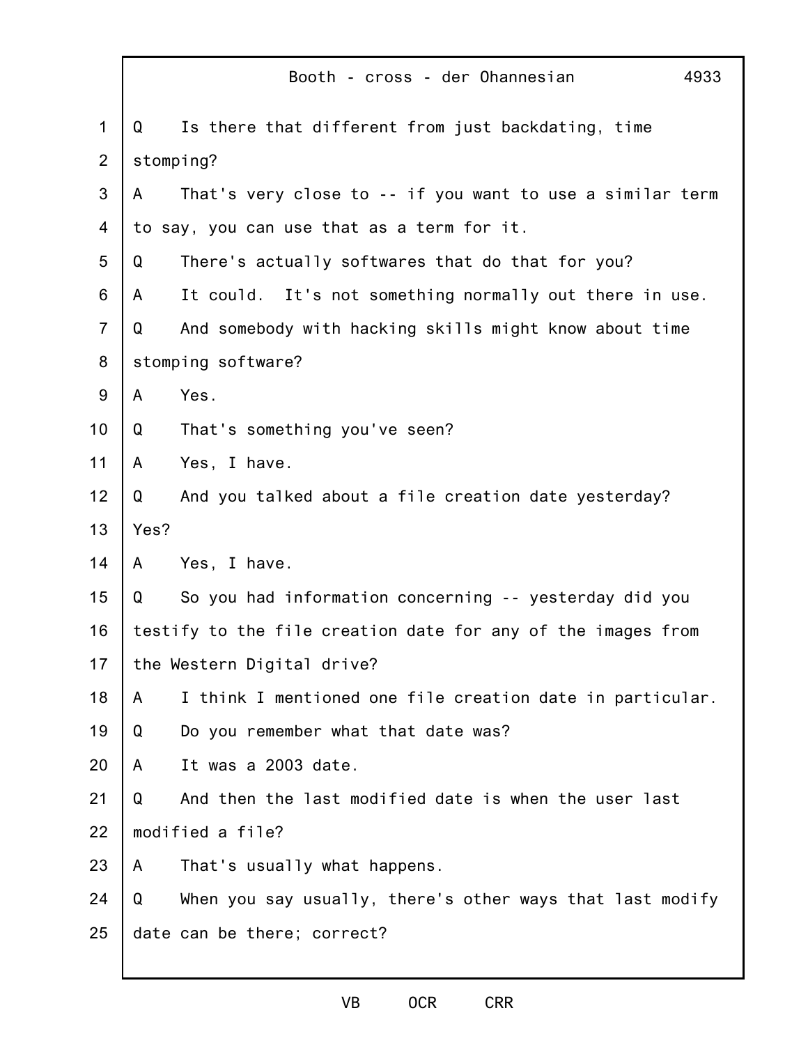Q Is there that different from just backdating, time stomping?

A That's very close to -- if you want to use a similar term to say, you can use that as a term for it.

Q There's actually softwares that do that for you?

A It could. It's not something normally out there in use.

Q And somebody with hacking skills might know about time stomping software?

A Yes.

Q That's something you've seen?

A Yes, I have.

Q And you talked about a file creation date yesterday? Yes?

A Yes, I have.

Q So you had information concerning -- yesterday did you testify to the file creation date for any of the images from the Western Digital drive?

A I think I mentioned one file creation date in particular.

Q Do you remember what that date was?

A It was a 2003 date.

Q And then the last modified date is when the user last modified a file?

A That's usually what happens.

Q When you say usually, there's other ways that last modify date can be there; correct?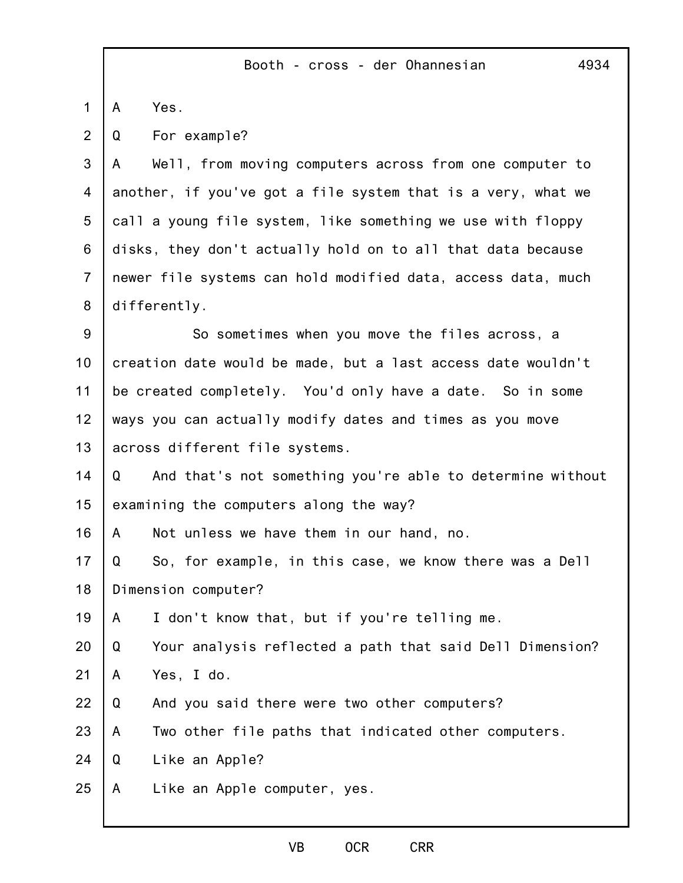A Yes.

Q For example?

A Well, from moving computers across from one computer to another, if you've got a file system that is a very, what we call a young file system, like something we use with floppy disks, they don't actually hold on to all that data because newer file systems can hold modified data, access data, much differently.

So sometimes when you move the files across, a creation date would be made, but a last access date wouldn't be created completely. You'd only have a date. So in some ways you can actually modify dates and times as you move across different file systems.

Q And that's not something you're able to determine without examining the computers along the way?

A Not unless we have them in our hand, no.

Q So, for example, in this case, we know there was a Dell Dimension computer?

A I don't know that, but if you're telling me.

Q Your analysis reflected a path that said Dell Dimension?

A Yes, I do.

Q And you said there were two other computers?

A Two other file paths that indicated other computers.

Q Like an Apple?

A Like an Apple computer, yes.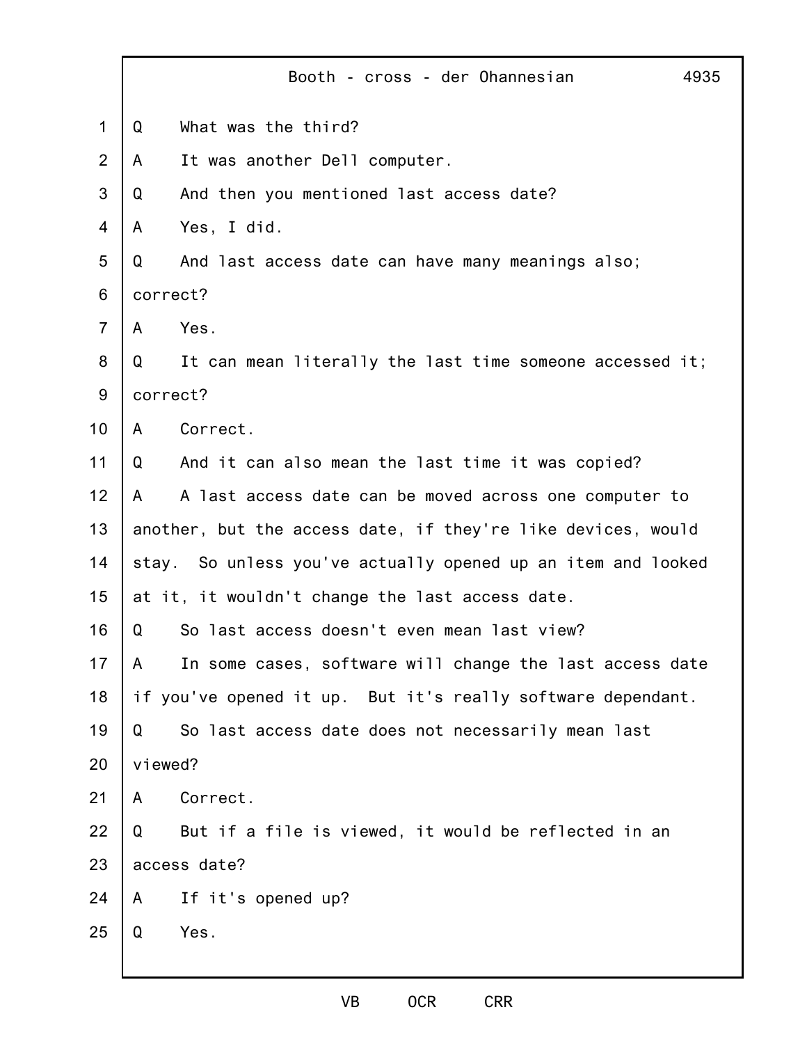Q What was the third?

A It was another Dell computer.

Q And then you mentioned last access date?

A Yes, I did.

Q And last access date can have many meanings also; correct?

A Yes.

Q It can mean literally the last time someone accessed it; correct?

A Correct.

Q And it can also mean the last time it was copied?

A A last access date can be moved across one computer to another, but the access date, if they're like devices, would stay. So unless you've actually opened up an item and looked at it, it wouldn't change the last access date.

Q So last access doesn't even mean last view?

A In some cases, software will change the last access date if you've opened it up. But it's really software dependant.

Q So last access date does not necessarily mean last viewed?

A Correct.

Q But if a file is viewed, it would be reflected in an access date?

A If it's opened up?

Q Yes.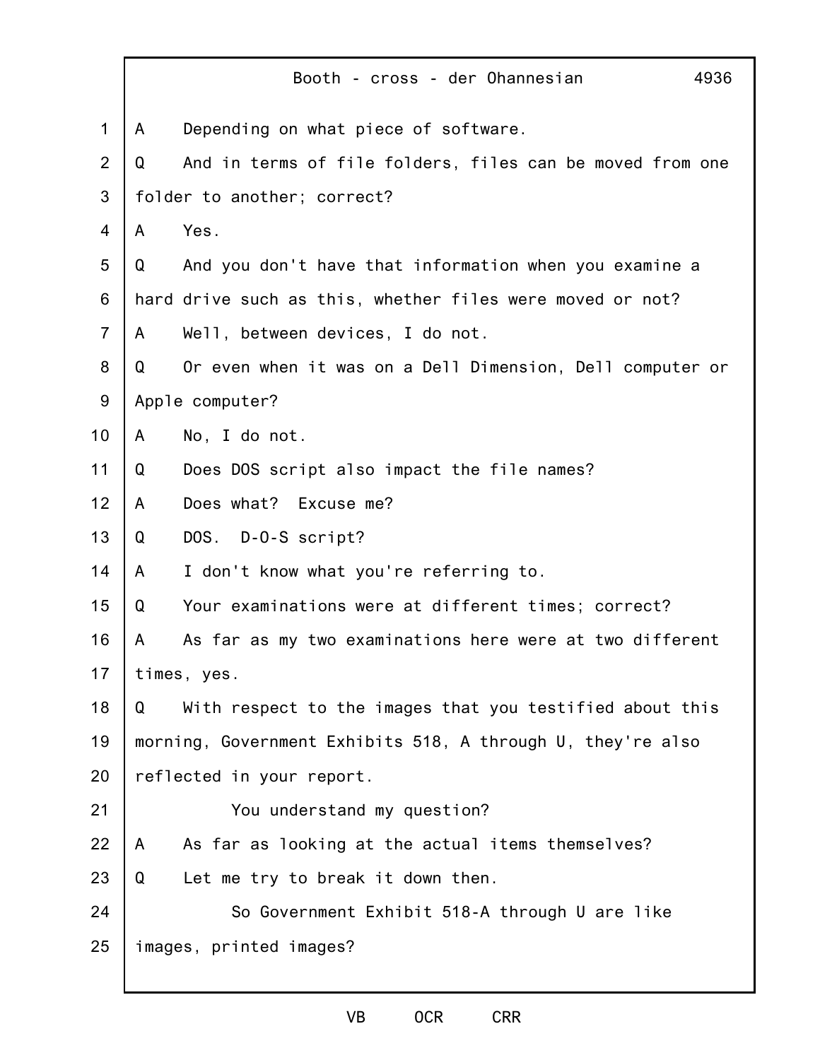A Depending on what piece of software.

Q And in terms of file folders, files can be moved from one folder to another; correct?

A Yes.

Q And you don't have that information when you examine a hard drive such as this, whether files were moved or not?

A Well, between devices, I do not.

Q Or even when it was on a Dell Dimension, Dell computer or Apple computer?

A No, I do not.

Q Does DOS script also impact the file names?

A Does what? Excuse me?

Q DOS. D-O-S script?

A I don't know what you're referring to.

Q Your examinations were at different times; correct?

A As far as my two examinations here were at two different times, yes.

Q With respect to the images that you testified about this morning, Government Exhibits 518, A through U, they're also reflected in your report.

You understand my question?

A As far as looking at the actual items themselves?

Q Let me try to break it down then.

So Government Exhibit 518-A through U are like images, printed images?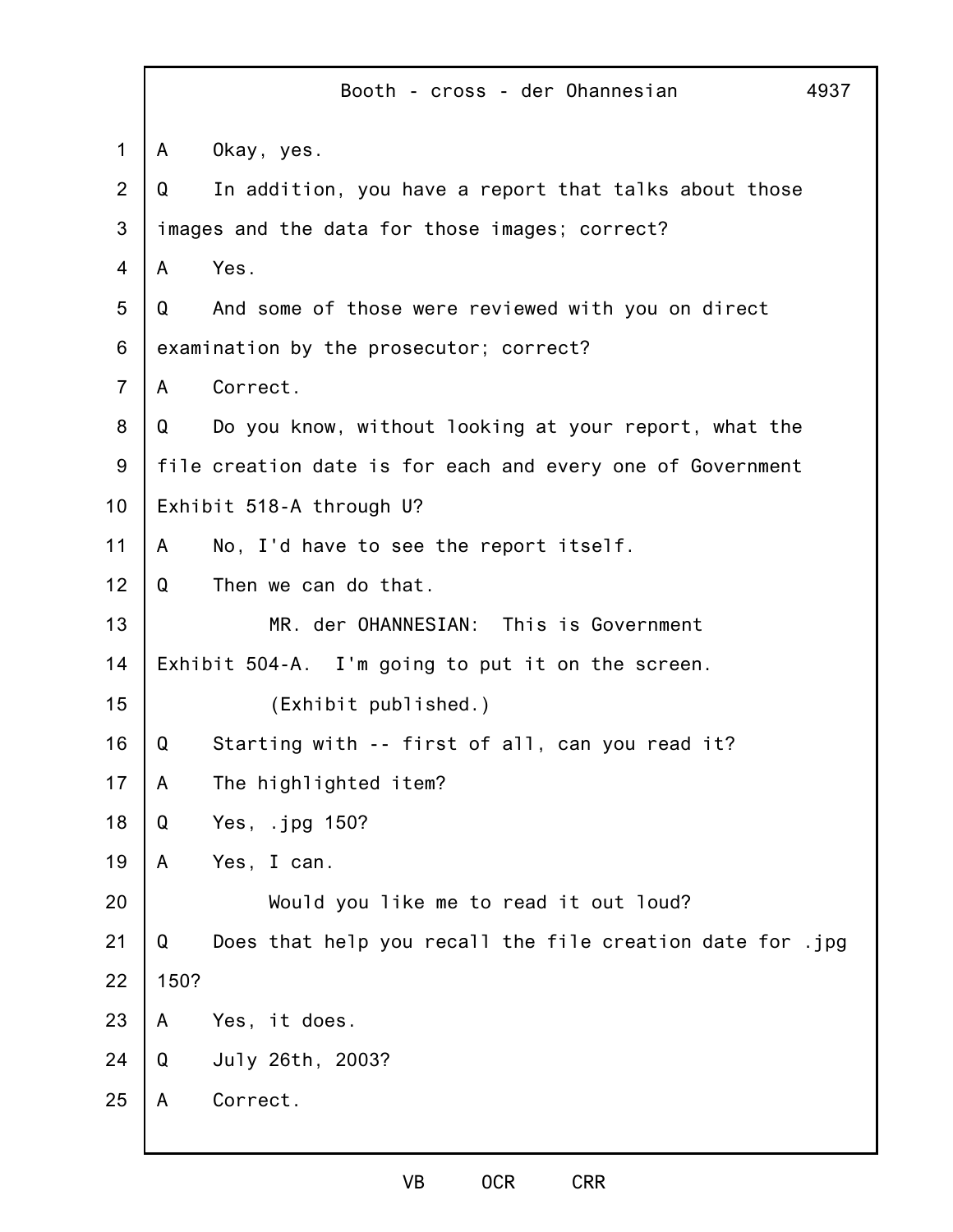A Okay, yes.

Q In addition, you have a report that talks about those images and the data for those images; correct?

A Yes.

Q And some of those were reviewed with you on direct examination by the prosecutor; correct?

A Correct.

Q Do you know, without looking at your report, what the file creation date is for each and every one of Government Exhibit 518-A through U?

A No, I'd have to see the report itself.

Q Then we can do that.

MR. der OHANNESIAN: This is Government Exhibit 504-A. I'm going to put it on the screen.

(Exhibit published.)

Q Starting with -- first of all, can you read it?

A The highlighted item?

Q Yes, .jpg 150?

A Yes, I can.

Would you like me to read it out loud?

Q Does that help you recall the file creation date for .jpg 150?

A Yes, it does.

Q July 26th, 2003?

A Correct.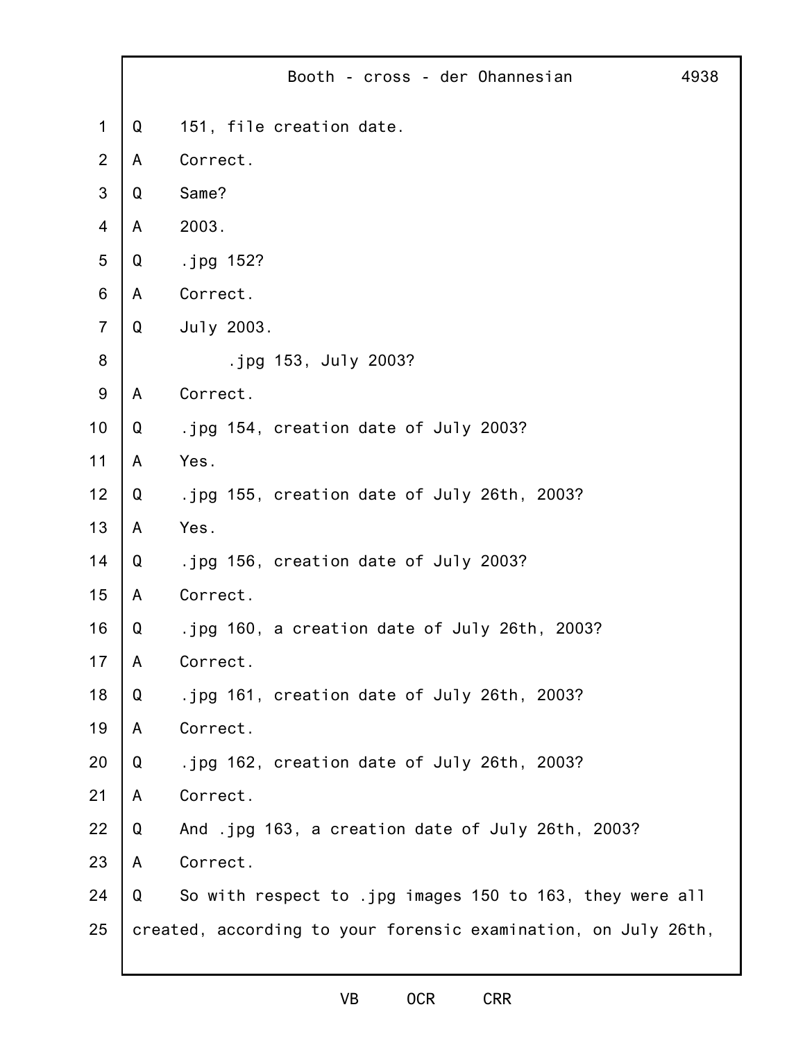Q 151, file creation date.

A Correct.

Q Same?

A 2003.

Q .jpg 152?

A Correct.

Q July 2003.

.jpg 153, July 2003?

A Correct.

Q .jpg 154, creation date of July 2003?

A Yes.

Q .jpg 155, creation date of July 26th, 2003?

A Yes.

Q .jpg 156, creation date of July 2003?

A Correct.

Q .jpg 160, a creation date of July 26th, 2003?

A Correct.

Q .jpg 161, creation date of July 26th, 2003?

A Correct.

Q .jpg 162, creation date of July 26th, 2003?

A Correct.

Q And .jpg 163, a creation date of July 26th, 2003?

A Correct.

Q So with respect to .jpg images 150 to 163, they were all created, according to your forensic examination, on July 26th,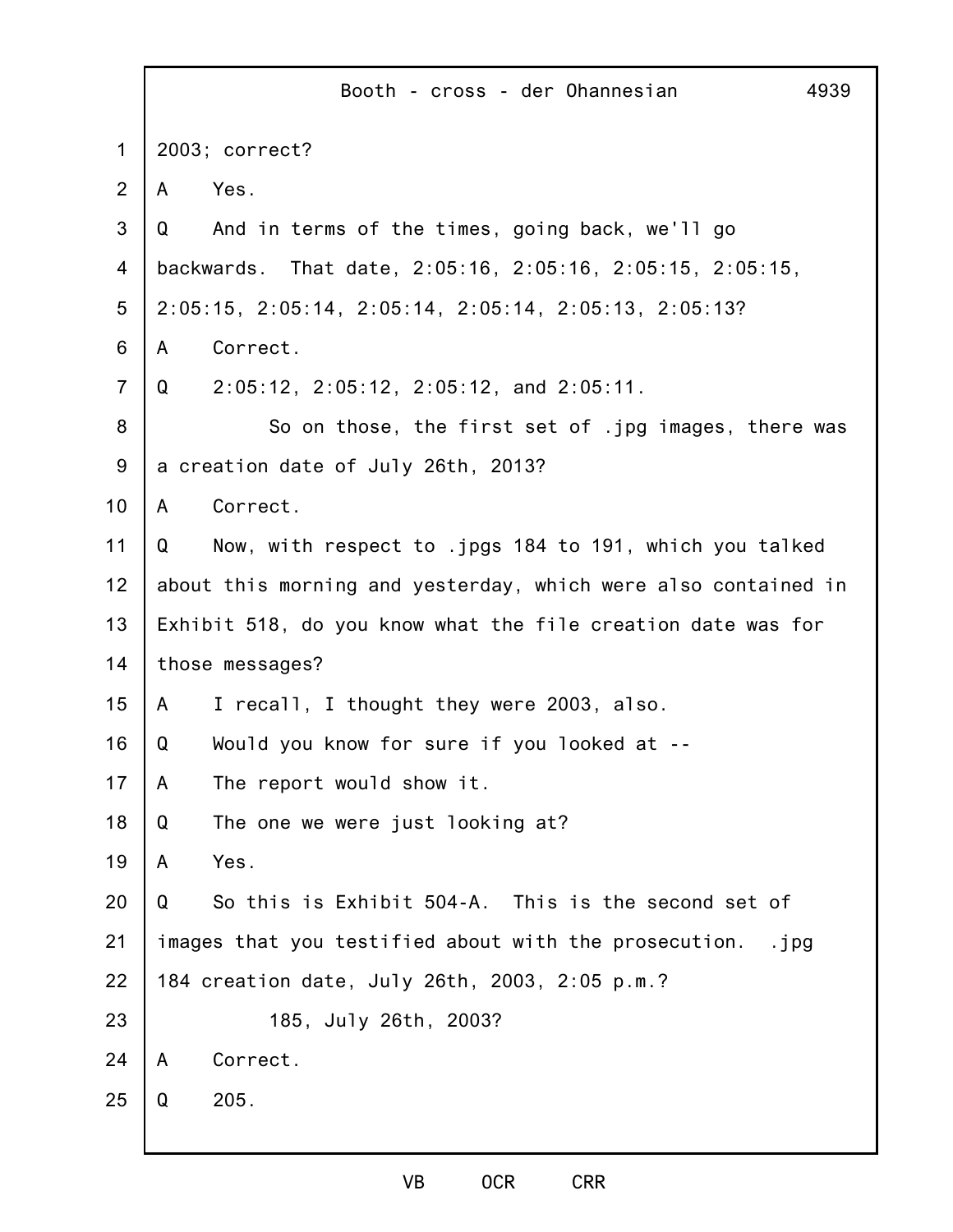2003; correct?

A Yes.

Q And in terms of the times, going back, we'll go backwards. That date, 2:05:16, 2:05:16, 2:05:15, 2:05:15, 2:05:15, 2:05:14, 2:05:14, 2:05:14, 2:05:13, 2:05:13?

A Correct.

Q 2:05:12, 2:05:12, 2:05:12, and 2:05:11.

So on those, the first set of .jpg images, there was a creation date of July 26th, 2013?

A Correct.

Q Now, with respect to .jpgs 184 to 191, which you talked about this morning and yesterday, which were also contained in Exhibit 518, do you know what the file creation date was for those messages?

A I recall, I thought they were 2003, also.

Q Would you know for sure if you looked at --

A The report would show it.

Q The one we were just looking at?

A Yes.

Q So this is Exhibit 504-A. This is the second set of images that you testified about with the prosecution. .jpg 184 creation date, July 26th, 2003, 2:05 p.m.?

185, July 26th, 2003?

A Correct.

Q 205.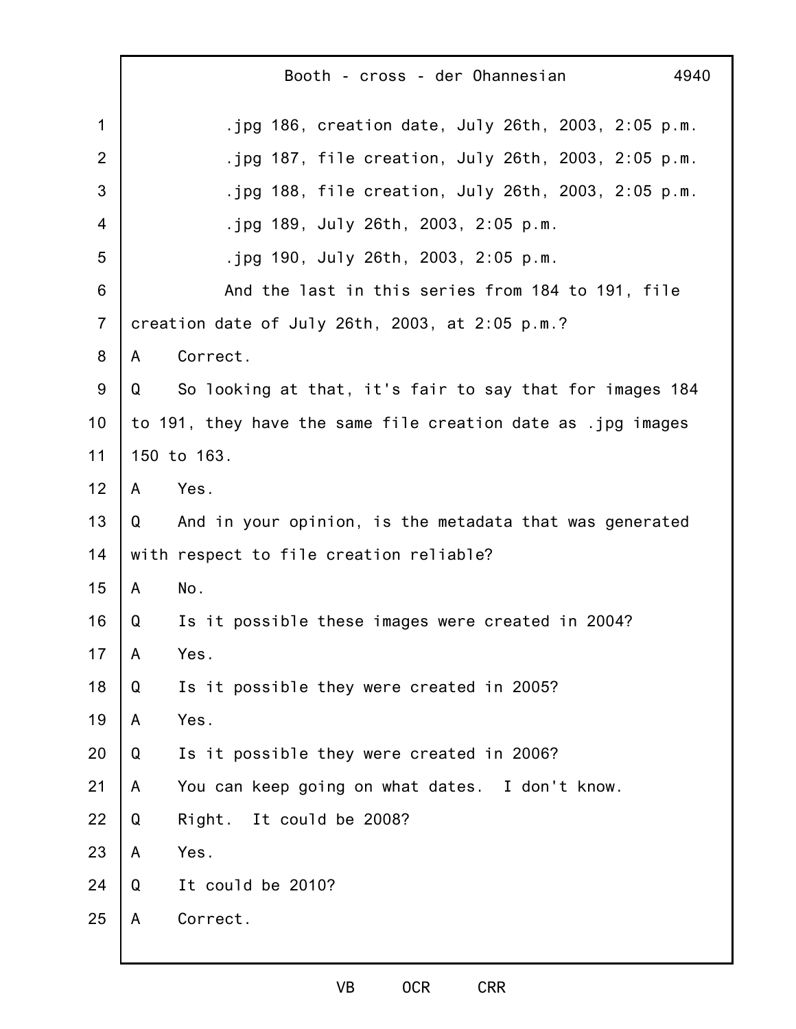.jpg 186, creation date, July 26th, 2003, 2:05 p.m.

.jpg 187, file creation, July 26th, 2003, 2:05 p.m.

.jpg 188, file creation, July 26th, 2003, 2:05 p.m.

.jpg 189, July 26th, 2003, 2:05 p.m.

.jpg 190, July 26th, 2003, 2:05 p.m.

And the last in this series from 184 to 191, file creation date of July 26th, 2003, at 2:05 p.m.?

A Correct.

Q So looking at that, it's fair to say that for images 184 to 191, they have the same file creation date as .jpg images 150 to 163.

A Yes.

Q And in your opinion, is the metadata that was generated with respect to file creation reliable?

A No.

Q Is it possible these images were created in 2004?

A Yes.

Q Is it possible they were created in 2005?

A Yes.

Q Is it possible they were created in 2006?

A You can keep going on what dates. I don't know.

Q Right. It could be 2008?

A Yes.

Q It could be 2010?

A Correct.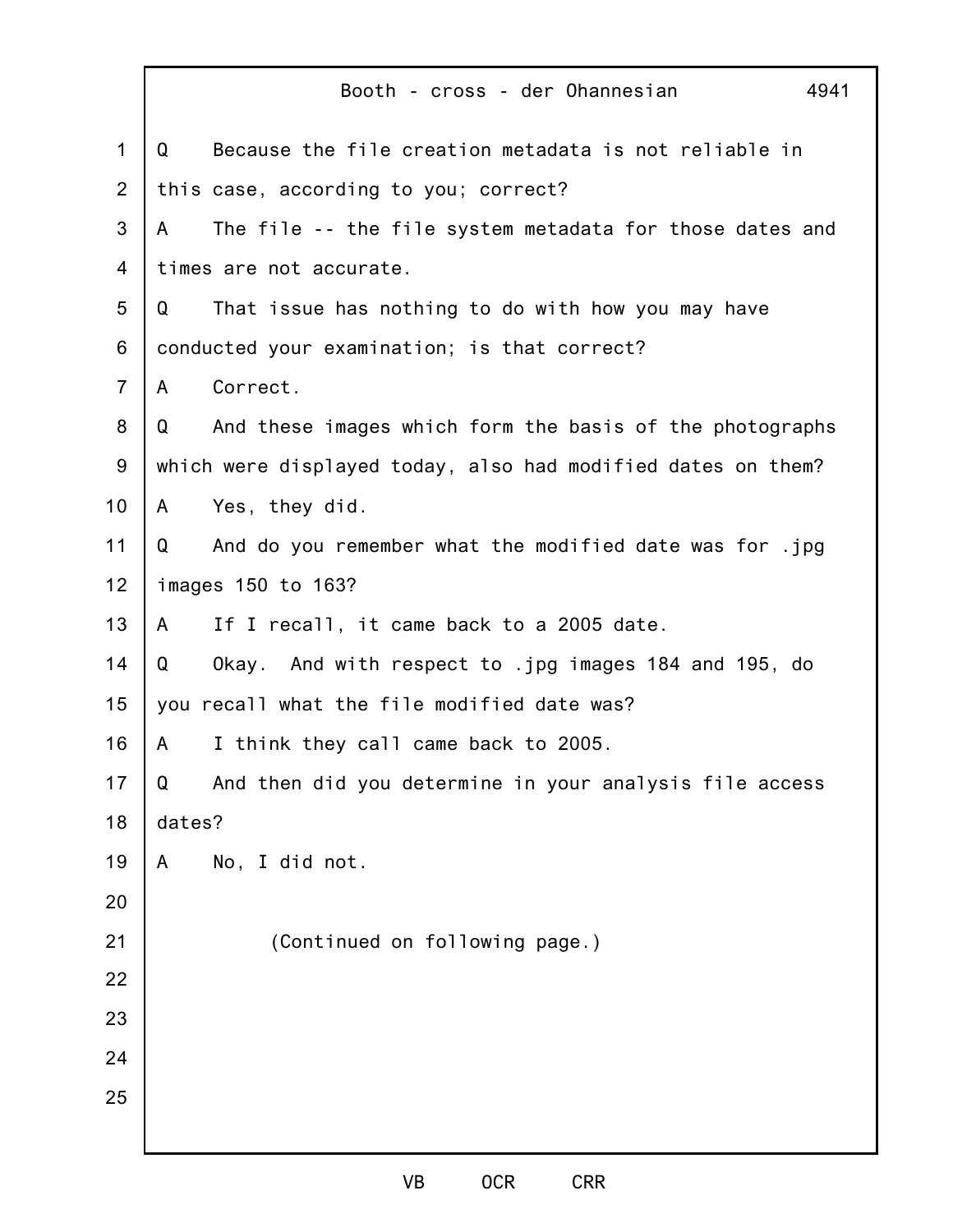Q Because the file creation metadata is not reliable in this case, according to you; correct?

A The file -- the file system metadata for those dates and times are not accurate.

Q That issue has nothing to do with how you may have conducted your examination; is that correct?

A Correct.

Q And these images which form the basis of the photographs which were displayed today, also had modified dates on them?

A Yes, they did.

Q And do you remember what the modified date was for .jpg images 150 to 163?

A If I recall, it came back to a 2005 date.

Q Okay. And with respect to .jpg images 184 and 195, do you recall what the file modified date was?

A I think they call came back to 2005.

Q And then did you determine in your analysis file access dates?

A No, I did not.

(Continued on following page.)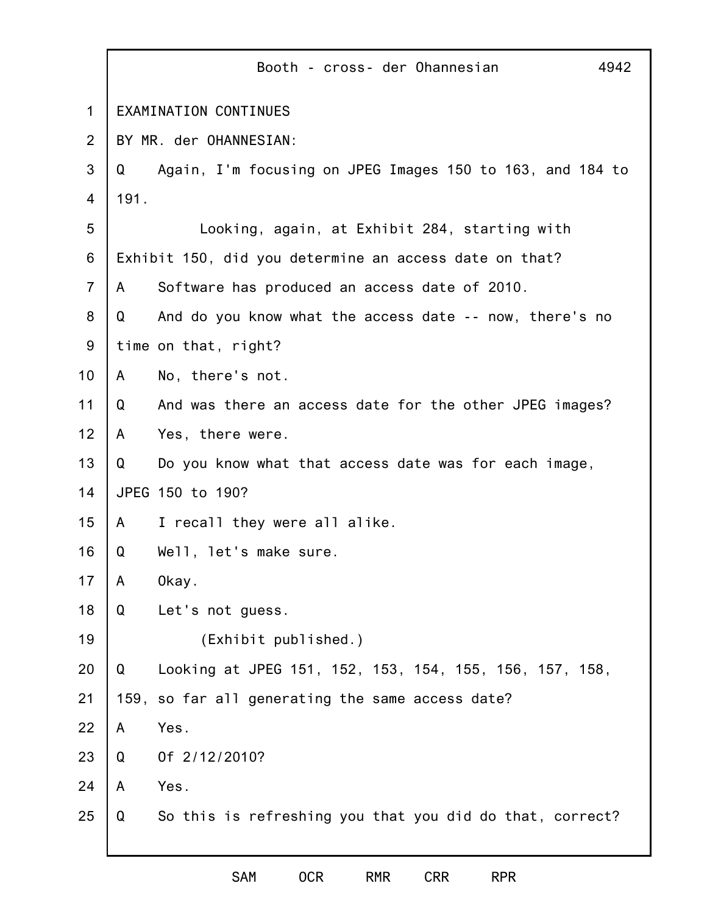EXAMINATION CONTINUES

BY MR. der OHANNESIAN:

Q Again, I'm focusing on JPEG Images 150 to 163, and 184 to 191.

Looking, again, at Exhibit 284, starting with Exhibit 150, did you determine an access date on that?

A Software has produced an access date of 2010.

Q And do you know what the access date -- now, there's no time on that, right?

A No, there's not.

Q And was there an access date for the other JPEG images?

A Yes, there were.

Q Do you know what that access date was for each image, JPEG 150 to 190?

A I recall they were all alike.

Q Well, let's make sure.

A Okay.

Q Let's not guess.

(Exhibit published.)

Q Looking at JPEG 151, 152, 153, 154, 155, 156, 157, 158, 159, so far all generating the same access date?

A Yes.

Q Of 2/12/2010?

A Yes.

Q So this is refreshing you that you did do that, correct?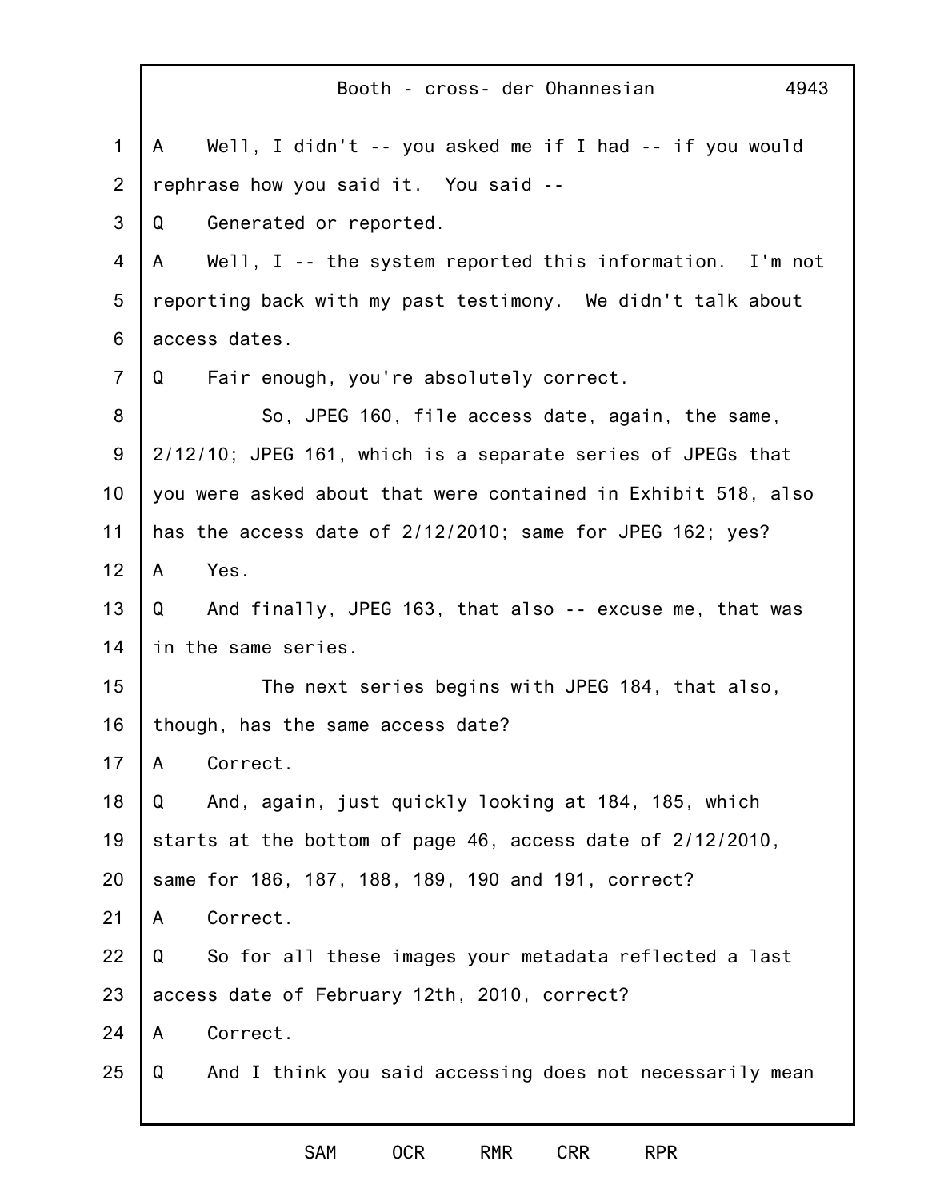A Well, I didn't -- you asked me if I had -- if you would rephrase how you said it. You said --

Q Generated or reported.

A Well, I -- the system reported this information. I'm not reporting back with my past testimony. We didn't talk about access dates.

Q Fair enough, you're absolutely correct.

So, JPEG 160, file access date, again, the same, 2/12/10; JPEG 161, which is a separate series of JPEGs that you were asked about that were contained in Exhibit 518, also has the access date of 2/12/2010; same for JPEG 162; yes?

A Yes.

Q And finally, JPEG 163, that also -- excuse me, that was in the same series.

The next series begins with JPEG 184, that also, though, has the same access date?

A Correct.

Q And, again, just quickly looking at 184, 185, which starts at the bottom of page 46, access date of 2/12/2010, same for 186, 187, 188, 189, 190 and 191, correct?

A Correct.

Q So for all these images your metadata reflected a last access date of February 12th, 2010, correct?

A Correct.

Q And I think you said accessing does not necessarily mean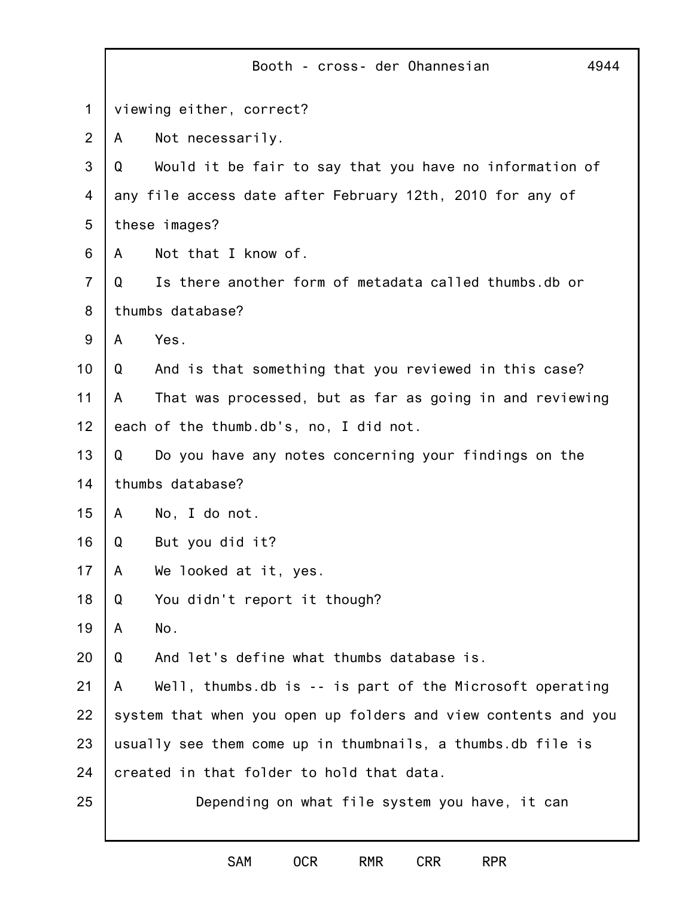viewing either, correct?

A Not necessarily.

Q Would it be fair to say that you have no information of any file access date after February 12th, 2010 for any of these images?

A Not that I know of.

Q Is there another form of metadata called thumbs.db or thumbs database?

A Yes.

Q And is that something that you reviewed in this case?

A That was processed, but as far as going in and reviewing each of the thumb.db's, no, I did not.

Q Do you have any notes concerning your findings on the thumbs database?

A No, I do not.

Q But you did it?

A We looked at it, yes.

Q You didn't report it though?

A No.

Q And let's define what thumbs database is.

A Well, thumbs.db is -- is part of the Microsoft operating system that when you open up folders and view contents and you usually see them come up in thumbnails, a thumbs.db file is created in that folder to hold that data.

Depending on what file system you have, it can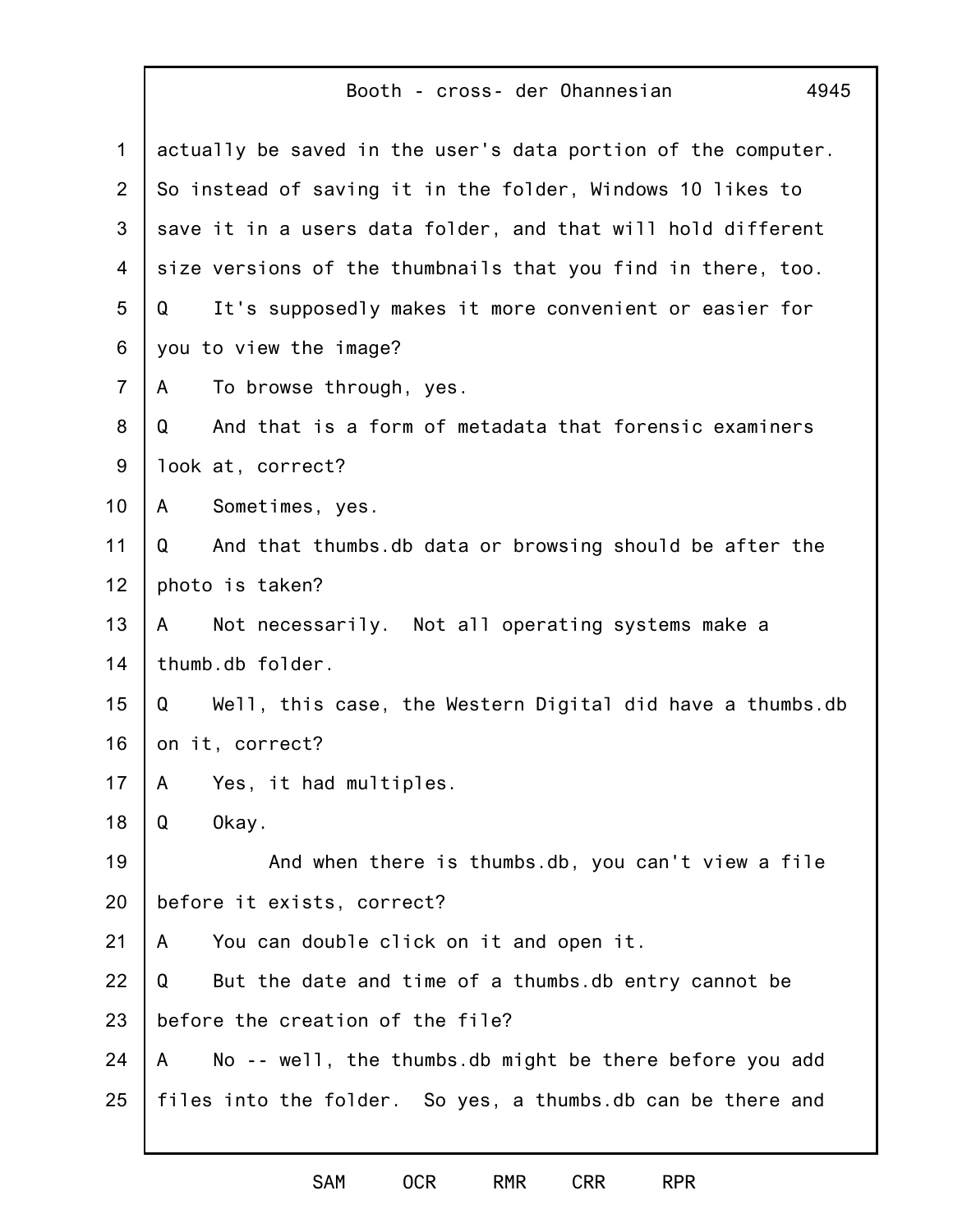actually be saved in the user's data portion of the computer. So instead of saving it in the folder, Windows 10 likes to save it in a users data folder, and that will hold different size versions of the thumbnails that you find in there, too.

Q It's supposedly makes it more convenient or easier for you to view the image?

A To browse through, yes.

Q And that is a form of metadata that forensic examiners look at, correct?

A Sometimes, yes.

Q And that thumbs.db data or browsing should be after the photo is taken?

A Not necessarily. Not all operating systems make a thumb.db folder.

Q Well, this case, the Western Digital did have a thumbs.db on it, correct?

A Yes, it had multiples.

Q Okay.

And when there is thumbs.db, you can't view a file before it exists, correct?

A You can double click on it and open it.

Q But the date and time of a thumbs.db entry cannot be before the creation of the file?

A No -- well, the thumbs.db might be there before you add files into the folder. So yes, a thumbs.db can be there and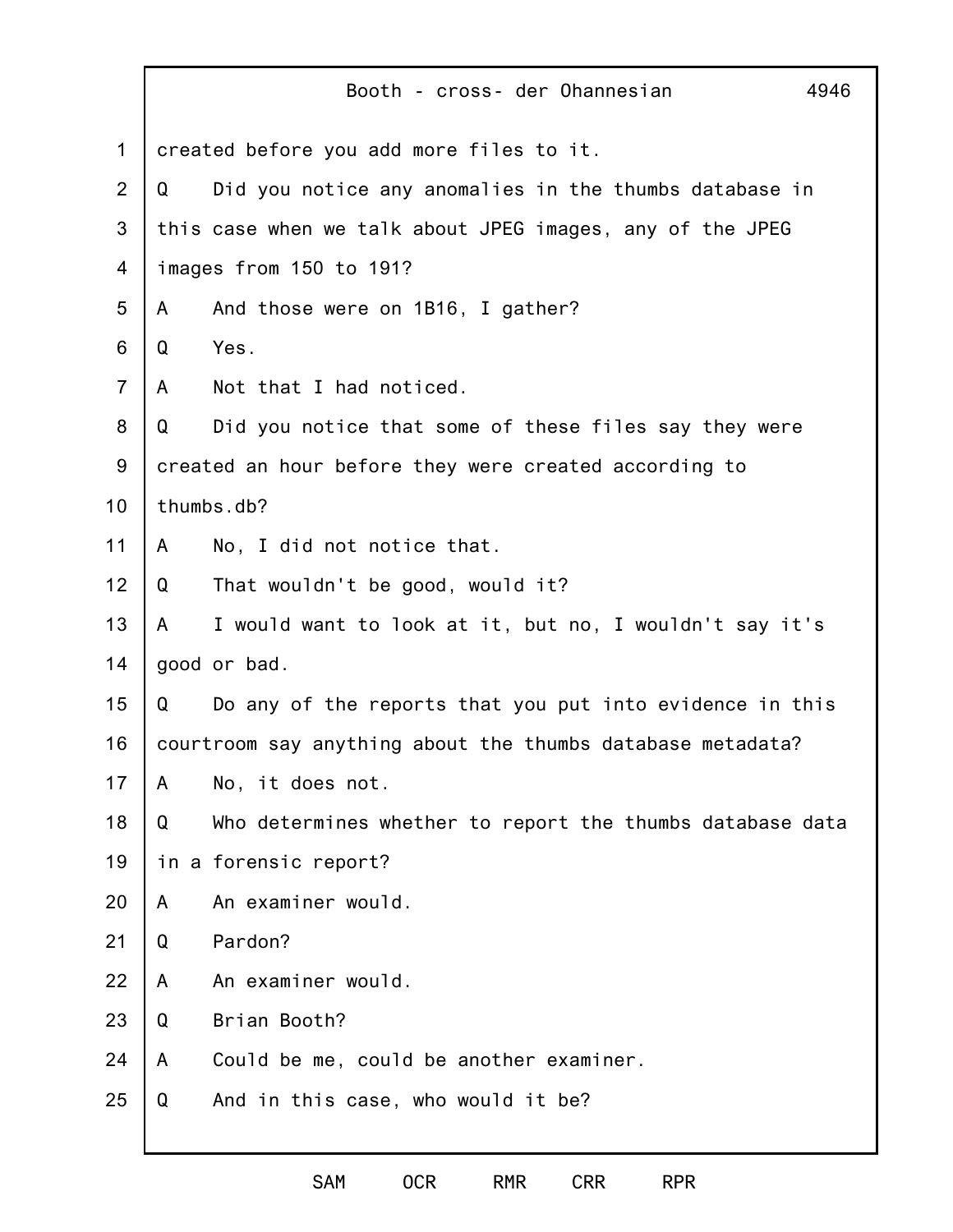created before you add more files to it.

Q Did you notice any anomalies in the thumbs database in this case when we talk about JPEG images, any of the JPEG images from 150 to 191?

A And those were on 1B16, I gather?

Q Yes.

A Not that I had noticed.

Q Did you notice that some of these files say they were created an hour before they were created according to thumbs.db?

A No, I did not notice that.

Q That wouldn't be good, would it?

A I would want to look at it, but no, I wouldn't say it's good or bad.

Q Do any of the reports that you put into evidence in this courtroom say anything about the thumbs database metadata?

A No, it does not.

Q Who determines whether to report the thumbs database data in a forensic report?

A An examiner would.

Q Pardon?

A An examiner would.

Q Brian Booth?

A Could be me, could be another examiner.

Q And in this case, who would it be?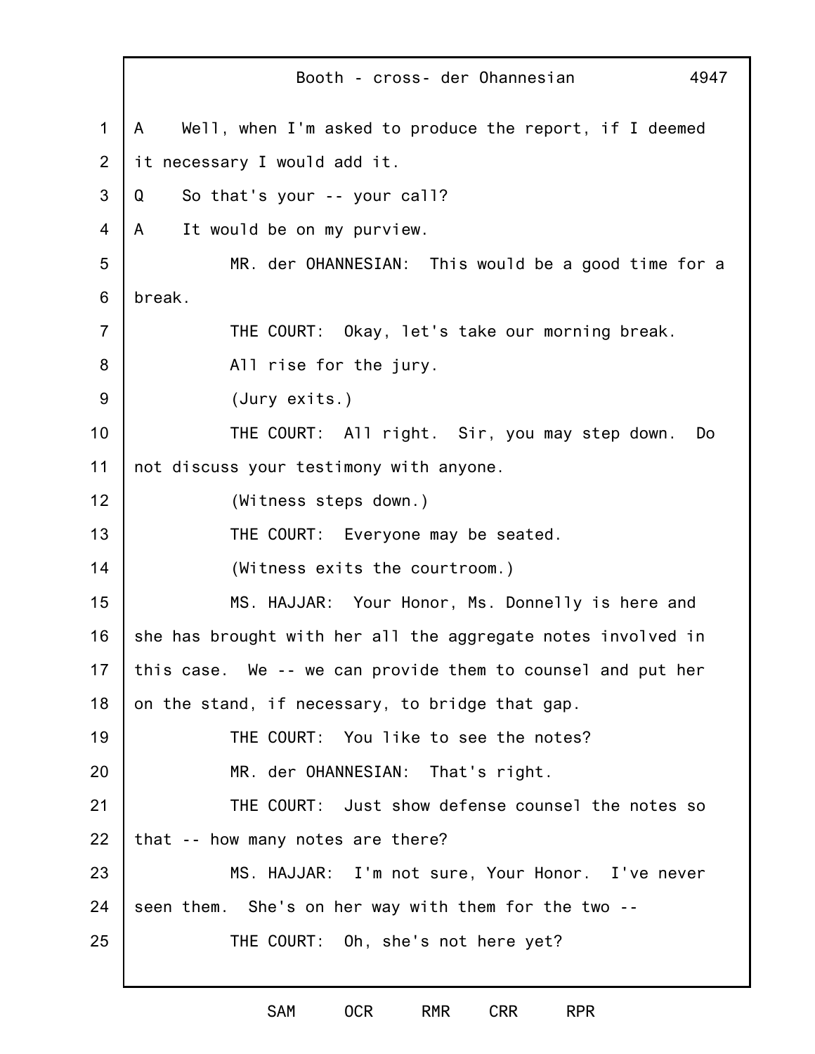A Well, when I'm asked to produce the report, if I deemed it necessary I would add it.

Q So that's your -- your call?

A It would be on my purview.

MR. der OHANNESIAN: This would be a good time for a break.

THE COURT: Okay, let's take our morning break.

All rise for the jury.

(Jury exits.)

THE COURT: All right. Sir, you may step down. Do not discuss your testimony with anyone.

(Witness steps down.)

THE COURT: Everyone may be seated.

(Witness exits the courtroom.)

MS. HAJJAR: Your Honor, Ms. Donnelly is here and she has brought with her all the aggregate notes involved in this case. We -- we can provide them to counsel and put her on the stand, if necessary, to bridge that gap.

THE COURT: You like to see the notes?

MR. der OHANNESIAN: That's right.

THE COURT: Just show defense counsel the notes so that -- how many notes are there?

MS. HAJJAR: I'm not sure, Your Honor. I've never seen them. She's on her way with them for the two --

THE COURT: Oh, she's not here yet?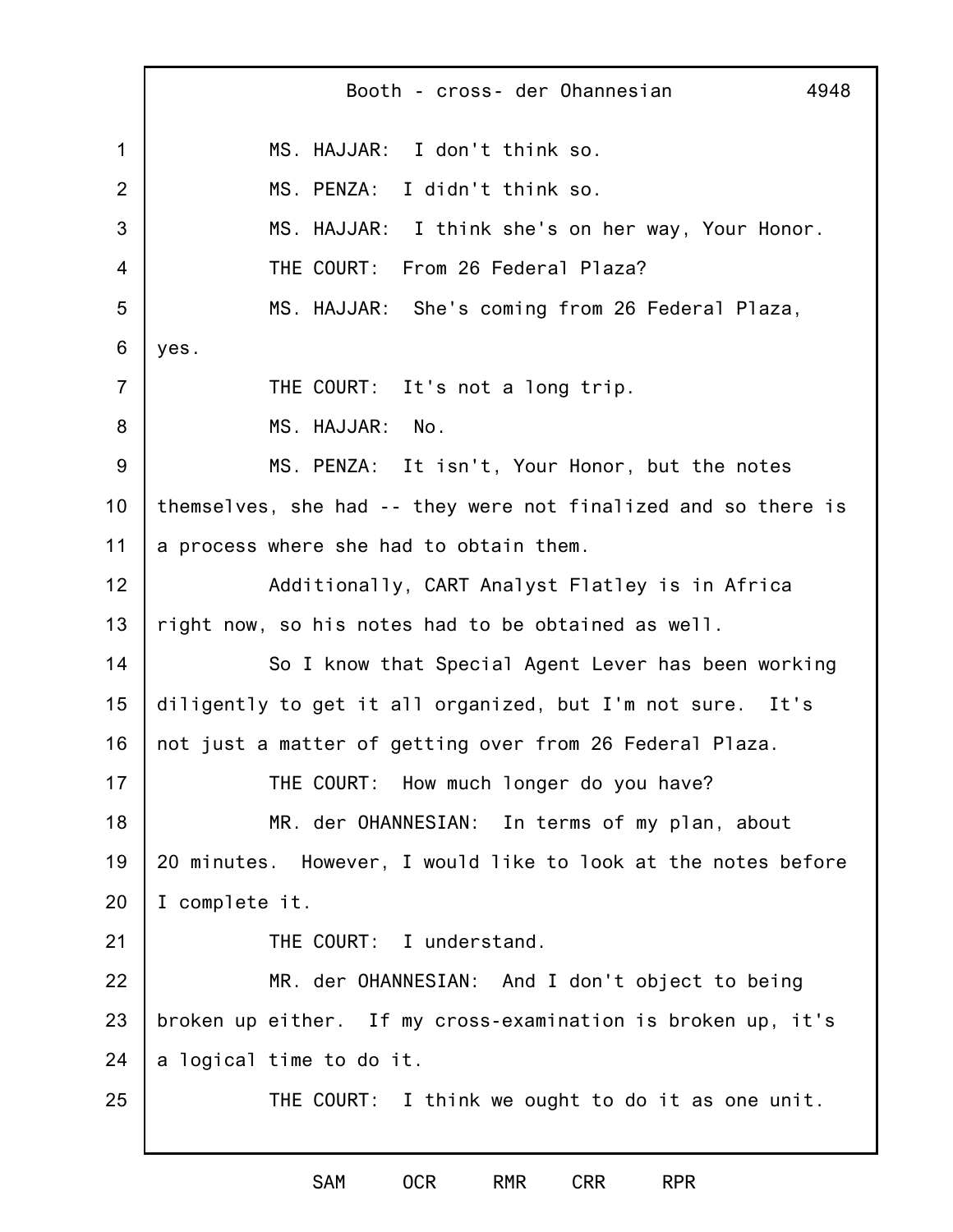MS. HAJJAR: I don't think so.

MS. PENZA: I didn't think so.

MS. HAJJAR: I think she's on her way, Your Honor.

THE COURT: From 26 Federal Plaza?

MS. HAJJAR: She's coming from 26 Federal Plaza, yes.

THE COURT: It's not a long trip.

MS. HAJJAR: No.

MS. PENZA: It isn't, Your Honor, but the notes themselves, she had -- they were not finalized and so there is a process where she had to obtain them.

Additionally, CART Analyst Flatley is in Africa right now, so his notes had to be obtained as well.

So I know that Special Agent Lever has been working diligently to get it all organized, but I'm not sure. It's not just a matter of getting over from 26 Federal Plaza.

THE COURT: How much longer do you have?

MR. der OHANNESIAN: In terms of my plan, about 20 minutes. However, I would like to look at the notes before I complete it.

THE COURT: I understand.

MR. der OHANNESIAN: And I don't object to being broken up either. If my cross-examination is broken up, it's a logical time to do it.

THE COURT: I think we ought to do it as one unit.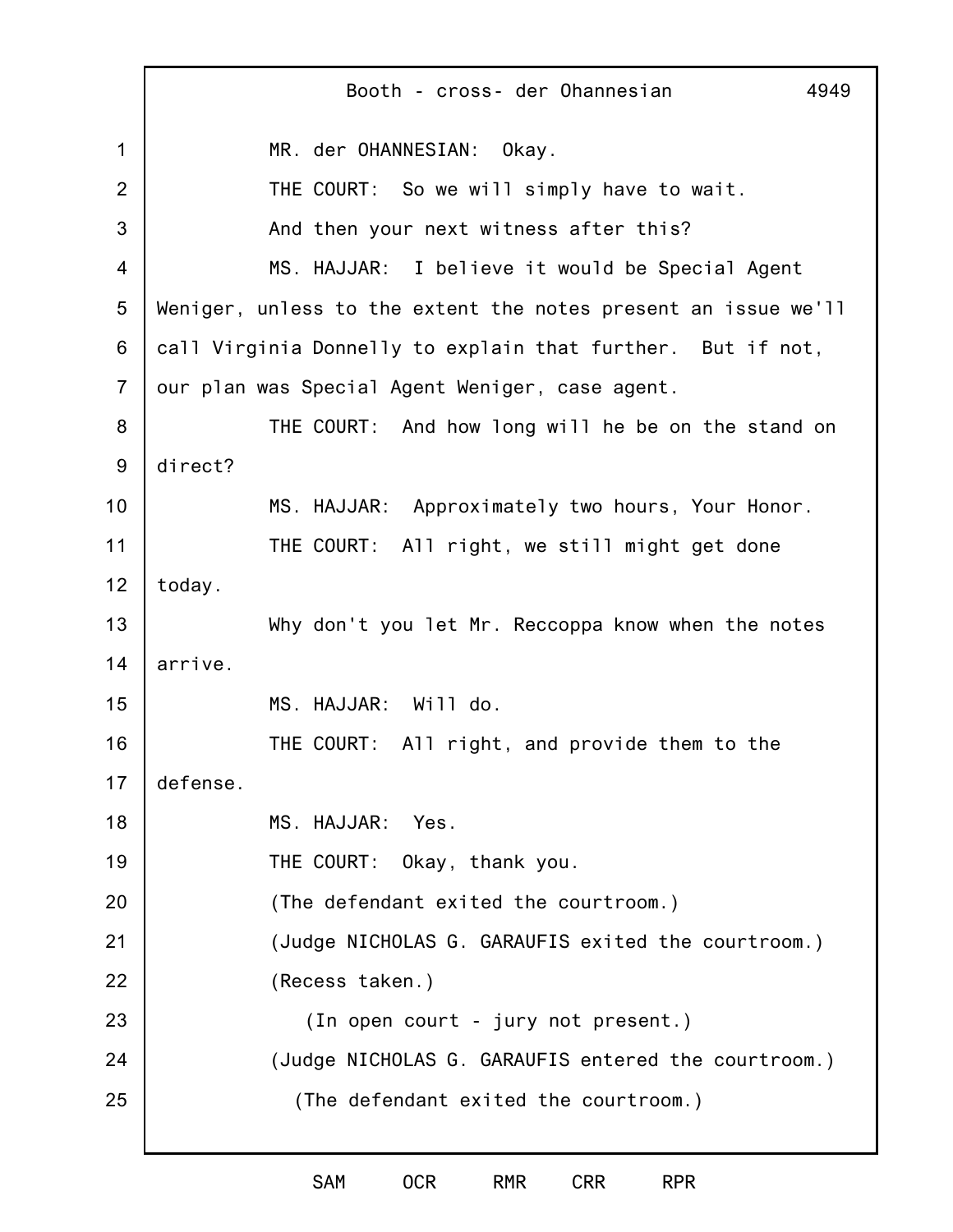MR. der OHANNESIAN: Okay.

THE COURT: So we will simply have to wait.

And then your next witness after this?

MS. HAJJAR: I believe it would be Special Agent Weniger, unless to the extent the notes present an issue we'll call Virginia Donnelly to explain that further. But if not, our plan was Special Agent Weniger, case agent.

THE COURT: And how long will he be on the stand on direct?

MS. HAJJAR: Approximately two hours, Your Honor.

THE COURT: All right, we still might get done today.

Why don't you let Mr. Reccoppa know when the notes arrive.

MS. HAJJAR: Will do.

THE COURT: All right, and provide them to the defense.

MS. HAJJAR: Yes.

THE COURT: Okay, thank you.

(The defendant exited the courtroom.)

(Judge NICHOLAS G. GARAUFIS exited the courtroom.)

(Recess taken.)

(In open court - jury not present.)

(Judge NICHOLAS G. GARAUFIS entered the courtroom.)

(The defendant exited the courtroom.)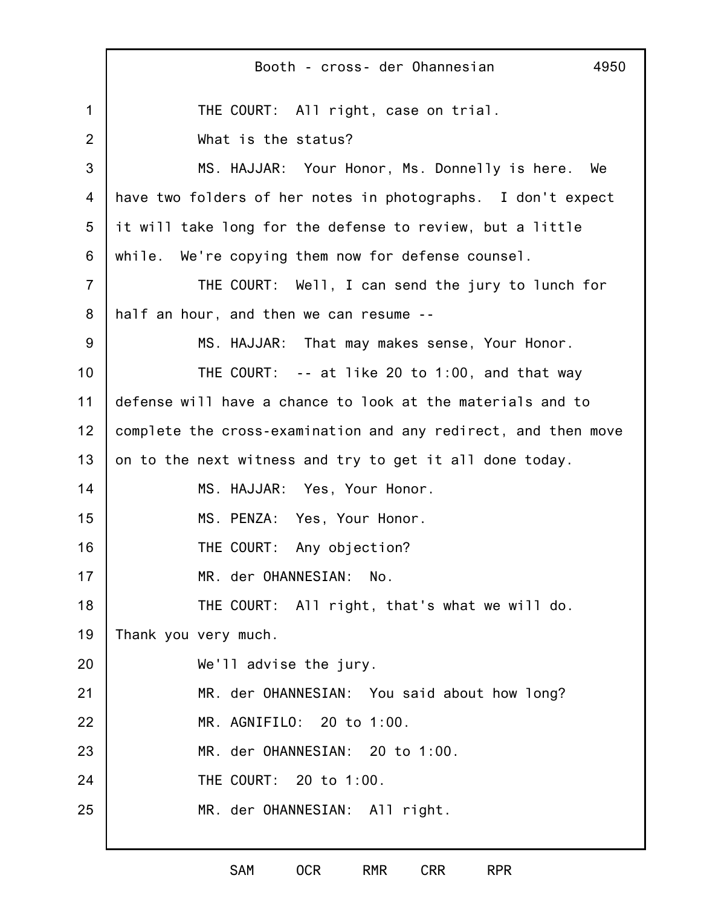THE COURT: All right, case on trial.

What is the status?

MS. HAJJAR: Your Honor, Ms. Donnelly is here. We have two folders of her notes in photographs. I don't expect it will take long for the defense to review, but a little while. We're copying them now for defense counsel.

THE COURT: Well, I can send the jury to lunch for half an hour, and then we can resume --

MS. HAJJAR: That may makes sense, Your Honor.

THE COURT: -- at like 20 to 1:00, and that way defense will have a chance to look at the materials and to complete the cross-examination and any redirect, and then move on to the next witness and try to get it all done today.

MS. HAJJAR: Yes, Your Honor.

MS. PENZA: Yes, Your Honor.

THE COURT: Any objection?

MR. der OHANNESIAN: No.

THE COURT: All right, that's what we will do. Thank you very much.

We'll advise the jury.

MR. der OHANNESIAN: You said about how long?

MR. AGNIFILO: 20 to 1:00.

MR. der OHANNESIAN: 20 to 1:00.

THE COURT: 20 to 1:00.

MR. der OHANNESIAN: All right.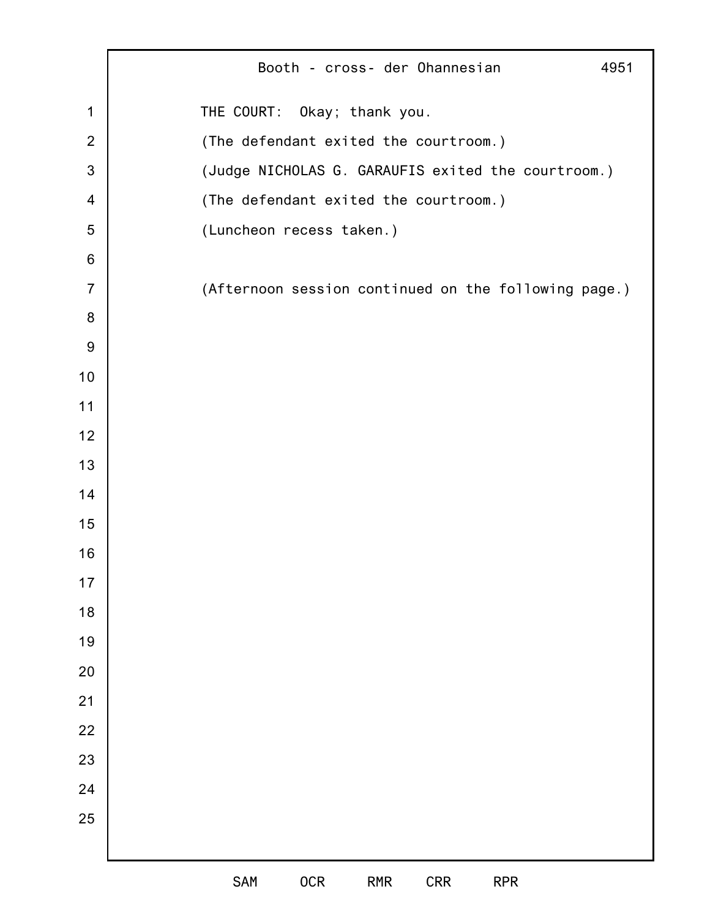THE COURT: Okay; thank you.

(The defendant exited the courtroom.)

(Judge NICHOLAS G. GARAUFIS exited the courtroom.)

(The defendant exited the courtroom.)

(Luncheon recess taken.)

(Afternoon session continued on the following page.)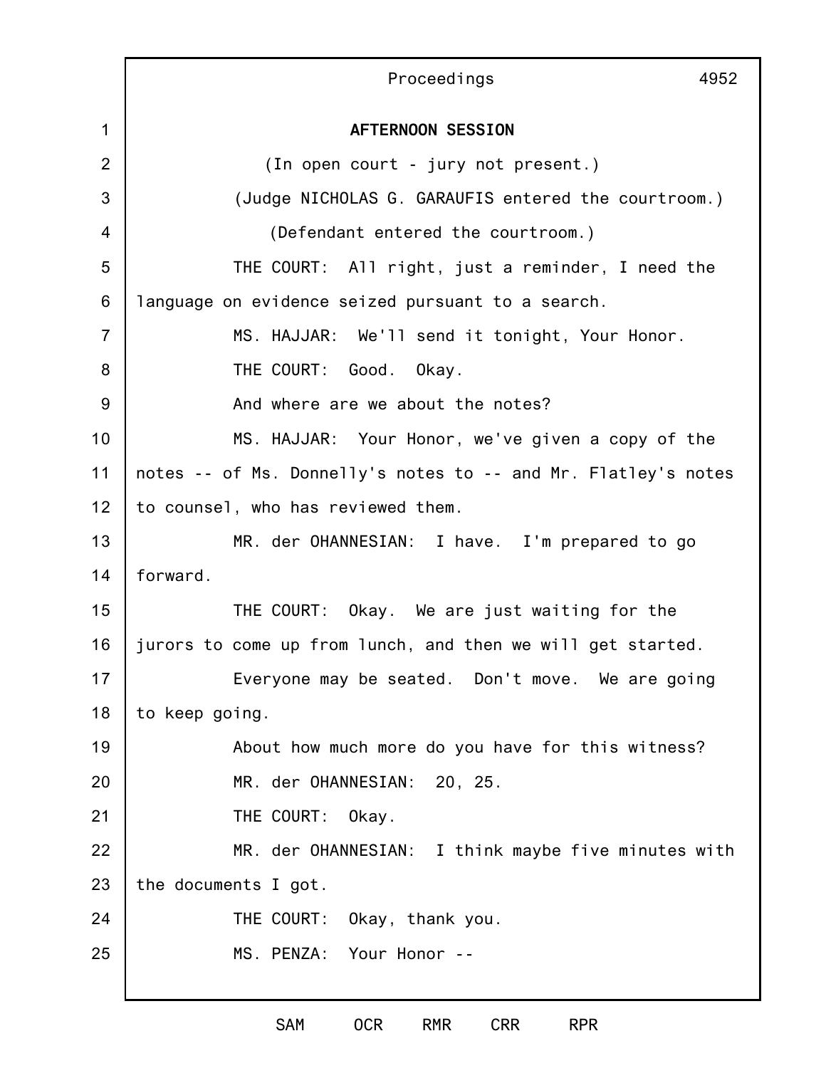**AFTERNOON SESSION**

(In open court - jury not present.)

(Judge NICHOLAS G. GARAUFIS entered the courtroom.)

(Defendant entered the courtroom.)

THE COURT: All right, just a reminder, I need the language on evidence seized pursuant to a search.

MS. HAJJAR: We'll send it tonight, Your Honor.

THE COURT: Good. Okay.

And where are we about the notes?

MS. HAJJAR: Your Honor, we've given a copy of the notes -- of Ms. Donnelly's notes to -- and Mr. Flatley's notes to counsel, who has reviewed them.

MR. der OHANNESIAN: I have. I'm prepared to go forward.

THE COURT: Okay. We are just waiting for the jurors to come up from lunch, and then we will get started.

Everyone may be seated. Don't move. We are going to keep going.

About how much more do you have for this witness?

MR. der OHANNESIAN: 20, 25.

THE COURT: Okay.

MR. der OHANNESIAN: I think maybe five minutes with the documents I got.

THE COURT: Okay, thank you.

MS. PENZA: Your Honor --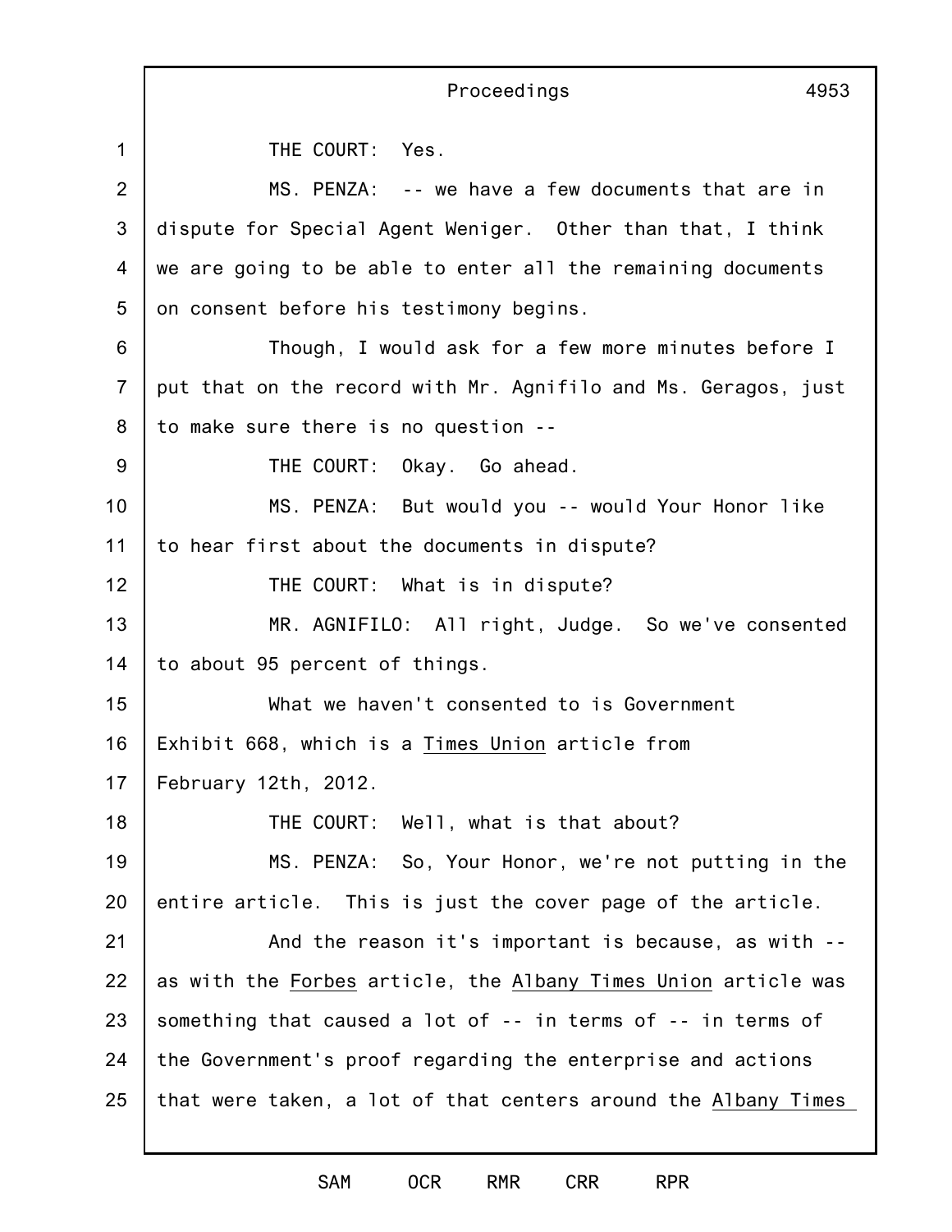THE COURT: Yes.

MS. PENZA: -- we have a few documents that are in dispute for Special Agent Weniger. Other than that, I think we are going to be able to enter all the remaining documents on consent before his testimony begins.

Though, I would ask for a few more minutes before I put that on the record with Mr. Agnifilo and Ms. Geragos, just to make sure there is no question --

THE COURT: Okay. Go ahead.

MS. PENZA: But would you -- would Your Honor like to hear first about the documents in dispute?

THE COURT: What is in dispute?

MR. AGNIFILO: All right, Judge. So we've consented to about 95 percent of things.

What we haven't consented to is Government Exhibit 668, which is a Times Union article from February 12th, 2012.

THE COURT: Well, what is that about?

MS. PENZA: So, Your Honor, we're not putting in the entire article. This is just the cover page of the article.

And the reason it's important is because, as with -- as with the Forbes article, the Albany Times Union article was something that caused a lot of -- in terms of -- in terms of the Government's proof regarding the enterprise and actions that were taken, a lot of that centers around the Albany Times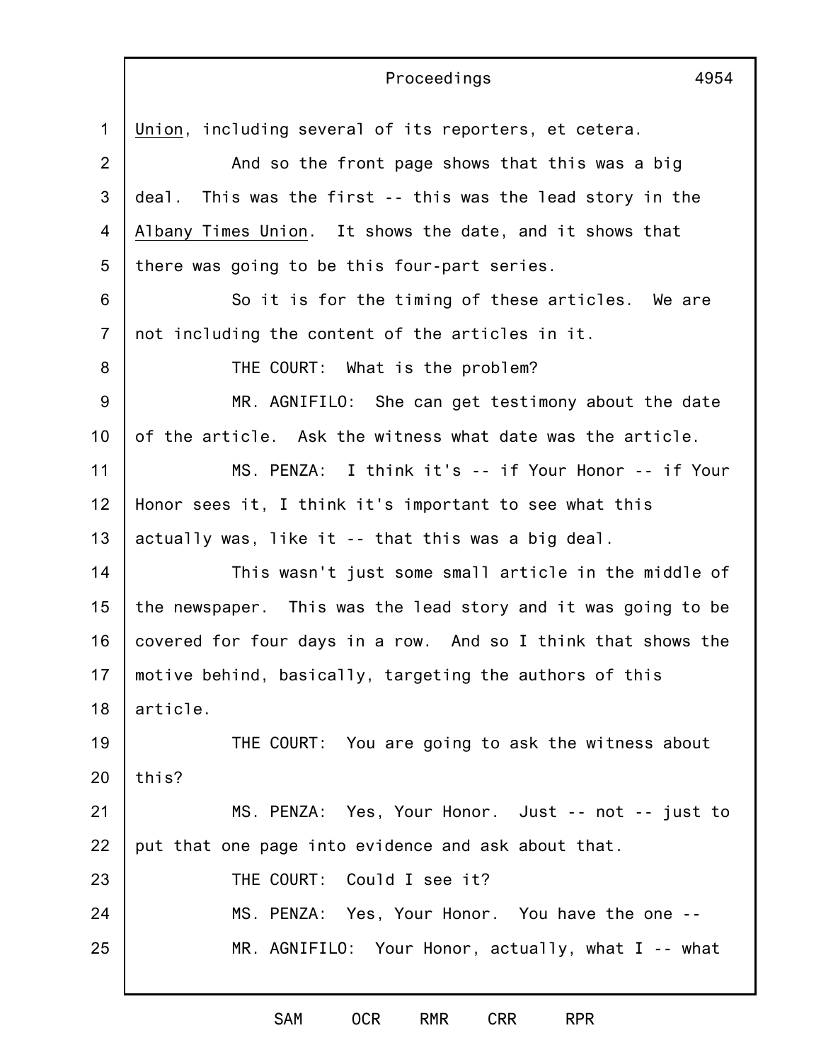Union, including several of its reporters, et cetera.

And so the front page shows that this was a big deal. This was the first -- this was the lead story in the Albany Times Union. It shows the date, and it shows that there was going to be this four-part series.

So it is for the timing of these articles. We are not including the content of the articles in it.

THE COURT: What is the problem?

MR. AGNIFILO: She can get testimony about the date of the article. Ask the witness what date was the article.

MS. PENZA: I think it's -- if Your Honor -- if Your Honor sees it, I think it's important to see what this actually was, like it -- that this was a big deal.

This wasn't just some small article in the middle of the newspaper. This was the lead story and it was going to be covered for four days in a row. And so I think that shows the motive behind, basically, targeting the authors of this article.

THE COURT: You are going to ask the witness about this?

MS. PENZA: Yes, Your Honor. Just -- not -- just to put that one page into evidence and ask about that.

THE COURT: Could I see it?

MS. PENZA: Yes, Your Honor. You have the one --

MR. AGNIFILO: Your Honor, actually, what I -- what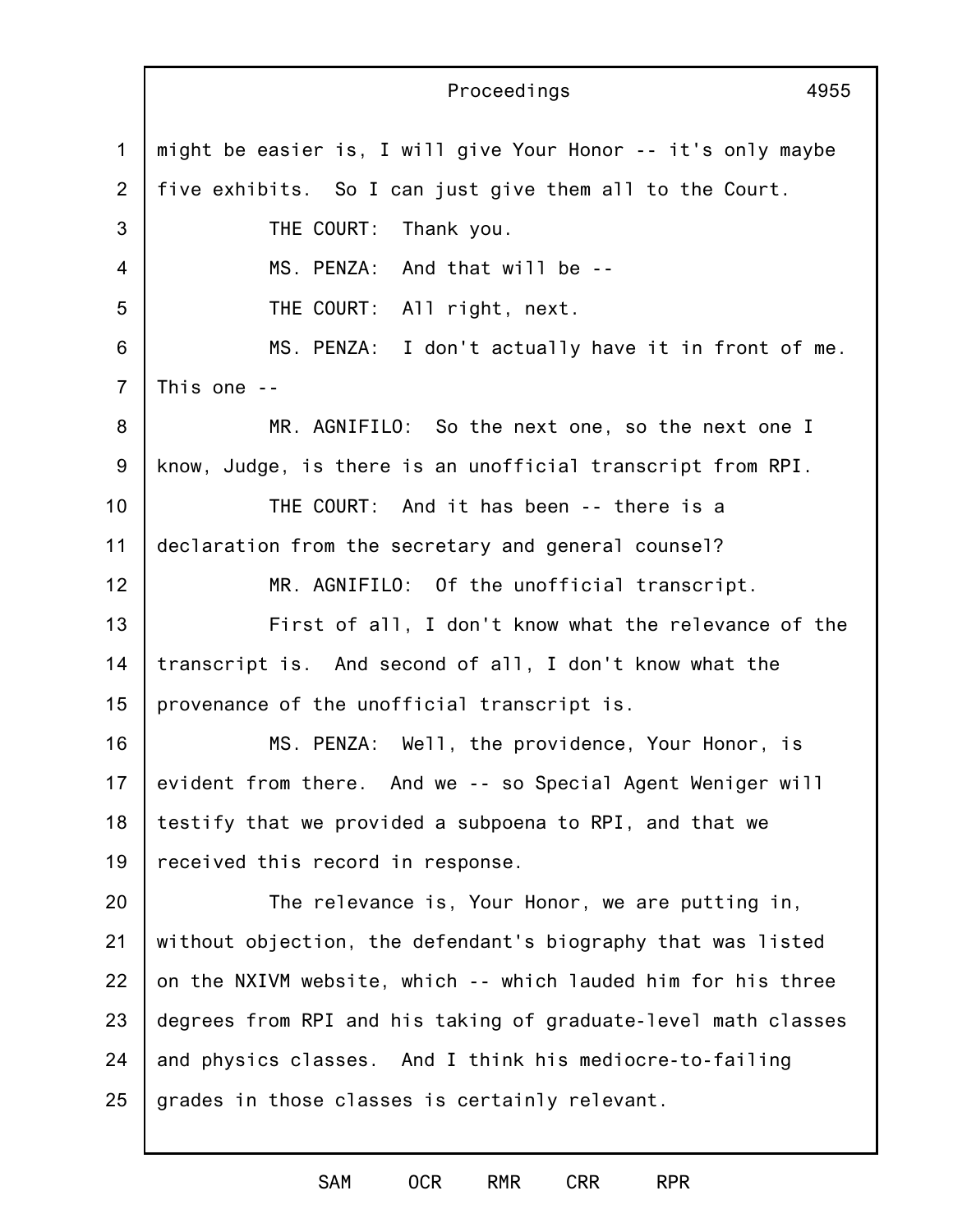might be easier is, I will give Your Honor -- it's only maybe five exhibits. So I can just give them all to the Court.

THE COURT: Thank you.

MS. PENZA: And that will be --

THE COURT: All right, next.

MS. PENZA: I don't actually have it in front of me. This one --

MR. AGNIFILO: So the next one, so the next one I know, Judge, is there is an unofficial transcript from RPI.

THE COURT: And it has been -- there is a declaration from the secretary and general counsel?

MR. AGNIFILO: Of the unofficial transcript.

First of all, I don't know what the relevance of the transcript is. And second of all, I don't know what the provenance of the unofficial transcript is.

MS. PENZA: Well, the providence, Your Honor, is evident from there. And we -- so Special Agent Weniger will testify that we provided a subpoena to RPI, and that we received this record in response.

The relevance is, Your Honor, we are putting in, without objection, the defendant's biography that was listed on the NXIVM website, which -- which lauded him for his three degrees from RPI and his taking of graduate-level math classes and physics classes. And I think his mediocre-to-failing grades in those classes is certainly relevant.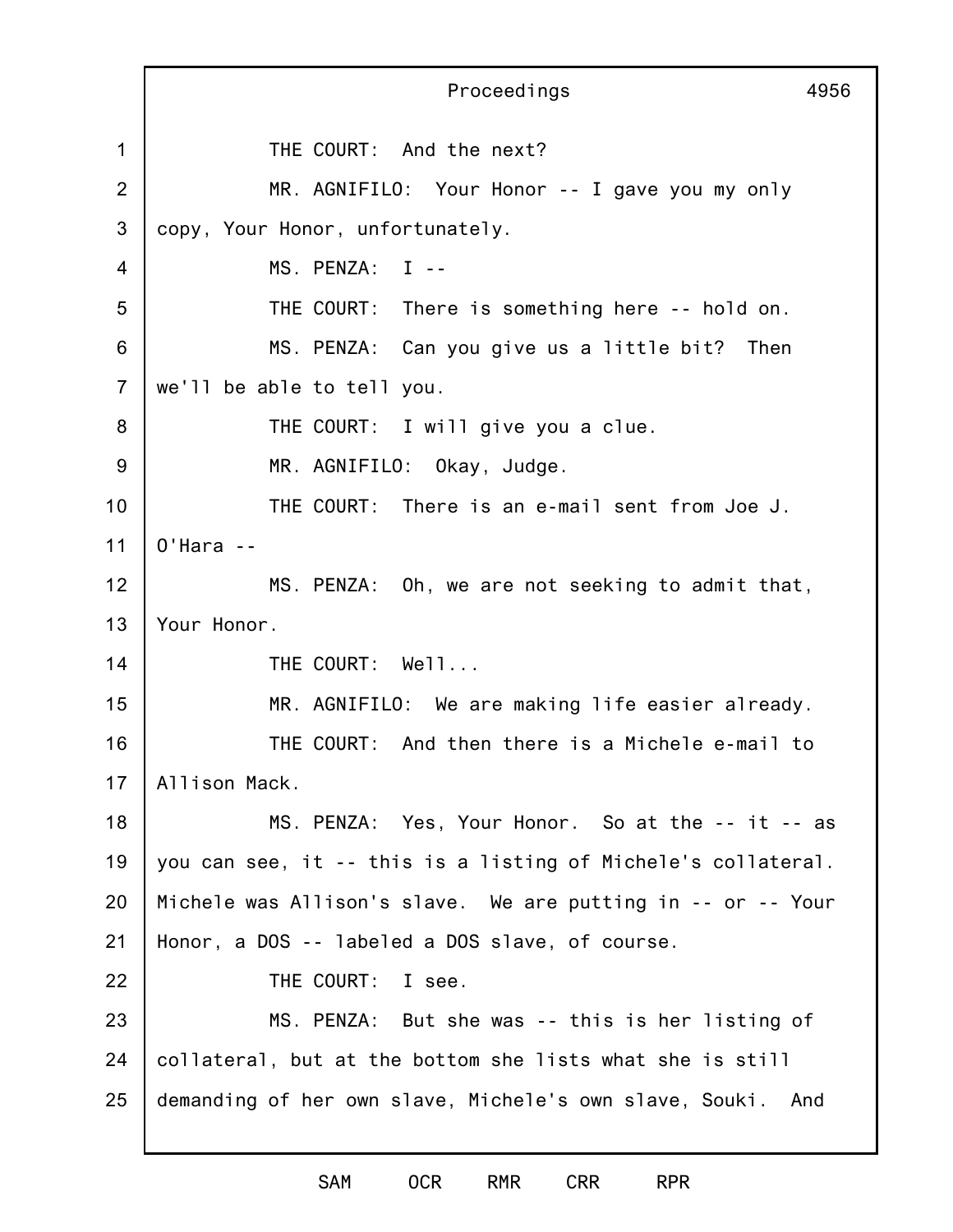THE COURT: And the next?

MR. AGNIFILO: Your Honor -- I gave you my only copy, Your Honor, unfortunately.

MS. PENZA: I --

THE COURT: There is something here -- hold on.

MS. PENZA: Can you give us a little bit? Then we'll be able to tell you.

THE COURT: I will give you a clue.

MR. AGNIFILO: Okay, Judge.

THE COURT: There is an e-mail sent from Joe J. O'Hara --

MS. PENZA: Oh, we are not seeking to admit that, Your Honor.

THE COURT: Well...

MR. AGNIFILO: We are making life easier already.

THE COURT: And then there is a Michele e-mail to Allison Mack.

MS. PENZA: Yes, Your Honor. So at the -- it -- as you can see, it -- this is a listing of Michele's collateral. Michele was Allison's slave. We are putting in -- or -- Your Honor, a DOS -- labeled a DOS slave, of course.

THE COURT: I see.

MS. PENZA: But she was -- this is her listing of collateral, but at the bottom she lists what she is still demanding of her own slave, Michele's own slave, Souki. And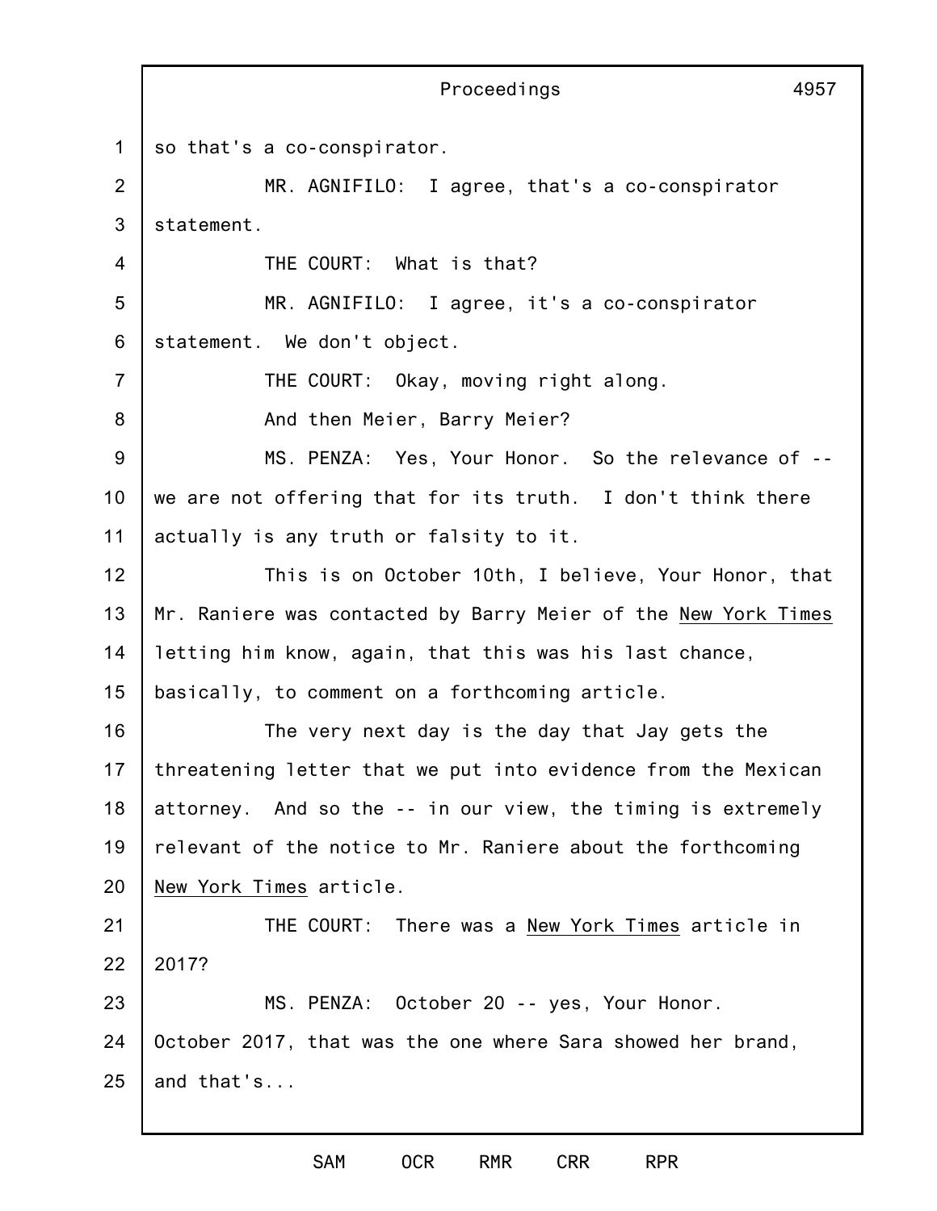so that's a co-conspirator.

MR. AGNIFILO: I agree, that's a co-conspirator statement.

THE COURT: What is that?

MR. AGNIFILO: I agree, it's a co-conspirator statement. We don't object.

THE COURT: Okay, moving right along.

And then Meier, Barry Meier?

MS. PENZA: Yes, Your Honor. So the relevance of -- we are not offering that for its truth. I don't think there actually is any truth or falsity to it.

This is on October 10th, I believe, Your Honor, that Mr. Raniere was contacted by Barry Meier of the New York Times letting him know, again, that this was his last chance, basically, to comment on a forthcoming article.

The very next day is the day that Jay gets the threatening letter that we put into evidence from the Mexican attorney. And so the -- in our view, the timing is extremely relevant of the notice to Mr. Raniere about the forthcoming New York Times article.

THE COURT: There was a New York Times article in 2017?

MS. PENZA: October 20 -- yes, Your Honor. October 2017, that was the one where Sara showed her brand, and that's...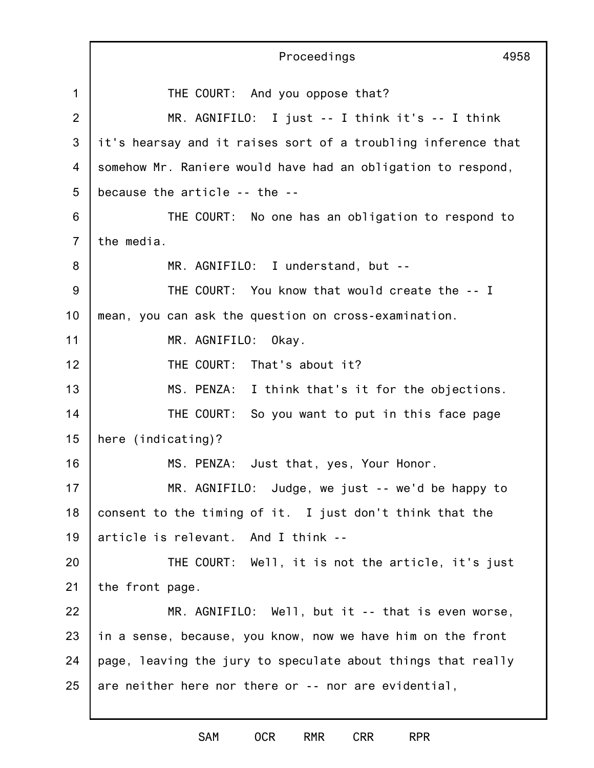THE COURT: And you oppose that?

MR. AGNIFILO: I just -- I think it's -- I think it's hearsay and it raises sort of a troubling inference that somehow Mr. Raniere would have had an obligation to respond, because the article -- the --

THE COURT: No one has an obligation to respond to the media.

MR. AGNIFILO: I understand, but --

THE COURT: You know that would create the -- I mean, you can ask the question on cross-examination.

MR. AGNIFILO: Okay.

THE COURT: That's about it?

MS. PENZA: I think that's it for the objections.

THE COURT: So you want to put in this face page here (indicating)?

MS. PENZA: Just that, yes, Your Honor.

MR. AGNIFILO: Judge, we just -- we'd be happy to consent to the timing of it. I just don't think that the article is relevant. And I think --

THE COURT: Well, it is not the article, it's just the front page.

MR. AGNIFILO: Well, but it -- that is even worse, in a sense, because, you know, now we have him on the front page, leaving the jury to speculate about things that really are neither here nor there or -- nor are evidential,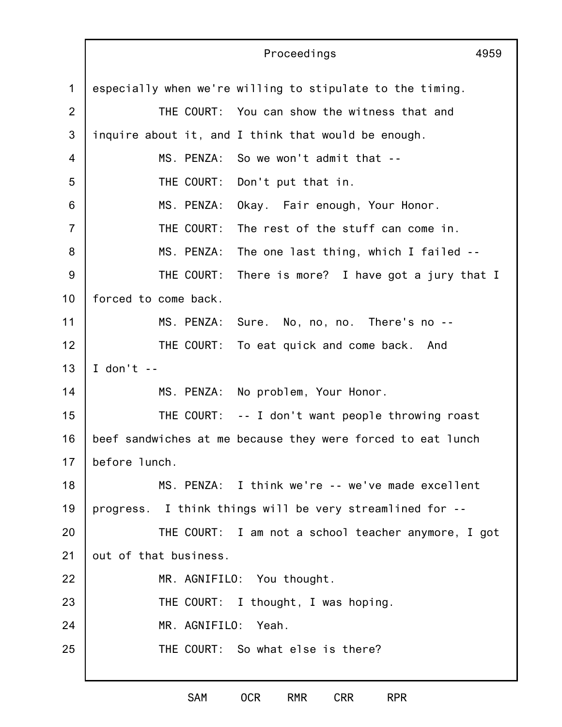especially when we're willing to stipulate to the timing.

THE COURT: You can show the witness that and inquire about it, and I think that would be enough.

MS. PENZA: So we won't admit that --

THE COURT: Don't put that in.

MS. PENZA: Okay. Fair enough, Your Honor.

THE COURT: The rest of the stuff can come in.

MS. PENZA: The one last thing, which I failed --

THE COURT: There is more? I have got a jury that I forced to come back.

MS. PENZA: Sure. No, no, no. There's no --

THE COURT: To eat quick and come back. And I don't --

MS. PENZA: No problem, Your Honor.

THE COURT: -- I don't want people throwing roast beef sandwiches at me because they were forced to eat lunch before lunch.

MS. PENZA: I think we're -- we've made excellent progress. I think things will be very streamlined for --

THE COURT: I am not a school teacher anymore, I got out of that business.

MR. AGNIFILO: You thought.

THE COURT: I thought, I was hoping.

MR. AGNIFILO: Yeah.

THE COURT: So what else is there?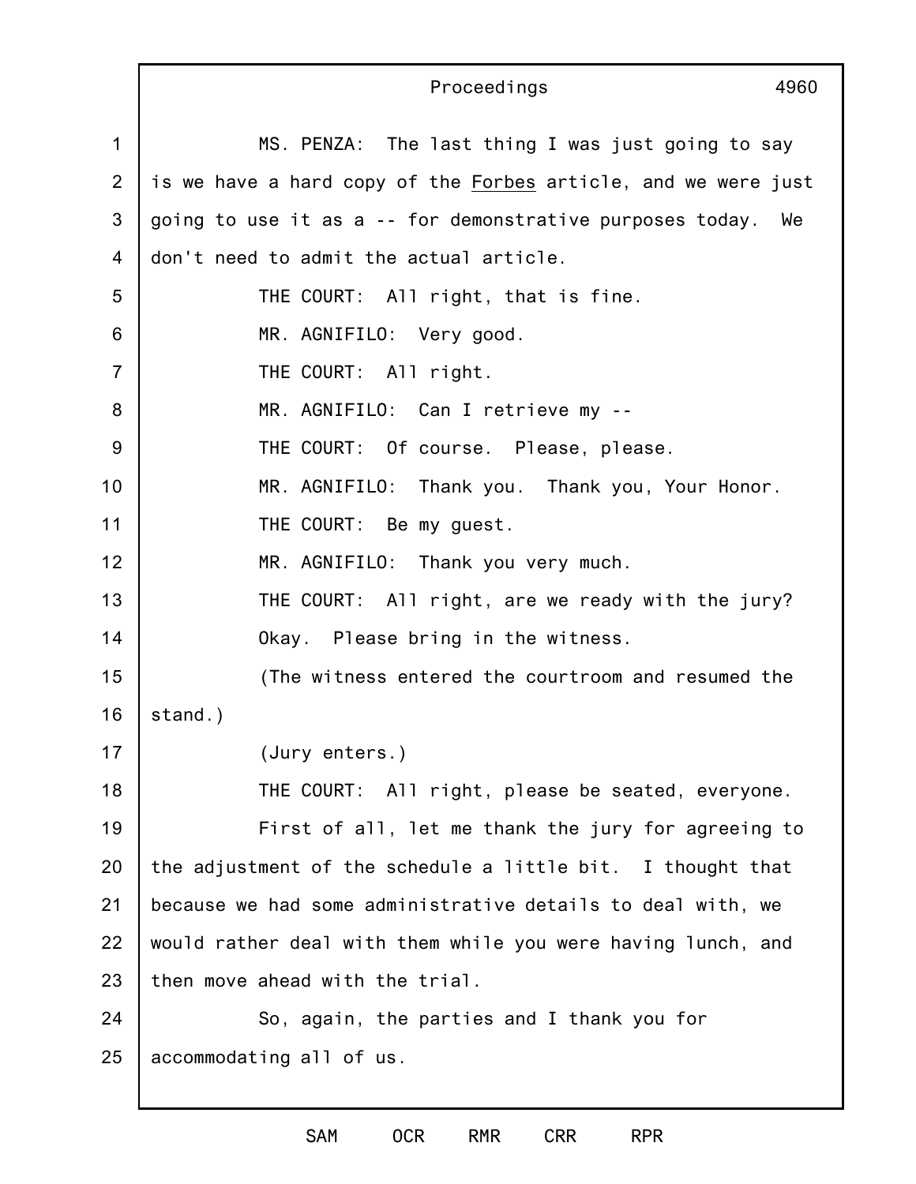MS. PENZA: The last thing I was just going to say is we have a hard copy of the Forbes article, and we were just going to use it as a -- for demonstrative purposes today. We don't need to admit the actual article.

THE COURT: All right, that is fine.

MR. AGNIFILO: Very good.

THE COURT: All right.

MR. AGNIFILO: Can I retrieve my --

THE COURT: Of course. Please, please.

MR. AGNIFILO: Thank you. Thank you, Your Honor.

THE COURT: Be my guest.

MR. AGNIFILO: Thank you very much.

THE COURT: All right, are we ready with the jury? Okay. Please bring in the witness.

(The witness entered the courtroom and resumed the stand.)

(Jury enters.)

THE COURT: All right, please be seated, everyone.

First of all, let me thank the jury for agreeing to the adjustment of the schedule a little bit. I thought that because we had some administrative details to deal with, we would rather deal with them while you were having lunch, and then move ahead with the trial.

So, again, the parties and I thank you for accommodating all of us.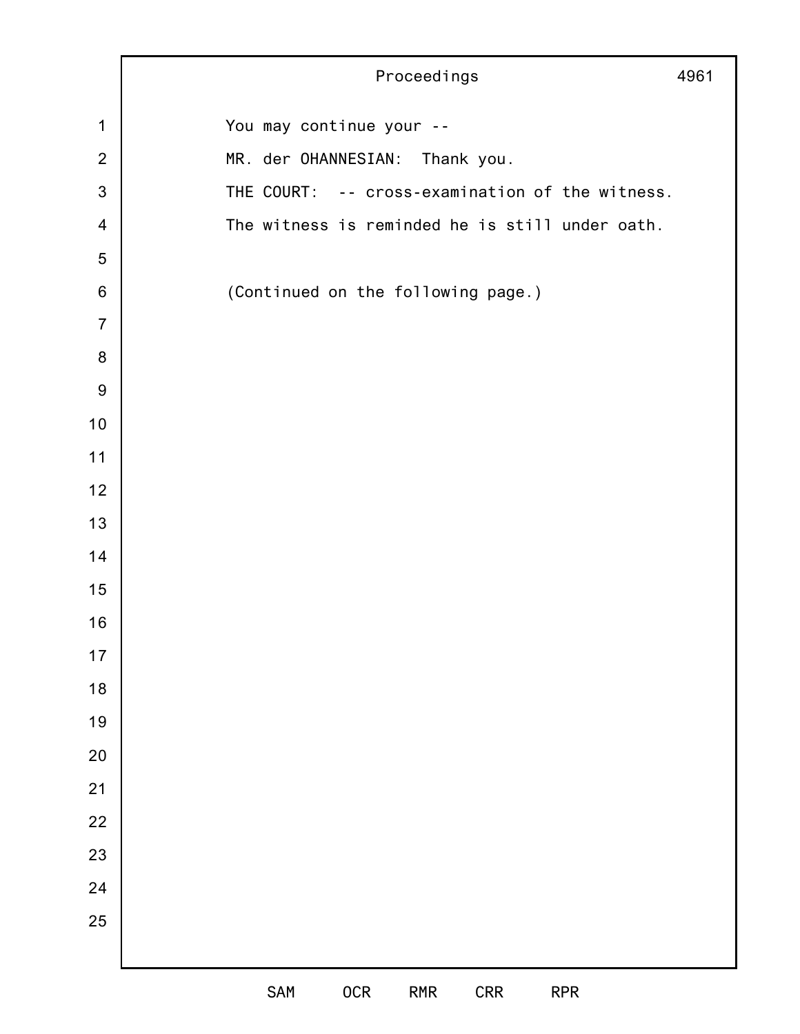You may continue your --

MR. der OHANNESIAN: Thank you.

THE COURT: -- cross-examination of the witness. The witness is reminded he is still under oath.

(Continued on the following page.)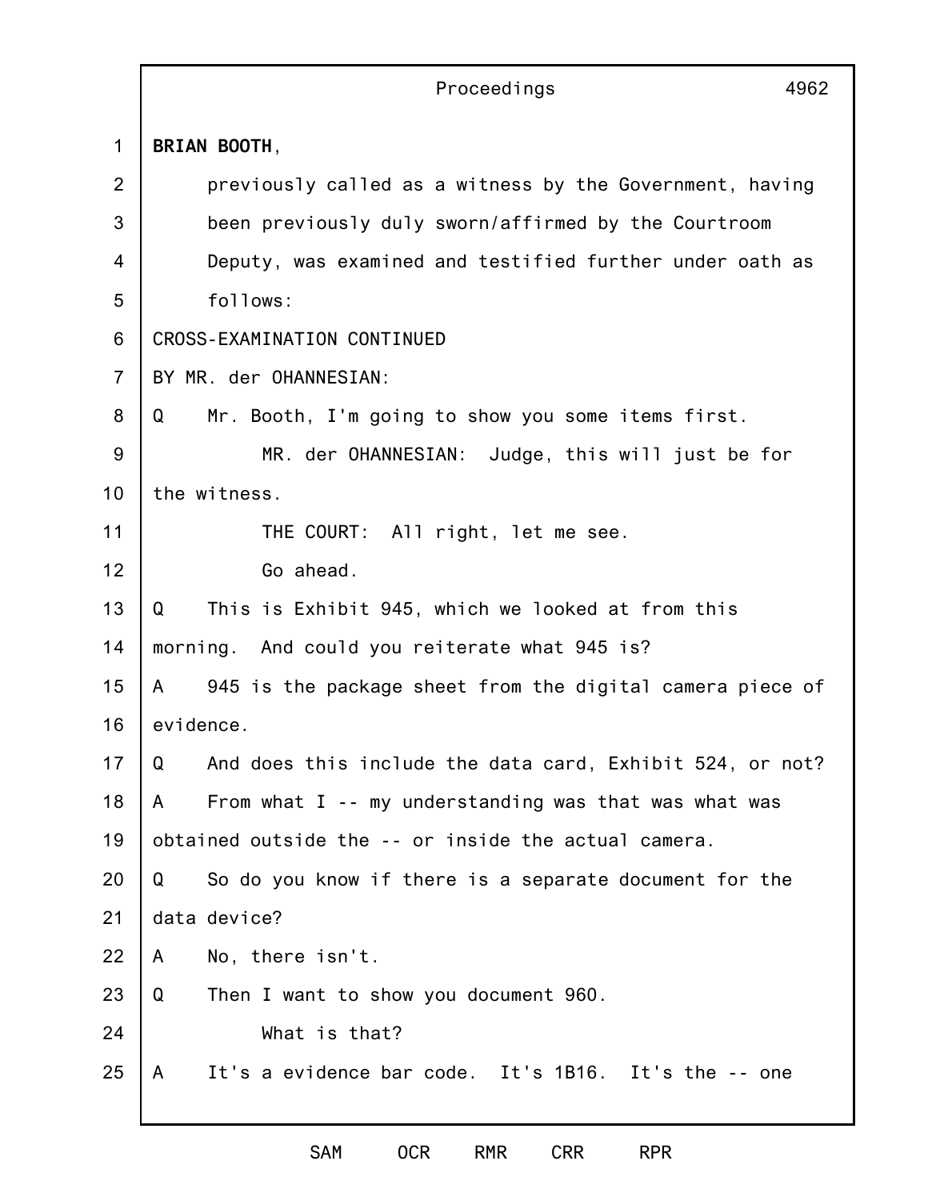**BRIAN BOOTH**,

previously called as a witness by the Government, having been previously duly sworn/affirmed by the Courtroom Deputy, was examined and testified further under oath as follows:

CROSS-EXAMINATION CONTINUED

BY MR. der OHANNESIAN:

Q Mr. Booth, I'm going to show you some items first.

MR. der OHANNESIAN: Judge, this will just be for the witness.

THE COURT: All right, let me see.

Go ahead.

Q This is Exhibit 945, which we looked at from this morning. And could you reiterate what 945 is?

A 945 is the package sheet from the digital camera piece of evidence.

Q And does this include the data card, Exhibit 524, or not?

A From what I -- my understanding was that was what was obtained outside the -- or inside the actual camera.

Q So do you know if there is a separate document for the data device?

A No, there isn't.

Q Then I want to show you document 960.

What is that?

A It's a evidence bar code. It's 1B16. It's the -- one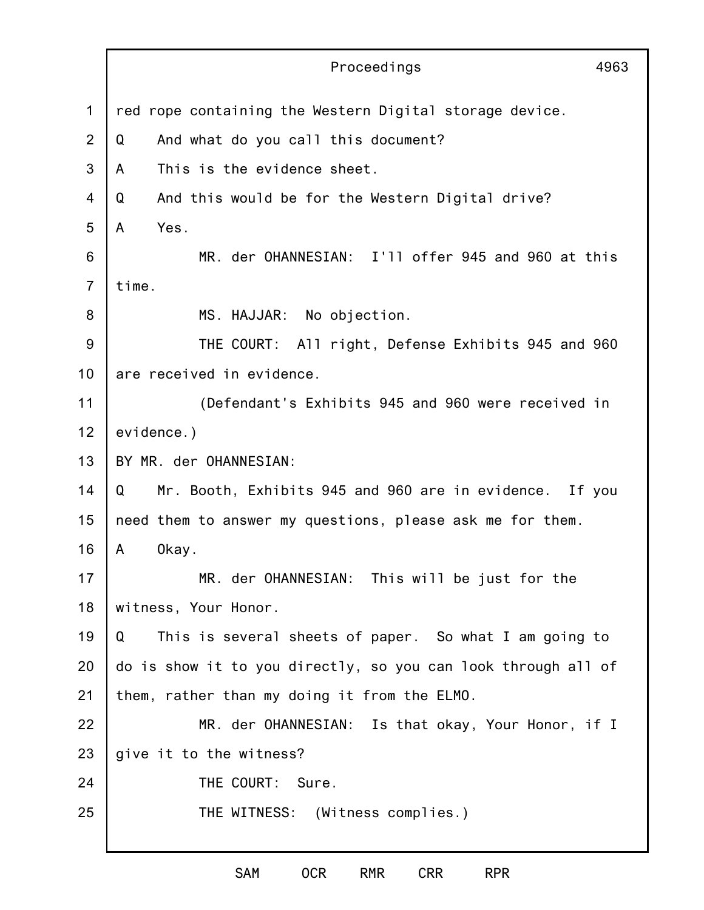red rope containing the Western Digital storage device.

Q And what do you call this document?

A This is the evidence sheet.

Q And this would be for the Western Digital drive?

A Yes.

MR. der OHANNESIAN: I'll offer 945 and 960 at this time.

MS. HAJJAR: No objection.

THE COURT: All right, Defense Exhibits 945 and 960 are received in evidence.

(Defendant's Exhibits 945 and 960 were received in evidence.)

BY MR. der OHANNESIAN:

Q Mr. Booth, Exhibits 945 and 960 are in evidence. If you need them to answer my questions, please ask me for them.

A Okay.

MR. der OHANNESIAN: This will be just for the witness, Your Honor.

Q This is several sheets of paper. So what I am going to do is show it to you directly, so you can look through all of them, rather than my doing it from the ELMO.

MR. der OHANNESIAN: Is that okay, Your Honor, if I give it to the witness?

THE COURT: Sure.

THE WITNESS: (Witness complies.)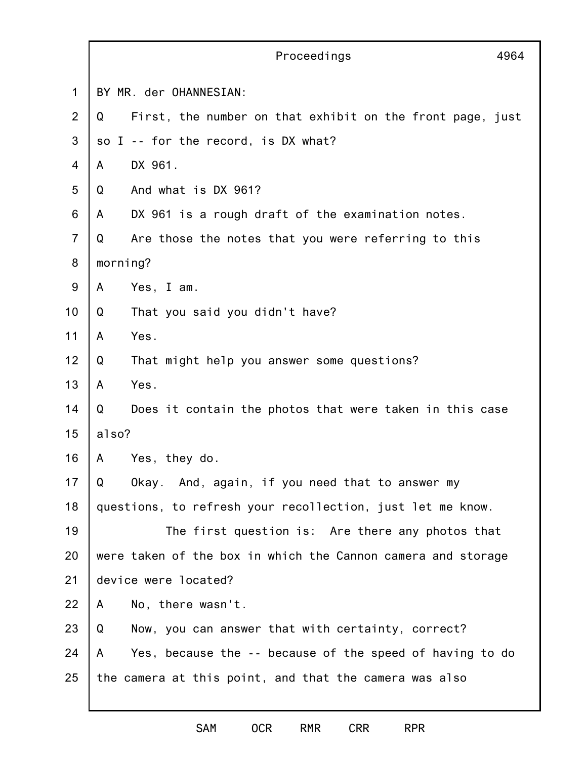BY MR. der OHANNESIAN:

Q First, the number on that exhibit on the front page, just so I -- for the record, is DX what?

A DX 961.

Q And what is DX 961?

A DX 961 is a rough draft of the examination notes.

Q Are those the notes that you were referring to this morning?

A Yes, I am.

Q That you said you didn't have?

A Yes.

Q That might help you answer some questions?

A Yes.

Q Does it contain the photos that were taken in this case also?

A Yes, they do.

Q Okay. And, again, if you need that to answer my questions, to refresh your recollection, just let me know.

The first question is: Are there any photos that were taken of the box in which the Cannon camera and storage device were located?

A No, there wasn't.

Q Now, you can answer that with certainty, correct?

A Yes, because the -- because of the speed of having to do the camera at this point, and that the camera was also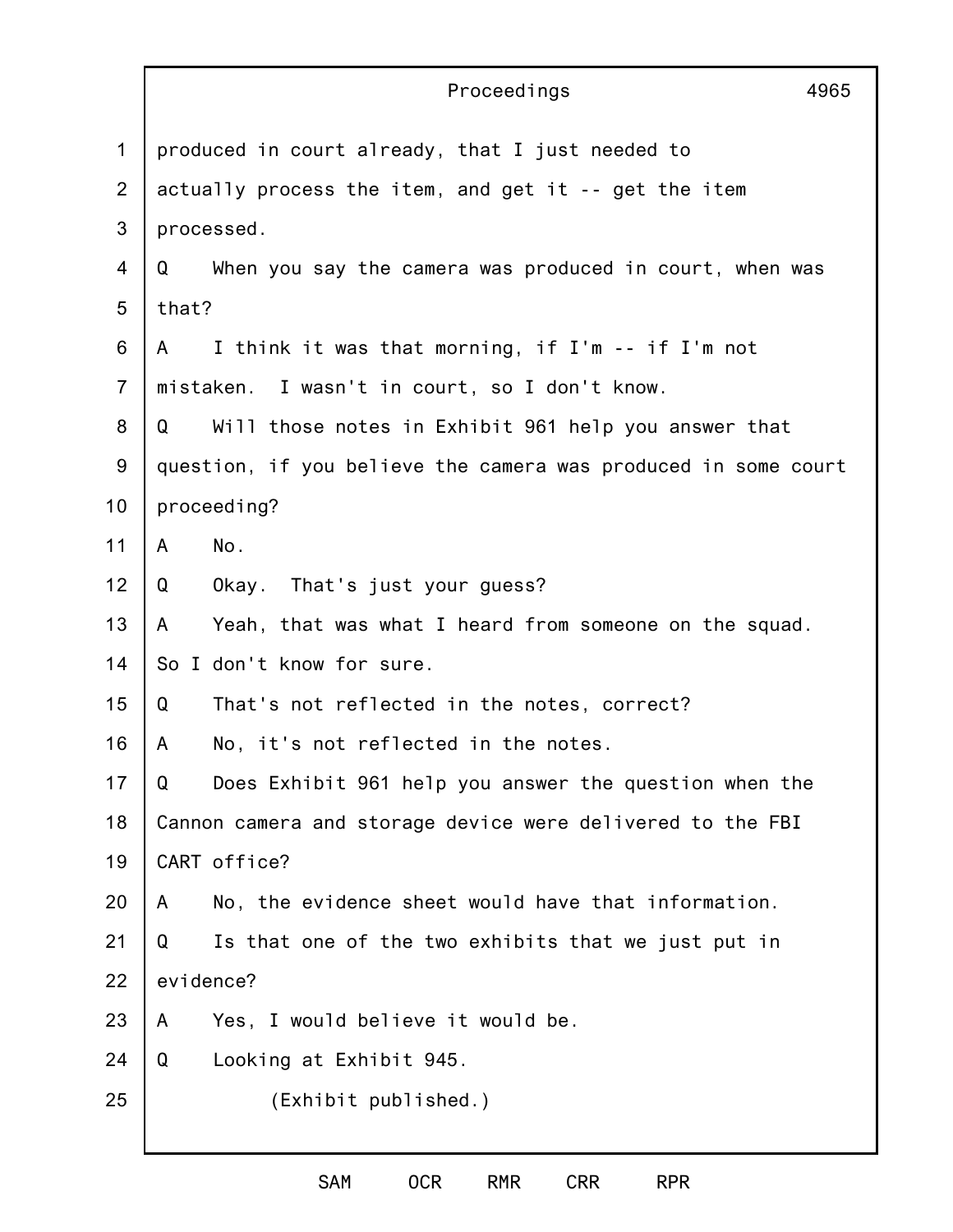produced in court already, that I just needed to actually process the item, and get it -- get the item processed.

Q When you say the camera was produced in court, when was that?

A I think it was that morning, if I'm -- if I'm not mistaken. I wasn't in court, so I don't know.

Q Will those notes in Exhibit 961 help you answer that question, if you believe the camera was produced in some court proceeding?

A No.

Q Okay. That's just your guess?

A Yeah, that was what I heard from someone on the squad. So I don't know for sure.

Q That's not reflected in the notes, correct?

A No, it's not reflected in the notes.

Q Does Exhibit 961 help you answer the question when the Cannon camera and storage device were delivered to the FBI CART office?

A No, the evidence sheet would have that information.

Q Is that one of the two exhibits that we just put in evidence?

A Yes, I would believe it would be.

Q Looking at Exhibit 945.

(Exhibit published.)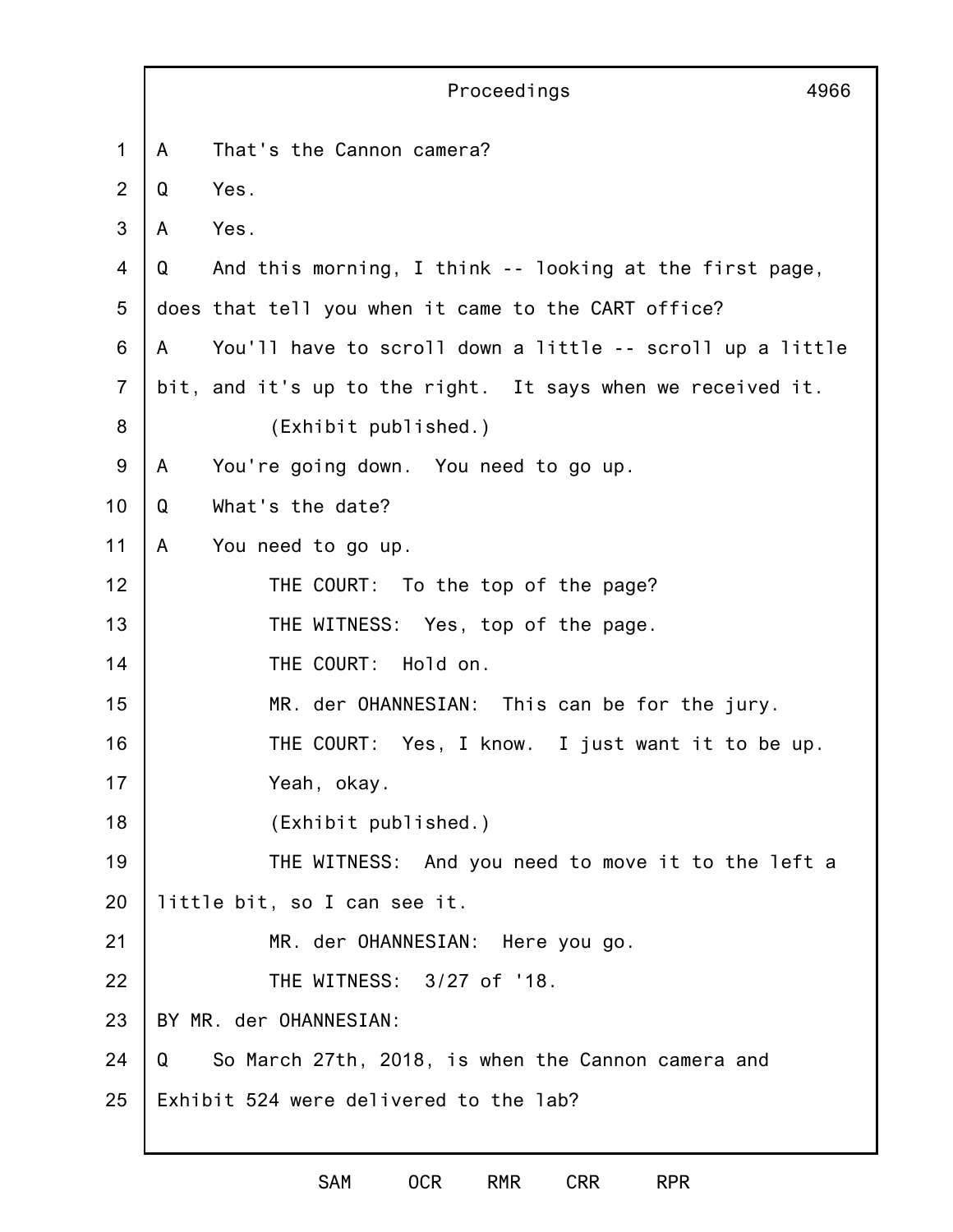A That's the Cannon camera?

Q Yes.

A Yes.

Q And this morning, I think -- looking at the first page, does that tell you when it came to the CART office?

A You'll have to scroll down a little -- scroll up a little bit, and it's up to the right. It says when we received it.

(Exhibit published.)

A You're going down. You need to go up.

Q What's the date?

A You need to go up.

THE COURT: To the top of the page?

THE WITNESS: Yes, top of the page.

THE COURT: Hold on.

MR. der OHANNESIAN: This can be for the jury.

THE COURT: Yes, I know. I just want it to be up. Yeah, okay.

(Exhibit published.)

THE WITNESS: And you need to move it to the left a little bit, so I can see it.

MR. der OHANNESIAN: Here you go.

THE WITNESS: 3/27 of '18.

BY MR. der OHANNESIAN:

Q So March 27th, 2018, is when the Cannon camera and Exhibit 524 were delivered to the lab?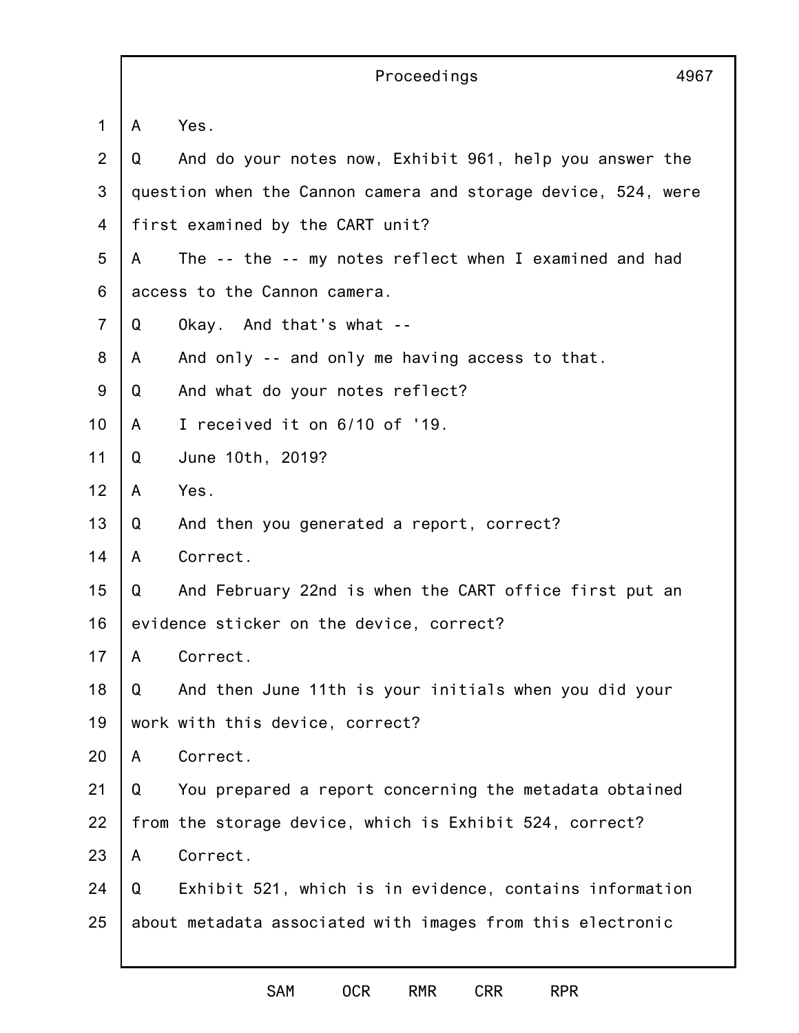A Yes.

Q And do your notes now, Exhibit 961, help you answer the question when the Cannon camera and storage device, 524, were first examined by the CART unit?

A The -- the -- my notes reflect when I examined and had access to the Cannon camera.

Q Okay. And that's what --

A And only -- and only me having access to that.

Q And what do your notes reflect?

A I received it on 6/10 of '19.

Q June 10th, 2019?

A Yes.

Q And then you generated a report, correct?

A Correct.

Q And February 22nd is when the CART office first put an evidence sticker on the device, correct?

A Correct.

Q And then June 11th is your initials when you did your work with this device, correct?

A Correct.

Q You prepared a report concerning the metadata obtained from the storage device, which is Exhibit 524, correct?

A Correct.

Q Exhibit 521, which is in evidence, contains information about metadata associated with images from this electronic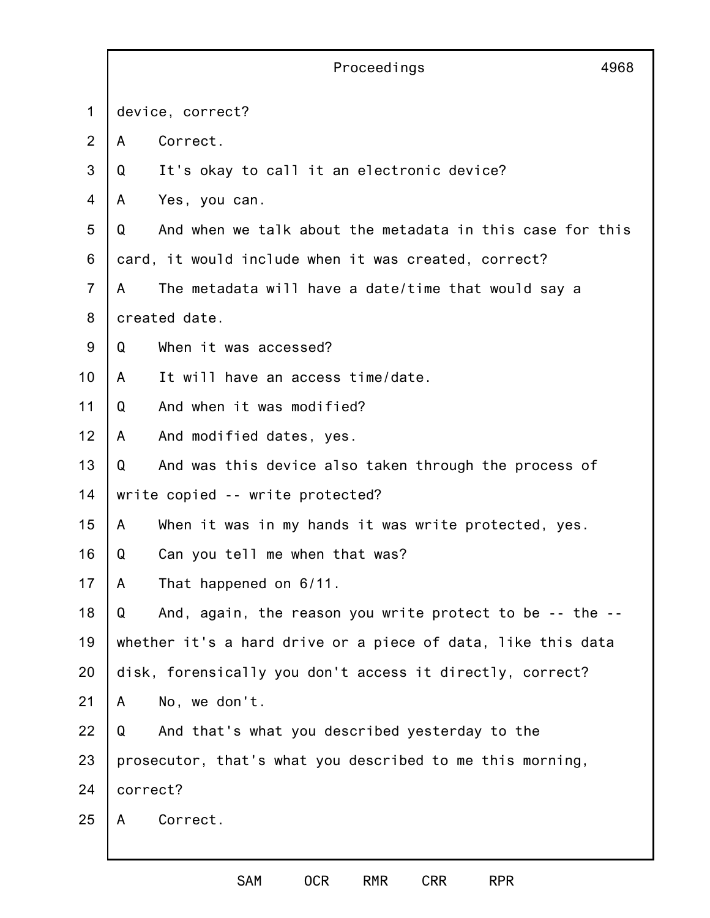device, correct?

A    Correct.

Q    It's okay to call it an electronic device?

A    Yes, you can.

Q    And when we talk about the metadata in this case for this card, it would include when it was created, correct?

A    The metadata will have a date/time that would say a created date.

Q    When it was accessed?

A    It will have an access time/date.

Q    And when it was modified?

A    And modified dates, yes.

Q    And was this device also taken through the process of write copied -- write protected?

A    When it was in my hands it was write protected, yes.

Q    Can you tell me when that was?

A    That happened on 6/11.

Q    And, again, the reason you write protect to be -- the -- whether it's a hard drive or a piece of data, like this data disk, forensically you don't access it directly, correct?

A    No, we don't.

Q    And that's what you described yesterday to the prosecutor, that's what you described to me this morning, correct?

A    Correct.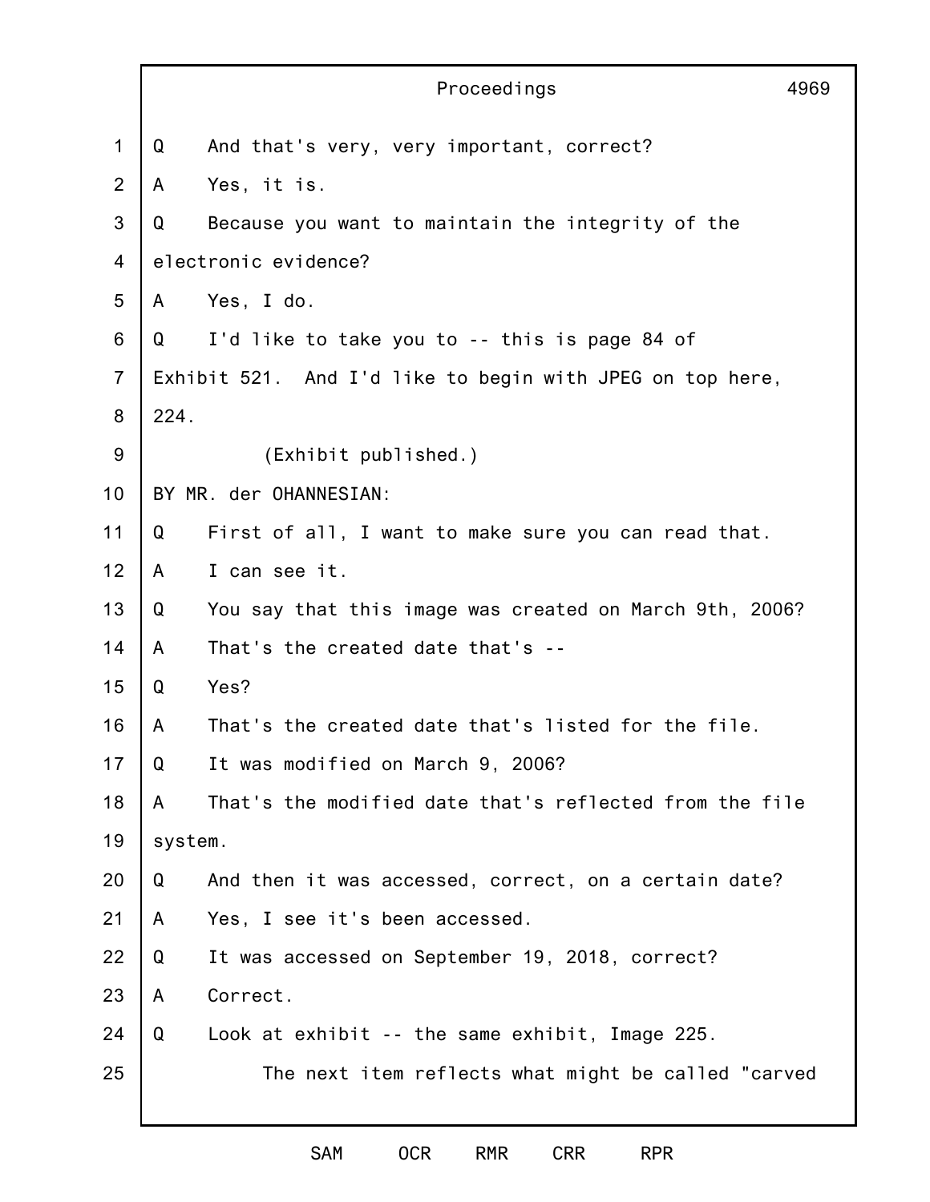Q And that's very, very important, correct?

A Yes, it is.

Q Because you want to maintain the integrity of the electronic evidence?

A Yes, I do.

Q I'd like to take you to -- this is page 84 of Exhibit 521. And I'd like to begin with JPEG on top here, 224.

(Exhibit published.)

BY MR. der OHANNESIAN:

Q First of all, I want to make sure you can read that.

A I can see it.

Q You say that this image was created on March 9th, 2006?

A That's the created date that's --

Q Yes?

A That's the created date that's listed for the file.

Q It was modified on March 9, 2006?

A That's the modified date that's reflected from the file system.

Q And then it was accessed, correct, on a certain date?

A Yes, I see it's been accessed.

Q It was accessed on September 19, 2018, correct?

A Correct.

Q Look at exhibit -- the same exhibit, Image 225.

The next item reflects what might be called "carved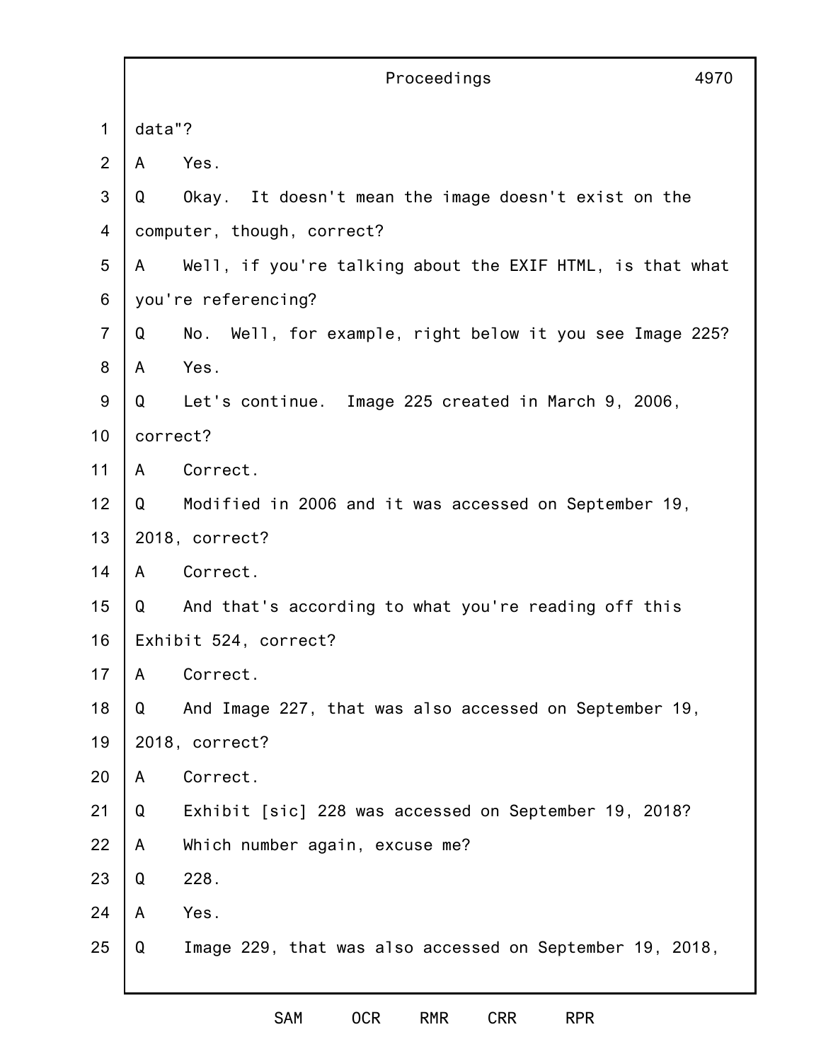data"?

A Yes.

Q Okay. It doesn't mean the image doesn't exist on the computer, though, correct?

A Well, if you're talking about the EXIF HTML, is that what you're referencing?

Q No. Well, for example, right below it you see Image 225?

A Yes.

Q Let's continue. Image 225 created in March 9, 2006, correct?

A Correct.

Q Modified in 2006 and it was accessed on September 19, 2018, correct?

A Correct.

Q And that's according to what you're reading off this Exhibit 524, correct?

A Correct.

Q And Image 227, that was also accessed on September 19, 2018, correct?

A Correct.

Q Exhibit [sic] 228 was accessed on September 19, 2018?

A Which number again, excuse me?

Q 228.

A Yes.

Q Image 229, that was also accessed on September 19, 2018,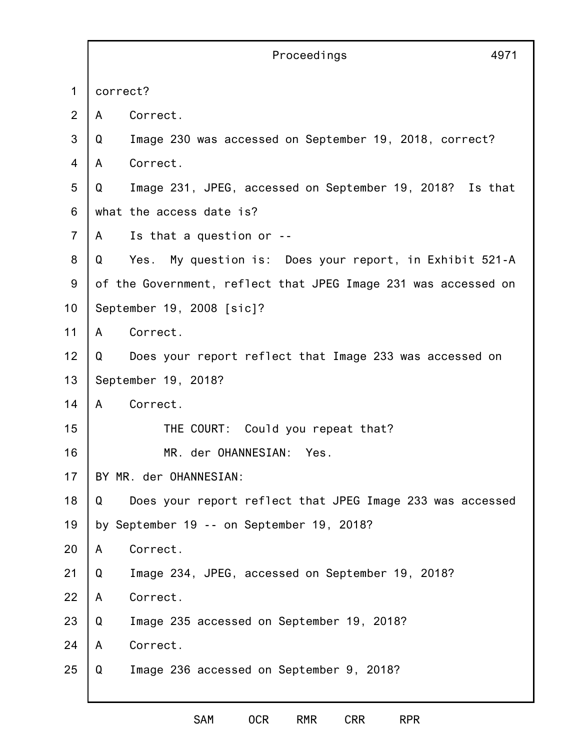correct?

A Correct.

Q Image 230 was accessed on September 19, 2018, correct?

A Correct.

Q Image 231, JPEG, accessed on September 19, 2018? Is that what the access date is?

A Is that a question or --

Q Yes. My question is: Does your report, in Exhibit 521-A of the Government, reflect that JPEG Image 231 was accessed on September 19, 2008 [sic]?

A Correct.

Q Does your report reflect that Image 233 was accessed on September 19, 2018?

A Correct.

THE COURT: Could you repeat that?

MR. der OHANNESIAN: Yes.

BY MR. der OHANNESIAN:

Q Does your report reflect that JPEG Image 233 was accessed by September 19 -- on September 19, 2018?

A Correct.

Q Image 234, JPEG, accessed on September 19, 2018?

A Correct.

Q Image 235 accessed on September 19, 2018?

A Correct.

Q Image 236 accessed on September 9, 2018?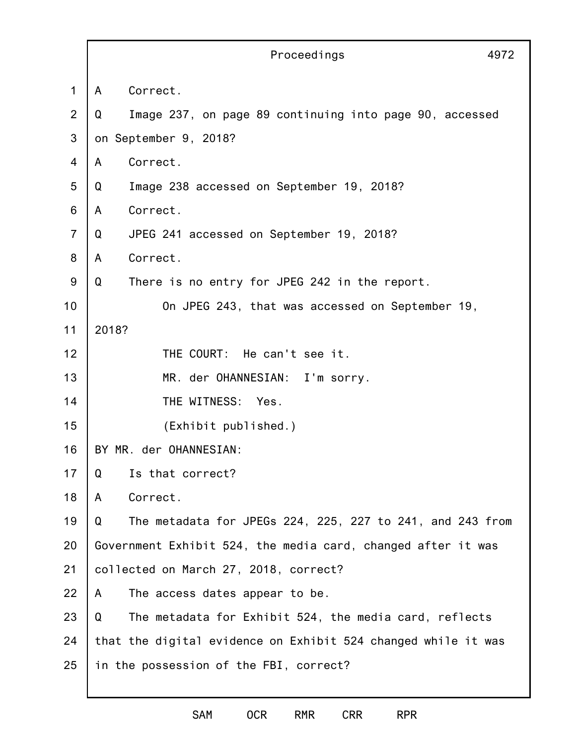A Correct.

Q Image 237, on page 89 continuing into page 90, accessed on September 9, 2018?

A Correct.

Q Image 238 accessed on September 19, 2018?

A Correct.

Q JPEG 241 accessed on September 19, 2018?

A Correct.

Q There is no entry for JPEG 242 in the report.

On JPEG 243, that was accessed on September 19, 2018?

THE COURT: He can't see it.

MR. der OHANNESIAN: I'm sorry.

THE WITNESS: Yes.

(Exhibit published.)

BY MR. der OHANNESIAN:

Q Is that correct?

A Correct.

Q The metadata for JPEGs 224, 225, 227 to 241, and 243 from Government Exhibit 524, the media card, changed after it was collected on March 27, 2018, correct?

A The access dates appear to be.

Q The metadata for Exhibit 524, the media card, reflects that the digital evidence on Exhibit 524 changed while it was in the possession of the FBI, correct?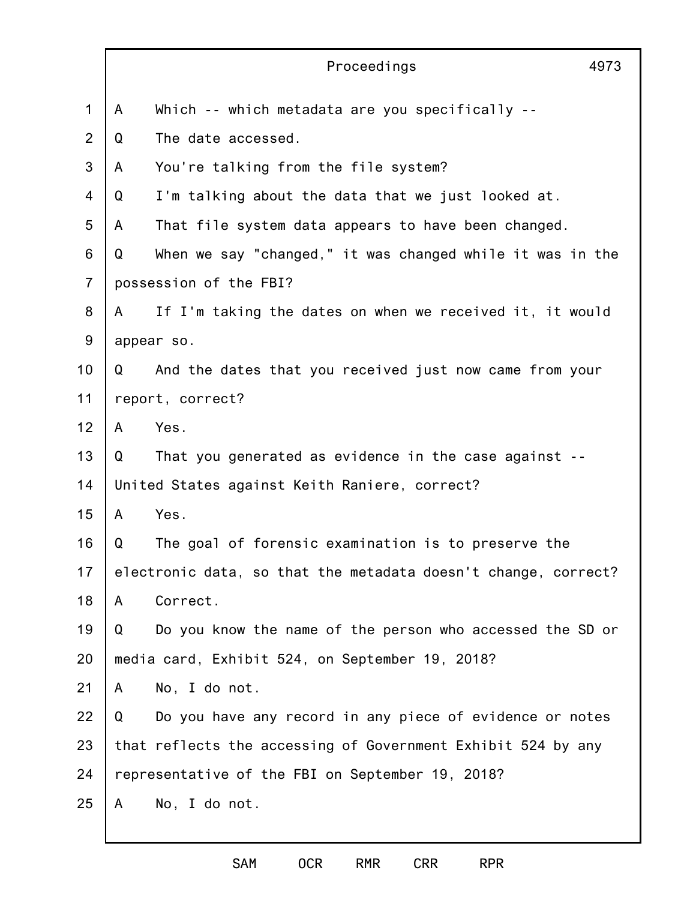A Which -- which metadata are you specifically --

Q The date accessed.

A You're talking from the file system?

Q I'm talking about the data that we just looked at.

A That file system data appears to have been changed.

Q When we say "changed," it was changed while it was in the possession of the FBI?

A If I'm taking the dates on when we received it, it would appear so.

Q And the dates that you received just now came from your report, correct?

A Yes.

Q That you generated as evidence in the case against -- United States against Keith Raniere, correct?

A Yes.

Q The goal of forensic examination is to preserve the electronic data, so that the metadata doesn't change, correct?

A Correct.

Q Do you know the name of the person who accessed the SD or media card, Exhibit 524, on September 19, 2018?

A No, I do not.

Q Do you have any record in any piece of evidence or notes that reflects the accessing of Government Exhibit 524 by any representative of the FBI on September 19, 2018?

A No, I do not.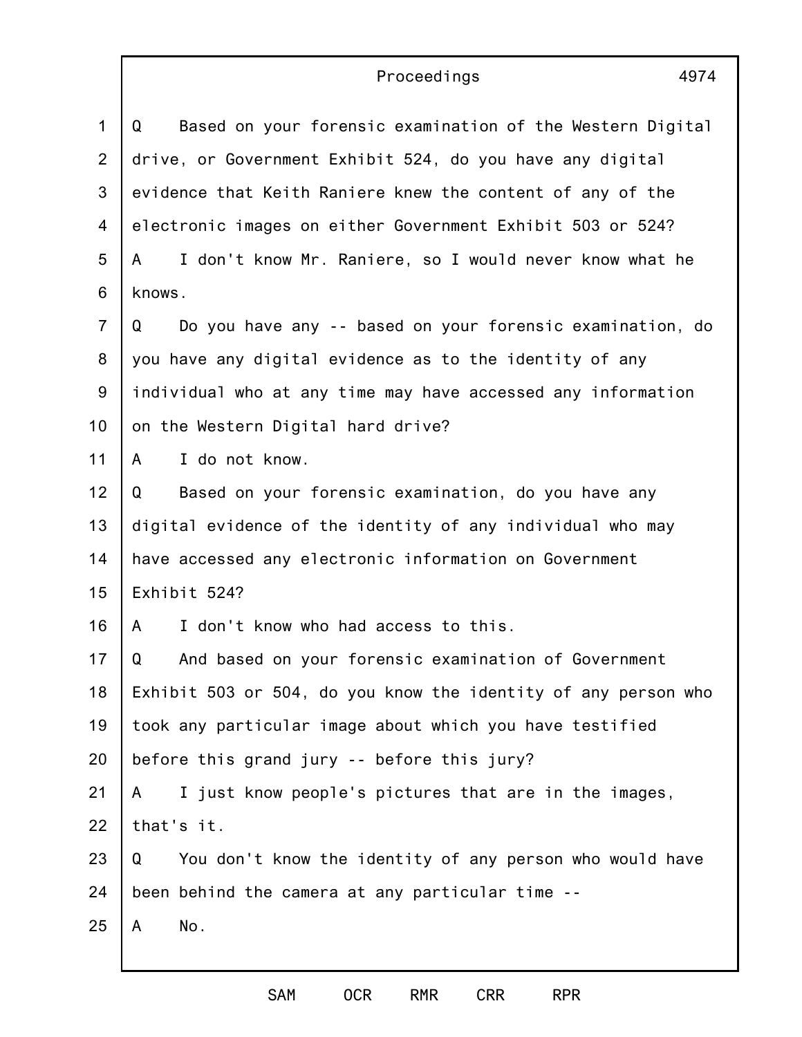Q Based on your forensic examination of the Western Digital drive, or Government Exhibit 524, do you have any digital evidence that Keith Raniere knew the content of any of the electronic images on either Government Exhibit 503 or 524?

A I don't know Mr. Raniere, so I would never know what he knows.

Q Do you have any -- based on your forensic examination, do you have any digital evidence as to the identity of any individual who at any time may have accessed any information on the Western Digital hard drive?

A I do not know.

Q Based on your forensic examination, do you have any digital evidence of the identity of any individual who may have accessed any electronic information on Government Exhibit 524?

A I don't know who had access to this.

Q And based on your forensic examination of Government Exhibit 503 or 504, do you know the identity of any person who took any particular image about which you have testified before this grand jury -- before this jury?

A I just know people's pictures that are in the images, that's it.

Q You don't know the identity of any person who would have been behind the camera at any particular time --

A No.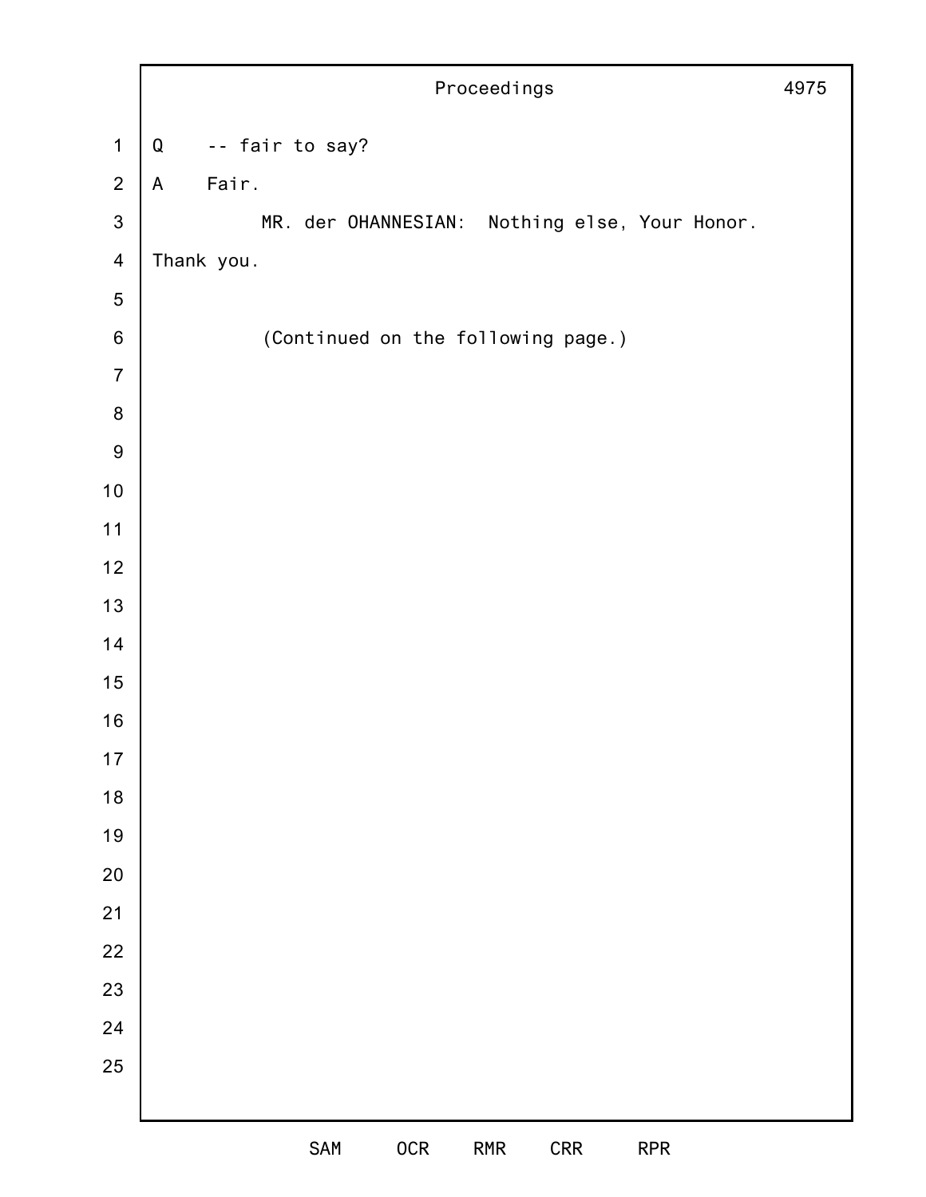Q -- fair to say?

A Fair.

MR. der OHANNESIAN: Nothing else, Your Honor. Thank you.

(Continued on the following page.)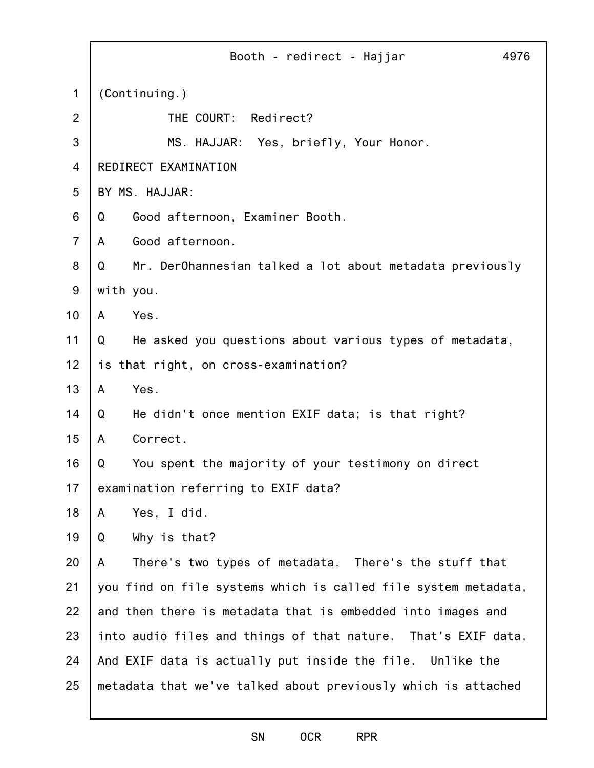(Continuing.)

THE COURT: Redirect?

MS. HAJJAR: Yes, briefly, Your Honor.

REDIRECT EXAMINATION

BY MS. HAJJAR:

Q Good afternoon, Examiner Booth.

A Good afternoon.

Q Mr. DerOhannesian talked a lot about metadata previously with you.

A Yes.

Q He asked you questions about various types of metadata, is that right, on cross-examination?

A Yes.

Q He didn't once mention EXIF data; is that right?

A Correct.

Q You spent the majority of your testimony on direct examination referring to EXIF data?

A Yes, I did.

Q Why is that?

A There's two types of metadata. There's the stuff that you find on file systems which is called file system metadata, and then there is metadata that is embedded into images and into audio files and things of that nature. That's EXIF data. And EXIF data is actually put inside the file. Unlike the metadata that we've talked about previously which is attached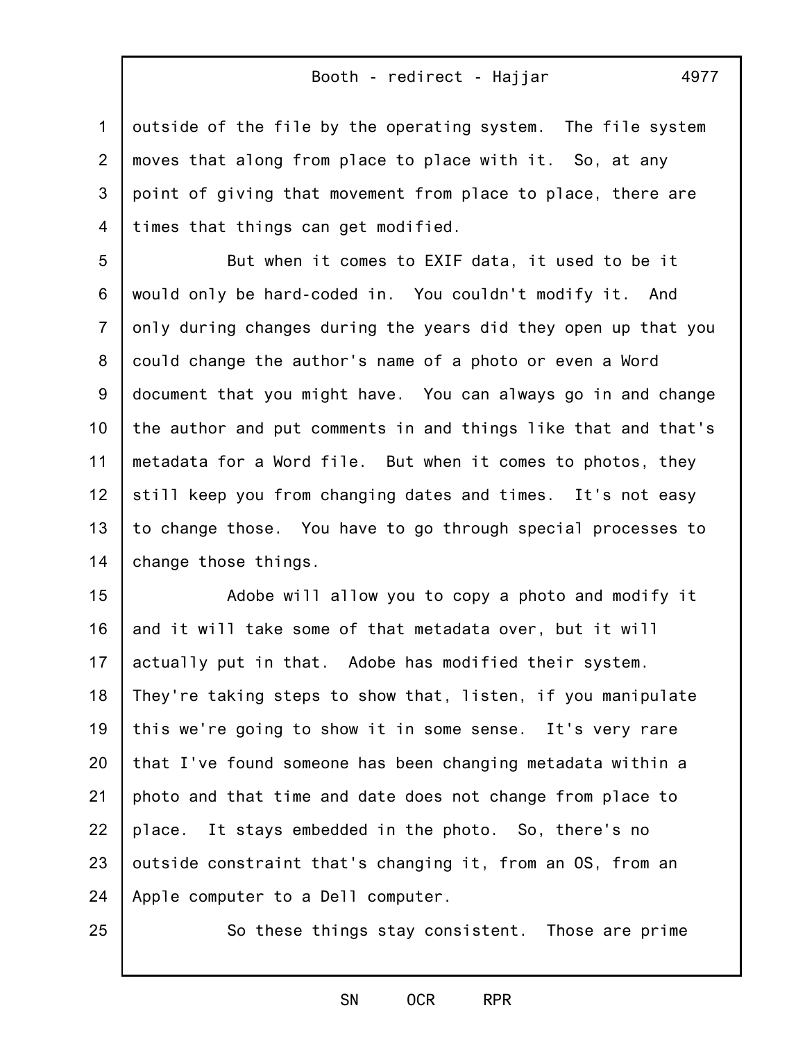outside of the file by the operating system. The file system moves that along from place to place with it. So, at any point of giving that movement from place to place, there are times that things can get modified.

But when it comes to EXIF data, it used to be it would only be hard-coded in. You couldn't modify it. And only during changes during the years did they open up that you could change the author's name of a photo or even a Word document that you might have. You can always go in and change the author and put comments in and things like that and that's metadata for a Word file. But when it comes to photos, they still keep you from changing dates and times. It's not easy to change those. You have to go through special processes to change those things.

Adobe will allow you to copy a photo and modify it and it will take some of that metadata over, but it will actually put in that. Adobe has modified their system. They're taking steps to show that, listen, if you manipulate this we're going to show it in some sense. It's very rare that I've found someone has been changing metadata within a photo and that time and date does not change from place to place. It stays embedded in the photo. So, there's no outside constraint that's changing it, from an OS, from an Apple computer to a Dell computer.

So these things stay consistent. Those are prime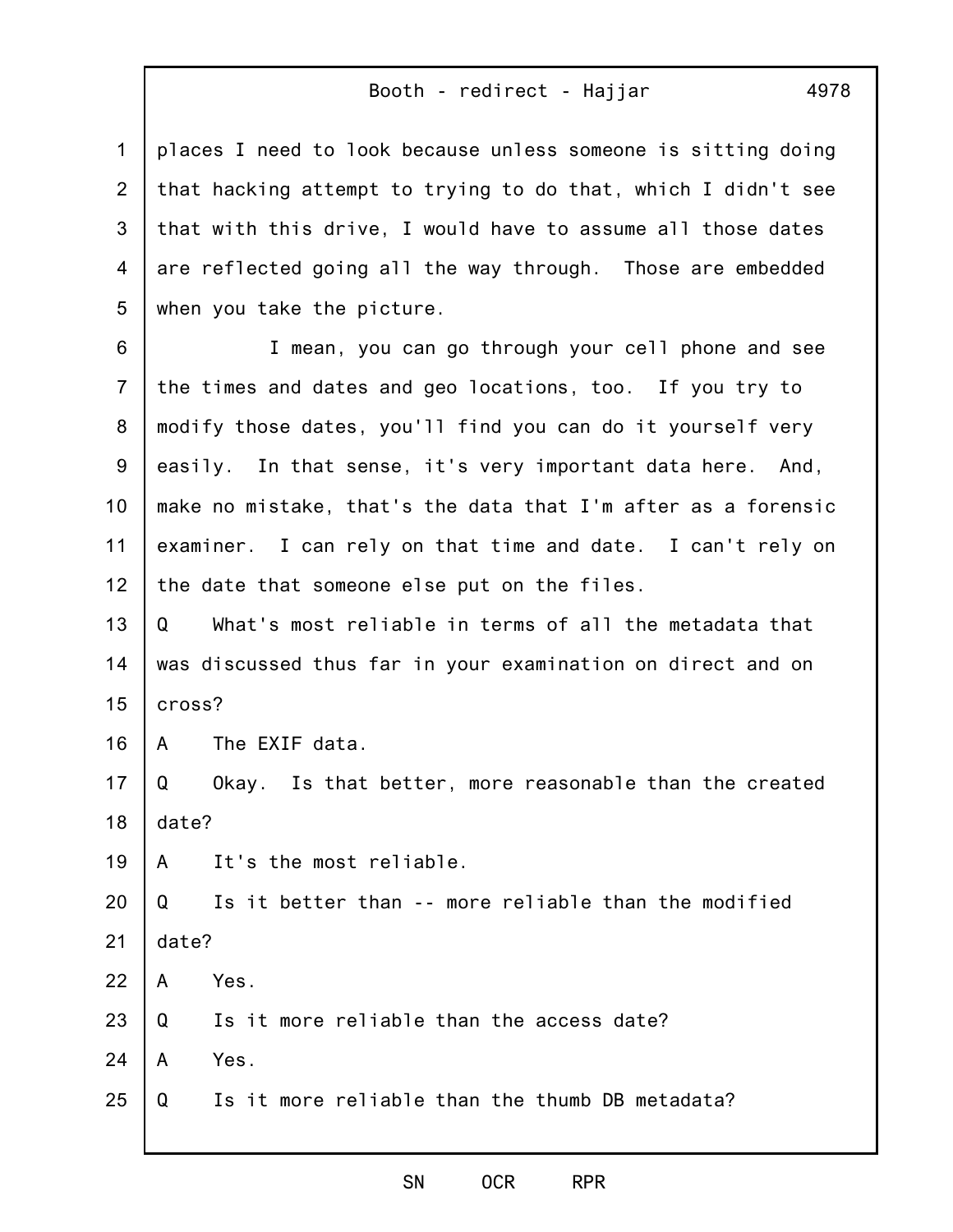places I need to look because unless someone is sitting doing that hacking attempt to trying to do that, which I didn't see that with this drive, I would have to assume all those dates are reflected going all the way through. Those are embedded when you take the picture.

I mean, you can go through your cell phone and see the times and dates and geo locations, too. If you try to modify those dates, you'll find you can do it yourself very easily. In that sense, it's very important data here. And, make no mistake, that's the data that I'm after as a forensic examiner. I can rely on that time and date. I can't rely on the date that someone else put on the files.

Q What's most reliable in terms of all the metadata that was discussed thus far in your examination on direct and on cross?

A The EXIF data.

Q Okay. Is that better, more reasonable than the created date?

A It's the most reliable.

Q Is it better than -- more reliable than the modified date?

A Yes.

Q Is it more reliable than the access date?

A Yes.

Q Is it more reliable than the thumb DB metadata?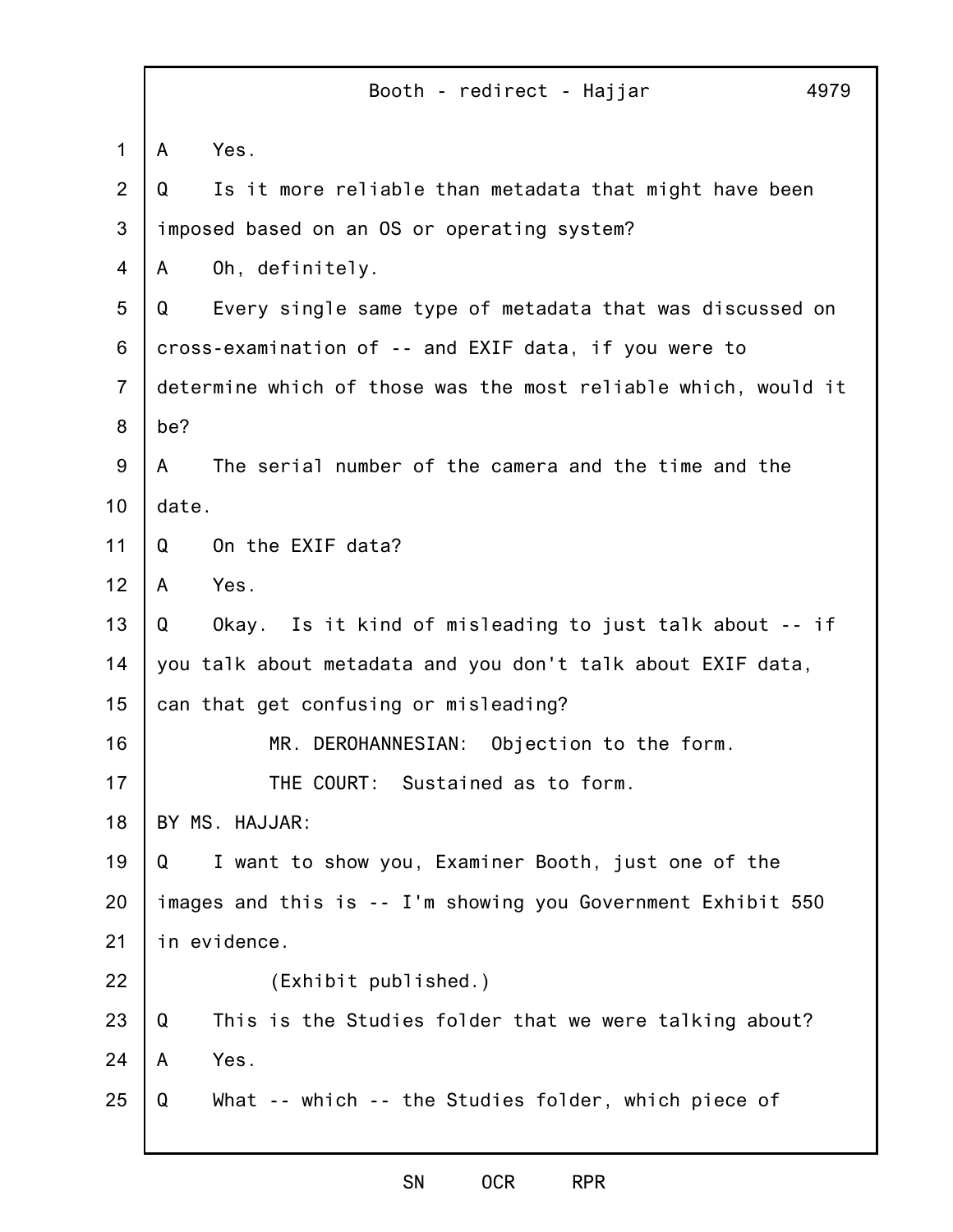A Yes.

Q Is it more reliable than metadata that might have been imposed based on an OS or operating system?

A Oh, definitely.

Q Every single same type of metadata that was discussed on cross-examination of -- and EXIF data, if you were to determine which of those was the most reliable which, would it be?

A The serial number of the camera and the time and the date.

Q On the EXIF data?

A Yes.

Q Okay. Is it kind of misleading to just talk about -- if you talk about metadata and you don't talk about EXIF data, can that get confusing or misleading?

MR. DEROHANNESIAN: Objection to the form.

THE COURT: Sustained as to form.

BY MS. HAJJAR:

Q I want to show you, Examiner Booth, just one of the images and this is -- I'm showing you Government Exhibit 550 in evidence.

(Exhibit published.)

Q This is the Studies folder that we were talking about?

A Yes.

Q What -- which -- the Studies folder, which piece of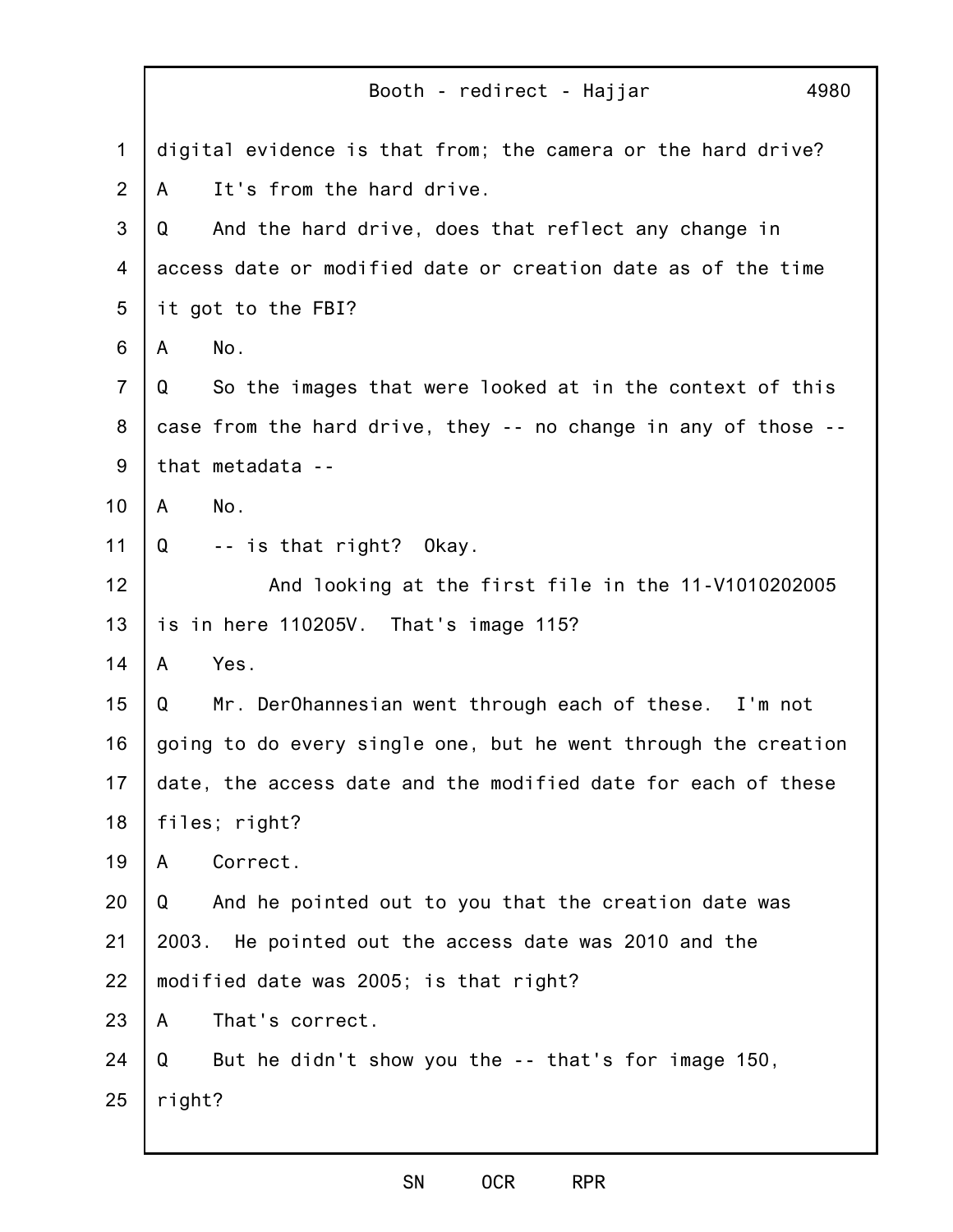digital evidence is that from; the camera or the hard drive?

A It's from the hard drive.

Q And the hard drive, does that reflect any change in access date or modified date or creation date as of the time it got to the FBI?

A No.

Q So the images that were looked at in the context of this case from the hard drive, they -- no change in any of those -- that metadata --

A No.

Q -- is that right? Okay.

And looking at the first file in the 11-V1010202005 is in here 110205V. That's image 115?

A Yes.

Q Mr. DerOhannesian went through each of these. I'm not going to do every single one, but he went through the creation date, the access date and the modified date for each of these files; right?

A Correct.

Q And he pointed out to you that the creation date was 2003. He pointed out the access date was 2010 and the modified date was 2005; is that right?

A That's correct.

Q But he didn't show you the -- that's for image 150, right?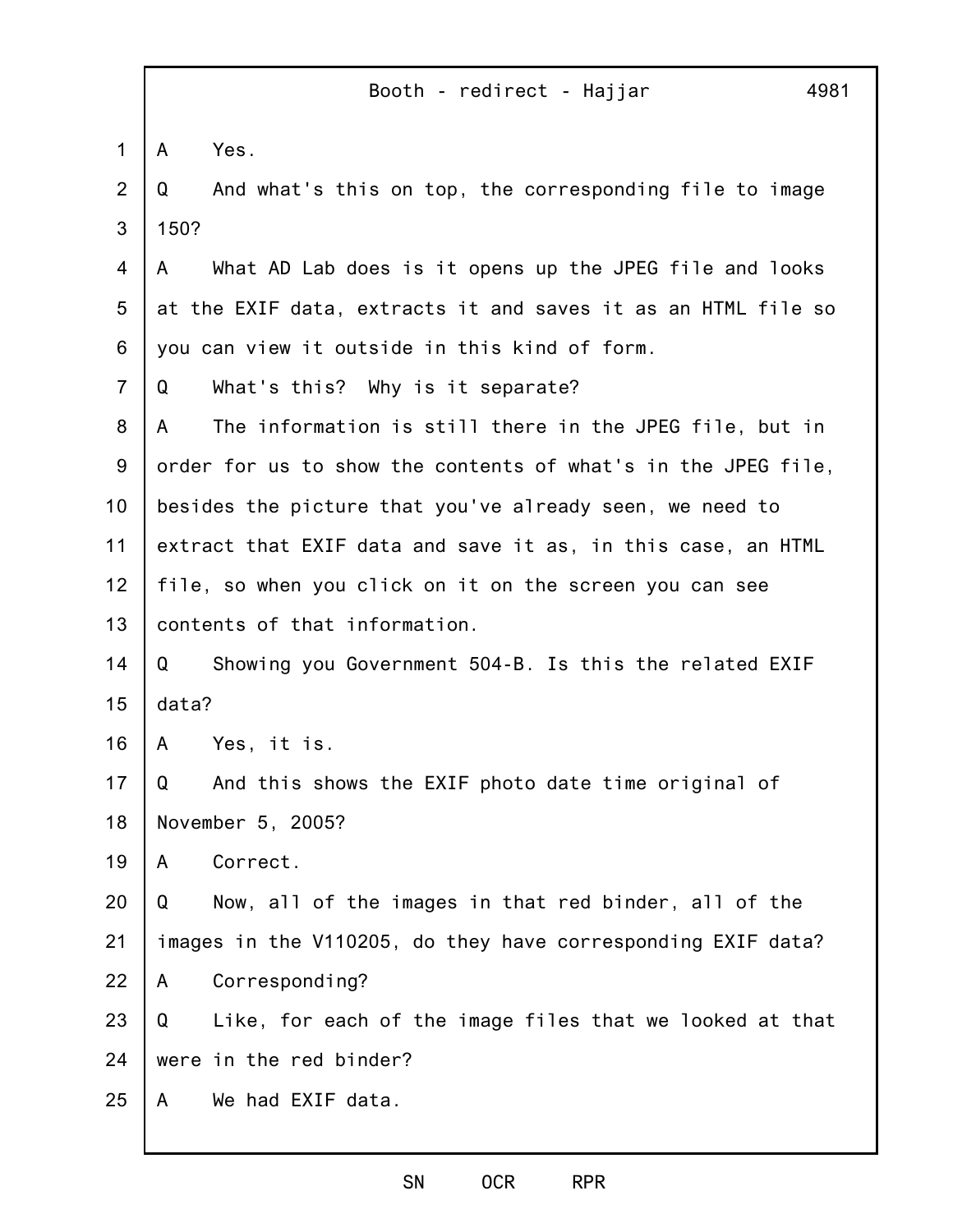A Yes.

Q And what's this on top, the corresponding file to image 150?

A What AD Lab does is it opens up the JPEG file and looks at the EXIF data, extracts it and saves it as an HTML file so you can view it outside in this kind of form.

Q What's this? Why is it separate?

A The information is still there in the JPEG file, but in order for us to show the contents of what's in the JPEG file, besides the picture that you've already seen, we need to extract that EXIF data and save it as, in this case, an HTML file, so when you click on it on the screen you can see contents of that information.

Q Showing you Government 504-B. Is this the related EXIF data?

A Yes, it is.

Q And this shows the EXIF photo date time original of November 5, 2005?

A Correct.

Q Now, all of the images in that red binder, all of the images in the V110205, do they have corresponding EXIF data?

A Corresponding?

Q Like, for each of the image files that we looked at that were in the red binder?

A We had EXIF data.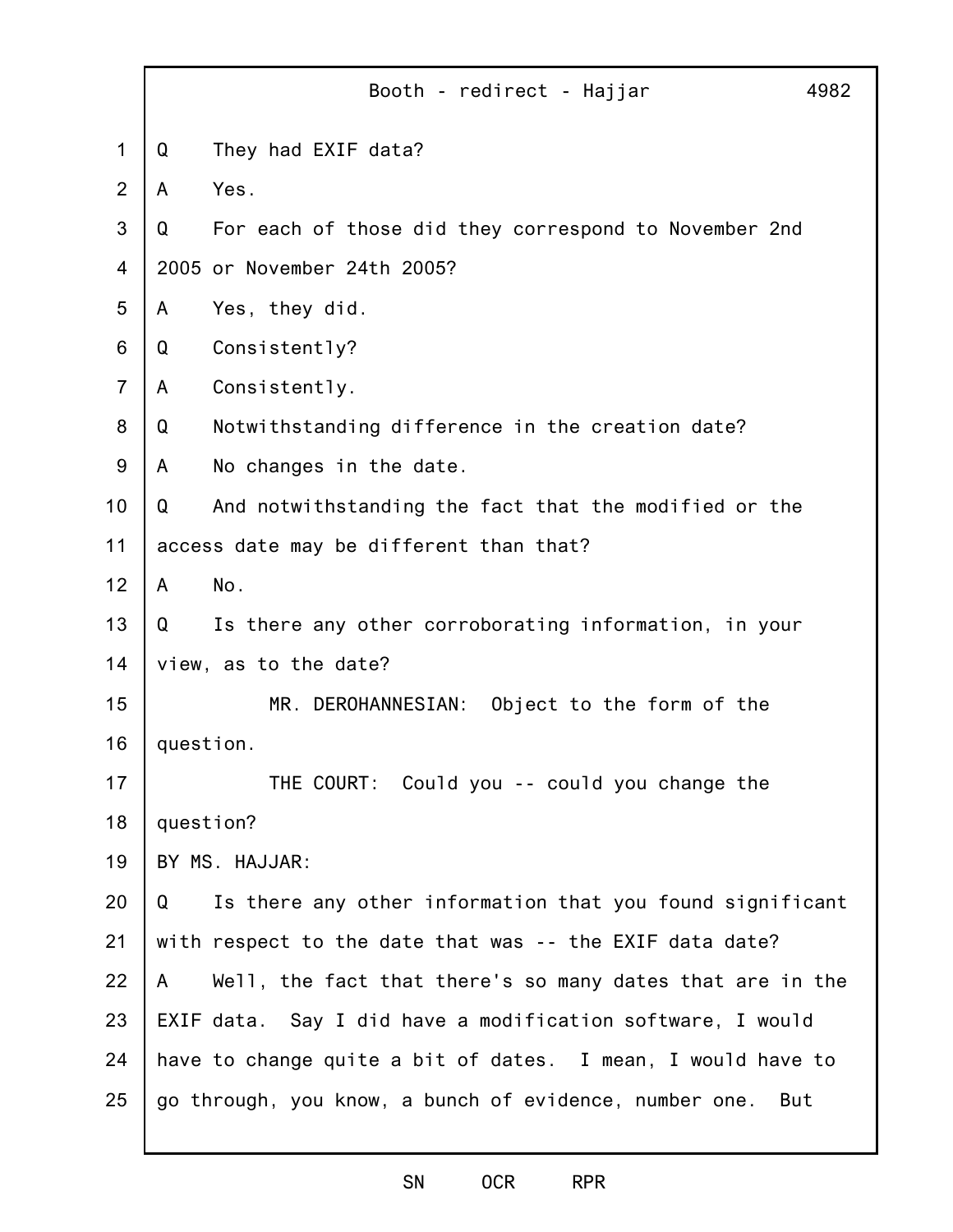Q They had EXIF data?

A Yes.

Q For each of those did they correspond to November 2nd 2005 or November 24th 2005?

A Yes, they did.

Q Consistently?

A Consistently.

Q Notwithstanding difference in the creation date?

A No changes in the date.

Q And notwithstanding the fact that the modified or the access date may be different than that?

A No.

Q Is there any other corroborating information, in your view, as to the date?

MR. DEROHANNESIAN: Object to the form of the question.

THE COURT: Could you -- could you change the question?

BY MS. HAJJAR:

Q Is there any other information that you found significant with respect to the date that was -- the EXIF data date?

A Well, the fact that there's so many dates that are in the EXIF data. Say I did have a modification software, I would have to change quite a bit of dates. I mean, I would have to go through, you know, a bunch of evidence, number one. But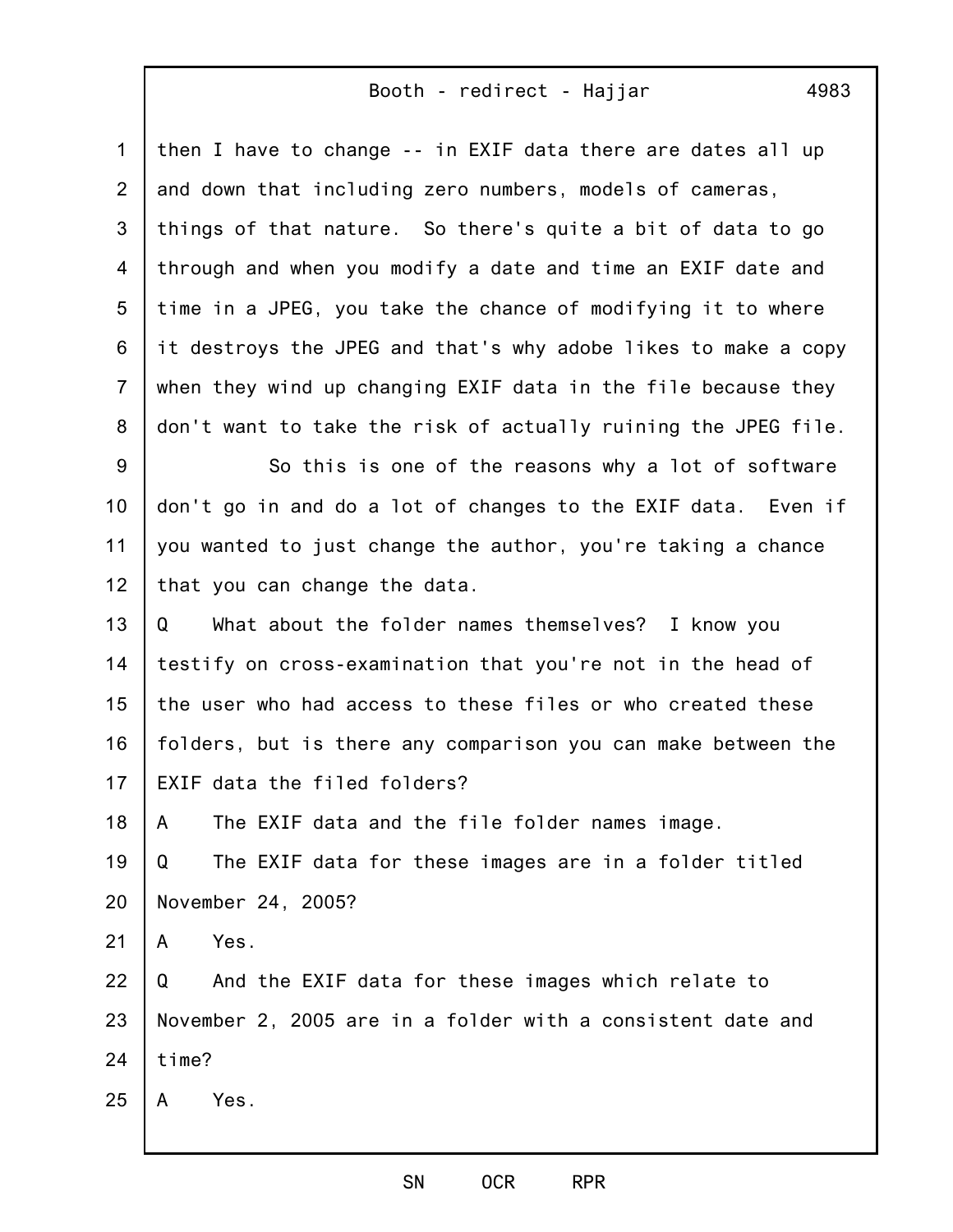then I have to change -- in EXIF data there are dates all up and down that including zero numbers, models of cameras, things of that nature. So there's quite a bit of data to go through and when you modify a date and time an EXIF date and time in a JPEG, you take the chance of modifying it to where it destroys the JPEG and that's why adobe likes to make a copy when they wind up changing EXIF data in the file because they don't want to take the risk of actually ruining the JPEG file.

So this is one of the reasons why a lot of software don't go in and do a lot of changes to the EXIF data. Even if you wanted to just change the author, you're taking a chance that you can change the data.

Q What about the folder names themselves? I know you testify on cross-examination that you're not in the head of the user who had access to these files or who created these folders, but is there any comparison you can make between the EXIF data the filed folders?

A The EXIF data and the file folder names image.

Q The EXIF data for these images are in a folder titled November 24, 2005?

A Yes.

Q And the EXIF data for these images which relate to November 2, 2005 are in a folder with a consistent date and time?

A Yes.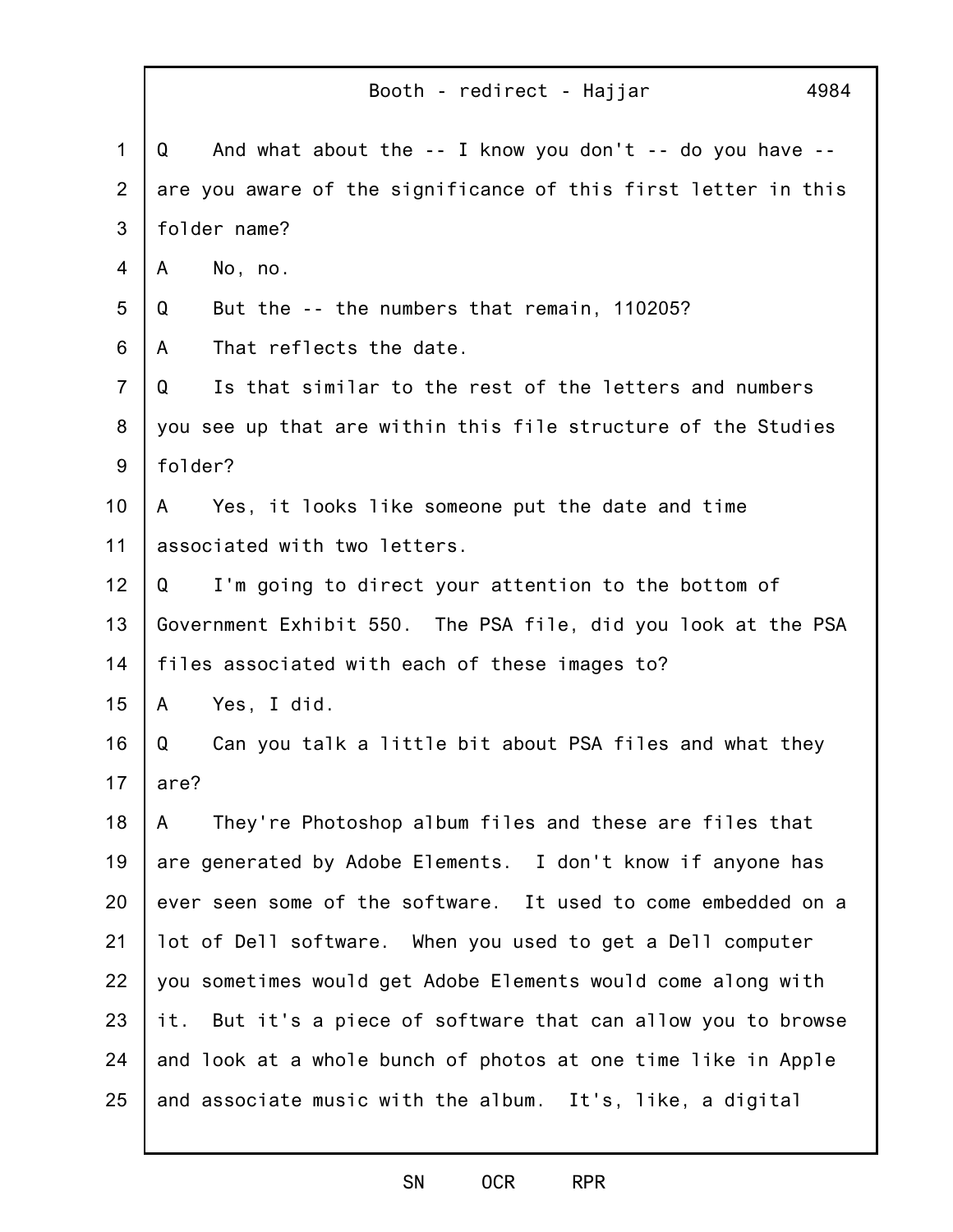Q And what about the -- I know you don't -- do you have -- are you aware of the significance of this first letter in this folder name?

A No, no.

Q But the -- the numbers that remain, 110205?

A That reflects the date.

Q Is that similar to the rest of the letters and numbers you see up that are within this file structure of the Studies folder?

A Yes, it looks like someone put the date and time associated with two letters.

Q I'm going to direct your attention to the bottom of Government Exhibit 550. The PSA file, did you look at the PSA files associated with each of these images to?

A Yes, I did.

Q Can you talk a little bit about PSA files and what they are?

A They're Photoshop album files and these are files that are generated by Adobe Elements. I don't know if anyone has ever seen some of the software. It used to come embedded on a lot of Dell software. When you used to get a Dell computer you sometimes would get Adobe Elements would come along with it. But it's a piece of software that can allow you to browse and look at a whole bunch of photos at one time like in Apple and associate music with the album. It's, like, a digital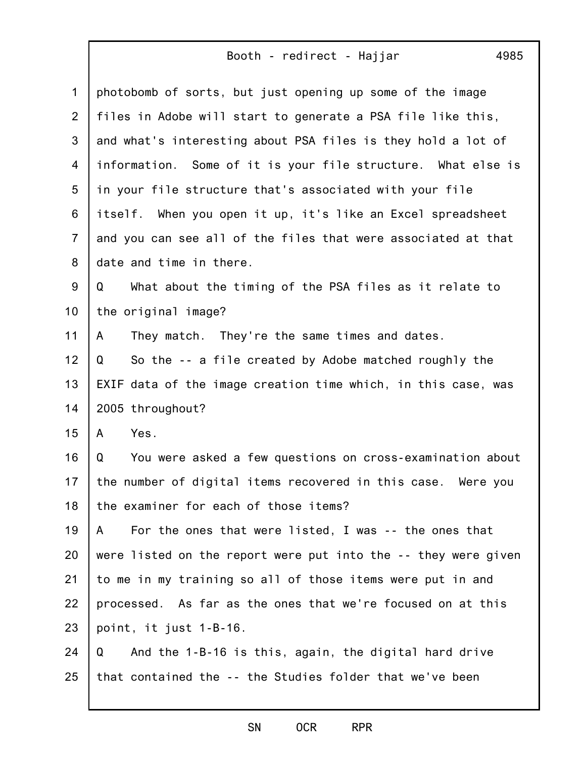photobomb of sorts, but just opening up some of the image files in Adobe will start to generate a PSA file like this, and what's interesting about PSA files is they hold a lot of information. Some of it is your file structure. What else is in your file structure that's associated with your file itself. When you open it up, it's like an Excel spreadsheet and you can see all of the files that were associated at that date and time in there.

Q What about the timing of the PSA files as it relate to the original image?

A They match. They're the same times and dates.

Q So the -- a file created by Adobe matched roughly the EXIF data of the image creation time which, in this case, was 2005 throughout?

A Yes.

Q You were asked a few questions on cross-examination about the number of digital items recovered in this case. Were you the examiner for each of those items?

A For the ones that were listed, I was -- the ones that were listed on the report were put into the -- they were given to me in my training so all of those items were put in and processed. As far as the ones that we're focused on at this point, it just 1-B-16.

Q And the 1-B-16 is this, again, the digital hard drive that contained the -- the Studies folder that we've been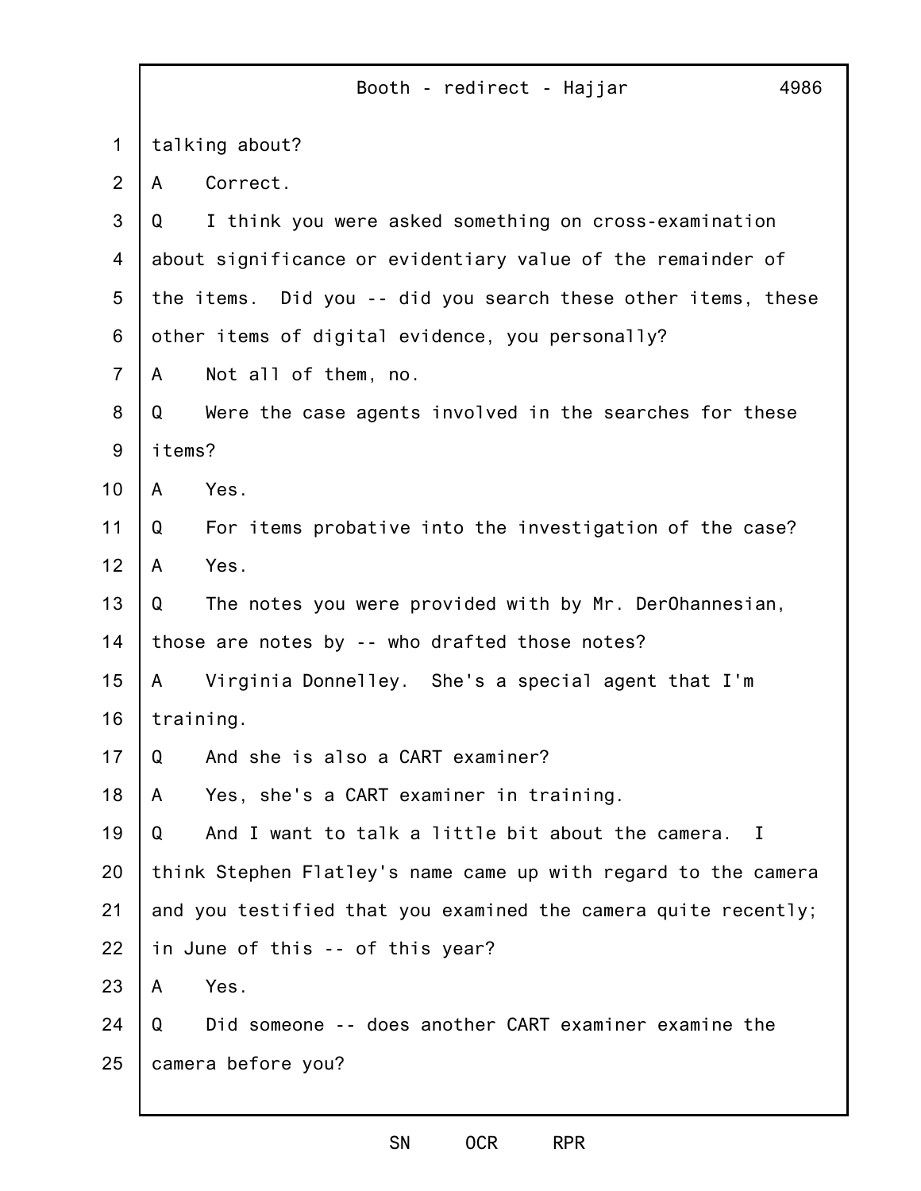talking about?

A Correct.

Q I think you were asked something on cross-examination about significance or evidentiary value of the remainder of the items. Did you -- did you search these other items, these other items of digital evidence, you personally?

A Not all of them, no.

Q Were the case agents involved in the searches for these items?

A Yes.

Q For items probative into the investigation of the case?

A Yes.

Q The notes you were provided with by Mr. DerOhannesian, those are notes by -- who drafted those notes?

A Virginia Donnelley. She's a special agent that I'm training.

Q And she is also a CART examiner?

A Yes, she's a CART examiner in training.

Q And I want to talk a little bit about the camera. I think Stephen Flatley's name came up with regard to the camera and you testified that you examined the camera quite recently; in June of this -- of this year?

A Yes.

Q Did someone -- does another CART examiner examine the camera before you?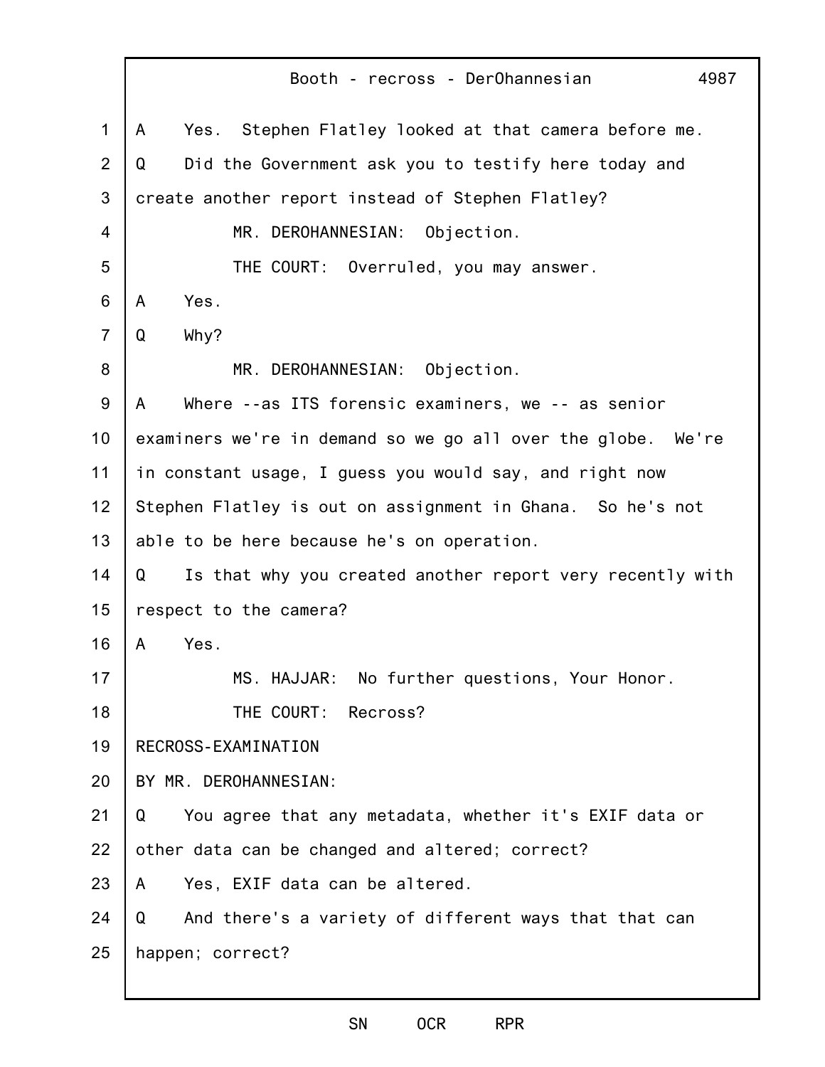A Yes. Stephen Flatley looked at that camera before me.

Q Did the Government ask you to testify here today and create another report instead of Stephen Flatley?

MR. DEROHANNESIAN: Objection.

THE COURT: Overruled, you may answer.

A Yes.

Q Why?

MR. DEROHANNESIAN: Objection.

A Where --as ITS forensic examiners, we -- as senior examiners we're in demand so we go all over the globe. We're in constant usage, I guess you would say, and right now Stephen Flatley is out on assignment in Ghana. So he's not able to be here because he's on operation.

Q Is that why you created another report very recently with respect to the camera?

A Yes.

MS. HAJJAR: No further questions, Your Honor.

THE COURT: Recross?

RECROSS-EXAMINATION

BY MR. DEROHANNESIAN:

Q You agree that any metadata, whether it's EXIF data or other data can be changed and altered; correct?

A Yes, EXIF data can be altered.

Q And there's a variety of different ways that that can happen; correct?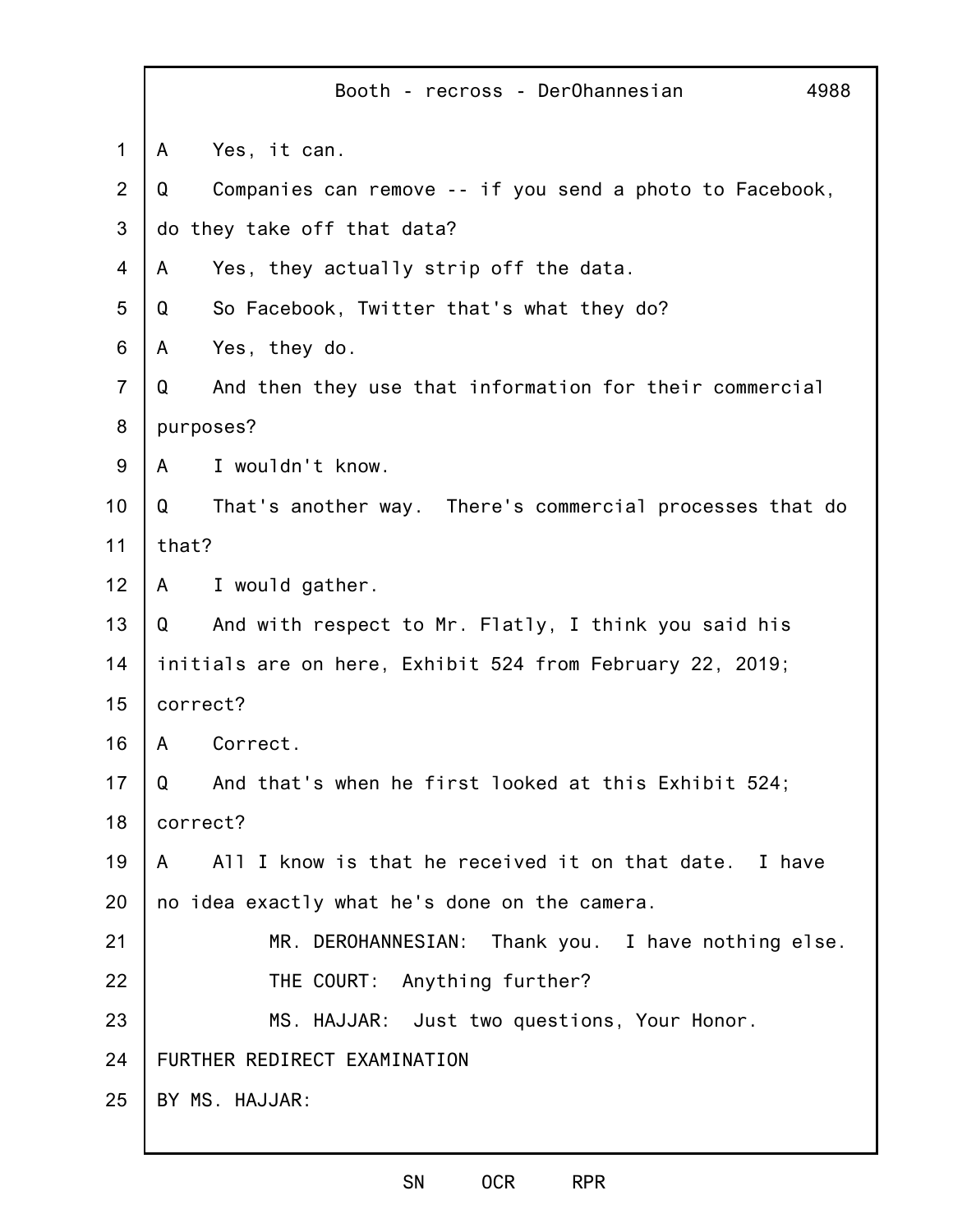A Yes, it can.

Q Companies can remove -- if you send a photo to Facebook, do they take off that data?

A Yes, they actually strip off the data.

Q So Facebook, Twitter that's what they do?

A Yes, they do.

Q And then they use that information for their commercial purposes?

A I wouldn't know.

Q That's another way. There's commercial processes that do that?

A I would gather.

Q And with respect to Mr. Flatly, I think you said his initials are on here, Exhibit 524 from February 22, 2019; correct?

A Correct.

Q And that's when he first looked at this Exhibit 524; correct?

A All I know is that he received it on that date. I have no idea exactly what he's done on the camera.

MR. DEROHANNESIAN: Thank you. I have nothing else.

THE COURT: Anything further?

MS. HAJJAR: Just two questions, Your Honor.

FURTHER REDIRECT EXAMINATION

BY MS. HAJJAR: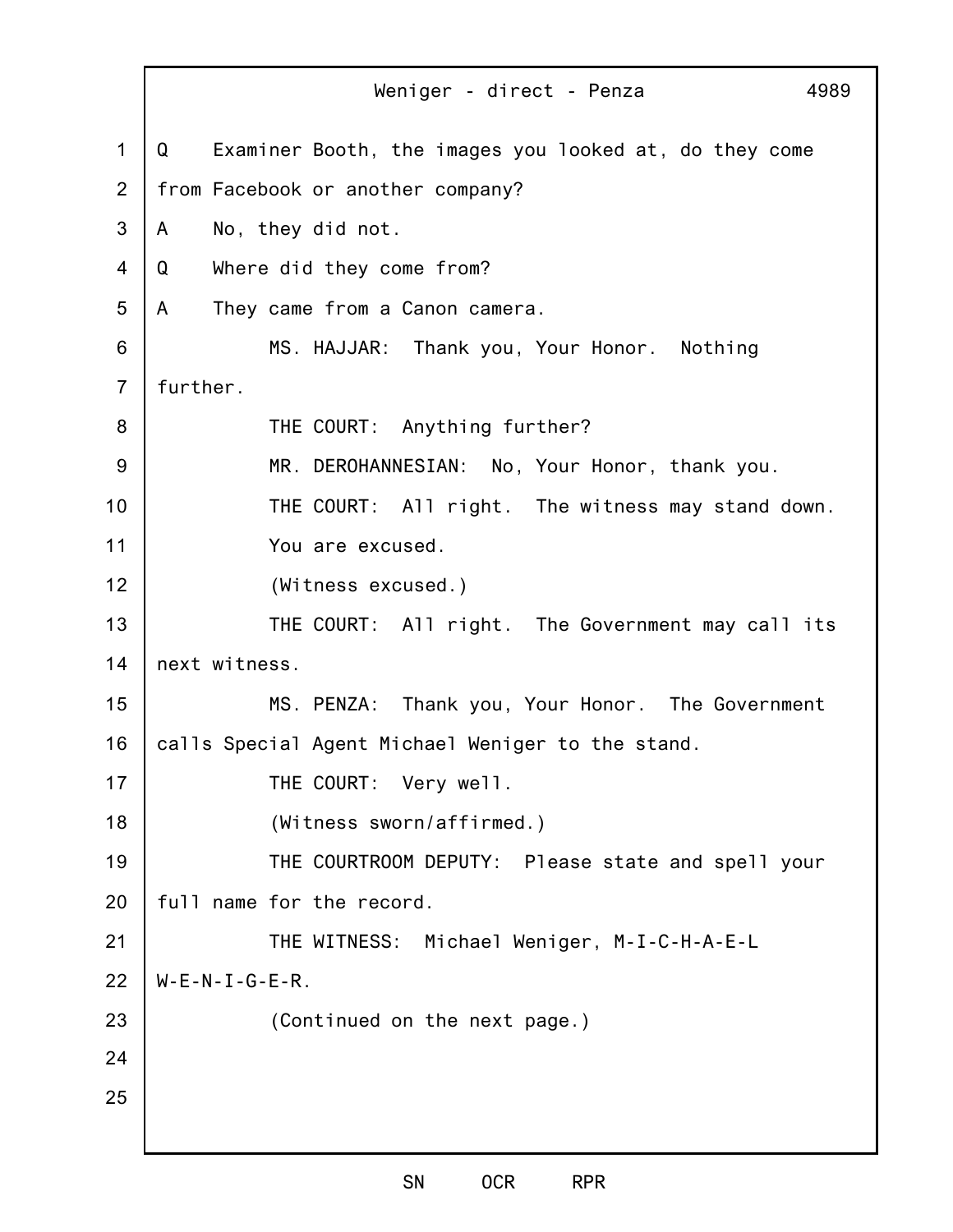Q Examiner Booth, the images you looked at, do they come from Facebook or another company?

A No, they did not.

Q Where did they come from?

A They came from a Canon camera.

MS. HAJJAR: Thank you, Your Honor. Nothing further.

THE COURT: Anything further?

MR. DEROHANNESIAN: No, Your Honor, thank you.

THE COURT: All right. The witness may stand down. You are excused.

(Witness excused.)

THE COURT: All right. The Government may call its next witness.

MS. PENZA: Thank you, Your Honor. The Government calls Special Agent Michael Weniger to the stand.

THE COURT: Very well.

(Witness sworn/affirmed.)

THE COURTROOM DEPUTY: Please state and spell your full name for the record.

THE WITNESS: Michael Weniger, M-I-C-H-A-E-L W-E-N-I-G-E-R.

(Continued on the next page.)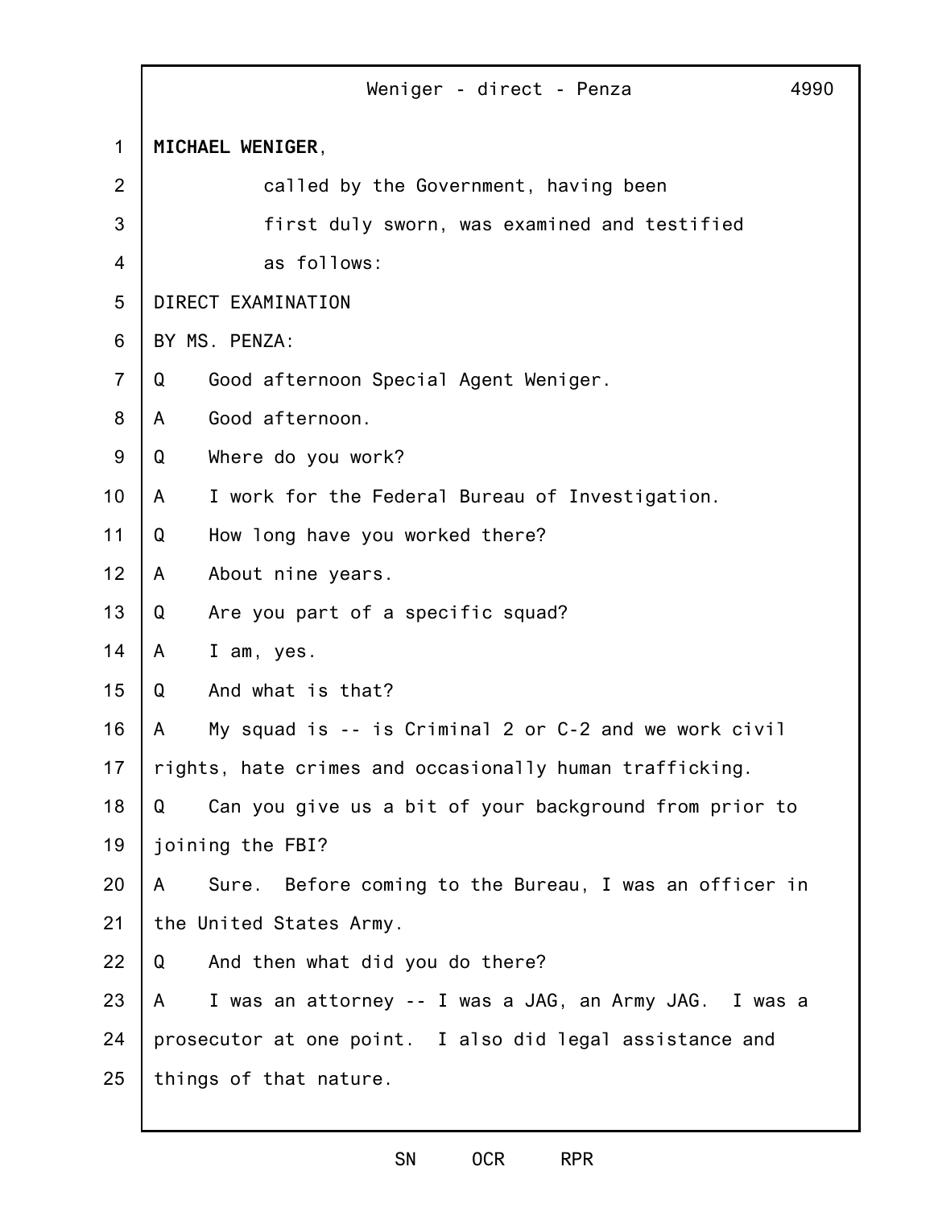**MICHAEL WENIGER**,

called by the Government, having been first duly sworn, was examined and testified as follows:

DIRECT EXAMINATION

BY MS. PENZA:

Q Good afternoon Special Agent Weniger.

A Good afternoon.

Q Where do you work?

A I work for the Federal Bureau of Investigation.

Q How long have you worked there?

A About nine years.

Q Are you part of a specific squad?

A I am, yes.

Q And what is that?

A My squad is -- is Criminal 2 or C-2 and we work civil rights, hate crimes and occasionally human trafficking.

Q Can you give us a bit of your background from prior to joining the FBI?

A Sure. Before coming to the Bureau, I was an officer in the United States Army.

Q And then what did you do there?

A I was an attorney -- I was a JAG, an Army JAG. I was a prosecutor at one point. I also did legal assistance and things of that nature.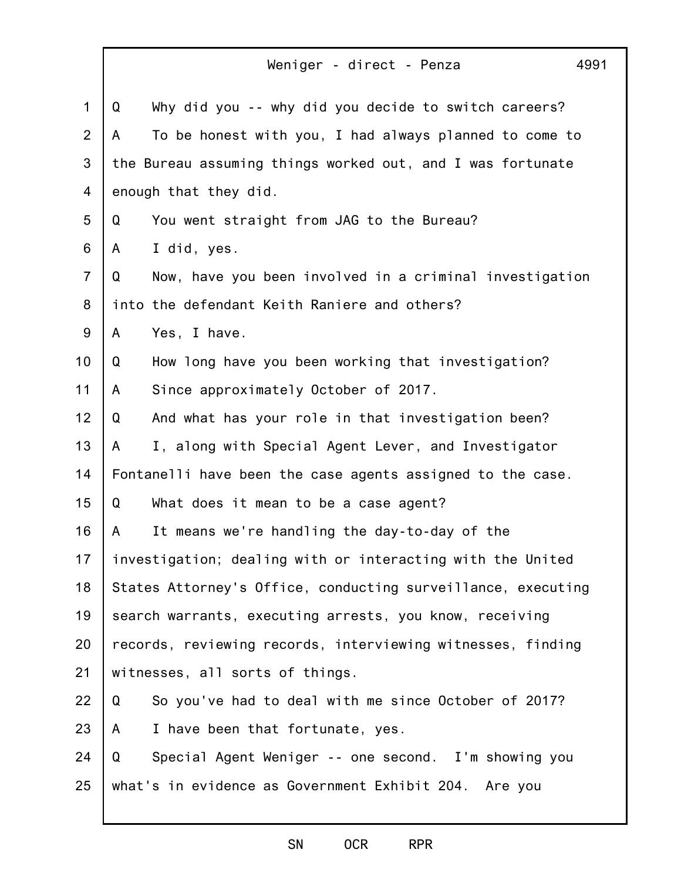Q Why did you -- why did you decide to switch careers?

A To be honest with you, I had always planned to come to the Bureau assuming things worked out, and I was fortunate enough that they did.

Q You went straight from JAG to the Bureau?

A I did, yes.

Q Now, have you been involved in a criminal investigation into the defendant Keith Raniere and others?

A Yes, I have.

Q How long have you been working that investigation?

A Since approximately October of 2017.

Q And what has your role in that investigation been?

A I, along with Special Agent Lever, and Investigator Fontanelli have been the case agents assigned to the case.

Q What does it mean to be a case agent?

A It means we're handling the day-to-day of the investigation; dealing with or interacting with the United States Attorney's Office, conducting surveillance, executing search warrants, executing arrests, you know, receiving records, reviewing records, interviewing witnesses, finding witnesses, all sorts of things.

Q So you've had to deal with me since October of 2017?

A I have been that fortunate, yes.

Q Special Agent Weniger -- one second. I'm showing you what's in evidence as Government Exhibit 204. Are you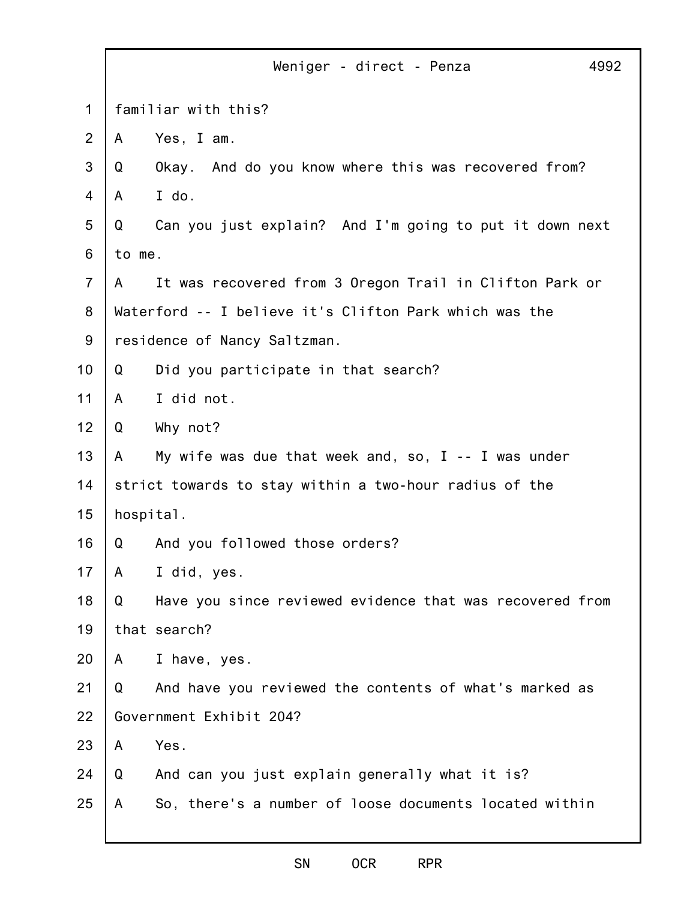familiar with this?

A Yes, I am.

Q Okay. And do you know where this was recovered from?

A I do.

Q Can you just explain? And I'm going to put it down next to me.

A It was recovered from 3 Oregon Trail in Clifton Park or Waterford -- I believe it's Clifton Park which was the residence of Nancy Saltzman.

Q Did you participate in that search?

A I did not.

Q Why not?

A My wife was due that week and, so, I -- I was under strict towards to stay within a two-hour radius of the hospital.

Q And you followed those orders?

A I did, yes.

Q Have you since reviewed evidence that was recovered from that search?

A I have, yes.

Q And have you reviewed the contents of what's marked as Government Exhibit 204?

A Yes.

Q And can you just explain generally what it is?

A So, there's a number of loose documents located within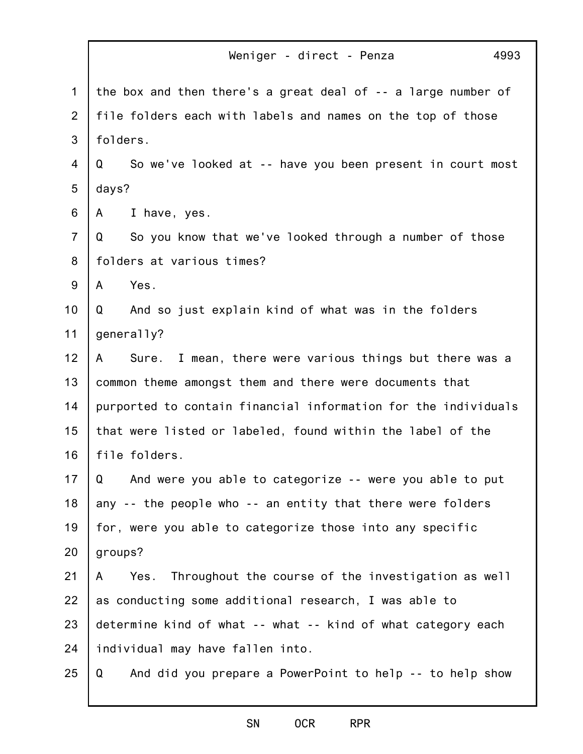the box and then there's a great deal of -- a large number of file folders each with labels and names on the top of those folders.

Q So we've looked at -- have you been present in court most days?

A I have, yes.

Q So you know that we've looked through a number of those folders at various times?

A Yes.

Q And so just explain kind of what was in the folders generally?

A Sure. I mean, there were various things but there was a common theme amongst them and there were documents that purported to contain financial information for the individuals that were listed or labeled, found within the label of the file folders.

Q And were you able to categorize -- were you able to put any -- the people who -- an entity that there were folders for, were you able to categorize those into any specific groups?

A Yes. Throughout the course of the investigation as well as conducting some additional research, I was able to determine kind of what -- what -- kind of what category each individual may have fallen into.

Q And did you prepare a PowerPoint to help -- to help show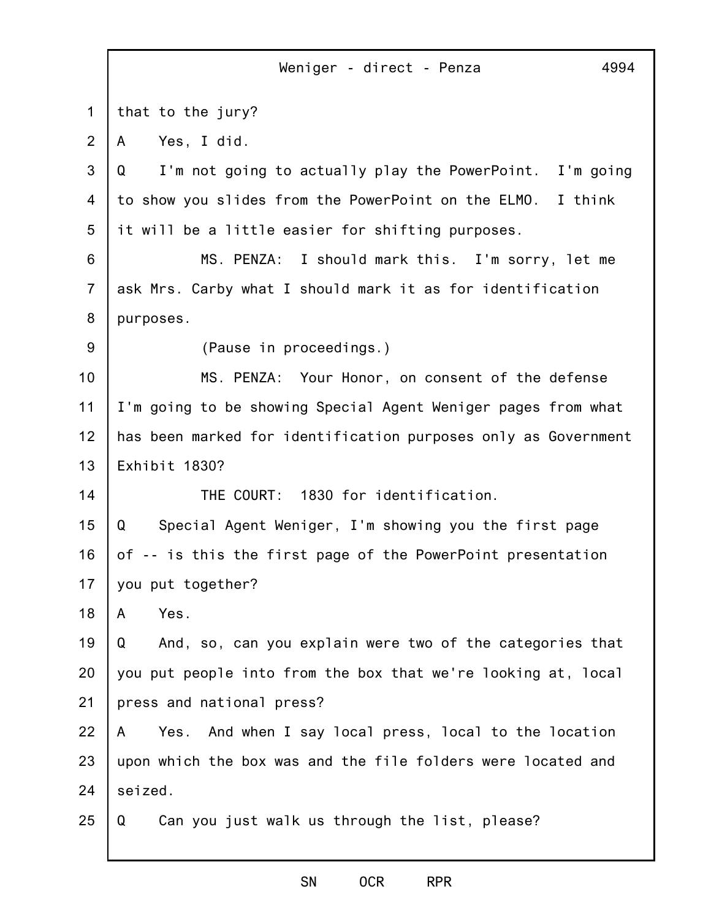that to the jury?

A Yes, I did.

Q I'm not going to actually play the PowerPoint. I'm going to show you slides from the PowerPoint on the ELMO. I think it will be a little easier for shifting purposes.

MS. PENZA: I should mark this. I'm sorry, let me ask Mrs. Carby what I should mark it as for identification purposes.

(Pause in proceedings.)

MS. PENZA: Your Honor, on consent of the defense I'm going to be showing Special Agent Weniger pages from what has been marked for identification purposes only as Government Exhibit 1830?

THE COURT: 1830 for identification.

Q Special Agent Weniger, I'm showing you the first page of -- is this the first page of the PowerPoint presentation you put together?

A Yes.

Q And, so, can you explain were two of the categories that you put people into from the box that we're looking at, local press and national press?

A Yes. And when I say local press, local to the location upon which the box was and the file folders were located and seized.

Q Can you just walk us through the list, please?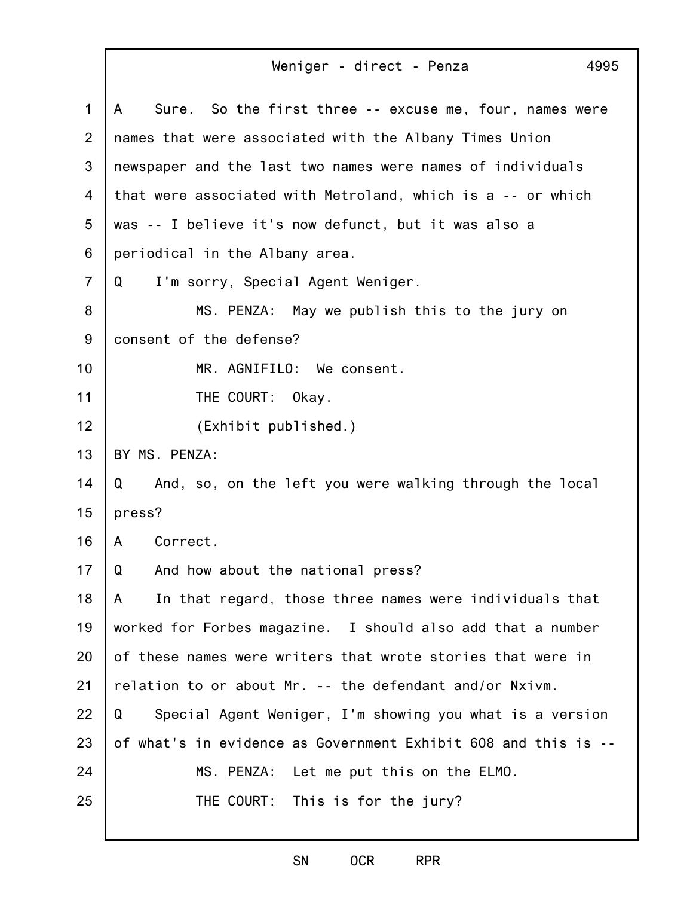A Sure. So the first three -- excuse me, four, names were names that were associated with the Albany Times Union newspaper and the last two names were names of individuals that were associated with Metroland, which is a -- or which was -- I believe it's now defunct, but it was also a periodical in the Albany area.

Q I'm sorry, Special Agent Weniger.

MS. PENZA: May we publish this to the jury on consent of the defense?

MR. AGNIFILO: We consent.

THE COURT: Okay.

(Exhibit published.)

BY MS. PENZA:

Q And, so, on the left you were walking through the local press?

A Correct.

Q And how about the national press?

A In that regard, those three names were individuals that worked for Forbes magazine. I should also add that a number of these names were writers that wrote stories that were in relation to or about Mr. -- the defendant and/or Nxivm.

Q Special Agent Weniger, I'm showing you what is a version of what's in evidence as Government Exhibit 608 and this is --

MS. PENZA: Let me put this on the ELMO.

THE COURT: This is for the jury?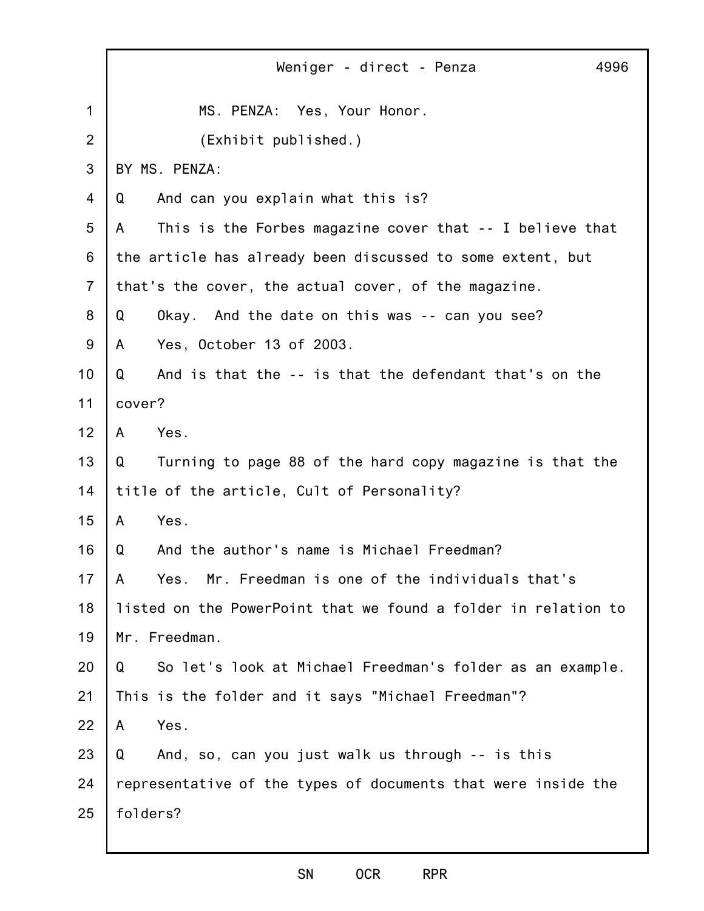MS. PENZA: Yes, Your Honor.

(Exhibit published.)

BY MS. PENZA:

Q And can you explain what this is?

A This is the Forbes magazine cover that -- I believe that the article has already been discussed to some extent, but that's the cover, the actual cover, of the magazine.

Q Okay. And the date on this was -- can you see?

A Yes, October 13 of 2003.

Q And is that the -- is that the defendant that's on the cover?

A Yes.

Q Turning to page 88 of the hard copy magazine is that the title of the article, Cult of Personality?

A Yes.

Q And the author's name is Michael Freedman?

A Yes. Mr. Freedman is one of the individuals that's listed on the PowerPoint that we found a folder in relation to Mr. Freedman.

Q So let's look at Michael Freedman's folder as an example. This is the folder and it says "Michael Freedman"?

A Yes.

Q And, so, can you just walk us through -- is this representative of the types of documents that were inside the folders?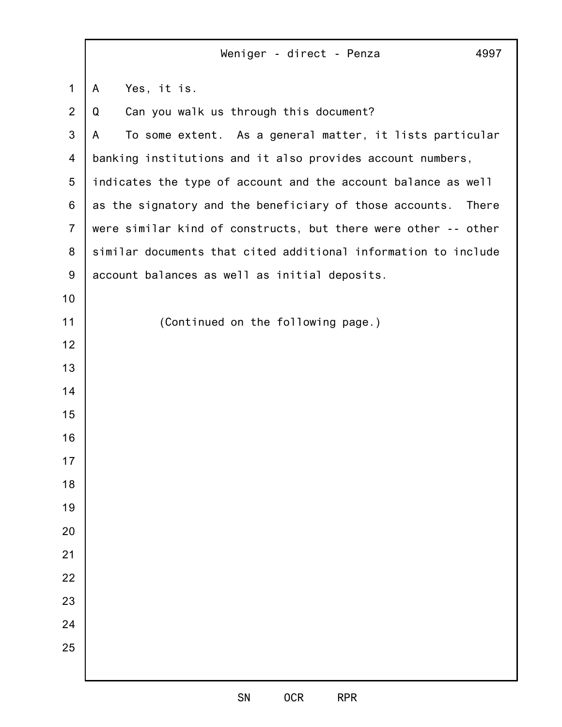A Yes, it is.

Q Can you walk us through this document?

A To some extent. As a general matter, it lists particular banking institutions and it also provides account numbers, indicates the type of account and the account balance as well as the signatory and the beneficiary of those accounts. There were similar kind of constructs, but there were other -- other similar documents that cited additional information to include account balances as well as initial deposits.

(Continued on the following page.)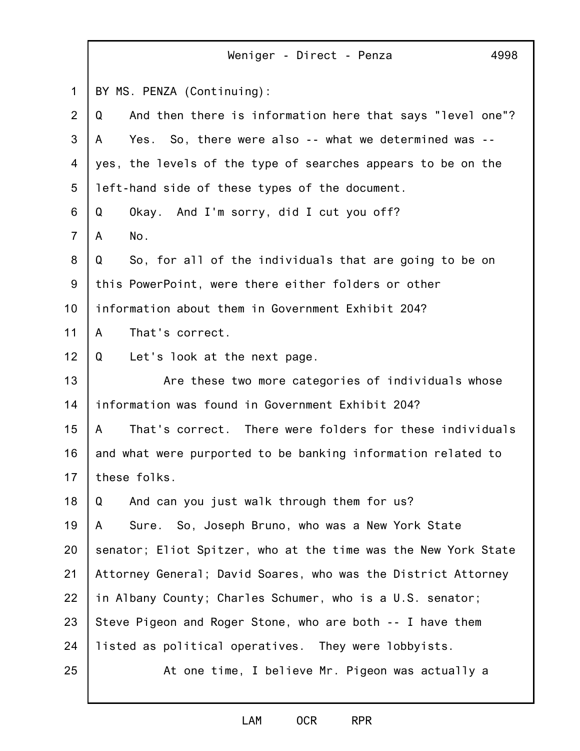BY MS. PENZA (Continuing):

Q And then there is information here that says "level one"?

A Yes. So, there were also -- what we determined was -- yes, the levels of the type of searches appears to be on the left-hand side of these types of the document.

Q Okay. And I'm sorry, did I cut you off?

A No.

Q So, for all of the individuals that are going to be on this PowerPoint, were there either folders or other information about them in Government Exhibit 204?

A That's correct.

Q Let's look at the next page.

Are these two more categories of individuals whose information was found in Government Exhibit 204?

A That's correct. There were folders for these individuals and what were purported to be banking information related to these folks.

Q And can you just walk through them for us?

A Sure. So, Joseph Bruno, who was a New York State senator; Eliot Spitzer, who at the time was the New York State Attorney General; David Soares, who was the District Attorney in Albany County; Charles Schumer, who is a U.S. senator; Steve Pigeon and Roger Stone, who are both -- I have them listed as political operatives. They were lobbyists.

At one time, I believe Mr. Pigeon was actually a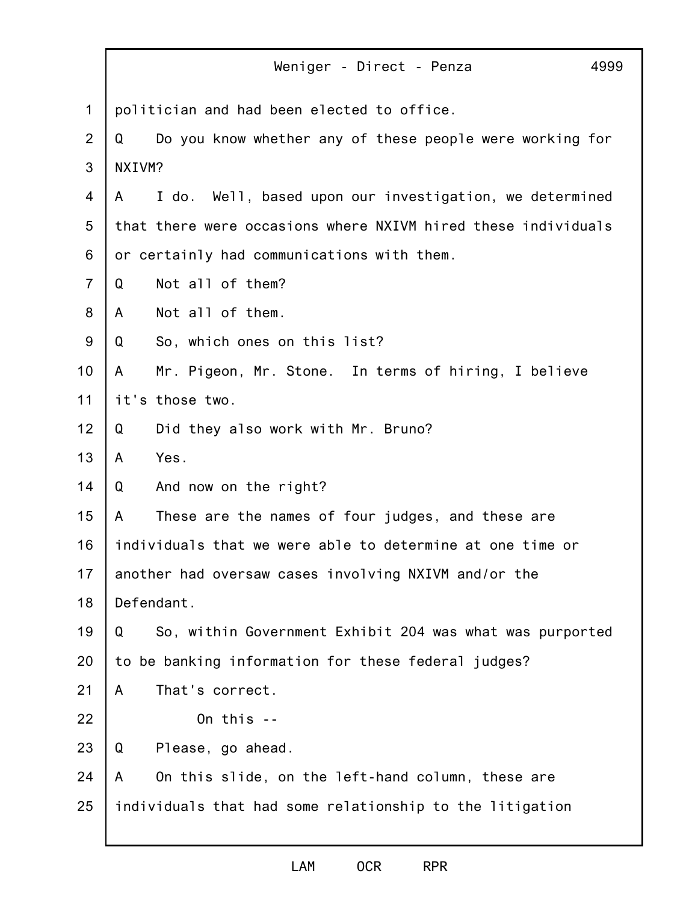politician and had been elected to office.

Q Do you know whether any of these people were working for NXIVM?

A I do. Well, based upon our investigation, we determined that there were occasions where NXIVM hired these individuals or certainly had communications with them.

Q Not all of them?

A Not all of them.

Q So, which ones on this list?

A Mr. Pigeon, Mr. Stone. In terms of hiring, I believe it's those two.

Q Did they also work with Mr. Bruno?

A Yes.

Q And now on the right?

A These are the names of four judges, and these are individuals that we were able to determine at one time or another had oversaw cases involving NXIVM and/or the Defendant.

Q So, within Government Exhibit 204 was what was purported to be banking information for these federal judges?

A That's correct.

On this --

Q Please, go ahead.

A On this slide, on the left-hand column, these are individuals that had some relationship to the litigation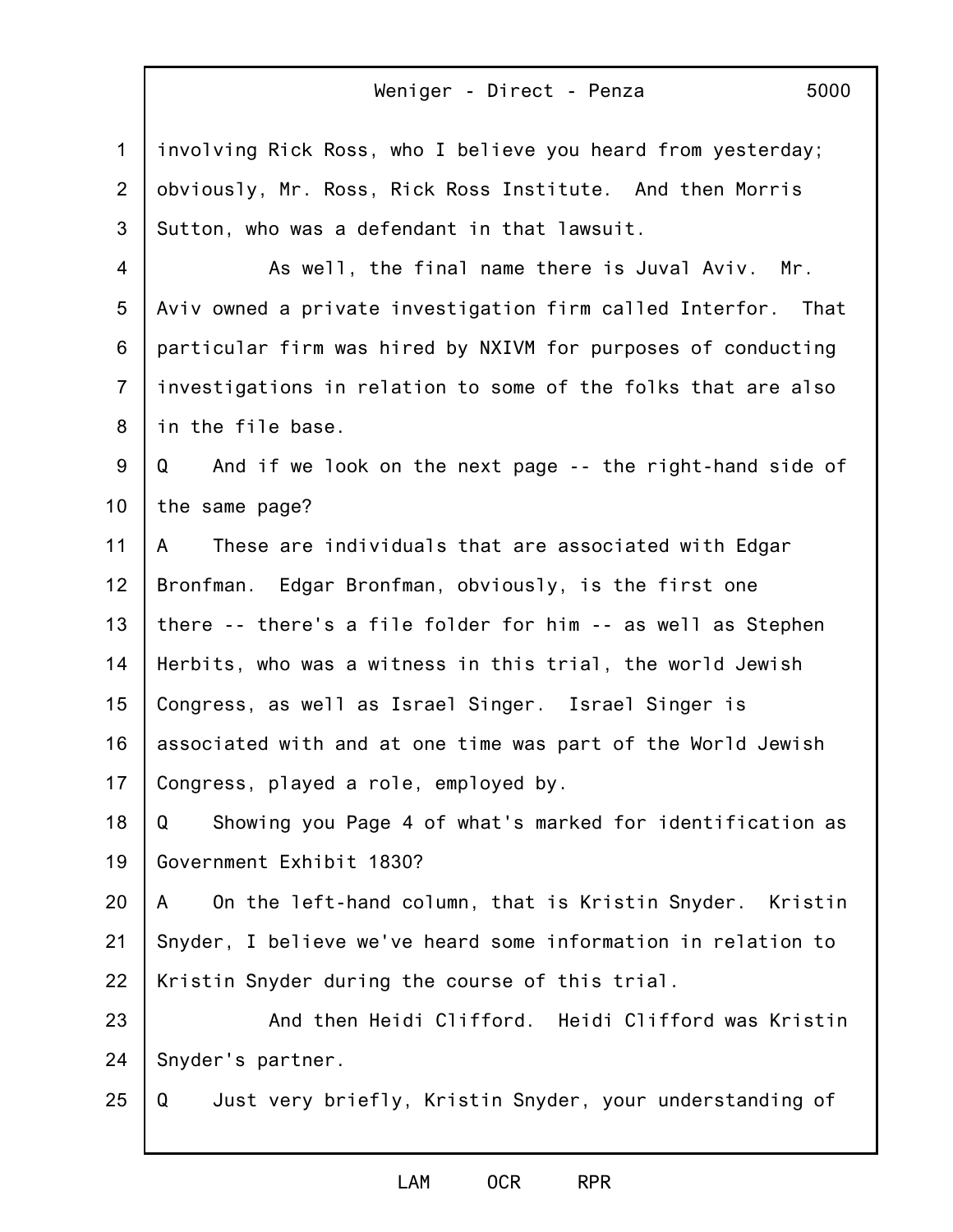involving Rick Ross, who I believe you heard from yesterday; obviously, Mr. Ross, Rick Ross Institute. And then Morris Sutton, who was a defendant in that lawsuit.

As well, the final name there is Juval Aviv. Mr. Aviv owned a private investigation firm called Interfor. That particular firm was hired by NXIVM for purposes of conducting investigations in relation to some of the folks that are also in the file base.

Q And if we look on the next page -- the right-hand side of the same page?

A These are individuals that are associated with Edgar Bronfman. Edgar Bronfman, obviously, is the first one there -- there's a file folder for him -- as well as Stephen Herbits, who was a witness in this trial, the world Jewish Congress, as well as Israel Singer. Israel Singer is associated with and at one time was part of the World Jewish Congress, played a role, employed by.

Q Showing you Page 4 of what's marked for identification as Government Exhibit 1830?

A On the left-hand column, that is Kristin Snyder. Kristin Snyder, I believe we've heard some information in relation to Kristin Snyder during the course of this trial.

And then Heidi Clifford. Heidi Clifford was Kristin Snyder's partner.

Q Just very briefly, Kristin Snyder, your understanding of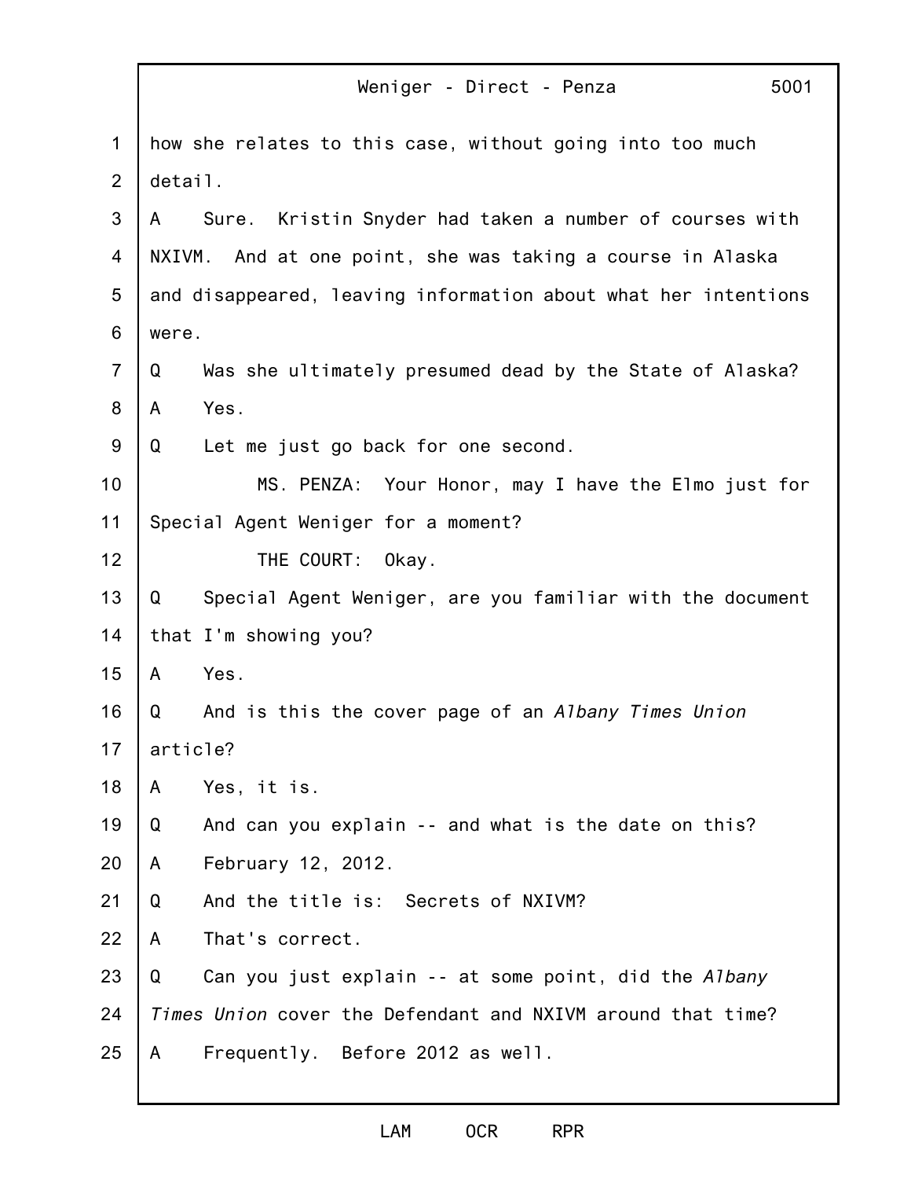how she relates to this case, without going into too much detail.

A Sure. Kristin Snyder had taken a number of courses with NXIVM. And at one point, she was taking a course in Alaska and disappeared, leaving information about what her intentions were.

Q Was she ultimately presumed dead by the State of Alaska?

A Yes.

Q Let me just go back for one second.

MS. PENZA: Your Honor, may I have the Elmo just for Special Agent Weniger for a moment?

THE COURT: Okay.

Q Special Agent Weniger, are you familiar with the document that I'm showing you?

A Yes.

Q And is this the cover page of an *Albany Times Union* article?

A Yes, it is.

Q And can you explain -- and what is the date on this?

A February 12, 2012.

Q And the title is: Secrets of NXIVM?

A That's correct.

Q Can you just explain -- at some point, did the *Albany Times Union* cover the Defendant and NXIVM around that time?

A Frequently. Before 2012 as well.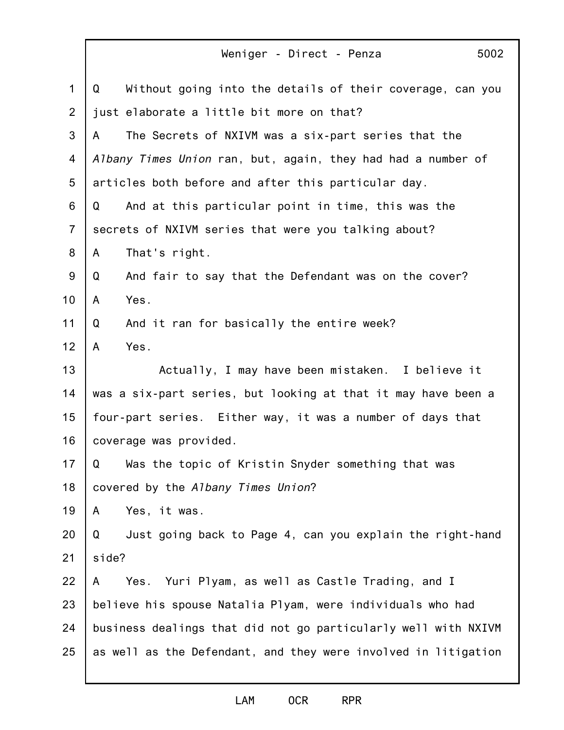Q Without going into the details of their coverage, can you just elaborate a little bit more on that?

A The Secrets of NXIVM was a six-part series that the *Albany Times Union* ran, but, again, they had had a number of articles both before and after this particular day.

Q And at this particular point in time, this was the secrets of NXIVM series that were you talking about?

A That's right.

Q And fair to say that the Defendant was on the cover?

A Yes.

Q And it ran for basically the entire week?

A Yes.

Actually, I may have been mistaken. I believe it was a six-part series, but looking at that it may have been a four-part series. Either way, it was a number of days that coverage was provided.

Q Was the topic of Kristin Snyder something that was covered by the *Albany Times Union*?

A Yes, it was.

Q Just going back to Page 4, can you explain the right-hand side?

A Yes. Yuri Plyam, as well as Castle Trading, and I believe his spouse Natalia Plyam, were individuals who had business dealings that did not go particularly well with NXIVM as well as the Defendant, and they were involved in litigation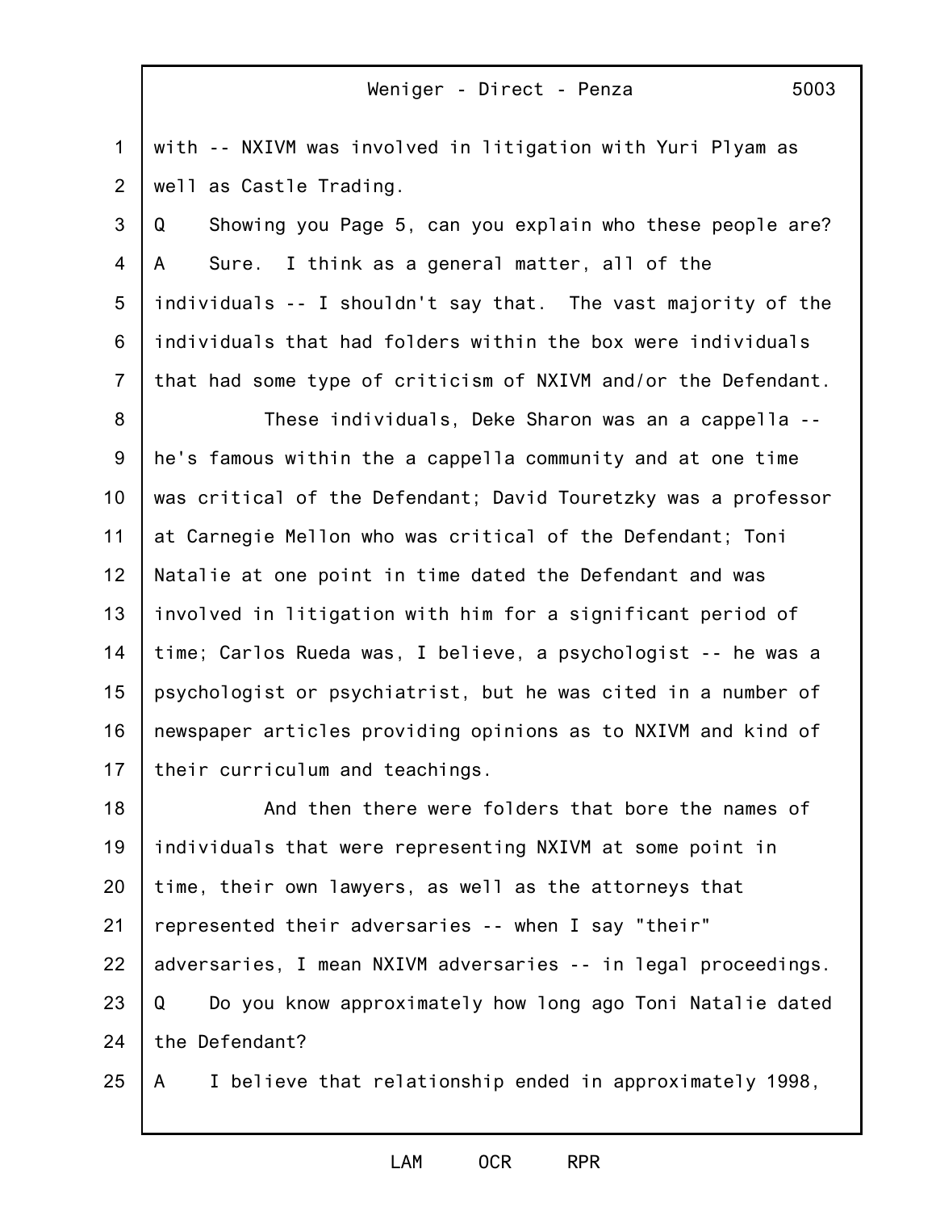with -- NXIVM was involved in litigation with Yuri Plyam as well as Castle Trading.

Q Showing you Page 5, can you explain who these people are?

A Sure. I think as a general matter, all of the individuals -- I shouldn't say that. The vast majority of the individuals that had folders within the box were individuals that had some type of criticism of NXIVM and/or the Defendant.

These individuals, Deke Sharon was an a cappella -- he's famous within the a cappella community and at one time was critical of the Defendant; David Touretzky was a professor at Carnegie Mellon who was critical of the Defendant; Toni Natalie at one point in time dated the Defendant and was involved in litigation with him for a significant period of time; Carlos Rueda was, I believe, a psychologist -- he was a psychologist or psychiatrist, but he was cited in a number of newspaper articles providing opinions as to NXIVM and kind of their curriculum and teachings.

And then there were folders that bore the names of individuals that were representing NXIVM at some point in time, their own lawyers, as well as the attorneys that represented their adversaries -- when I say "their" adversaries, I mean NXIVM adversaries -- in legal proceedings.

Q Do you know approximately how long ago Toni Natalie dated the Defendant?

A I believe that relationship ended in approximately 1998,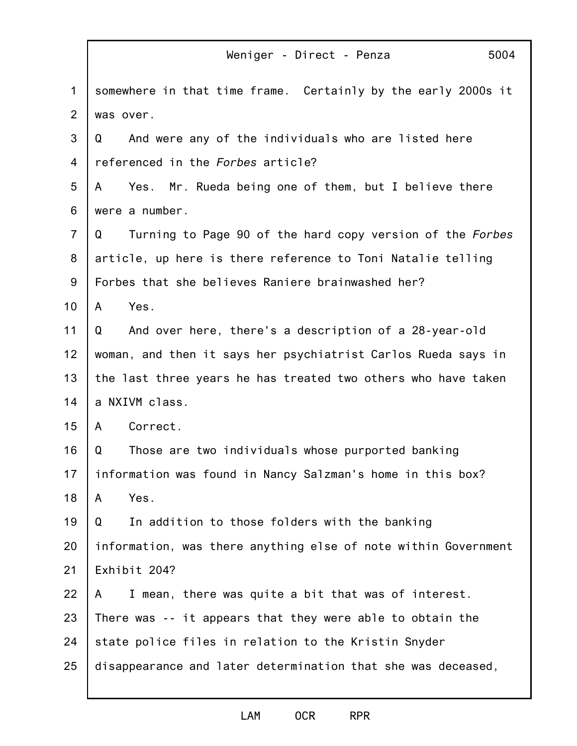somewhere in that time frame. Certainly by the early 2000s it was over.

Q And were any of the individuals who are listed here referenced in the *Forbes* article?

A Yes. Mr. Rueda being one of them, but I believe there were a number.

Q Turning to Page 90 of the hard copy version of the *Forbes* article, up here is there reference to Toni Natalie telling Forbes that she believes Raniere brainwashed her?

A Yes.

Q And over here, there's a description of a 28-year-old woman, and then it says her psychiatrist Carlos Rueda says in the last three years he has treated two others who have taken a NXIVM class.

A Correct.

Q Those are two individuals whose purported banking information was found in Nancy Salzman's home in this box?

A Yes.

Q In addition to those folders with the banking information, was there anything else of note within Government Exhibit 204?

A I mean, there was quite a bit that was of interest. There was -- it appears that they were able to obtain the state police files in relation to the Kristin Snyder disappearance and later determination that she was deceased,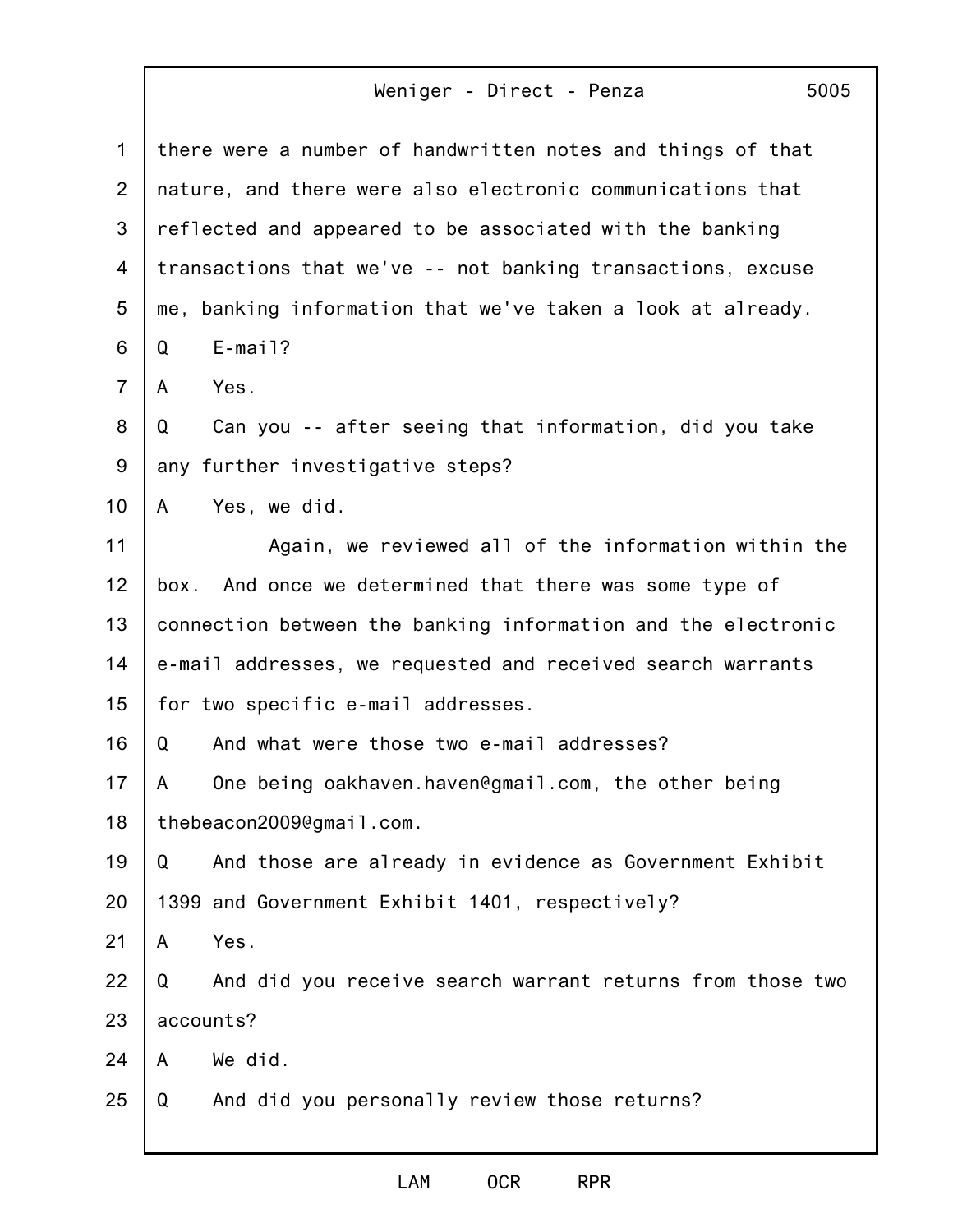there were a number of handwritten notes and things of that nature, and there were also electronic communications that reflected and appeared to be associated with the banking transactions that we've -- not banking transactions, excuse me, banking information that we've taken a look at already.

Q E-mail?

A Yes.

Q Can you -- after seeing that information, did you take any further investigative steps?

A Yes, we did.

Again, we reviewed all of the information within the box. And once we determined that there was some type of connection between the banking information and the electronic e-mail addresses, we requested and received search warrants for two specific e-mail addresses.

Q And what were those two e-mail addresses?

A One being oakhaven.haven@gmail.com, the other being thebeacon2009@gmail.com.

Q And those are already in evidence as Government Exhibit 1399 and Government Exhibit 1401, respectively?

A Yes.

Q And did you receive search warrant returns from those two accounts?

A We did.

Q And did you personally review those returns?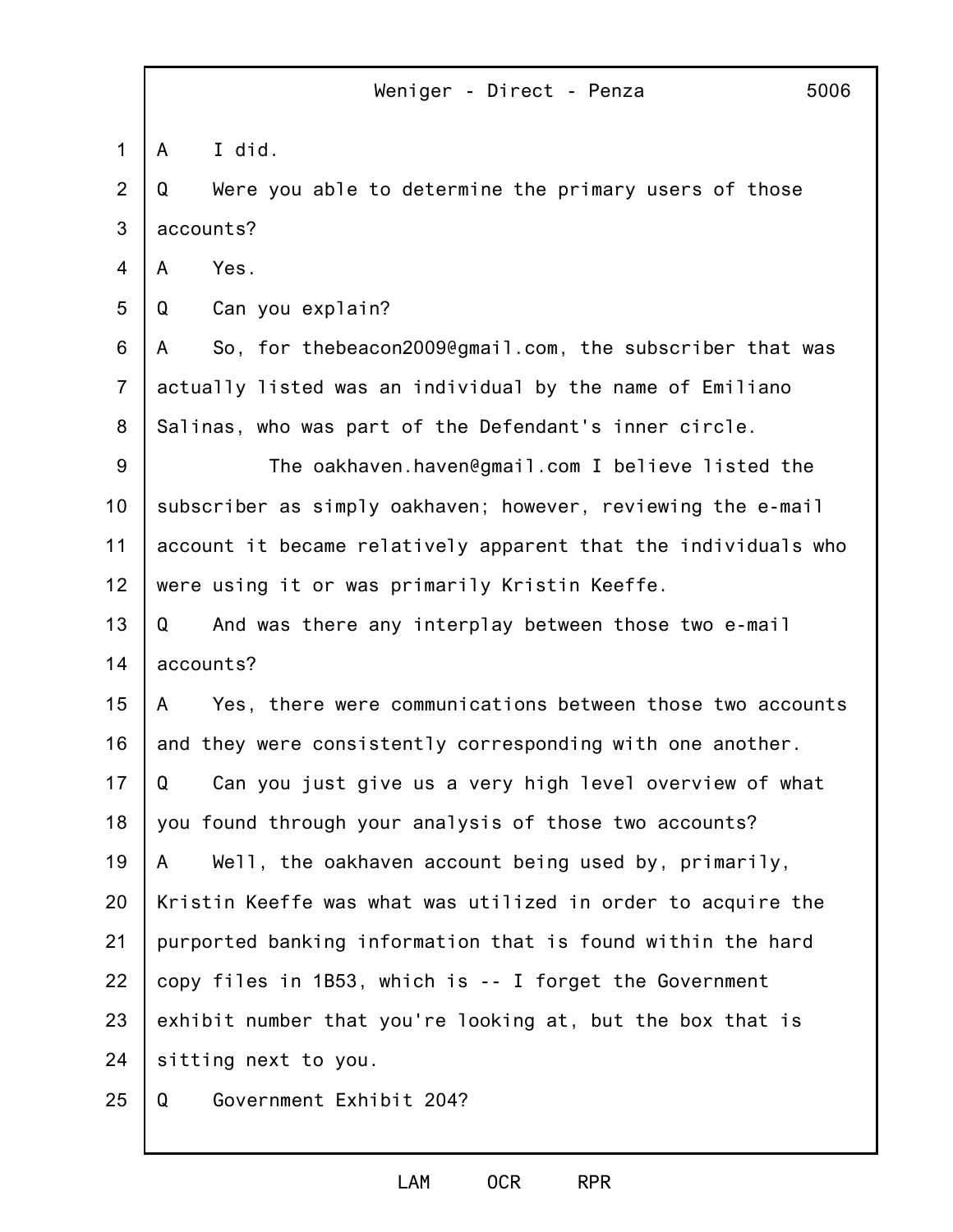A I did.

Q Were you able to determine the primary users of those accounts?

A Yes.

Q Can you explain?

A So, for thebeacon2009@gmail.com, the subscriber that was actually listed was an individual by the name of Emiliano Salinas, who was part of the Defendant's inner circle.

The oakhaven.haven@gmail.com I believe listed the subscriber as simply oakhaven; however, reviewing the e-mail account it became relatively apparent that the individuals who were using it or was primarily Kristin Keeffe.

Q And was there any interplay between those two e-mail accounts?

A Yes, there were communications between those two accounts and they were consistently corresponding with one another.

Q Can you just give us a very high level overview of what you found through your analysis of those two accounts?

A Well, the oakhaven account being used by, primarily, Kristin Keeffe was what was utilized in order to acquire the purported banking information that is found within the hard copy files in 1B53, which is -- I forget the Government exhibit number that you're looking at, but the box that is sitting next to you.

Q Government Exhibit 204?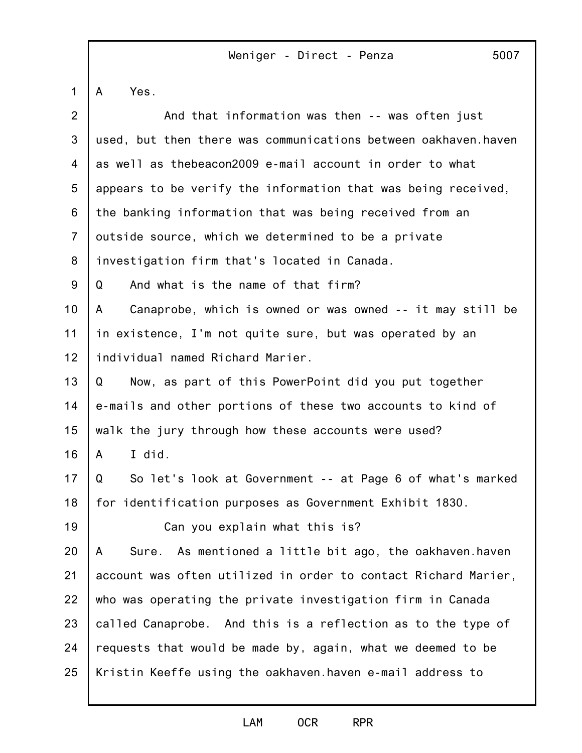A Yes.

And that information was then -- was often just used, but then there was communications between oakhaven.haven as well as thebeacon2009 e-mail account in order to what appears to be verify the information that was being received, the banking information that was being received from an outside source, which we determined to be a private investigation firm that's located in Canada.

Q And what is the name of that firm?

A Canaprobe, which is owned or was owned -- it may still be in existence, I'm not quite sure, but was operated by an individual named Richard Marier.

Q Now, as part of this PowerPoint did you put together e-mails and other portions of these two accounts to kind of walk the jury through how these accounts were used?

A I did.

Q So let's look at Government -- at Page 6 of what's marked for identification purposes as Government Exhibit 1830.

Can you explain what this is?

A Sure. As mentioned a little bit ago, the oakhaven.haven account was often utilized in order to contact Richard Marier, who was operating the private investigation firm in Canada called Canaprobe. And this is a reflection as to the type of requests that would be made by, again, what we deemed to be Kristin Keeffe using the oakhaven.haven e-mail address to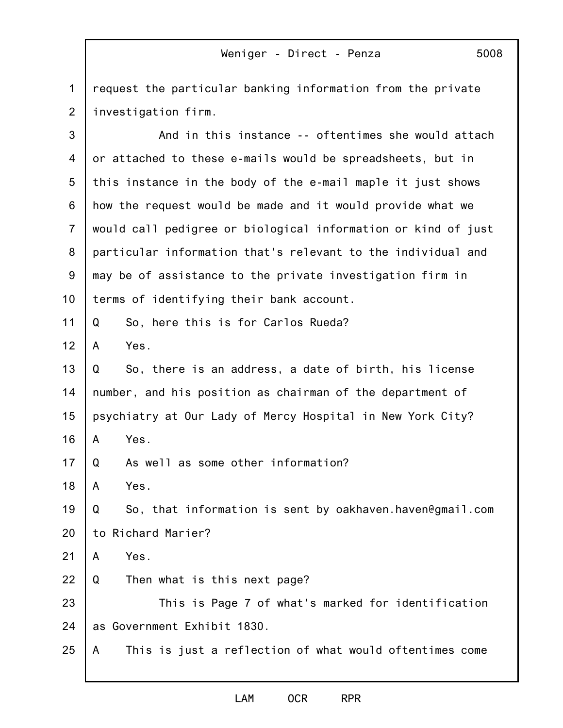request the particular banking information from the private investigation firm.

And in this instance -- oftentimes she would attach or attached to these e-mails would be spreadsheets, but in this instance in the body of the e-mail maple it just shows how the request would be made and it would provide what we would call pedigree or biological information or kind of just particular information that's relevant to the individual and may be of assistance to the private investigation firm in terms of identifying their bank account.

Q So, here this is for Carlos Rueda?

A Yes.

Q So, there is an address, a date of birth, his license number, and his position as chairman of the department of psychiatry at Our Lady of Mercy Hospital in New York City?

A Yes.

Q As well as some other information?

A Yes.

Q So, that information is sent by oakhaven.haven@gmail.com to Richard Marier?

A Yes.

Q Then what is this next page?

This is Page 7 of what's marked for identification as Government Exhibit 1830.

A This is just a reflection of what would oftentimes come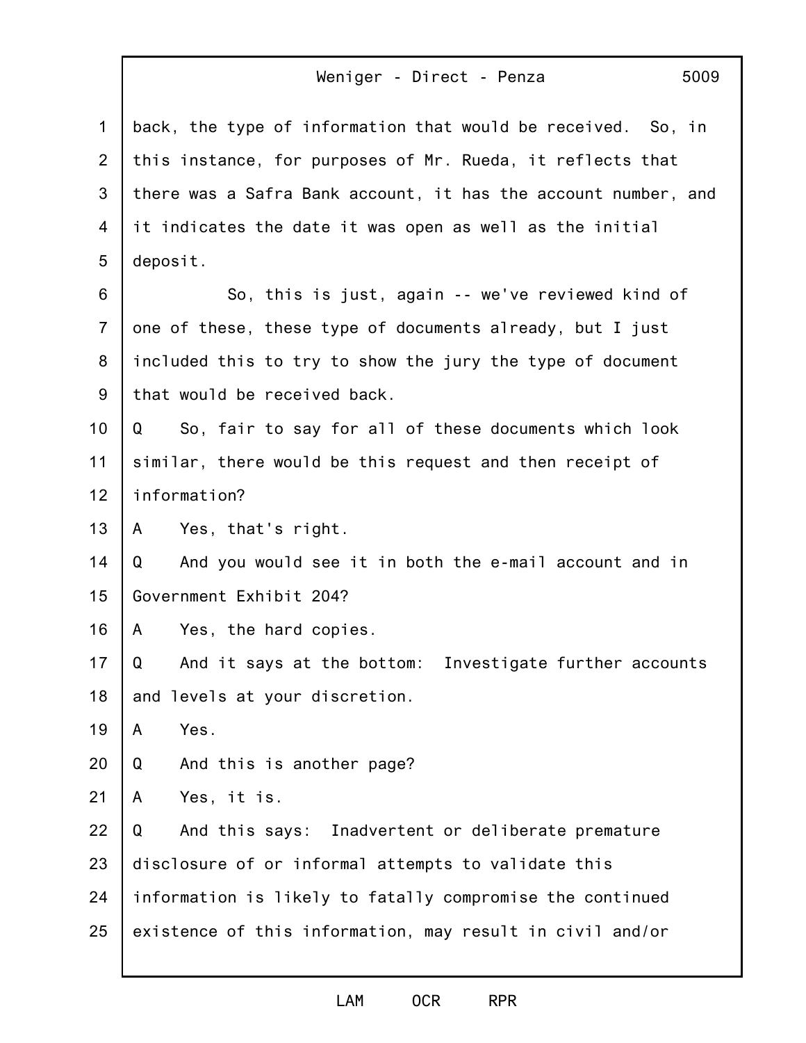back, the type of information that would be received. So, in this instance, for purposes of Mr. Rueda, it reflects that there was a Safra Bank account, it has the account number, and it indicates the date it was open as well as the initial deposit.

So, this is just, again -- we've reviewed kind of one of these, these type of documents already, but I just included this to try to show the jury the type of document that would be received back.

Q So, fair to say for all of these documents which look similar, there would be this request and then receipt of information?

A Yes, that's right.

Q And you would see it in both the e-mail account and in Government Exhibit 204?

A Yes, the hard copies.

Q And it says at the bottom: Investigate further accounts and levels at your discretion.

A Yes.

Q And this is another page?

A Yes, it is.

Q And this says: Inadvertent or deliberate premature disclosure of or informal attempts to validate this information is likely to fatally compromise the continued existence of this information, may result in civil and/or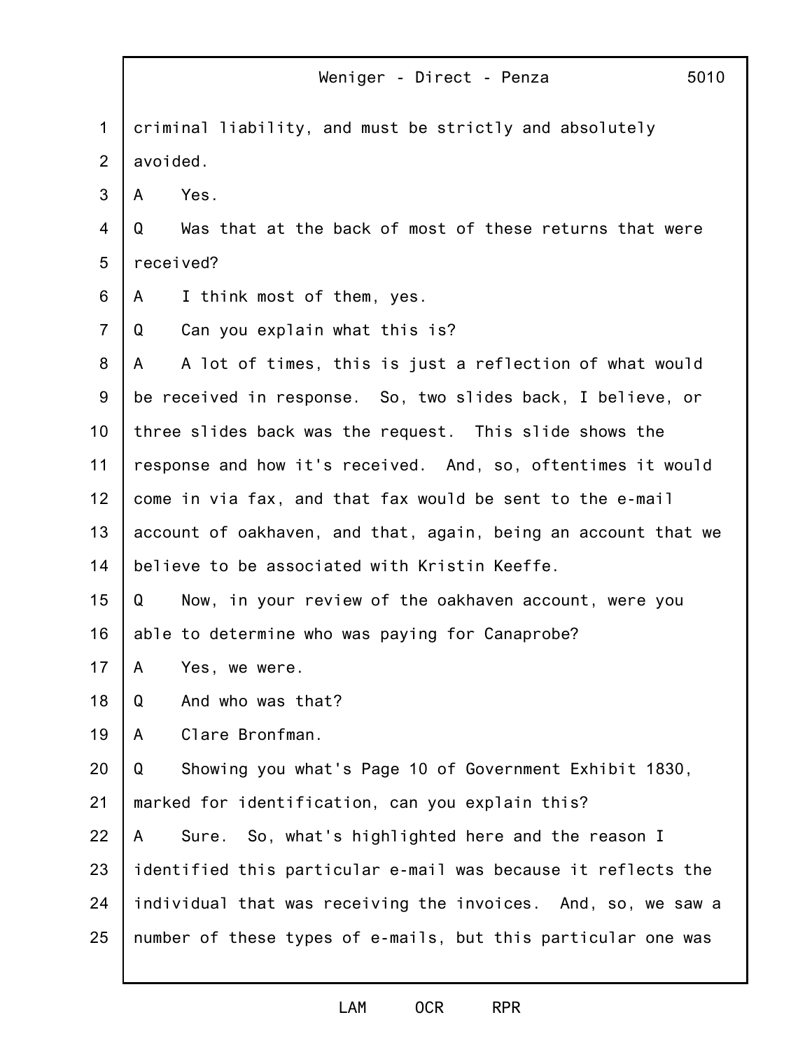criminal liability, and must be strictly and absolutely avoided.

A Yes.

Q Was that at the back of most of these returns that were received?

A I think most of them, yes.

Q Can you explain what this is?

A A lot of times, this is just a reflection of what would be received in response. So, two slides back, I believe, or three slides back was the request. This slide shows the response and how it's received. And, so, oftentimes it would come in via fax, and that fax would be sent to the e-mail account of oakhaven, and that, again, being an account that we believe to be associated with Kristin Keeffe.

Q Now, in your review of the oakhaven account, were you able to determine who was paying for Canaprobe?

A Yes, we were.

Q And who was that?

A Clare Bronfman.

Q Showing you what's Page 10 of Government Exhibit 1830, marked for identification, can you explain this?

A Sure. So, what's highlighted here and the reason I identified this particular e-mail was because it reflects the individual that was receiving the invoices. And, so, we saw a number of these types of e-mails, but this particular one was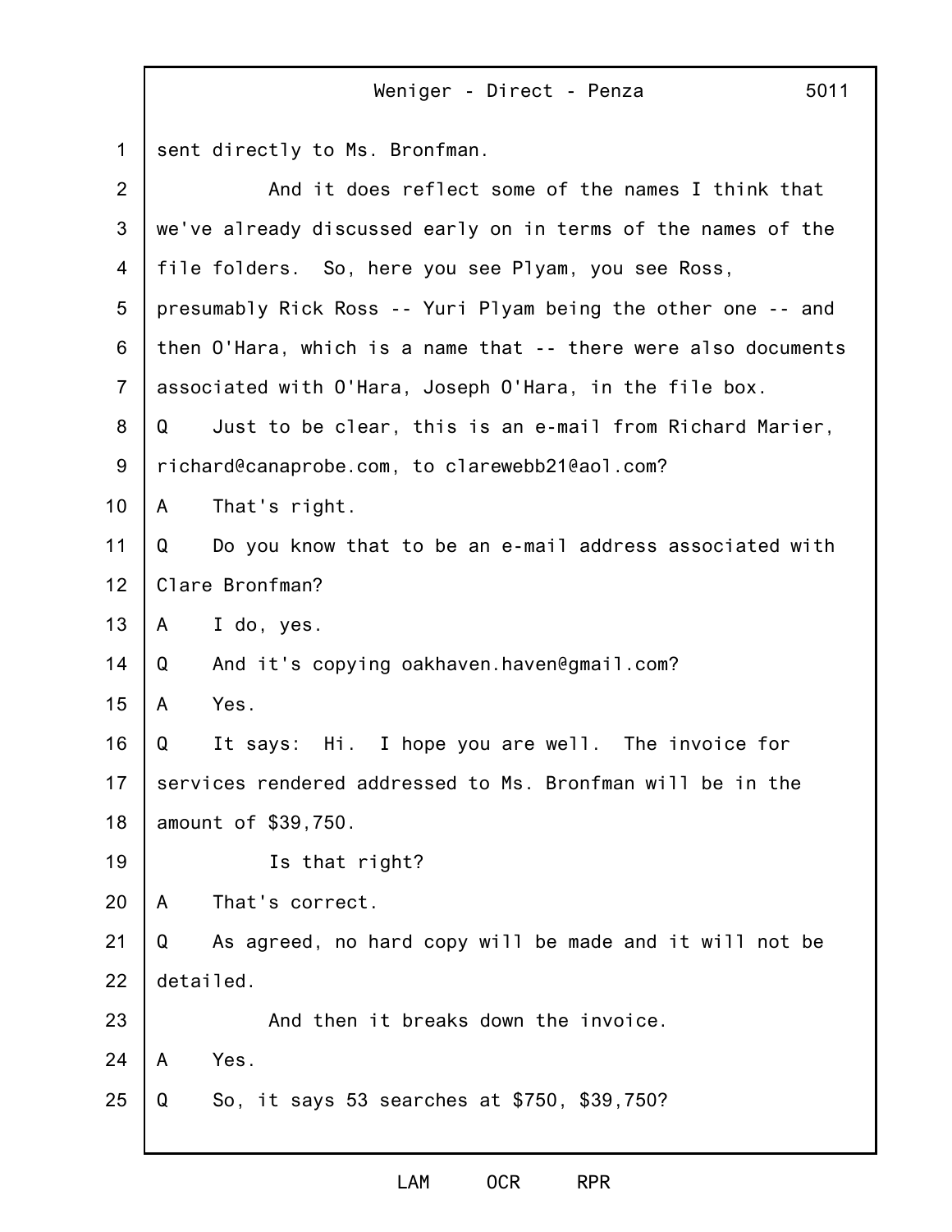sent directly to Ms. Bronfman.

And it does reflect some of the names I think that we've already discussed early on in terms of the names of the file folders. So, here you see Plyam, you see Ross, presumably Rick Ross -- Yuri Plyam being the other one -- and then O'Hara, which is a name that -- there were also documents associated with O'Hara, Joseph O'Hara, in the file box.

Q Just to be clear, this is an e-mail from Richard Marier, richard@canaprobe.com, to clarewebb21@aol.com?

A That's right.

Q Do you know that to be an e-mail address associated with Clare Bronfman?

A I do, yes.

Q And it's copying oakhaven.haven@gmail.com?

A Yes.

Q It says: Hi. I hope you are well. The invoice for services rendered addressed to Ms. Bronfman will be in the amount of $39,750.

Is that right?

A That's correct.

Q As agreed, no hard copy will be made and it will not be detailed.

And then it breaks down the invoice.

A Yes.

Q So, it says 53 searches at $750, $39,750?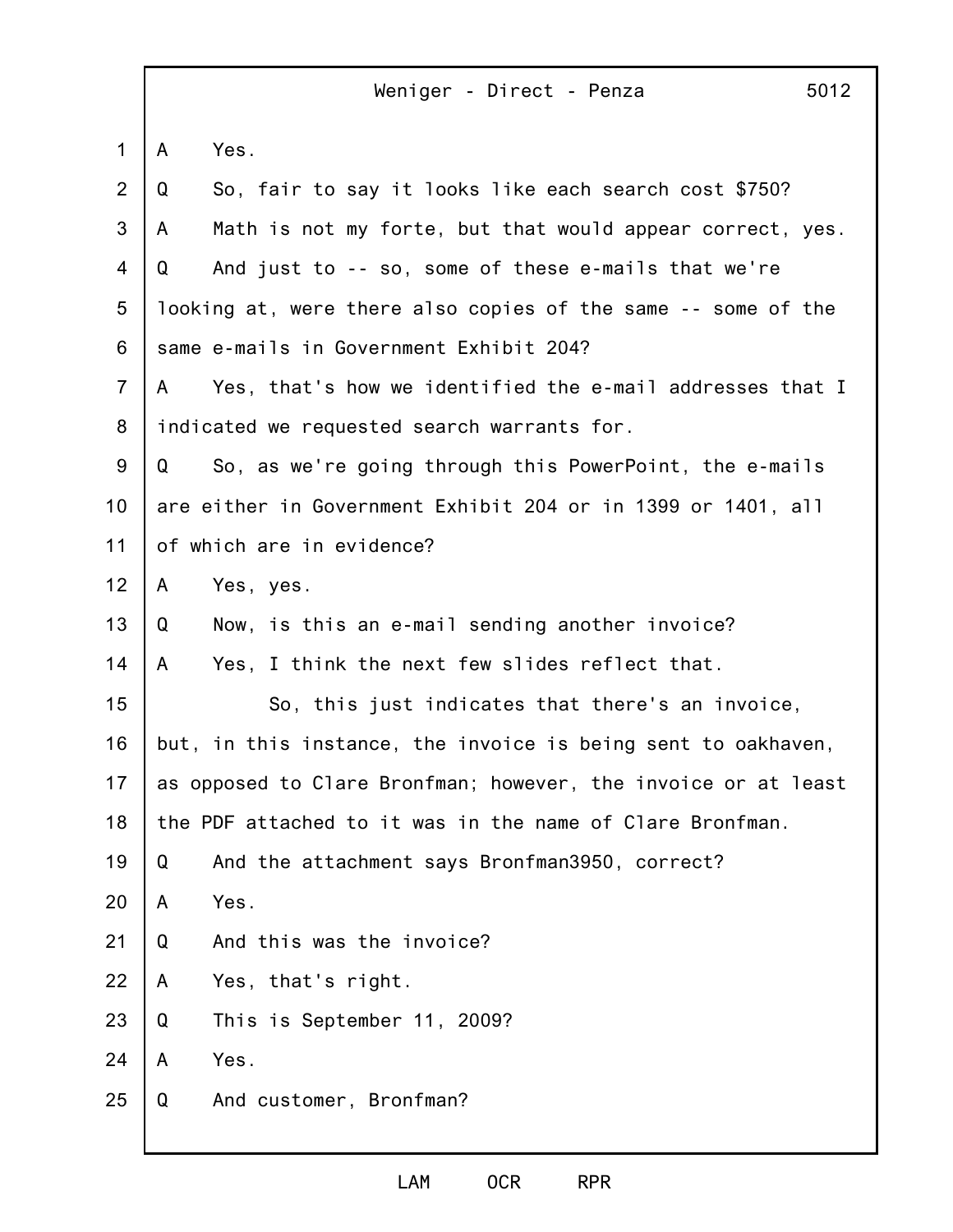A Yes.

Q So, fair to say it looks like each search cost $750?

A Math is not my forte, but that would appear correct, yes.

Q And just to -- so, some of these e-mails that we're looking at, were there also copies of the same -- some of the same e-mails in Government Exhibit 204?

A Yes, that's how we identified the e-mail addresses that I indicated we requested search warrants for.

Q So, as we're going through this PowerPoint, the e-mails are either in Government Exhibit 204 or in 1399 or 1401, all of which are in evidence?

A Yes, yes.

Q Now, is this an e-mail sending another invoice?

A Yes, I think the next few slides reflect that.

So, this just indicates that there's an invoice, but, in this instance, the invoice is being sent to oakhaven, as opposed to Clare Bronfman; however, the invoice or at least the PDF attached to it was in the name of Clare Bronfman.

Q And the attachment says Bronfman3950, correct?

A Yes.

Q And this was the invoice?

A Yes, that's right.

Q This is September 11, 2009?

A Yes.

Q And customer, Bronfman?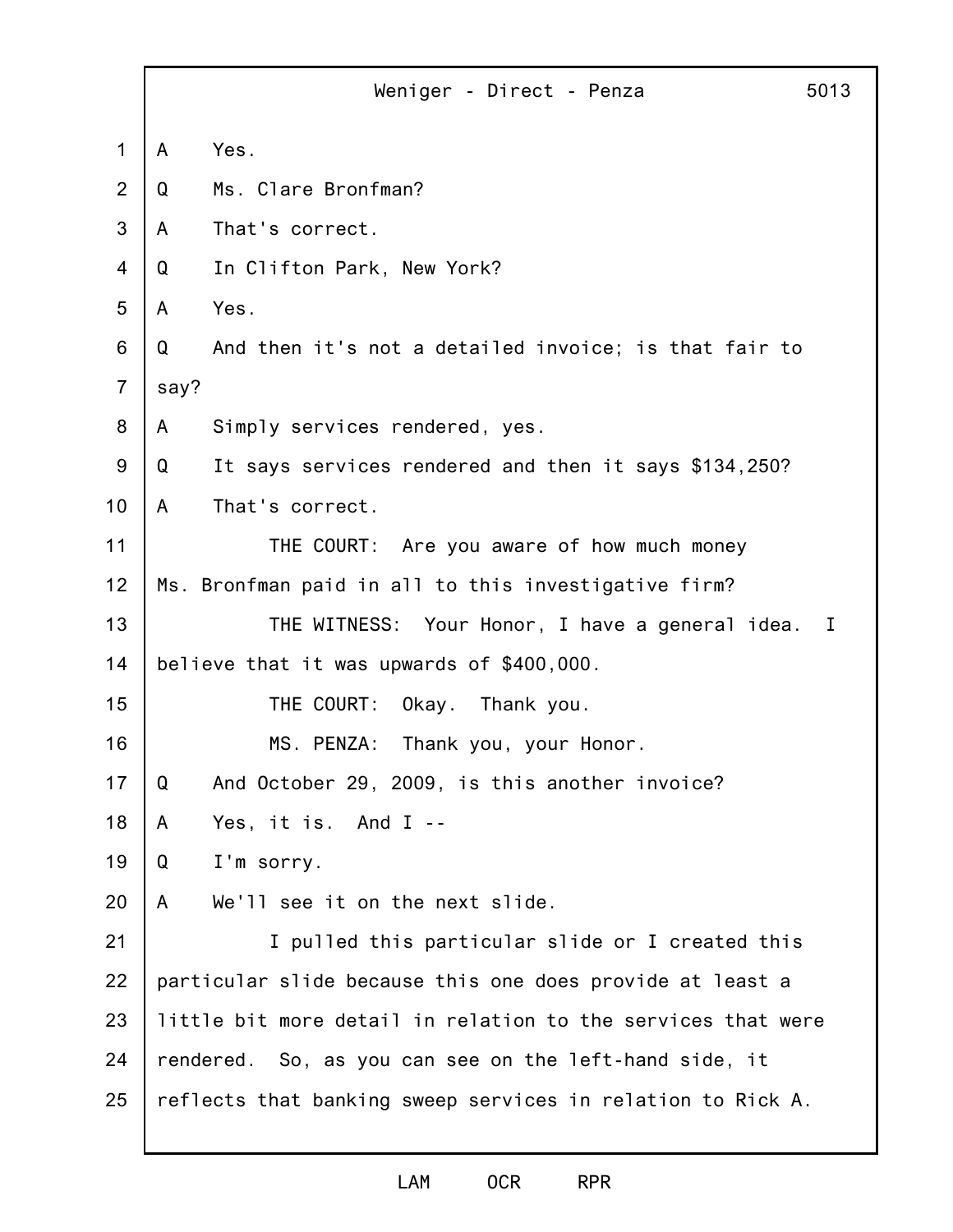A Yes.

Q Ms. Clare Bronfman?

A That's correct.

Q In Clifton Park, New York?

A Yes.

Q And then it's not a detailed invoice; is that fair to say?

A Simply services rendered, yes.

Q It says services rendered and then it says $134,250?

A That's correct.

THE COURT: Are you aware of how much money Ms. Bronfman paid in all to this investigative firm?

THE WITNESS: Your Honor, I have a general idea. I believe that it was upwards of $400,000.

THE COURT: Okay. Thank you.

MS. PENZA: Thank you, your Honor.

Q And October 29, 2009, is this another invoice?

A Yes, it is. And I --

Q I'm sorry.

A We'll see it on the next slide.

I pulled this particular slide or I created this particular slide because this one does provide at least a little bit more detail in relation to the services that were rendered. So, as you can see on the left-hand side, it reflects that banking sweep services in relation to Rick A.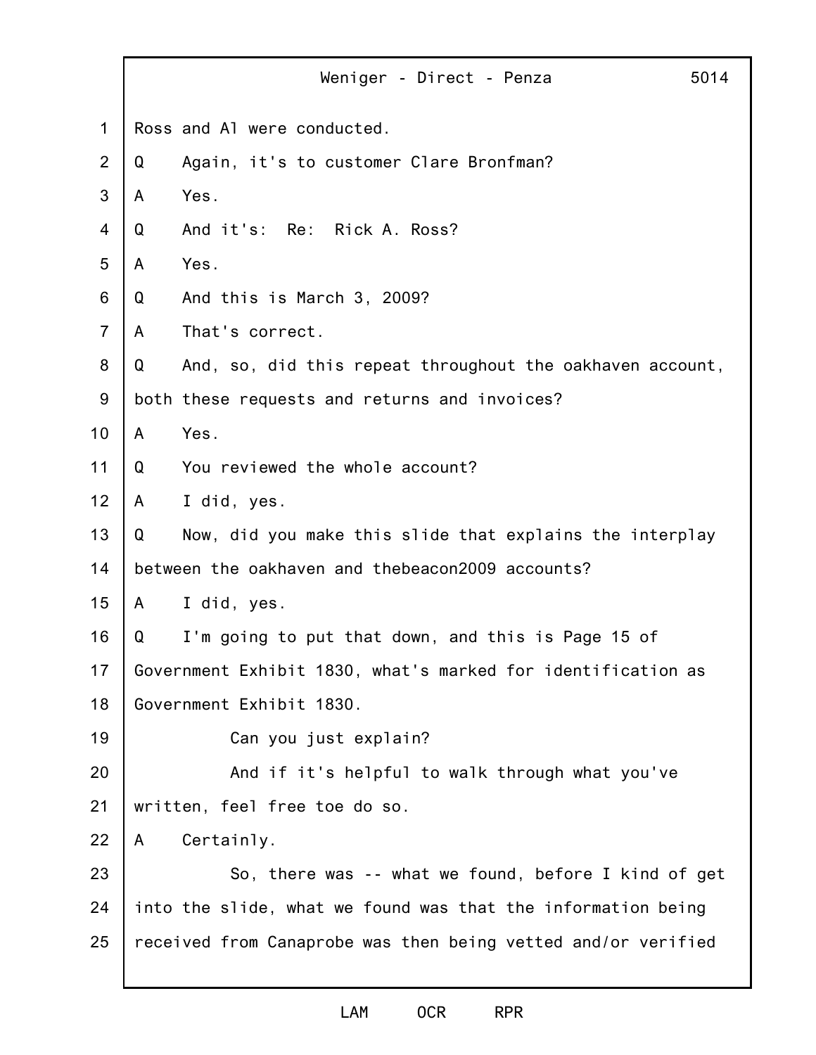Ross and Al were conducted.

Q Again, it's to customer Clare Bronfman?

A Yes.

Q And it's: Re: Rick A. Ross?

A Yes.

Q And this is March 3, 2009?

A That's correct.

Q And, so, did this repeat throughout the oakhaven account, both these requests and returns and invoices?

A Yes.

Q You reviewed the whole account?

A I did, yes.

Q Now, did you make this slide that explains the interplay between the oakhaven and thebeacon2009 accounts?

A I did, yes.

Q I'm going to put that down, and this is Page 15 of Government Exhibit 1830, what's marked for identification as Government Exhibit 1830.

Can you just explain?

And if it's helpful to walk through what you've written, feel free toe do so.

A Certainly.

So, there was -- what we found, before I kind of get into the slide, what we found was that the information being received from Canaprobe was then being vetted and/or verified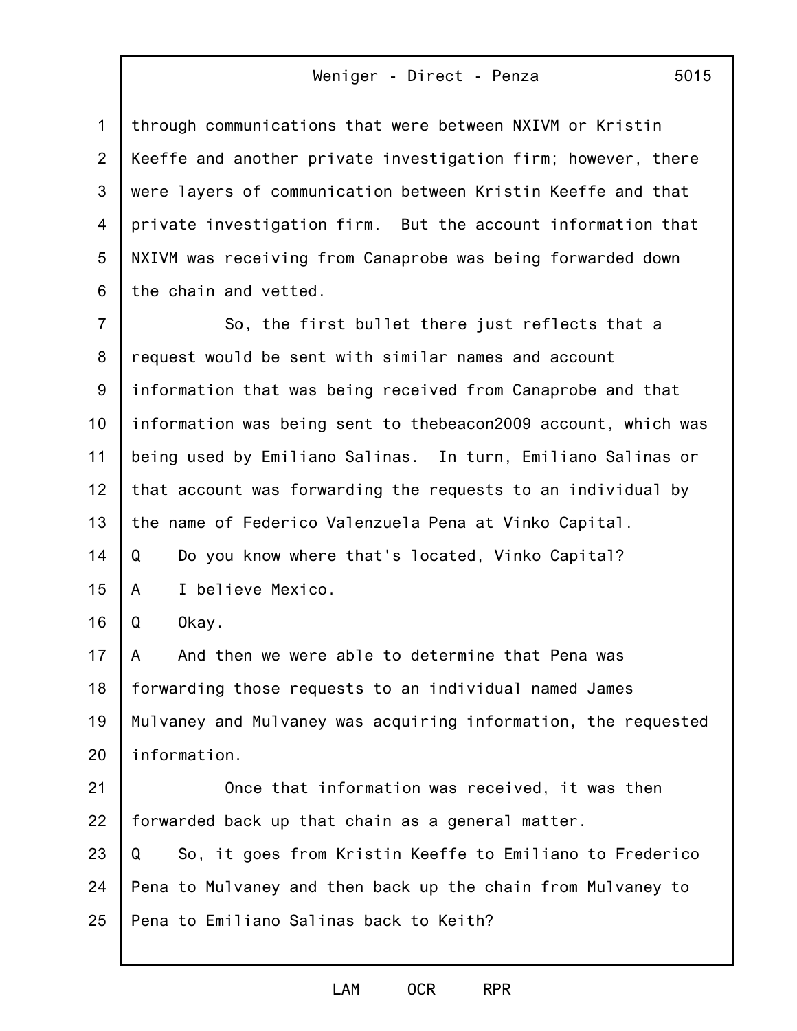through communications that were between NXIVM or Kristin Keeffe and another private investigation firm; however, there were layers of communication between Kristin Keeffe and that private investigation firm. But the account information that NXIVM was receiving from Canaprobe was being forwarded down the chain and vetted.

So, the first bullet there just reflects that a request would be sent with similar names and account information that was being received from Canaprobe and that information was being sent to thebeacon2009 account, which was being used by Emiliano Salinas. In turn, Emiliano Salinas or that account was forwarding the requests to an individual by the name of Federico Valenzuela Pena at Vinko Capital.

Q Do you know where that's located, Vinko Capital?

A I believe Mexico.

Q Okay.

A And then we were able to determine that Pena was forwarding those requests to an individual named James Mulvaney and Mulvaney was acquiring information, the requested information.

Once that information was received, it was then forwarded back up that chain as a general matter.

Q So, it goes from Kristin Keeffe to Emiliano to Frederico Pena to Mulvaney and then back up the chain from Mulvaney to Pena to Emiliano Salinas back to Keith?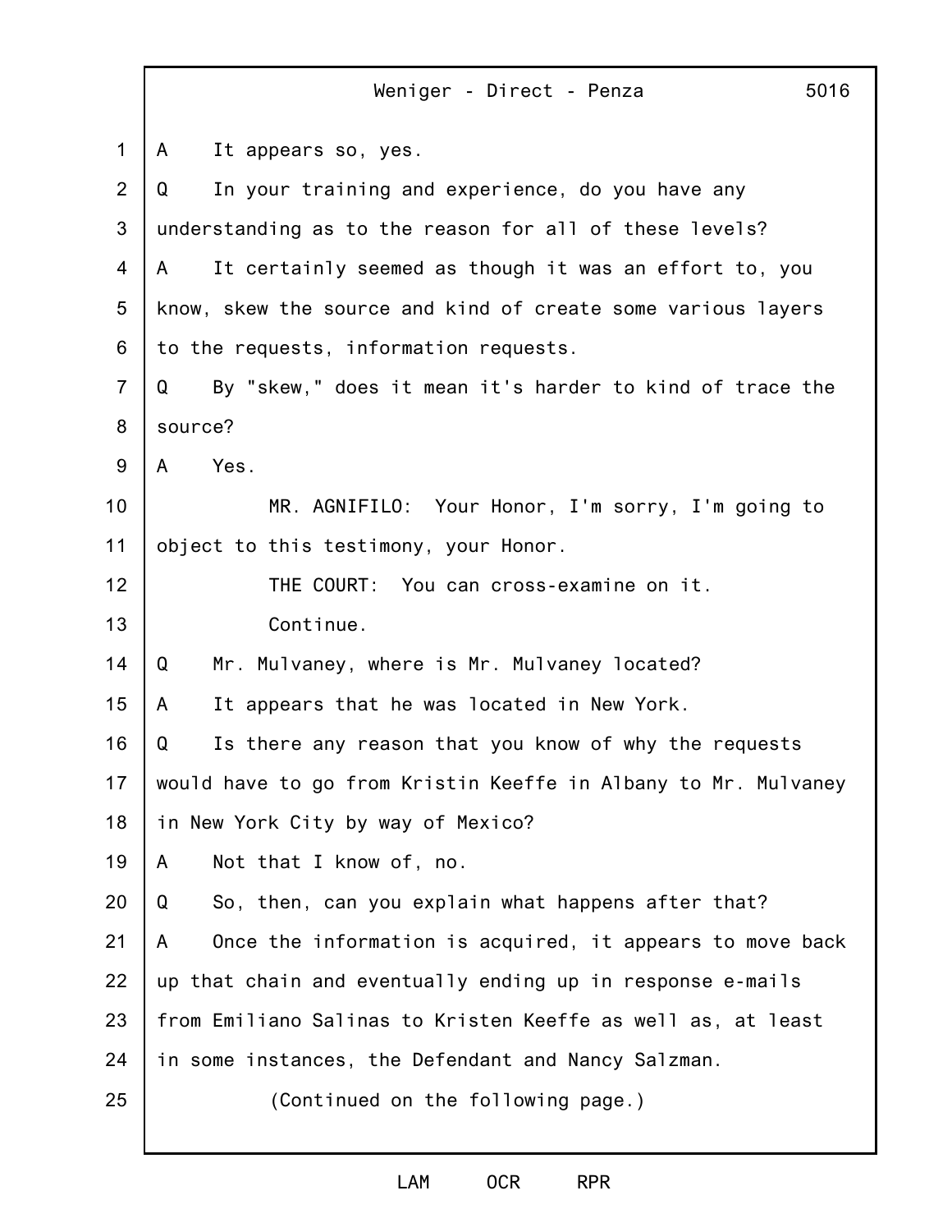A It appears so, yes.

Q In your training and experience, do you have any understanding as to the reason for all of these levels?

A It certainly seemed as though it was an effort to, you know, skew the source and kind of create some various layers to the requests, information requests.

Q By "skew," does it mean it's harder to kind of trace the source?

A Yes.

MR. AGNIFILO: Your Honor, I'm sorry, I'm going to object to this testimony, your Honor.

THE COURT: You can cross-examine on it.

Continue.

Q Mr. Mulvaney, where is Mr. Mulvaney located?

A It appears that he was located in New York.

Q Is there any reason that you know of why the requests would have to go from Kristin Keeffe in Albany to Mr. Mulvaney in New York City by way of Mexico?

A Not that I know of, no.

Q So, then, can you explain what happens after that?

A Once the information is acquired, it appears to move back up that chain and eventually ending up in response e-mails from Emiliano Salinas to Kristen Keeffe as well as, at least in some instances, the Defendant and Nancy Salzman.

(Continued on the following page.)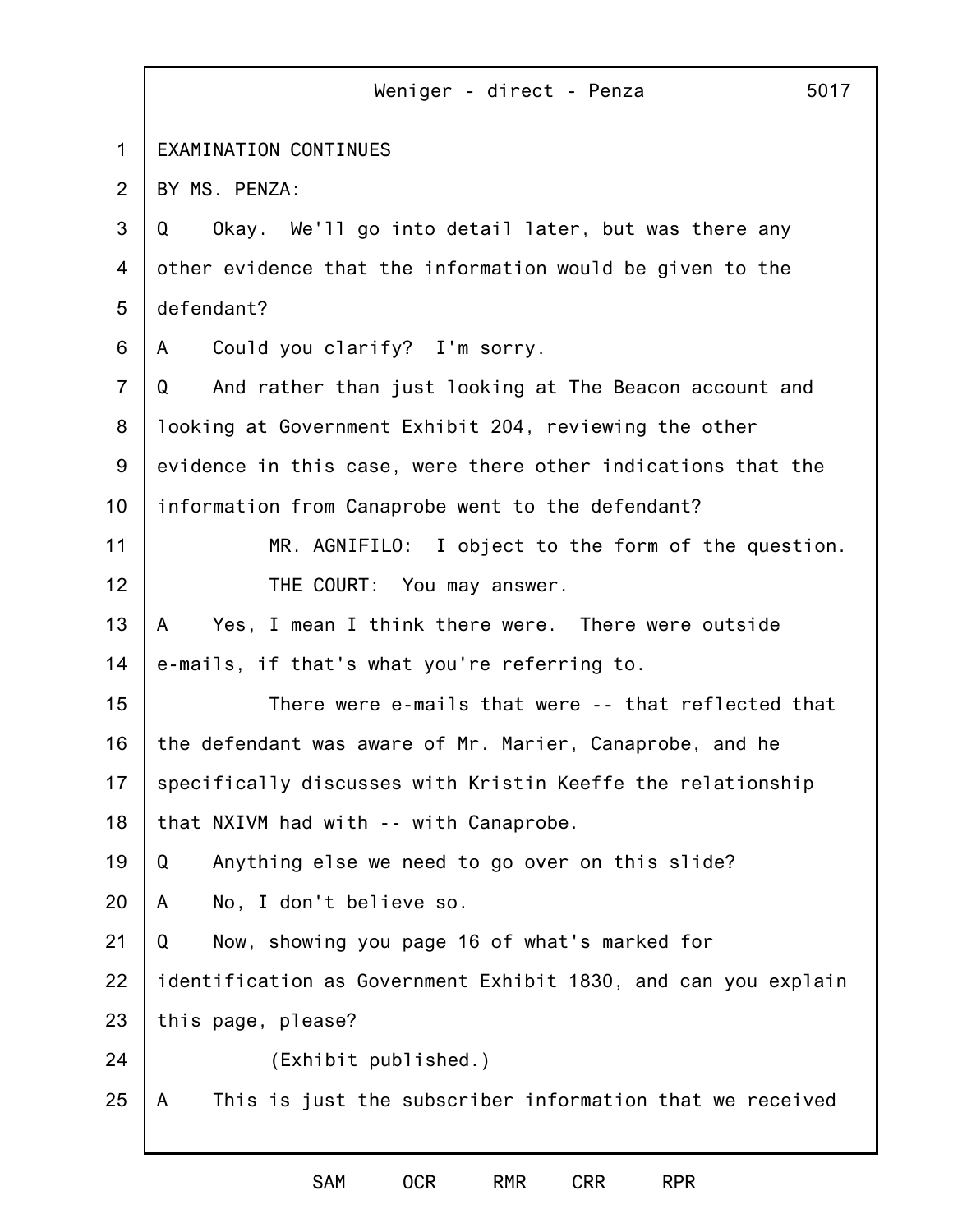EXAMINATION CONTINUES

BY MS. PENZA:

Q Okay. We'll go into detail later, but was there any other evidence that the information would be given to the defendant?

A Could you clarify? I'm sorry.

Q And rather than just looking at The Beacon account and looking at Government Exhibit 204, reviewing the other evidence in this case, were there other indications that the information from Canaprobe went to the defendant?

MR. AGNIFILO: I object to the form of the question.

THE COURT: You may answer.

A Yes, I mean I think there were. There were outside e-mails, if that's what you're referring to.

There were e-mails that were -- that reflected that the defendant was aware of Mr. Marier, Canaprobe, and he specifically discusses with Kristin Keeffe the relationship that NXIVM had with -- with Canaprobe.

Q Anything else we need to go over on this slide?

A No, I don't believe so.

Q Now, showing you page 16 of what's marked for identification as Government Exhibit 1830, and can you explain this page, please?

(Exhibit published.)

A This is just the subscriber information that we received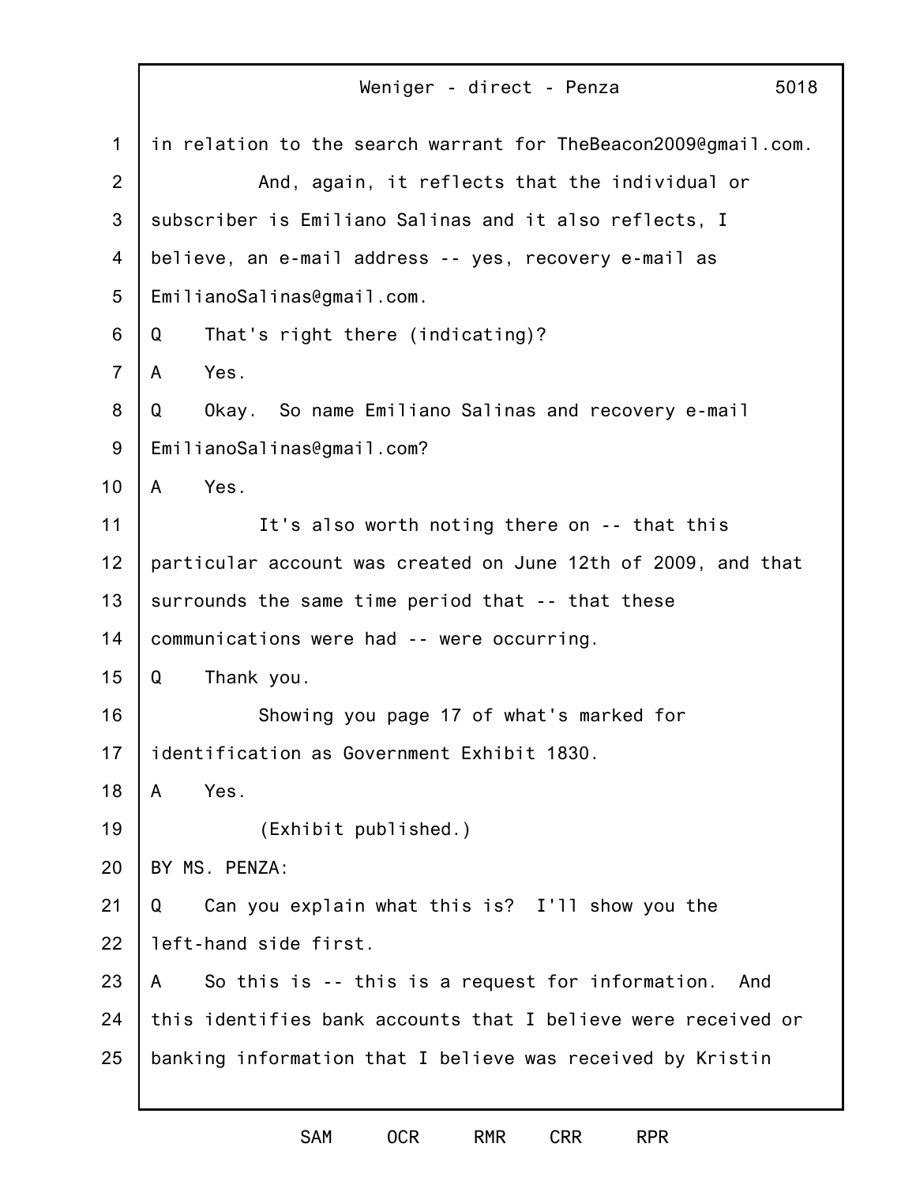in relation to the search warrant for TheBeacon2009@gmail.com.

And, again, it reflects that the individual or subscriber is Emiliano Salinas and it also reflects, I believe, an e-mail address -- yes, recovery e-mail as EmilianoSalinas@gmail.com.

Q That's right there (indicating)?

A Yes.

Q Okay. So name Emiliano Salinas and recovery e-mail EmilianoSalinas@gmail.com?

A Yes.

It's also worth noting there on -- that this particular account was created on June 12th of 2009, and that surrounds the same time period that -- that these communications were had -- were occurring.

Q Thank you.

Showing you page 17 of what's marked for identification as Government Exhibit 1830.

A Yes.

(Exhibit published.)

BY MS. PENZA:

Q Can you explain what this is? I'll show you the left-hand side first.

A So this is -- this is a request for information. And this identifies bank accounts that I believe were received or banking information that I believe was received by Kristin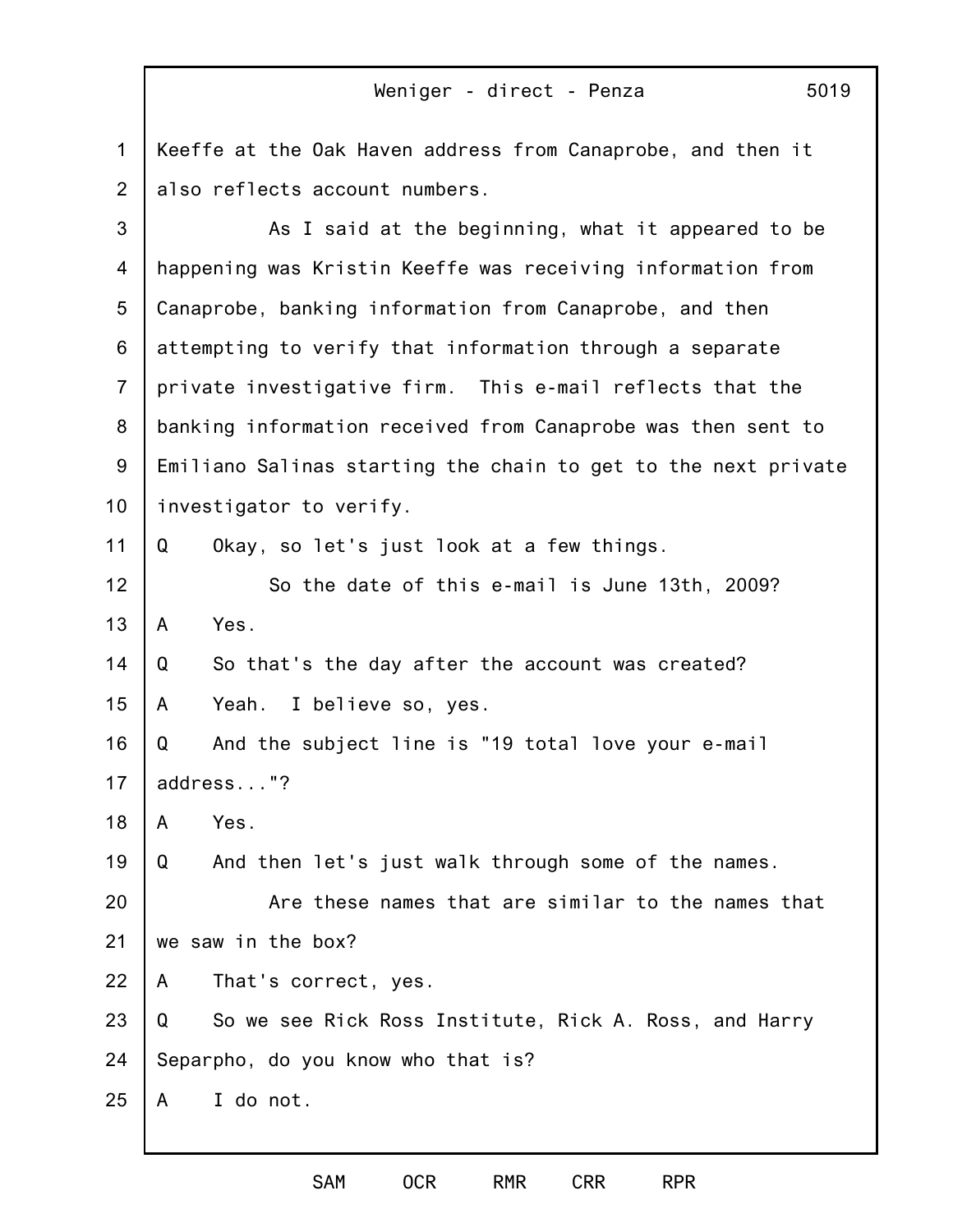Keeffe at the Oak Haven address from Canaprobe, and then it also reflects account numbers.

As I said at the beginning, what it appeared to be happening was Kristin Keeffe was receiving information from Canaprobe, banking information from Canaprobe, and then attempting to verify that information through a separate private investigative firm. This e-mail reflects that the banking information received from Canaprobe was then sent to Emiliano Salinas starting the chain to get to the next private investigator to verify.

Q Okay, so let's just look at a few things.

So the date of this e-mail is June 13th, 2009?

A Yes.

Q So that's the day after the account was created?

A Yeah. I believe so, yes.

Q And the subject line is "19 total love your e-mail address..."?

A Yes.

Q And then let's just walk through some of the names.

Are these names that are similar to the names that we saw in the box?

A That's correct, yes.

Q So we see Rick Ross Institute, Rick A. Ross, and Harry Separpho, do you know who that is?

A I do not.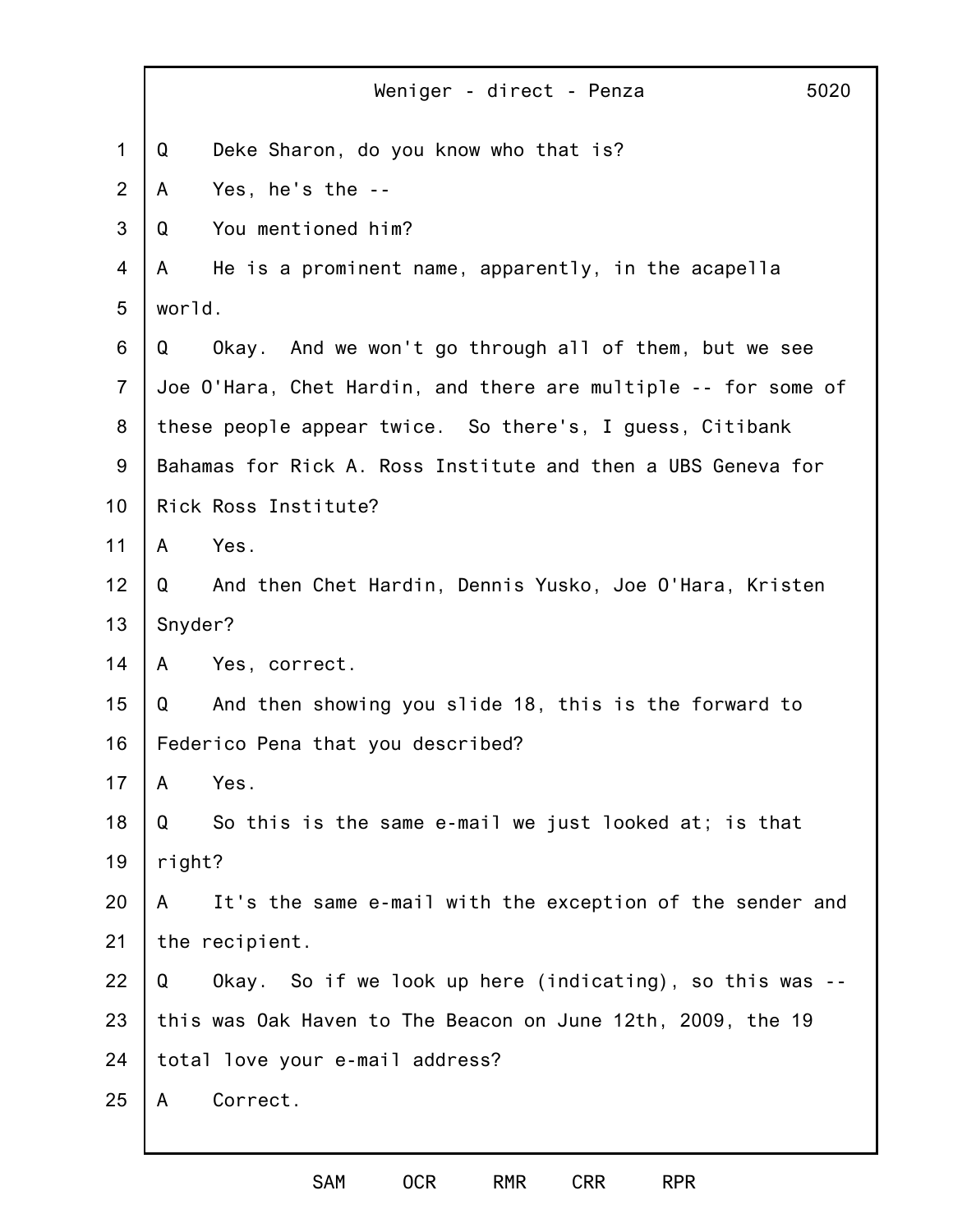Q Deke Sharon, do you know who that is?

A Yes, he's the --

Q You mentioned him?

A He is a prominent name, apparently, in the acapella world.

Q Okay. And we won't go through all of them, but we see Joe O'Hara, Chet Hardin, and there are multiple -- for some of these people appear twice. So there's, I guess, Citibank Bahamas for Rick A. Ross Institute and then a UBS Geneva for Rick Ross Institute?

A Yes.

Q And then Chet Hardin, Dennis Yusko, Joe O'Hara, Kristen Snyder?

A Yes, correct.

Q And then showing you slide 18, this is the forward to Federico Pena that you described?

A Yes.

Q So this is the same e-mail we just looked at; is that right?

A It's the same e-mail with the exception of the sender and the recipient.

Q Okay. So if we look up here (indicating), so this was -- this was Oak Haven to The Beacon on June 12th, 2009, the 19 total love your e-mail address?

A Correct.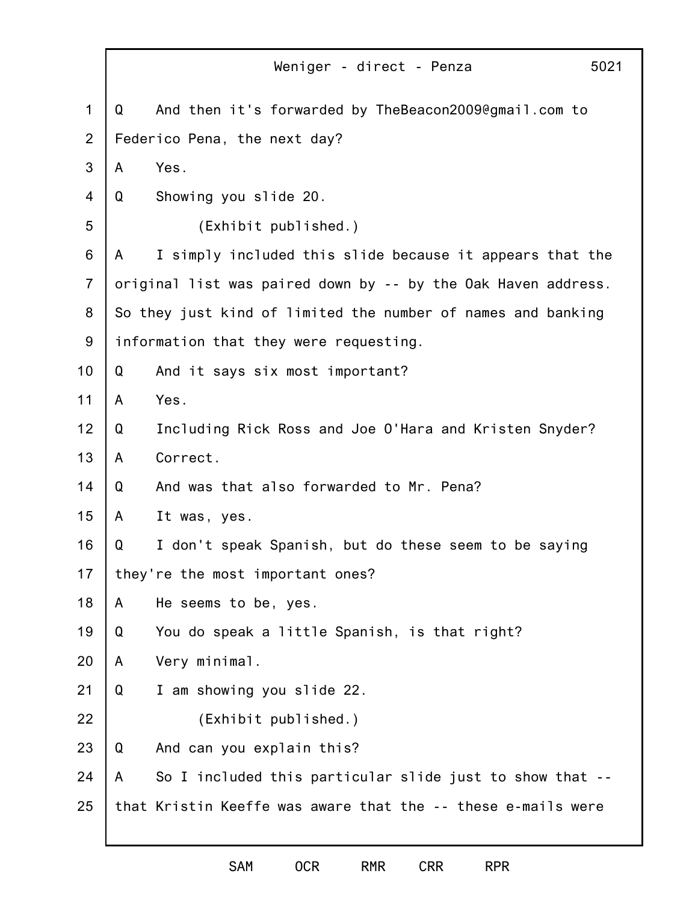Q And then it's forwarded by TheBeacon2009@gmail.com to Federico Pena, the next day?

A Yes.

Q Showing you slide 20.

(Exhibit published.)

A I simply included this slide because it appears that the original list was paired down by -- by the Oak Haven address. So they just kind of limited the number of names and banking information that they were requesting.

Q And it says six most important?

A Yes.

Q Including Rick Ross and Joe O'Hara and Kristen Snyder?

A Correct.

Q And was that also forwarded to Mr. Pena?

A It was, yes.

Q I don't speak Spanish, but do these seem to be saying they're the most important ones?

A He seems to be, yes.

Q You do speak a little Spanish, is that right?

A Very minimal.

Q I am showing you slide 22.

(Exhibit published.)

Q And can you explain this?

A So I included this particular slide just to show that -- that Kristin Keeffe was aware that the -- these e-mails were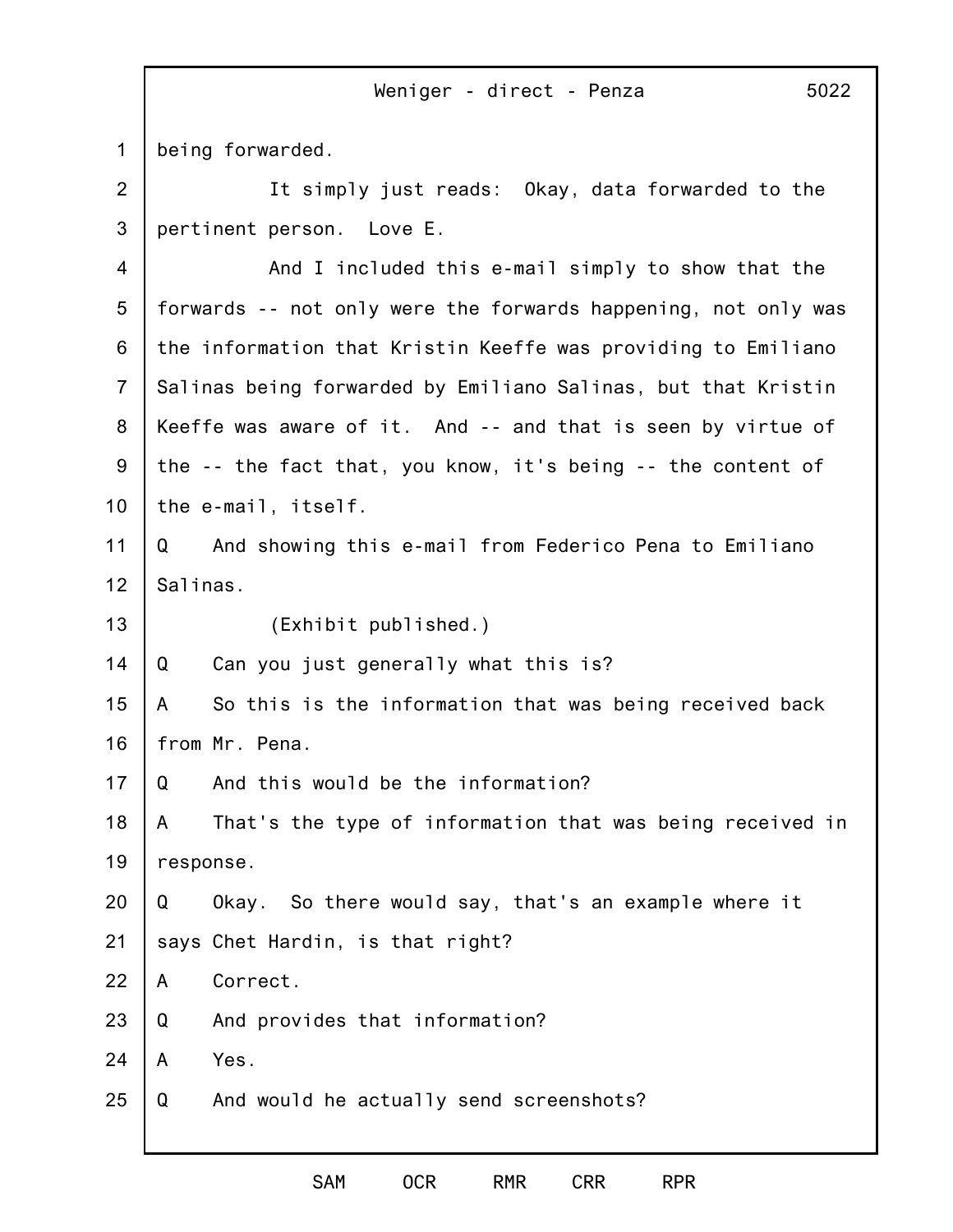being forwarded.

It simply just reads: Okay, data forwarded to the pertinent person. Love E.

And I included this e-mail simply to show that the forwards -- not only were the forwards happening, not only was the information that Kristin Keeffe was providing to Emiliano Salinas being forwarded by Emiliano Salinas, but that Kristin Keeffe was aware of it. And -- and that is seen by virtue of the -- the fact that, you know, it's being -- the content of the e-mail, itself.

Q And showing this e-mail from Federico Pena to Emiliano Salinas.

(Exhibit published.)

Q Can you just generally what this is?

A So this is the information that was being received back from Mr. Pena.

Q And this would be the information?

A That's the type of information that was being received in response.

Q Okay. So there would say, that's an example where it says Chet Hardin, is that right?

A Correct.

Q And provides that information?

A Yes.

Q And would he actually send screenshots?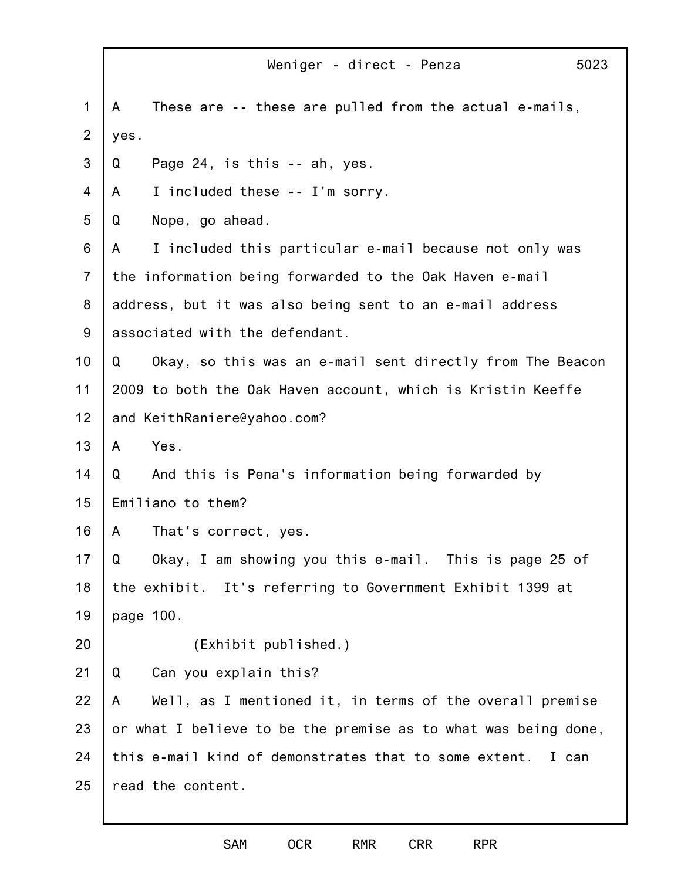A These are -- these are pulled from the actual e-mails, yes.

Q Page 24, is this -- ah, yes.

A I included these -- I'm sorry.

Q Nope, go ahead.

A I included this particular e-mail because not only was the information being forwarded to the Oak Haven e-mail address, but it was also being sent to an e-mail address associated with the defendant.

Q Okay, so this was an e-mail sent directly from The Beacon 2009 to both the Oak Haven account, which is Kristin Keeffe and KeithRaniere@yahoo.com?

A Yes.

Q And this is Pena's information being forwarded by Emiliano to them?

A That's correct, yes.

Q Okay, I am showing you this e-mail. This is page 25 of the exhibit. It's referring to Government Exhibit 1399 at page 100.

(Exhibit published.)

Q Can you explain this?

A Well, as I mentioned it, in terms of the overall premise or what I believe to be the premise as to what was being done, this e-mail kind of demonstrates that to some extent. I can read the content.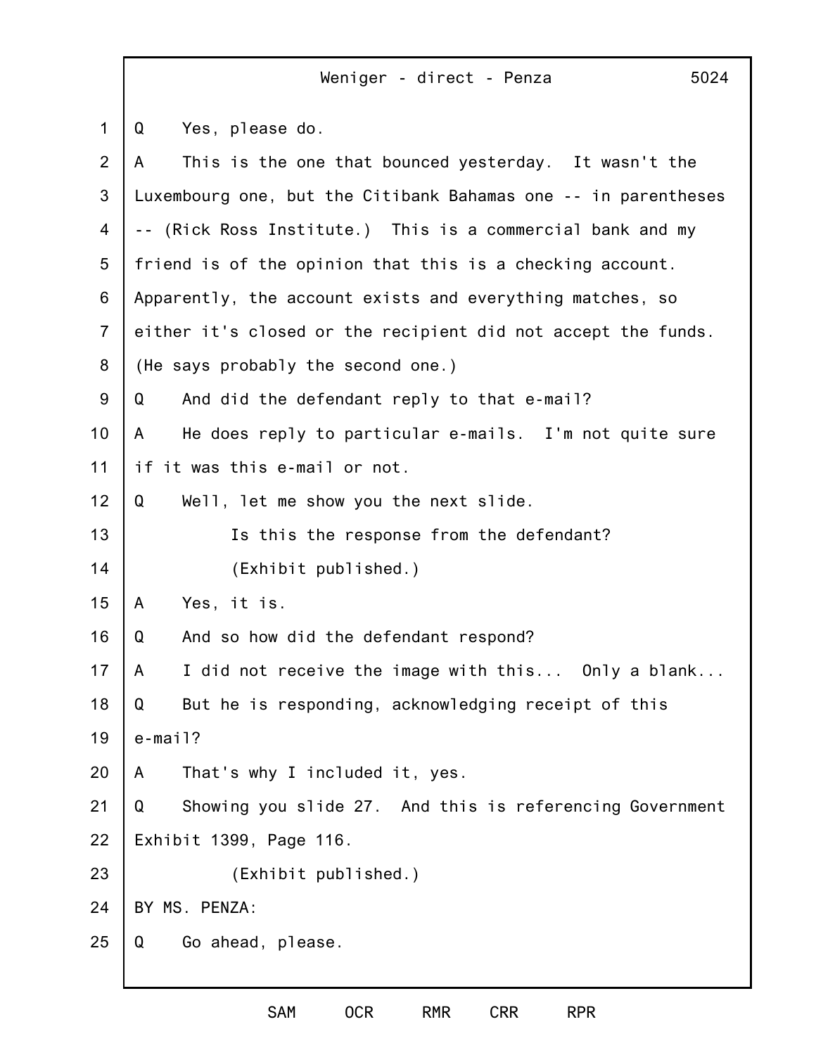Q Yes, please do.

A This is the one that bounced yesterday. It wasn't the Luxembourg one, but the Citibank Bahamas one -- in parentheses -- (Rick Ross Institute.) This is a commercial bank and my friend is of the opinion that this is a checking account. Apparently, the account exists and everything matches, so either it's closed or the recipient did not accept the funds. (He says probably the second one.)

Q And did the defendant reply to that e-mail?

A He does reply to particular e-mails. I'm not quite sure if it was this e-mail or not.

Q Well, let me show you the next slide.

Is this the response from the defendant?

(Exhibit published.)

A Yes, it is.

Q And so how did the defendant respond?

A I did not receive the image with this... Only a blank...

Q But he is responding, acknowledging receipt of this e-mail?

A That's why I included it, yes.

Q Showing you slide 27. And this is referencing Government Exhibit 1399, Page 116.

(Exhibit published.)

BY MS. PENZA:

Q Go ahead, please.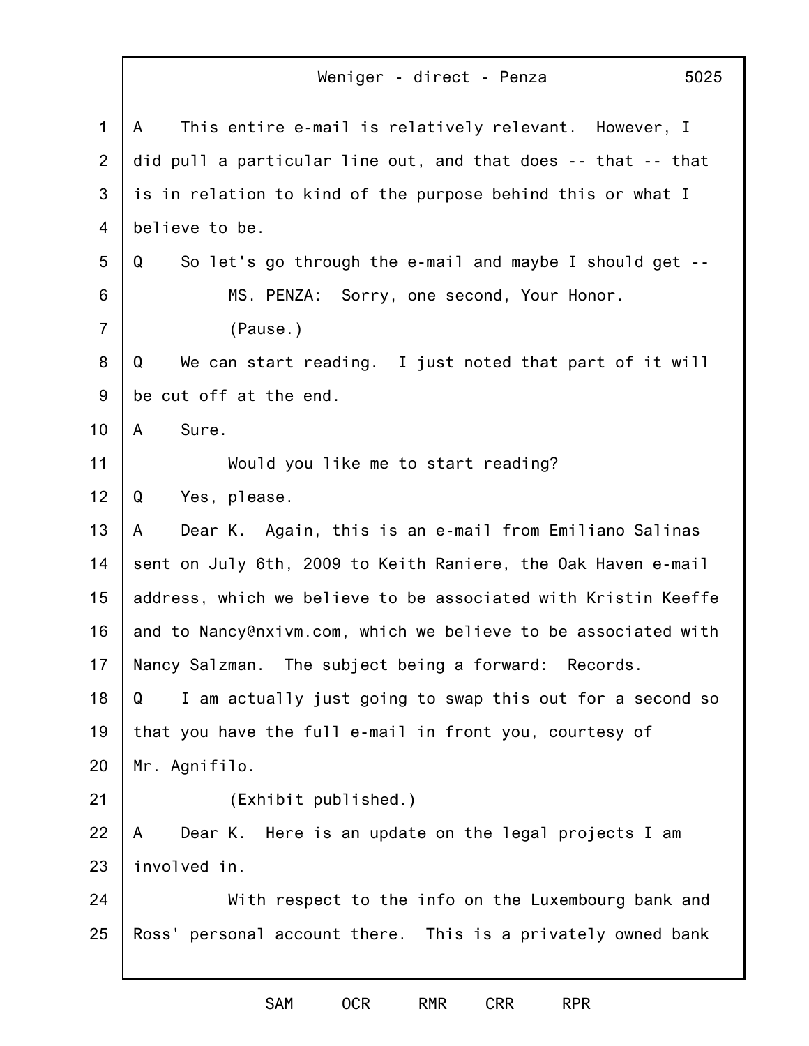A This entire e-mail is relatively relevant. However, I did pull a particular line out, and that does -- that -- that is in relation to kind of the purpose behind this or what I believe to be.

Q So let's go through the e-mail and maybe I should get --

MS. PENZA: Sorry, one second, Your Honor.

(Pause.)

Q We can start reading. I just noted that part of it will be cut off at the end.

A Sure.

Would you like me to start reading?

Q Yes, please.

A Dear K. Again, this is an e-mail from Emiliano Salinas sent on July 6th, 2009 to Keith Raniere, the Oak Haven e-mail address, which we believe to be associated with Kristin Keeffe and to Nancy@nxivm.com, which we believe to be associated with Nancy Salzman. The subject being a forward: Records.

Q I am actually just going to swap this out for a second so that you have the full e-mail in front you, courtesy of Mr. Agnifilo.

(Exhibit published.)

A Dear K. Here is an update on the legal projects I am involved in.

With respect to the info on the Luxembourg bank and Ross' personal account there. This is a privately owned bank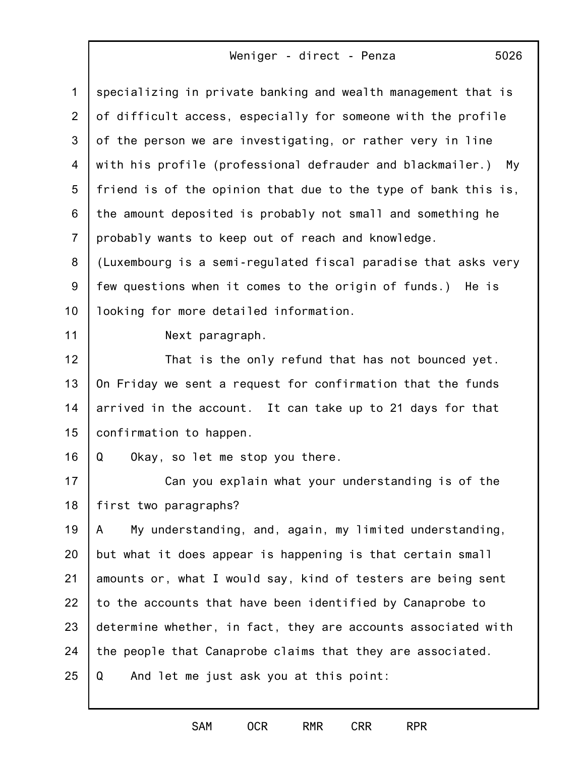specializing in private banking and wealth management that is of difficult access, especially for someone with the profile of the person we are investigating, or rather very in line with his profile (professional defrauder and blackmailer.) My friend is of the opinion that due to the type of bank this is, the amount deposited is probably not small and something he probably wants to keep out of reach and knowledge. (Luxembourg is a semi-regulated fiscal paradise that asks very few questions when it comes to the origin of funds.) He is looking for more detailed information.

Next paragraph.

That is the only refund that has not bounced yet. On Friday we sent a request for confirmation that the funds arrived in the account. It can take up to 21 days for that confirmation to happen.

Q Okay, so let me stop you there.

Can you explain what your understanding is of the first two paragraphs?

A My understanding, and, again, my limited understanding, but what it does appear is happening is that certain small amounts or, what I would say, kind of testers are being sent to the accounts that have been identified by Canaprobe to determine whether, in fact, they are accounts associated with the people that Canaprobe claims that they are associated.

Q And let me just ask you at this point: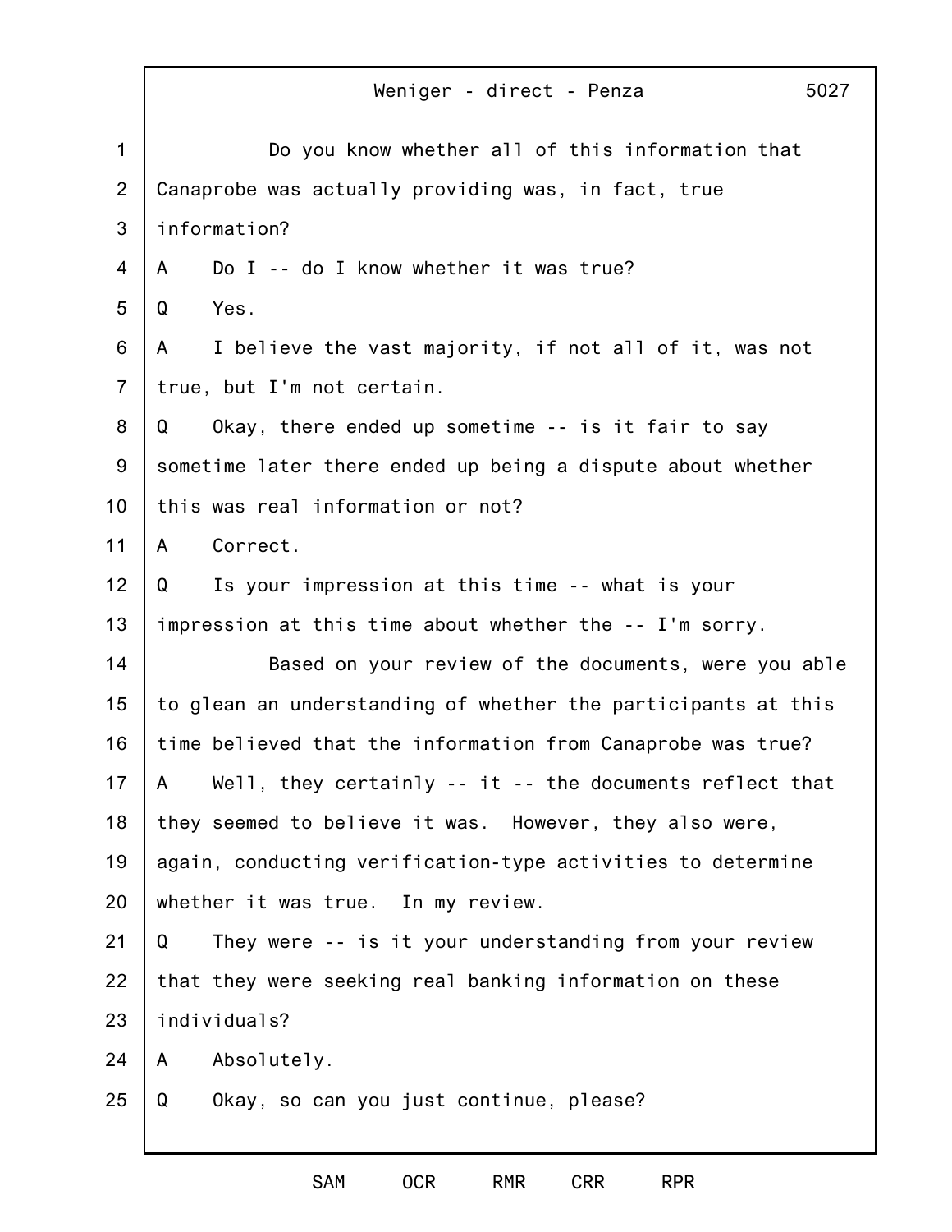Do you know whether all of this information that Canaprobe was actually providing was, in fact, true information?

A Do I -- do I know whether it was true?

Q Yes.

A I believe the vast majority, if not all of it, was not true, but I'm not certain.

Q Okay, there ended up sometime -- is it fair to say sometime later there ended up being a dispute about whether this was real information or not?

A Correct.

Q Is your impression at this time -- what is your impression at this time about whether the -- I'm sorry.

Based on your review of the documents, were you able to glean an understanding of whether the participants at this time believed that the information from Canaprobe was true?

A Well, they certainly -- it -- the documents reflect that they seemed to believe it was. However, they also were, again, conducting verification-type activities to determine whether it was true. In my review.

Q They were -- is it your understanding from your review that they were seeking real banking information on these individuals?

A Absolutely.

Q Okay, so can you just continue, please?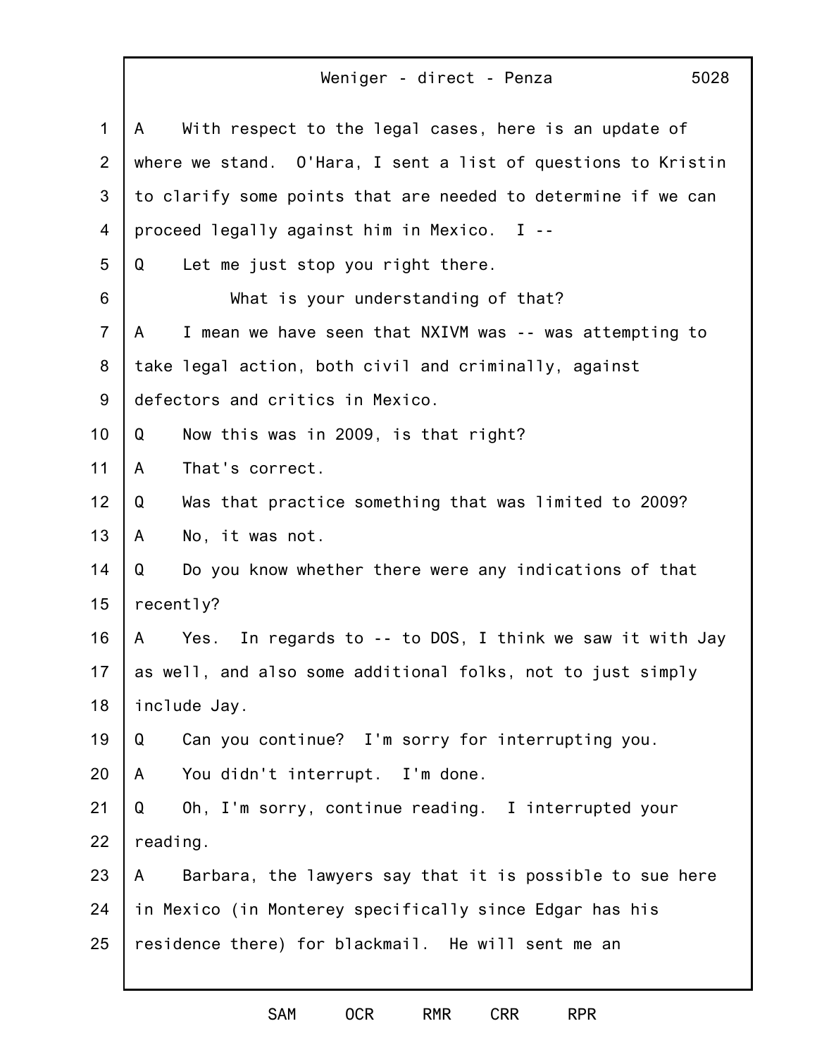A With respect to the legal cases, here is an update of where we stand. O'Hara, I sent a list of questions to Kristin to clarify some points that are needed to determine if we can proceed legally against him in Mexico. I --

Q Let me just stop you right there.

What is your understanding of that?

A I mean we have seen that NXIVM was -- was attempting to take legal action, both civil and criminally, against defectors and critics in Mexico.

Q Now this was in 2009, is that right?

A That's correct.

Q Was that practice something that was limited to 2009?

A No, it was not.

Q Do you know whether there were any indications of that recently?

A Yes. In regards to -- to DOS, I think we saw it with Jay as well, and also some additional folks, not to just simply include Jay.

Q Can you continue? I'm sorry for interrupting you.

A You didn't interrupt. I'm done.

Q Oh, I'm sorry, continue reading. I interrupted your reading.

A Barbara, the lawyers say that it is possible to sue here in Mexico (in Monterey specifically since Edgar has his residence there) for blackmail. He will sent me an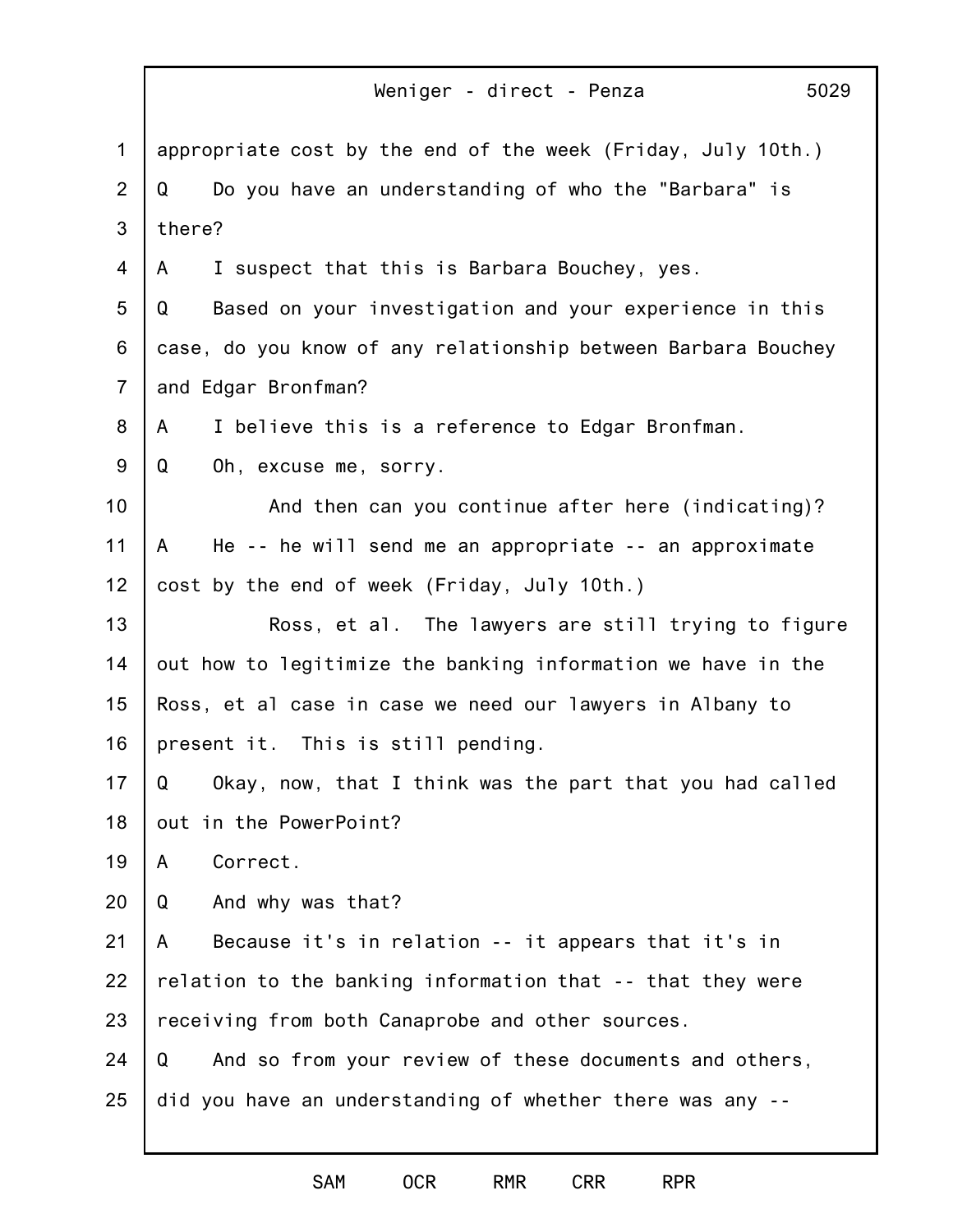appropriate cost by the end of the week (Friday, July 10th.)

Q Do you have an understanding of who the "Barbara" is there?

A I suspect that this is Barbara Bouchey, yes.

Q Based on your investigation and your experience in this case, do you know of any relationship between Barbara Bouchey and Edgar Bronfman?

A I believe this is a reference to Edgar Bronfman.

Q Oh, excuse me, sorry.

And then can you continue after here (indicating)?

A He -- he will send me an appropriate -- an approximate cost by the end of week (Friday, July 10th.)

Ross, et al. The lawyers are still trying to figure out how to legitimize the banking information we have in the Ross, et al case in case we need our lawyers in Albany to present it. This is still pending.

Q Okay, now, that I think was the part that you had called out in the PowerPoint?

A Correct.

Q And why was that?

A Because it's in relation -- it appears that it's in relation to the banking information that -- that they were receiving from both Canaprobe and other sources.

Q And so from your review of these documents and others, did you have an understanding of whether there was any --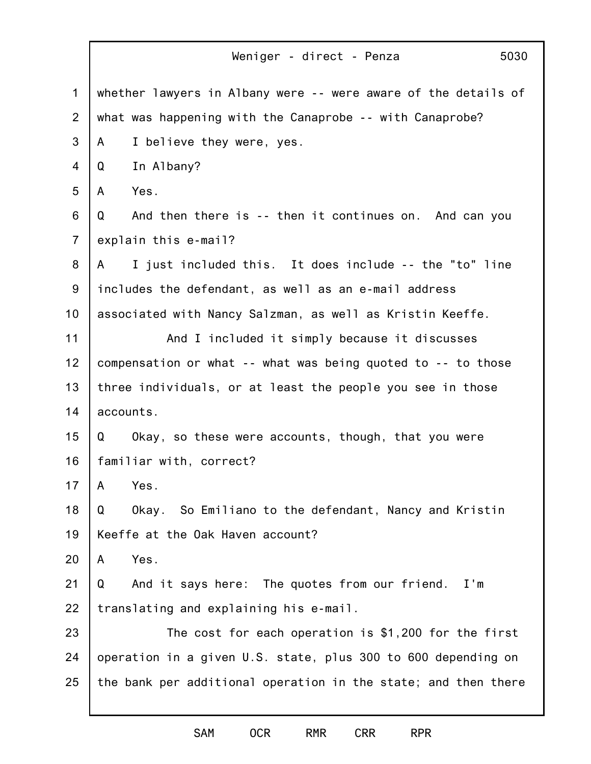whether lawyers in Albany were -- were aware of the details of what was happening with the Canaprobe -- with Canaprobe?

A I believe they were, yes.

Q In Albany?

A Yes.

Q And then there is -- then it continues on. And can you explain this e-mail?

A I just included this. It does include -- the "to" line includes the defendant, as well as an e-mail address associated with Nancy Salzman, as well as Kristin Keeffe.

And I included it simply because it discusses compensation or what -- what was being quoted to -- to those three individuals, or at least the people you see in those accounts.

Q Okay, so these were accounts, though, that you were familiar with, correct?

A Yes.

Q Okay. So Emiliano to the defendant, Nancy and Kristin Keeffe at the Oak Haven account?

A Yes.

Q And it says here: The quotes from our friend. I'm translating and explaining his e-mail.

The cost for each operation is $1,200 for the first operation in a given U.S. state, plus 300 to 600 depending on the bank per additional operation in the state; and then there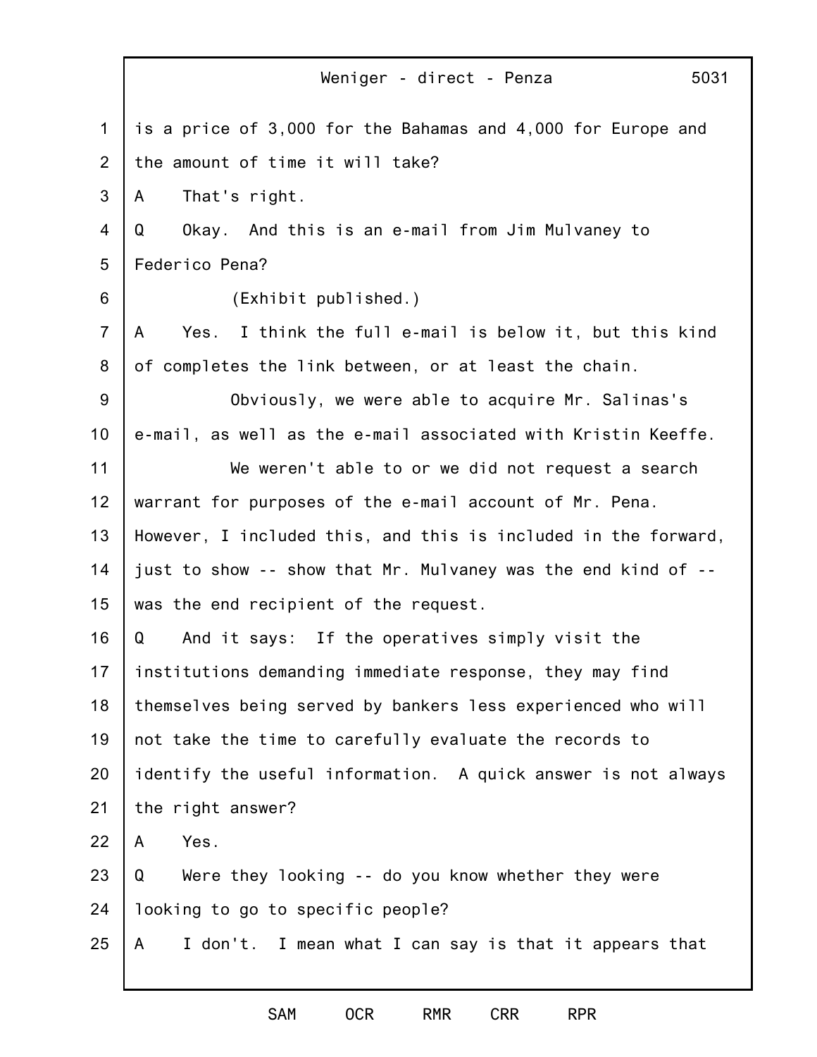is a price of 3,000 for the Bahamas and 4,000 for Europe and the amount of time it will take?

A That's right.

Q Okay. And this is an e-mail from Jim Mulvaney to Federico Pena?

(Exhibit published.)

A Yes. I think the full e-mail is below it, but this kind of completes the link between, or at least the chain.

Obviously, we were able to acquire Mr. Salinas's e-mail, as well as the e-mail associated with Kristin Keeffe.

We weren't able to or we did not request a search warrant for purposes of the e-mail account of Mr. Pena. However, I included this, and this is included in the forward, just to show -- show that Mr. Mulvaney was the end kind of -- was the end recipient of the request.

Q And it says: If the operatives simply visit the institutions demanding immediate response, they may find themselves being served by bankers less experienced who will not take the time to carefully evaluate the records to identify the useful information. A quick answer is not always the right answer?

A Yes.

Q Were they looking -- do you know whether they were looking to go to specific people?

A I don't. I mean what I can say is that it appears that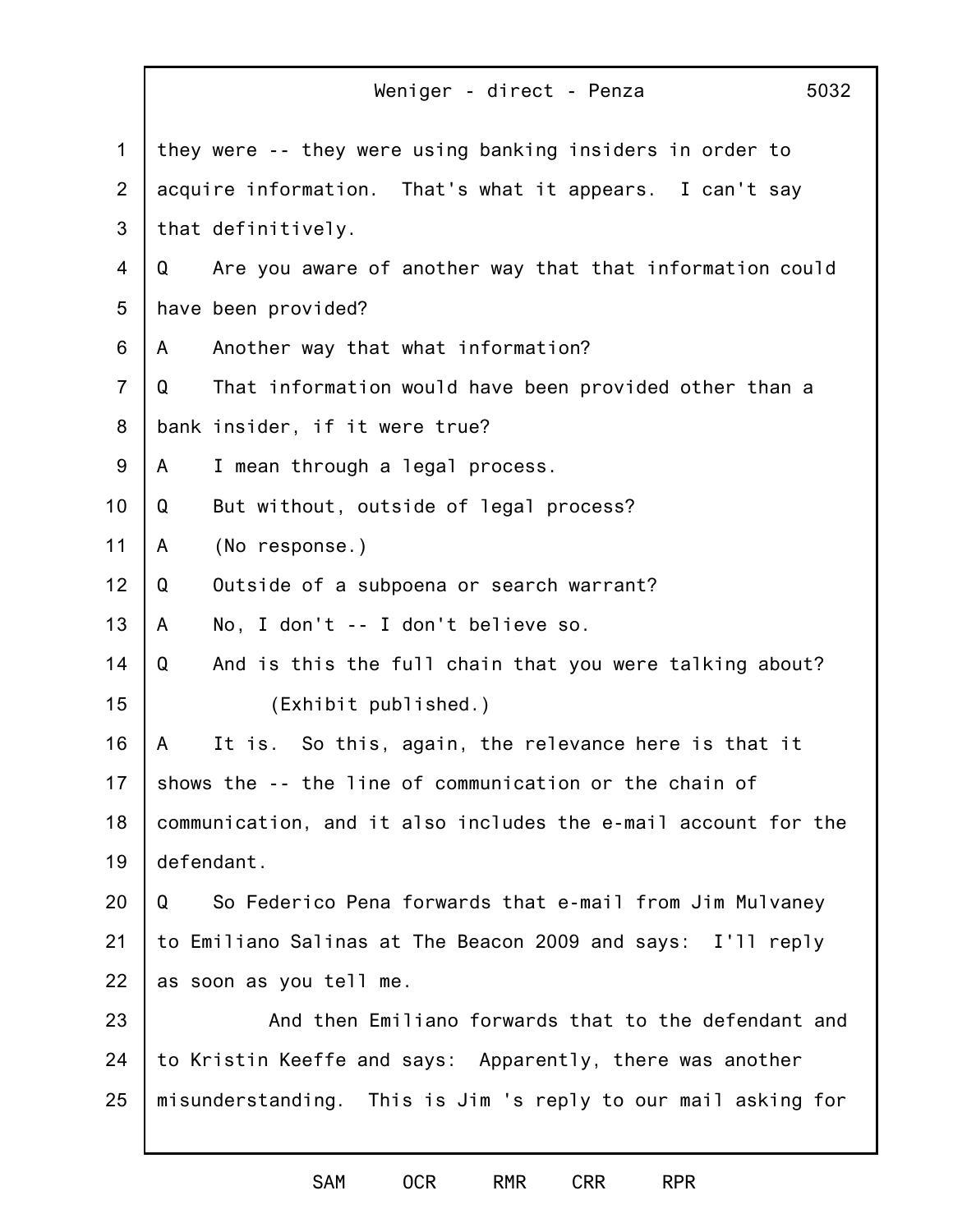they were -- they were using banking insiders in order to acquire information. That's what it appears. I can't say that definitively.

Q Are you aware of another way that that information could have been provided?

A Another way that what information?

Q That information would have been provided other than a bank insider, if it were true?

A I mean through a legal process.

Q But without, outside of legal process?

A (No response.)

Q Outside of a subpoena or search warrant?

A No, I don't -- I don't believe so.

Q And is this the full chain that you were talking about?

(Exhibit published.)

A It is. So this, again, the relevance here is that it shows the -- the line of communication or the chain of communication, and it also includes the e-mail account for the defendant.

Q So Federico Pena forwards that e-mail from Jim Mulvaney to Emiliano Salinas at The Beacon 2009 and says: I'll reply as soon as you tell me.

And then Emiliano forwards that to the defendant and to Kristin Keeffe and says: Apparently, there was another misunderstanding. This is Jim 's reply to our mail asking for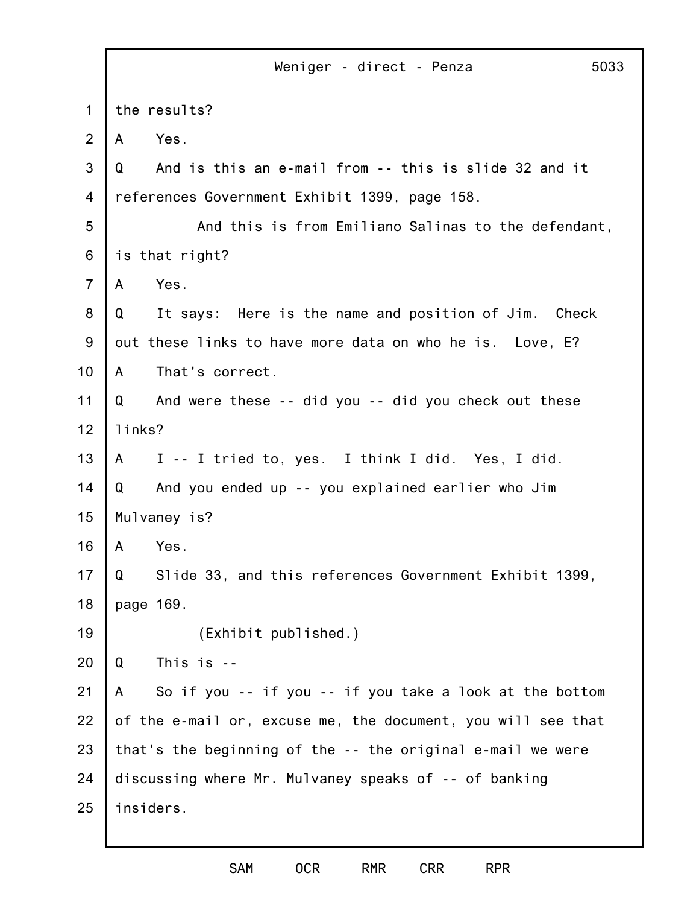the results?

A    Yes.

Q    And is this an e-mail from -- this is slide 32 and it references Government Exhibit 1399, page 158.

And this is from Emiliano Salinas to the defendant, is that right?

A    Yes.

Q    It says:  Here is the name and position of Jim.  Check out these links to have more data on who he is.  Love, E?

A    That's correct.

Q    And were these -- did you -- did you check out these links?

A    I -- I tried to, yes.  I think I did.  Yes, I did.

Q    And you ended up -- you explained earlier who Jim Mulvaney is?

A    Yes.

Q    Slide 33, and this references Government Exhibit 1399, page 169.

(Exhibit published.)

Q    This is --

A    So if you -- if you -- if you take a look at the bottom of the e-mail or, excuse me, the document, you will see that that's the beginning of the -- the original e-mail we were discussing where Mr. Mulvaney speaks of -- of banking insiders.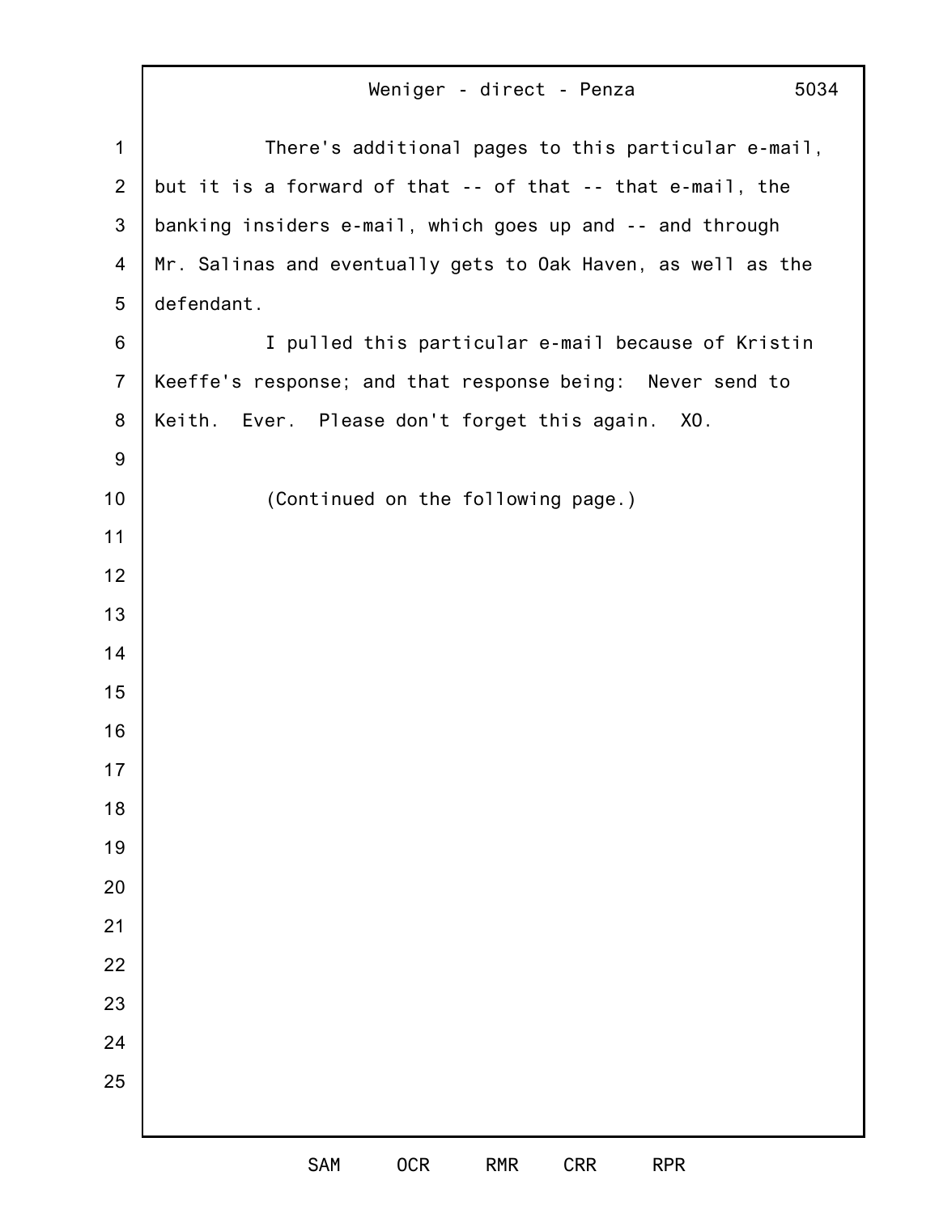There's additional pages to this particular e-mail, but it is a forward of that -- of that -- that e-mail, the banking insiders e-mail, which goes up and -- and through Mr. Salinas and eventually gets to Oak Haven, as well as the defendant.

I pulled this particular e-mail because of Kristin Keeffe's response; and that response being: Never send to Keith. Ever. Please don't forget this again. XO.

(Continued on the following page.)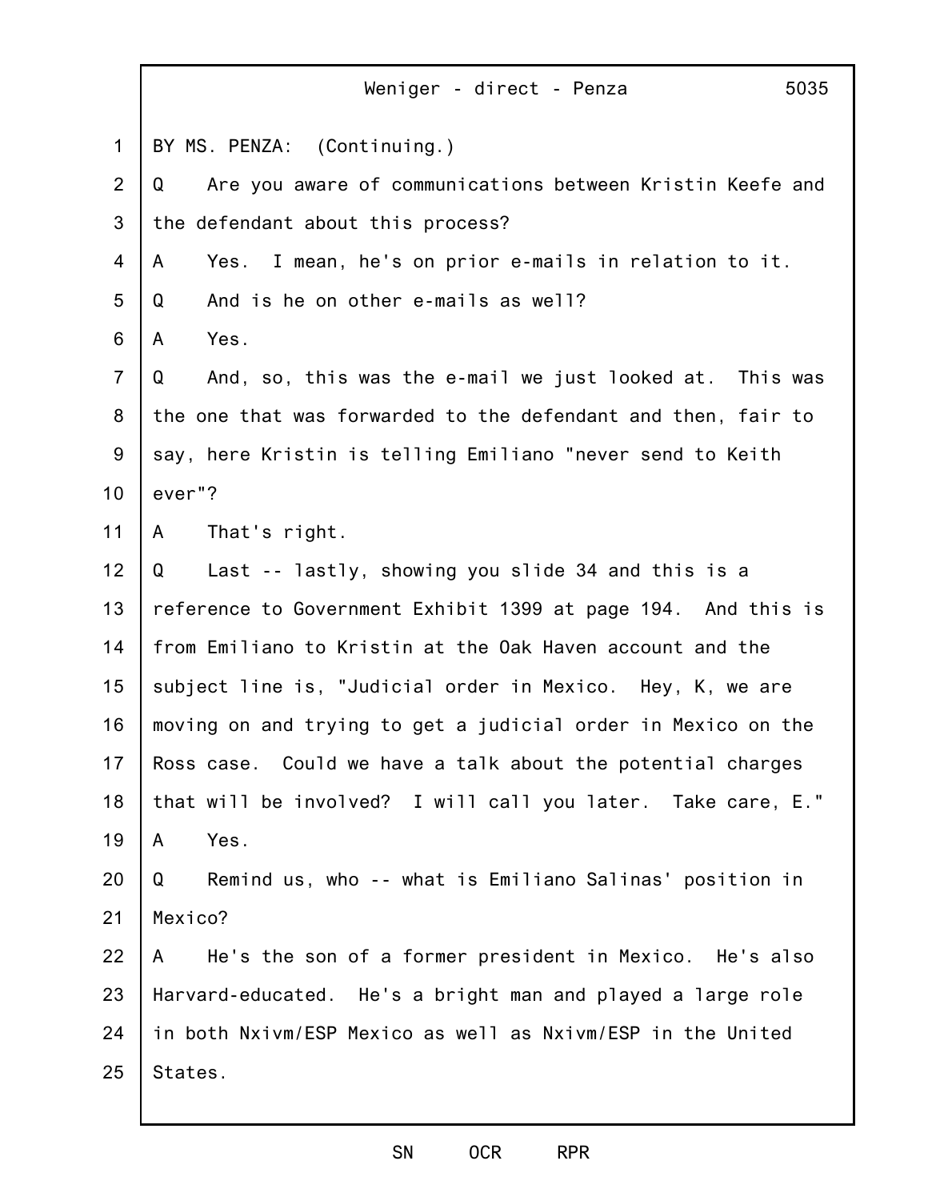BY MS. PENZA: (Continuing.)

Q Are you aware of communications between Kristin Keefe and the defendant about this process?

A Yes. I mean, he's on prior e-mails in relation to it.

Q And is he on other e-mails as well?

A Yes.

Q And, so, this was the e-mail we just looked at. This was the one that was forwarded to the defendant and then, fair to say, here Kristin is telling Emiliano "never send to Keith ever"?

A That's right.

Q Last -- lastly, showing you slide 34 and this is a reference to Government Exhibit 1399 at page 194. And this is from Emiliano to Kristin at the Oak Haven account and the subject line is, "Judicial order in Mexico. Hey, K, we are moving on and trying to get a judicial order in Mexico on the Ross case. Could we have a talk about the potential charges that will be involved? I will call you later. Take care, E."

A Yes.

Q Remind us, who -- what is Emiliano Salinas' position in Mexico?

A He's the son of a former president in Mexico. He's also Harvard-educated. He's a bright man and played a large role in both Nxivm/ESP Mexico as well as Nxivm/ESP in the United States.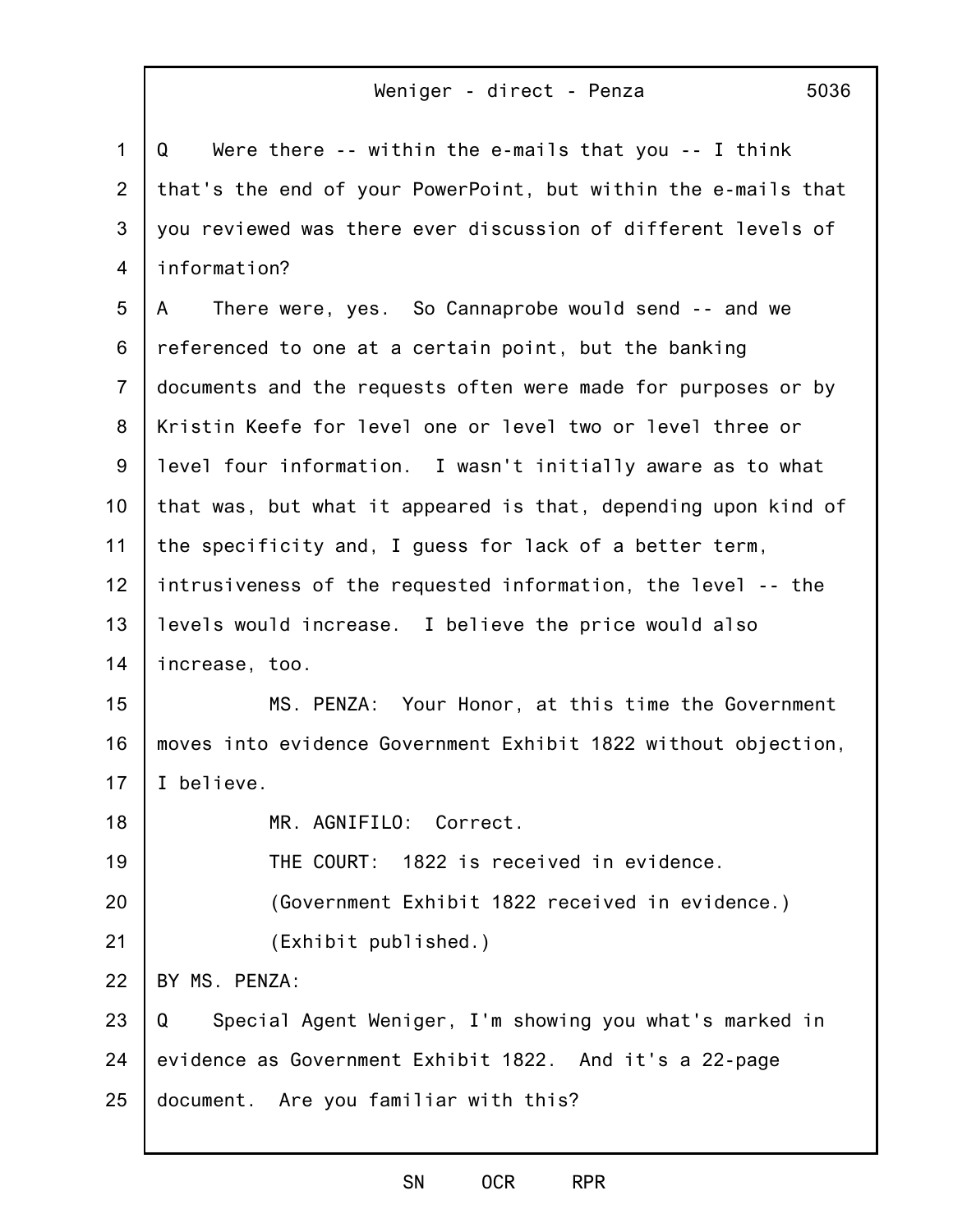Q Were there -- within the e-mails that you -- I think that's the end of your PowerPoint, but within the e-mails that you reviewed was there ever discussion of different levels of information?

A There were, yes. So Cannaprobe would send -- and we referenced to one at a certain point, but the banking documents and the requests often were made for purposes or by Kristin Keefe for level one or level two or level three or level four information. I wasn't initially aware as to what that was, but what it appeared is that, depending upon kind of the specificity and, I guess for lack of a better term, intrusiveness of the requested information, the level -- the levels would increase. I believe the price would also increase, too.

MS. PENZA: Your Honor, at this time the Government moves into evidence Government Exhibit 1822 without objection, I believe.

MR. AGNIFILO: Correct.

THE COURT: 1822 is received in evidence.

(Government Exhibit 1822 received in evidence.)

(Exhibit published.)

BY MS. PENZA:

Q Special Agent Weniger, I'm showing you what's marked in evidence as Government Exhibit 1822. And it's a 22-page document. Are you familiar with this?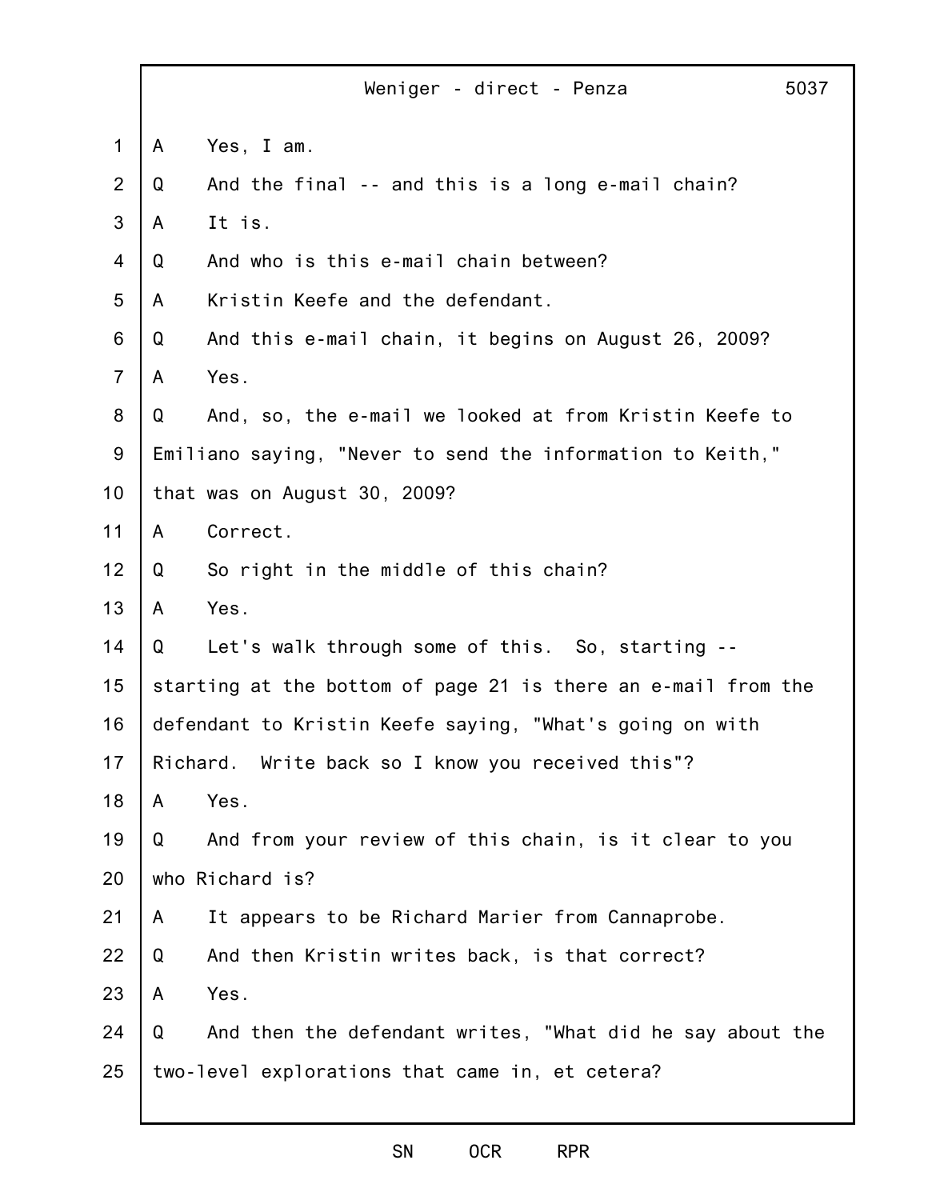A Yes, I am.

Q And the final -- and this is a long e-mail chain?

A It is.

Q And who is this e-mail chain between?

A Kristin Keefe and the defendant.

Q And this e-mail chain, it begins on August 26, 2009?

A Yes.

Q And, so, the e-mail we looked at from Kristin Keefe to Emiliano saying, "Never to send the information to Keith," that was on August 30, 2009?

A Correct.

Q So right in the middle of this chain?

A Yes.

Q Let's walk through some of this. So, starting -- starting at the bottom of page 21 is there an e-mail from the defendant to Kristin Keefe saying, "What's going on with Richard. Write back so I know you received this"?

A Yes.

Q And from your review of this chain, is it clear to you who Richard is?

A It appears to be Richard Marier from Cannaprobe.

Q And then Kristin writes back, is that correct?

A Yes.

Q And then the defendant writes, "What did he say about the two-level explorations that came in, et cetera?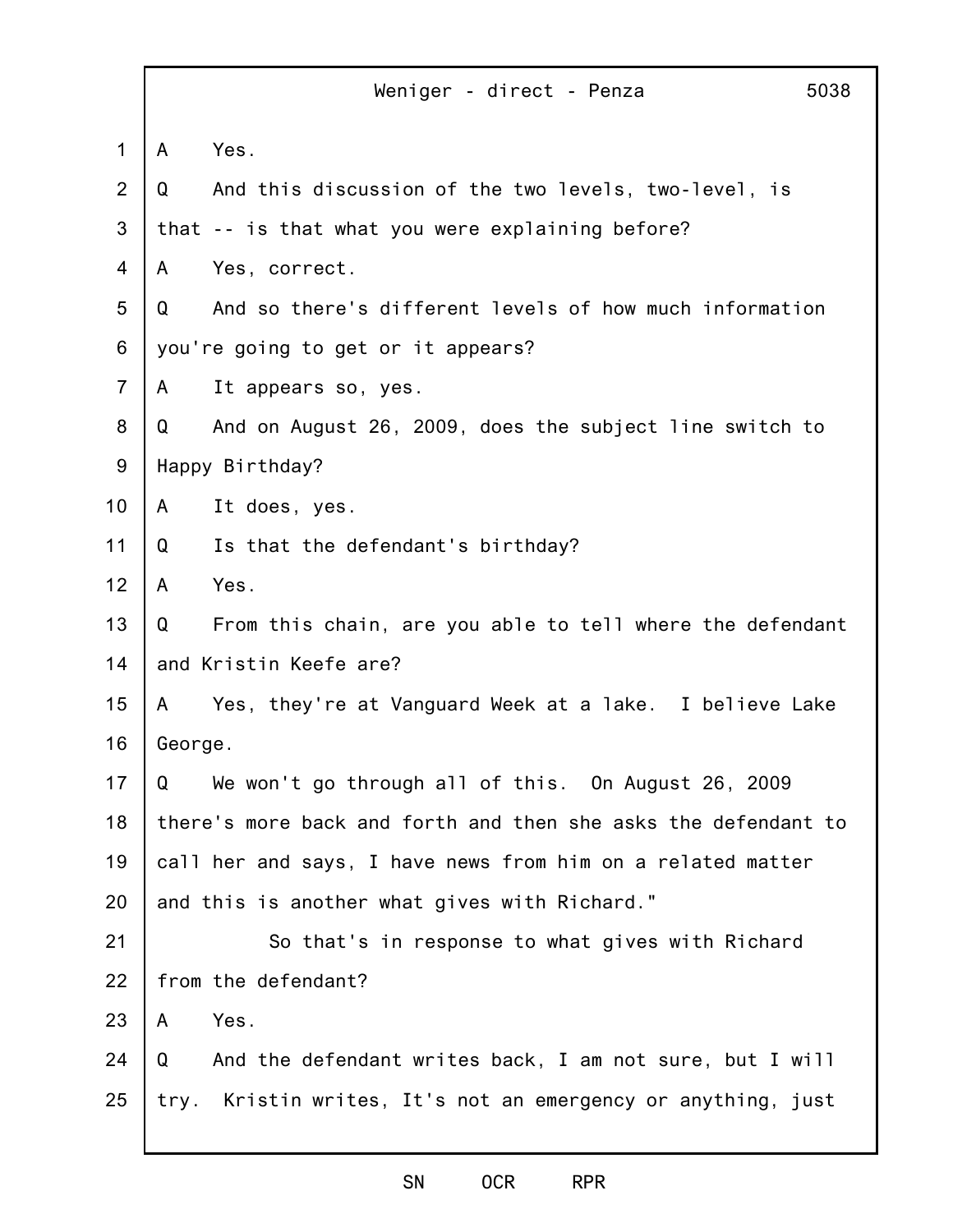A Yes.

Q And this discussion of the two levels, two-level, is that -- is that what you were explaining before?

A Yes, correct.

Q And so there's different levels of how much information you're going to get or it appears?

A It appears so, yes.

Q And on August 26, 2009, does the subject line switch to Happy Birthday?

A It does, yes.

Q Is that the defendant's birthday?

A Yes.

Q From this chain, are you able to tell where the defendant and Kristin Keefe are?

A Yes, they're at Vanguard Week at a lake. I believe Lake George.

Q We won't go through all of this. On August 26, 2009 there's more back and forth and then she asks the defendant to call her and says, I have news from him on a related matter and this is another what gives with Richard."

So that's in response to what gives with Richard from the defendant?

A Yes.

Q And the defendant writes back, I am not sure, but I will try. Kristin writes, It's not an emergency or anything, just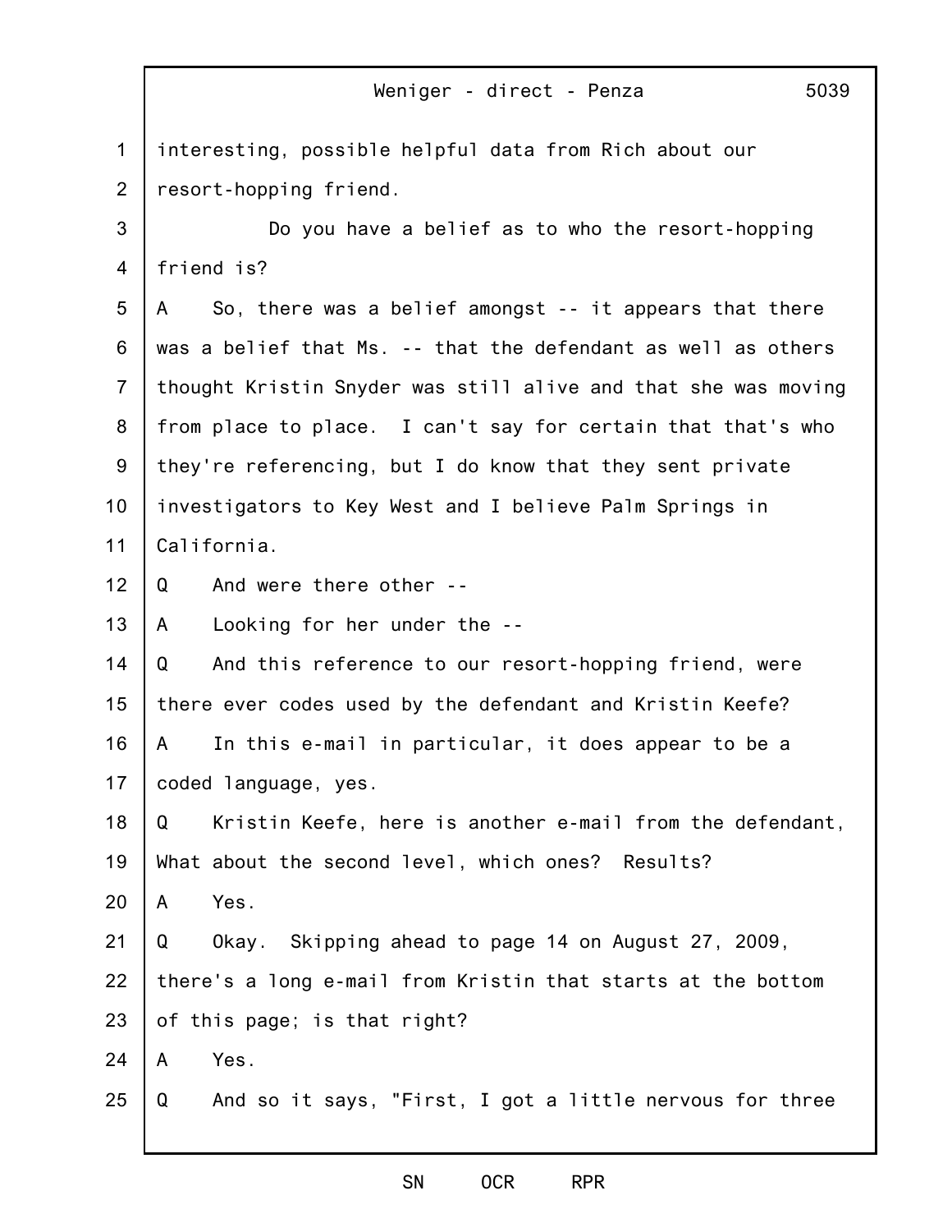interesting, possible helpful data from Rich about our resort-hopping friend.

Do you have a belief as to who the resort-hopping friend is?

A So, there was a belief amongst -- it appears that there was a belief that Ms. -- that the defendant as well as others thought Kristin Snyder was still alive and that she was moving from place to place. I can't say for certain that that's who they're referencing, but I do know that they sent private investigators to Key West and I believe Palm Springs in California.

Q And were there other --

A Looking for her under the --

Q And this reference to our resort-hopping friend, were there ever codes used by the defendant and Kristin Keefe?

A In this e-mail in particular, it does appear to be a coded language, yes.

Q Kristin Keefe, here is another e-mail from the defendant, What about the second level, which ones? Results?

A Yes.

Q Okay. Skipping ahead to page 14 on August 27, 2009, there's a long e-mail from Kristin that starts at the bottom of this page; is that right?

A Yes.

Q And so it says, "First, I got a little nervous for three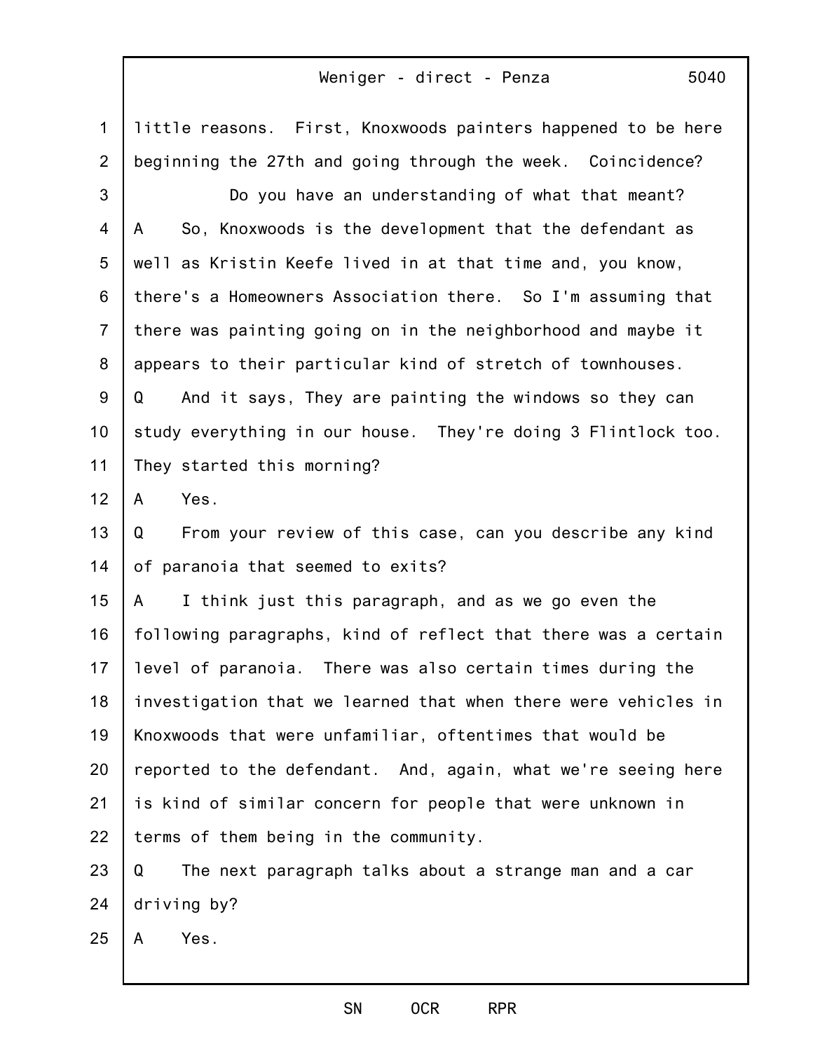little reasons. First, Knoxwoods painters happened to be here beginning the 27th and going through the week. Coincidence?

Do you have an understanding of what that meant?

A So, Knoxwoods is the development that the defendant as well as Kristin Keefe lived in at that time and, you know, there's a Homeowners Association there. So I'm assuming that there was painting going on in the neighborhood and maybe it appears to their particular kind of stretch of townhouses.

Q And it says, They are painting the windows so they can study everything in our house. They're doing 3 Flintlock too. They started this morning?

A Yes.

Q From your review of this case, can you describe any kind of paranoia that seemed to exits?

A I think just this paragraph, and as we go even the following paragraphs, kind of reflect that there was a certain level of paranoia. There was also certain times during the investigation that we learned that when there were vehicles in Knoxwoods that were unfamiliar, oftentimes that would be reported to the defendant. And, again, what we're seeing here is kind of similar concern for people that were unknown in terms of them being in the community.

Q The next paragraph talks about a strange man and a car driving by?

A Yes.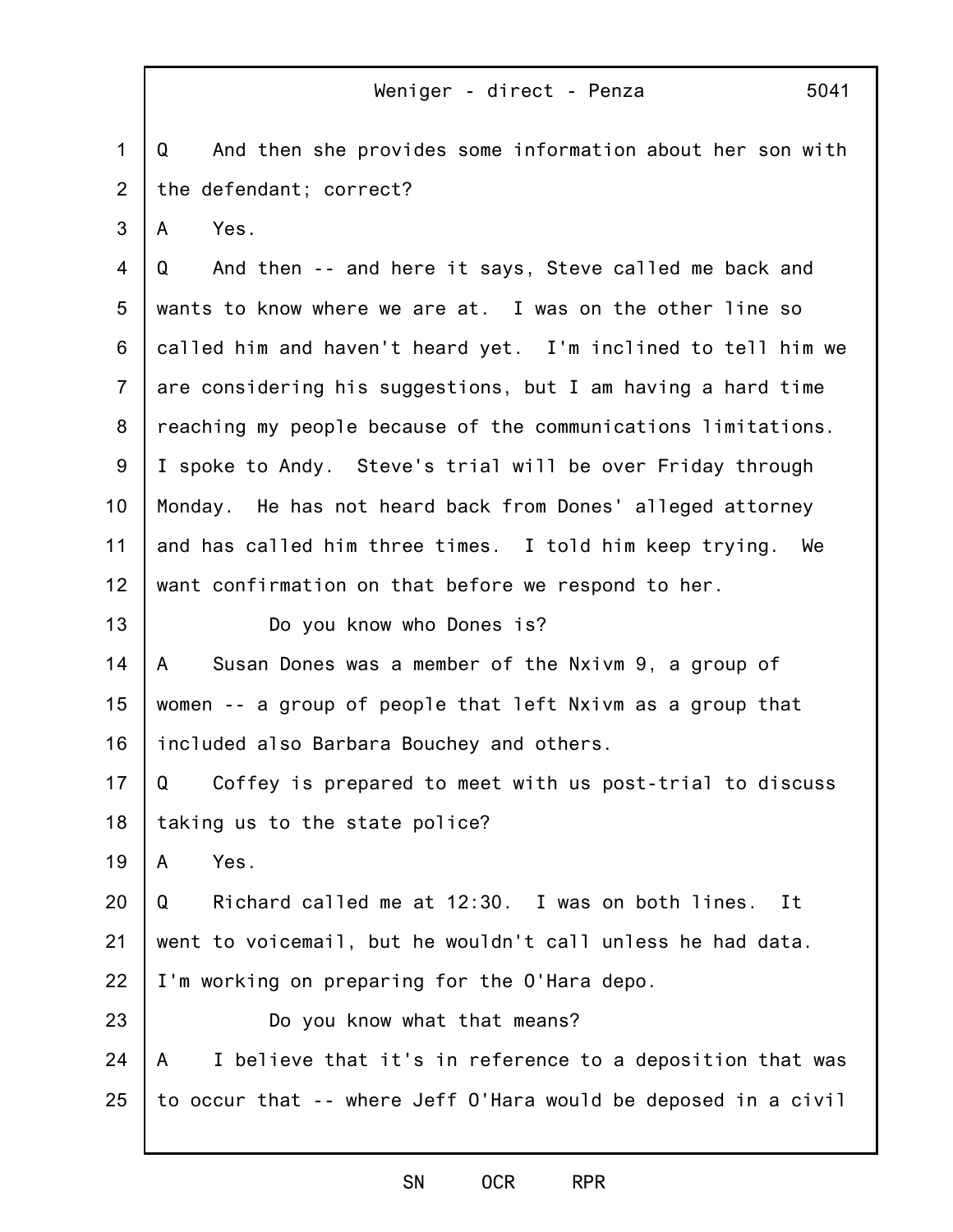Q And then she provides some information about her son with the defendant; correct?

A Yes.

Q And then -- and here it says, Steve called me back and wants to know where we are at. I was on the other line so called him and haven't heard yet. I'm inclined to tell him we are considering his suggestions, but I am having a hard time reaching my people because of the communications limitations. I spoke to Andy. Steve's trial will be over Friday through Monday. He has not heard back from Dones' alleged attorney and has called him three times. I told him keep trying. We want confirmation on that before we respond to her.

Do you know who Dones is?

A Susan Dones was a member of the Nxivm 9, a group of women -- a group of people that left Nxivm as a group that included also Barbara Bouchey and others.

Q Coffey is prepared to meet with us post-trial to discuss taking us to the state police?

A Yes.

Q Richard called me at 12:30. I was on both lines. It went to voicemail, but he wouldn't call unless he had data. I'm working on preparing for the O'Hara depo.

Do you know what that means?

A I believe that it's in reference to a deposition that was to occur that -- where Jeff O'Hara would be deposed in a civil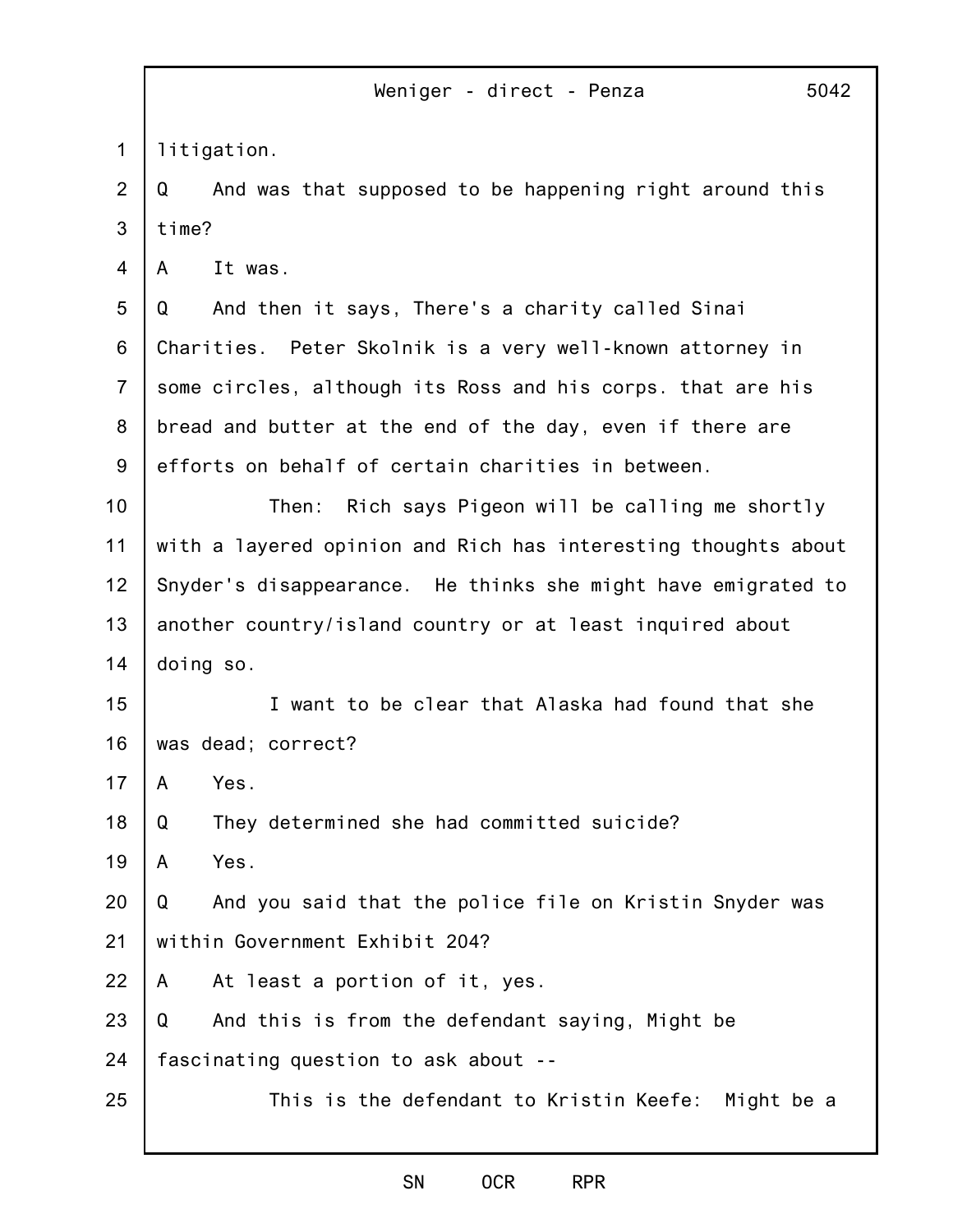litigation.

Q And was that supposed to be happening right around this time?

A It was.

Q And then it says, There's a charity called Sinai Charities. Peter Skolnik is a very well-known attorney in some circles, although its Ross and his corps. that are his bread and butter at the end of the day, even if there are efforts on behalf of certain charities in between.

Then: Rich says Pigeon will be calling me shortly with a layered opinion and Rich has interesting thoughts about Snyder's disappearance. He thinks she might have emigrated to another country/island country or at least inquired about doing so.

I want to be clear that Alaska had found that she was dead; correct?

A Yes.

Q They determined she had committed suicide?

A Yes.

Q And you said that the police file on Kristin Snyder was within Government Exhibit 204?

A At least a portion of it, yes.

Q And this is from the defendant saying, Might be fascinating question to ask about --

This is the defendant to Kristin Keefe: Might be a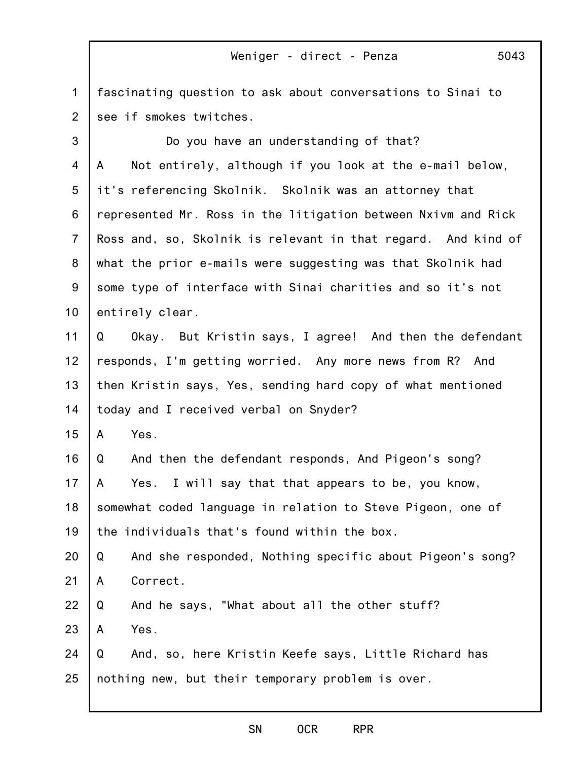fascinating question to ask about conversations to Sinai to see if smokes twitches.

Do you have an understanding of that?

A Not entirely, although if you look at the e-mail below, it's referencing Skolnik. Skolnik was an attorney that represented Mr. Ross in the litigation between Nxivm and Rick Ross and, so, Skolnik is relevant in that regard. And kind of what the prior e-mails were suggesting was that Skolnik had some type of interface with Sinai charities and so it's not entirely clear.

Q Okay. But Kristin says, I agree! And then the defendant responds, I'm getting worried. Any more news from R? And then Kristin says, Yes, sending hard copy of what mentioned today and I received verbal on Snyder?

A Yes.

Q And then the defendant responds, And Pigeon's song?

A Yes. I will say that that appears to be, you know, somewhat coded language in relation to Steve Pigeon, one of the individuals that's found within the box.

Q And she responded, Nothing specific about Pigeon's song?

A Correct.

Q And he says, "What about all the other stuff?

A Yes.

Q And, so, here Kristin Keefe says, Little Richard has nothing new, but their temporary problem is over.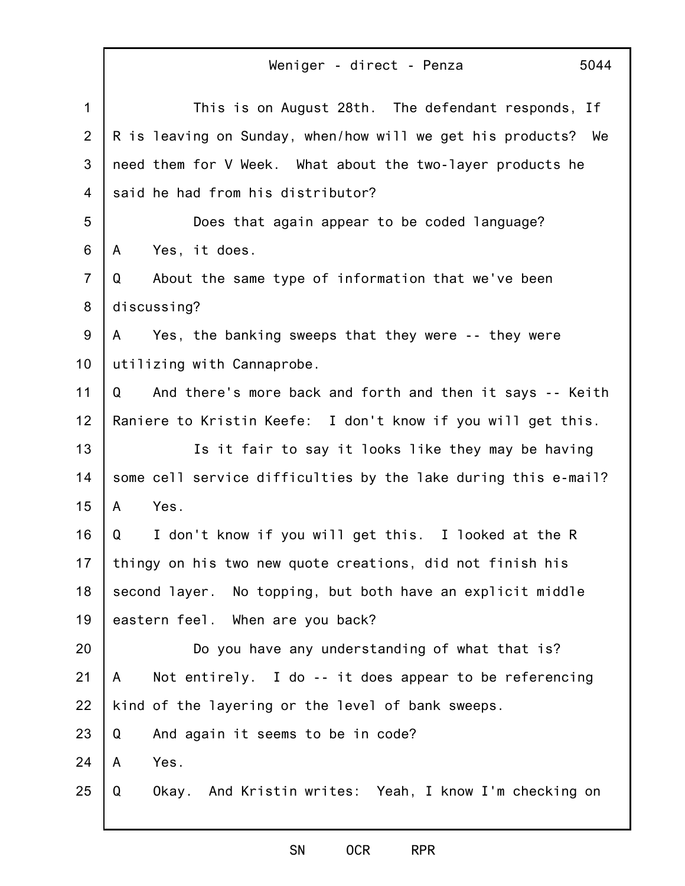This is on August 28th. The defendant responds, If R is leaving on Sunday, when/how will we get his products? We need them for V Week. What about the two-layer products he said he had from his distributor?

Does that again appear to be coded language?

A Yes, it does.

Q About the same type of information that we've been discussing?

A Yes, the banking sweeps that they were -- they were utilizing with Cannaprobe.

Q And there's more back and forth and then it says -- Keith Raniere to Kristin Keefe: I don't know if you will get this.

Is it fair to say it looks like they may be having some cell service difficulties by the lake during this e-mail?

A Yes.

Q I don't know if you will get this. I looked at the R thingy on his two new quote creations, did not finish his second layer. No topping, but both have an explicit middle eastern feel. When are you back?

Do you have any understanding of what that is?

A Not entirely. I do -- it does appear to be referencing kind of the layering or the level of bank sweeps.

Q And again it seems to be in code?

A Yes.

Q Okay. And Kristin writes: Yeah, I know I'm checking on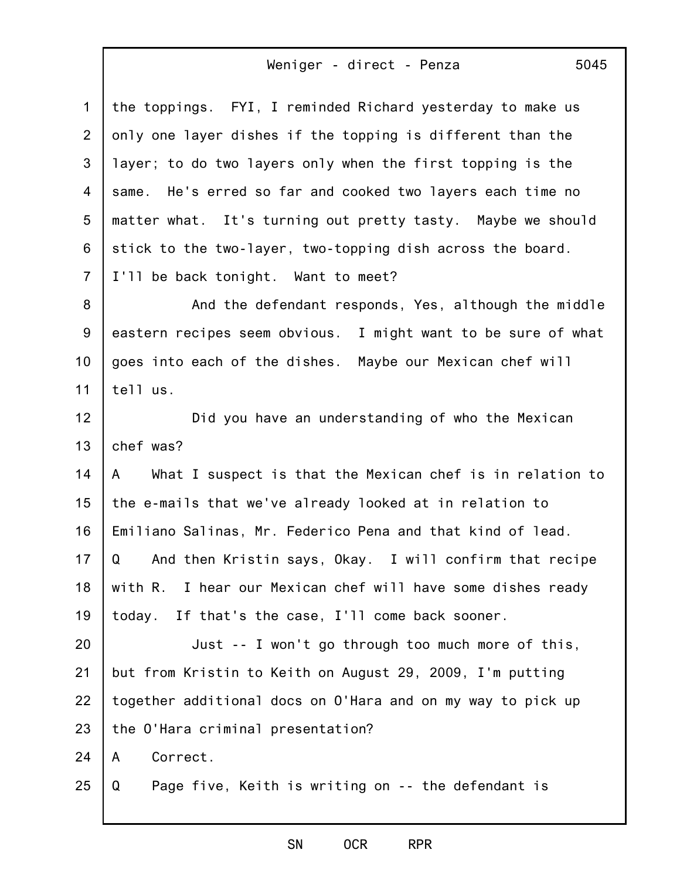the toppings. FYI, I reminded Richard yesterday to make us only one layer dishes if the topping is different than the layer; to do two layers only when the first topping is the same. He's erred so far and cooked two layers each time no matter what. It's turning out pretty tasty. Maybe we should stick to the two-layer, two-topping dish across the board. I'll be back tonight. Want to meet?

And the defendant responds, Yes, although the middle eastern recipes seem obvious. I might want to be sure of what goes into each of the dishes. Maybe our Mexican chef will tell us.

Did you have an understanding of who the Mexican chef was?

A What I suspect is that the Mexican chef is in relation to the e-mails that we've already looked at in relation to Emiliano Salinas, Mr. Federico Pena and that kind of lead.

Q And then Kristin says, Okay. I will confirm that recipe with R. I hear our Mexican chef will have some dishes ready today. If that's the case, I'll come back sooner.

Just -- I won't go through too much more of this, but from Kristin to Keith on August 29, 2009, I'm putting together additional docs on O'Hara and on my way to pick up the O'Hara criminal presentation?

A Correct.

Q Page five, Keith is writing on -- the defendant is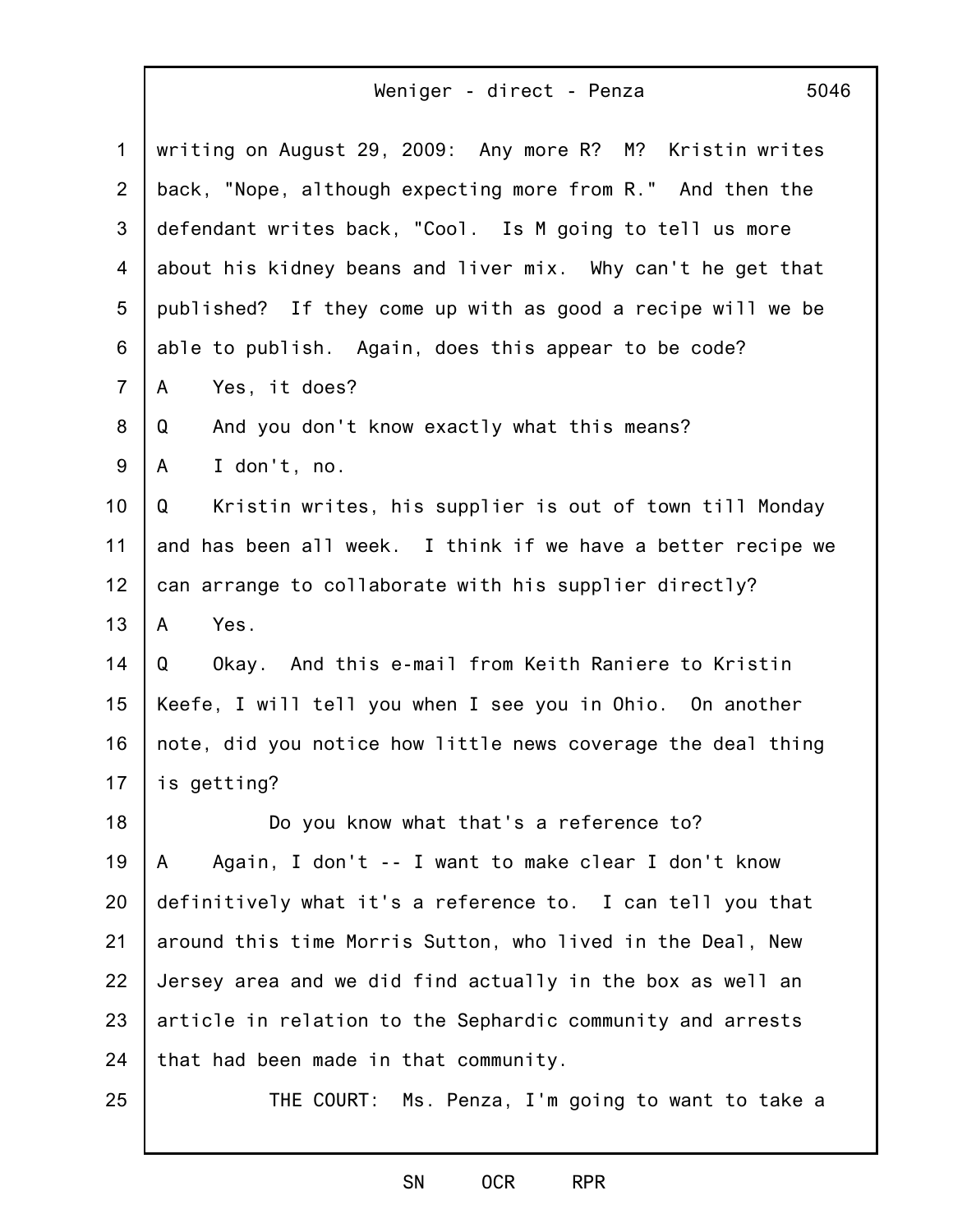writing on August 29, 2009: Any more R? M? Kristin writes back, "Nope, although expecting more from R." And then the defendant writes back, "Cool. Is M going to tell us more about his kidney beans and liver mix. Why can't he get that published? If they come up with as good a recipe will we be able to publish. Again, does this appear to be code?

A Yes, it does?

Q And you don't know exactly what this means?

A I don't, no.

Q Kristin writes, his supplier is out of town till Monday and has been all week. I think if we have a better recipe we can arrange to collaborate with his supplier directly?

A Yes.

Q Okay. And this e-mail from Keith Raniere to Kristin Keefe, I will tell you when I see you in Ohio. On another note, did you notice how little news coverage the deal thing is getting?

Do you know what that's a reference to?

A Again, I don't -- I want to make clear I don't know definitively what it's a reference to. I can tell you that around this time Morris Sutton, who lived in the Deal, New Jersey area and we did find actually in the box as well an article in relation to the Sephardic community and arrests that had been made in that community.

THE COURT: Ms. Penza, I'm going to want to take a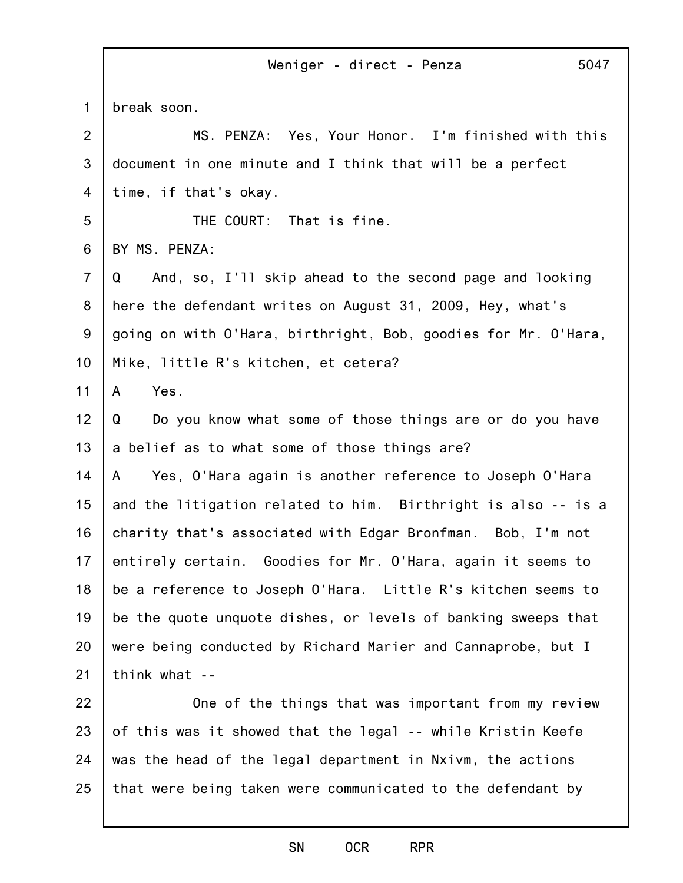break soon.

MS. PENZA: Yes, Your Honor. I'm finished with this document in one minute and I think that will be a perfect time, if that's okay.

THE COURT: That is fine.

BY MS. PENZA:

Q And, so, I'll skip ahead to the second page and looking here the defendant writes on August 31, 2009, Hey, what's going on with O'Hara, birthright, Bob, goodies for Mr. O'Hara, Mike, little R's kitchen, et cetera?

A Yes.

Q Do you know what some of those things are or do you have a belief as to what some of those things are?

A Yes, O'Hara again is another reference to Joseph O'Hara and the litigation related to him. Birthright is also -- is a charity that's associated with Edgar Bronfman. Bob, I'm not entirely certain. Goodies for Mr. O'Hara, again it seems to be a reference to Joseph O'Hara. Little R's kitchen seems to be the quote unquote dishes, or levels of banking sweeps that were being conducted by Richard Marier and Cannaprobe, but I think what --

One of the things that was important from my review of this was it showed that the legal -- while Kristin Keefe was the head of the legal department in Nxivm, the actions that were being taken were communicated to the defendant by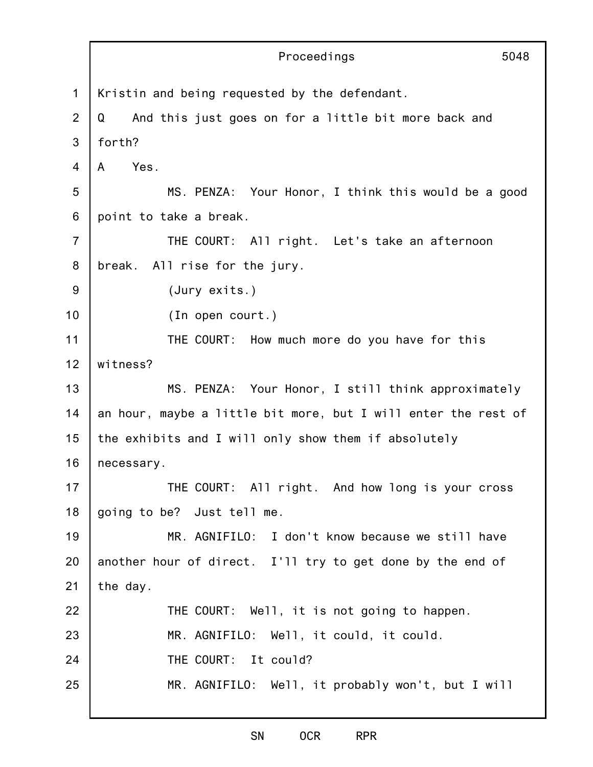Kristin and being requested by the defendant.

Q And this just goes on for a little bit more back and forth?

A Yes.

MS. PENZA: Your Honor, I think this would be a good point to take a break.

THE COURT: All right. Let's take an afternoon break. All rise for the jury.

(Jury exits.)

(In open court.)

THE COURT: How much more do you have for this witness?

MS. PENZA: Your Honor, I still think approximately an hour, maybe a little bit more, but I will enter the rest of the exhibits and I will only show them if absolutely necessary.

THE COURT: All right. And how long is your cross going to be? Just tell me.

MR. AGNIFILO: I don't know because we still have another hour of direct. I'll try to get done by the end of the day.

THE COURT: Well, it is not going to happen.

MR. AGNIFILO: Well, it could, it could.

THE COURT: It could?

MR. AGNIFILO: Well, it probably won't, but I will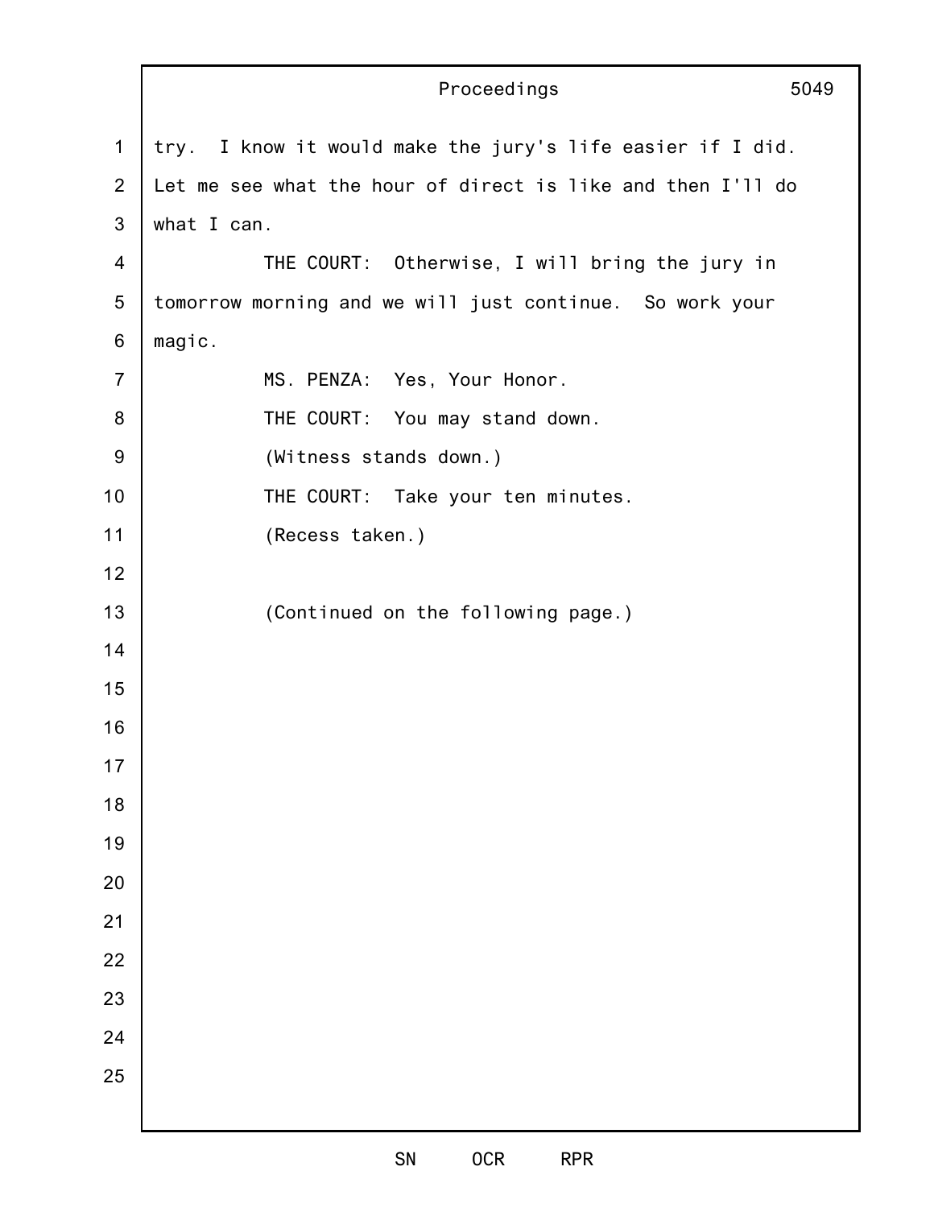try. I know it would make the jury's life easier if I did. Let me see what the hour of direct is like and then I'll do what I can.

THE COURT: Otherwise, I will bring the jury in tomorrow morning and we will just continue. So work your magic.

MS. PENZA: Yes, Your Honor.

THE COURT: You may stand down.

(Witness stands down.)

THE COURT: Take your ten minutes.

(Recess taken.)

(Continued on the following page.)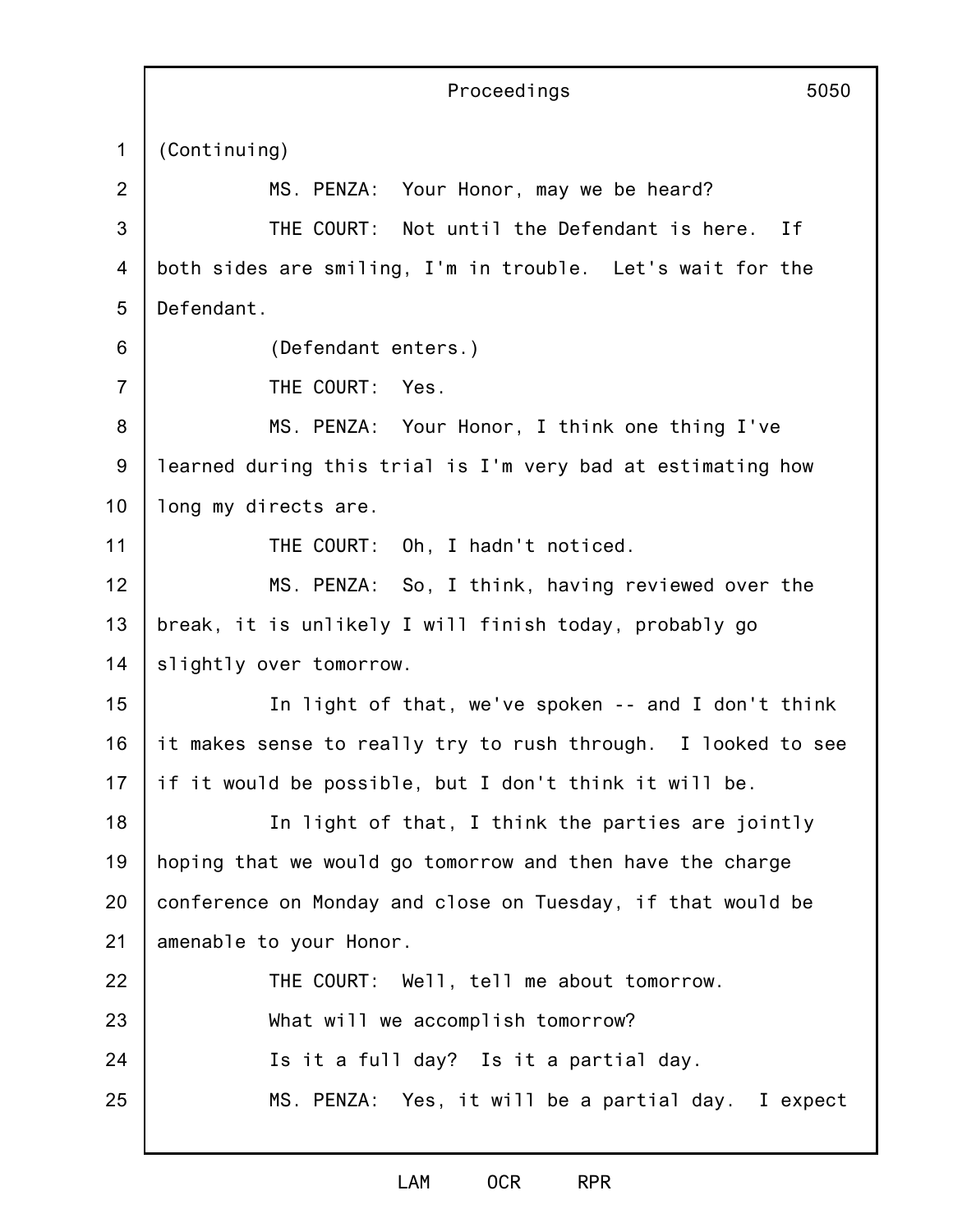(Continuing)

MS. PENZA: Your Honor, may we be heard?

THE COURT: Not until the Defendant is here. If both sides are smiling, I'm in trouble. Let's wait for the Defendant.

(Defendant enters.)

THE COURT: Yes.

MS. PENZA: Your Honor, I think one thing I've learned during this trial is I'm very bad at estimating how long my directs are.

THE COURT: Oh, I hadn't noticed.

MS. PENZA: So, I think, having reviewed over the break, it is unlikely I will finish today, probably go slightly over tomorrow.

In light of that, we've spoken -- and I don't think it makes sense to really try to rush through. I looked to see if it would be possible, but I don't think it will be.

In light of that, I think the parties are jointly hoping that we would go tomorrow and then have the charge conference on Monday and close on Tuesday, if that would be amenable to your Honor.

THE COURT: Well, tell me about tomorrow.

What will we accomplish tomorrow?

Is it a full day? Is it a partial day.

MS. PENZA: Yes, it will be a partial day. I expect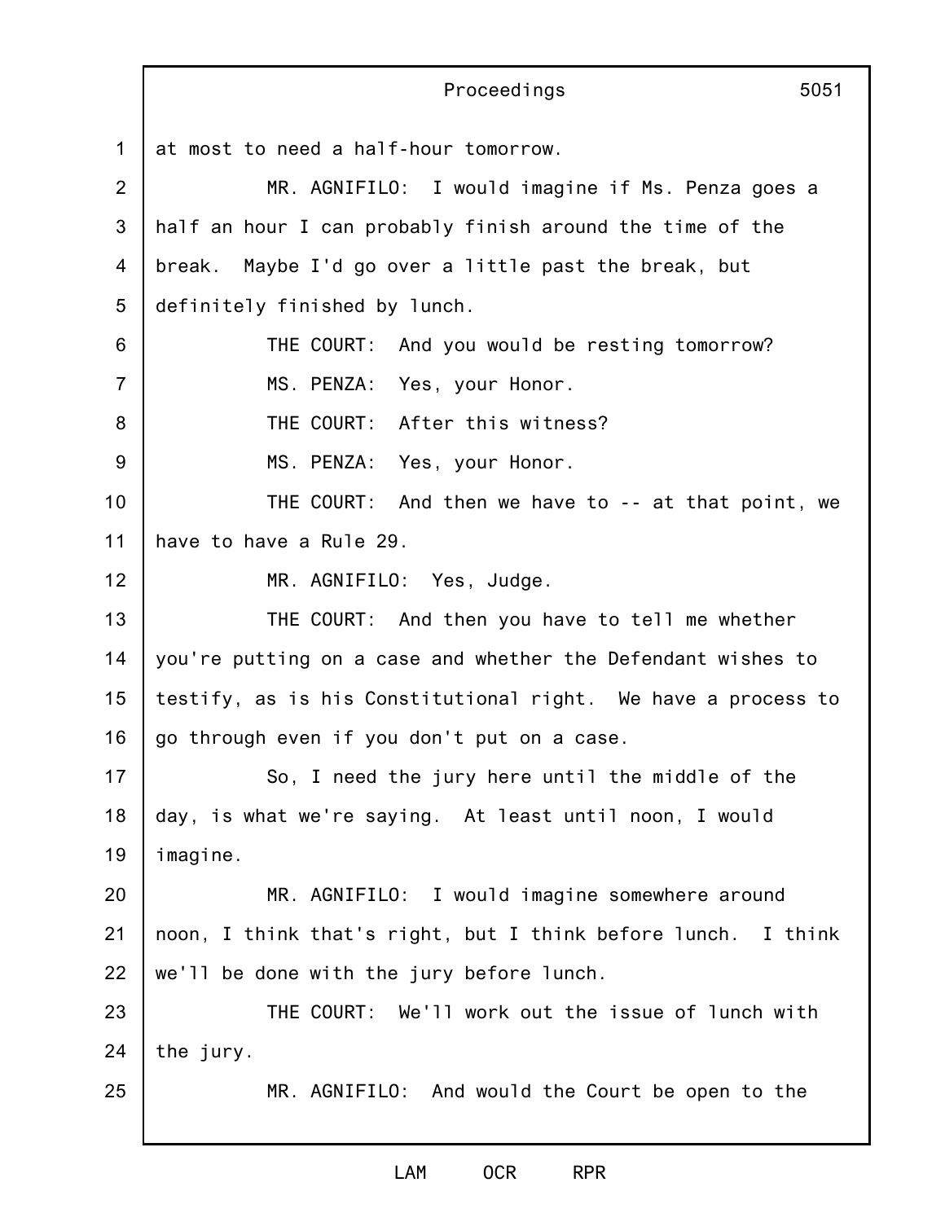at most to need a half-hour tomorrow.

MR. AGNIFILO: I would imagine if Ms. Penza goes a half an hour I can probably finish around the time of the break. Maybe I'd go over a little past the break, but definitely finished by lunch.

THE COURT: And you would be resting tomorrow?

MS. PENZA: Yes, your Honor.

THE COURT: After this witness?

MS. PENZA: Yes, your Honor.

THE COURT: And then we have to -- at that point, we have to have a Rule 29.

MR. AGNIFILO: Yes, Judge.

THE COURT: And then you have to tell me whether you're putting on a case and whether the Defendant wishes to testify, as is his Constitutional right. We have a process to go through even if you don't put on a case.

So, I need the jury here until the middle of the day, is what we're saying. At least until noon, I would imagine.

MR. AGNIFILO: I would imagine somewhere around noon, I think that's right, but I think before lunch. I think we'll be done with the jury before lunch.

THE COURT: We'll work out the issue of lunch with the jury.

MR. AGNIFILO: And would the Court be open to the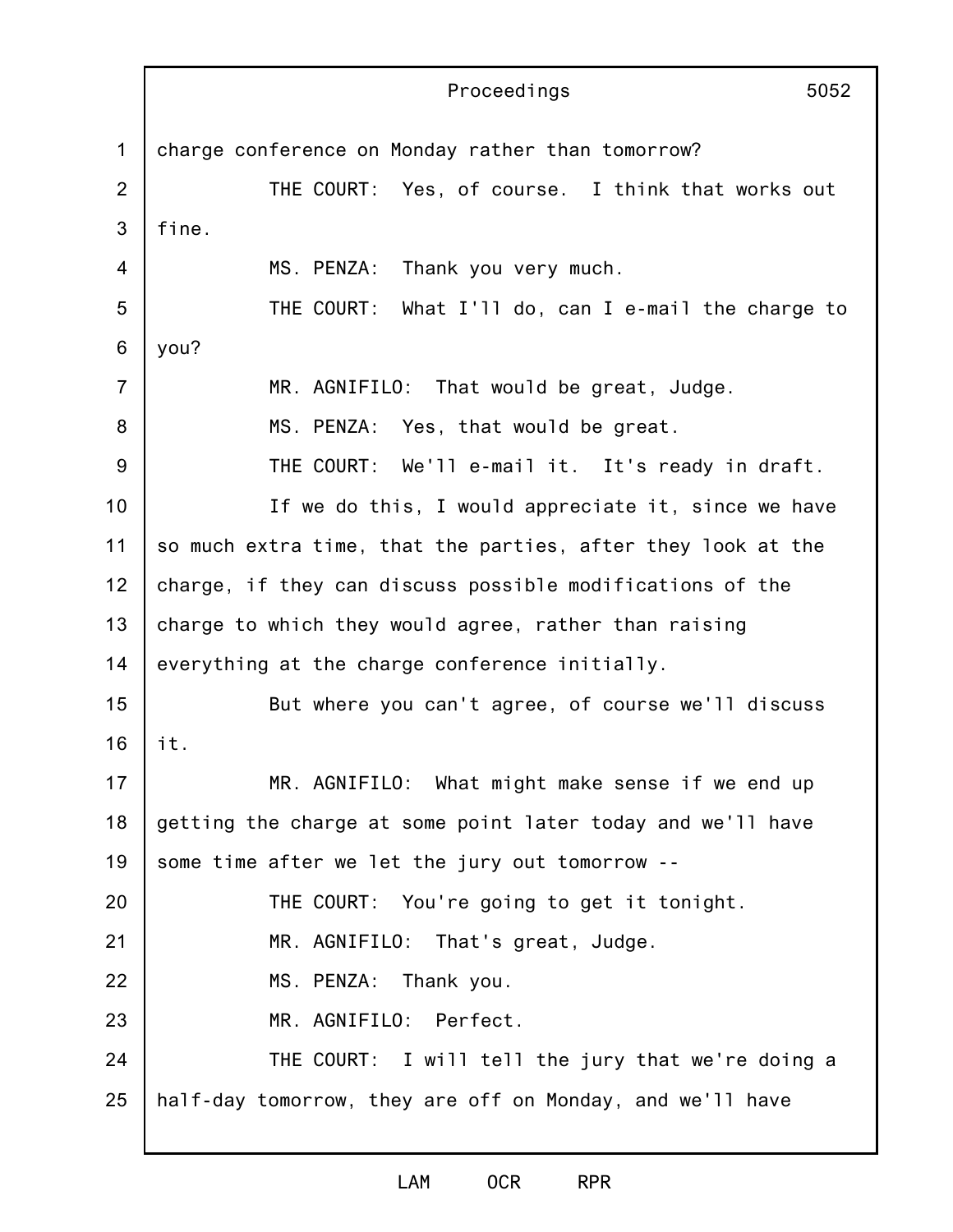charge conference on Monday rather than tomorrow?

THE COURT: Yes, of course. I think that works out fine.

MS. PENZA: Thank you very much.

THE COURT: What I'll do, can I e-mail the charge to you?

MR. AGNIFILO: That would be great, Judge.

MS. PENZA: Yes, that would be great.

THE COURT: We'll e-mail it. It's ready in draft.

If we do this, I would appreciate it, since we have so much extra time, that the parties, after they look at the charge, if they can discuss possible modifications of the charge to which they would agree, rather than raising everything at the charge conference initially.

But where you can't agree, of course we'll discuss it.

MR. AGNIFILO: What might make sense if we end up getting the charge at some point later today and we'll have some time after we let the jury out tomorrow --

THE COURT: You're going to get it tonight.

MR. AGNIFILO: That's great, Judge.

MS. PENZA: Thank you.

MR. AGNIFILO: Perfect.

THE COURT: I will tell the jury that we're doing a half-day tomorrow, they are off on Monday, and we'll have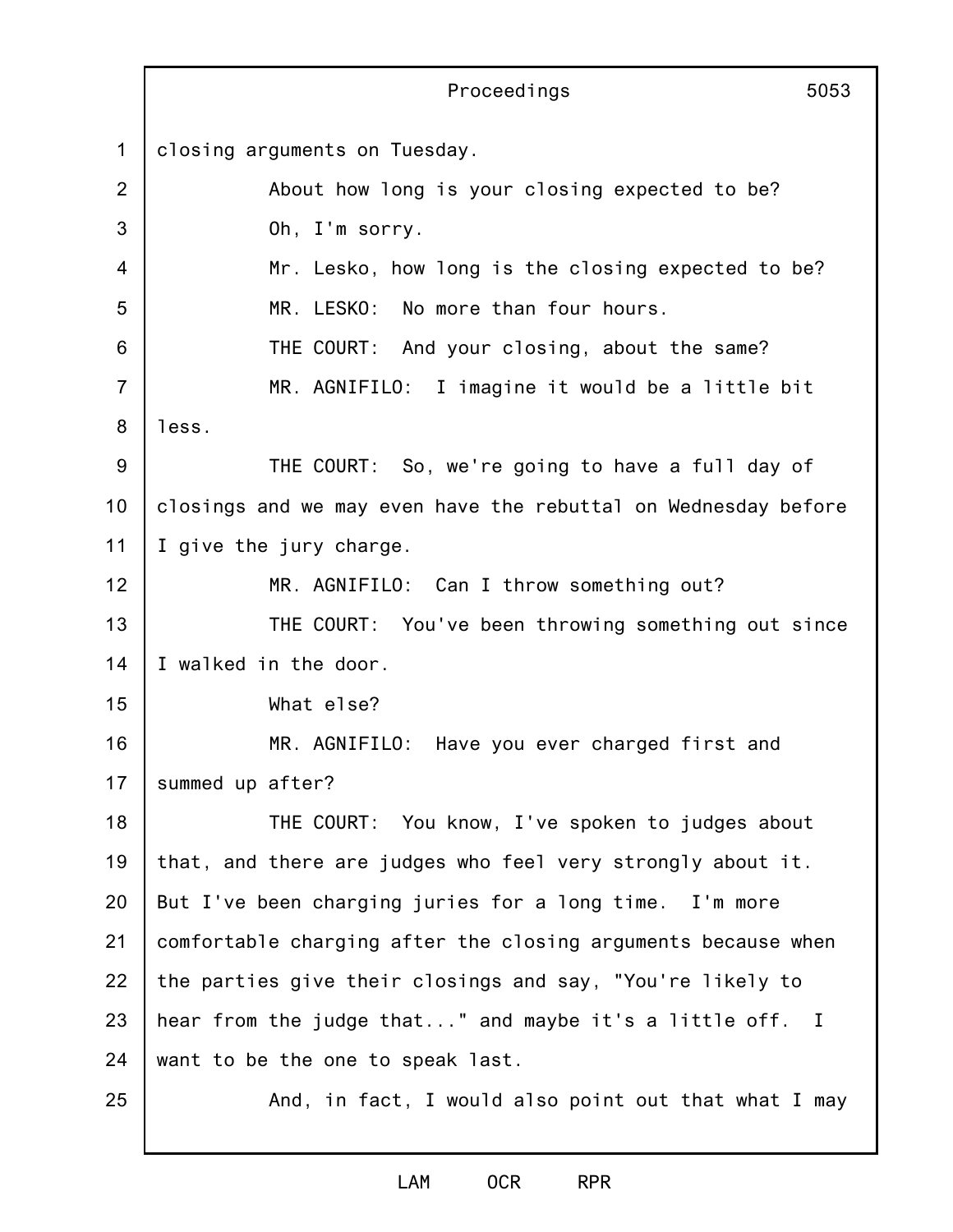closing arguments on Tuesday.

About how long is your closing expected to be?

Oh, I'm sorry.

Mr. Lesko, how long is the closing expected to be?

MR. LESKO: No more than four hours.

THE COURT: And your closing, about the same?

MR. AGNIFILO: I imagine it would be a little bit less.

THE COURT: So, we're going to have a full day of closings and we may even have the rebuttal on Wednesday before I give the jury charge.

MR. AGNIFILO: Can I throw something out?

THE COURT: You've been throwing something out since I walked in the door.

What else?

MR. AGNIFILO: Have you ever charged first and summed up after?

THE COURT: You know, I've spoken to judges about that, and there are judges who feel very strongly about it. But I've been charging juries for a long time. I'm more comfortable charging after the closing arguments because when the parties give their closings and say, "You're likely to hear from the judge that..." and maybe it's a little off. I want to be the one to speak last.

And, in fact, I would also point out that what I may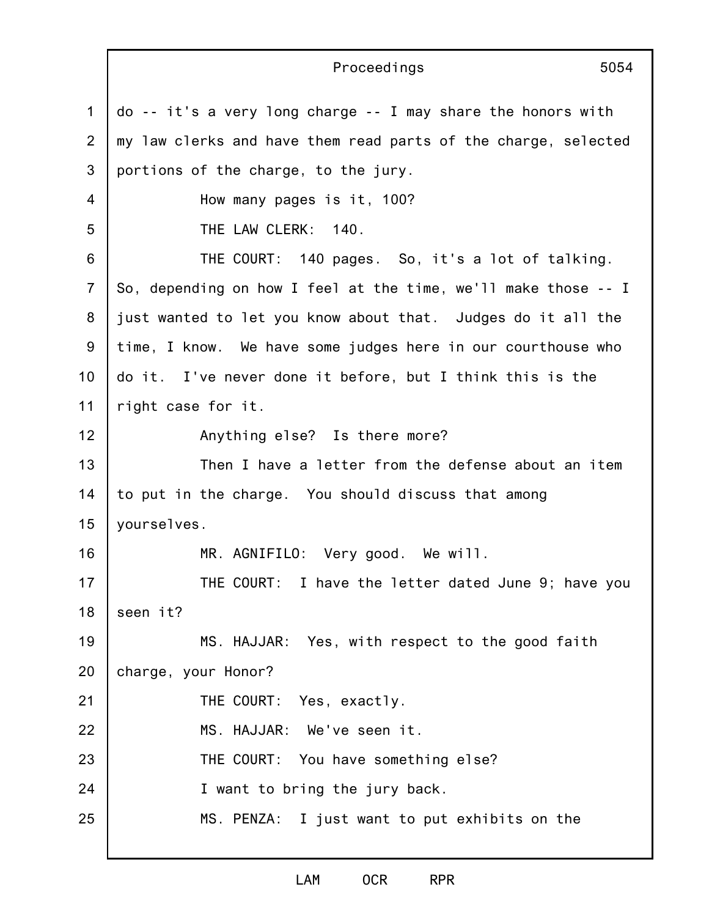do -- it's a very long charge -- I may share the honors with my law clerks and have them read parts of the charge, selected portions of the charge, to the jury.

How many pages is it, 100?

THE LAW CLERK: 140.

THE COURT: 140 pages. So, it's a lot of talking. So, depending on how I feel at the time, we'll make those -- I just wanted to let you know about that. Judges do it all the time, I know. We have some judges here in our courthouse who do it. I've never done it before, but I think this is the right case for it.

Anything else? Is there more?

Then I have a letter from the defense about an item to put in the charge. You should discuss that among yourselves.

MR. AGNIFILO: Very good. We will.

THE COURT: I have the letter dated June 9; have you seen it?

MS. HAJJAR: Yes, with respect to the good faith charge, your Honor?

THE COURT: Yes, exactly.

MS. HAJJAR: We've seen it.

THE COURT: You have something else?

I want to bring the jury back.

MS. PENZA: I just want to put exhibits on the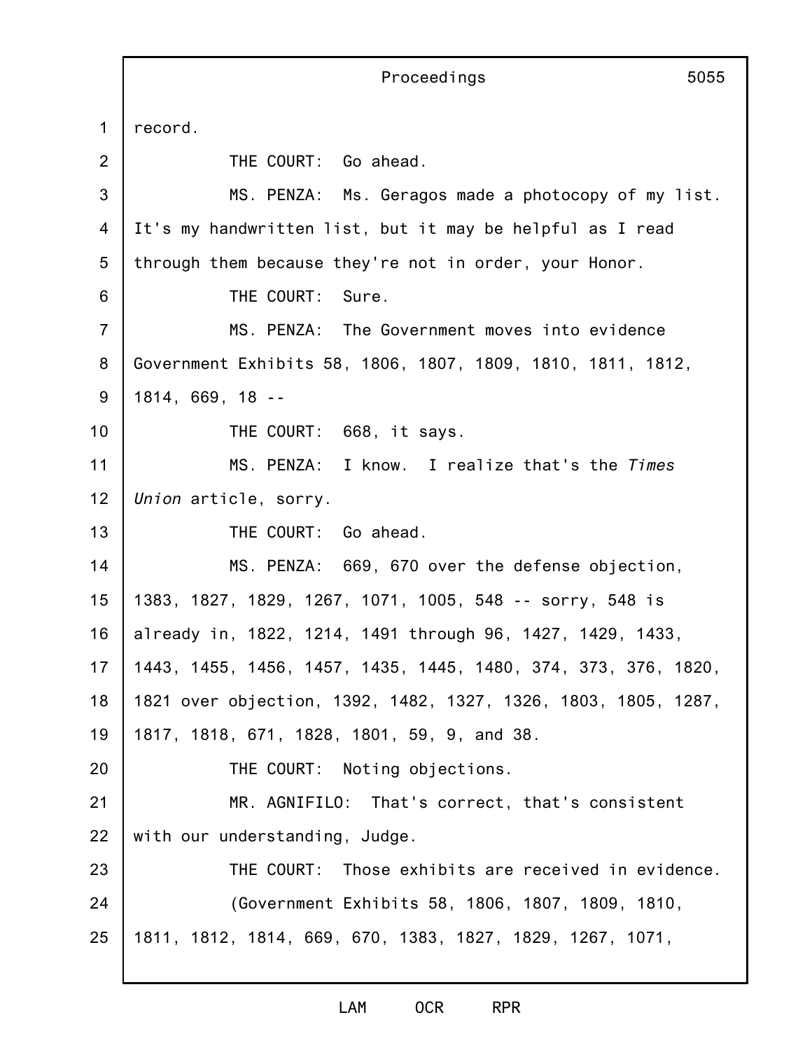record.

THE COURT: Go ahead.

MS. PENZA: Ms. Geragos made a photocopy of my list. It's my handwritten list, but it may be helpful as I read through them because they're not in order, your Honor.

THE COURT: Sure.

MS. PENZA: The Government moves into evidence Government Exhibits 58, 1806, 1807, 1809, 1810, 1811, 1812, 1814, 669, 18 --

THE COURT: 668, it says.

MS. PENZA: I know. I realize that's the *Times Union* article, sorry.

THE COURT: Go ahead.

MS. PENZA: 669, 670 over the defense objection, 1383, 1827, 1829, 1267, 1071, 1005, 548 -- sorry, 548 is already in, 1822, 1214, 1491 through 96, 1427, 1429, 1433, 1443, 1455, 1456, 1457, 1435, 1445, 1480, 374, 373, 376, 1820, 1821 over objection, 1392, 1482, 1327, 1326, 1803, 1805, 1287, 1817, 1818, 671, 1828, 1801, 59, 9, and 38.

THE COURT: Noting objections.

MR. AGNIFILO: That's correct, that's consistent with our understanding, Judge.

THE COURT: Those exhibits are received in evidence.

(Government Exhibits 58, 1806, 1807, 1809, 1810, 1811, 1812, 1814, 669, 670, 1383, 1827, 1829, 1267, 1071,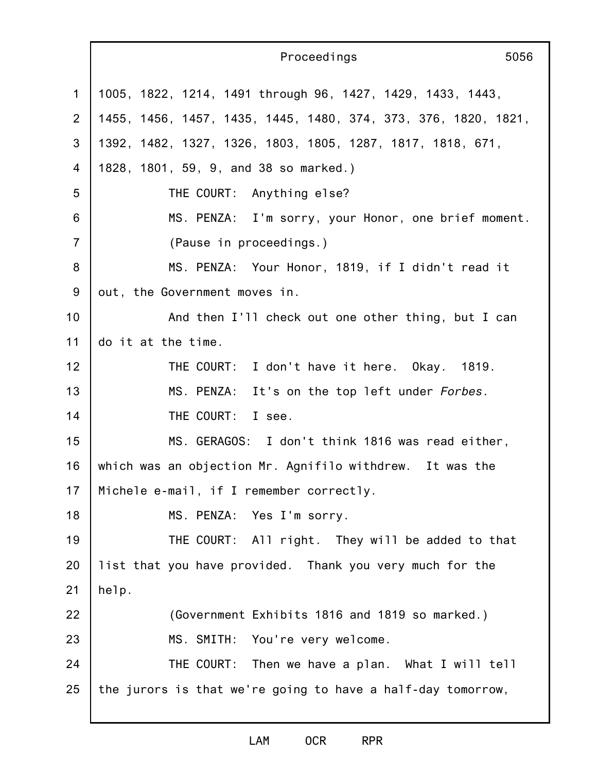1005, 1822, 1214, 1491 through 96, 1427, 1429, 1433, 1443, 1455, 1456, 1457, 1435, 1445, 1480, 374, 373, 376, 1820, 1821, 1392, 1482, 1327, 1326, 1803, 1805, 1287, 1817, 1818, 671, 1828, 1801, 59, 9, and 38 so marked.)

THE COURT: Anything else?

MS. PENZA: I'm sorry, your Honor, one brief moment.

(Pause in proceedings.)

MS. PENZA: Your Honor, 1819, if I didn't read it out, the Government moves in.

And then I'll check out one other thing, but I can do it at the time.

THE COURT: I don't have it here. Okay. 1819.

MS. PENZA: It's on the top left under *Forbes*.

THE COURT: I see.

MS. GERAGOS: I don't think 1816 was read either, which was an objection Mr. Agnifilo withdrew. It was the Michele e-mail, if I remember correctly.

MS. PENZA: Yes I'm sorry.

THE COURT: All right. They will be added to that list that you have provided. Thank you very much for the help.

(Government Exhibits 1816 and 1819 so marked.)

MS. SMITH: You're very welcome.

THE COURT: Then we have a plan. What I will tell the jurors is that we're going to have a half-day tomorrow,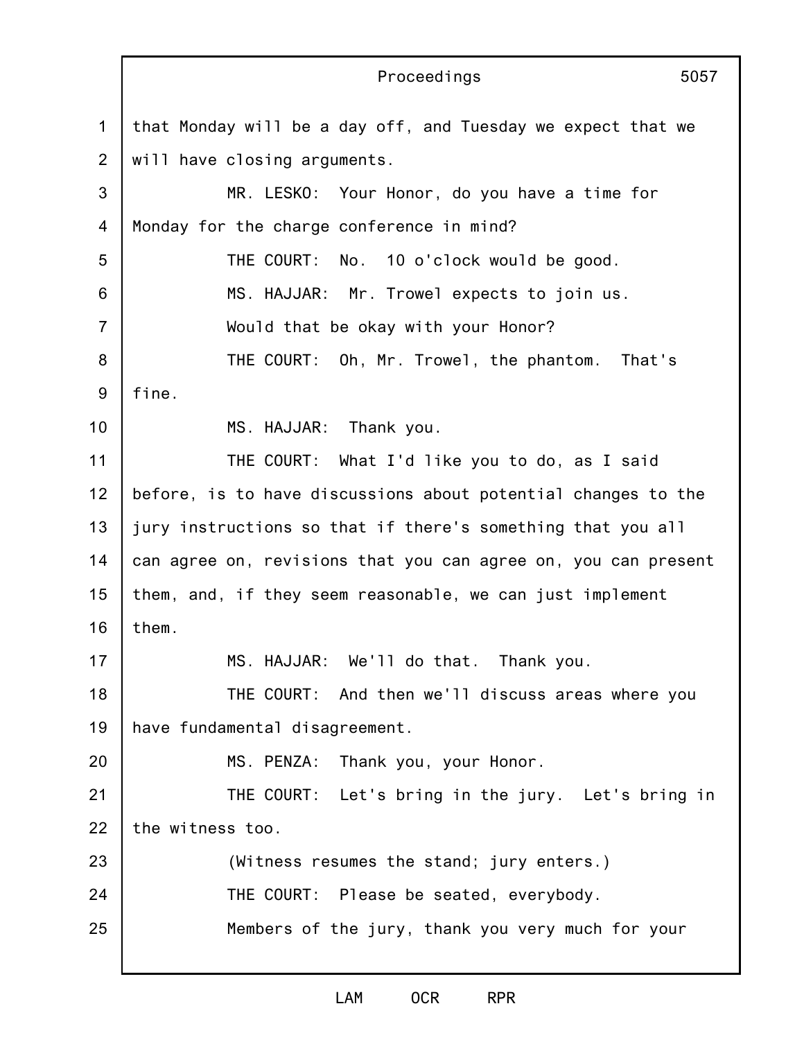that Monday will be a day off, and Tuesday we expect that we will have closing arguments.

MR. LESKO: Your Honor, do you have a time for Monday for the charge conference in mind?

THE COURT: No. 10 o'clock would be good.

MS. HAJJAR: Mr. Trowel expects to join us.

Would that be okay with your Honor?

THE COURT: Oh, Mr. Trowel, the phantom. That's fine.

MS. HAJJAR: Thank you.

THE COURT: What I'd like you to do, as I said before, is to have discussions about potential changes to the jury instructions so that if there's something that you all can agree on, revisions that you can agree on, you can present them, and, if they seem reasonable, we can just implement them.

MS. HAJJAR: We'll do that. Thank you.

THE COURT: And then we'll discuss areas where you have fundamental disagreement.

MS. PENZA: Thank you, your Honor.

THE COURT: Let's bring in the jury. Let's bring in the witness too.

(Witness resumes the stand; jury enters.)

THE COURT: Please be seated, everybody.

Members of the jury, thank you very much for your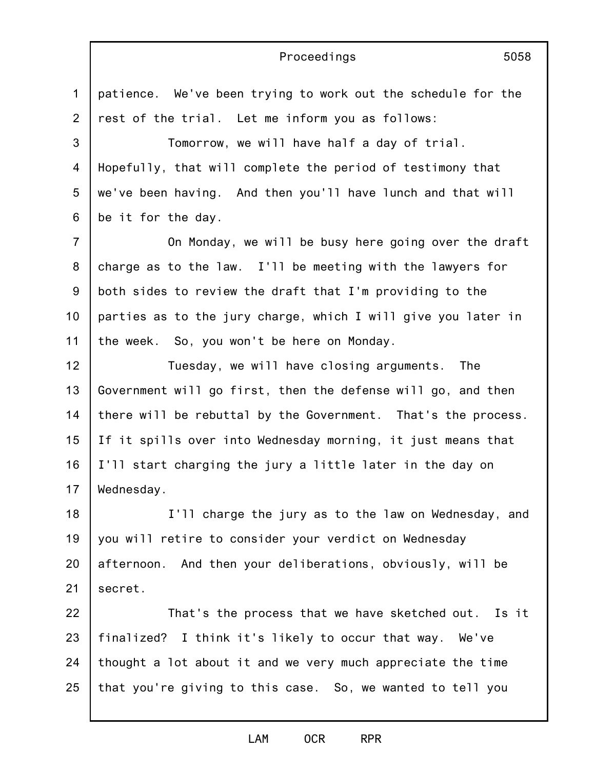patience. We've been trying to work out the schedule for the rest of the trial. Let me inform you as follows:

Tomorrow, we will have half a day of trial. Hopefully, that will complete the period of testimony that we've been having. And then you'll have lunch and that will be it for the day.

On Monday, we will be busy here going over the draft charge as to the law. I'll be meeting with the lawyers for both sides to review the draft that I'm providing to the parties as to the jury charge, which I will give you later in the week. So, you won't be here on Monday.

Tuesday, we will have closing arguments. The Government will go first, then the defense will go, and then there will be rebuttal by the Government. That's the process. If it spills over into Wednesday morning, it just means that I'll start charging the jury a little later in the day on Wednesday.

I'll charge the jury as to the law on Wednesday, and you will retire to consider your verdict on Wednesday afternoon. And then your deliberations, obviously, will be secret.

That's the process that we have sketched out. Is it finalized? I think it's likely to occur that way. We've thought a lot about it and we very much appreciate the time that you're giving to this case. So, we wanted to tell you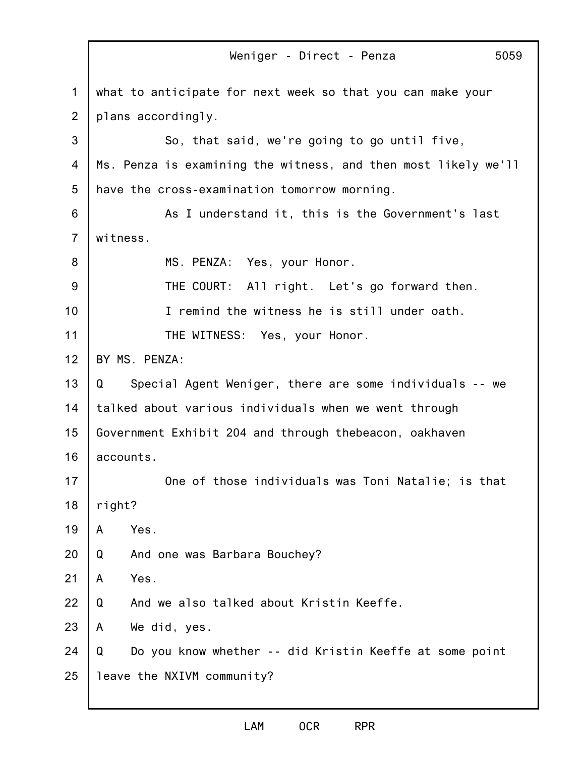what to anticipate for next week so that you can make your plans accordingly.

So, that said, we're going to go until five, Ms. Penza is examining the witness, and then most likely we'll have the cross-examination tomorrow morning.

As I understand it, this is the Government's last witness.

MS. PENZA: Yes, your Honor.

THE COURT: All right. Let's go forward then.

I remind the witness he is still under oath.

THE WITNESS: Yes, your Honor.

BY MS. PENZA:

Q Special Agent Weniger, there are some individuals -- we talked about various individuals when we went through Government Exhibit 204 and through thebeacon, oakhaven accounts.

One of those individuals was Toni Natalie; is that right?

A Yes.

Q And one was Barbara Bouchey?

A Yes.

Q And we also talked about Kristin Keeffe.

A We did, yes.

Q Do you know whether -- did Kristin Keeffe at some point leave the NXIVM community?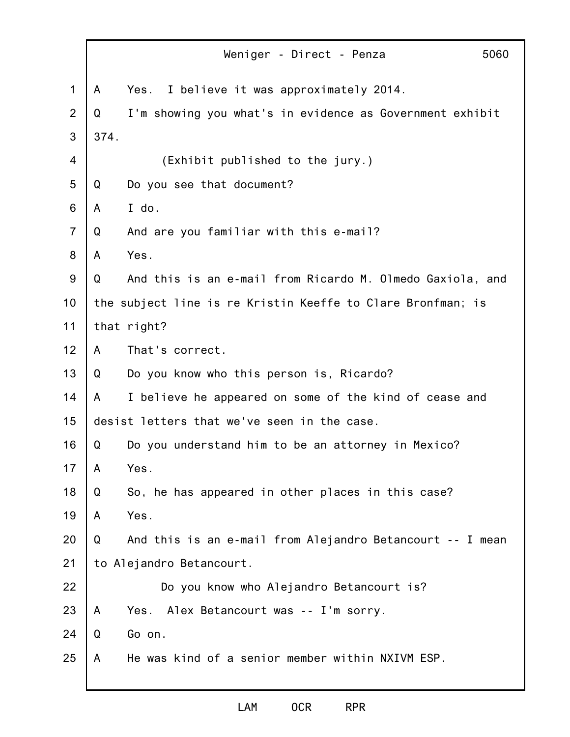A Yes. I believe it was approximately 2014.

Q I'm showing you what's in evidence as Government exhibit 374.

(Exhibit published to the jury.)

Q Do you see that document?

A I do.

Q And are you familiar with this e-mail?

A Yes.

Q And this is an e-mail from Ricardo M. Olmedo Gaxiola, and the subject line is re Kristin Keeffe to Clare Bronfman; is that right?

A That's correct.

Q Do you know who this person is, Ricardo?

A I believe he appeared on some of the kind of cease and desist letters that we've seen in the case.

Q Do you understand him to be an attorney in Mexico?

A Yes.

Q So, he has appeared in other places in this case?

A Yes.

Q And this is an e-mail from Alejandro Betancourt -- I mean to Alejandro Betancourt.

Do you know who Alejandro Betancourt is?

A Yes. Alex Betancourt was -- I'm sorry.

Q Go on.

A He was kind of a senior member within NXIVM ESP.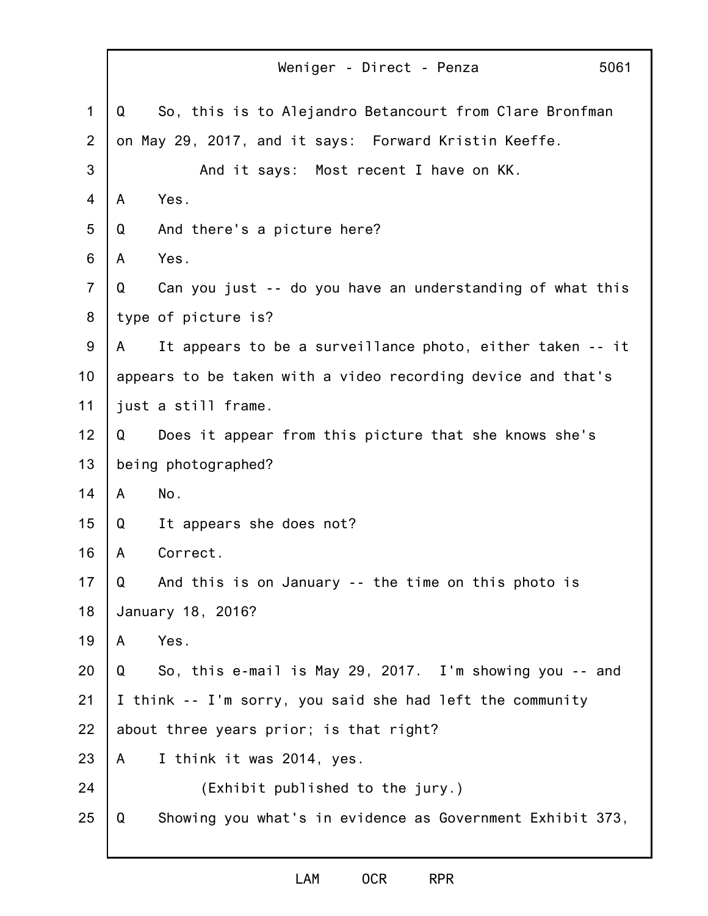Q So, this is to Alejandro Betancourt from Clare Bronfman on May 29, 2017, and it says: Forward Kristin Keeffe.

And it says: Most recent I have on KK.

A Yes.

Q And there's a picture here?

A Yes.

Q Can you just -- do you have an understanding of what this type of picture is?

A It appears to be a surveillance photo, either taken -- it appears to be taken with a video recording device and that's just a still frame.

Q Does it appear from this picture that she knows she's being photographed?

A No.

Q It appears she does not?

A Correct.

Q And this is on January -- the time on this photo is January 18, 2016?

A Yes.

Q So, this e-mail is May 29, 2017. I'm showing you -- and I think -- I'm sorry, you said she had left the community about three years prior; is that right?

A I think it was 2014, yes.

(Exhibit published to the jury.)

Q Showing you what's in evidence as Government Exhibit 373,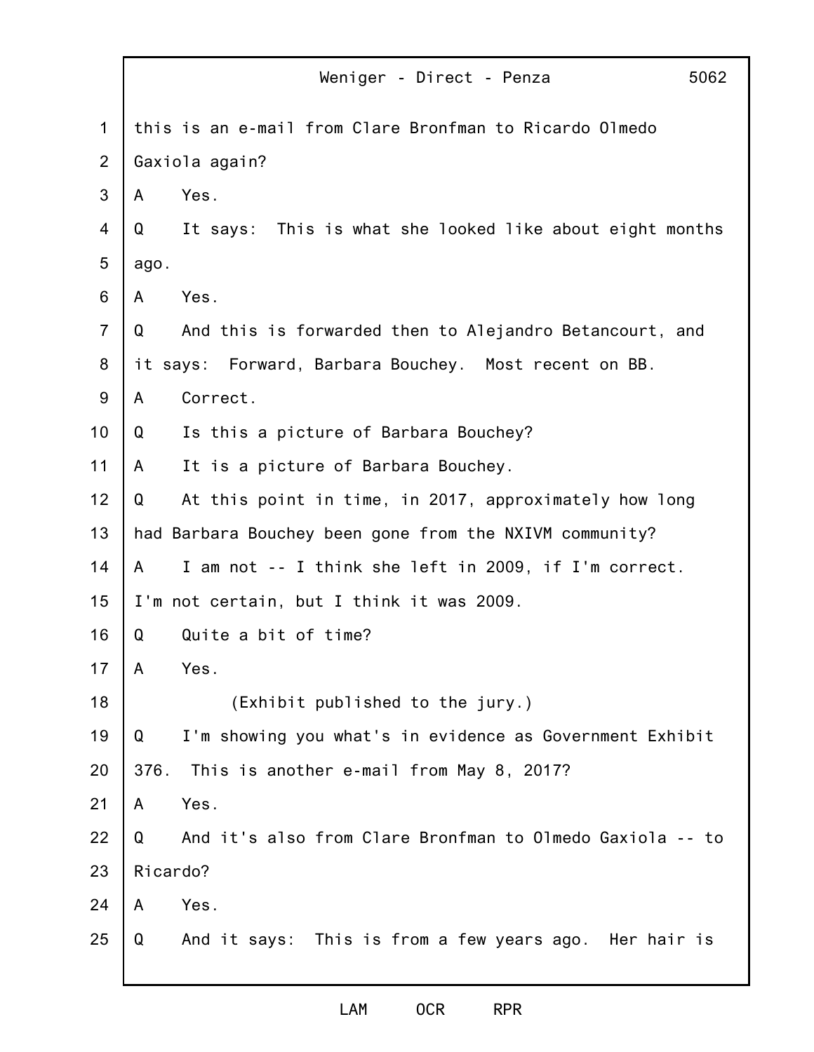this is an e-mail from Clare Bronfman to Ricardo Olmedo Gaxiola again?

A Yes.

Q It says: This is what she looked like about eight months ago.

A Yes.

Q And this is forwarded then to Alejandro Betancourt, and it says: Forward, Barbara Bouchey. Most recent on BB.

A Correct.

Q Is this a picture of Barbara Bouchey?

A It is a picture of Barbara Bouchey.

Q At this point in time, in 2017, approximately how long had Barbara Bouchey been gone from the NXIVM community?

A I am not -- I think she left in 2009, if I'm correct. I'm not certain, but I think it was 2009.

Q Quite a bit of time?

A Yes.

(Exhibit published to the jury.)

Q I'm showing you what's in evidence as Government Exhibit 376. This is another e-mail from May 8, 2017?

A Yes.

Q And it's also from Clare Bronfman to Olmedo Gaxiola -- to Ricardo?

A Yes.

Q And it says: This is from a few years ago. Her hair is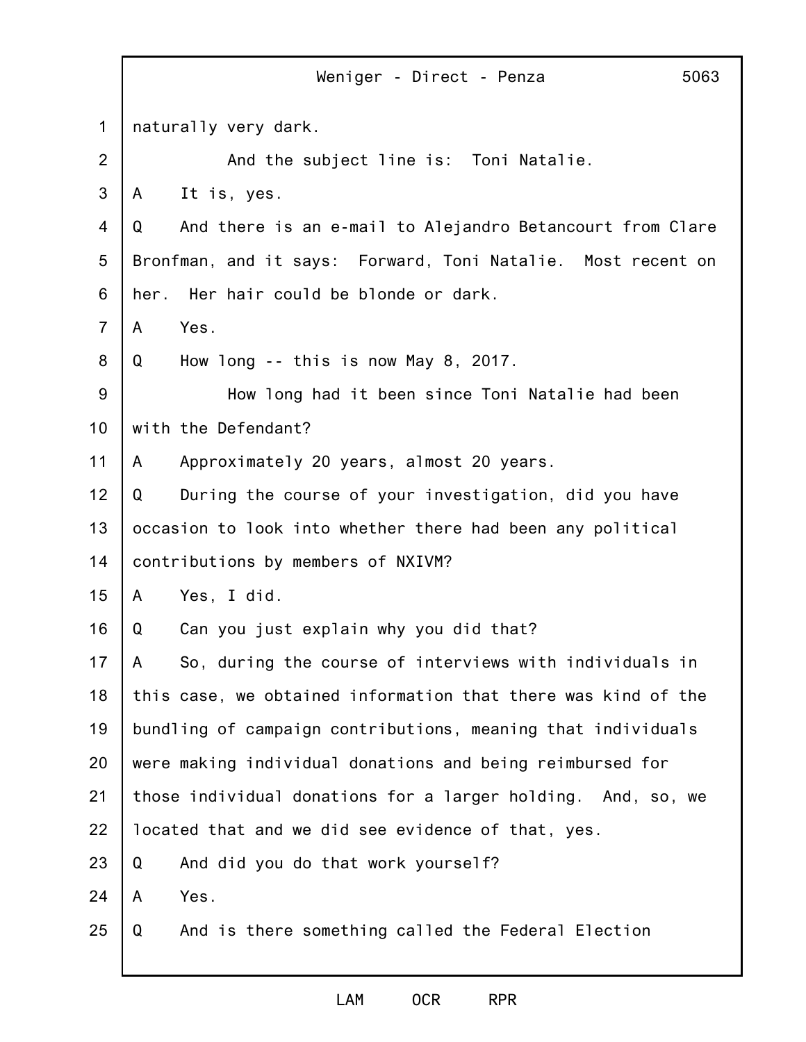naturally very dark.

And the subject line is: Toni Natalie.

A It is, yes.

Q And there is an e-mail to Alejandro Betancourt from Clare Bronfman, and it says: Forward, Toni Natalie. Most recent on her. Her hair could be blonde or dark.

A Yes.

Q How long -- this is now May 8, 2017.

How long had it been since Toni Natalie had been with the Defendant?

A Approximately 20 years, almost 20 years.

Q During the course of your investigation, did you have occasion to look into whether there had been any political contributions by members of NXIVM?

A Yes, I did.

Q Can you just explain why you did that?

A So, during the course of interviews with individuals in this case, we obtained information that there was kind of the bundling of campaign contributions, meaning that individuals were making individual donations and being reimbursed for those individual donations for a larger holding. And, so, we located that and we did see evidence of that, yes.

Q And did you do that work yourself?

A Yes.

Q And is there something called the Federal Election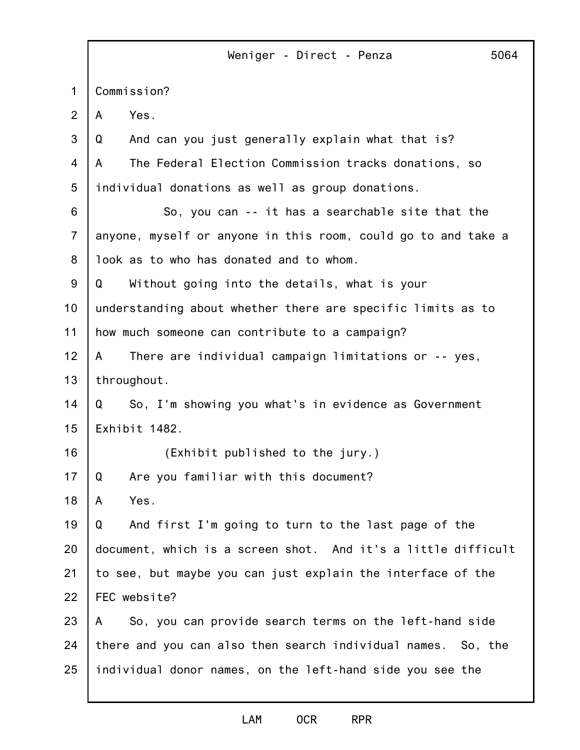Commission?

A Yes.

Q And can you just generally explain what that is?

A The Federal Election Commission tracks donations, so individual donations as well as group donations.

So, you can -- it has a searchable site that the anyone, myself or anyone in this room, could go to and take a look as to who has donated and to whom.

Q Without going into the details, what is your understanding about whether there are specific limits as to how much someone can contribute to a campaign?

A There are individual campaign limitations or -- yes, throughout.

Q So, I'm showing you what's in evidence as Government Exhibit 1482.

(Exhibit published to the jury.)

Q Are you familiar with this document?

A Yes.

Q And first I'm going to turn to the last page of the document, which is a screen shot. And it's a little difficult to see, but maybe you can just explain the interface of the FEC website?

A So, you can provide search terms on the left-hand side there and you can also then search individual names. So, the individual donor names, on the left-hand side you see the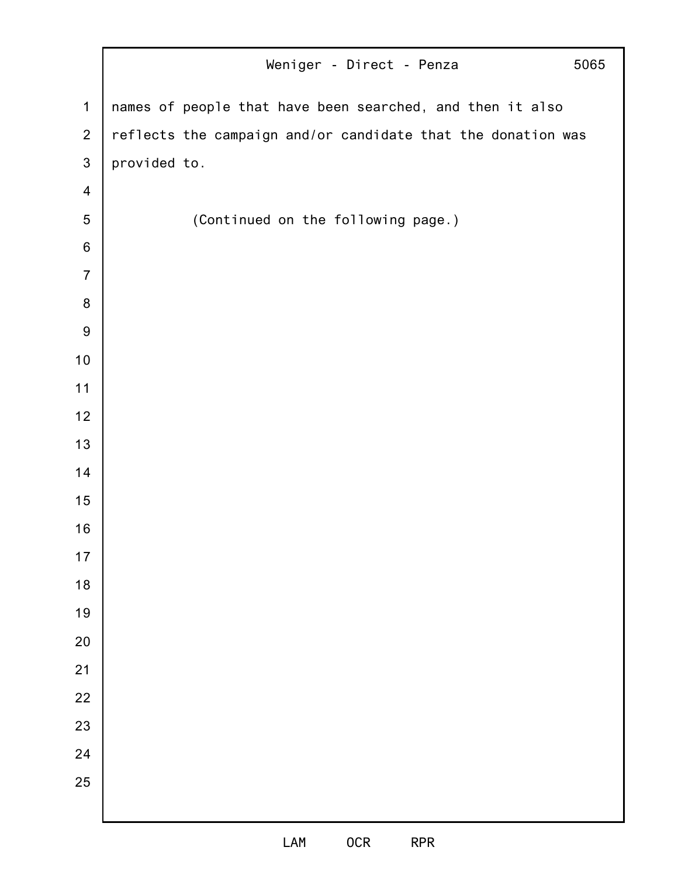names of people that have been searched, and then it also reflects the campaign and/or candidate that the donation was provided to.

(Continued on the following page.)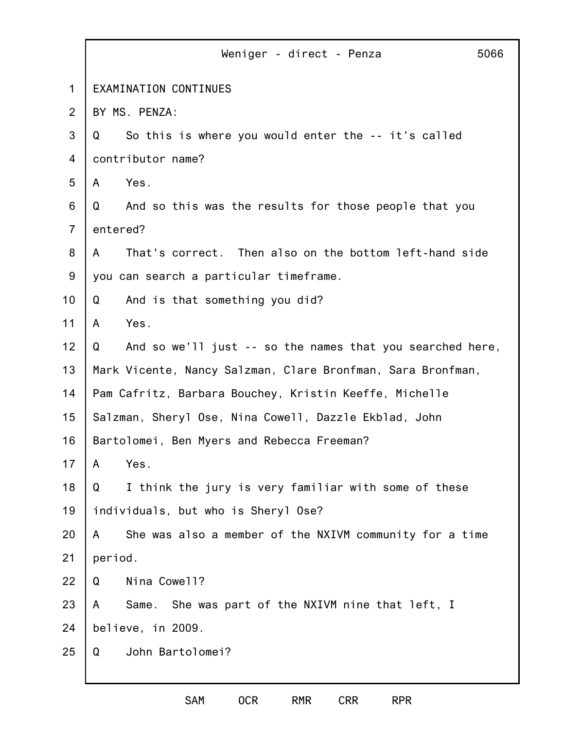EXAMINATION CONTINUES

BY MS. PENZA:

Q So this is where you would enter the -- it's called contributor name?

A Yes.

Q And so this was the results for those people that you entered?

A That's correct. Then also on the bottom left-hand side you can search a particular timeframe.

Q And is that something you did?

A Yes.

Q And so we'll just -- so the names that you searched here, Mark Vicente, Nancy Salzman, Clare Bronfman, Sara Bronfman, Pam Cafritz, Barbara Bouchey, Kristin Keeffe, Michelle Salzman, Sheryl Ose, Nina Cowell, Dazzle Ekblad, John Bartolomei, Ben Myers and Rebecca Freeman?

A Yes.

Q I think the jury is very familiar with some of these individuals, but who is Sheryl Ose?

A She was also a member of the NXIVM community for a time period.

Q Nina Cowell?

A Same. She was part of the NXIVM nine that left, I believe, in 2009.

Q John Bartolomei?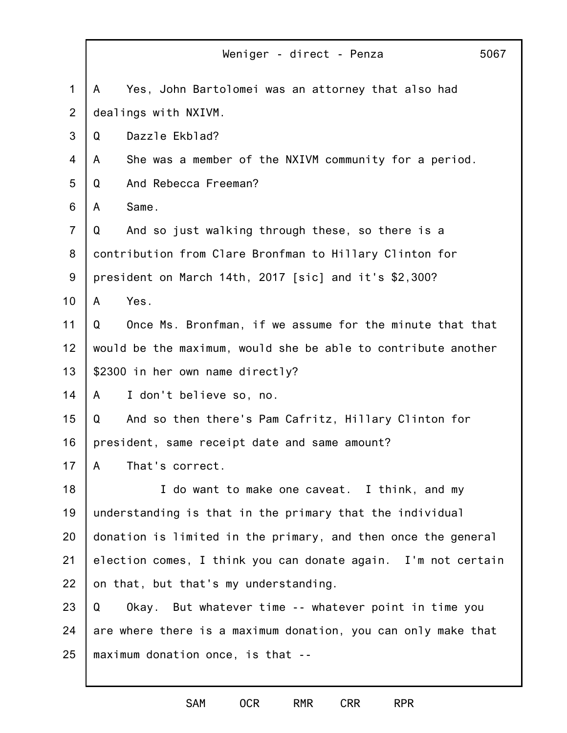A Yes, John Bartolomei was an attorney that also had dealings with NXIVM.

Q Dazzle Ekblad?

A She was a member of the NXIVM community for a period.

Q And Rebecca Freeman?

A Same.

Q And so just walking through these, so there is a contribution from Clare Bronfman to Hillary Clinton for president on March 14th, 2017 [sic] and it's $2,300?

A Yes.

Q Once Ms. Bronfman, if we assume for the minute that that would be the maximum, would she be able to contribute another $2300 in her own name directly?

A I don't believe so, no.

Q And so then there's Pam Cafritz, Hillary Clinton for president, same receipt date and same amount?

A That's correct.

I do want to make one caveat. I think, and my understanding is that in the primary that the individual donation is limited in the primary, and then once the general election comes, I think you can donate again. I'm not certain on that, but that's my understanding.

Q Okay. But whatever time -- whatever point in time you are where there is a maximum donation, you can only make that maximum donation once, is that --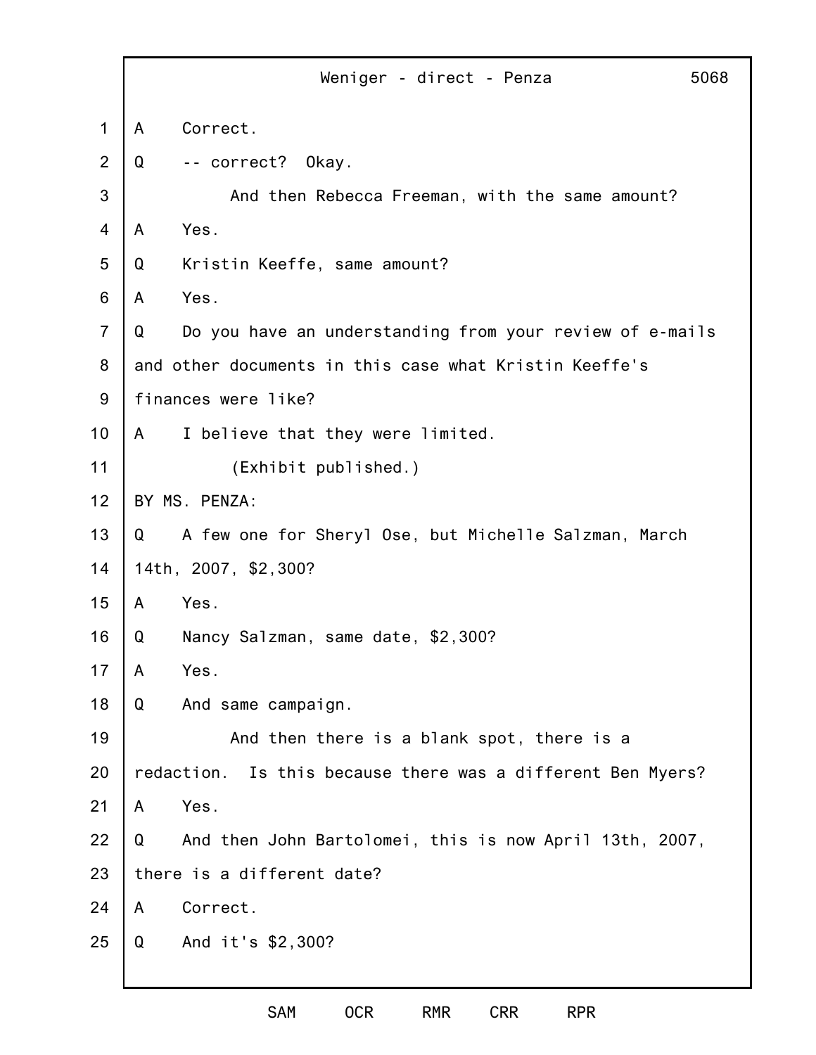A Correct.

Q -- correct? Okay.

And then Rebecca Freeman, with the same amount?

A Yes.

Q Kristin Keeffe, same amount?

A Yes.

Q Do you have an understanding from your review of e-mails and other documents in this case what Kristin Keeffe's finances were like?

A I believe that they were limited.

(Exhibit published.)

BY MS. PENZA:

Q A few one for Sheryl Ose, but Michelle Salzman, March 14th, 2007, $2,300?

A Yes.

Q Nancy Salzman, same date, $2,300?

A Yes.

Q And same campaign.

And then there is a blank spot, there is a redaction. Is this because there was a different Ben Myers?

A Yes.

Q And then John Bartolomei, this is now April 13th, 2007, there is a different date?

A Correct.

Q And it's $2,300?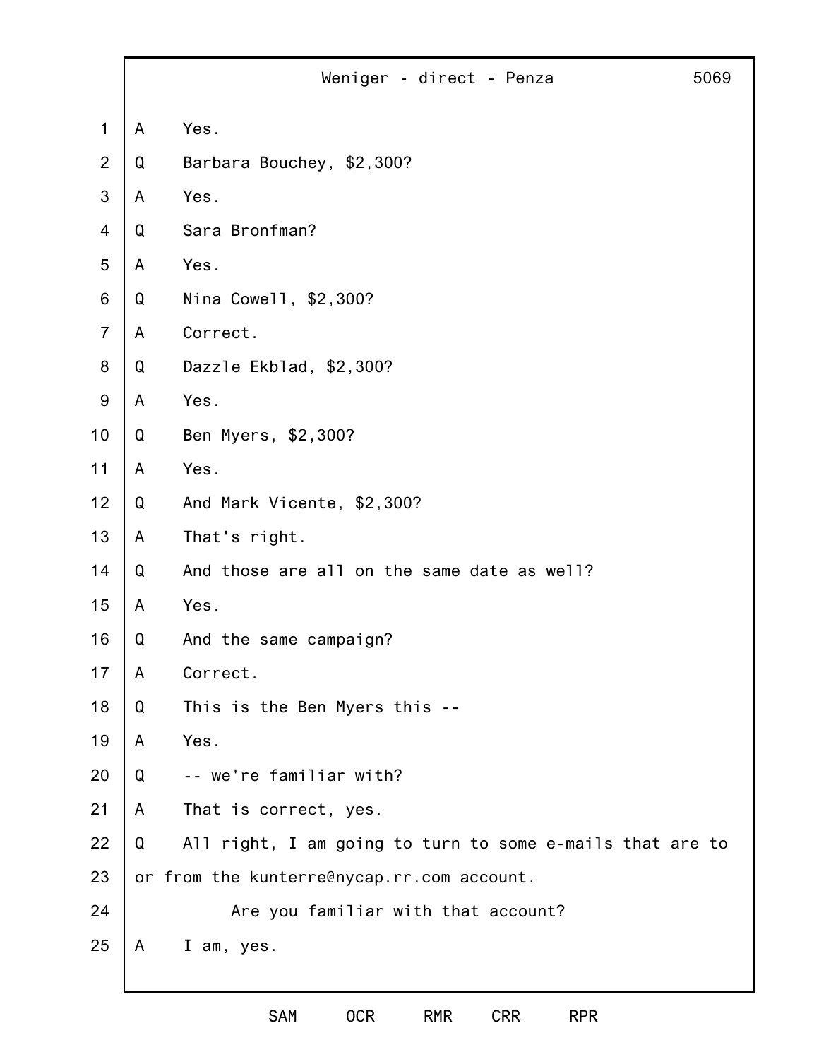A Yes.

Q Barbara Bouchey, $2,300?

A Yes.

Q Sara Bronfman?

A Yes.

Q Nina Cowell, $2,300?

A Correct.

Q Dazzle Ekblad, $2,300?

A Yes.

Q Ben Myers, $2,300?

A Yes.

Q And Mark Vicente, $2,300?

A That's right.

Q And those are all on the same date as well?

A Yes.

Q And the same campaign?

A Correct.

Q This is the Ben Myers this --

A Yes.

Q -- we're familiar with?

A That is correct, yes.

Q All right, I am going to turn to some e-mails that are to or from the kunterre@nycap.rr.com account.

Are you familiar with that account?

A I am, yes.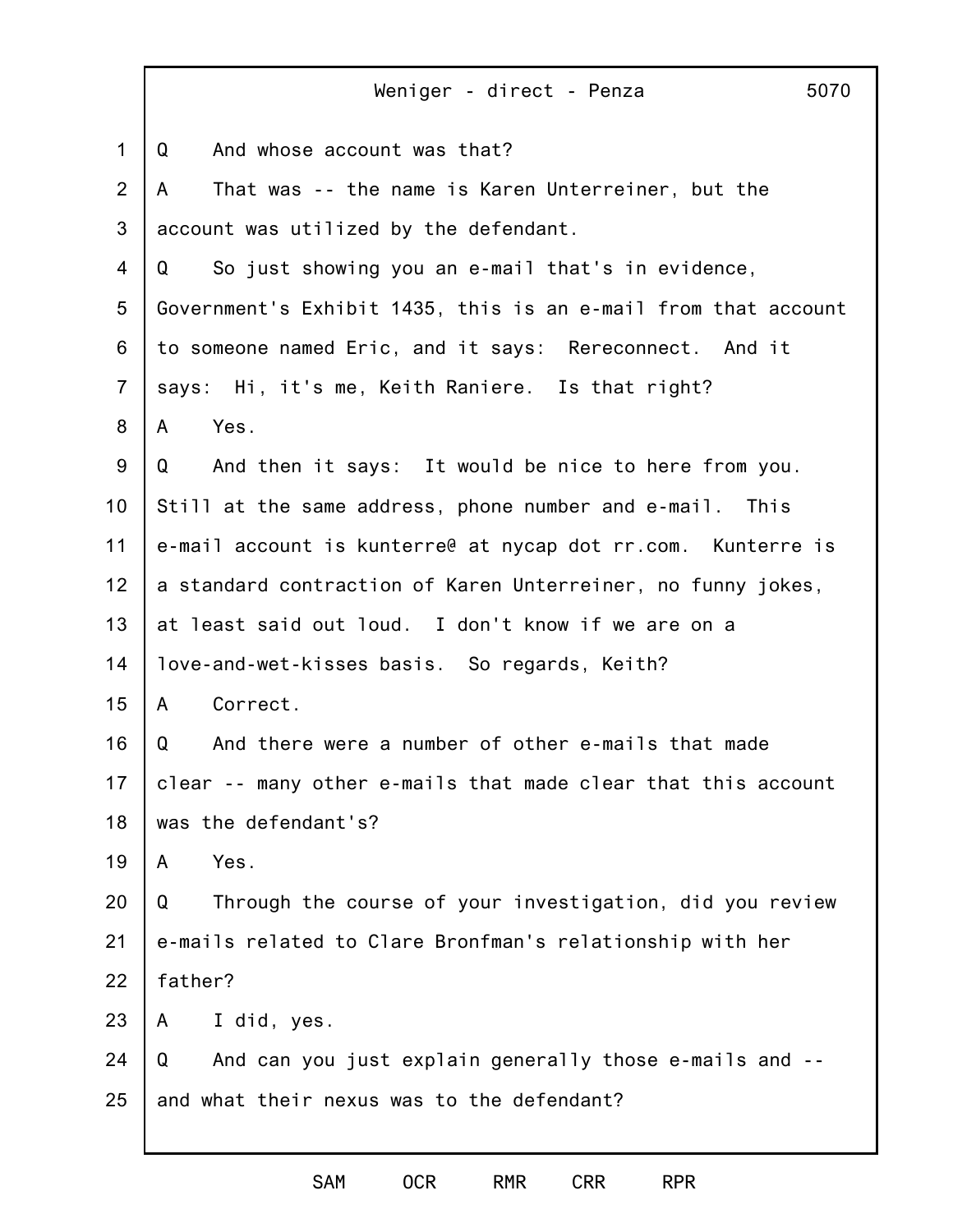Q And whose account was that?

A That was -- the name is Karen Unterreiner, but the account was utilized by the defendant.

Q So just showing you an e-mail that's in evidence, Government's Exhibit 1435, this is an e-mail from that account to someone named Eric, and it says: Rereconnect. And it says: Hi, it's me, Keith Raniere. Is that right?

A Yes.

Q And then it says: It would be nice to here from you. Still at the same address, phone number and e-mail. This e-mail account is kunterre@ at nycap dot rr.com. Kunterre is a standard contraction of Karen Unterreiner, no funny jokes, at least said out loud. I don't know if we are on a love-and-wet-kisses basis. So regards, Keith?

A Correct.

Q And there were a number of other e-mails that made clear -- many other e-mails that made clear that this account was the defendant's?

A Yes.

Q Through the course of your investigation, did you review e-mails related to Clare Bronfman's relationship with her father?

A I did, yes.

Q And can you just explain generally those e-mails and -- and what their nexus was to the defendant?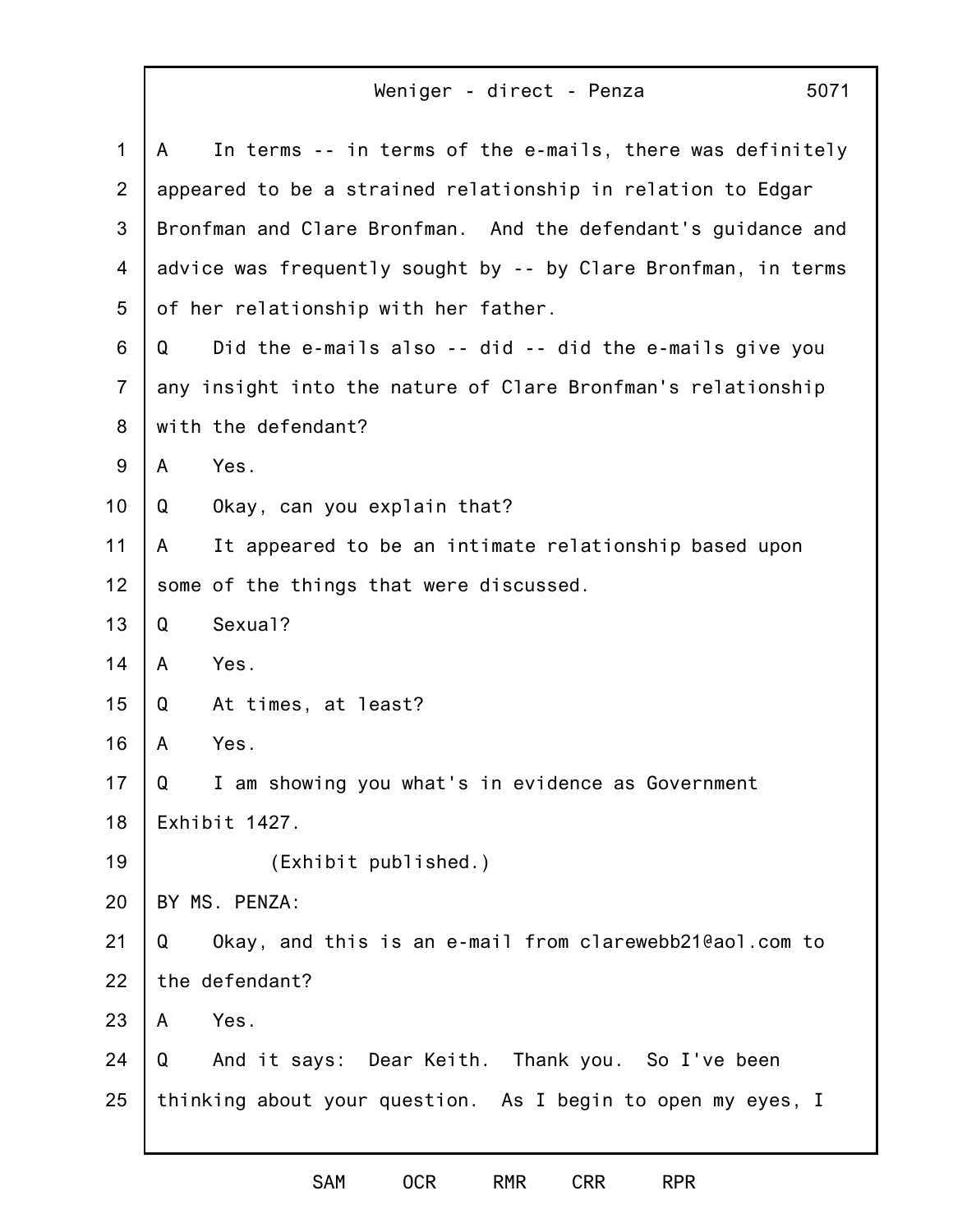A In terms -- in terms of the e-mails, there was definitely appeared to be a strained relationship in relation to Edgar Bronfman and Clare Bronfman. And the defendant's guidance and advice was frequently sought by -- by Clare Bronfman, in terms of her relationship with her father.

Q Did the e-mails also -- did -- did the e-mails give you any insight into the nature of Clare Bronfman's relationship with the defendant?

A Yes.

Q Okay, can you explain that?

A It appeared to be an intimate relationship based upon some of the things that were discussed.

Q Sexual?

A Yes.

Q At times, at least?

A Yes.

Q I am showing you what's in evidence as Government Exhibit 1427.

(Exhibit published.)

BY MS. PENZA:

Q Okay, and this is an e-mail from clarewebb21@aol.com to the defendant?

A Yes.

Q And it says: Dear Keith. Thank you. So I've been thinking about your question. As I begin to open my eyes, I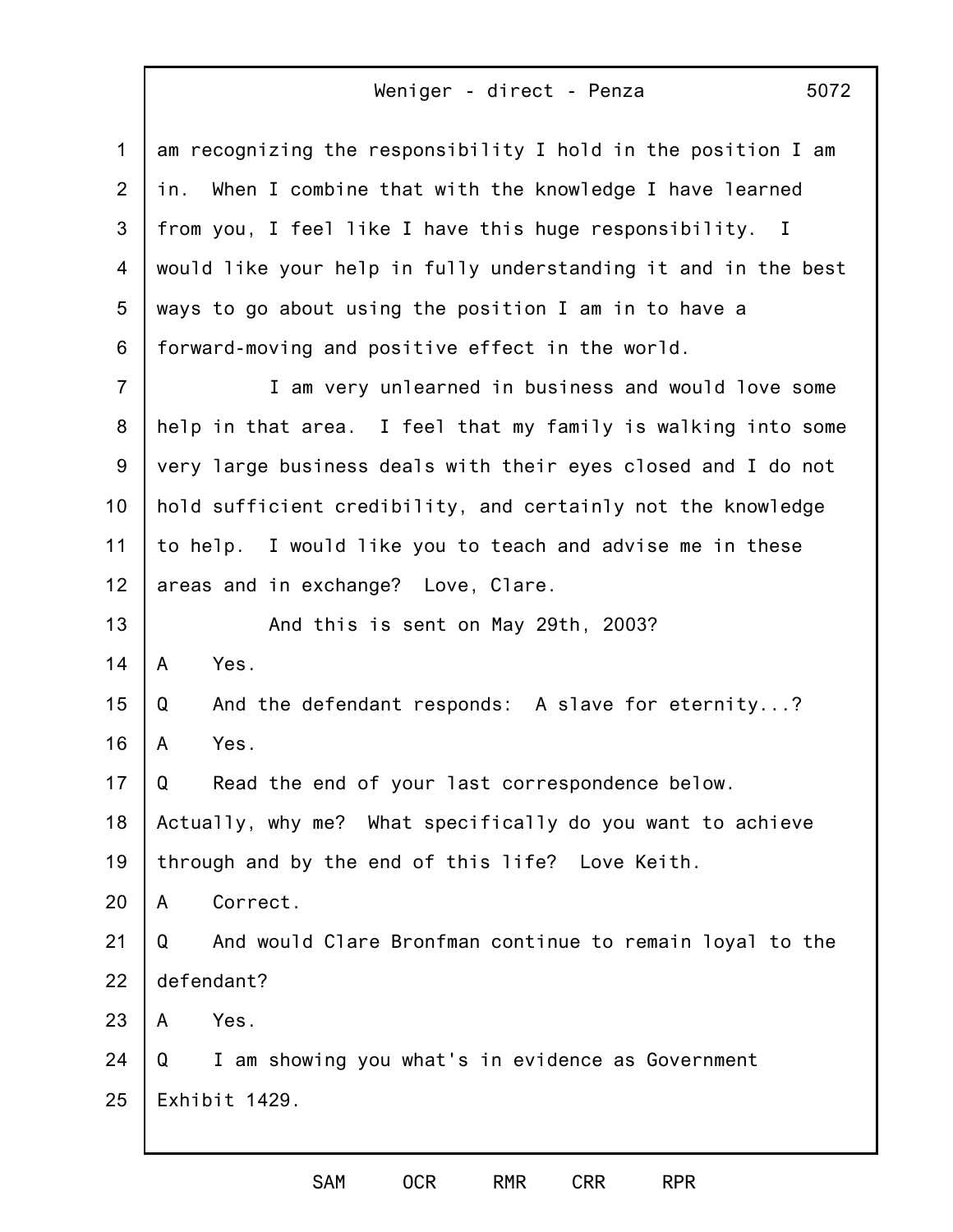am recognizing the responsibility I hold in the position I am in. When I combine that with the knowledge I have learned from you, I feel like I have this huge responsibility. I would like your help in fully understanding it and in the best ways to go about using the position I am in to have a forward-moving and positive effect in the world.

I am very unlearned in business and would love some help in that area. I feel that my family is walking into some very large business deals with their eyes closed and I do not hold sufficient credibility, and certainly not the knowledge to help. I would like you to teach and advise me in these areas and in exchange? Love, Clare.

And this is sent on May 29th, 2003?

A Yes.

Q And the defendant responds: A slave for eternity...?

A Yes.

Q Read the end of your last correspondence below. Actually, why me? What specifically do you want to achieve through and by the end of this life? Love Keith.

A Correct.

Q And would Clare Bronfman continue to remain loyal to the defendant?

A Yes.

Q I am showing you what's in evidence as Government Exhibit 1429.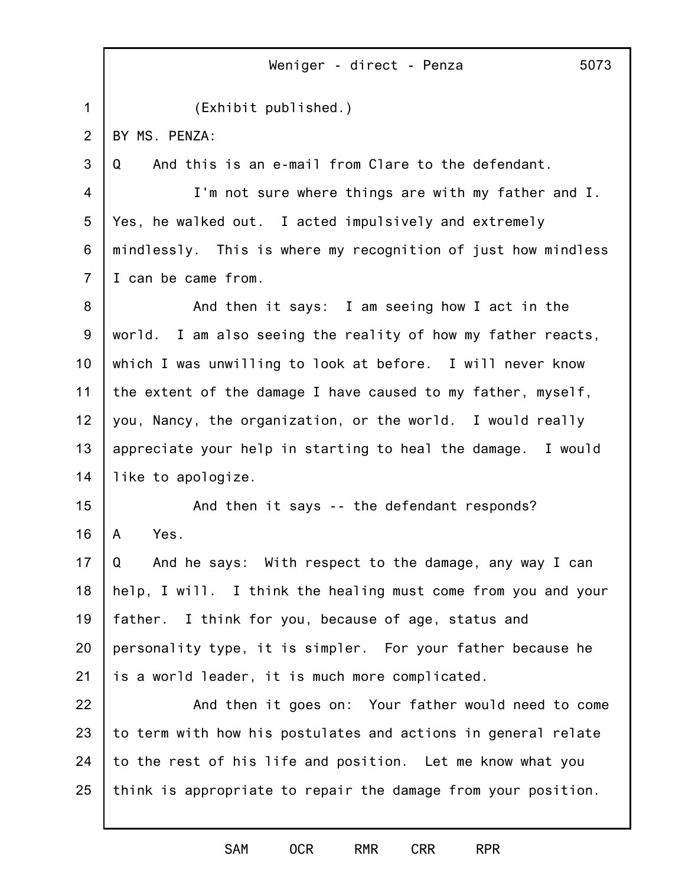(Exhibit published.)

BY MS. PENZA:

Q And this is an e-mail from Clare to the defendant.

I'm not sure where things are with my father and I. Yes, he walked out. I acted impulsively and extremely mindlessly. This is where my recognition of just how mindless I can be came from.

And then it says: I am seeing how I act in the world. I am also seeing the reality of how my father reacts, which I was unwilling to look at before. I will never know the extent of the damage I have caused to my father, myself, you, Nancy, the organization, or the world. I would really appreciate your help in starting to heal the damage. I would like to apologize.

And then it says -- the defendant responds?

A Yes.

Q And he says: With respect to the damage, any way I can help, I will. I think the healing must come from you and your father. I think for you, because of age, status and personality type, it is simpler. For your father because he is a world leader, it is much more complicated.

And then it goes on: Your father would need to come to term with how his postulates and actions in general relate to the rest of his life and position. Let me know what you think is appropriate to repair the damage from your position.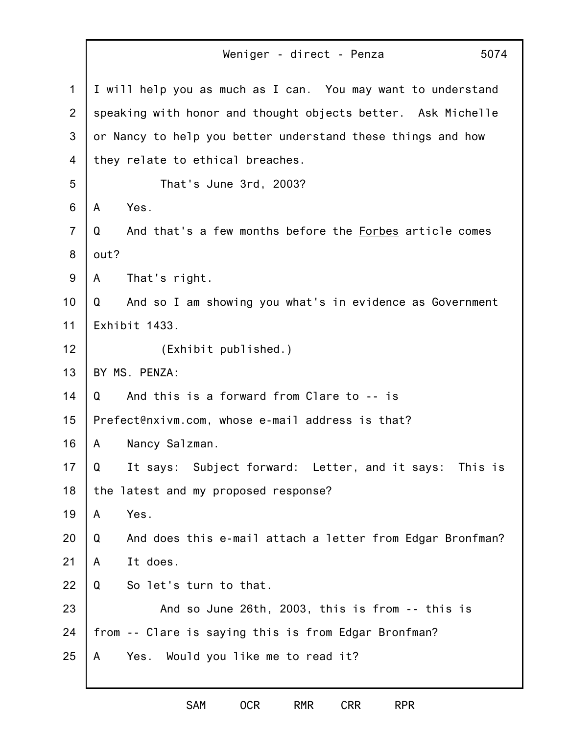I will help you as much as I can. You may want to understand speaking with honor and thought objects better. Ask Michelle or Nancy to help you better understand these things and how they relate to ethical breaches.

That's June 3rd, 2003?

A Yes.

Q And that's a few months before the Forbes article comes out?

A That's right.

Q And so I am showing you what's in evidence as Government Exhibit 1433.

(Exhibit published.)

BY MS. PENZA:

Q And this is a forward from Clare to -- is Prefect@nxivm.com, whose e-mail address is that?

A Nancy Salzman.

Q It says: Subject forward: Letter, and it says: This is the latest and my proposed response?

A Yes.

Q And does this e-mail attach a letter from Edgar Bronfman?

A It does.

Q So let's turn to that.

And so June 26th, 2003, this is from -- this is from -- Clare is saying this is from Edgar Bronfman?

A Yes. Would you like me to read it?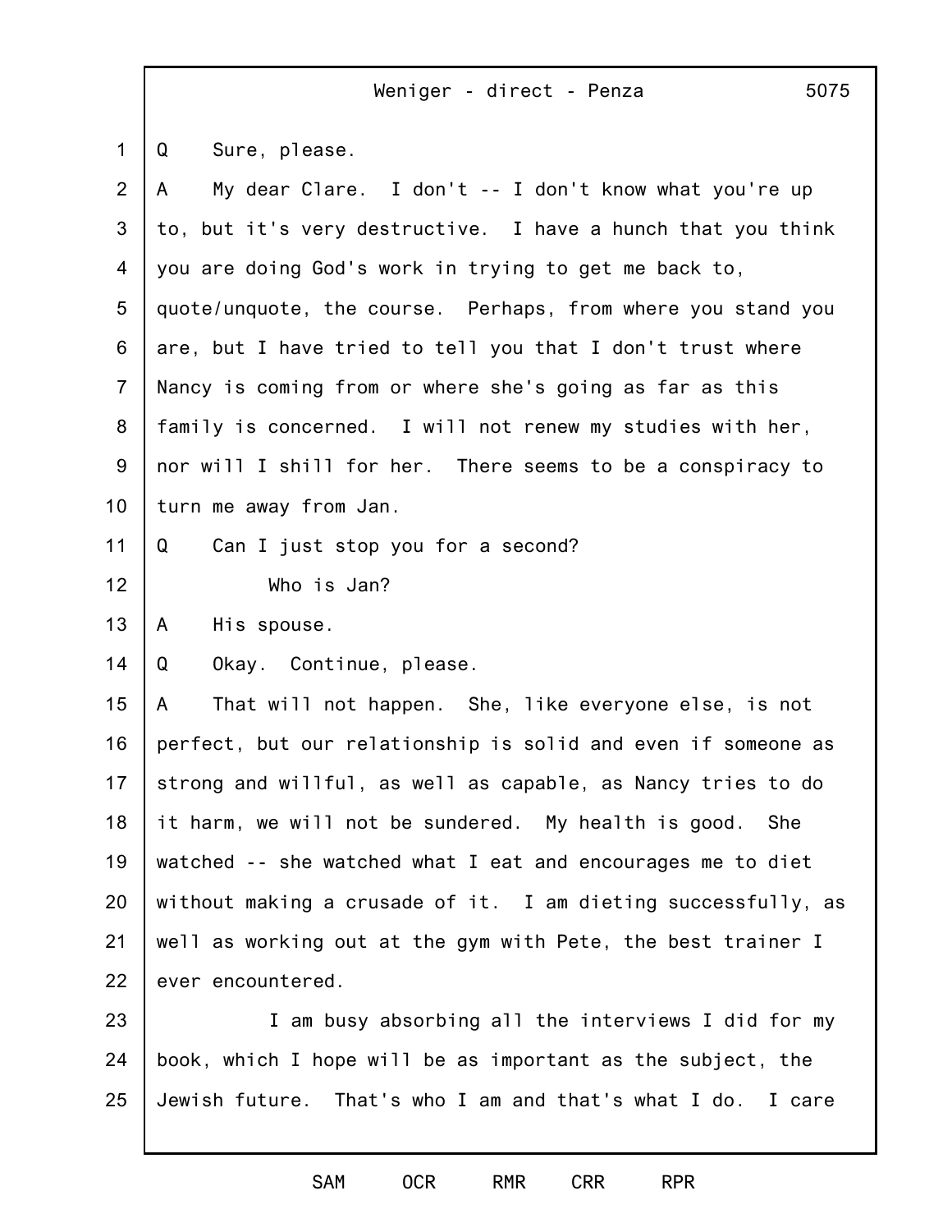Q Sure, please.

A My dear Clare. I don't -- I don't know what you're up to, but it's very destructive. I have a hunch that you think you are doing God's work in trying to get me back to, quote/unquote, the course. Perhaps, from where you stand you are, but I have tried to tell you that I don't trust where Nancy is coming from or where she's going as far as this family is concerned. I will not renew my studies with her, nor will I shill for her. There seems to be a conspiracy to turn me away from Jan.

Q Can I just stop you for a second?

Who is Jan?

A His spouse.

Q Okay. Continue, please.

A That will not happen. She, like everyone else, is not perfect, but our relationship is solid and even if someone as strong and willful, as well as capable, as Nancy tries to do it harm, we will not be sundered. My health is good. She watched -- she watched what I eat and encourages me to diet without making a crusade of it. I am dieting successfully, as well as working out at the gym with Pete, the best trainer I ever encountered.

I am busy absorbing all the interviews I did for my book, which I hope will be as important as the subject, the Jewish future. That's who I am and that's what I do. I care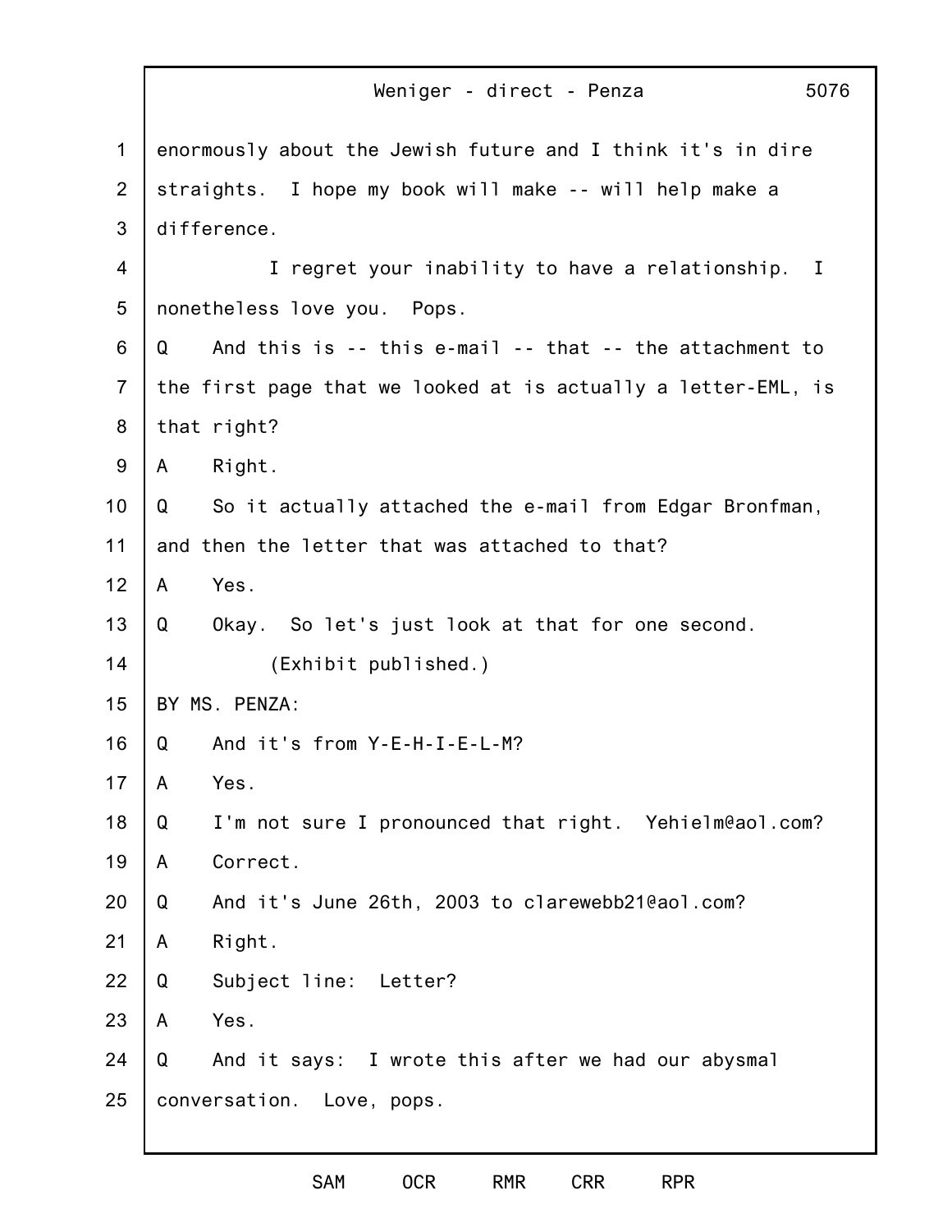enormously about the Jewish future and I think it's in dire straights. I hope my book will make -- will help make a difference.

I regret your inability to have a relationship. I nonetheless love you. Pops.

Q And this is -- this e-mail -- that -- the attachment to the first page that we looked at is actually a letter-EML, is that right?

A Right.

Q So it actually attached the e-mail from Edgar Bronfman, and then the letter that was attached to that?

A Yes.

Q Okay. So let's just look at that for one second.

(Exhibit published.)

BY MS. PENZA:

Q And it's from Y-E-H-I-E-L-M?

A Yes.

Q I'm not sure I pronounced that right. Yehielm@aol.com?

A Correct.

Q And it's June 26th, 2003 to clarewebb21@aol.com?

A Right.

Q Subject line: Letter?

A Yes.

Q And it says: I wrote this after we had our abysmal conversation. Love, pops.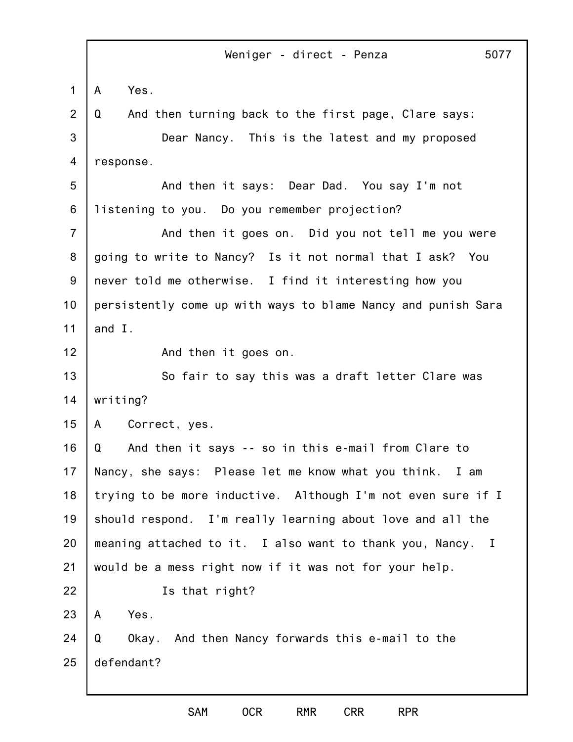A Yes.

Q And then turning back to the first page, Clare says:

Dear Nancy. This is the latest and my proposed response.

And then it says: Dear Dad. You say I'm not listening to you. Do you remember projection?

And then it goes on. Did you not tell me you were going to write to Nancy? Is it not normal that I ask? You never told me otherwise. I find it interesting how you persistently come up with ways to blame Nancy and punish Sara and I.

And then it goes on.

So fair to say this was a draft letter Clare was writing?

A Correct, yes.

Q And then it says -- so in this e-mail from Clare to Nancy, she says: Please let me know what you think. I am trying to be more inductive. Although I'm not even sure if I should respond. I'm really learning about love and all the meaning attached to it. I also want to thank you, Nancy. I would be a mess right now if it was not for your help.

Is that right?

A Yes.

Q Okay. And then Nancy forwards this e-mail to the defendant?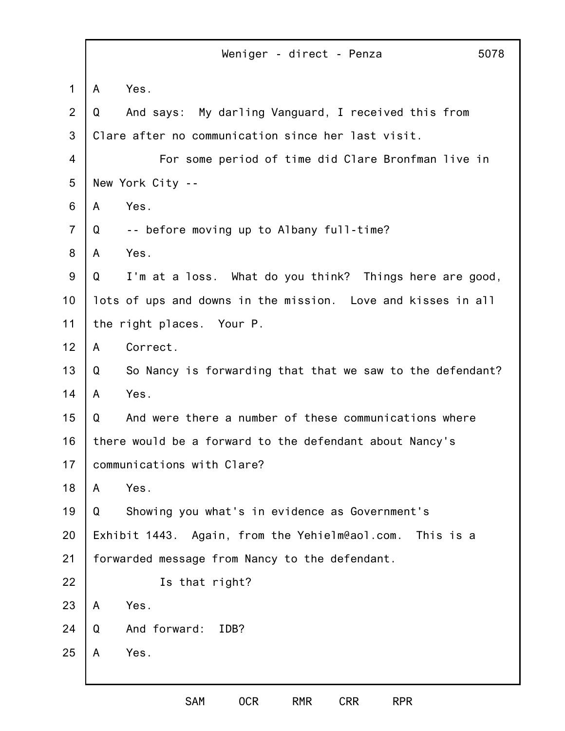A Yes.

Q And says: My darling Vanguard, I received this from Clare after no communication since her last visit.

For some period of time did Clare Bronfman live in New York City --

A Yes.

Q -- before moving up to Albany full-time?

A Yes.

Q I'm at a loss. What do you think? Things here are good, lots of ups and downs in the mission. Love and kisses in all the right places. Your P.

A Correct.

Q So Nancy is forwarding that that we saw to the defendant?

A Yes.

Q And were there a number of these communications where there would be a forward to the defendant about Nancy's communications with Clare?

A Yes.

Q Showing you what's in evidence as Government's Exhibit 1443. Again, from the Yehielm@aol.com. This is a forwarded message from Nancy to the defendant.

Is that right?

A Yes.

Q And forward: IDB?

A Yes.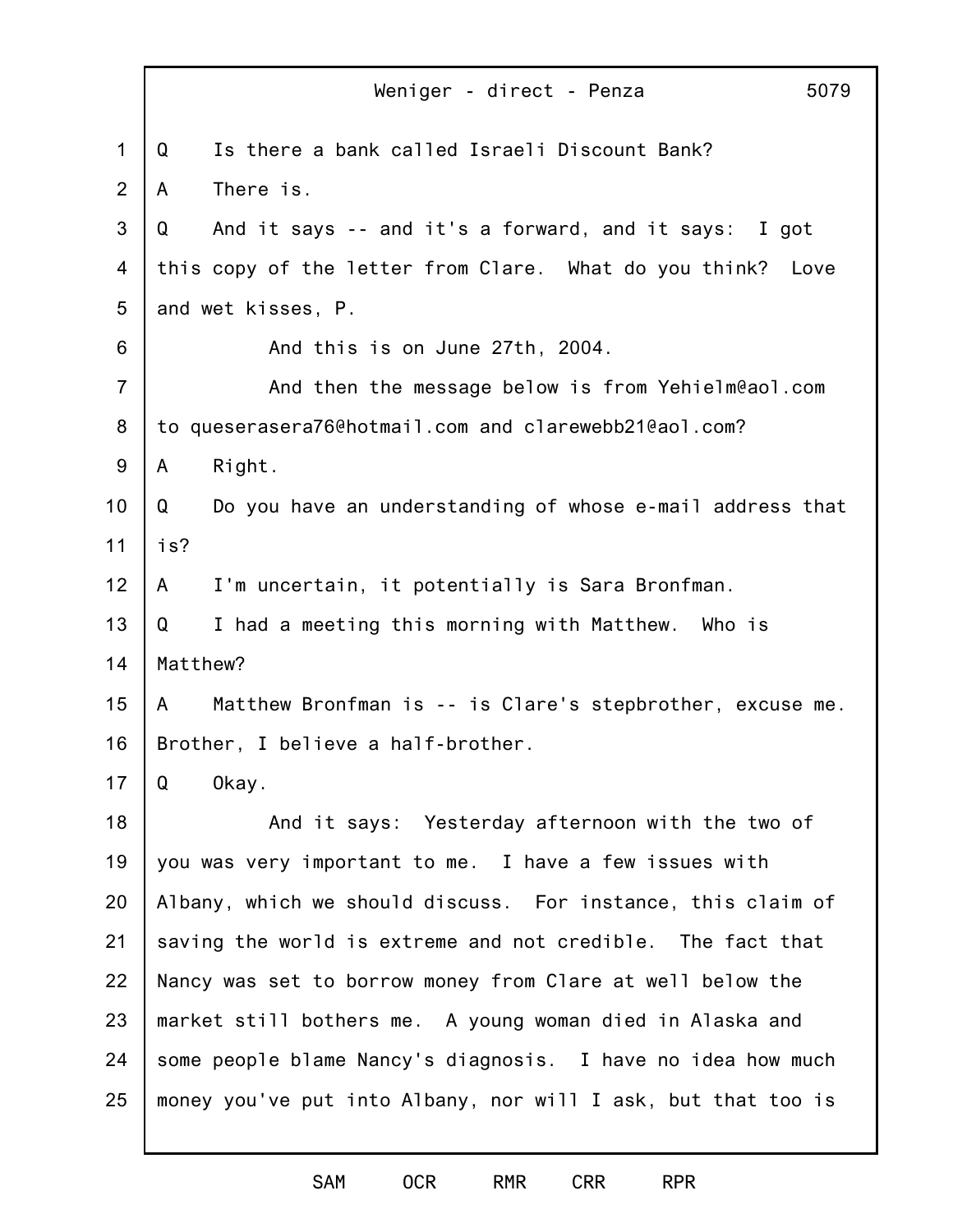Q Is there a bank called Israeli Discount Bank?

A There is.

Q And it says -- and it's a forward, and it says: I got this copy of the letter from Clare. What do you think? Love and wet kisses, P.

And this is on June 27th, 2004.

And then the message below is from Yehielm@aol.com to queserasera76@hotmail.com and clarewebb21@aol.com?

A Right.

Q Do you have an understanding of whose e-mail address that is?

A I'm uncertain, it potentially is Sara Bronfman.

Q I had a meeting this morning with Matthew. Who is Matthew?

A Matthew Bronfman is -- is Clare's stepbrother, excuse me. Brother, I believe a half-brother.

Q Okay.

And it says: Yesterday afternoon with the two of you was very important to me. I have a few issues with Albany, which we should discuss. For instance, this claim of saving the world is extreme and not credible. The fact that Nancy was set to borrow money from Clare at well below the market still bothers me. A young woman died in Alaska and some people blame Nancy's diagnosis. I have no idea how much money you've put into Albany, nor will I ask, but that too is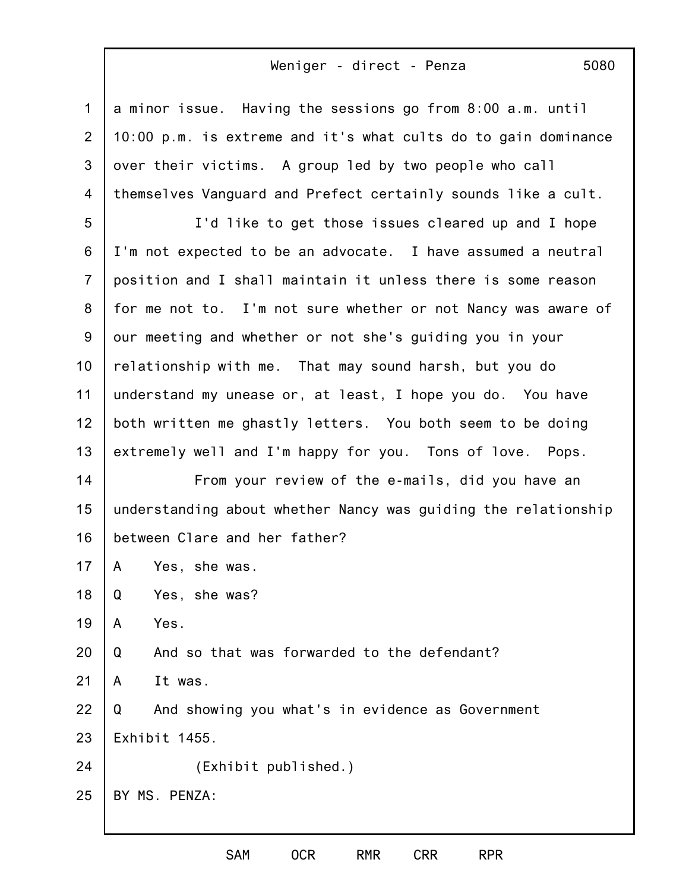a minor issue. Having the sessions go from 8:00 a.m. until 10:00 p.m. is extreme and it's what cults do to gain dominance over their victims. A group led by two people who call themselves Vanguard and Prefect certainly sounds like a cult.

I'd like to get those issues cleared up and I hope I'm not expected to be an advocate. I have assumed a neutral position and I shall maintain it unless there is some reason for me not to. I'm not sure whether or not Nancy was aware of our meeting and whether or not she's guiding you in your relationship with me. That may sound harsh, but you do understand my unease or, at least, I hope you do. You have both written me ghastly letters. You both seem to be doing extremely well and I'm happy for you. Tons of love. Pops.

From your review of the e-mails, did you have an understanding about whether Nancy was guiding the relationship between Clare and her father?

A Yes, she was.

Q Yes, she was?

A Yes.

Q And so that was forwarded to the defendant?

A It was.

Q And showing you what's in evidence as Government Exhibit 1455.

(Exhibit published.)

BY MS. PENZA: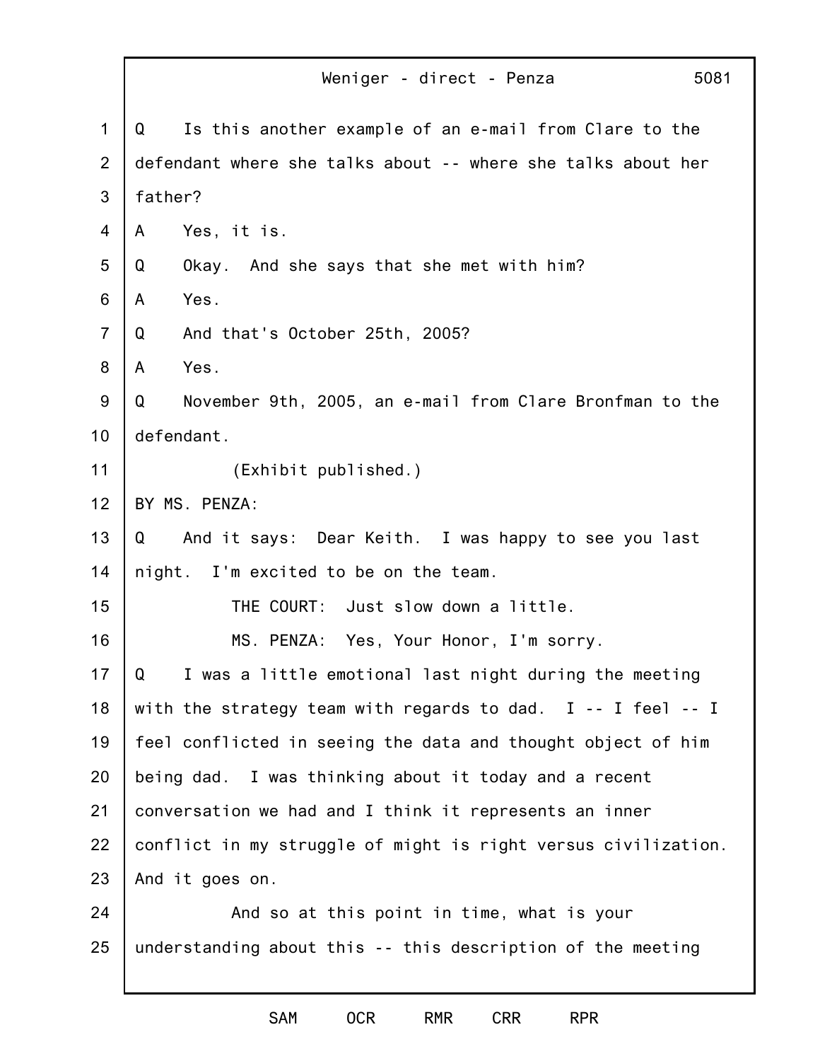Q Is this another example of an e-mail from Clare to the defendant where she talks about -- where she talks about her father?

A Yes, it is.

Q Okay. And she says that she met with him?

A Yes.

Q And that's October 25th, 2005?

A Yes.

Q November 9th, 2005, an e-mail from Clare Bronfman to the defendant.

(Exhibit published.)

BY MS. PENZA:

Q And it says: Dear Keith. I was happy to see you last night. I'm excited to be on the team.

THE COURT: Just slow down a little.

MS. PENZA: Yes, Your Honor, I'm sorry.

Q I was a little emotional last night during the meeting with the strategy team with regards to dad. I -- I feel -- I feel conflicted in seeing the data and thought object of him being dad. I was thinking about it today and a recent conversation we had and I think it represents an inner conflict in my struggle of might is right versus civilization. And it goes on.

And so at this point in time, what is your understanding about this -- this description of the meeting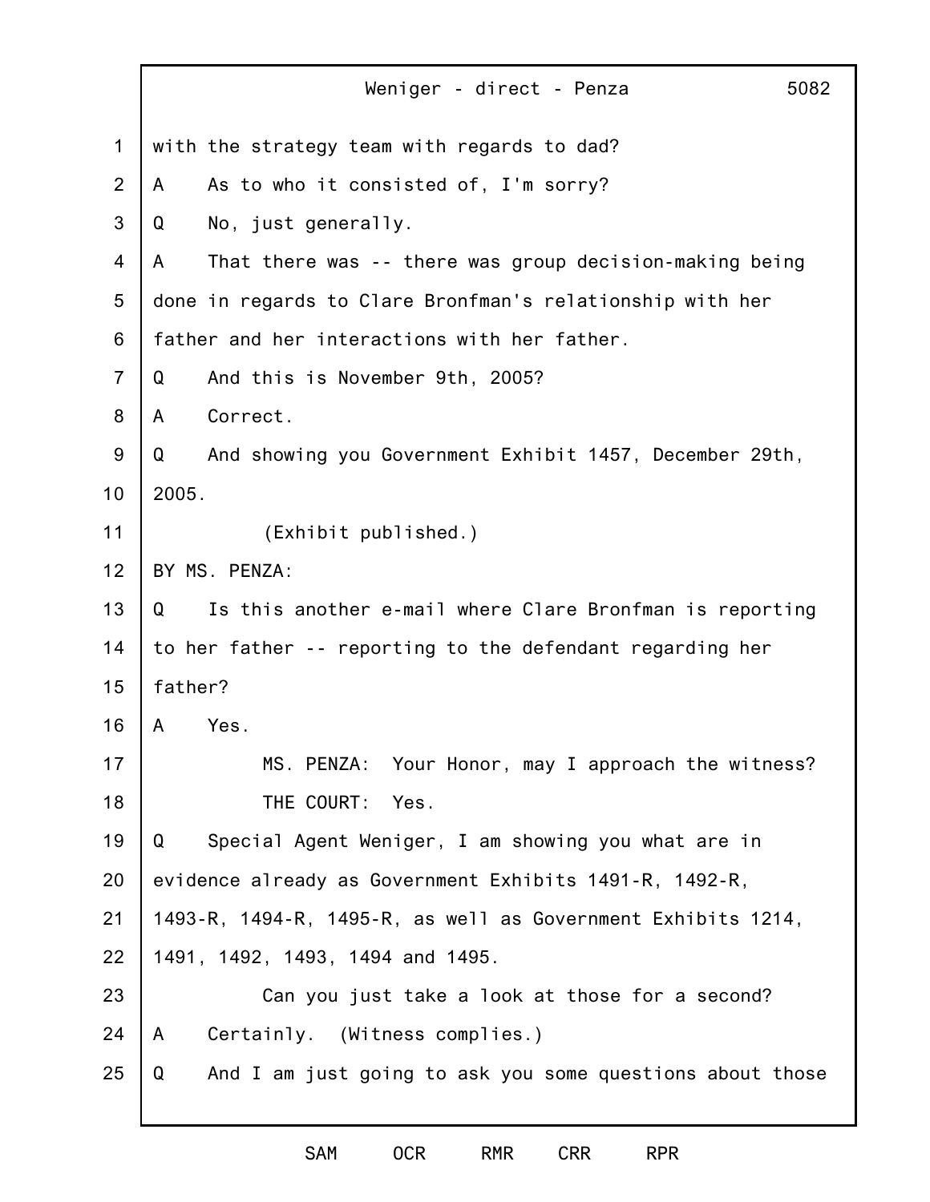with the strategy team with regards to dad?

A    As to who it consisted of, I'm sorry?

Q    No, just generally.

A    That there was -- there was group decision-making being done in regards to Clare Bronfman's relationship with her father and her interactions with her father.

Q    And this is November 9th, 2005?

A    Correct.

Q    And showing you Government Exhibit 1457, December 29th, 2005.

(Exhibit published.)

BY MS. PENZA:

Q    Is this another e-mail where Clare Bronfman is reporting to her father -- reporting to the defendant regarding her father?

A    Yes.

MS. PENZA: Your Honor, may I approach the witness?

THE COURT: Yes.

Q    Special Agent Weniger, I am showing you what are in evidence already as Government Exhibits 1491-R, 1492-R, 1493-R, 1494-R, 1495-R, as well as Government Exhibits 1214, 1491, 1492, 1493, 1494 and 1495.

Can you just take a look at those for a second?

A    Certainly. (Witness complies.)

Q    And I am just going to ask you some questions about those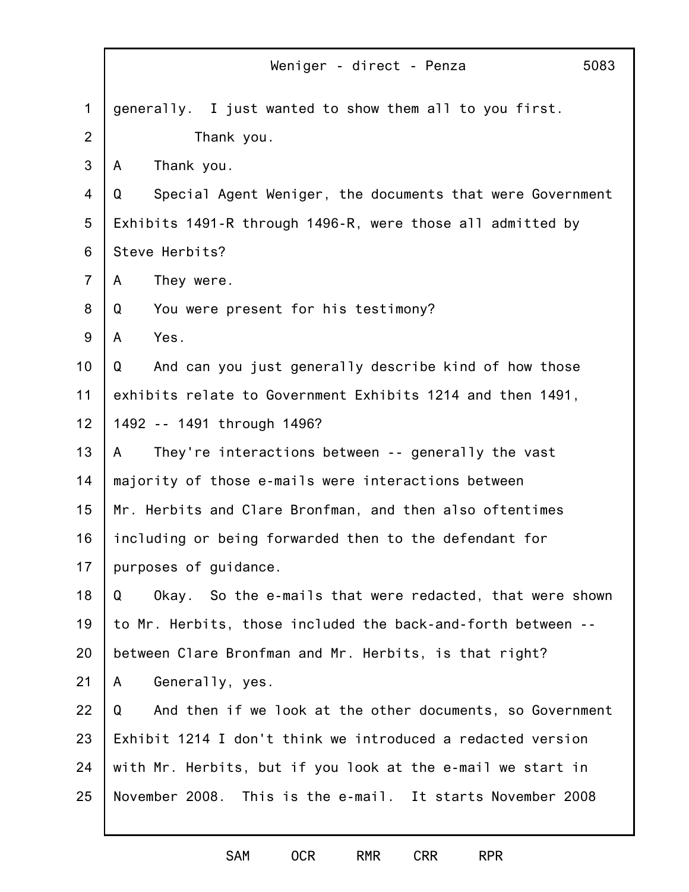generally. I just wanted to show them all to you first.

Thank you.

A Thank you.

Q Special Agent Weniger, the documents that were Government Exhibits 1491-R through 1496-R, were those all admitted by Steve Herbits?

A They were.

Q You were present for his testimony?

A Yes.

Q And can you just generally describe kind of how those exhibits relate to Government Exhibits 1214 and then 1491, 1492 -- 1491 through 1496?

A They're interactions between -- generally the vast majority of those e-mails were interactions between Mr. Herbits and Clare Bronfman, and then also oftentimes including or being forwarded then to the defendant for purposes of guidance.

Q Okay. So the e-mails that were redacted, that were shown to Mr. Herbits, those included the back-and-forth between -- between Clare Bronfman and Mr. Herbits, is that right?

A Generally, yes.

Q And then if we look at the other documents, so Government Exhibit 1214 I don't think we introduced a redacted version with Mr. Herbits, but if you look at the e-mail we start in November 2008. This is the e-mail. It starts November 2008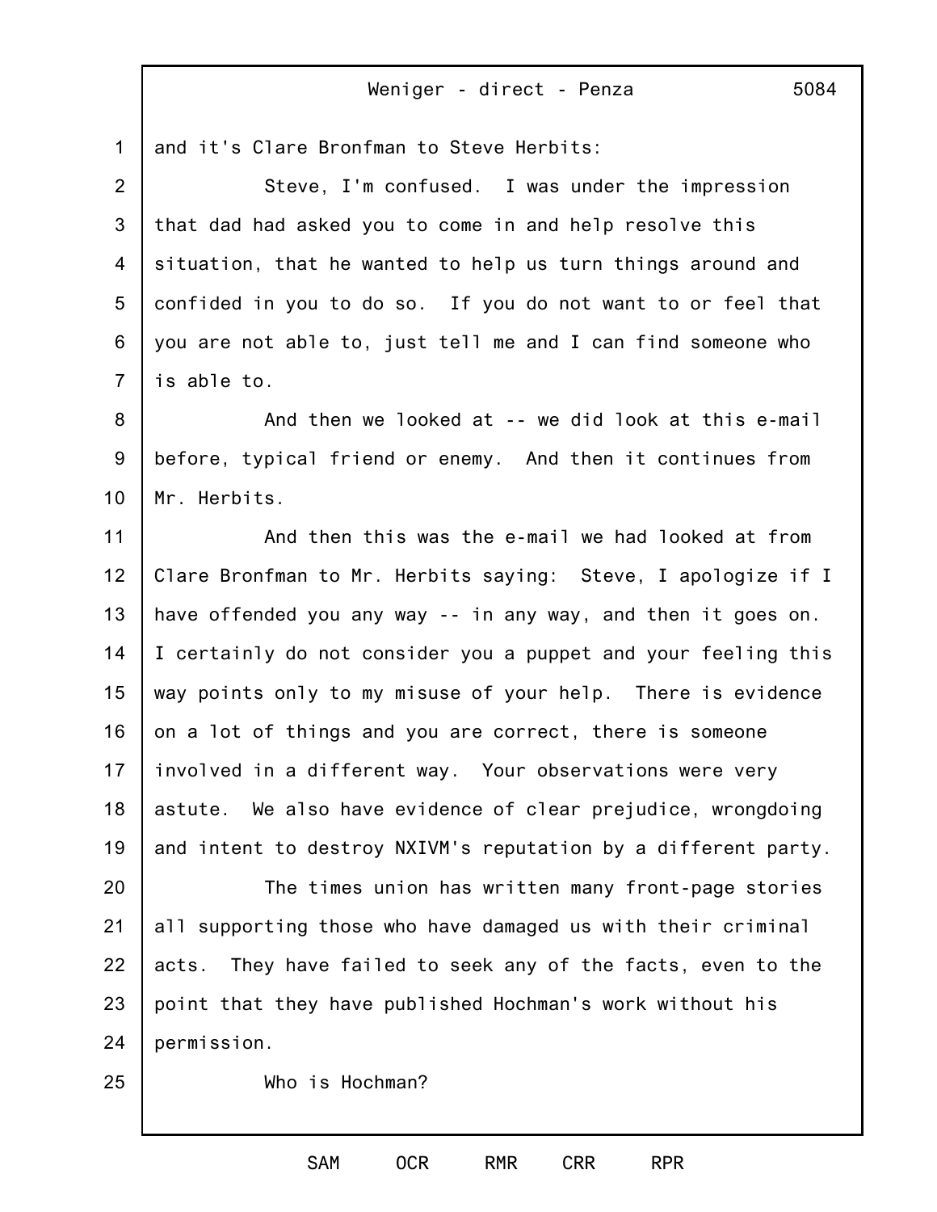and it's Clare Bronfman to Steve Herbits:

Steve, I'm confused. I was under the impression that dad had asked you to come in and help resolve this situation, that he wanted to help us turn things around and confided in you to do so. If you do not want to or feel that you are not able to, just tell me and I can find someone who is able to.

And then we looked at -- we did look at this e-mail before, typical friend or enemy. And then it continues from Mr. Herbits.

And then this was the e-mail we had looked at from Clare Bronfman to Mr. Herbits saying: Steve, I apologize if I have offended you any way -- in any way, and then it goes on. I certainly do not consider you a puppet and your feeling this way points only to my misuse of your help. There is evidence on a lot of things and you are correct, there is someone involved in a different way. Your observations were very astute. We also have evidence of clear prejudice, wrongdoing and intent to destroy NXIVM's reputation by a different party.

The times union has written many front-page stories all supporting those who have damaged us with their criminal acts. They have failed to seek any of the facts, even to the point that they have published Hochman's work without his permission.

Who is Hochman?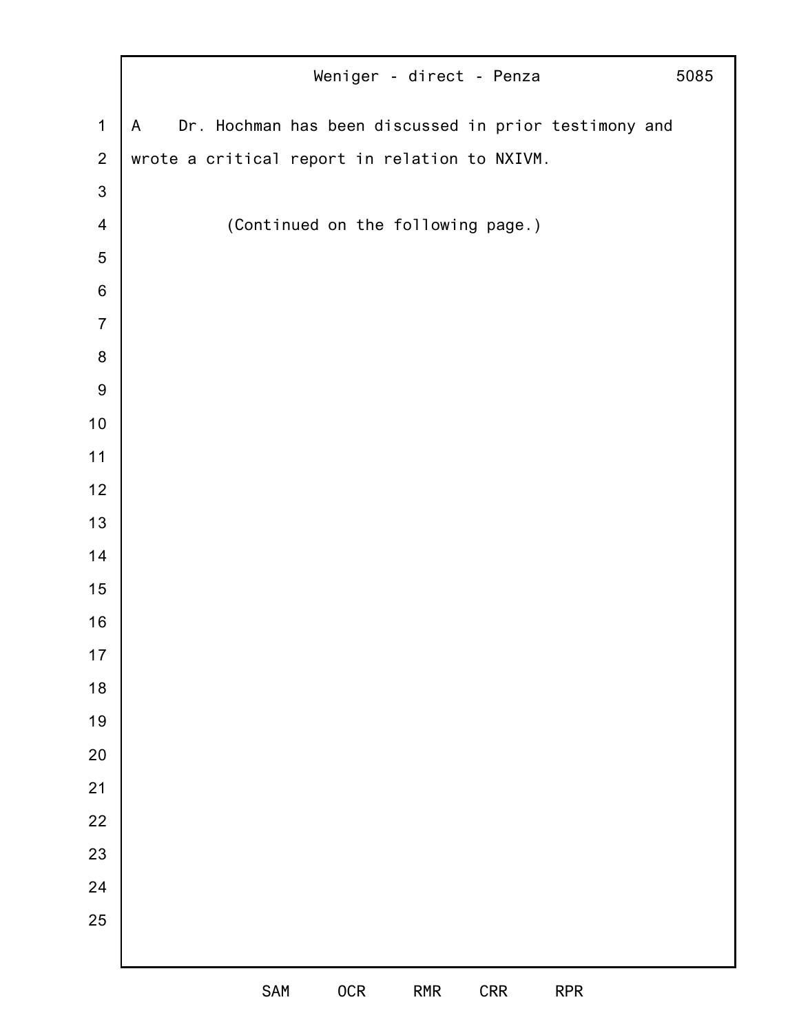A Dr. Hochman has been discussed in prior testimony and wrote a critical report in relation to NXIVM.

(Continued on the following page.)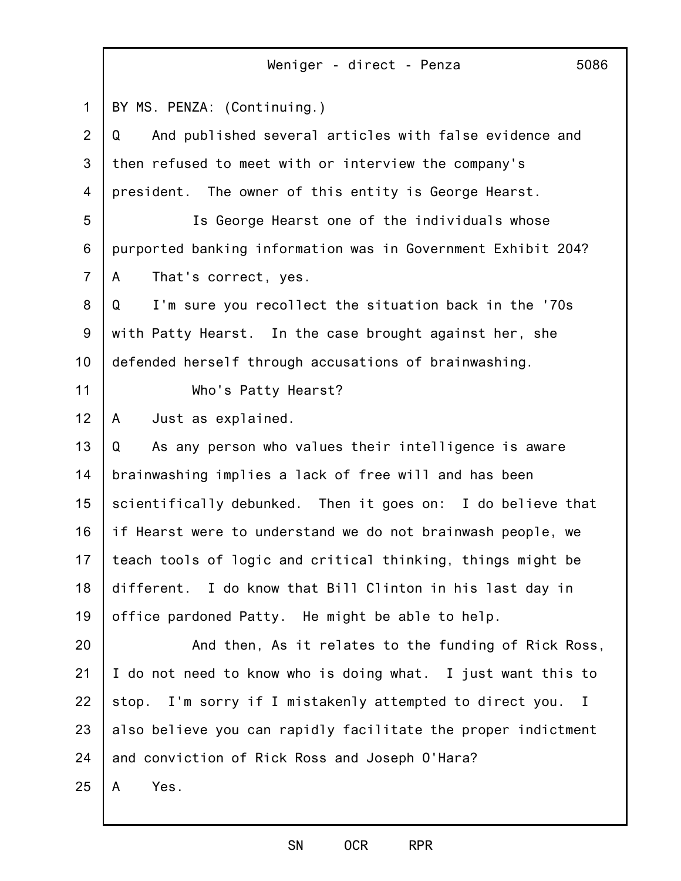BY MS. PENZA: (Continuing.)

Q And published several articles with false evidence and then refused to meet with or interview the company's president. The owner of this entity is George Hearst.

Is George Hearst one of the individuals whose purported banking information was in Government Exhibit 204?

A That's correct, yes.

Q I'm sure you recollect the situation back in the '70s with Patty Hearst. In the case brought against her, she defended herself through accusations of brainwashing.

Who's Patty Hearst?

A Just as explained.

Q As any person who values their intelligence is aware brainwashing implies a lack of free will and has been scientifically debunked. Then it goes on: I do believe that if Hearst were to understand we do not brainwash people, we teach tools of logic and critical thinking, things might be different. I do know that Bill Clinton in his last day in office pardoned Patty. He might be able to help.

And then, As it relates to the funding of Rick Ross, I do not need to know who is doing what. I just want this to stop. I'm sorry if I mistakenly attempted to direct you. I also believe you can rapidly facilitate the proper indictment and conviction of Rick Ross and Joseph O'Hara?

A Yes.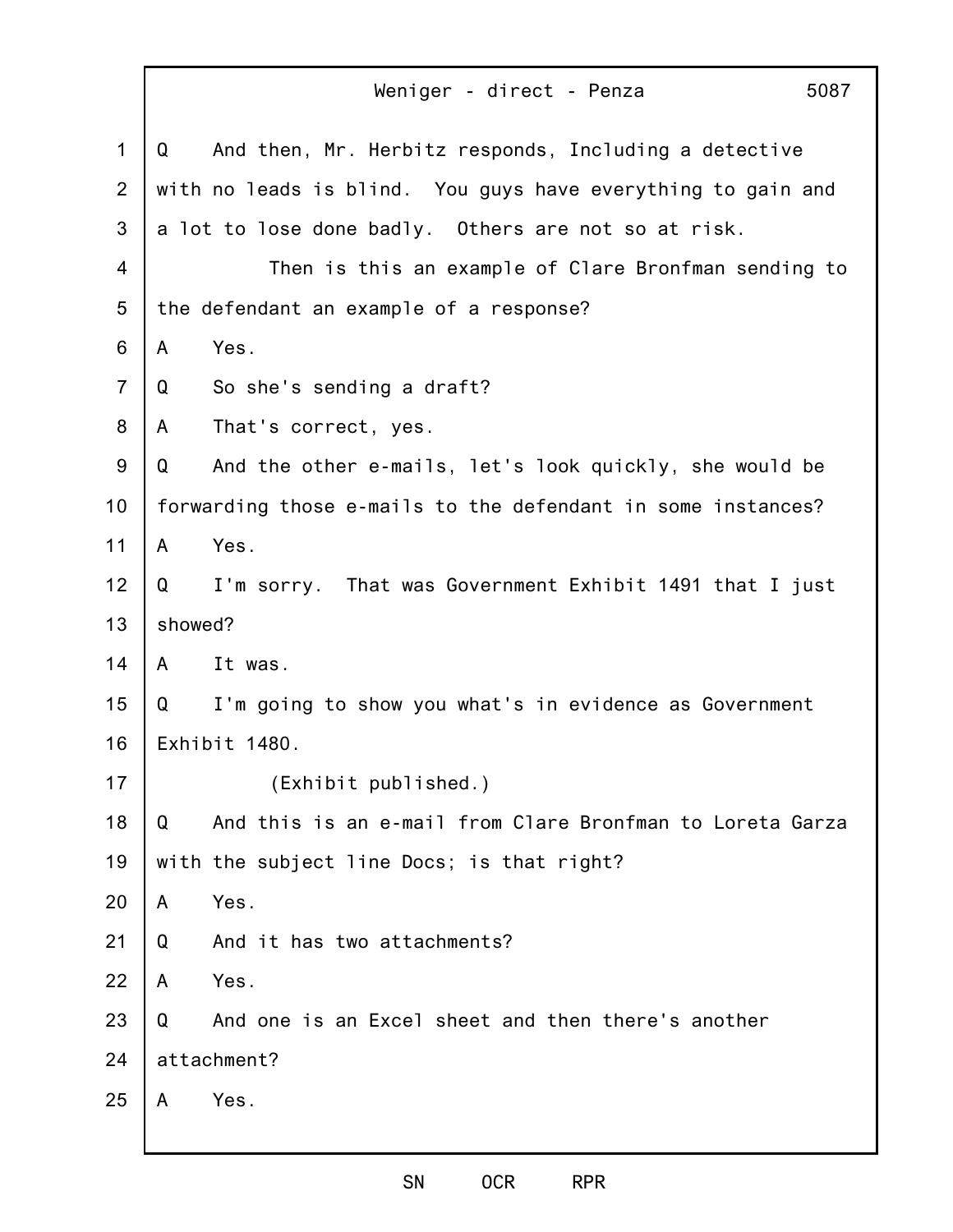Q And then, Mr. Herbitz responds, Including a detective with no leads is blind. You guys have everything to gain and a lot to lose done badly. Others are not so at risk.

Then is this an example of Clare Bronfman sending to the defendant an example of a response?

A Yes.

Q So she's sending a draft?

A That's correct, yes.

Q And the other e-mails, let's look quickly, she would be forwarding those e-mails to the defendant in some instances?

A Yes.

Q I'm sorry. That was Government Exhibit 1491 that I just showed?

A It was.

Q I'm going to show you what's in evidence as Government Exhibit 1480.

(Exhibit published.)

Q And this is an e-mail from Clare Bronfman to Loreta Garza with the subject line Docs; is that right?

A Yes.

Q And it has two attachments?

A Yes.

Q And one is an Excel sheet and then there's another attachment?

A Yes.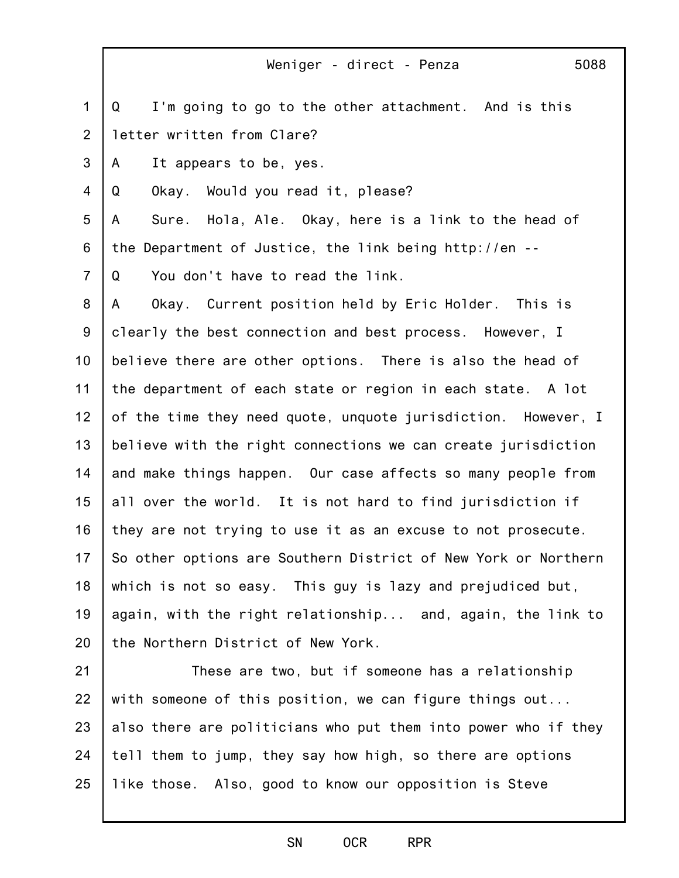Q I'm going to go to the other attachment. And is this letter written from Clare?

A It appears to be, yes.

Q Okay. Would you read it, please?

A Sure. Hola, Ale. Okay, here is a link to the head of the Department of Justice, the link being http://en --

Q You don't have to read the link.

A Okay. Current position held by Eric Holder. This is clearly the best connection and best process. However, I believe there are other options. There is also the head of the department of each state or region in each state. A lot of the time they need quote, unquote jurisdiction. However, I believe with the right connections we can create jurisdiction and make things happen. Our case affects so many people from all over the world. It is not hard to find jurisdiction if they are not trying to use it as an excuse to not prosecute. So other options are Southern District of New York or Northern which is not so easy. This guy is lazy and prejudiced but, again, with the right relationship... and, again, the link to the Northern District of New York.

These are two, but if someone has a relationship with someone of this position, we can figure things out... also there are politicians who put them into power who if they tell them to jump, they say how high, so there are options like those. Also, good to know our opposition is Steve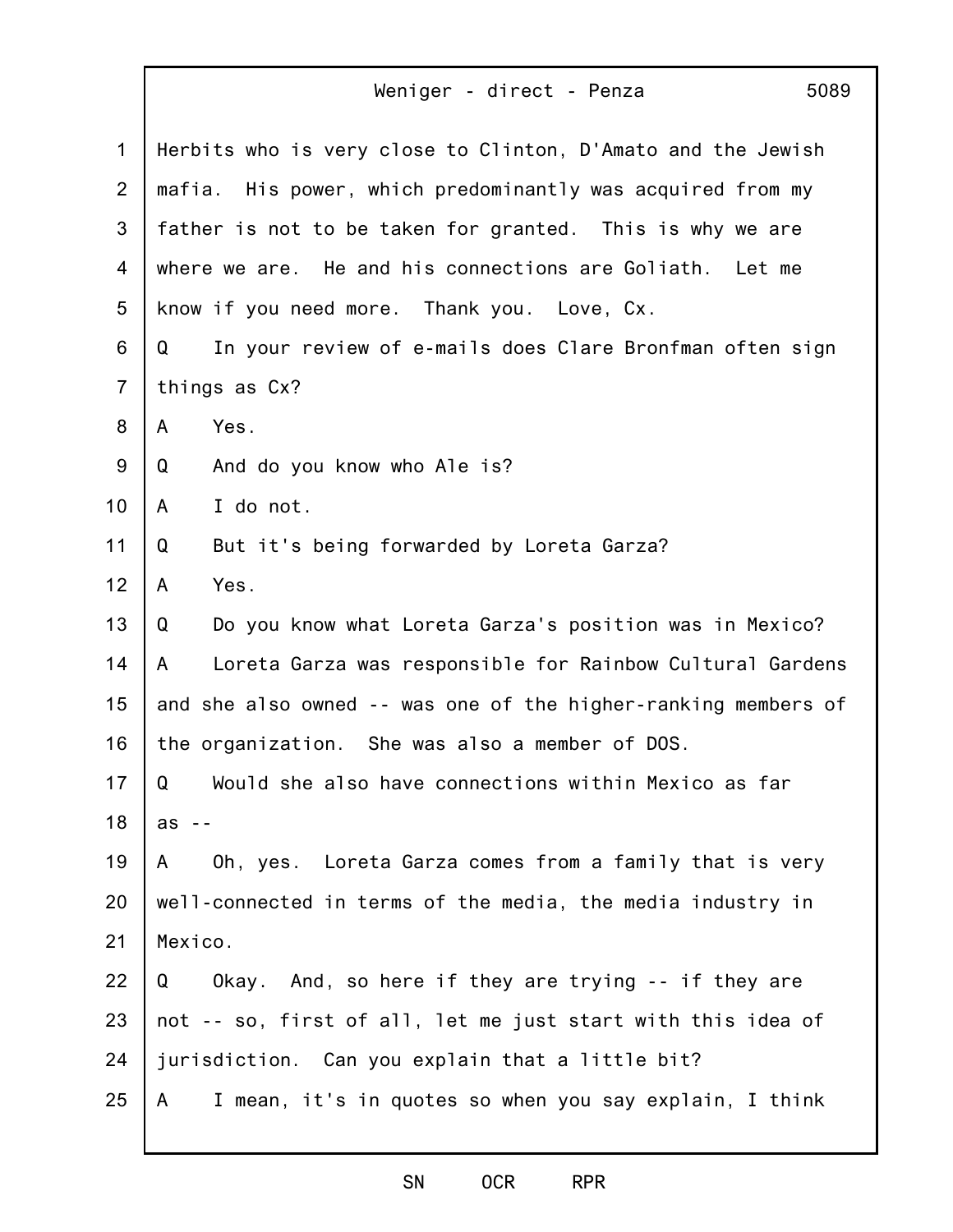Herbits who is very close to Clinton, D'Amato and the Jewish mafia. His power, which predominantly was acquired from my father is not to be taken for granted. This is why we are where we are. He and his connections are Goliath. Let me know if you need more. Thank you. Love, Cx.

Q In your review of e-mails does Clare Bronfman often sign things as Cx?

A Yes.

Q And do you know who Ale is?

A I do not.

Q But it's being forwarded by Loreta Garza?

A Yes.

Q Do you know what Loreta Garza's position was in Mexico?

A Loreta Garza was responsible for Rainbow Cultural Gardens and she also owned -- was one of the higher-ranking members of the organization. She was also a member of DOS.

Q Would she also have connections within Mexico as far as --

A Oh, yes. Loreta Garza comes from a family that is very well-connected in terms of the media, the media industry in Mexico.

Q Okay. And, so here if they are trying -- if they are not -- so, first of all, let me just start with this idea of jurisdiction. Can you explain that a little bit?

A I mean, it's in quotes so when you say explain, I think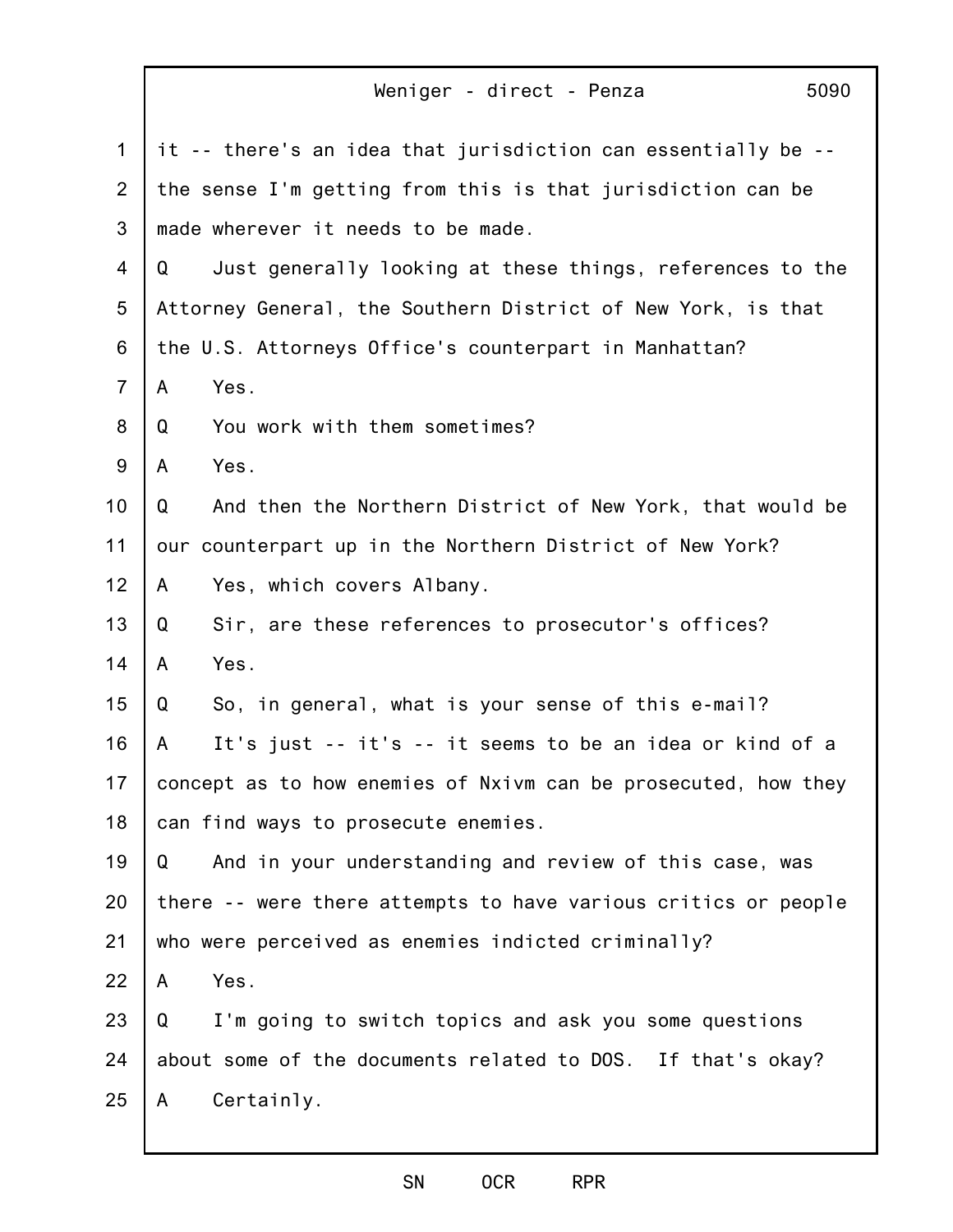it -- there's an idea that jurisdiction can essentially be -- the sense I'm getting from this is that jurisdiction can be made wherever it needs to be made.

Q Just generally looking at these things, references to the Attorney General, the Southern District of New York, is that the U.S. Attorneys Office's counterpart in Manhattan?

A Yes.

Q You work with them sometimes?

A Yes.

Q And then the Northern District of New York, that would be our counterpart up in the Northern District of New York?

A Yes, which covers Albany.

Q Sir, are these references to prosecutor's offices?

A Yes.

Q So, in general, what is your sense of this e-mail?

A It's just -- it's -- it seems to be an idea or kind of a concept as to how enemies of Nxivm can be prosecuted, how they can find ways to prosecute enemies.

Q And in your understanding and review of this case, was there -- were there attempts to have various critics or people who were perceived as enemies indicted criminally?

A Yes.

Q I'm going to switch topics and ask you some questions about some of the documents related to DOS. If that's okay?

A Certainly.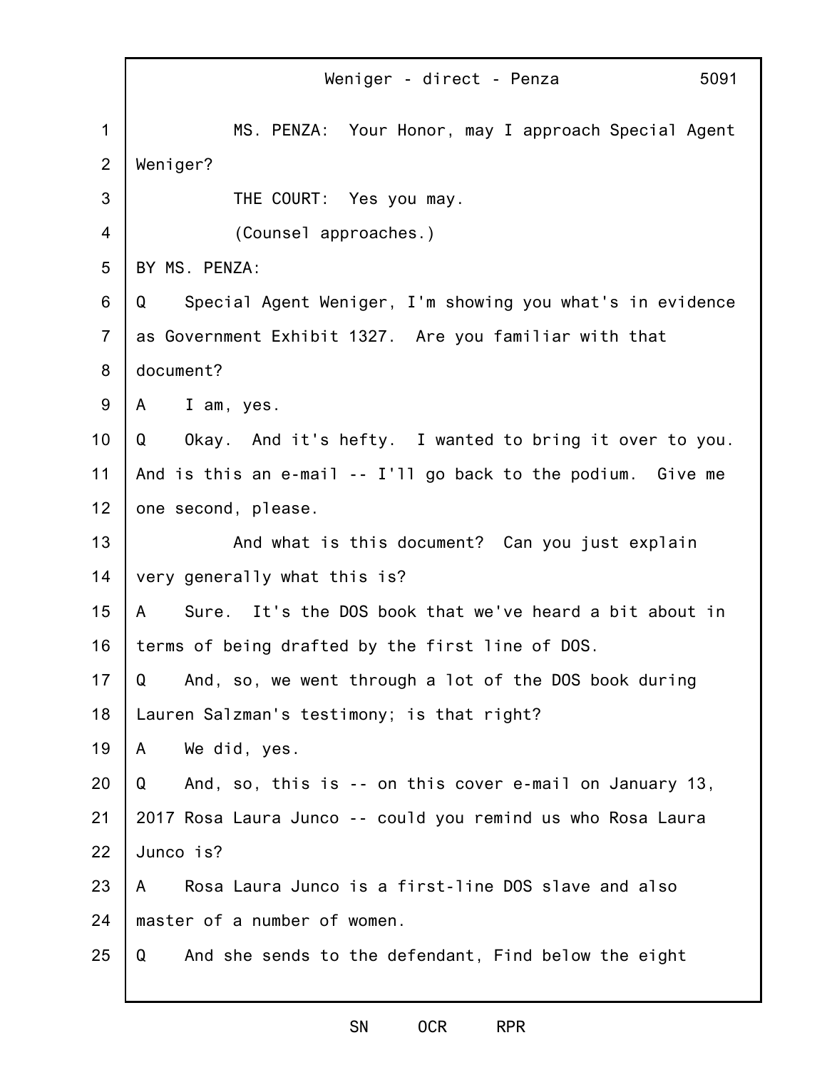MS. PENZA: Your Honor, may I approach Special Agent Weniger?

THE COURT: Yes you may.

(Counsel approaches.)

BY MS. PENZA:

Q Special Agent Weniger, I'm showing you what's in evidence as Government Exhibit 1327. Are you familiar with that document?

A I am, yes.

Q Okay. And it's hefty. I wanted to bring it over to you. And is this an e-mail -- I'll go back to the podium. Give me one second, please.

And what is this document? Can you just explain very generally what this is?

A Sure. It's the DOS book that we've heard a bit about in terms of being drafted by the first line of DOS.

Q And, so, we went through a lot of the DOS book during Lauren Salzman's testimony; is that right?

A We did, yes.

Q And, so, this is -- on this cover e-mail on January 13, 2017 Rosa Laura Junco -- could you remind us who Rosa Laura Junco is?

A Rosa Laura Junco is a first-line DOS slave and also master of a number of women.

Q And she sends to the defendant, Find below the eight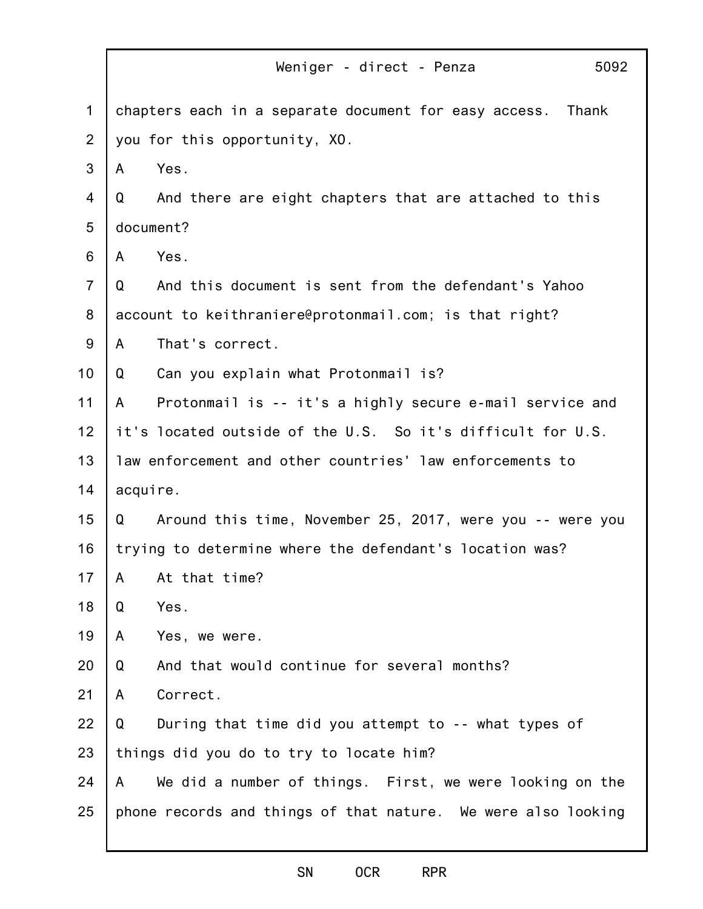chapters each in a separate document for easy access. Thank you for this opportunity, XO.

A Yes.

Q And there are eight chapters that are attached to this document?

A Yes.

Q And this document is sent from the defendant's Yahoo account to keithraniere@protonmail.com; is that right?

A That's correct.

Q Can you explain what Protonmail is?

A Protonmail is -- it's a highly secure e-mail service and it's located outside of the U.S. So it's difficult for U.S. law enforcement and other countries' law enforcements to acquire.

Q Around this time, November 25, 2017, were you -- were you trying to determine where the defendant's location was?

A At that time?

Q Yes.

A Yes, we were.

Q And that would continue for several months?

A Correct.

Q During that time did you attempt to -- what types of things did you do to try to locate him?

A We did a number of things. First, we were looking on the phone records and things of that nature. We were also looking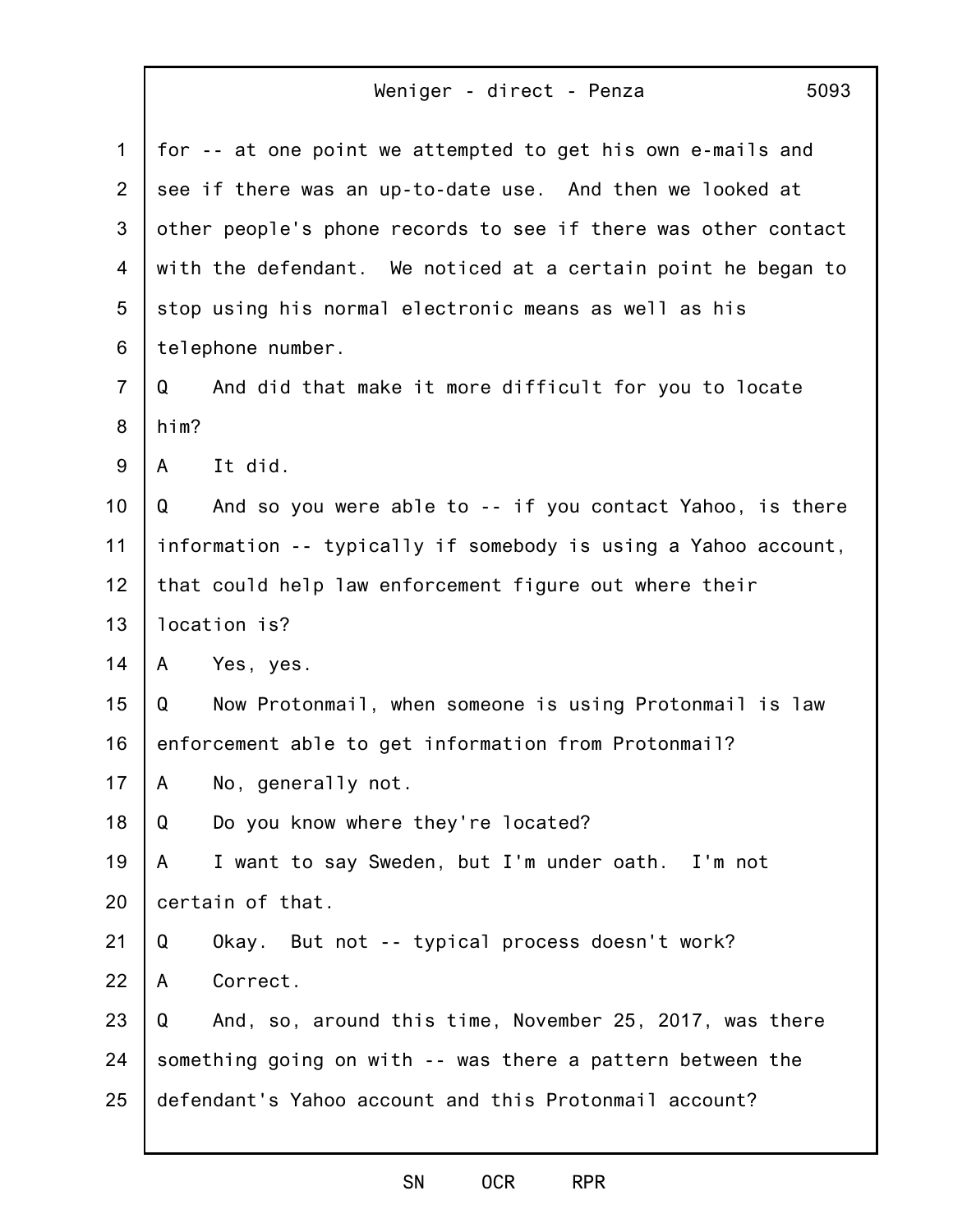for -- at one point we attempted to get his own e-mails and see if there was an up-to-date use. And then we looked at other people's phone records to see if there was other contact with the defendant. We noticed at a certain point he began to stop using his normal electronic means as well as his telephone number.

Q And did that make it more difficult for you to locate him?

A It did.

Q And so you were able to -- if you contact Yahoo, is there information -- typically if somebody is using a Yahoo account, that could help law enforcement figure out where their location is?

A Yes, yes.

Q Now Protonmail, when someone is using Protonmail is law enforcement able to get information from Protonmail?

A No, generally not.

Q Do you know where they're located?

A I want to say Sweden, but I'm under oath. I'm not certain of that.

Q Okay. But not -- typical process doesn't work?

A Correct.

Q And, so, around this time, November 25, 2017, was there something going on with -- was there a pattern between the defendant's Yahoo account and this Protonmail account?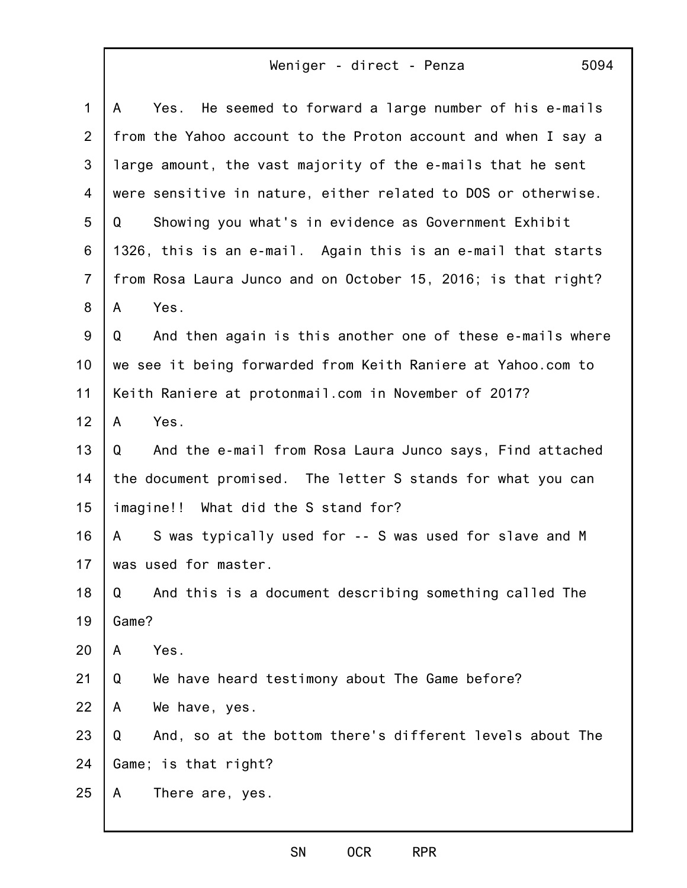A Yes. He seemed to forward a large number of his e-mails from the Yahoo account to the Proton account and when I say a large amount, the vast majority of the e-mails that he sent were sensitive in nature, either related to DOS or otherwise.

Q Showing you what's in evidence as Government Exhibit 1326, this is an e-mail. Again this is an e-mail that starts from Rosa Laura Junco and on October 15, 2016; is that right?

A Yes.

Q And then again is this another one of these e-mails where we see it being forwarded from Keith Raniere at Yahoo.com to Keith Raniere at protonmail.com in November of 2017?

A Yes.

Q And the e-mail from Rosa Laura Junco says, Find attached the document promised. The letter S stands for what you can imagine!! What did the S stand for?

A S was typically used for -- S was used for slave and M was used for master.

Q And this is a document describing something called The Game?

A Yes.

Q We have heard testimony about The Game before?

A We have, yes.

Q And, so at the bottom there's different levels about The Game; is that right?

A There are, yes.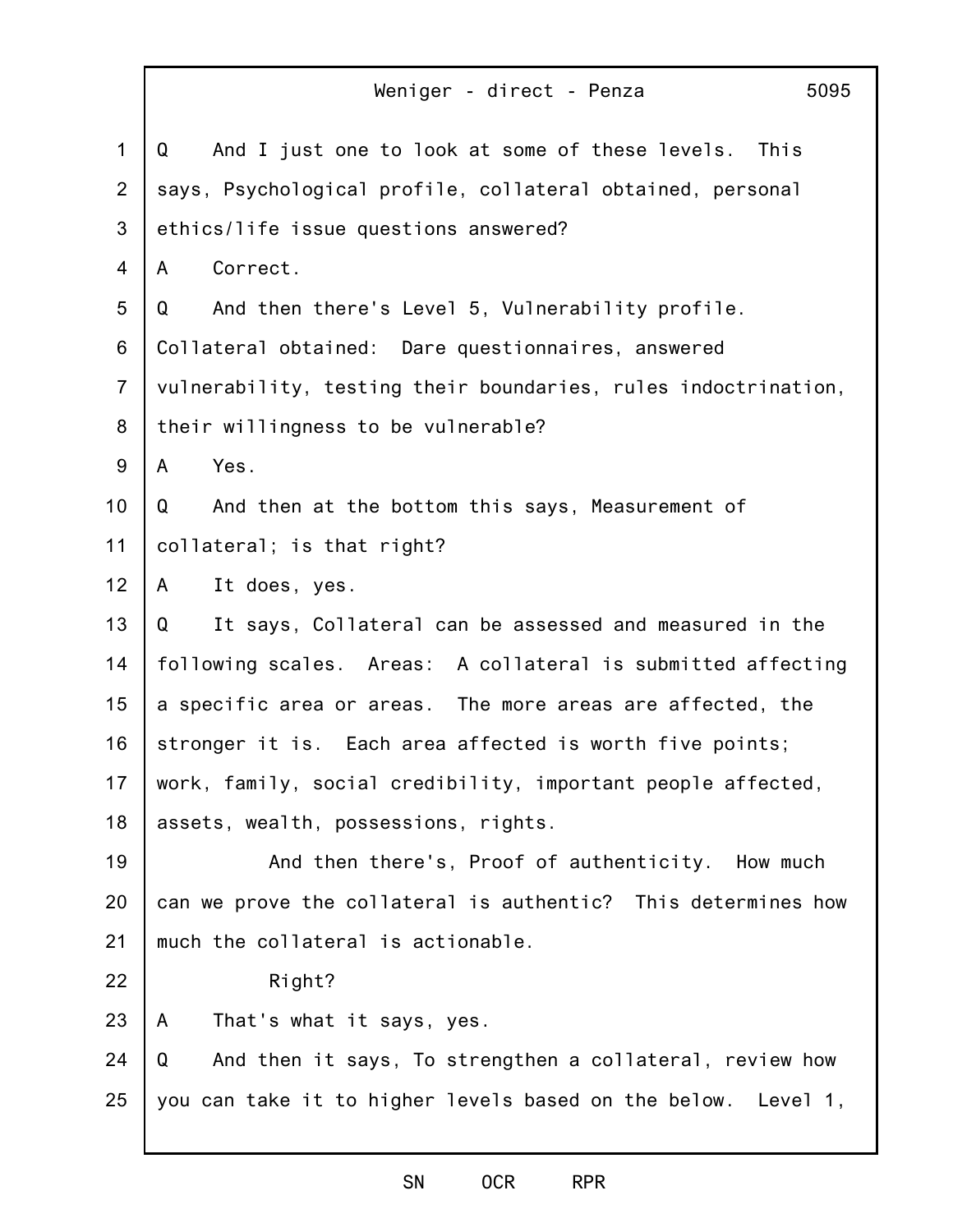Q And I just one to look at some of these levels. This says, Psychological profile, collateral obtained, personal ethics/life issue questions answered?

A Correct.

Q And then there's Level 5, Vulnerability profile. Collateral obtained: Dare questionnaires, answered vulnerability, testing their boundaries, rules indoctrination, their willingness to be vulnerable?

A Yes.

Q And then at the bottom this says, Measurement of collateral; is that right?

A It does, yes.

Q It says, Collateral can be assessed and measured in the following scales. Areas: A collateral is submitted affecting a specific area or areas. The more areas are affected, the stronger it is. Each area affected is worth five points; work, family, social credibility, important people affected, assets, wealth, possessions, rights.

And then there's, Proof of authenticity. How much can we prove the collateral is authentic? This determines how much the collateral is actionable.

Right?

A That's what it says, yes.

Q And then it says, To strengthen a collateral, review how you can take it to higher levels based on the below. Level 1,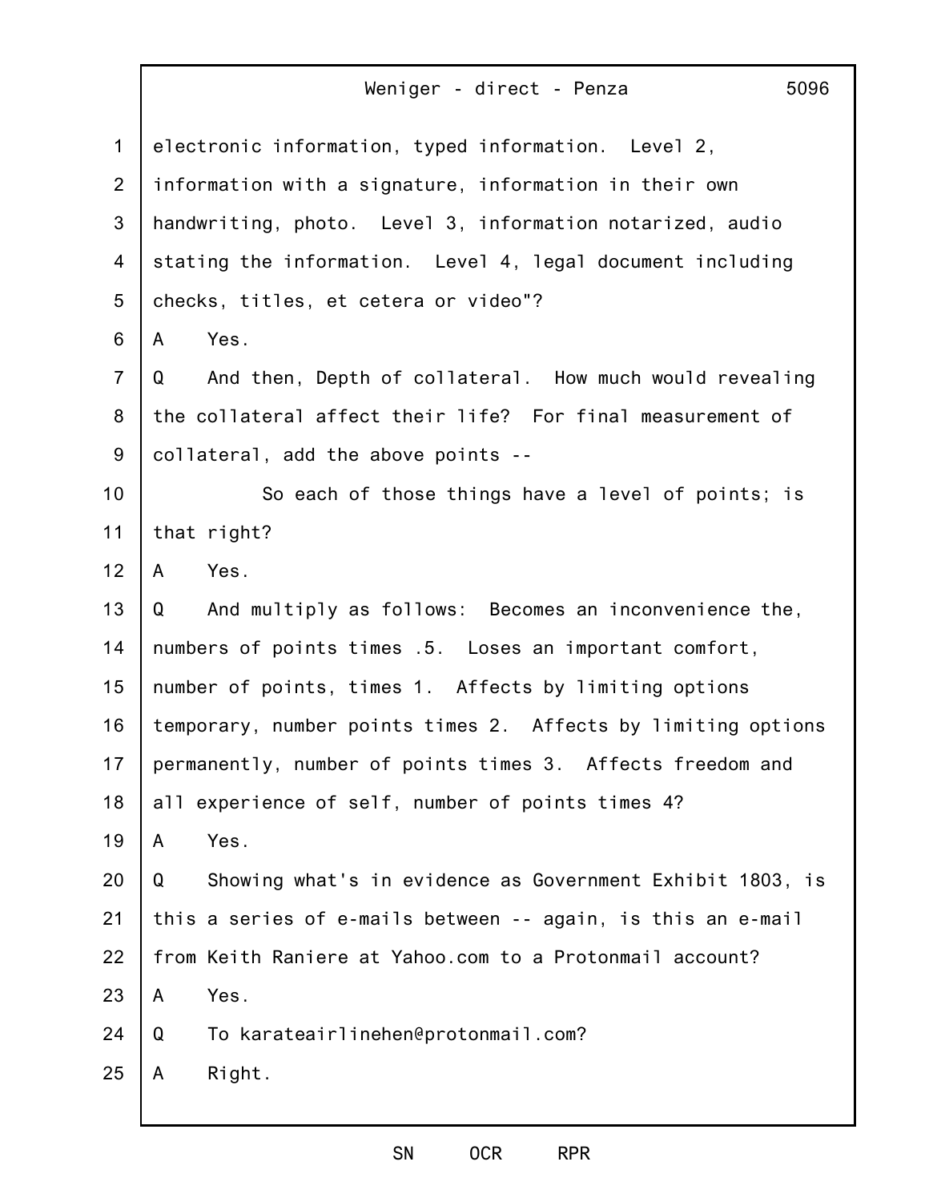electronic information, typed information. Level 2, information with a signature, information in their own handwriting, photo. Level 3, information notarized, audio stating the information. Level 4, legal document including checks, titles, et cetera or video"?

A Yes.

Q And then, Depth of collateral. How much would revealing the collateral affect their life? For final measurement of collateral, add the above points --

So each of those things have a level of points; is that right?

A Yes.

Q And multiply as follows: Becomes an inconvenience the, numbers of points times .5. Loses an important comfort, number of points, times 1. Affects by limiting options temporary, number points times 2. Affects by limiting options permanently, number of points times 3. Affects freedom and all experience of self, number of points times 4?

A Yes.

Q Showing what's in evidence as Government Exhibit 1803, is this a series of e-mails between -- again, is this an e-mail from Keith Raniere at Yahoo.com to a Protonmail account?

A Yes.

Q To karateairlinehen@protonmail.com?

A Right.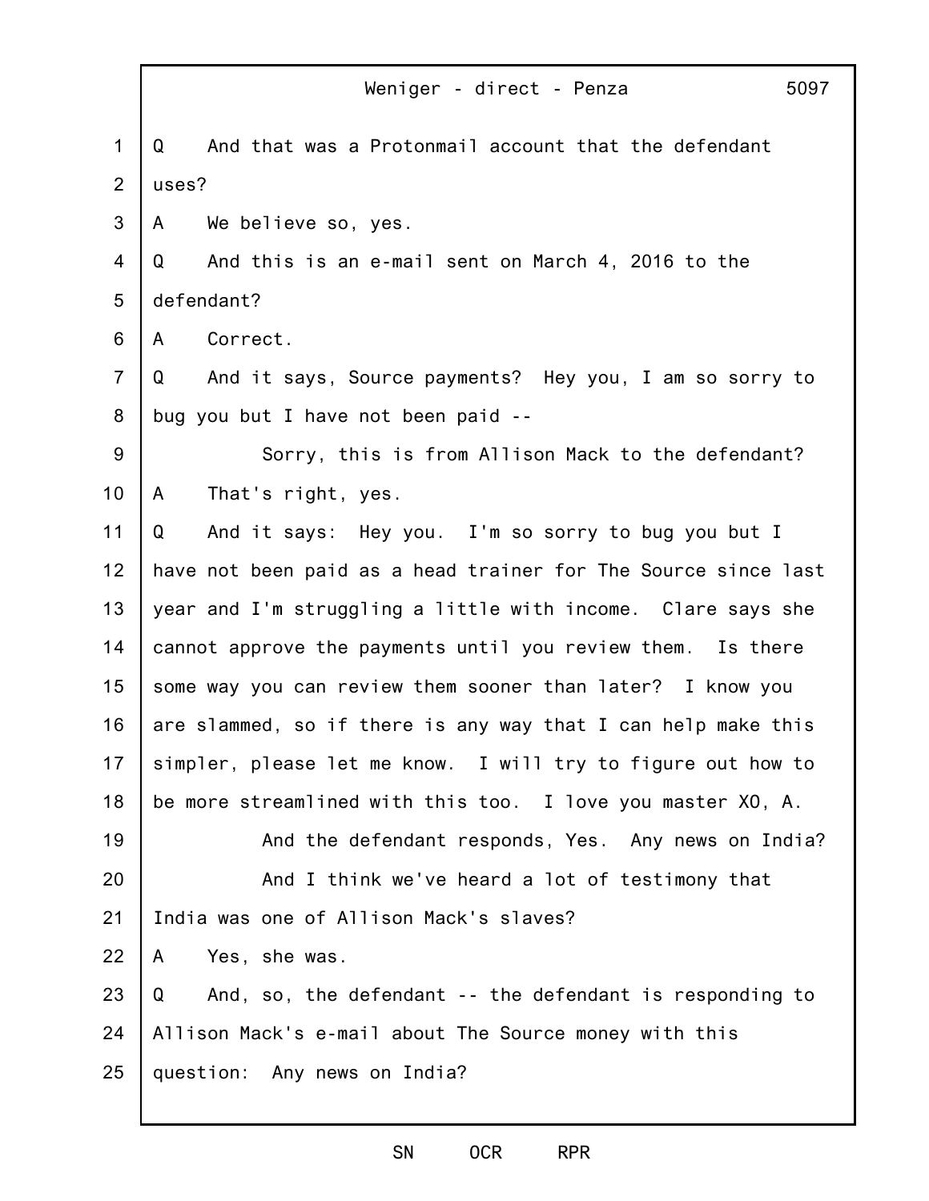Q And that was a Protonmail account that the defendant uses?

A We believe so, yes.

Q And this is an e-mail sent on March 4, 2016 to the defendant?

A Correct.

Q And it says, Source payments? Hey you, I am so sorry to bug you but I have not been paid --

Sorry, this is from Allison Mack to the defendant?

A That's right, yes.

Q And it says: Hey you. I'm so sorry to bug you but I have not been paid as a head trainer for The Source since last year and I'm struggling a little with income. Clare says she cannot approve the payments until you review them. Is there some way you can review them sooner than later? I know you are slammed, so if there is any way that I can help make this simpler, please let me know. I will try to figure out how to be more streamlined with this too. I love you master XO, A.

And the defendant responds, Yes. Any news on India?

And I think we've heard a lot of testimony that India was one of Allison Mack's slaves?

A Yes, she was.

Q And, so, the defendant -- the defendant is responding to Allison Mack's e-mail about The Source money with this question: Any news on India?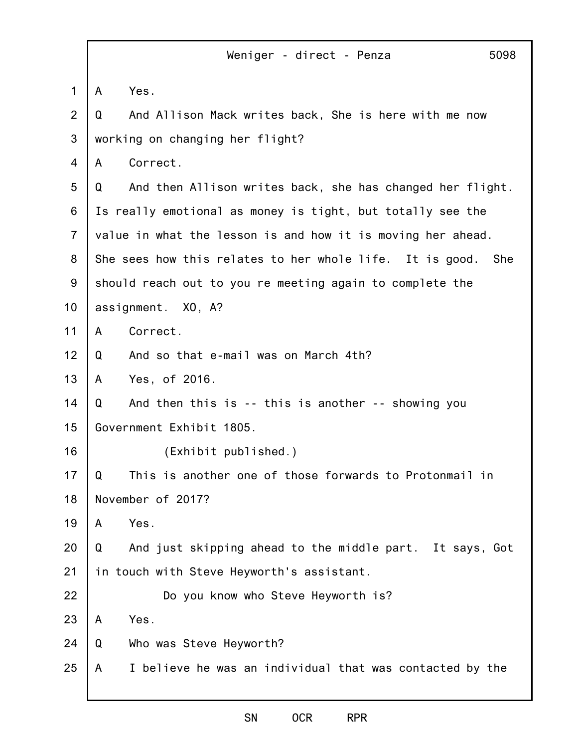A Yes.

Q And Allison Mack writes back, She is here with me now working on changing her flight?

A Correct.

Q And then Allison writes back, she has changed her flight. Is really emotional as money is tight, but totally see the value in what the lesson is and how it is moving her ahead. She sees how this relates to her whole life. It is good. She should reach out to you re meeting again to complete the assignment. XO, A?

A Correct.

Q And so that e-mail was on March 4th?

A Yes, of 2016.

Q And then this is -- this is another -- showing you Government Exhibit 1805.

(Exhibit published.)

Q This is another one of those forwards to Protonmail in November of 2017?

A Yes.

Q And just skipping ahead to the middle part. It says, Got in touch with Steve Heyworth's assistant.

Do you know who Steve Heyworth is?

A Yes.

Q Who was Steve Heyworth?

A I believe he was an individual that was contacted by the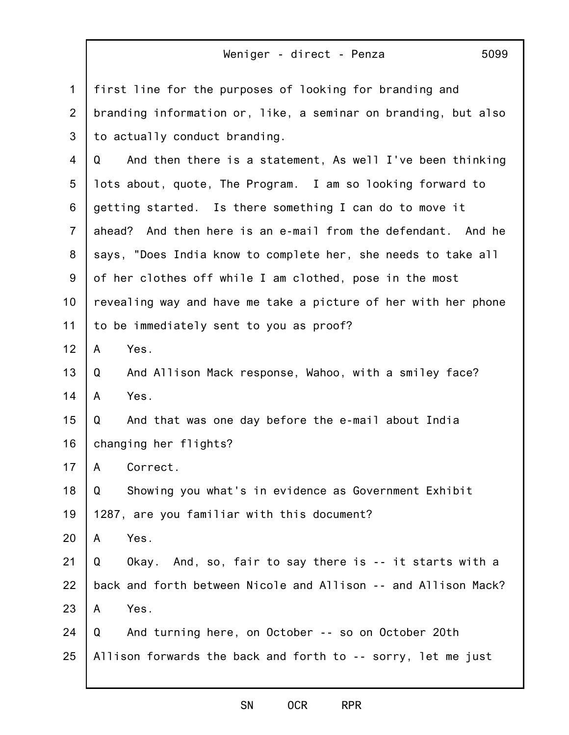first line for the purposes of looking for branding and branding information or, like, a seminar on branding, but also to actually conduct branding.

Q And then there is a statement, As well I've been thinking lots about, quote, The Program. I am so looking forward to getting started. Is there something I can do to move it ahead? And then here is an e-mail from the defendant. And he says, "Does India know to complete her, she needs to take all of her clothes off while I am clothed, pose in the most revealing way and have me take a picture of her with her phone to be immediately sent to you as proof?

A Yes.

Q And Allison Mack response, Wahoo, with a smiley face?

A Yes.

Q And that was one day before the e-mail about India changing her flights?

A Correct.

Q Showing you what's in evidence as Government Exhibit 1287, are you familiar with this document?

A Yes.

Q Okay. And, so, fair to say there is -- it starts with a back and forth between Nicole and Allison -- and Allison Mack?

A Yes.

Q And turning here, on October -- so on October 20th Allison forwards the back and forth to -- sorry, let me just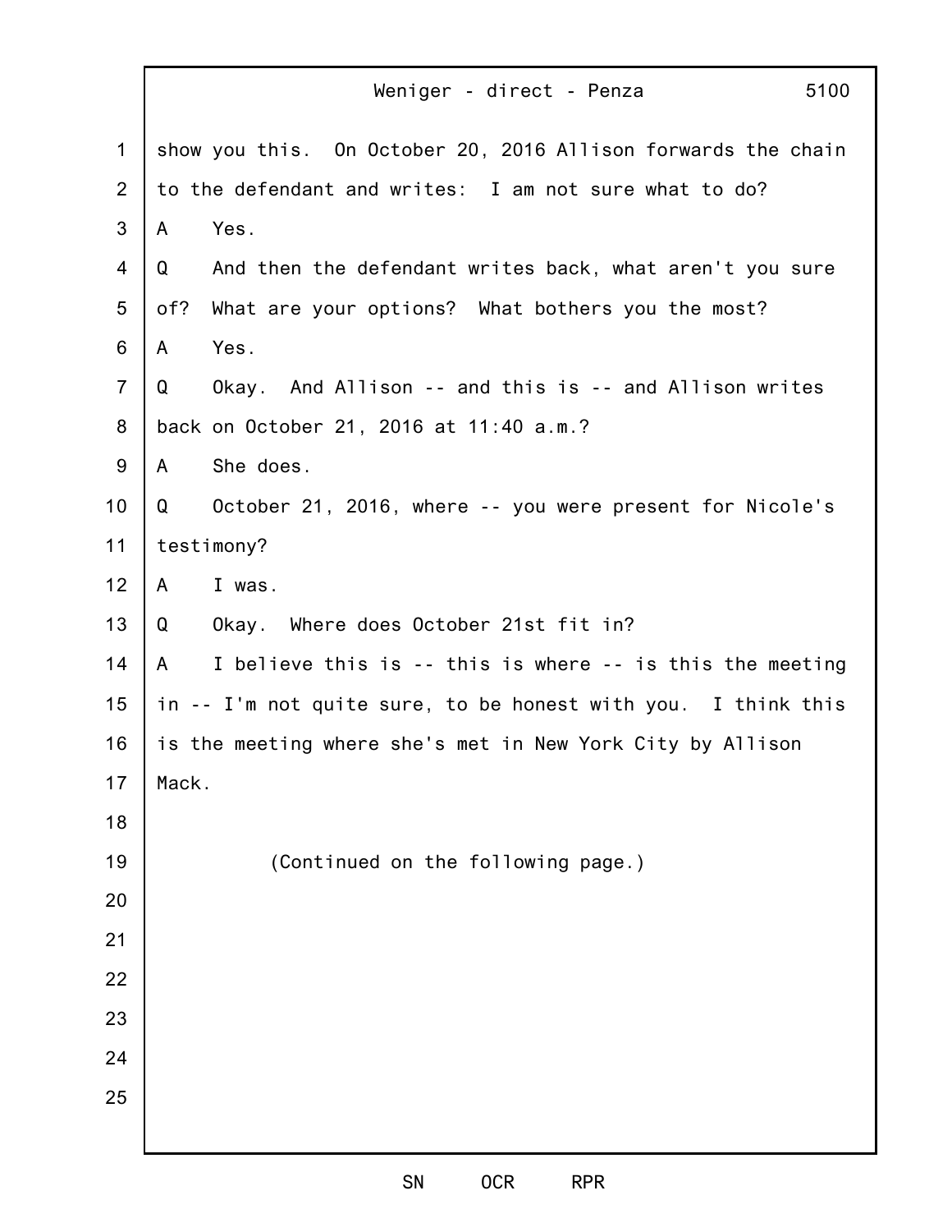show you this. On October 20, 2016 Allison forwards the chain to the defendant and writes: I am not sure what to do?

A Yes.

Q And then the defendant writes back, what aren't you sure of? What are your options? What bothers you the most?

A Yes.

Q Okay. And Allison -- and this is -- and Allison writes back on October 21, 2016 at 11:40 a.m.?

A She does.

Q October 21, 2016, where -- you were present for Nicole's testimony?

A I was.

Q Okay. Where does October 21st fit in?

A I believe this is -- this is where -- is this the meeting in -- I'm not quite sure, to be honest with you. I think this is the meeting where she's met in New York City by Allison Mack.

(Continued on the following page.)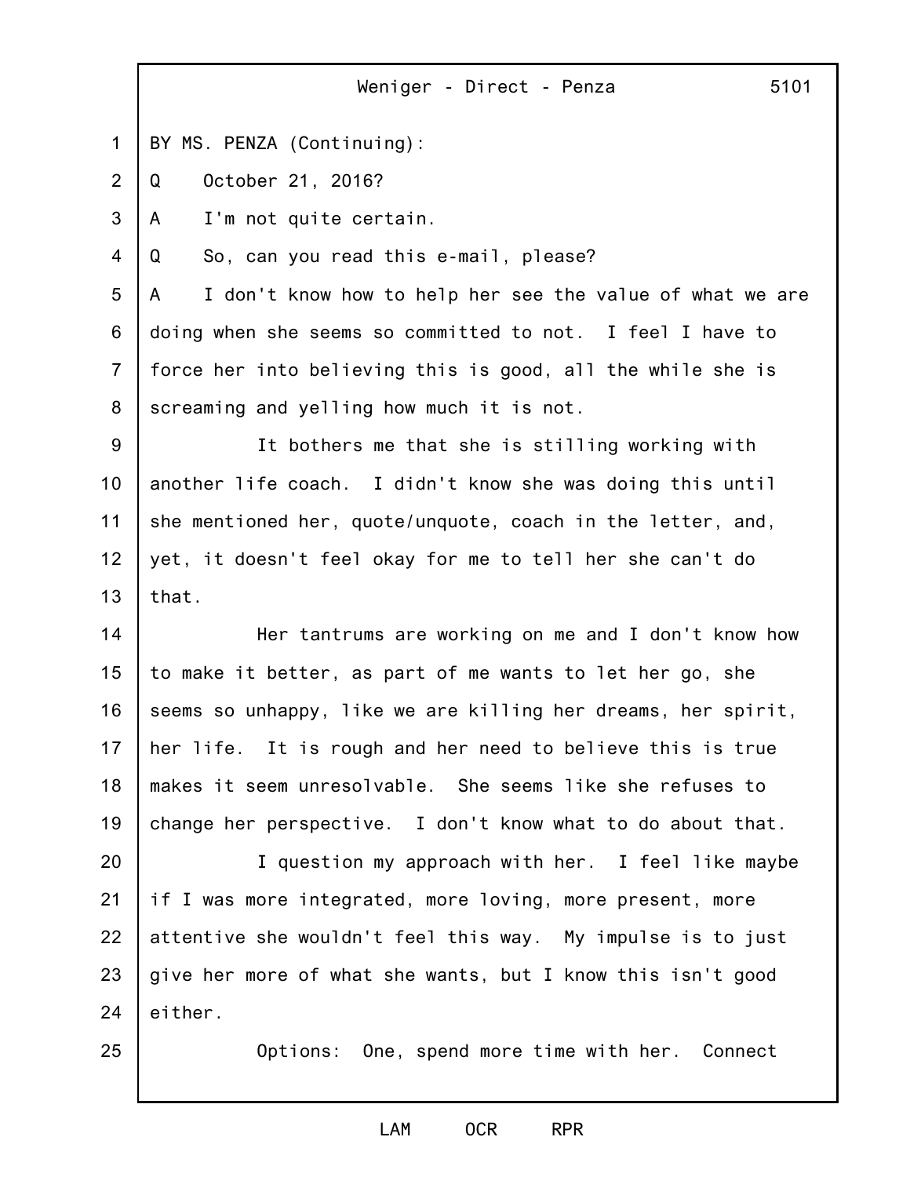BY MS. PENZA (Continuing):

Q October 21, 2016?

A I'm not quite certain.

Q So, can you read this e-mail, please?

A I don't know how to help her see the value of what we are doing when she seems so committed to not. I feel I have to force her into believing this is good, all the while she is screaming and yelling how much it is not.

It bothers me that she is stilling working with another life coach. I didn't know she was doing this until she mentioned her, quote/unquote, coach in the letter, and, yet, it doesn't feel okay for me to tell her she can't do that.

Her tantrums are working on me and I don't know how to make it better, as part of me wants to let her go, she seems so unhappy, like we are killing her dreams, her spirit, her life. It is rough and her need to believe this is true makes it seem unresolvable. She seems like she refuses to change her perspective. I don't know what to do about that.

I question my approach with her. I feel like maybe if I was more integrated, more loving, more present, more attentive she wouldn't feel this way. My impulse is to just give her more of what she wants, but I know this isn't good either.

Options: One, spend more time with her. Connect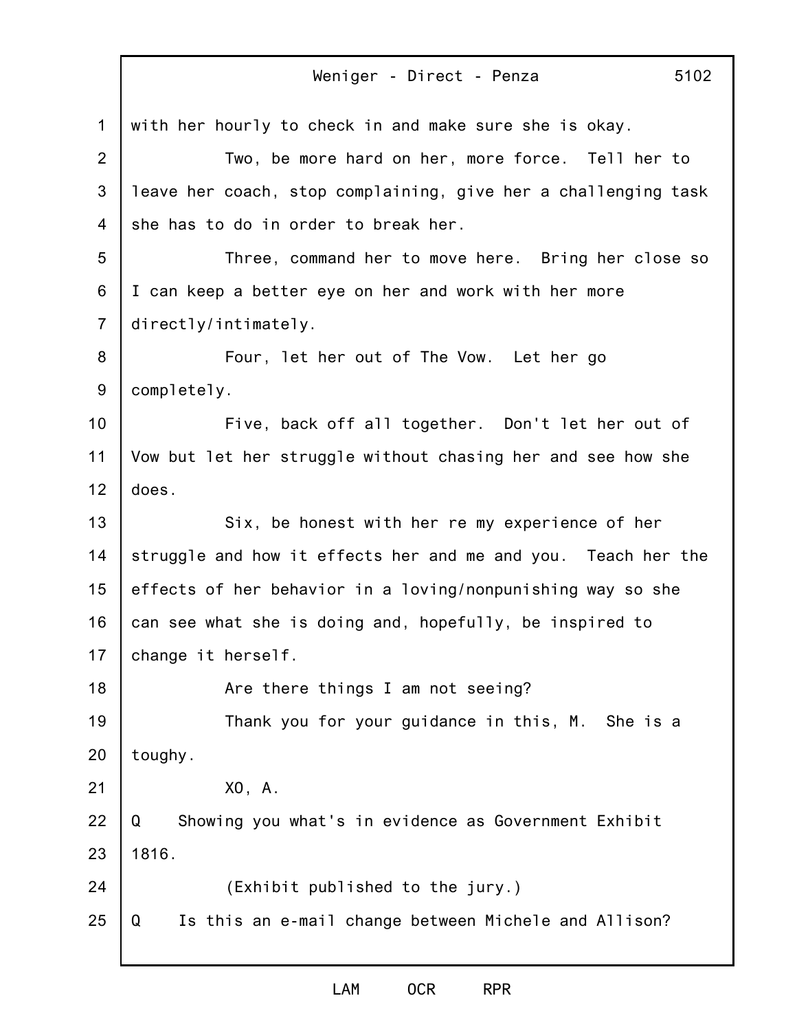with her hourly to check in and make sure she is okay.

Two, be more hard on her, more force. Tell her to leave her coach, stop complaining, give her a challenging task she has to do in order to break her.

Three, command her to move here. Bring her close so I can keep a better eye on her and work with her more directly/intimately.

Four, let her out of The Vow. Let her go completely.

Five, back off all together. Don't let her out of Vow but let her struggle without chasing her and see how she does.

Six, be honest with her re my experience of her struggle and how it effects her and me and you. Teach her the effects of her behavior in a loving/nonpunishing way so she can see what she is doing and, hopefully, be inspired to change it herself.

Are there things I am not seeing?

Thank you for your guidance in this, M. She is a toughy.

XO, A.

Q Showing you what's in evidence as Government Exhibit 1816.

(Exhibit published to the jury.)

Q Is this an e-mail change between Michele and Allison?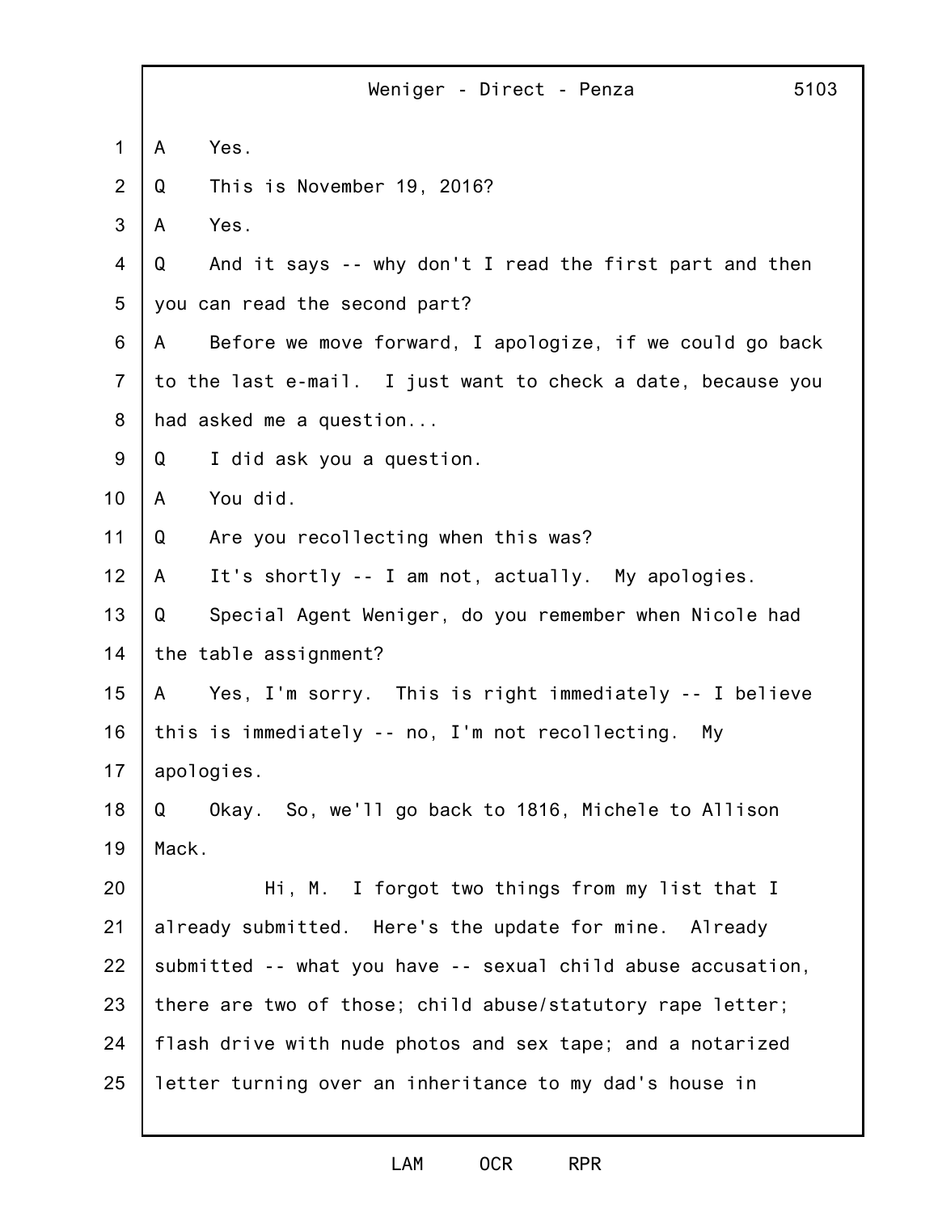A Yes.

Q This is November 19, 2016?

A Yes.

Q And it says -- why don't I read the first part and then you can read the second part?

A Before we move forward, I apologize, if we could go back to the last e-mail. I just want to check a date, because you had asked me a question...

Q I did ask you a question.

A You did.

Q Are you recollecting when this was?

A It's shortly -- I am not, actually. My apologies.

Q Special Agent Weniger, do you remember when Nicole had the table assignment?

A Yes, I'm sorry. This is right immediately -- I believe this is immediately -- no, I'm not recollecting. My apologies.

Q Okay. So, we'll go back to 1816, Michele to Allison Mack.

Hi, M. I forgot two things from my list that I already submitted. Here's the update for mine. Already submitted -- what you have -- sexual child abuse accusation, there are two of those; child abuse/statutory rape letter; flash drive with nude photos and sex tape; and a notarized letter turning over an inheritance to my dad's house in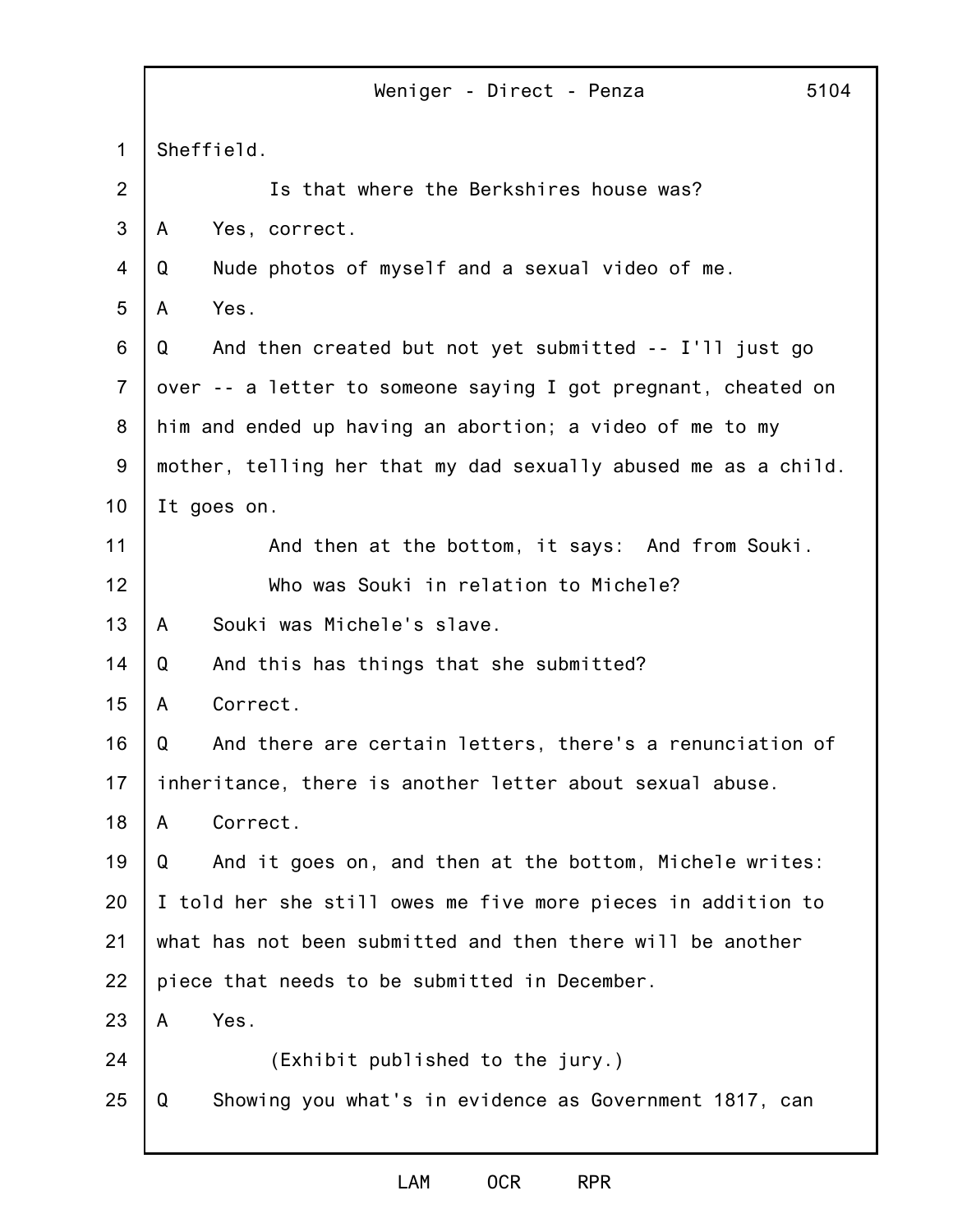Sheffield.

Is that where the Berkshires house was?

A Yes, correct.

Q Nude photos of myself and a sexual video of me.

A Yes.

Q And then created but not yet submitted -- I'll just go over -- a letter to someone saying I got pregnant, cheated on him and ended up having an abortion; a video of me to my mother, telling her that my dad sexually abused me as a child. It goes on.

And then at the bottom, it says: And from Souki.

Who was Souki in relation to Michele?

A Souki was Michele's slave.

Q And this has things that she submitted?

A Correct.

Q And there are certain letters, there's a renunciation of inheritance, there is another letter about sexual abuse.

A Correct.

Q And it goes on, and then at the bottom, Michele writes: I told her she still owes me five more pieces in addition to what has not been submitted and then there will be another piece that needs to be submitted in December.

A Yes.

(Exhibit published to the jury.)

Q Showing you what's in evidence as Government 1817, can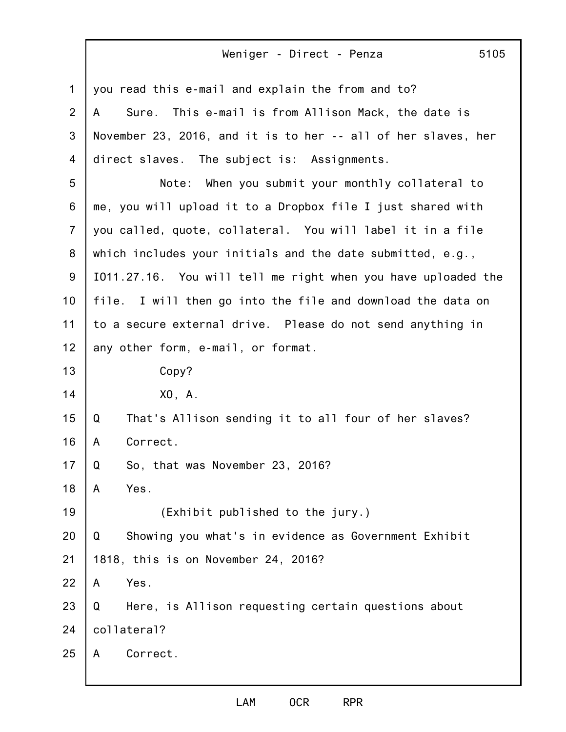you read this e-mail and explain the from and to?

A Sure. This e-mail is from Allison Mack, the date is November 23, 2016, and it is to her -- all of her slaves, her direct slaves. The subject is: Assignments.

Note: When you submit your monthly collateral to me, you will upload it to a Dropbox file I just shared with you called, quote, collateral. You will label it in a file which includes your initials and the date submitted, e.g., IO11.27.16. You will tell me right when you have uploaded the file. I will then go into the file and download the data on to a secure external drive. Please do not send anything in any other form, e-mail, or format.

Copy?

XO, A.

Q That's Allison sending it to all four of her slaves?

A Correct.

Q So, that was November 23, 2016?

A Yes.

(Exhibit published to the jury.)

Q Showing you what's in evidence as Government Exhibit 1818, this is on November 24, 2016?

A Yes.

Q Here, is Allison requesting certain questions about collateral?

A Correct.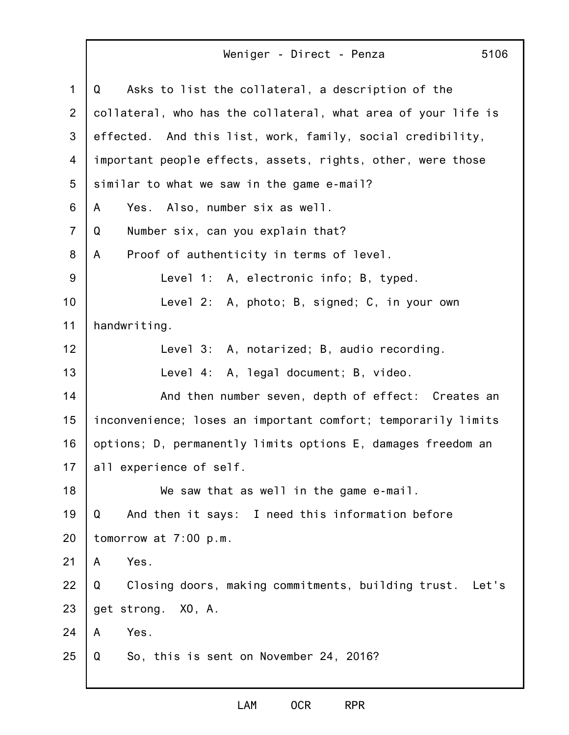Q Asks to list the collateral, a description of the collateral, who has the collateral, what area of your life is effected. And this list, work, family, social credibility, important people effects, assets, rights, other, were those similar to what we saw in the game e-mail?

A Yes. Also, number six as well.

Q Number six, can you explain that?

A Proof of authenticity in terms of level.

Level 1: A, electronic info; B, typed.

Level 2: A, photo; B, signed; C, in your own handwriting.

Level 3: A, notarized; B, audio recording.

Level 4: A, legal document; B, video.

And then number seven, depth of effect: Creates an inconvenience; loses an important comfort; temporarily limits options; D, permanently limits options E, damages freedom an all experience of self.

We saw that as well in the game e-mail.

Q And then it says: I need this information before tomorrow at 7:00 p.m.

A Yes.

Q Closing doors, making commitments, building trust. Let's get strong. XO, A.

A Yes.

Q So, this is sent on November 24, 2016?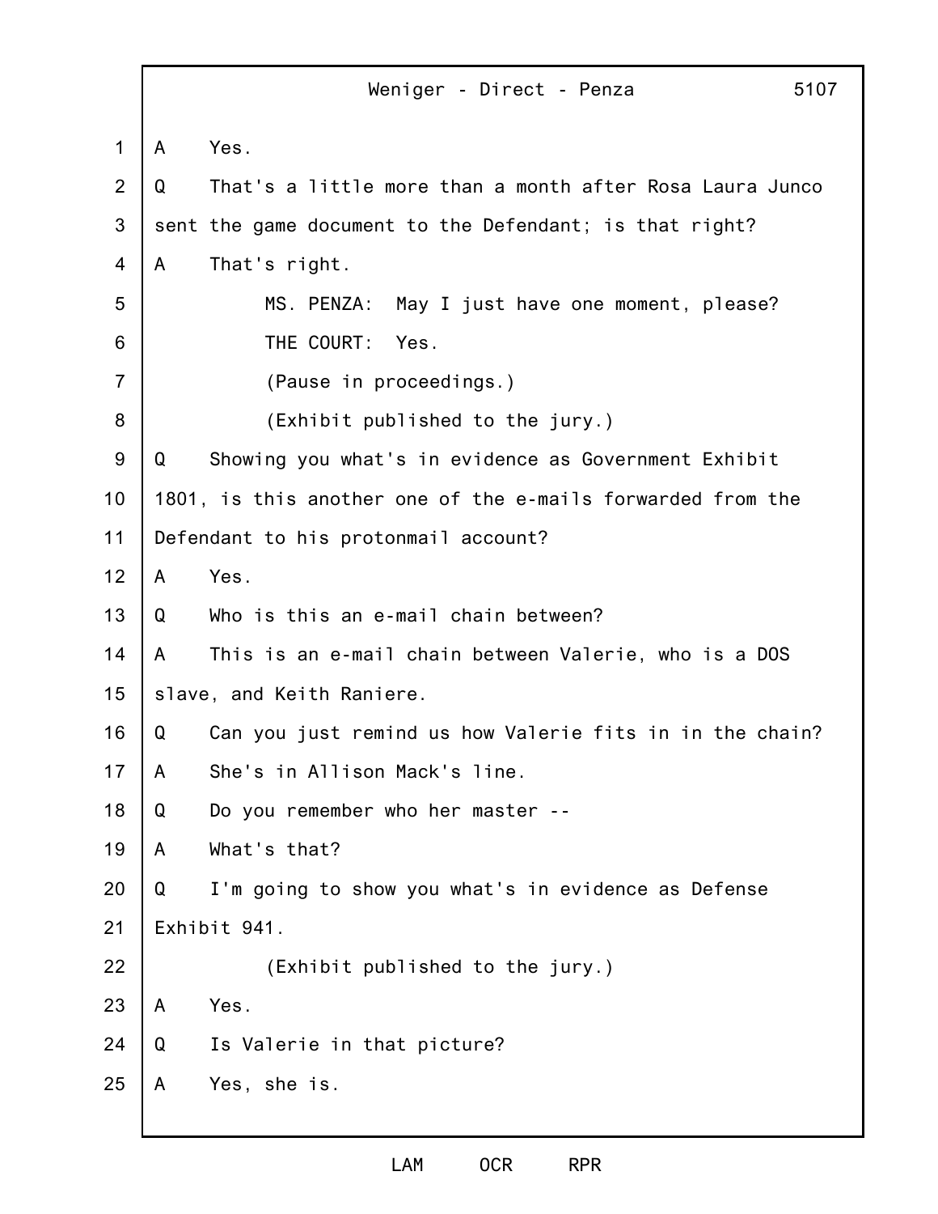A Yes.

Q That's a little more than a month after Rosa Laura Junco sent the game document to the Defendant; is that right?

A That's right.

MS. PENZA: May I just have one moment, please?

THE COURT: Yes.

(Pause in proceedings.)

(Exhibit published to the jury.)

Q Showing you what's in evidence as Government Exhibit 1801, is this another one of the e-mails forwarded from the Defendant to his protonmail account?

A Yes.

Q Who is this an e-mail chain between?

A This is an e-mail chain between Valerie, who is a DOS slave, and Keith Raniere.

Q Can you just remind us how Valerie fits in in the chain?

A She's in Allison Mack's line.

Q Do you remember who her master --

A What's that?

Q I'm going to show you what's in evidence as Defense Exhibit 941.

(Exhibit published to the jury.)

A Yes.

Q Is Valerie in that picture?

A Yes, she is.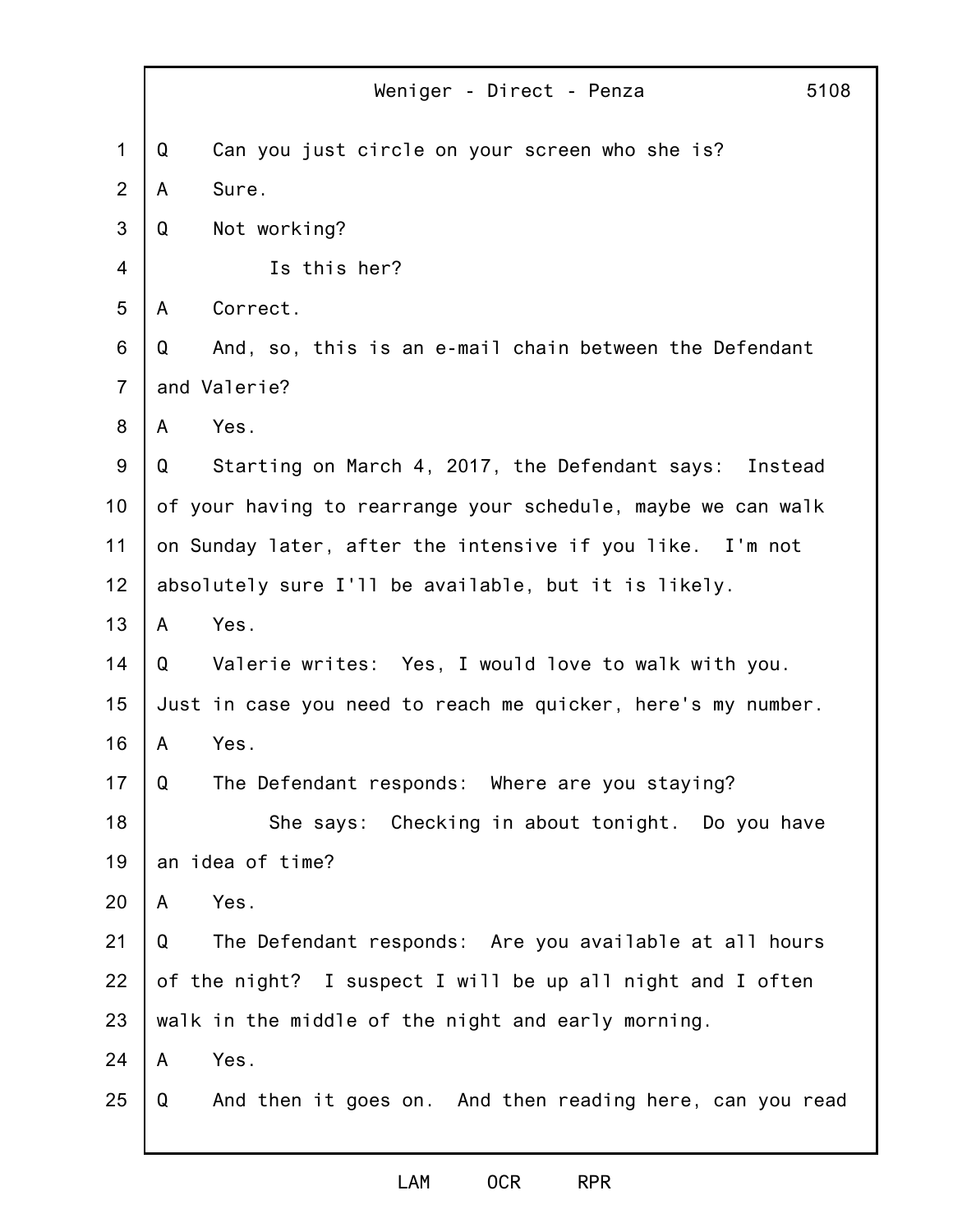Q Can you just circle on your screen who she is?

A Sure.

Q Not working?

Is this her?

A Correct.

Q And, so, this is an e-mail chain between the Defendant and Valerie?

A Yes.

Q Starting on March 4, 2017, the Defendant says: Instead of your having to rearrange your schedule, maybe we can walk on Sunday later, after the intensive if you like. I'm not absolutely sure I'll be available, but it is likely.

A Yes.

Q Valerie writes: Yes, I would love to walk with you. Just in case you need to reach me quicker, here's my number.

A Yes.

Q The Defendant responds: Where are you staying?

She says: Checking in about tonight. Do you have an idea of time?

A Yes.

Q The Defendant responds: Are you available at all hours of the night? I suspect I will be up all night and I often walk in the middle of the night and early morning.

A Yes.

Q And then it goes on. And then reading here, can you read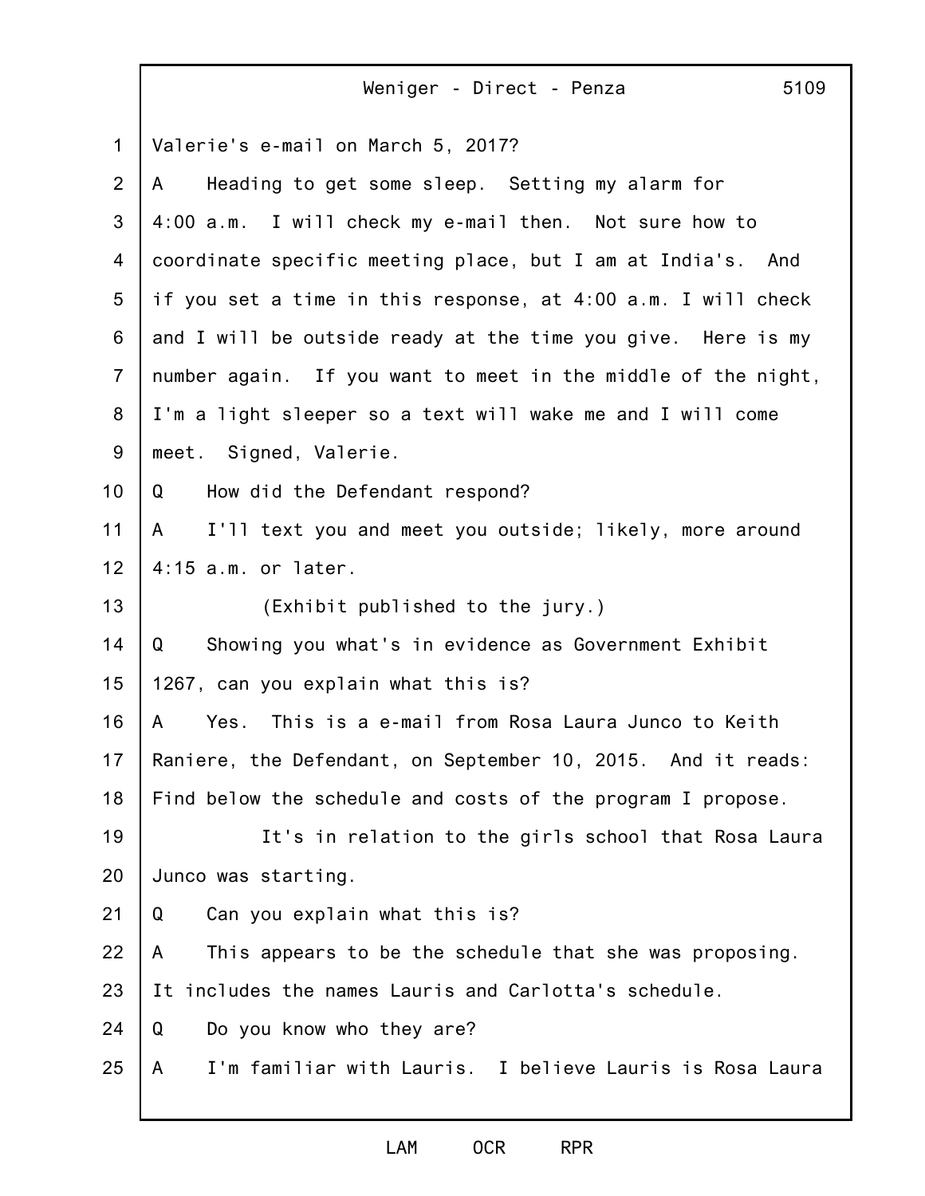Valerie's e-mail on March 5, 2017?

A Heading to get some sleep. Setting my alarm for 4:00 a.m. I will check my e-mail then. Not sure how to coordinate specific meeting place, but I am at India's. And if you set a time in this response, at 4:00 a.m. I will check and I will be outside ready at the time you give. Here is my number again. If you want to meet in the middle of the night, I'm a light sleeper so a text will wake me and I will come meet. Signed, Valerie.

Q How did the Defendant respond?

A I'll text you and meet you outside; likely, more around 4:15 a.m. or later.

(Exhibit published to the jury.)

Q Showing you what's in evidence as Government Exhibit 1267, can you explain what this is?

A Yes. This is a e-mail from Rosa Laura Junco to Keith Raniere, the Defendant, on September 10, 2015. And it reads: Find below the schedule and costs of the program I propose.

It's in relation to the girls school that Rosa Laura Junco was starting.

Q Can you explain what this is?

A This appears to be the schedule that she was proposing. It includes the names Lauris and Carlotta's schedule.

Q Do you know who they are?

A I'm familiar with Lauris. I believe Lauris is Rosa Laura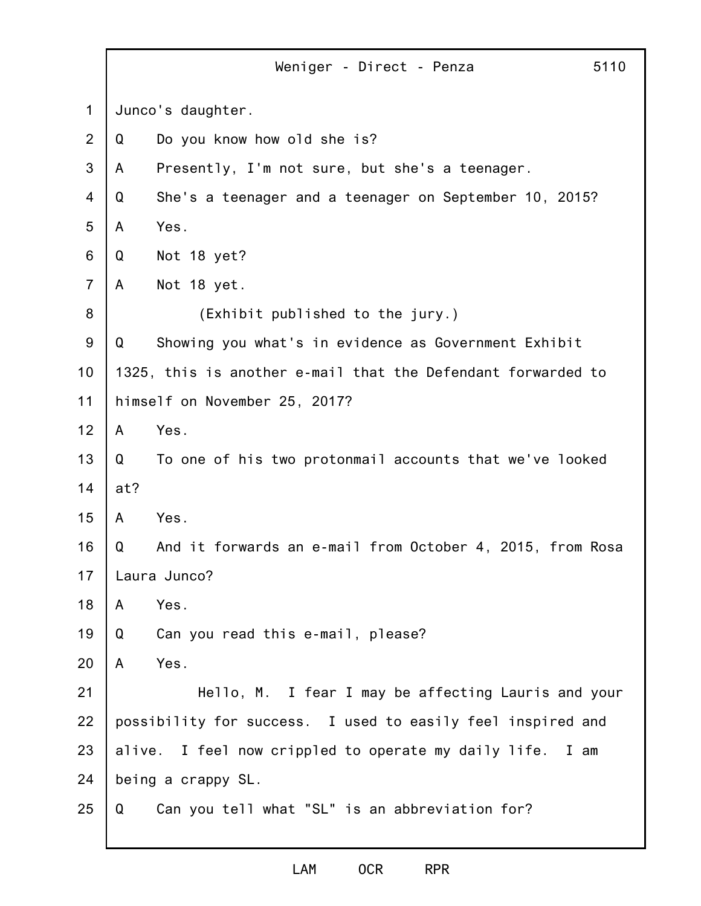Junco's daughter.

Q Do you know how old she is?

A Presently, I'm not sure, but she's a teenager.

Q She's a teenager and a teenager on September 10, 2015?

A Yes.

Q Not 18 yet?

A Not 18 yet.

(Exhibit published to the jury.)

Q Showing you what's in evidence as Government Exhibit 1325, this is another e-mail that the Defendant forwarded to himself on November 25, 2017?

A Yes.

Q To one of his two protonmail accounts that we've looked at?

A Yes.

Q And it forwards an e-mail from October 4, 2015, from Rosa Laura Junco?

A Yes.

Q Can you read this e-mail, please?

A Yes.

Hello, M. I fear I may be affecting Lauris and your possibility for success. I used to easily feel inspired and alive. I feel now crippled to operate my daily life. I am being a crappy SL.

Q Can you tell what "SL" is an abbreviation for?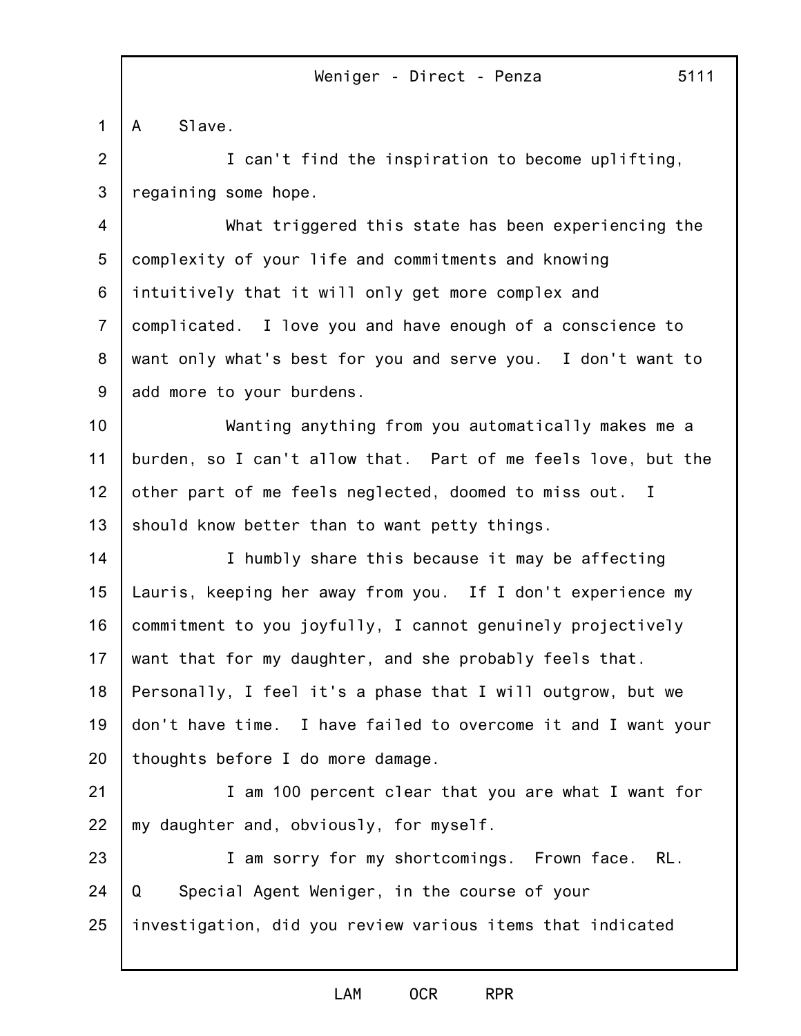A Slave.

I can't find the inspiration to become uplifting, regaining some hope.

What triggered this state has been experiencing the complexity of your life and commitments and knowing intuitively that it will only get more complex and complicated. I love you and have enough of a conscience to want only what's best for you and serve you. I don't want to add more to your burdens.

Wanting anything from you automatically makes me a burden, so I can't allow that. Part of me feels love, but the other part of me feels neglected, doomed to miss out. I should know better than to want petty things.

I humbly share this because it may be affecting Lauris, keeping her away from you. If I don't experience my commitment to you joyfully, I cannot genuinely projectively want that for my daughter, and she probably feels that. Personally, I feel it's a phase that I will outgrow, but we don't have time. I have failed to overcome it and I want your thoughts before I do more damage.

I am 100 percent clear that you are what I want for my daughter and, obviously, for myself.

I am sorry for my shortcomings. Frown face. RL.

Q Special Agent Weniger, in the course of your investigation, did you review various items that indicated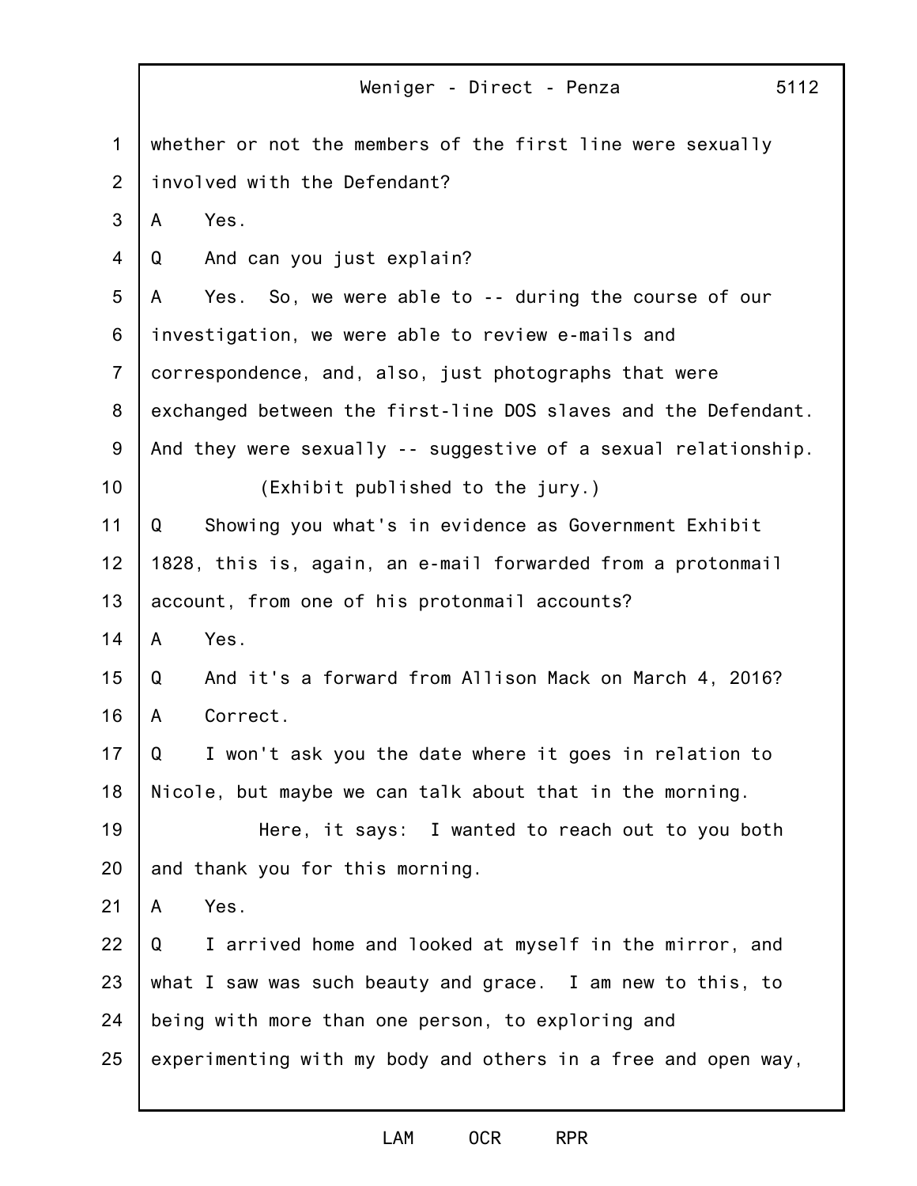whether or not the members of the first line were sexually involved with the Defendant?

A Yes.

Q And can you just explain?

A Yes. So, we were able to -- during the course of our investigation, we were able to review e-mails and correspondence, and, also, just photographs that were exchanged between the first-line DOS slaves and the Defendant. And they were sexually -- suggestive of a sexual relationship.

(Exhibit published to the jury.)

Q Showing you what's in evidence as Government Exhibit 1828, this is, again, an e-mail forwarded from a protonmail account, from one of his protonmail accounts?

A Yes.

Q And it's a forward from Allison Mack on March 4, 2016?

A Correct.

Q I won't ask you the date where it goes in relation to Nicole, but maybe we can talk about that in the morning.

Here, it says: I wanted to reach out to you both and thank you for this morning.

A Yes.

Q I arrived home and looked at myself in the mirror, and what I saw was such beauty and grace. I am new to this, to being with more than one person, to exploring and experimenting with my body and others in a free and open way,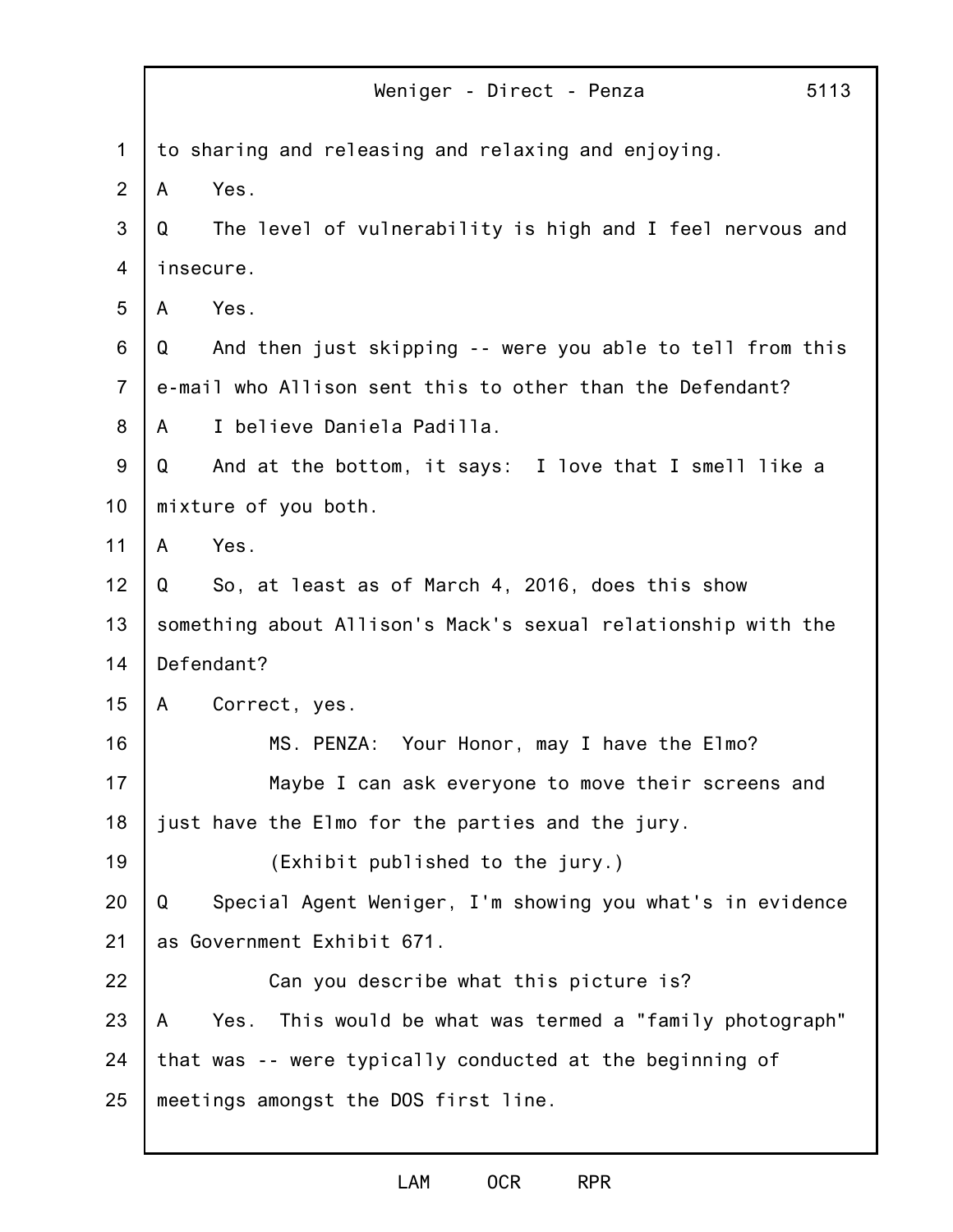to sharing and releasing and relaxing and enjoying.

A Yes.

Q The level of vulnerability is high and I feel nervous and insecure.

A Yes.

Q And then just skipping -- were you able to tell from this e-mail who Allison sent this to other than the Defendant?

A I believe Daniela Padilla.

Q And at the bottom, it says: I love that I smell like a mixture of you both.

A Yes.

Q So, at least as of March 4, 2016, does this show something about Allison's Mack's sexual relationship with the Defendant?

A Correct, yes.

MS. PENZA: Your Honor, may I have the Elmo?

Maybe I can ask everyone to move their screens and just have the Elmo for the parties and the jury.

(Exhibit published to the jury.)

Q Special Agent Weniger, I'm showing you what's in evidence as Government Exhibit 671.

Can you describe what this picture is?

A Yes. This would be what was termed a "family photograph" that was -- were typically conducted at the beginning of meetings amongst the DOS first line.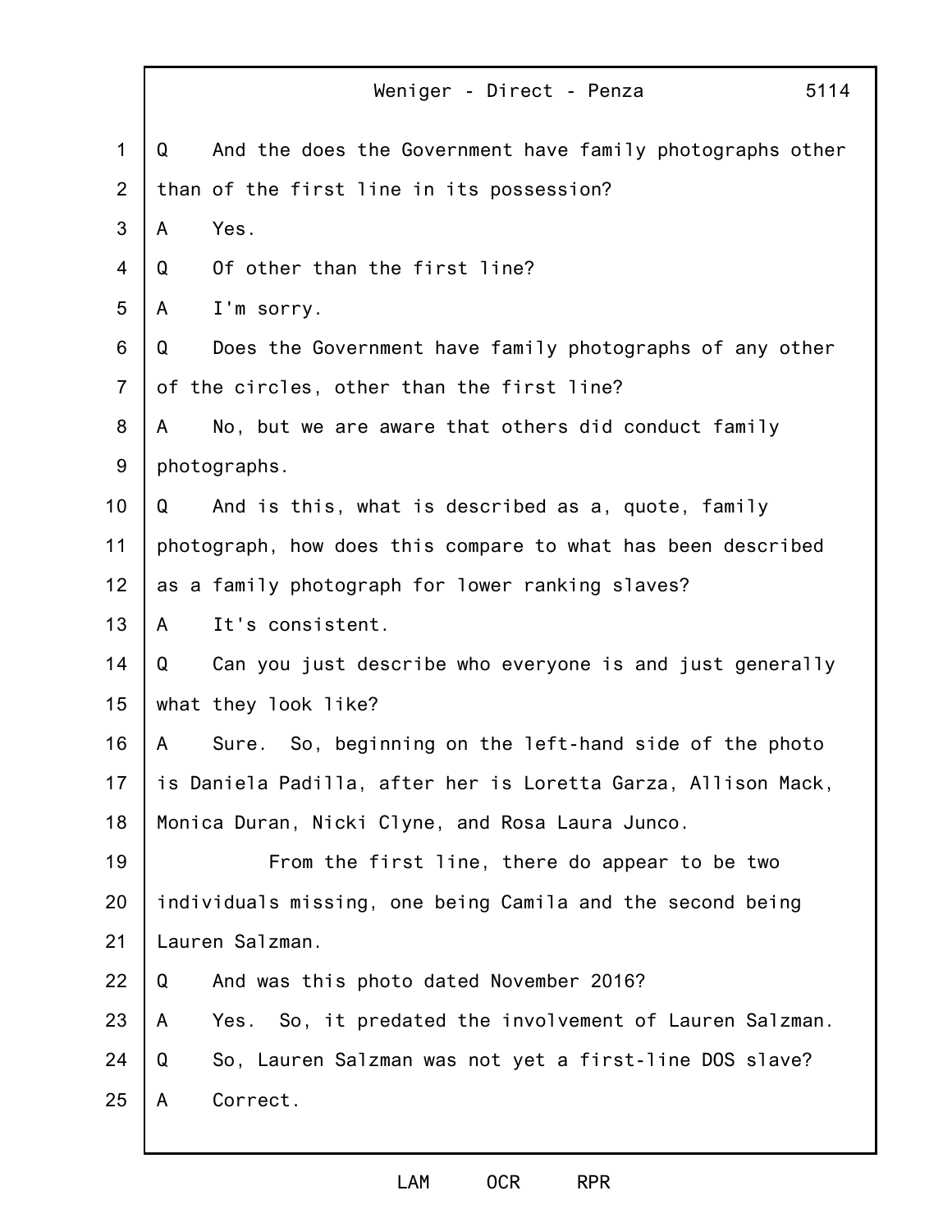Q And the does the Government have family photographs other than of the first line in its possession?

A Yes.

Q Of other than the first line?

A I'm sorry.

Q Does the Government have family photographs of any other of the circles, other than the first line?

A No, but we are aware that others did conduct family photographs.

Q And is this, what is described as a, quote, family photograph, how does this compare to what has been described as a family photograph for lower ranking slaves?

A It's consistent.

Q Can you just describe who everyone is and just generally what they look like?

A Sure. So, beginning on the left-hand side of the photo is Daniela Padilla, after her is Loretta Garza, Allison Mack, Monica Duran, Nicki Clyne, and Rosa Laura Junco.

From the first line, there do appear to be two individuals missing, one being Camila and the second being Lauren Salzman.

Q And was this photo dated November 2016?

A Yes. So, it predated the involvement of Lauren Salzman.

Q So, Lauren Salzman was not yet a first-line DOS slave?

A Correct.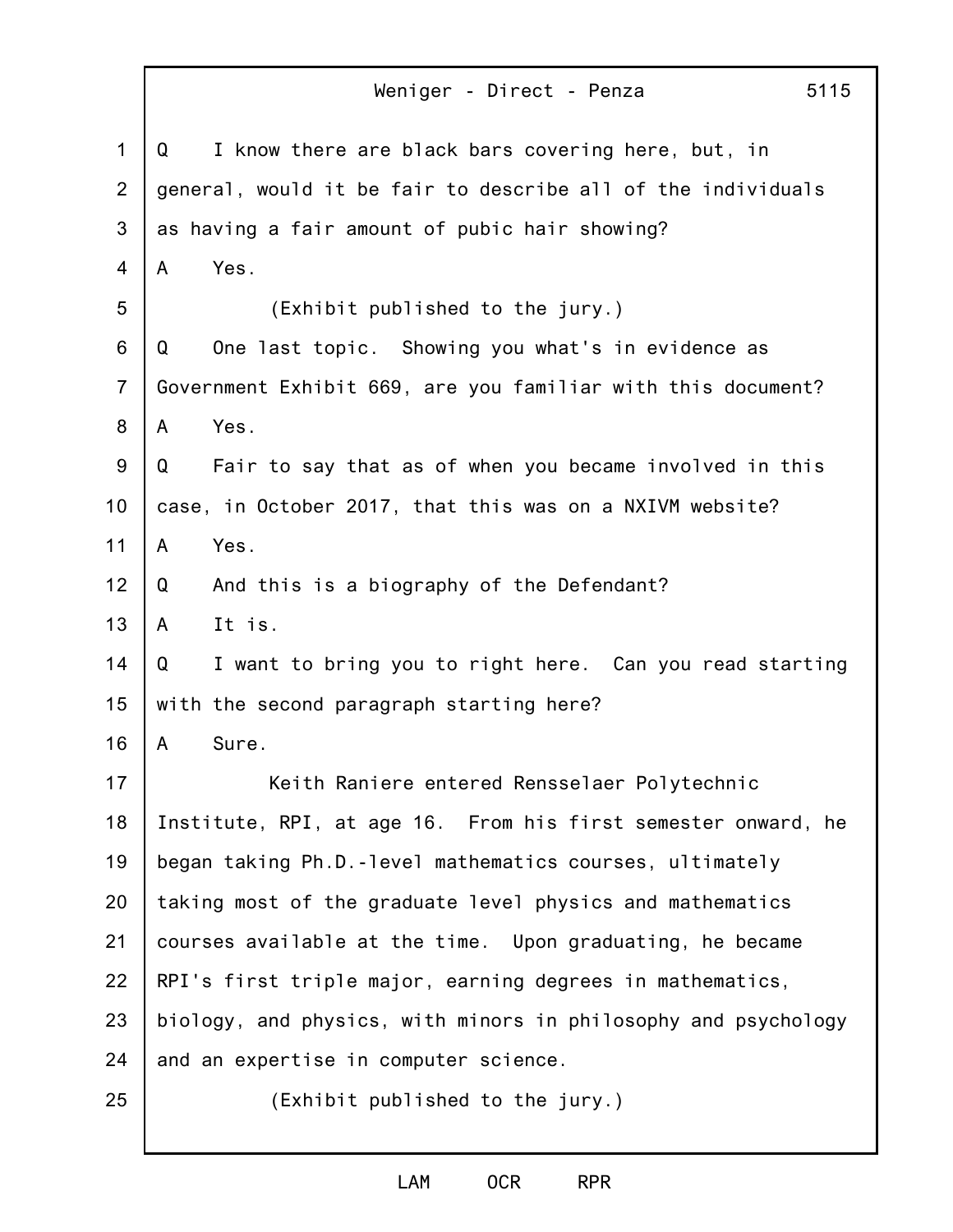Q I know there are black bars covering here, but, in general, would it be fair to describe all of the individuals as having a fair amount of pubic hair showing?

A Yes.

(Exhibit published to the jury.)

Q One last topic. Showing you what's in evidence as Government Exhibit 669, are you familiar with this document?

A Yes.

Q Fair to say that as of when you became involved in this case, in October 2017, that this was on a NXIVM website?

A Yes.

Q And this is a biography of the Defendant?

A It is.

Q I want to bring you to right here. Can you read starting with the second paragraph starting here?

A Sure.

Keith Raniere entered Rensselaer Polytechnic Institute, RPI, at age 16. From his first semester onward, he began taking Ph.D.-level mathematics courses, ultimately taking most of the graduate level physics and mathematics courses available at the time. Upon graduating, he became RPI's first triple major, earning degrees in mathematics, biology, and physics, with minors in philosophy and psychology and an expertise in computer science.

(Exhibit published to the jury.)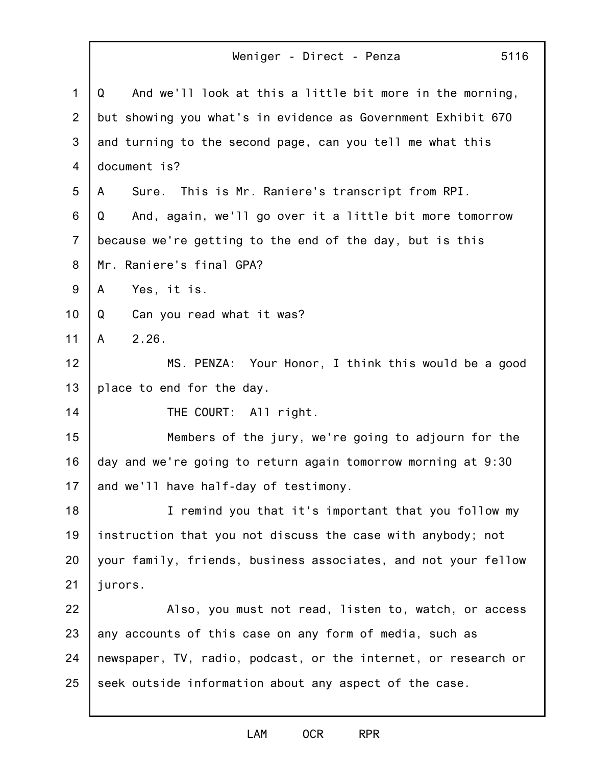Q And we'll look at this a little bit more in the morning, but showing you what's in evidence as Government Exhibit 670 and turning to the second page, can you tell me what this document is?

A Sure. This is Mr. Raniere's transcript from RPI.

Q And, again, we'll go over it a little bit more tomorrow because we're getting to the end of the day, but is this Mr. Raniere's final GPA?

A Yes, it is.

Q Can you read what it was?

A 2.26.

MS. PENZA: Your Honor, I think this would be a good place to end for the day.

THE COURT: All right.

Members of the jury, we're going to adjourn for the day and we're going to return again tomorrow morning at 9:30 and we'll have half-day of testimony.

I remind you that it's important that you follow my instruction that you not discuss the case with anybody; not your family, friends, business associates, and not your fellow jurors.

Also, you must not read, listen to, watch, or access any accounts of this case on any form of media, such as newspaper, TV, radio, podcast, or the internet, or research or seek outside information about any aspect of the case.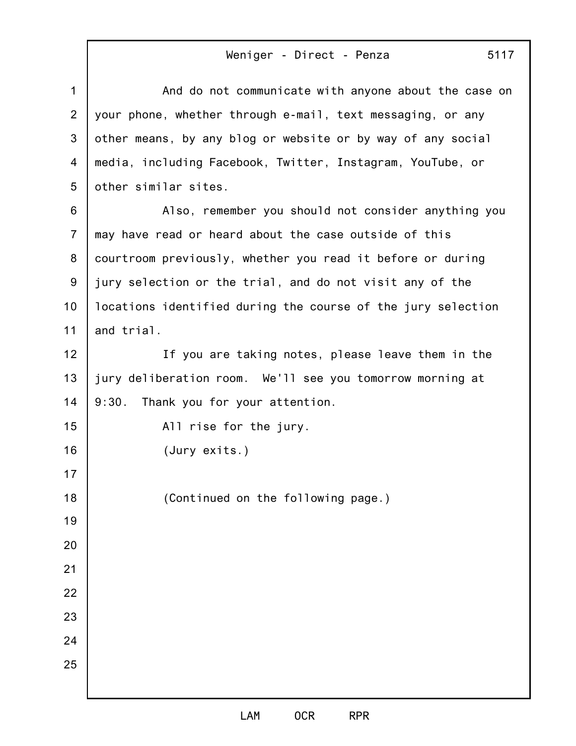And do not communicate with anyone about the case on your phone, whether through e-mail, text messaging, or any other means, by any blog or website or by way of any social media, including Facebook, Twitter, Instagram, YouTube, or other similar sites.

Also, remember you should not consider anything you may have read or heard about the case outside of this courtroom previously, whether you read it before or during jury selection or the trial, and do not visit any of the locations identified during the course of the jury selection and trial.

If you are taking notes, please leave them in the jury deliberation room. We'll see you tomorrow morning at 9:30. Thank you for your attention.

All rise for the jury.

(Jury exits.)

(Continued on the following page.)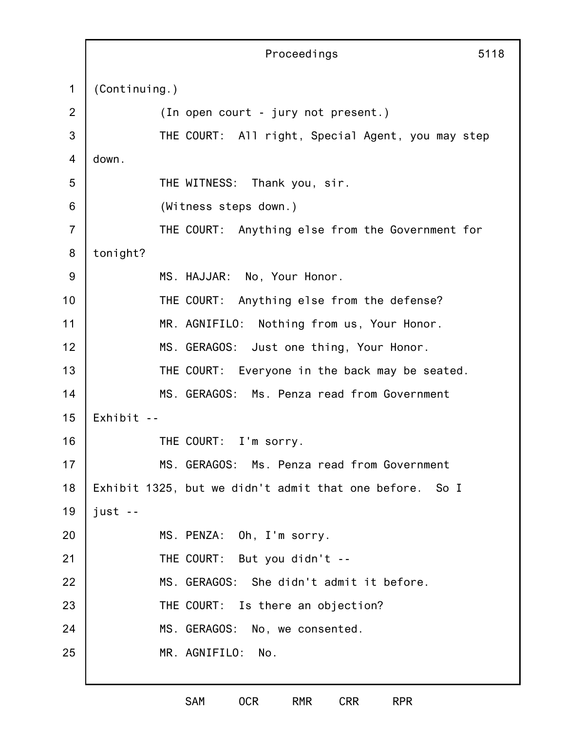(Continuing.)

(In open court - jury not present.)

THE COURT: All right, Special Agent, you may step down.

THE WITNESS: Thank you, sir.

(Witness steps down.)

THE COURT: Anything else from the Government for tonight?

MS. HAJJAR: No, Your Honor.

THE COURT: Anything else from the defense?

MR. AGNIFILO: Nothing from us, Your Honor.

MS. GERAGOS: Just one thing, Your Honor.

THE COURT: Everyone in the back may be seated.

MS. GERAGOS: Ms. Penza read from Government Exhibit --

THE COURT: I'm sorry.

MS. GERAGOS: Ms. Penza read from Government Exhibit 1325, but we didn't admit that one before. So I just --

MS. PENZA: Oh, I'm sorry.

THE COURT: But you didn't --

MS. GERAGOS: She didn't admit it before.

THE COURT: Is there an objection?

MS. GERAGOS: No, we consented.

MR. AGNIFILO: No.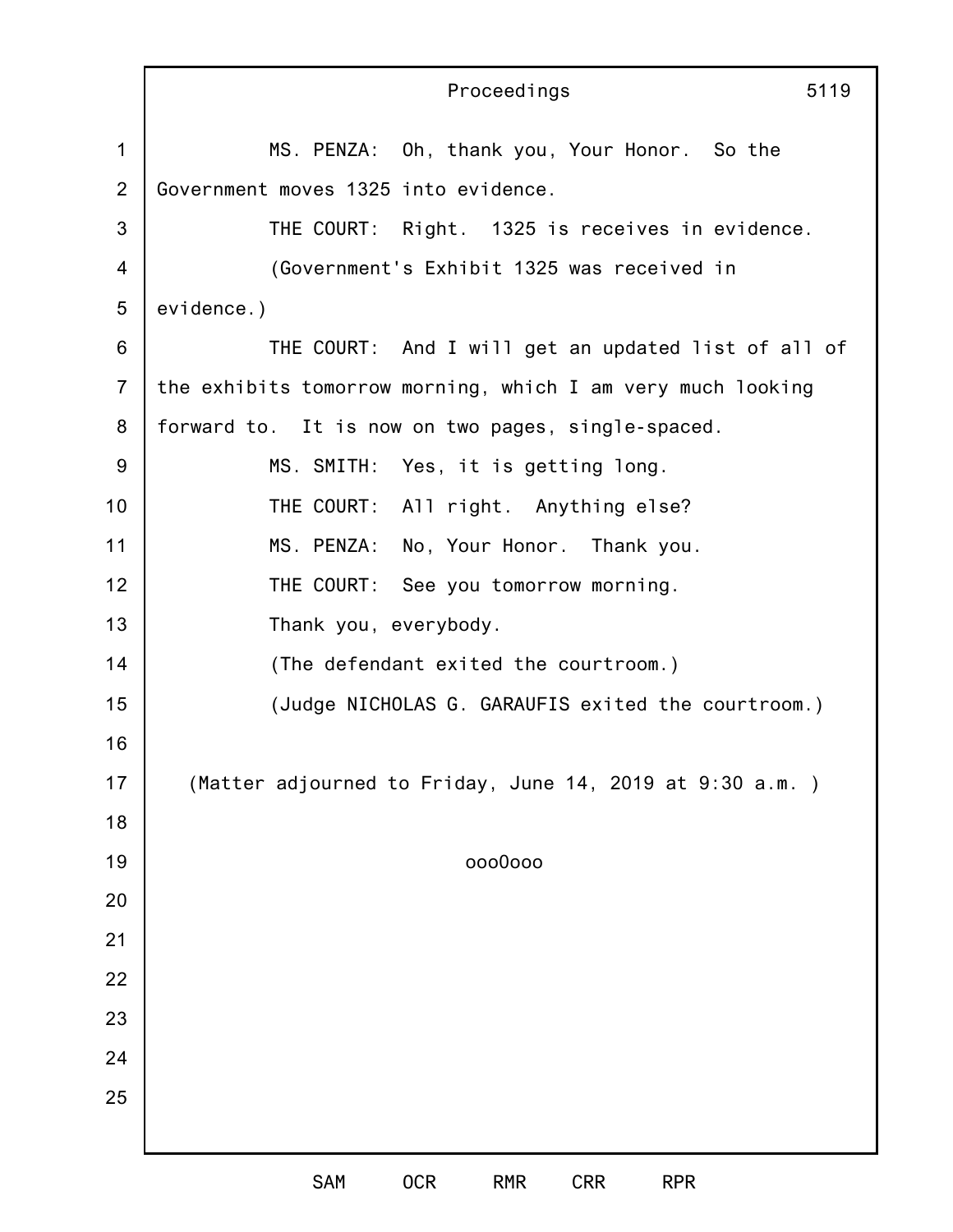MS. PENZA: Oh, thank you, Your Honor. So the Government moves 1325 into evidence.

THE COURT: Right. 1325 is receives in evidence.

(Government's Exhibit 1325 was received in evidence.)

THE COURT: And I will get an updated list of all of the exhibits tomorrow morning, which I am very much looking forward to. It is now on two pages, single-spaced.

MS. SMITH: Yes, it is getting long.

THE COURT: All right. Anything else?

MS. PENZA: No, Your Honor. Thank you.

THE COURT: See you tomorrow morning.

Thank you, everybody.

(The defendant exited the courtroom.)

(Judge NICHOLAS G. GARAUFIS exited the courtroom.)

(Matter adjourned to Friday, June 14, 2019 at 9:30 a.m. )

ooo0ooo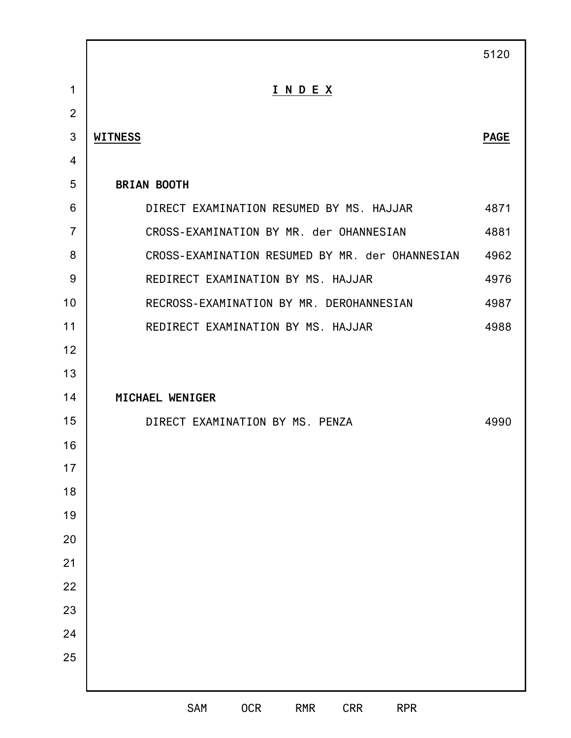# I N D E X

| WITNESS | PAGE |
|---|---|
| **BRIAN BOOTH** | |
| DIRECT EXAMINATION RESUMED BY MS. HAJJAR | 4871 |
| CROSS-EXAMINATION BY MR. der OHANNESIAN | 4881 |
| CROSS-EXAMINATION RESUMED BY MR. der OHANNESIAN | 4962 |
| REDIRECT EXAMINATION BY MS. HAJJAR | 4976 |
| RECROSS-EXAMINATION BY MR. DEROHANNESIAN | 4987 |
| REDIRECT EXAMINATION BY MS. HAJJAR | 4988 |
| **MICHAEL WENIGER** | |
| DIRECT EXAMINATION BY MS. PENZA | 4990 |

SAM OCR RMR CRR RPR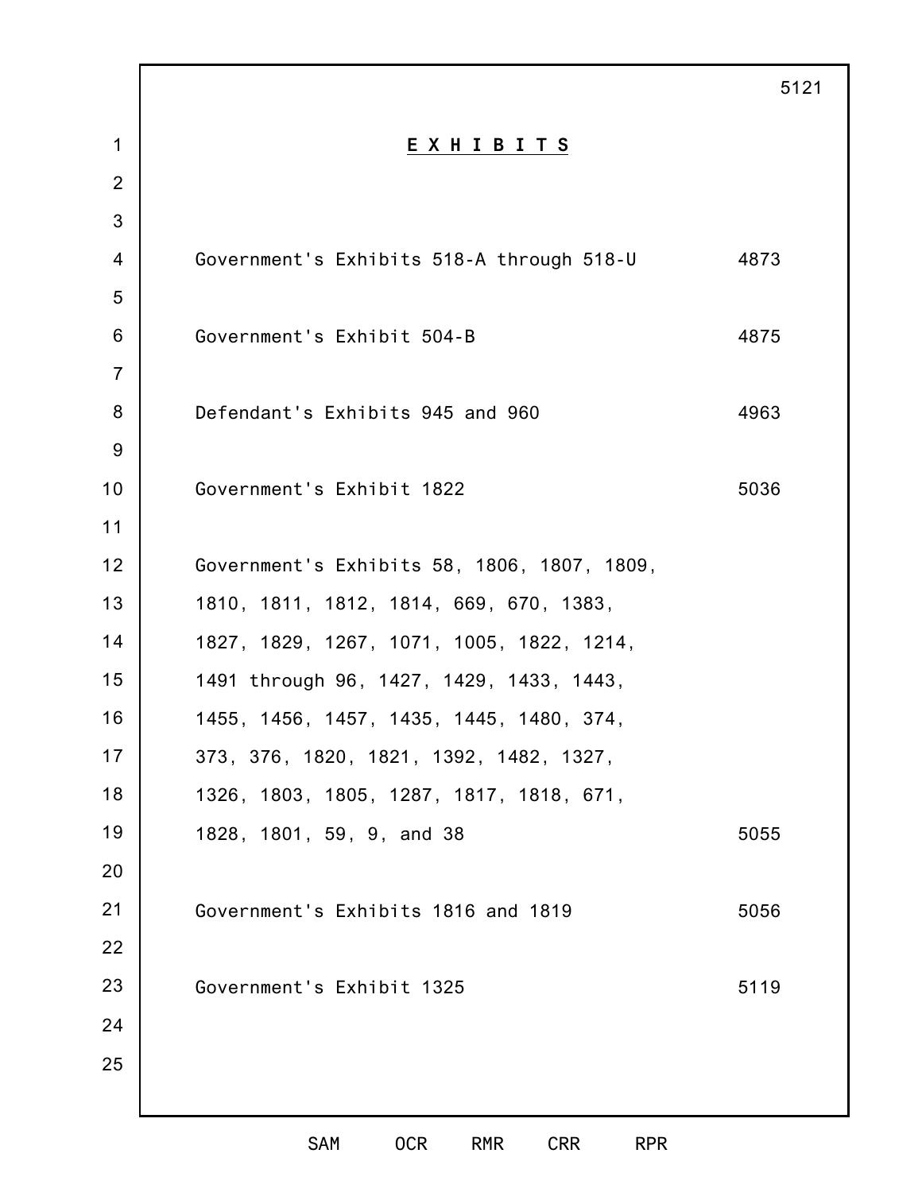# EXHIBITS

| | |
|---|---|
| Government's Exhibits 518-A through 518-U | 4873 |
| Government's Exhibit 504-B | 4875 |
| Defendant's Exhibits 945 and 960 | 4963 |
| Government's Exhibit 1822 | 5036 |
| Government's Exhibits 58, 1806, 1807, 1809, 1810, 1811, 1812, 1814, 669, 670, 1383, 1827, 1829, 1267, 1071, 1005, 1822, 1214, 1491 through 96, 1427, 1429, 1433, 1443, 1455, 1456, 1457, 1435, 1445, 1480, 374, 373, 376, 1820, 1821, 1392, 1482, 1327, 1326, 1803, 1805, 1287, 1817, 1818, 671, 1828, 1801, 59, 9, and 38 | 5055 |
| Government's Exhibits 1816 and 1819 | 5056 |
| Government's Exhibit 1325 | 5119 |